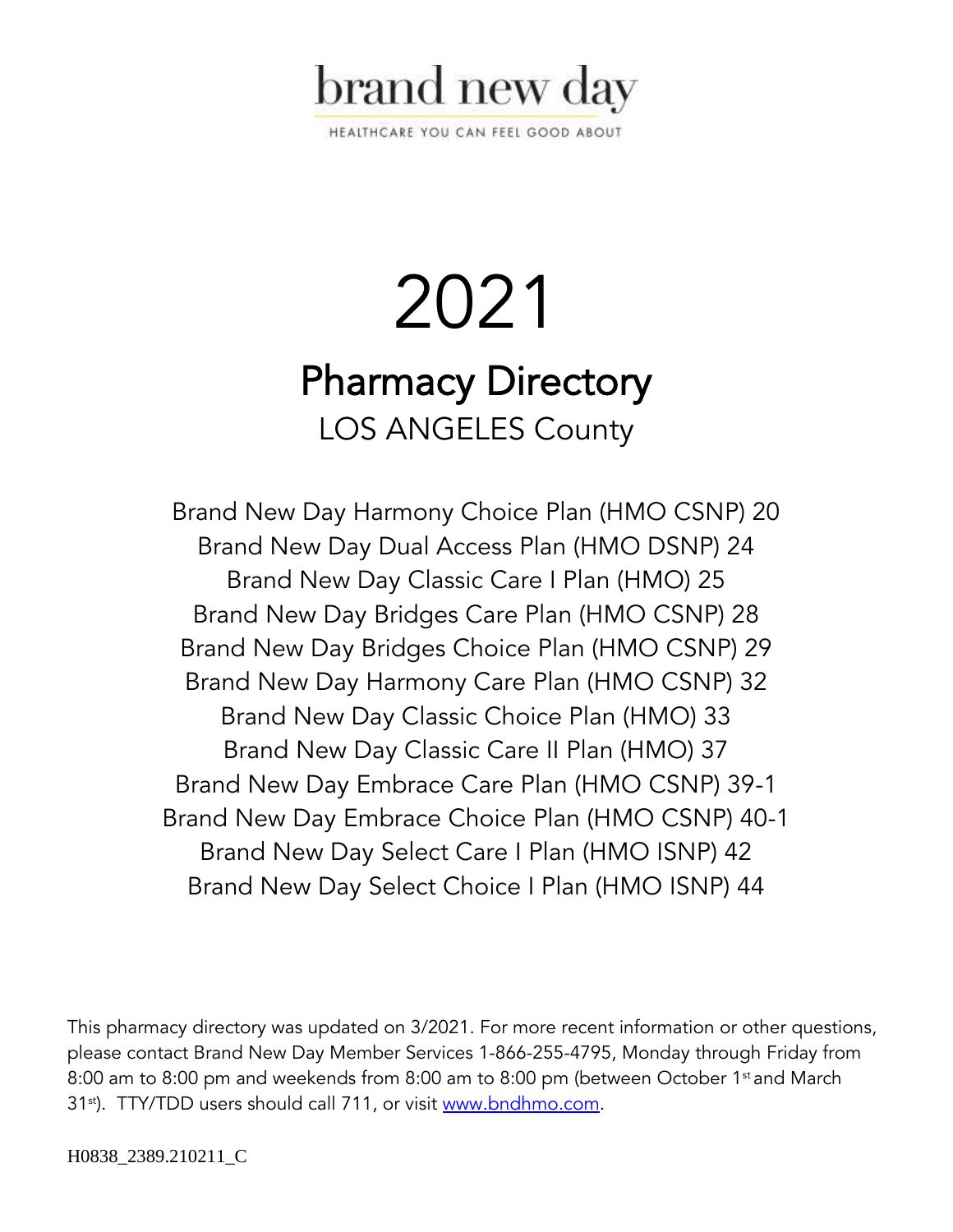brand new day

HEALTHCARE YOU CAN FEEL GOOD ABOUT

# 2021

# Pharmacy Directory

## LOS ANGELES County

Brand New Day Harmony Choice Plan (HMO CSNP) 20
Brand New Day Dual Access Plan (HMO DSNP) 24
Brand New Day Classic Care I Plan (HMO) 25
Brand New Day Bridges Care Plan (HMO CSNP) 28
Brand New Day Bridges Choice Plan (HMO CSNP) 29
Brand New Day Harmony Care Plan (HMO CSNP) 32
Brand New Day Classic Choice Plan (HMO) 33
Brand New Day Classic Care II Plan (HMO) 37
Brand New Day Embrace Care Plan (HMO CSNP) 39-1
Brand New Day Embrace Choice Plan (HMO CSNP) 40-1
Brand New Day Select Care I Plan (HMO ISNP) 42
Brand New Day Select Choice I Plan (HMO ISNP) 44

This pharmacy directory was updated on 3/2021. For more recent information or other questions, please contact Brand New Day Member Services 1-866-255-4795, Monday through Friday from 8:00 am to 8:00 pm and weekends from 8:00 am to 8:00 pm (between October 1st and March 31st). TTY/TDD users should call 711, or visit www.bndhmo.com.

H0838_2389.210211_C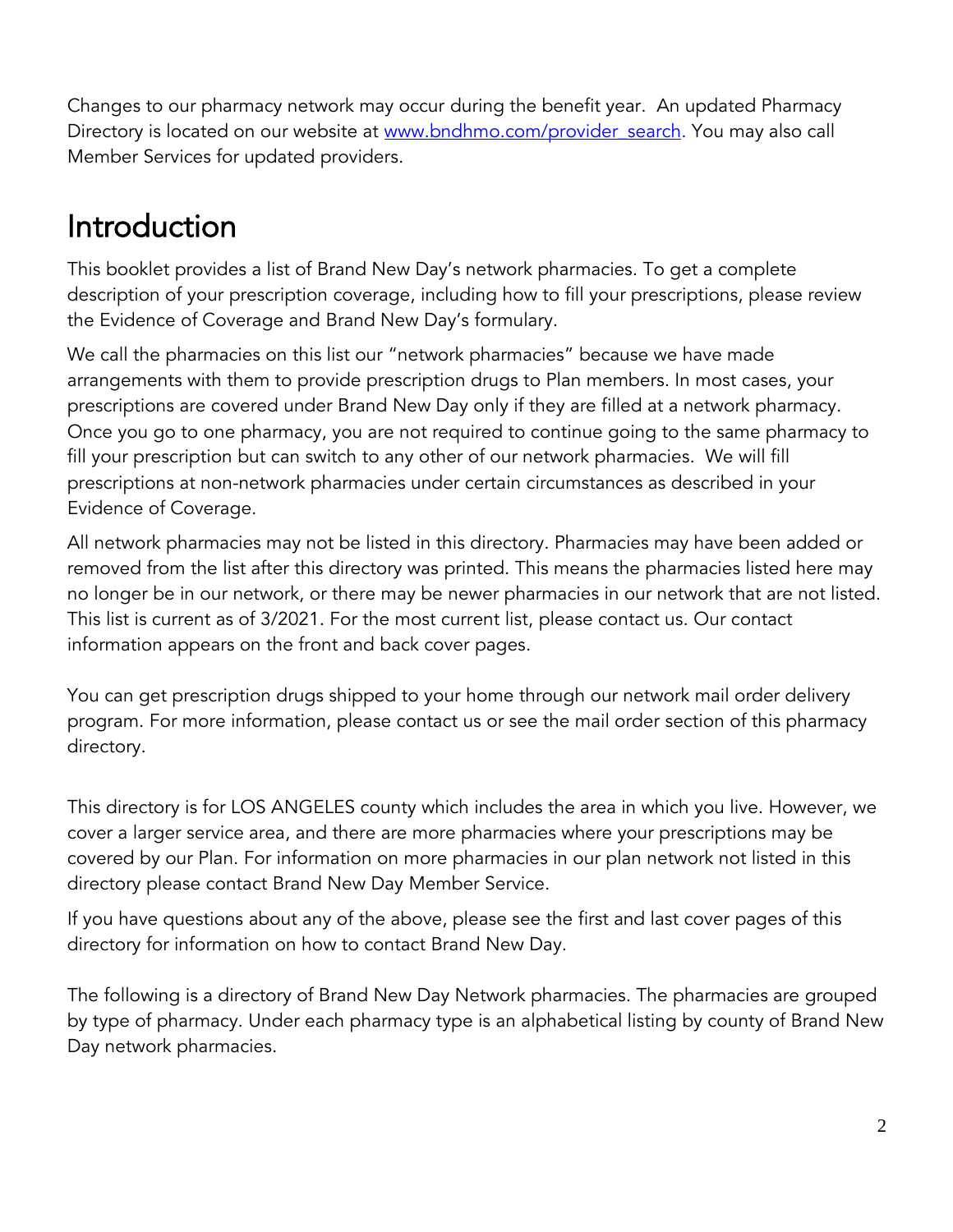Changes to our pharmacy network may occur during the benefit year. An updated Pharmacy Directory is located on our website at [www.bndhmo.com/provider_search](www.bndhmo.com/provider_search). You may also call Member Services for updated providers.

# Introduction

This booklet provides a list of Brand New Day's network pharmacies. To get a complete description of your prescription coverage, including how to fill your prescriptions, please review the Evidence of Coverage and Brand New Day's formulary.

We call the pharmacies on this list our "network pharmacies" because we have made arrangements with them to provide prescription drugs to Plan members. In most cases, your prescriptions are covered under Brand New Day only if they are filled at a network pharmacy. Once you go to one pharmacy, you are not required to continue going to the same pharmacy to fill your prescription but can switch to any other of our network pharmacies. We will fill prescriptions at non-network pharmacies under certain circumstances as described in your Evidence of Coverage.

All network pharmacies may not be listed in this directory. Pharmacies may have been added or removed from the list after this directory was printed. This means the pharmacies listed here may no longer be in our network, or there may be newer pharmacies in our network that are not listed. This list is current as of 3/2021. For the most current list, please contact us. Our contact information appears on the front and back cover pages.

You can get prescription drugs shipped to your home through our network mail order delivery program. For more information, please contact us or see the mail order section of this pharmacy directory.

This directory is for LOS ANGELES county which includes the area in which you live. However, we cover a larger service area, and there are more pharmacies where your prescriptions may be covered by our Plan. For information on more pharmacies in our plan network not listed in this directory please contact Brand New Day Member Service.

If you have questions about any of the above, please see the first and last cover pages of this directory for information on how to contact Brand New Day.

The following is a directory of Brand New Day Network pharmacies. The pharmacies are grouped by type of pharmacy. Under each pharmacy type is an alphabetical listing by county of Brand New Day network pharmacies.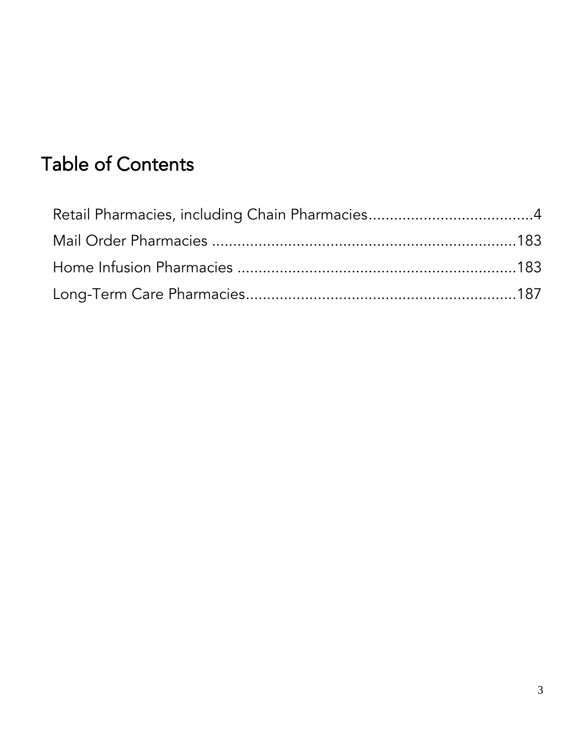# Table of Contents

Retail Pharmacies, including Chain Pharmacies.......................................4

Mail Order Pharmacies .......................................................................183

Home Infusion Pharmacies .................................................................183

Long-Term Care Pharmacies................................................................187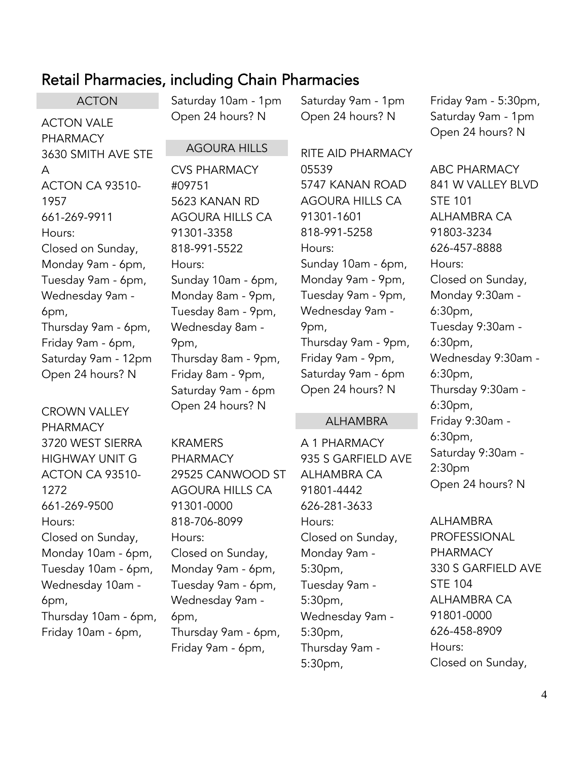## Retail Pharmacies, including Chain Pharmacies

### ACTON

ACTON VALE PHARMACY
3630 SMITH AVE STE A
ACTON CA 93510-1957
661-269-9911
Hours:
Closed on Sunday,
Monday 9am - 6pm,
Tuesday 9am - 6pm,
Wednesday 9am - 6pm,
Thursday 9am - 6pm,
Friday 9am - 6pm,
Saturday 9am - 12pm
Open 24 hours? N

CROWN VALLEY PHARMACY
3720 WEST SIERRA HIGHWAY UNIT G
ACTON CA 93510-1272
661-269-9500
Hours:
Closed on Sunday,
Monday 10am - 6pm,
Tuesday 10am - 6pm,
Wednesday 10am - 6pm,
Thursday 10am - 6pm,
Friday 10am - 6pm,
Saturday 10am - 1pm
Open 24 hours? N

### AGOURA HILLS

CVS PHARMACY #09751
5623 KANAN RD
AGOURA HILLS CA 91301-3358
818-991-5522
Hours:
Sunday 10am - 6pm,
Monday 8am - 9pm,
Tuesday 8am - 9pm,
Wednesday 8am - 9pm,
Thursday 8am - 9pm,
Friday 8am - 9pm,
Saturday 9am - 6pm
Open 24 hours? N

KRAMERS PHARMACY
29525 CANWOOD ST
AGOURA HILLS CA 91301-0000
818-706-8099
Hours:
Closed on Sunday,
Monday 9am - 6pm,
Tuesday 9am - 6pm,
Wednesday 9am - 6pm,
Thursday 9am - 6pm,
Friday 9am - 6pm,
Saturday 9am - 1pm
Open 24 hours? N

RITE AID PHARMACY 05539
5747 KANAN ROAD
AGOURA HILLS CA 91301-1601
818-991-5258
Hours:
Sunday 10am - 6pm,
Monday 9am - 9pm,
Tuesday 9am - 9pm,
Wednesday 9am - 9pm,
Thursday 9am - 9pm,
Friday 9am - 9pm,
Saturday 9am - 6pm
Open 24 hours? N

### ALHAMBRA

A 1 PHARMACY
935 S GARFIELD AVE
ALHAMBRA CA 91801-4442
626-281-3633
Hours:
Closed on Sunday,
Monday 9am - 5:30pm,
Tuesday 9am - 5:30pm,
Wednesday 9am - 5:30pm,
Thursday 9am - 5:30pm,
Friday 9am - 5:30pm,
Saturday 9am - 1pm
Open 24 hours? N

ABC PHARMACY
841 W VALLEY BLVD STE 101
ALHAMBRA CA 91803-3234
626-457-8888
Hours:
Closed on Sunday,
Monday 9:30am - 6:30pm,
Tuesday 9:30am - 6:30pm,
Wednesday 9:30am - 6:30pm,
Thursday 9:30am - 6:30pm,
Friday 9:30am - 6:30pm,
Saturday 9:30am - 2:30pm
Open 24 hours? N

ALHAMBRA PROFESSIONAL PHARMACY
330 S GARFIELD AVE STE 104
ALHAMBRA CA 91801-0000
626-458-8909
Hours:
Closed on Sunday,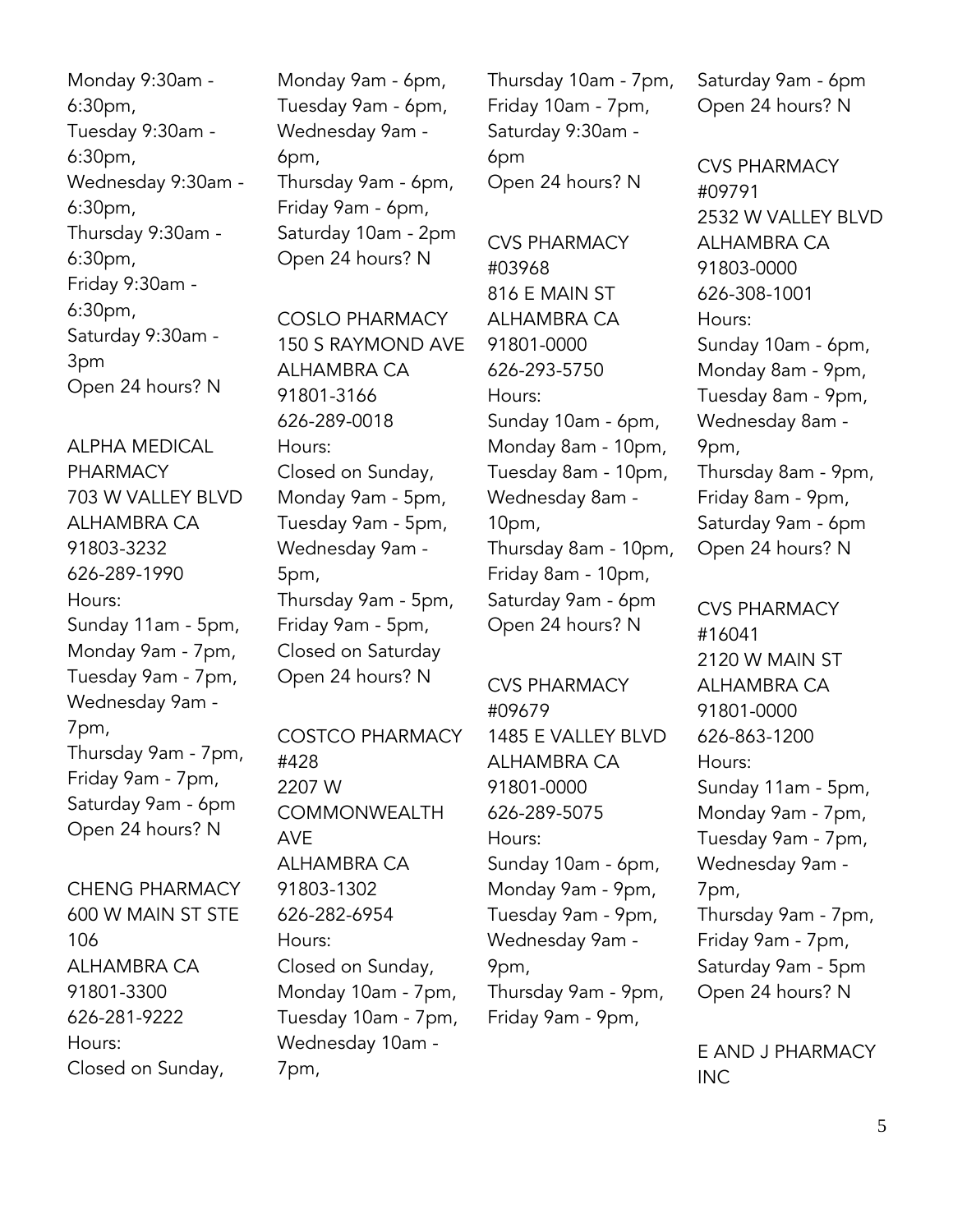Monday 9:30am - 6:30pm,
Tuesday 9:30am - 6:30pm,
Wednesday 9:30am - 6:30pm,
Thursday 9:30am - 6:30pm,
Friday 9:30am - 6:30pm,
Saturday 9:30am - 3pm
Open 24 hours? N

ALPHA MEDICAL PHARMACY
703 W VALLEY BLVD
ALHAMBRA CA
91803-3232
626-289-1990
Hours:
Sunday 11am - 5pm,
Monday 9am - 7pm,
Tuesday 9am - 7pm,
Wednesday 9am - 7pm,
Thursday 9am - 7pm,
Friday 9am - 7pm,
Saturday 9am - 6pm
Open 24 hours? N

CHENG PHARMACY
600 W MAIN ST STE 106
ALHAMBRA CA
91801-3300
626-281-9222
Hours:
Closed on Sunday,
Monday 9am - 6pm,
Tuesday 9am - 6pm,
Wednesday 9am - 6pm,
Thursday 9am - 6pm,
Friday 9am - 6pm,
Saturday 10am - 2pm
Open 24 hours? N

COSLO PHARMACY
150 S RAYMOND AVE
ALHAMBRA CA
91801-3166
626-289-0018
Hours:
Closed on Sunday,
Monday 9am - 5pm,
Tuesday 9am - 5pm,
Wednesday 9am - 5pm,
Thursday 9am - 5pm,
Friday 9am - 5pm,
Closed on Saturday
Open 24 hours? N

COSTCO PHARMACY #428
2207 W COMMONWEALTH AVE
ALHAMBRA CA
91803-1302
626-282-6954
Hours:
Closed on Sunday,
Monday 10am - 7pm,
Tuesday 10am - 7pm,
Wednesday 10am - 7pm,
Thursday 10am - 7pm,
Friday 10am - 7pm,
Saturday 9:30am - 6pm
Open 24 hours? N

CVS PHARMACY #03968
816 E MAIN ST
ALHAMBRA CA
91801-0000
626-293-5750
Hours:
Sunday 10am - 6pm,
Monday 8am - 10pm,
Tuesday 8am - 10pm,
Wednesday 8am - 10pm,
Thursday 8am - 10pm,
Friday 8am - 10pm,
Saturday 9am - 6pm
Open 24 hours? N

CVS PHARMACY #09679
1485 E VALLEY BLVD
ALHAMBRA CA
91801-0000
626-289-5075
Hours:
Sunday 10am - 6pm,
Monday 9am - 9pm,
Tuesday 9am - 9pm,
Wednesday 9am - 9pm,
Thursday 9am - 9pm,
Friday 9am - 9pm,
Saturday 9am - 6pm
Open 24 hours? N

CVS PHARMACY #09791
2532 W VALLEY BLVD
ALHAMBRA CA
91803-0000
626-308-1001
Hours:
Sunday 10am - 6pm,
Monday 8am - 9pm,
Tuesday 8am - 9pm,
Wednesday 8am - 9pm,
Thursday 8am - 9pm,
Friday 8am - 9pm,
Saturday 9am - 6pm
Open 24 hours? N

CVS PHARMACY #16041
2120 W MAIN ST
ALHAMBRA CA
91801-0000
626-863-1200
Hours:
Sunday 11am - 5pm,
Monday 9am - 7pm,
Tuesday 9am - 7pm,
Wednesday 9am - 7pm,
Thursday 9am - 7pm,
Friday 9am - 7pm,
Saturday 9am - 5pm
Open 24 hours? N

E AND J PHARMACY INC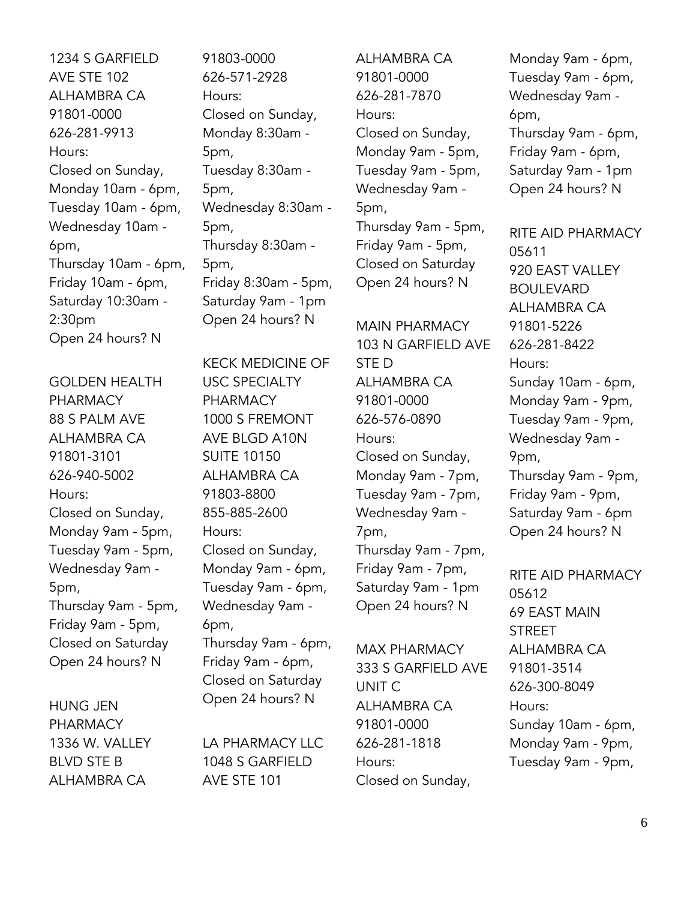1234 S GARFIELD AVE STE 102
ALHAMBRA CA 91801-0000
626-281-9913
Hours:
Closed on Sunday,
Monday 10am - 6pm,
Tuesday 10am - 6pm,
Wednesday 10am - 6pm,
Thursday 10am - 6pm,
Friday 10am - 6pm,
Saturday 10:30am - 2:30pm
Open 24 hours? N

GOLDEN HEALTH PHARMACY
88 S PALM AVE
ALHAMBRA CA 91801-3101
626-940-5002
Hours:
Closed on Sunday,
Monday 9am - 5pm,
Tuesday 9am - 5pm,
Wednesday 9am - 5pm,
Thursday 9am - 5pm,
Friday 9am - 5pm,
Closed on Saturday
Open 24 hours? N

HUNG JEN PHARMACY
1336 W. VALLEY BLVD STE B
ALHAMBRA CA 91803-0000
626-571-2928
Hours:
Closed on Sunday,
Monday 8:30am - 5pm,
Tuesday 8:30am - 5pm,
Wednesday 8:30am - 5pm,
Thursday 8:30am - 5pm,
Friday 8:30am - 5pm,
Saturday 9am - 1pm
Open 24 hours? N

KECK MEDICINE OF USC SPECIALTY PHARMACY
1000 S FREMONT AVE BLGD A10N SUITE 10150
ALHAMBRA CA 91803-8800
855-885-2600
Hours:
Closed on Sunday,
Monday 9am - 6pm,
Tuesday 9am - 6pm,
Wednesday 9am - 6pm,
Thursday 9am - 6pm,
Friday 9am - 6pm,
Closed on Saturday
Open 24 hours? N

LA PHARMACY LLC
1048 S GARFIELD AVE STE 101
ALHAMBRA CA 91801-0000
626-281-7870
Hours:
Closed on Sunday,
Monday 9am - 5pm,
Tuesday 9am - 5pm,
Wednesday 9am - 5pm,
Thursday 9am - 5pm,
Friday 9am - 5pm,
Closed on Saturday
Open 24 hours? N

MAIN PHARMACY
103 N GARFIELD AVE STE D
ALHAMBRA CA 91801-0000
626-576-0890
Hours:
Closed on Sunday,
Monday 9am - 7pm,
Tuesday 9am - 7pm,
Wednesday 9am - 7pm,
Thursday 9am - 7pm,
Friday 9am - 7pm,
Saturday 9am - 1pm
Open 24 hours? N

MAX PHARMACY
333 S GARFIELD AVE UNIT C
ALHAMBRA CA 91801-0000
626-281-1818
Hours:
Closed on Sunday,
Monday 9am - 6pm,
Tuesday 9am - 6pm,
Wednesday 9am - 6pm,
Thursday 9am - 6pm,
Friday 9am - 6pm,
Saturday 9am - 1pm
Open 24 hours? N

RITE AID PHARMACY 05611
920 EAST VALLEY BOULEVARD
ALHAMBRA CA 91801-5226
626-281-8422
Hours:
Sunday 10am - 6pm,
Monday 9am - 9pm,
Tuesday 9am - 9pm,
Wednesday 9am - 9pm,
Thursday 9am - 9pm,
Friday 9am - 9pm,
Saturday 9am - 6pm
Open 24 hours? N

RITE AID PHARMACY 05612
69 EAST MAIN STREET
ALHAMBRA CA 91801-3514
626-300-8049
Hours:
Sunday 10am - 6pm,
Monday 9am - 9pm,
Tuesday 9am - 9pm,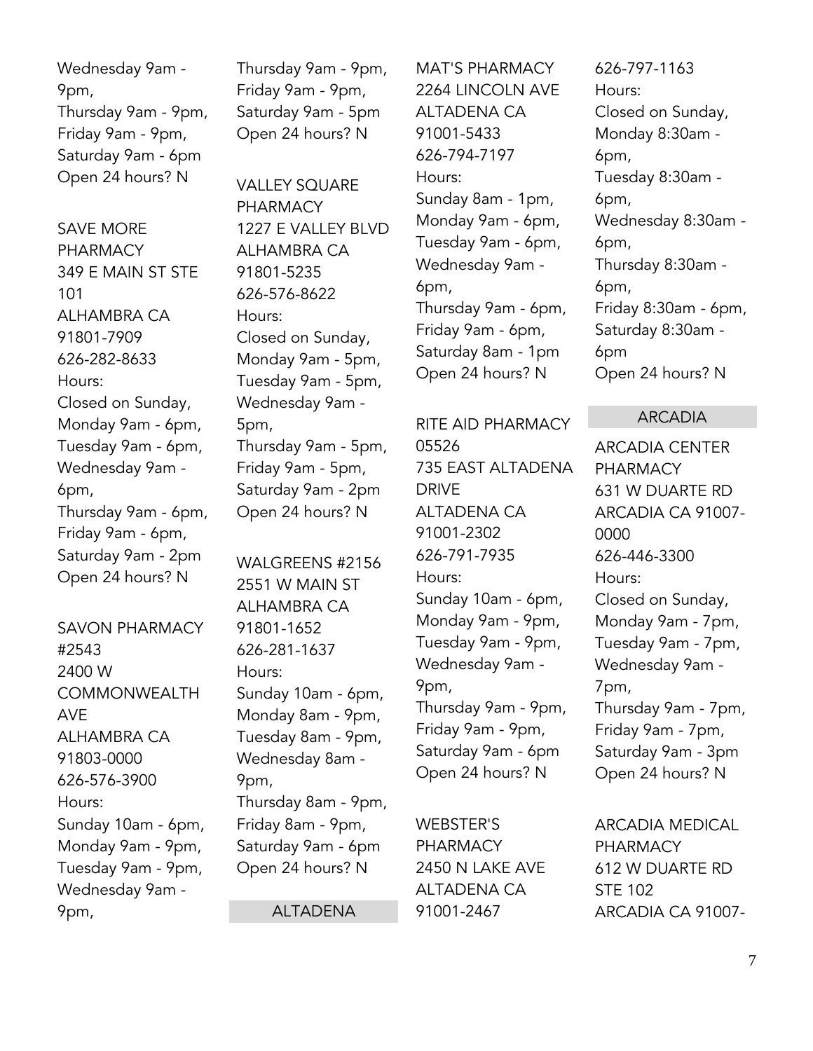Wednesday 9am - 9pm,
Thursday 9am - 9pm,
Friday 9am - 9pm,
Saturday 9am - 6pm
Open 24 hours? N

SAVE MORE PHARMACY
349 E MAIN ST STE 101
ALHAMBRA CA 91801-7909
626-282-8633
Hours:
Closed on Sunday,
Monday 9am - 6pm,
Tuesday 9am - 6pm,
Wednesday 9am - 6pm,
Thursday 9am - 6pm,
Friday 9am - 6pm,
Saturday 9am - 2pm
Open 24 hours? N

SAVON PHARMACY #2543
2400 W COMMONWEALTH AVE
ALHAMBRA CA 91803-0000
626-576-3900
Hours:
Sunday 10am - 6pm,
Monday 9am - 9pm,
Tuesday 9am - 9pm,
Wednesday 9am - 9pm,
Thursday 9am - 9pm,
Friday 9am - 9pm,
Saturday 9am - 5pm
Open 24 hours? N

VALLEY SQUARE PHARMACY
1227 E VALLEY BLVD
ALHAMBRA CA 91801-5235
626-576-8622
Hours:
Closed on Sunday,
Monday 9am - 5pm,
Tuesday 9am - 5pm,
Wednesday 9am - 5pm,
Thursday 9am - 5pm,
Friday 9am - 5pm,
Saturday 9am - 2pm
Open 24 hours? N

WALGREENS #2156
2551 W MAIN ST
ALHAMBRA CA 91801-1652
626-281-1637
Hours:
Sunday 10am - 6pm,
Monday 8am - 9pm,
Tuesday 8am - 9pm,
Wednesday 8am - 9pm,
Thursday 8am - 9pm,
Friday 8am - 9pm,
Saturday 9am - 6pm
Open 24 hours? N

## ALTADENA

MAT'S PHARMACY
2264 LINCOLN AVE
ALTADENA CA 91001-5433
626-794-7197
Hours:
Sunday 8am - 1pm,
Monday 9am - 6pm,
Tuesday 9am - 6pm,
Wednesday 9am - 6pm,
Thursday 9am - 6pm,
Friday 9am - 6pm,
Saturday 8am - 1pm
Open 24 hours? N

RITE AID PHARMACY 05526
735 EAST ALTADENA DRIVE
ALTADENA CA 91001-2302
626-791-7935
Hours:
Sunday 10am - 6pm,
Monday 9am - 9pm,
Tuesday 9am - 9pm,
Wednesday 9am - 9pm,
Thursday 9am - 9pm,
Friday 9am - 9pm,
Saturday 9am - 6pm
Open 24 hours? N

WEBSTER'S PHARMACY
2450 N LAKE AVE
ALTADENA CA 91001-2467
626-797-1163
Hours:
Closed on Sunday,
Monday 8:30am - 6pm,
Tuesday 8:30am - 6pm,
Wednesday 8:30am - 6pm,
Thursday 8:30am - 6pm,
Friday 8:30am - 6pm,
Saturday 8:30am - 6pm
Open 24 hours? N

## ARCADIA

ARCADIA CENTER PHARMACY
631 W DUARTE RD
ARCADIA CA 91007-0000
626-446-3300
Hours:
Closed on Sunday,
Monday 9am - 7pm,
Tuesday 9am - 7pm,
Wednesday 9am - 7pm,
Thursday 9am - 7pm,
Friday 9am - 7pm,
Saturday 9am - 3pm
Open 24 hours? N

ARCADIA MEDICAL PHARMACY
612 W DUARTE RD STE 102
ARCADIA CA 91007-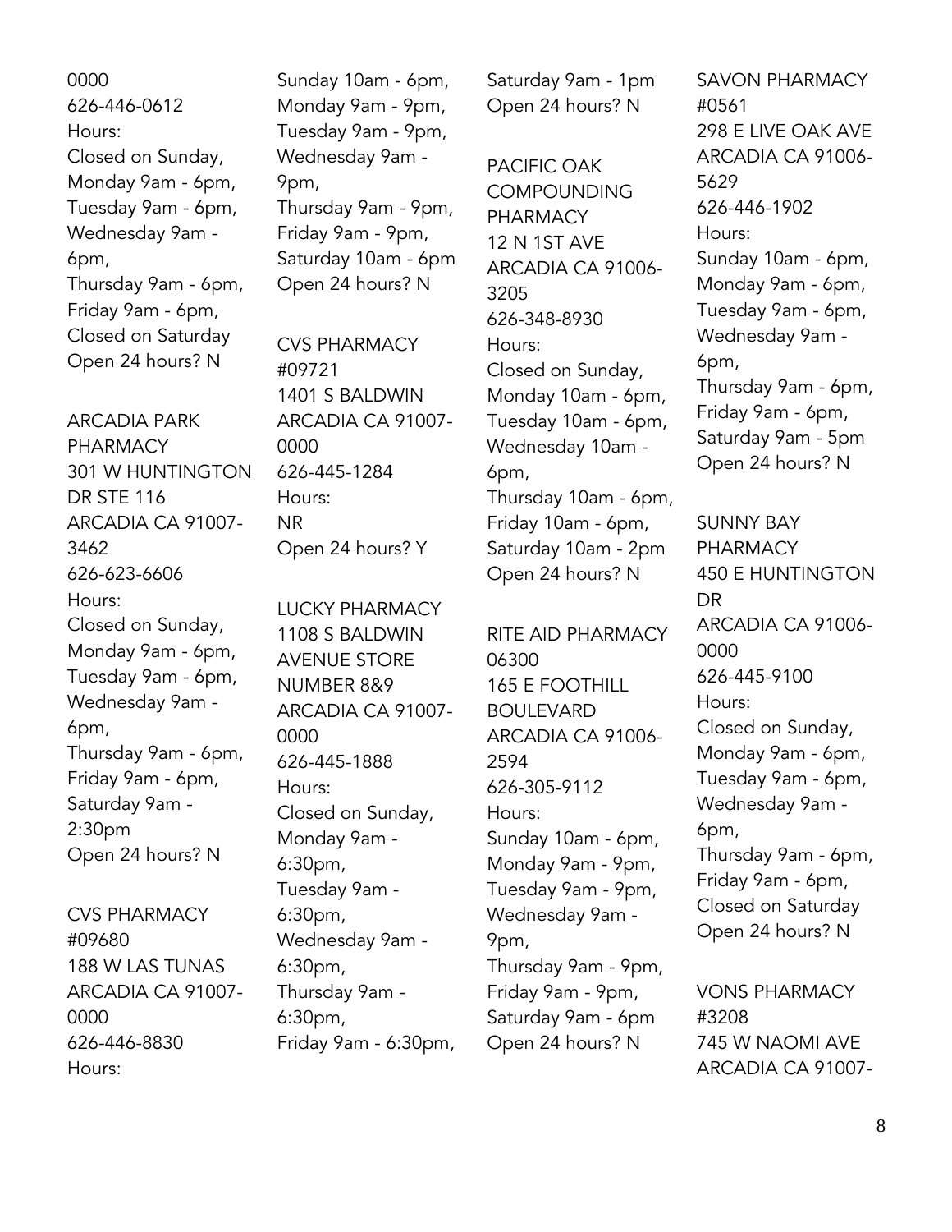0000
626-446-0612
Hours:
Closed on Sunday,
Monday 9am - 6pm,
Tuesday 9am - 6pm,
Wednesday 9am - 6pm,
Thursday 9am - 6pm,
Friday 9am - 6pm,
Closed on Saturday
Open 24 hours? N

ARCADIA PARK PHARMACY
301 W HUNTINGTON DR STE 116
ARCADIA CA 91007-3462
626-623-6606
Hours:
Closed on Sunday,
Monday 9am - 6pm,
Tuesday 9am - 6pm,
Wednesday 9am - 6pm,
Thursday 9am - 6pm,
Friday 9am - 6pm,
Saturday 9am - 2:30pm
Open 24 hours? N

CVS PHARMACY #09680
188 W LAS TUNAS
ARCADIA CA 91007-0000
626-446-8830
Hours:
Sunday 10am - 6pm,
Monday 9am - 9pm,
Tuesday 9am - 9pm,
Wednesday 9am - 9pm,
Thursday 9am - 9pm,
Friday 9am - 9pm,
Saturday 10am - 6pm
Open 24 hours? N

CVS PHARMACY #09721
1401 S BALDWIN
ARCADIA CA 91007-0000
626-445-1284
Hours:
NR
Open 24 hours? Y

LUCKY PHARMACY
1108 S BALDWIN AVENUE STORE NUMBER 8&9
ARCADIA CA 91007-0000
626-445-1888
Hours:
Closed on Sunday,
Monday 9am - 6:30pm,
Tuesday 9am - 6:30pm,
Wednesday 9am - 6:30pm,
Thursday 9am - 6:30pm,
Friday 9am - 6:30pm,
Saturday 9am - 1pm
Open 24 hours? N

PACIFIC OAK COMPOUNDING PHARMACY
12 N 1ST AVE
ARCADIA CA 91006-3205
626-348-8930
Hours:
Closed on Sunday,
Monday 10am - 6pm,
Tuesday 10am - 6pm,
Wednesday 10am - 6pm,
Thursday 10am - 6pm,
Friday 10am - 6pm,
Saturday 10am - 2pm
Open 24 hours? N

RITE AID PHARMACY 06300
165 E FOOTHILL BOULEVARD
ARCADIA CA 91006-2594
626-305-9112
Hours:
Sunday 10am - 6pm,
Monday 9am - 9pm,
Tuesday 9am - 9pm,
Wednesday 9am - 9pm,
Thursday 9am - 9pm,
Friday 9am - 9pm,
Saturday 9am - 6pm
Open 24 hours? N

SAVON PHARMACY #0561
298 E LIVE OAK AVE
ARCADIA CA 91006-5629
626-446-1902
Hours:
Sunday 10am - 6pm,
Monday 9am - 6pm,
Tuesday 9am - 6pm,
Wednesday 9am - 6pm,
Thursday 9am - 6pm,
Friday 9am - 6pm,
Saturday 9am - 5pm
Open 24 hours? N

SUNNY BAY PHARMACY
450 E HUNTINGTON DR
ARCADIA CA 91006-0000
626-445-9100
Hours:
Closed on Sunday,
Monday 9am - 6pm,
Tuesday 9am - 6pm,
Wednesday 9am - 6pm,
Thursday 9am - 6pm,
Friday 9am - 6pm,
Closed on Saturday
Open 24 hours? N

VONS PHARMACY #3208
745 W NAOMI AVE
ARCADIA CA 91007-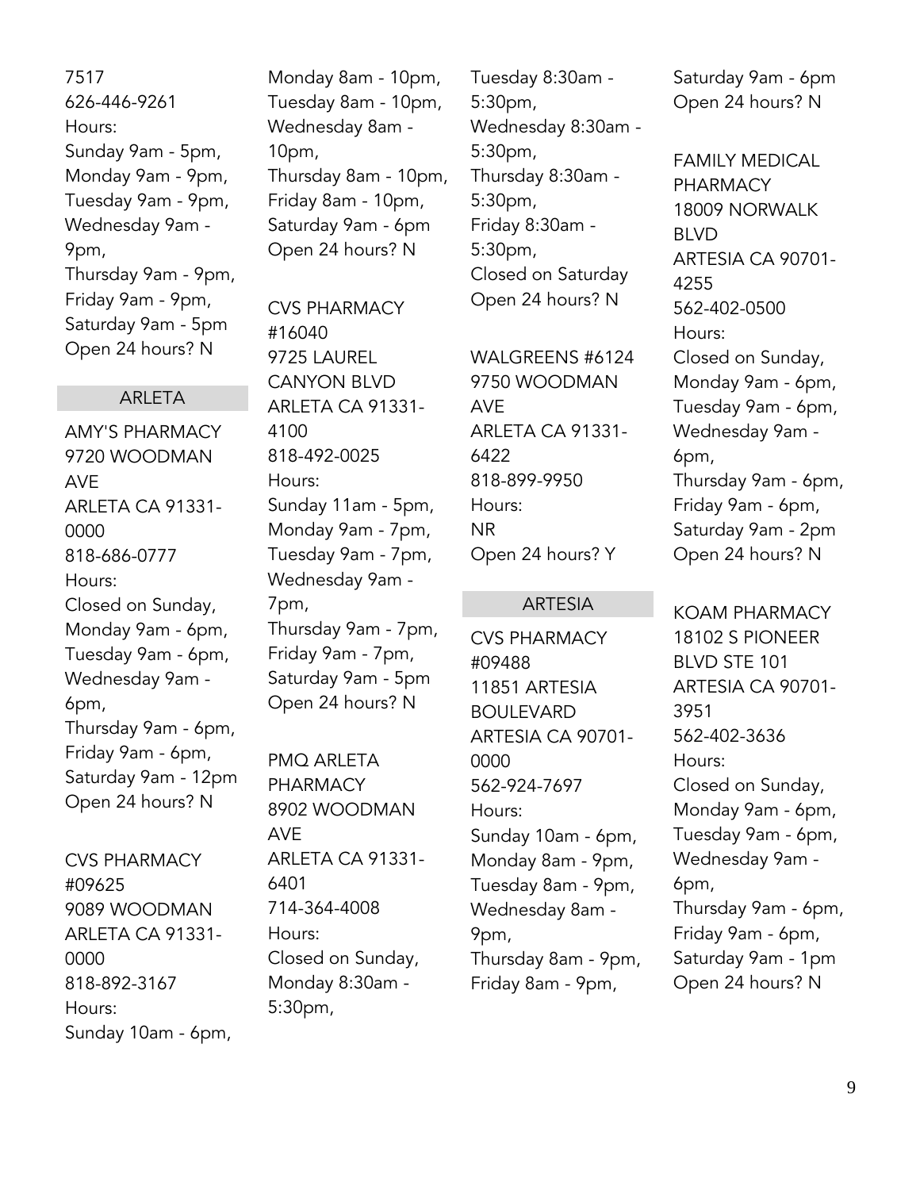7517
626-446-9261
Hours:
Sunday 9am - 5pm,
Monday 9am - 9pm,
Tuesday 9am - 9pm,
Wednesday 9am - 9pm,
Thursday 9am - 9pm,
Friday 9am - 9pm,
Saturday 9am - 5pm
Open 24 hours? N

## ARLETA

AMY'S PHARMACY
9720 WOODMAN AVE
ARLETA CA 91331-0000
818-686-0777
Hours:
Closed on Sunday,
Monday 9am - 6pm,
Tuesday 9am - 6pm,
Wednesday 9am - 6pm,
Thursday 9am - 6pm,
Friday 9am - 6pm,
Saturday 9am - 12pm
Open 24 hours? N

CVS PHARMACY #09625
9089 WOODMAN
ARLETA CA 91331-0000
818-892-3167
Hours:
Sunday 10am - 6pm,
Monday 8am - 10pm,
Tuesday 8am - 10pm,
Wednesday 8am - 10pm,
Thursday 8am - 10pm,
Friday 8am - 10pm,
Saturday 9am - 6pm
Open 24 hours? N

CVS PHARMACY #16040
9725 LAUREL CANYON BLVD
ARLETA CA 91331-4100
818-492-0025
Hours:
Sunday 11am - 5pm,
Monday 9am - 7pm,
Tuesday 9am - 7pm,
Wednesday 9am - 7pm,
Thursday 9am - 7pm,
Friday 9am - 7pm,
Saturday 9am - 5pm
Open 24 hours? N

PMQ ARLETA PHARMACY
8902 WOODMAN AVE
ARLETA CA 91331-6401
714-364-4008
Hours:
Closed on Sunday,
Monday 8:30am - 5:30pm,
Tuesday 8:30am - 5:30pm,
Wednesday 8:30am - 5:30pm,
Thursday 8:30am - 5:30pm,
Friday 8:30am - 5:30pm,
Closed on Saturday
Open 24 hours? N

WALGREENS #6124
9750 WOODMAN AVE
ARLETA CA 91331-6422
818-899-9950
Hours:
NR
Open 24 hours? Y

## ARTESIA

CVS PHARMACY #09488
11851 ARTESIA BOULEVARD
ARTESIA CA 90701-0000
562-924-7697
Hours:
Sunday 10am - 6pm,
Monday 8am - 9pm,
Tuesday 8am - 9pm,
Wednesday 8am - 9pm,
Thursday 8am - 9pm,
Friday 8am - 9pm,
Saturday 9am - 6pm
Open 24 hours? N

FAMILY MEDICAL PHARMACY
18009 NORWALK BLVD
ARTESIA CA 90701-4255
562-402-0500
Hours:
Closed on Sunday,
Monday 9am - 6pm,
Tuesday 9am - 6pm,
Wednesday 9am - 6pm,
Thursday 9am - 6pm,
Friday 9am - 6pm,
Saturday 9am - 2pm
Open 24 hours? N

KOAM PHARMACY
18102 S PIONEER BLVD STE 101
ARTESIA CA 90701-3951
562-402-3636
Hours:
Closed on Sunday,
Monday 9am - 6pm,
Tuesday 9am - 6pm,
Wednesday 9am - 6pm,
Thursday 9am - 6pm,
Friday 9am - 6pm,
Saturday 9am - 1pm
Open 24 hours? N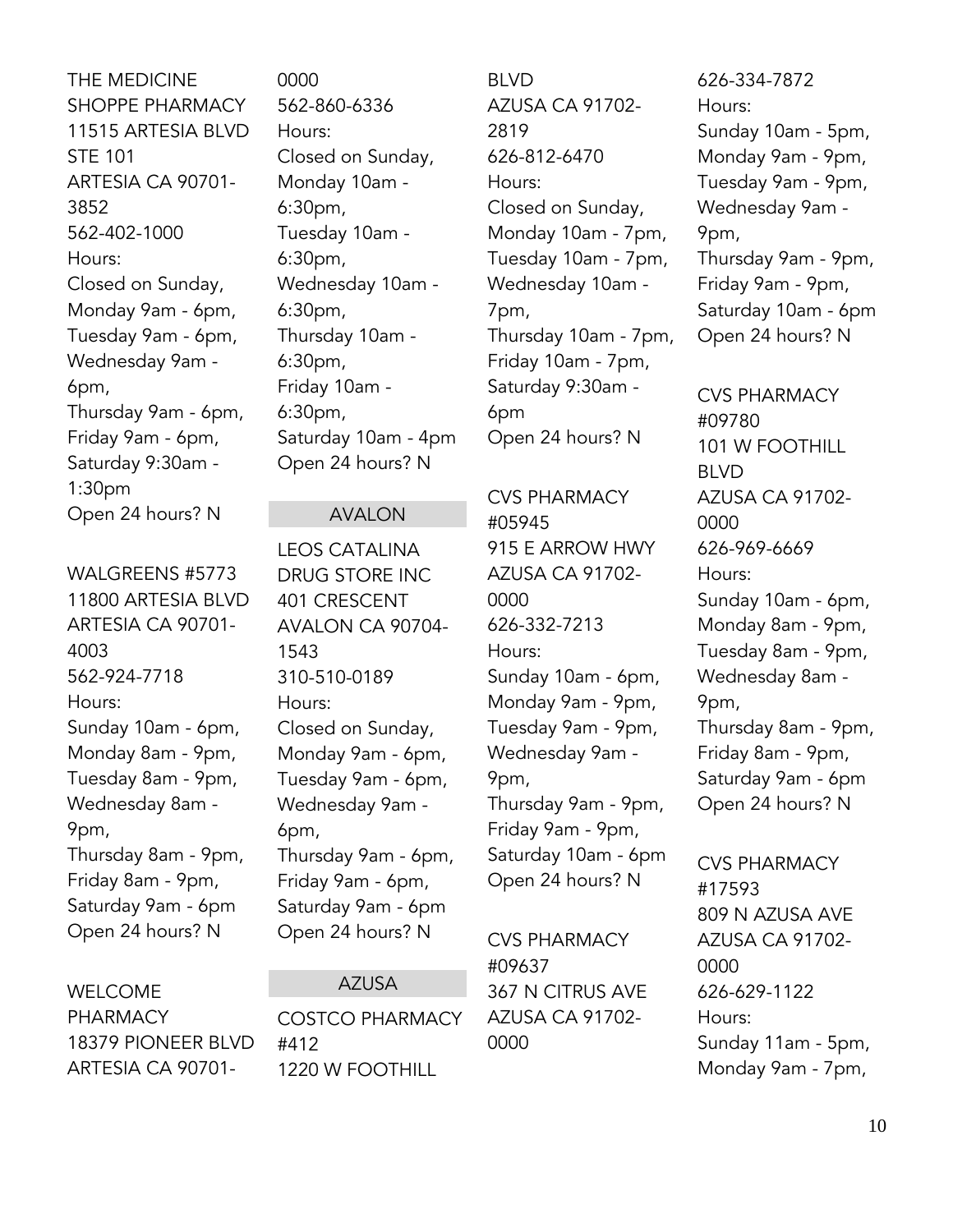THE MEDICINE SHOPPE PHARMACY
11515 ARTESIA BLVD STE 101
ARTESIA CA 90701-3852
562-402-1000
Hours:
Closed on Sunday,
Monday 9am - 6pm,
Tuesday 9am - 6pm,
Wednesday 9am - 6pm,
Thursday 9am - 6pm,
Friday 9am - 6pm,
Saturday 9:30am - 1:30pm
Open 24 hours? N

WALGREENS #5773
11800 ARTESIA BLVD
ARTESIA CA 90701-4003
562-924-7718
Hours:
Sunday 10am - 6pm,
Monday 8am - 9pm,
Tuesday 8am - 9pm,
Wednesday 8am - 9pm,
Thursday 8am - 9pm,
Friday 8am - 9pm,
Saturday 9am - 6pm
Open 24 hours? N

WELCOME PHARMACY
18379 PIONEER BLVD
ARTESIA CA 90701-0000
562-860-6336
Hours:
Closed on Sunday,
Monday 10am - 6:30pm,
Tuesday 10am - 6:30pm,
Wednesday 10am - 6:30pm,
Thursday 10am - 6:30pm,
Friday 10am - 6:30pm,
Saturday 10am - 4pm
Open 24 hours? N

## AVALON

LEOS CATALINA DRUG STORE INC
401 CRESCENT
AVALON CA 90704-1543
310-510-0189
Hours:
Closed on Sunday,
Monday 9am - 6pm,
Tuesday 9am - 6pm,
Wednesday 9am - 6pm,
Thursday 9am - 6pm,
Friday 9am - 6pm,
Saturday 9am - 6pm
Open 24 hours? N

## AZUSA

COSTCO PHARMACY #412
1220 W FOOTHILL BLVD
AZUSA CA 91702-2819
626-812-6470
Hours:
Closed on Sunday,
Monday 10am - 7pm,
Tuesday 10am - 7pm,
Wednesday 10am - 7pm,
Thursday 10am - 7pm,
Friday 10am - 7pm,
Saturday 9:30am - 6pm
Open 24 hours? N

CVS PHARMACY #05945
915 E ARROW HWY
AZUSA CA 91702-0000
626-332-7213
Hours:
Sunday 10am - 6pm,
Monday 9am - 9pm,
Tuesday 9am - 9pm,
Wednesday 9am - 9pm,
Thursday 9am - 9pm,
Friday 9am - 9pm,
Saturday 10am - 6pm
Open 24 hours? N

CVS PHARMACY #09637
367 N CITRUS AVE
AZUSA CA 91702-0000
626-334-7872
Hours:
Sunday 10am - 5pm,
Monday 9am - 9pm,
Tuesday 9am - 9pm,
Wednesday 9am - 9pm,
Thursday 9am - 9pm,
Friday 9am - 9pm,
Saturday 10am - 6pm
Open 24 hours? N

CVS PHARMACY #09780
101 W FOOTHILL BLVD
AZUSA CA 91702-0000
626-969-6669
Hours:
Sunday 10am - 6pm,
Monday 8am - 9pm,
Tuesday 8am - 9pm,
Wednesday 8am - 9pm,
Thursday 8am - 9pm,
Friday 8am - 9pm,
Saturday 9am - 6pm
Open 24 hours? N

CVS PHARMACY #17593
809 N AZUSA AVE
AZUSA CA 91702-0000
626-629-1122
Hours:
Sunday 11am - 5pm,
Monday 9am - 7pm,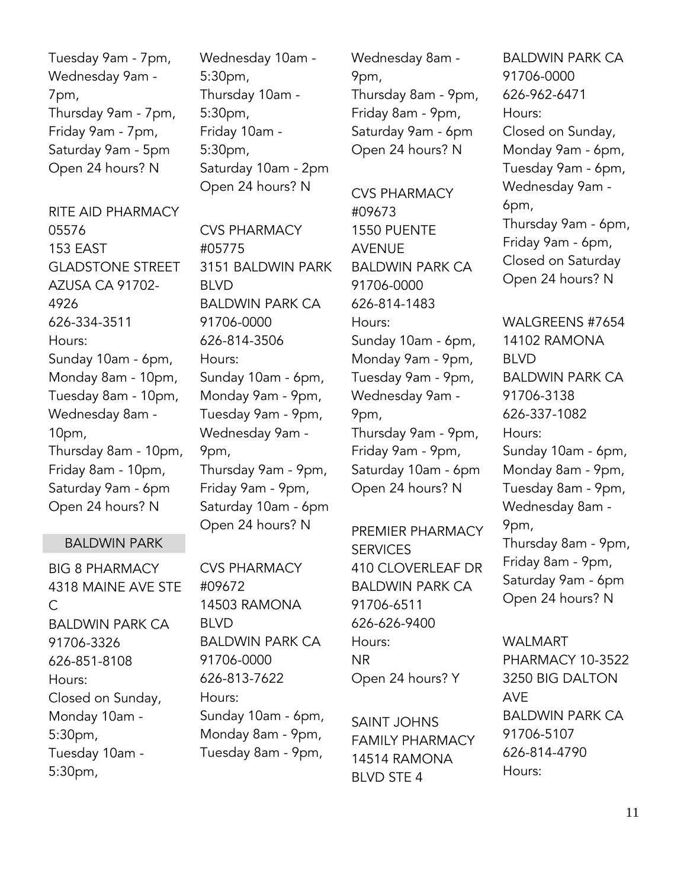Tuesday 9am - 7pm,
Wednesday 9am - 7pm,
Thursday 9am - 7pm,
Friday 9am - 7pm,
Saturday 9am - 5pm
Open 24 hours? N

RITE AID PHARMACY 05576
153 EAST GLADSTONE STREET
AZUSA CA 91702-4926
626-334-3511
Hours:
Sunday 10am - 6pm,
Monday 8am - 10pm,
Tuesday 8am - 10pm,
Wednesday 8am - 10pm,
Thursday 8am - 10pm,
Friday 8am - 10pm,
Saturday 9am - 6pm
Open 24 hours? N

## BALDWIN PARK

BIG 8 PHARMACY
4318 MAINE AVE STE C
BALDWIN PARK CA 91706-3326
626-851-8108
Hours:
Closed on Sunday,
Monday 10am - 5:30pm,
Tuesday 10am - 5:30pm,
Wednesday 10am - 5:30pm,
Thursday 10am - 5:30pm,
Friday 10am - 5:30pm,
Saturday 10am - 2pm
Open 24 hours? N

CVS PHARMACY #05775
3151 BALDWIN PARK BLVD
BALDWIN PARK CA 91706-0000
626-814-3506
Hours:
Sunday 10am - 6pm,
Monday 9am - 9pm,
Tuesday 9am - 9pm,
Wednesday 9am - 9pm,
Thursday 9am - 9pm,
Friday 9am - 9pm,
Saturday 10am - 6pm
Open 24 hours? N

CVS PHARMACY #09672
14503 RAMONA BLVD
BALDWIN PARK CA 91706-0000
626-813-7622
Hours:
Sunday 10am - 6pm,
Monday 8am - 9pm,
Tuesday 8am - 9pm,
Wednesday 8am - 9pm,
Thursday 8am - 9pm,
Friday 8am - 9pm,
Saturday 9am - 6pm
Open 24 hours? N

CVS PHARMACY #09673
1550 PUENTE AVENUE
BALDWIN PARK CA 91706-0000
626-814-1483
Hours:
Sunday 10am - 6pm,
Monday 9am - 9pm,
Tuesday 9am - 9pm,
Wednesday 9am - 9pm,
Thursday 9am - 9pm,
Friday 9am - 9pm,
Saturday 10am - 6pm
Open 24 hours? N

PREMIER PHARMACY SERVICES
410 CLOVERLEAF DR
BALDWIN PARK CA 91706-6511
626-626-9400
Hours:
NR
Open 24 hours? Y

SAINT JOHNS FAMILY PHARMACY
14514 RAMONA BLVD STE 4
BALDWIN PARK CA 91706-0000
626-962-6471
Hours:
Closed on Sunday,
Monday 9am - 6pm,
Tuesday 9am - 6pm,
Wednesday 9am - 6pm,
Thursday 9am - 6pm,
Friday 9am - 6pm,
Closed on Saturday
Open 24 hours? N

WALGREENS #7654
14102 RAMONA BLVD
BALDWIN PARK CA 91706-3138
626-337-1082
Hours:
Sunday 10am - 6pm,
Monday 8am - 9pm,
Tuesday 8am - 9pm,
Wednesday 8am - 9pm,
Thursday 8am - 9pm,
Friday 8am - 9pm,
Saturday 9am - 6pm
Open 24 hours? N

WALMART PHARMACY 10-3522
3250 BIG DALTON AVE
BALDWIN PARK CA 91706-5107
626-814-4790
Hours: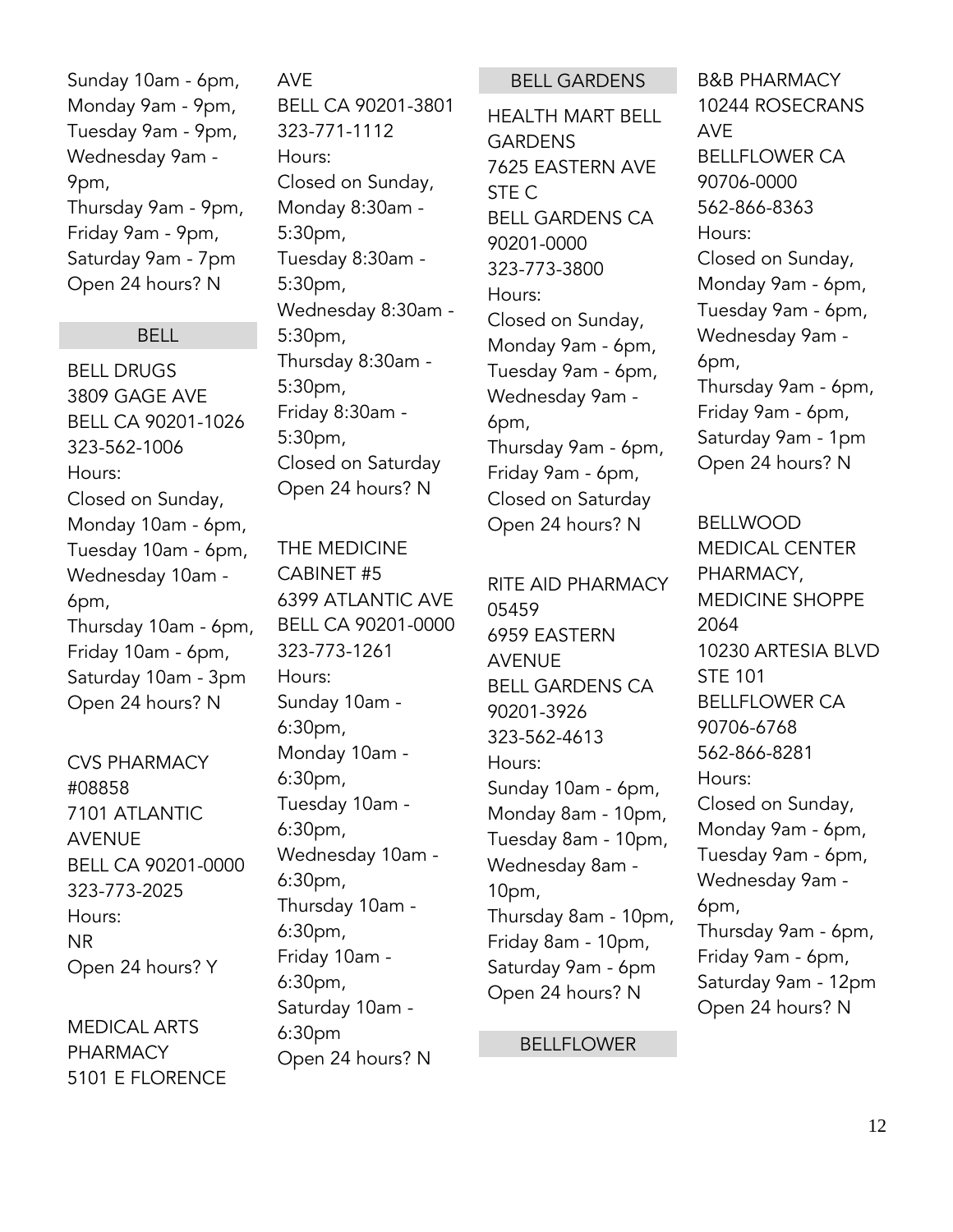Sunday 10am - 6pm,
Monday 9am - 9pm,
Tuesday 9am - 9pm,
Wednesday 9am - 9pm,
Thursday 9am - 9pm,
Friday 9am - 9pm,
Saturday 9am - 7pm
Open 24 hours? N

## BELL

BELL DRUGS
3809 GAGE AVE
BELL CA 90201-1026
323-562-1006
Hours:
Closed on Sunday,
Monday 10am - 6pm,
Tuesday 10am - 6pm,
Wednesday 10am - 6pm,
Thursday 10am - 6pm,
Friday 10am - 6pm,
Saturday 10am - 3pm
Open 24 hours? N

CVS PHARMACY #08858
7101 ATLANTIC AVENUE
BELL CA 90201-0000
323-773-2025
Hours:
NR
Open 24 hours? Y

MEDICAL ARTS PHARMACY
5101 E FLORENCE AVE
BELL CA 90201-3801
323-771-1112
Hours:
Closed on Sunday,
Monday 8:30am - 5:30pm,
Tuesday 8:30am - 5:30pm,
Wednesday 8:30am - 5:30pm,
Thursday 8:30am - 5:30pm,
Friday 8:30am - 5:30pm,
Closed on Saturday
Open 24 hours? N

THE MEDICINE CABINET #5
6399 ATLANTIC AVE
BELL CA 90201-0000
323-773-1261
Hours:
Sunday 10am - 6:30pm,
Monday 10am - 6:30pm,
Tuesday 10am - 6:30pm,
Wednesday 10am - 6:30pm,
Thursday 10am - 6:30pm,
Friday 10am - 6:30pm,
Saturday 10am - 6:30pm
Open 24 hours? N

## BELL GARDENS

HEALTH MART BELL GARDENS
7625 EASTERN AVE STE C
BELL GARDENS CA 90201-0000
323-773-3800
Hours:
Closed on Sunday,
Monday 9am - 6pm,
Tuesday 9am - 6pm,
Wednesday 9am - 6pm,
Thursday 9am - 6pm,
Friday 9am - 6pm,
Closed on Saturday
Open 24 hours? N

RITE AID PHARMACY 05459
6959 EASTERN AVENUE
BELL GARDENS CA 90201-3926
323-562-4613
Hours:
Sunday 10am - 6pm,
Monday 8am - 10pm,
Tuesday 8am - 10pm,
Wednesday 8am - 10pm,
Thursday 8am - 10pm,
Friday 8am - 10pm,
Saturday 9am - 6pm
Open 24 hours? N

## BELLFLOWER

B&B PHARMACY
10244 ROSECRANS AVE
BELLFLOWER CA 90706-0000
562-866-8363
Hours:
Closed on Sunday,
Monday 9am - 6pm,
Tuesday 9am - 6pm,
Wednesday 9am - 6pm,
Thursday 9am - 6pm,
Friday 9am - 6pm,
Saturday 9am - 1pm
Open 24 hours? N

BELLWOOD MEDICAL CENTER PHARMACY, MEDICINE SHOPPE 2064
10230 ARTESIA BLVD STE 101
BELLFLOWER CA 90706-6768
562-866-8281
Hours:
Closed on Sunday,
Monday 9am - 6pm,
Tuesday 9am - 6pm,
Wednesday 9am - 6pm,
Thursday 9am - 6pm,
Friday 9am - 6pm,
Saturday 9am - 12pm
Open 24 hours? N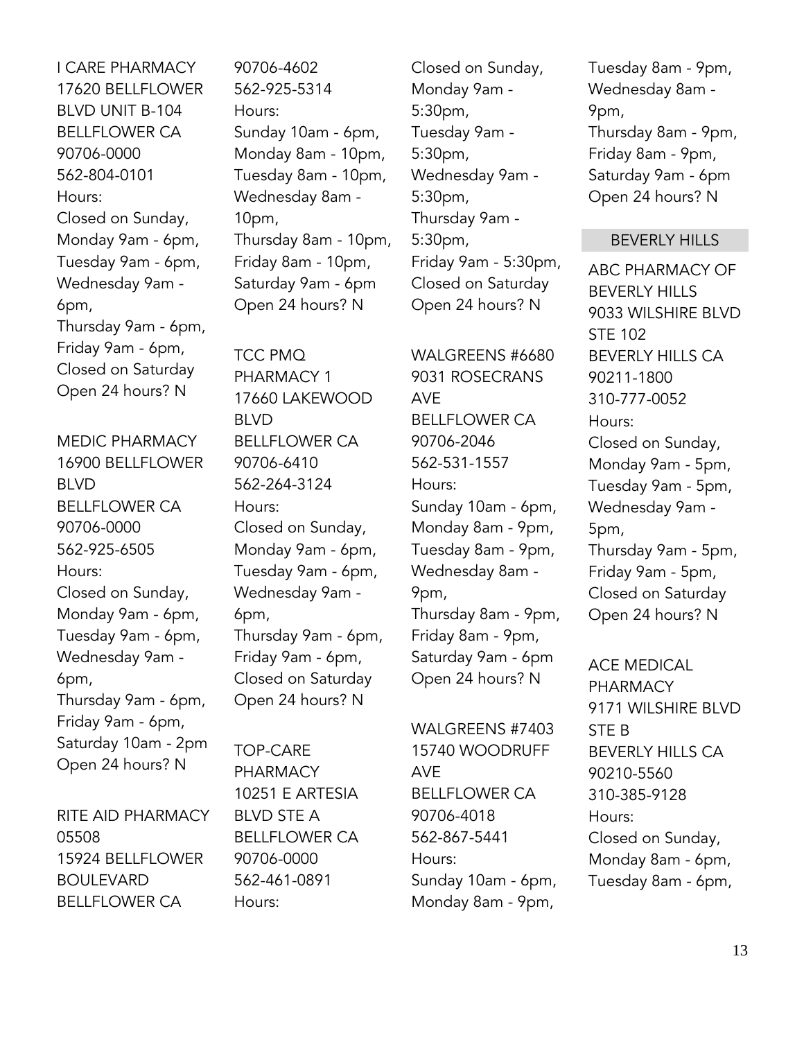I CARE PHARMACY
17620 BELLFLOWER BLVD UNIT B-104
BELLFLOWER CA 90706-0000
562-804-0101
Hours:
Closed on Sunday,
Monday 9am - 6pm,
Tuesday 9am - 6pm,
Wednesday 9am - 6pm,
Thursday 9am - 6pm,
Friday 9am - 6pm,
Closed on Saturday
Open 24 hours? N

MEDIC PHARMACY
16900 BELLFLOWER BLVD
BELLFLOWER CA 90706-0000
562-925-6505
Hours:
Closed on Sunday,
Monday 9am - 6pm,
Tuesday 9am - 6pm,
Wednesday 9am - 6pm,
Thursday 9am - 6pm,
Friday 9am - 6pm,
Saturday 10am - 2pm
Open 24 hours? N

RITE AID PHARMACY 05508
15924 BELLFLOWER BOULEVARD
BELLFLOWER CA 90706-4602
562-925-5314
Hours:
Sunday 10am - 6pm,
Monday 8am - 10pm,
Tuesday 8am - 10pm,
Wednesday 8am - 10pm,
Thursday 8am - 10pm,
Friday 8am - 10pm,
Saturday 9am - 6pm
Open 24 hours? N

TCC PMQ PHARMACY 1
17660 LAKEWOOD BLVD
BELLFLOWER CA 90706-6410
562-264-3124
Hours:
Closed on Sunday,
Monday 9am - 6pm,
Tuesday 9am - 6pm,
Wednesday 9am - 6pm,
Thursday 9am - 6pm,
Friday 9am - 6pm,
Closed on Saturday
Open 24 hours? N

TOP-CARE PHARMACY
10251 E ARTESIA BLVD STE A
BELLFLOWER CA 90706-0000
562-461-0891
Hours:
Closed on Sunday,
Monday 9am - 5:30pm,
Tuesday 9am - 5:30pm,
Wednesday 9am - 5:30pm,
Thursday 9am - 5:30pm,
Friday 9am - 5:30pm,
Closed on Saturday
Open 24 hours? N

WALGREENS #6680
9031 ROSECRANS AVE
BELLFLOWER CA 90706-2046
562-531-1557
Hours:
Sunday 10am - 6pm,
Monday 8am - 9pm,
Tuesday 8am - 9pm,
Wednesday 8am - 9pm,
Thursday 8am - 9pm,
Friday 8am - 9pm,
Saturday 9am - 6pm
Open 24 hours? N

WALGREENS #7403
15740 WOODRUFF AVE
BELLFLOWER CA 90706-4018
562-867-5441
Hours:
Sunday 10am - 6pm,
Monday 8am - 9pm,
Tuesday 8am - 9pm,
Wednesday 8am - 9pm,
Thursday 8am - 9pm,
Friday 8am - 9pm,
Saturday 9am - 6pm
Open 24 hours? N

## BEVERLY HILLS

ABC PHARMACY OF BEVERLY HILLS
9033 WILSHIRE BLVD STE 102
BEVERLY HILLS CA 90211-1800
310-777-0052
Hours:
Closed on Sunday,
Monday 9am - 5pm,
Tuesday 9am - 5pm,
Wednesday 9am - 5pm,
Thursday 9am - 5pm,
Friday 9am - 5pm,
Closed on Saturday
Open 24 hours? N

ACE MEDICAL PHARMACY
9171 WILSHIRE BLVD STE B
BEVERLY HILLS CA 90210-5560
310-385-9128
Hours:
Closed on Sunday,
Monday 8am - 6pm,
Tuesday 8am - 6pm,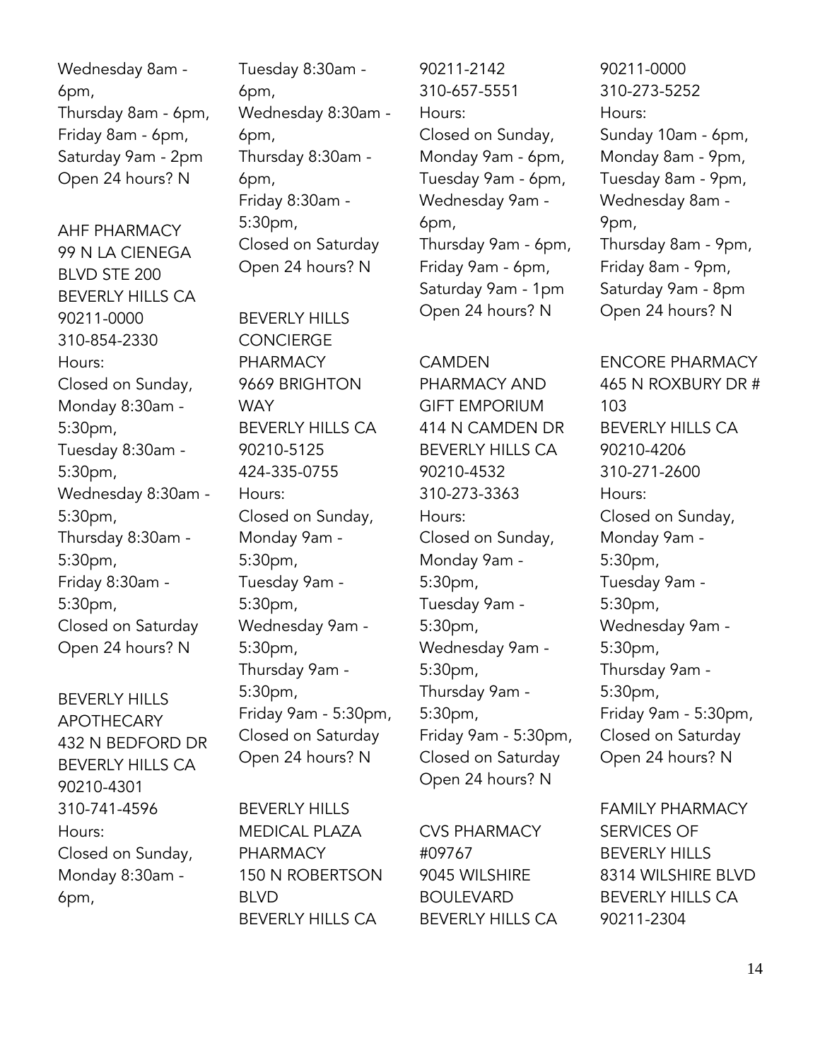Wednesday 8am - 6pm,
Thursday 8am - 6pm,
Friday 8am - 6pm,
Saturday 9am - 2pm
Open 24 hours? N

AHF PHARMACY
99 N LA CIENEGA BLVD STE 200
BEVERLY HILLS CA 90211-0000
310-854-2330
Hours:
Closed on Sunday,
Monday 8:30am - 5:30pm,
Tuesday 8:30am - 5:30pm,
Wednesday 8:30am - 5:30pm,
Thursday 8:30am - 5:30pm,
Friday 8:30am - 5:30pm,
Closed on Saturday
Open 24 hours? N

BEVERLY HILLS APOTHECARY
432 N BEDFORD DR
BEVERLY HILLS CA 90210-4301
310-741-4596
Hours:
Closed on Sunday,
Monday 8:30am - 6pm,
Tuesday 8:30am - 6pm,
Wednesday 8:30am - 6pm,
Thursday 8:30am - 6pm,
Friday 8:30am - 5:30pm,
Closed on Saturday
Open 24 hours? N

BEVERLY HILLS CONCIERGE PHARMACY
9669 BRIGHTON WAY
BEVERLY HILLS CA 90210-5125
424-335-0755
Hours:
Closed on Sunday,
Monday 9am - 5:30pm,
Tuesday 9am - 5:30pm,
Wednesday 9am - 5:30pm,
Thursday 9am - 5:30pm,
Friday 9am - 5:30pm,
Closed on Saturday
Open 24 hours? N

BEVERLY HILLS MEDICAL PLAZA PHARMACY
150 N ROBERTSON BLVD
BEVERLY HILLS CA 90211-2142
310-657-5551
Hours:
Closed on Sunday,
Monday 9am - 6pm,
Tuesday 9am - 6pm,
Wednesday 9am - 6pm,
Thursday 9am - 6pm,
Friday 9am - 6pm,
Saturday 9am - 1pm
Open 24 hours? N

CAMDEN PHARMACY AND GIFT EMPORIUM
414 N CAMDEN DR
BEVERLY HILLS CA 90210-4532
310-273-3363
Hours:
Closed on Sunday,
Monday 9am - 5:30pm,
Tuesday 9am - 5:30pm,
Wednesday 9am - 5:30pm,
Thursday 9am - 5:30pm,
Friday 9am - 5:30pm,
Closed on Saturday
Open 24 hours? N

CVS PHARMACY #09767
9045 WILSHIRE BOULEVARD
BEVERLY HILLS CA 90211-0000
310-273-5252
Hours:
Sunday 10am - 6pm,
Monday 8am - 9pm,
Tuesday 8am - 9pm,
Wednesday 8am - 9pm,
Thursday 8am - 9pm,
Friday 8am - 9pm,
Saturday 9am - 8pm
Open 24 hours? N

ENCORE PHARMACY
465 N ROXBURY DR # 103
BEVERLY HILLS CA 90210-4206
310-271-2600
Hours:
Closed on Sunday,
Monday 9am - 5:30pm,
Tuesday 9am - 5:30pm,
Wednesday 9am - 5:30pm,
Thursday 9am - 5:30pm,
Friday 9am - 5:30pm,
Closed on Saturday
Open 24 hours? N

FAMILY PHARMACY SERVICES OF BEVERLY HILLS
8314 WILSHIRE BLVD
BEVERLY HILLS CA 90211-2304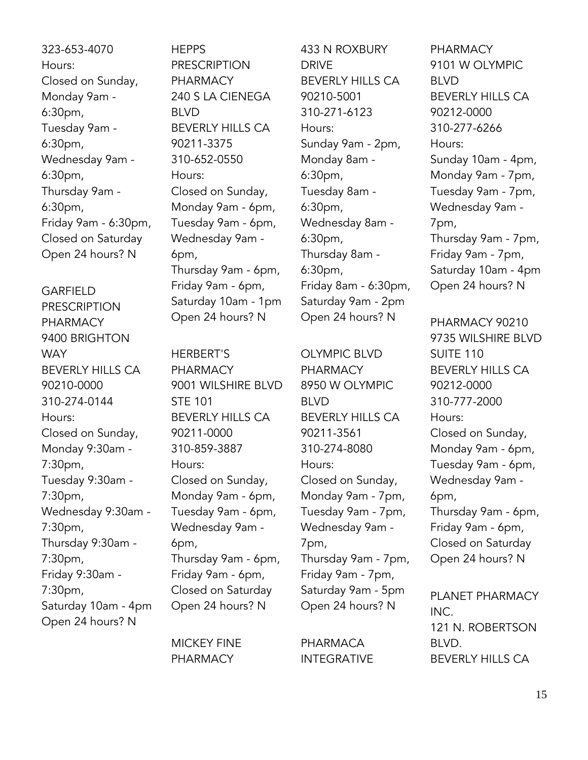323-653-4070
Hours:
Closed on Sunday,
Monday 9am - 6:30pm,
Tuesday 9am - 6:30pm,
Wednesday 9am - 6:30pm,
Thursday 9am - 6:30pm,
Friday 9am - 6:30pm,
Closed on Saturday
Open 24 hours? N

GARFIELD PRESCRIPTION PHARMACY
9400 BRIGHTON WAY
BEVERLY HILLS CA 90210-0000
310-274-0144
Hours:
Closed on Sunday,
Monday 9:30am - 7:30pm,
Tuesday 9:30am - 7:30pm,
Wednesday 9:30am - 7:30pm,
Thursday 9:30am - 7:30pm,
Friday 9:30am - 7:30pm,
Saturday 10am - 4pm
Open 24 hours? N

HEPPS PRESCRIPTION PHARMACY
240 S LA CIENEGA BLVD
BEVERLY HILLS CA 90211-3375
310-652-0550
Hours:
Closed on Sunday,
Monday 9am - 6pm,
Tuesday 9am - 6pm,
Wednesday 9am - 6pm,
Thursday 9am - 6pm,
Friday 9am - 6pm,
Saturday 10am - 1pm
Open 24 hours? N

HERBERT'S PHARMACY
9001 WILSHIRE BLVD STE 101
BEVERLY HILLS CA 90211-0000
310-859-3887
Hours:
Closed on Sunday,
Monday 9am - 6pm,
Tuesday 9am - 6pm,
Wednesday 9am - 6pm,
Thursday 9am - 6pm,
Friday 9am - 6pm,
Closed on Saturday
Open 24 hours? N

MICKEY FINE PHARMACY
433 N ROXBURY DRIVE
BEVERLY HILLS CA 90210-5001
310-271-6123
Hours:
Sunday 9am - 2pm,
Monday 8am - 6:30pm,
Tuesday 8am - 6:30pm,
Wednesday 8am - 6:30pm,
Thursday 8am - 6:30pm,
Friday 8am - 6:30pm,
Saturday 9am - 2pm
Open 24 hours? N

OLYMPIC BLVD PHARMACY
8950 W OLYMPIC BLVD
BEVERLY HILLS CA 90211-3561
310-274-8080
Hours:
Closed on Sunday,
Monday 9am - 7pm,
Tuesday 9am - 7pm,
Wednesday 9am - 7pm,
Thursday 9am - 7pm,
Friday 9am - 7pm,
Saturday 9am - 5pm
Open 24 hours? N

PHARMACA INTEGRATIVE PHARMACY
9101 W OLYMPIC BLVD
BEVERLY HILLS CA 90212-0000
310-277-6266
Hours:
Sunday 10am - 4pm,
Monday 9am - 7pm,
Tuesday 9am - 7pm,
Wednesday 9am - 7pm,
Thursday 9am - 7pm,
Friday 9am - 7pm,
Saturday 10am - 4pm
Open 24 hours? N

PHARMACY 90210
9735 WILSHIRE BLVD SUITE 110
BEVERLY HILLS CA 90212-0000
310-777-2000
Hours:
Closed on Sunday,
Monday 9am - 6pm,
Tuesday 9am - 6pm,
Wednesday 9am - 6pm,
Thursday 9am - 6pm,
Friday 9am - 6pm,
Closed on Saturday
Open 24 hours? N

PLANET PHARMACY INC.
121 N. ROBERTSON BLVD.
BEVERLY HILLS CA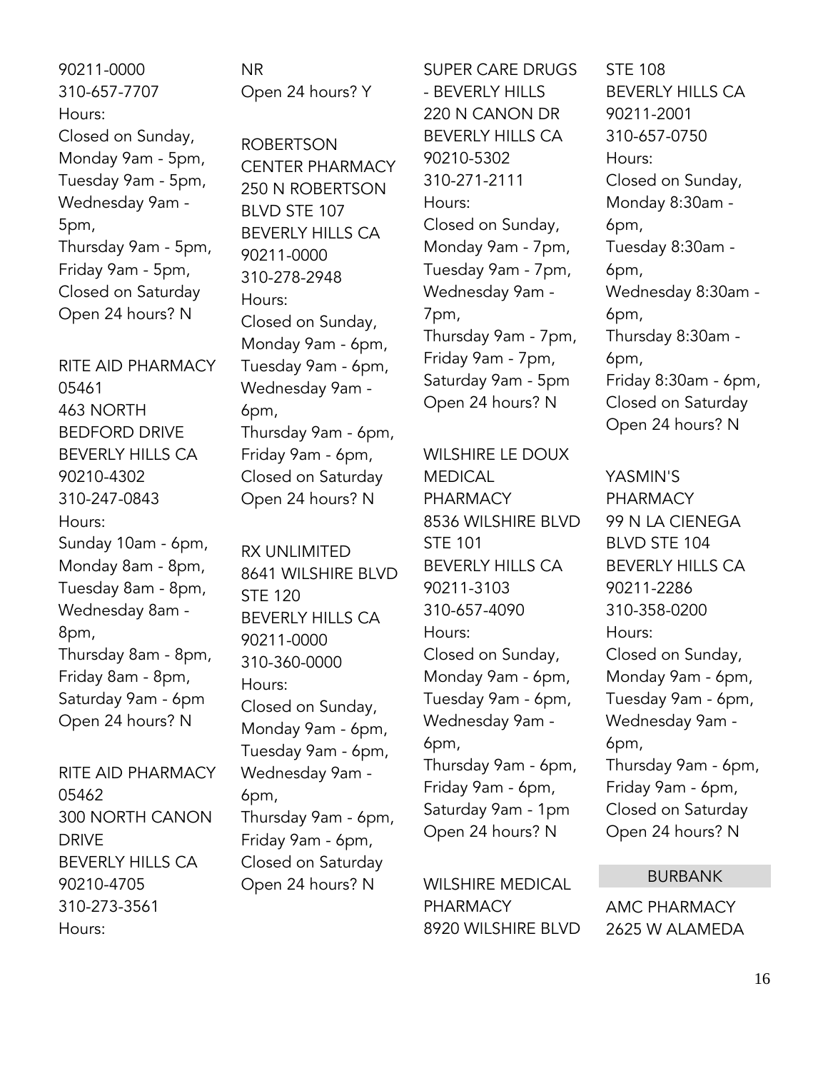90211-0000
310-657-7707
Hours:
Closed on Sunday,
Monday 9am - 5pm,
Tuesday 9am - 5pm,
Wednesday 9am - 5pm,
Thursday 9am - 5pm,
Friday 9am - 5pm,
Closed on Saturday
Open 24 hours? N

RITE AID PHARMACY 05461
463 NORTH BEDFORD DRIVE
BEVERLY HILLS CA 90210-4302
310-247-0843
Hours:
Sunday 10am - 6pm,
Monday 8am - 8pm,
Tuesday 8am - 8pm,
Wednesday 8am - 8pm,
Thursday 8am - 8pm,
Friday 8am - 8pm,
Saturday 9am - 6pm
Open 24 hours? N

RITE AID PHARMACY 05462
300 NORTH CANON DRIVE
BEVERLY HILLS CA 90210-4705
310-273-3561
Hours:
NR
Open 24 hours? Y

ROBERTSON CENTER PHARMACY
250 N ROBERTSON BLVD STE 107
BEVERLY HILLS CA 90211-0000
310-278-2948
Hours:
Closed on Sunday,
Monday 9am - 6pm,
Tuesday 9am - 6pm,
Wednesday 9am - 6pm,
Thursday 9am - 6pm,
Friday 9am - 6pm,
Closed on Saturday
Open 24 hours? N

RX UNLIMITED
8641 WILSHIRE BLVD STE 120
BEVERLY HILLS CA 90211-0000
310-360-0000
Hours:
Closed on Sunday,
Monday 9am - 6pm,
Tuesday 9am - 6pm,
Wednesday 9am - 6pm,
Thursday 9am - 6pm,
Friday 9am - 6pm,
Closed on Saturday
Open 24 hours? N

SUPER CARE DRUGS - BEVERLY HILLS
220 N CANON DR
BEVERLY HILLS CA 90210-5302
310-271-2111
Hours:
Closed on Sunday,
Monday 9am - 7pm,
Tuesday 9am - 7pm,
Wednesday 9am - 7pm,
Thursday 9am - 7pm,
Friday 9am - 7pm,
Saturday 9am - 5pm
Open 24 hours? N

WILSHIRE LE DOUX MEDICAL PHARMACY
8536 WILSHIRE BLVD STE 101
BEVERLY HILLS CA 90211-3103
310-657-4090
Hours:
Closed on Sunday,
Monday 9am - 6pm,
Tuesday 9am - 6pm,
Wednesday 9am - 6pm,
Thursday 9am - 6pm,
Friday 9am - 6pm,
Saturday 9am - 1pm
Open 24 hours? N

WILSHIRE MEDICAL PHARMACY
8920 WILSHIRE BLVD STE 108
BEVERLY HILLS CA 90211-2001
310-657-0750
Hours:
Closed on Sunday,
Monday 8:30am - 6pm,
Tuesday 8:30am - 6pm,
Wednesday 8:30am - 6pm,
Thursday 8:30am - 6pm,
Friday 8:30am - 6pm,
Closed on Saturday
Open 24 hours? N

YASMIN'S PHARMACY
99 N LA CIENEGA BLVD STE 104
BEVERLY HILLS CA 90211-2286
310-358-0200
Hours:
Closed on Sunday,
Monday 9am - 6pm,
Tuesday 9am - 6pm,
Wednesday 9am - 6pm,
Thursday 9am - 6pm,
Friday 9am - 6pm,
Closed on Saturday
Open 24 hours? N

## BURBANK

AMC PHARMACY
2625 W ALAMEDA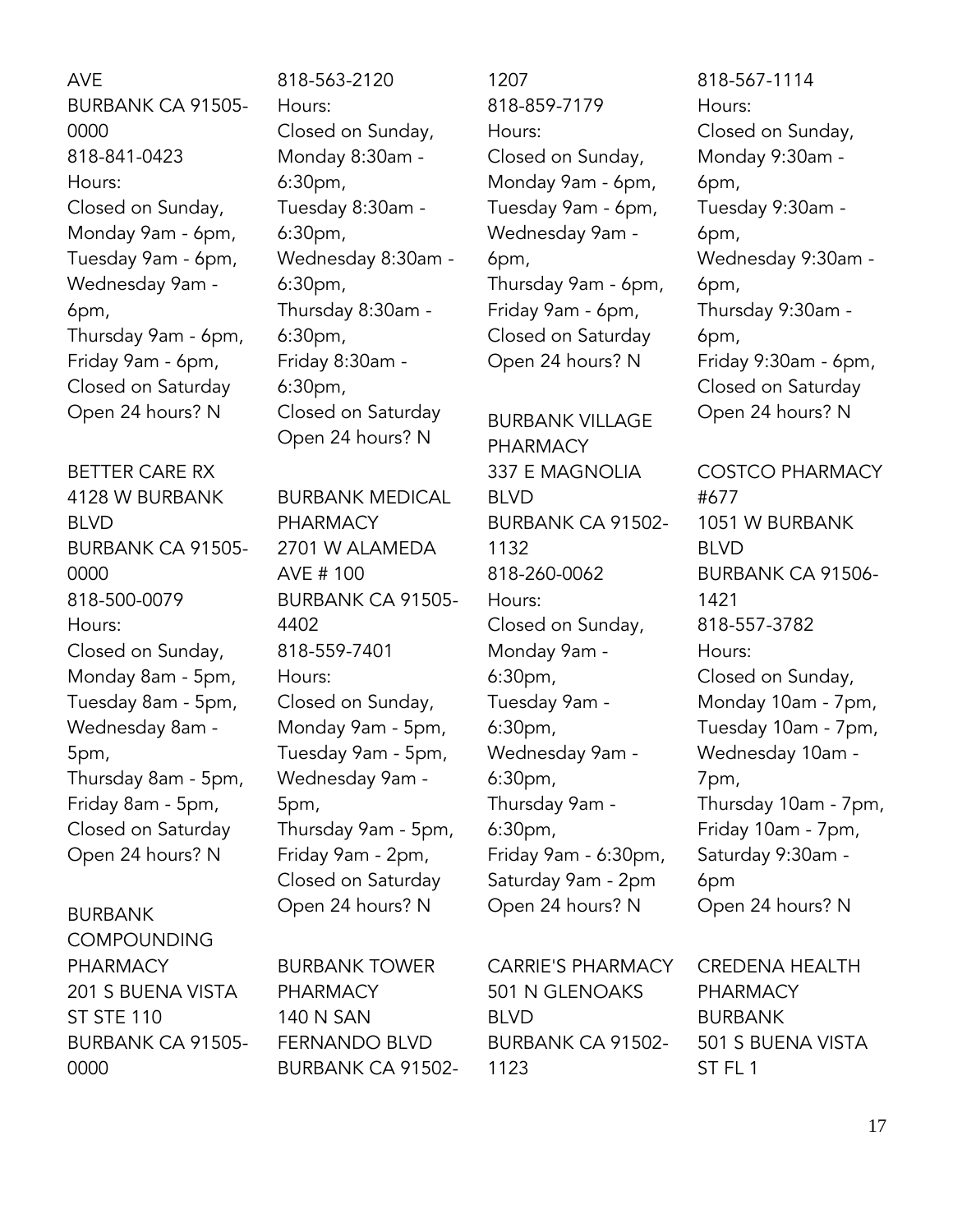AVE
BURBANK CA 91505-0000
818-841-0423
Hours:
Closed on Sunday,
Monday 9am - 6pm,
Tuesday 9am - 6pm,
Wednesday 9am - 6pm,
Thursday 9am - 6pm,
Friday 9am - 6pm,
Closed on Saturday
Open 24 hours? N

BETTER CARE RX
4128 W BURBANK BLVD
BURBANK CA 91505-0000
818-500-0079
Hours:
Closed on Sunday,
Monday 8am - 5pm,
Tuesday 8am - 5pm,
Wednesday 8am - 5pm,
Thursday 8am - 5pm,
Friday 8am - 5pm,
Closed on Saturday
Open 24 hours? N

BURBANK COMPOUNDING PHARMACY
201 S BUENA VISTA ST STE 110
BURBANK CA 91505-0000
818-563-2120
Hours:
Closed on Sunday,
Monday 8:30am - 6:30pm,
Tuesday 8:30am - 6:30pm,
Wednesday 8:30am - 6:30pm,
Thursday 8:30am - 6:30pm,
Friday 8:30am - 6:30pm,
Closed on Saturday
Open 24 hours? N

BURBANK MEDICAL PHARMACY
2701 W ALAMEDA AVE # 100
BURBANK CA 91505-4402
818-559-7401
Hours:
Closed on Sunday,
Monday 9am - 5pm,
Tuesday 9am - 5pm,
Wednesday 9am - 5pm,
Thursday 9am - 5pm,
Friday 9am - 2pm,
Closed on Saturday
Open 24 hours? N

BURBANK TOWER PHARMACY
140 N SAN FERNANDO BLVD
BURBANK CA 91502-1207
818-859-7179
Hours:
Closed on Sunday,
Monday 9am - 6pm,
Tuesday 9am - 6pm,
Wednesday 9am - 6pm,
Thursday 9am - 6pm,
Friday 9am - 6pm,
Closed on Saturday
Open 24 hours? N

BURBANK VILLAGE PHARMACY
337 E MAGNOLIA BLVD
BURBANK CA 91502-1132
818-260-0062
Hours:
Closed on Sunday,
Monday 9am - 6:30pm,
Tuesday 9am - 6:30pm,
Wednesday 9am - 6:30pm,
Thursday 9am - 6:30pm,
Friday 9am - 6:30pm,
Saturday 9am - 2pm
Open 24 hours? N

CARRIE'S PHARMACY
501 N GLENOAKS BLVD
BURBANK CA 91502-1123
818-567-1114
Hours:
Closed on Sunday,
Monday 9:30am - 6pm,
Tuesday 9:30am - 6pm,
Wednesday 9:30am - 6pm,
Thursday 9:30am - 6pm,
Friday 9:30am - 6pm,
Closed on Saturday
Open 24 hours? N

COSTCO PHARMACY #677
1051 W BURBANK BLVD
BURBANK CA 91506-1421
818-557-3782
Hours:
Closed on Sunday,
Monday 10am - 7pm,
Tuesday 10am - 7pm,
Wednesday 10am - 7pm,
Thursday 10am - 7pm,
Friday 10am - 7pm,
Saturday 9:30am - 6pm
Open 24 hours? N

CREDENA HEALTH PHARMACY BURBANK
501 S BUENA VISTA ST FL 1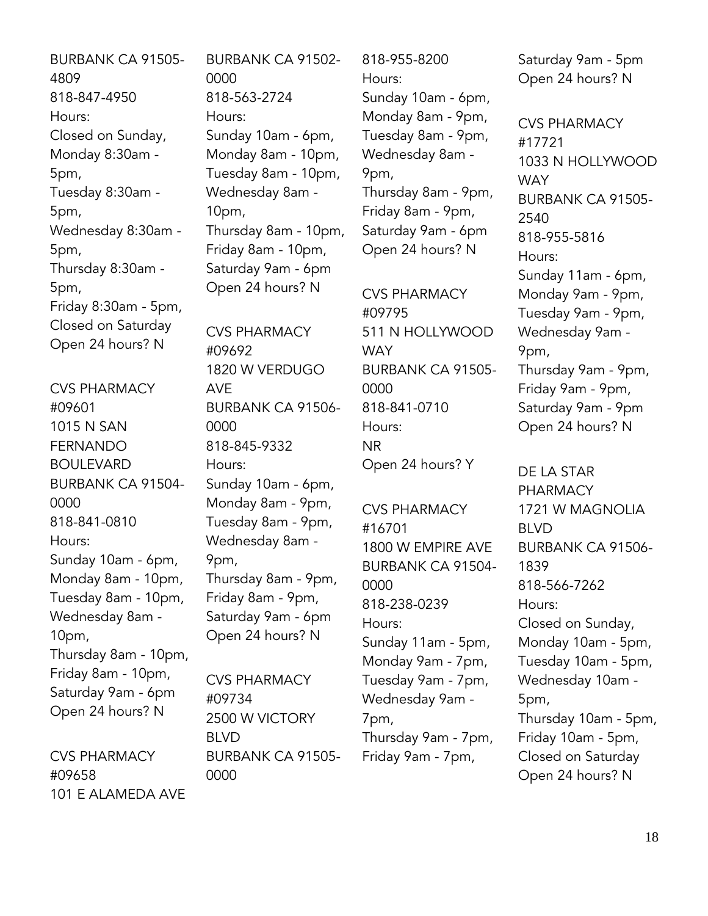BURBANK CA 91505-4809
818-847-4950
Hours:
Closed on Sunday,
Monday 8:30am - 5pm,
Tuesday 8:30am - 5pm,
Wednesday 8:30am - 5pm,
Thursday 8:30am - 5pm,
Friday 8:30am - 5pm,
Closed on Saturday
Open 24 hours? N

CVS PHARMACY #09601
1015 N SAN FERNANDO BOULEVARD
BURBANK CA 91504-0000
818-841-0810
Hours:
Sunday 10am - 6pm,
Monday 8am - 10pm,
Tuesday 8am - 10pm,
Wednesday 8am - 10pm,
Thursday 8am - 10pm,
Friday 8am - 10pm,
Saturday 9am - 6pm
Open 24 hours? N

CVS PHARMACY #09658
101 E ALAMEDA AVE
BURBANK CA 91502-0000
818-563-2724
Hours:
Sunday 10am - 6pm,
Monday 8am - 10pm,
Tuesday 8am - 10pm,
Wednesday 8am - 10pm,
Thursday 8am - 10pm,
Friday 8am - 10pm,
Saturday 9am - 6pm
Open 24 hours? N

CVS PHARMACY #09692
1820 W VERDUGO AVE
BURBANK CA 91506-0000
818-845-9332
Hours:
Sunday 10am - 6pm,
Monday 8am - 9pm,
Tuesday 8am - 9pm,
Wednesday 8am - 9pm,
Thursday 8am - 9pm,
Friday 8am - 9pm,
Saturday 9am - 6pm
Open 24 hours? N

CVS PHARMACY #09734
2500 W VICTORY BLVD
BURBANK CA 91505-0000
818-955-8200
Hours:
Sunday 10am - 6pm,
Monday 8am - 9pm,
Tuesday 8am - 9pm,
Wednesday 8am - 9pm,
Thursday 8am - 9pm,
Friday 8am - 9pm,
Saturday 9am - 6pm
Open 24 hours? N

CVS PHARMACY #09795
511 N HOLLYWOOD WAY
BURBANK CA 91505-0000
818-841-0710
Hours:
NR
Open 24 hours? Y

CVS PHARMACY #16701
1800 W EMPIRE AVE
BURBANK CA 91504-0000
818-238-0239
Hours:
Sunday 11am - 5pm,
Monday 9am - 7pm,
Tuesday 9am - 7pm,
Wednesday 9am - 7pm,
Thursday 9am - 7pm,
Friday 9am - 7pm,
Saturday 9am - 5pm
Open 24 hours? N

CVS PHARMACY #17721
1033 N HOLLYWOOD WAY
BURBANK CA 91505-2540
818-955-5816
Hours:
Sunday 11am - 6pm,
Monday 9am - 9pm,
Tuesday 9am - 9pm,
Wednesday 9am - 9pm,
Thursday 9am - 9pm,
Friday 9am - 9pm,
Saturday 9am - 9pm
Open 24 hours? N

DE LA STAR PHARMACY
1721 W MAGNOLIA BLVD
BURBANK CA 91506-1839
818-566-7262
Hours:
Closed on Sunday,
Monday 10am - 5pm,
Tuesday 10am - 5pm,
Wednesday 10am - 5pm,
Thursday 10am - 5pm,
Friday 10am - 5pm,
Closed on Saturday
Open 24 hours? N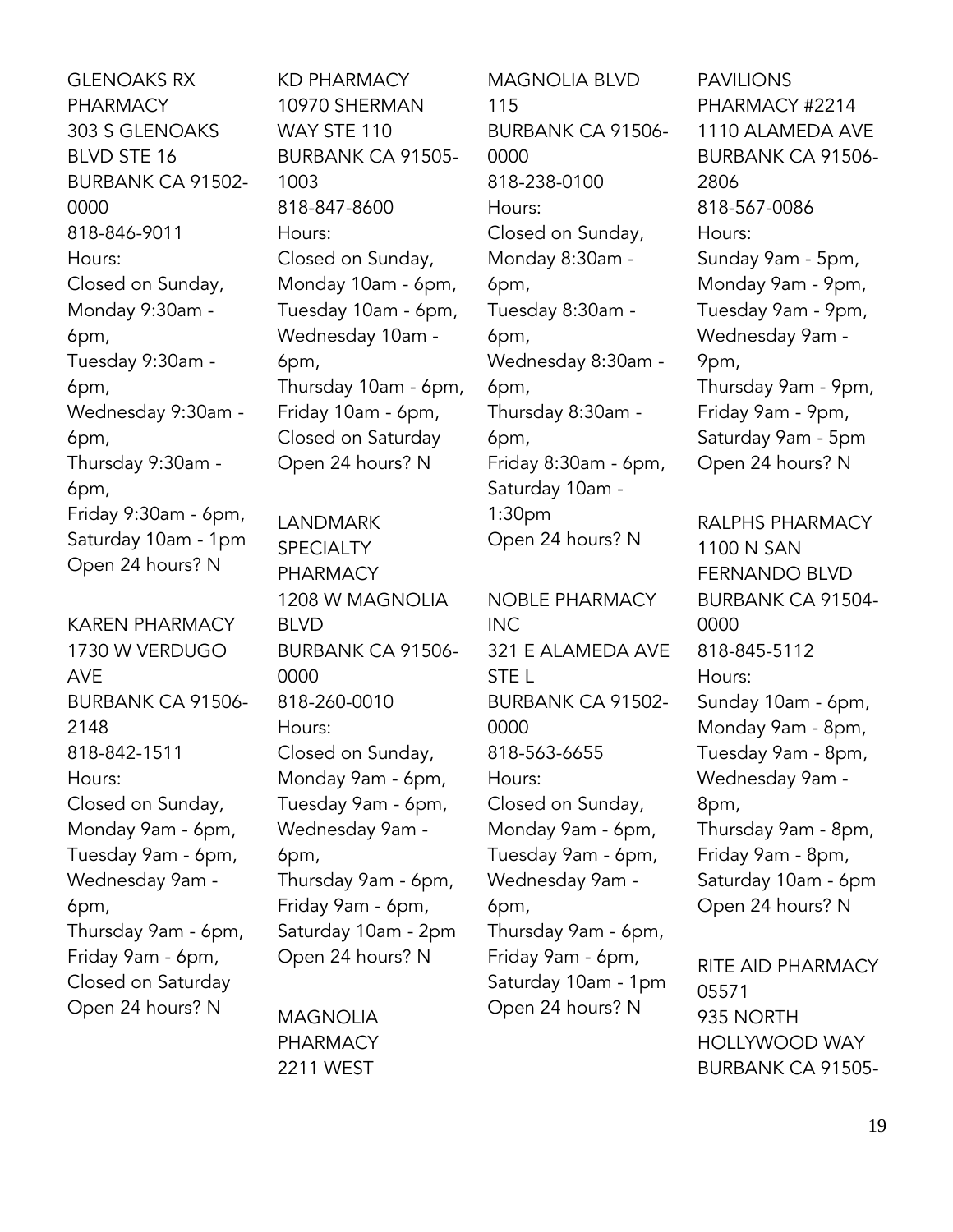GLENOAKS RX PHARMACY
303 S GLENOAKS BLVD STE 16
BURBANK CA 91502-0000
818-846-9011
Hours:
Closed on Sunday,
Monday 9:30am - 6pm,
Tuesday 9:30am - 6pm,
Wednesday 9:30am - 6pm,
Thursday 9:30am - 6pm,
Friday 9:30am - 6pm,
Saturday 10am - 1pm
Open 24 hours? N

KAREN PHARMACY
1730 W VERDUGO AVE
BURBANK CA 91506-2148
818-842-1511
Hours:
Closed on Sunday,
Monday 9am - 6pm,
Tuesday 9am - 6pm,
Wednesday 9am - 6pm,
Thursday 9am - 6pm,
Friday 9am - 6pm,
Closed on Saturday
Open 24 hours? N

KD PHARMACY
10970 SHERMAN WAY STE 110
BURBANK CA 91505-1003
818-847-8600
Hours:
Closed on Sunday,
Monday 10am - 6pm,
Tuesday 10am - 6pm,
Wednesday 10am - 6pm,
Thursday 10am - 6pm,
Friday 10am - 6pm,
Closed on Saturday
Open 24 hours? N

LANDMARK SPECIALTY PHARMACY
1208 W MAGNOLIA BLVD
BURBANK CA 91506-0000
818-260-0010
Hours:
Closed on Sunday,
Monday 9am - 6pm,
Tuesday 9am - 6pm,
Wednesday 9am - 6pm,
Thursday 9am - 6pm,
Friday 9am - 6pm,
Saturday 10am - 2pm
Open 24 hours? N

MAGNOLIA PHARMACY
2211 WEST MAGNOLIA BLVD 115
BURBANK CA 91506-0000
818-238-0100
Hours:
Closed on Sunday,
Monday 8:30am - 6pm,
Tuesday 8:30am - 6pm,
Wednesday 8:30am - 6pm,
Thursday 8:30am - 6pm,
Friday 8:30am - 6pm,
Saturday 10am - 1:30pm
Open 24 hours? N

NOBLE PHARMACY INC
321 E ALAMEDA AVE STE L
BURBANK CA 91502-0000
818-563-6655
Hours:
Closed on Sunday,
Monday 9am - 6pm,
Tuesday 9am - 6pm,
Wednesday 9am - 6pm,
Thursday 9am - 6pm,
Friday 9am - 6pm,
Saturday 10am - 1pm
Open 24 hours? N

PAVILIONS PHARMACY #2214
1110 ALAMEDA AVE
BURBANK CA 91506-2806
818-567-0086
Hours:
Sunday 9am - 5pm,
Monday 9am - 9pm,
Tuesday 9am - 9pm,
Wednesday 9am - 9pm,
Thursday 9am - 9pm,
Friday 9am - 9pm,
Saturday 9am - 5pm
Open 24 hours? N

RALPHS PHARMACY
1100 N SAN FERNANDO BLVD
BURBANK CA 91504-0000
818-845-5112
Hours:
Sunday 10am - 6pm,
Monday 9am - 8pm,
Tuesday 9am - 8pm,
Wednesday 9am - 8pm,
Thursday 9am - 8pm,
Friday 9am - 8pm,
Saturday 10am - 6pm
Open 24 hours? N

RITE AID PHARMACY 05571
935 NORTH HOLLYWOOD WAY
BURBANK CA 91505-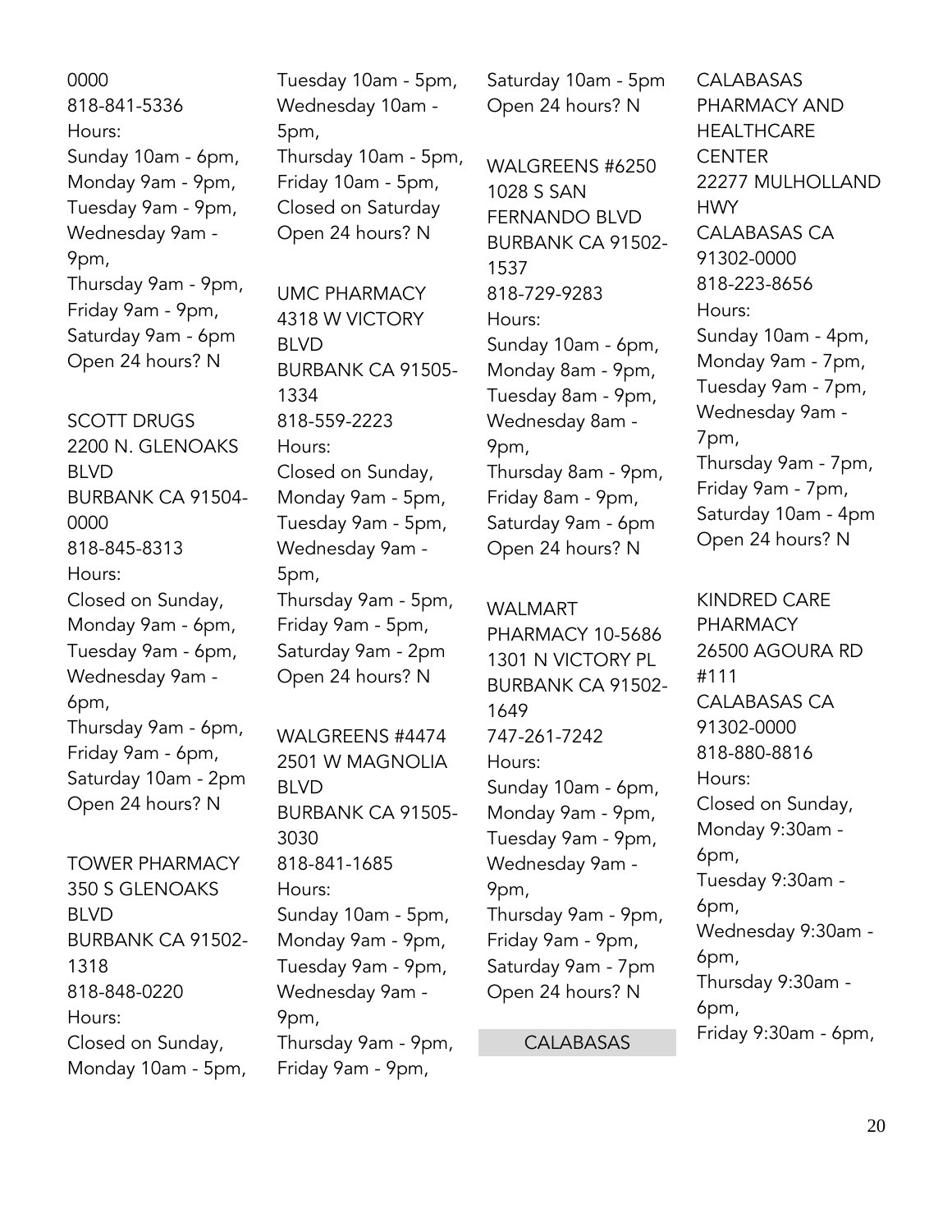0000
818-841-5336
Hours:
Sunday 10am - 6pm,
Monday 9am - 9pm,
Tuesday 9am - 9pm,
Wednesday 9am - 9pm,
Thursday 9am - 9pm,
Friday 9am - 9pm,
Saturday 9am - 6pm
Open 24 hours? N

SCOTT DRUGS
2200 N. GLENOAKS BLVD
BURBANK CA 91504-0000
818-845-8313
Hours:
Closed on Sunday,
Monday 9am - 6pm,
Tuesday 9am - 6pm,
Wednesday 9am - 6pm,
Thursday 9am - 6pm,
Friday 9am - 6pm,
Saturday 10am - 2pm
Open 24 hours? N

TOWER PHARMACY
350 S GLENOAKS BLVD
BURBANK CA 91502-1318
818-848-0220
Hours:
Closed on Sunday,
Monday 10am - 5pm,
Tuesday 10am - 5pm,
Wednesday 10am - 5pm,
Thursday 10am - 5pm,
Friday 10am - 5pm,
Closed on Saturday
Open 24 hours? N

UMC PHARMACY
4318 W VICTORY BLVD
BURBANK CA 91505-1334
818-559-2223
Hours:
Closed on Sunday,
Monday 9am - 5pm,
Tuesday 9am - 5pm,
Wednesday 9am - 5pm,
Thursday 9am - 5pm,
Friday 9am - 5pm,
Saturday 9am - 2pm
Open 24 hours? N

WALGREENS #4474
2501 W MAGNOLIA BLVD
BURBANK CA 91505-3030
818-841-1685
Hours:
Sunday 10am - 5pm,
Monday 9am - 9pm,
Tuesday 9am - 9pm,
Wednesday 9am - 9pm,
Thursday 9am - 9pm,
Friday 9am - 9pm,
Saturday 10am - 5pm
Open 24 hours? N

WALGREENS #6250
1028 S SAN FERNANDO BLVD
BURBANK CA 91502-1537
818-729-9283
Hours:
Sunday 10am - 6pm,
Monday 8am - 9pm,
Tuesday 8am - 9pm,
Wednesday 8am - 9pm,
Thursday 8am - 9pm,
Friday 8am - 9pm,
Saturday 9am - 6pm
Open 24 hours? N

WALMART PHARMACY 10-5686
1301 N VICTORY PL
BURBANK CA 91502-1649
747-261-7242
Hours:
Sunday 10am - 6pm,
Monday 9am - 9pm,
Tuesday 9am - 9pm,
Wednesday 9am - 9pm,
Thursday 9am - 9pm,
Friday 9am - 9pm,
Saturday 9am - 7pm
Open 24 hours? N

## CALABASAS

CALABASAS PHARMACY AND HEALTHCARE CENTER
22277 MULHOLLAND HWY
CALABASAS CA 91302-0000
818-223-8656
Hours:
Sunday 10am - 4pm,
Monday 9am - 7pm,
Tuesday 9am - 7pm,
Wednesday 9am - 7pm,
Thursday 9am - 7pm,
Friday 9am - 7pm,
Saturday 10am - 4pm
Open 24 hours? N

KINDRED CARE PHARMACY
26500 AGOURA RD #111
CALABASAS CA 91302-0000
818-880-8816
Hours:
Closed on Sunday,
Monday 9:30am - 6pm,
Tuesday 9:30am - 6pm,
Wednesday 9:30am - 6pm,
Thursday 9:30am - 6pm,
Friday 9:30am - 6pm,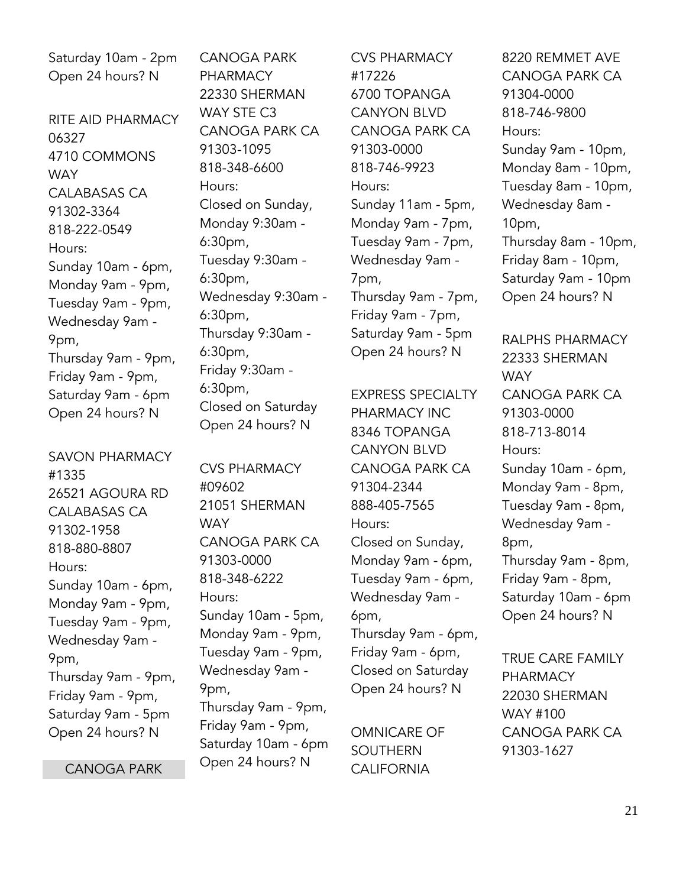Saturday 10am - 2pm
Open 24 hours? N

RITE AID PHARMACY 06327
4710 COMMONS WAY
CALABASAS CA 91302-3364
818-222-0549
Hours:
Sunday 10am - 6pm,
Monday 9am - 9pm,
Tuesday 9am - 9pm,
Wednesday 9am - 9pm,
Thursday 9am - 9pm,
Friday 9am - 9pm,
Saturday 9am - 6pm
Open 24 hours? N

SAVON PHARMACY #1335
26521 AGOURA RD
CALABASAS CA 91302-1958
818-880-8807
Hours:
Sunday 10am - 6pm,
Monday 9am - 9pm,
Tuesday 9am - 9pm,
Wednesday 9am - 9pm,
Thursday 9am - 9pm,
Friday 9am - 9pm,
Saturday 9am - 5pm
Open 24 hours? N

## CANOGA PARK

CANOGA PARK PHARMACY
22330 SHERMAN WAY STE C3
CANOGA PARK CA 91303-1095
818-348-6600
Hours:
Closed on Sunday,
Monday 9:30am - 6:30pm,
Tuesday 9:30am - 6:30pm,
Wednesday 9:30am - 6:30pm,
Thursday 9:30am - 6:30pm,
Friday 9:30am - 6:30pm,
Closed on Saturday
Open 24 hours? N

CVS PHARMACY #09602
21051 SHERMAN WAY
CANOGA PARK CA 91303-0000
818-348-6222
Hours:
Sunday 10am - 5pm,
Monday 9am - 9pm,
Tuesday 9am - 9pm,
Wednesday 9am - 9pm,
Thursday 9am - 9pm,
Friday 9am - 9pm,
Saturday 10am - 6pm
Open 24 hours? N

CVS PHARMACY #17226
6700 TOPANGA CANYON BLVD
CANOGA PARK CA 91303-0000
818-746-9923
Hours:
Sunday 11am - 5pm,
Monday 9am - 7pm,
Tuesday 9am - 7pm,
Wednesday 9am - 7pm,
Thursday 9am - 7pm,
Friday 9am - 7pm,
Saturday 9am - 5pm
Open 24 hours? N

EXPRESS SPECIALTY PHARMACY INC
8346 TOPANGA CANYON BLVD
CANOGA PARK CA 91304-2344
888-405-7565
Hours:
Closed on Sunday,
Monday 9am - 6pm,
Tuesday 9am - 6pm,
Wednesday 9am - 6pm,
Thursday 9am - 6pm,
Friday 9am - 6pm,
Closed on Saturday
Open 24 hours? N

OMNICARE OF SOUTHERN CALIFORNIA
8220 REMMET AVE
CANOGA PARK CA 91304-0000
818-746-9800
Hours:
Sunday 9am - 10pm,
Monday 8am - 10pm,
Tuesday 8am - 10pm,
Wednesday 8am - 10pm,
Thursday 8am - 10pm,
Friday 8am - 10pm,
Saturday 9am - 10pm
Open 24 hours? N

RALPHS PHARMACY
22333 SHERMAN WAY
CANOGA PARK CA 91303-0000
818-713-8014
Hours:
Sunday 10am - 6pm,
Monday 9am - 8pm,
Tuesday 9am - 8pm,
Wednesday 9am - 8pm,
Thursday 9am - 8pm,
Friday 9am - 8pm,
Saturday 10am - 6pm
Open 24 hours? N

TRUE CARE FAMILY PHARMACY
22030 SHERMAN WAY #100
CANOGA PARK CA 91303-1627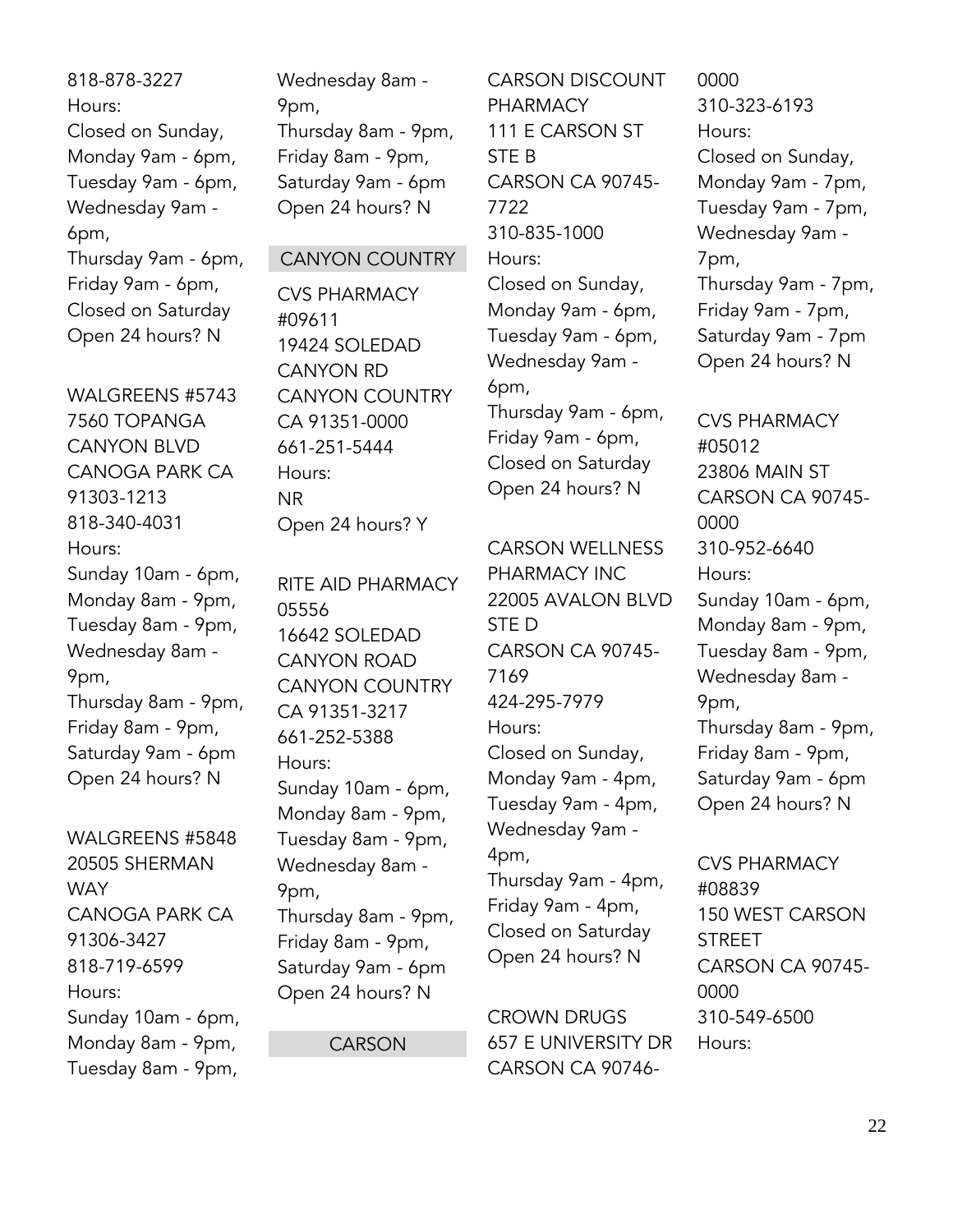818-878-3227
Hours:
Closed on Sunday,
Monday 9am - 6pm,
Tuesday 9am - 6pm,
Wednesday 9am - 6pm,
Thursday 9am - 6pm,
Friday 9am - 6pm,
Closed on Saturday
Open 24 hours? N

WALGREENS #5743
7560 TOPANGA CANYON BLVD
CANOGA PARK CA 91303-1213
818-340-4031
Hours:
Sunday 10am - 6pm,
Monday 8am - 9pm,
Tuesday 8am - 9pm,
Wednesday 8am - 9pm,
Thursday 8am - 9pm,
Friday 8am - 9pm,
Saturday 9am - 6pm
Open 24 hours? N

WALGREENS #5848
20505 SHERMAN WAY
CANOGA PARK CA 91306-3427
818-719-6599
Hours:
Sunday 10am - 6pm,
Monday 8am - 9pm,
Tuesday 8am - 9pm,
Wednesday 8am - 9pm,
Thursday 8am - 9pm,
Friday 8am - 9pm,
Saturday 9am - 6pm
Open 24 hours? N

## CANYON COUNTRY

CVS PHARMACY #09611
19424 SOLEDAD CANYON RD
CANYON COUNTRY CA 91351-0000
661-251-5444
Hours:
NR
Open 24 hours? Y

RITE AID PHARMACY 05556
16642 SOLEDAD CANYON ROAD
CANYON COUNTRY CA 91351-3217
661-252-5388
Hours:
Sunday 10am - 6pm,
Monday 8am - 9pm,
Tuesday 8am - 9pm,
Wednesday 8am - 9pm,
Thursday 8am - 9pm,
Friday 8am - 9pm,
Saturday 9am - 6pm
Open 24 hours? N

## CARSON

CARSON DISCOUNT PHARMACY
111 E CARSON ST STE B
CARSON CA 90745-7722
310-835-1000
Hours:
Closed on Sunday,
Monday 9am - 6pm,
Tuesday 9am - 6pm,
Wednesday 9am - 6pm,
Thursday 9am - 6pm,
Friday 9am - 6pm,
Closed on Saturday
Open 24 hours? N

CARSON WELLNESS PHARMACY INC
22005 AVALON BLVD STE D
CARSON CA 90745-7169
424-295-7979
Hours:
Closed on Sunday,
Monday 9am - 4pm,
Tuesday 9am - 4pm,
Wednesday 9am - 4pm,
Thursday 9am - 4pm,
Friday 9am - 4pm,
Closed on Saturday
Open 24 hours? N

CROWN DRUGS
657 E UNIVERSITY DR
CARSON CA 90746-0000
310-323-6193
Hours:
Closed on Sunday,
Monday 9am - 7pm,
Tuesday 9am - 7pm,
Wednesday 9am - 7pm,
Thursday 9am - 7pm,
Friday 9am - 7pm,
Saturday 9am - 7pm
Open 24 hours? N

CVS PHARMACY #05012
23806 MAIN ST
CARSON CA 90745-0000
310-952-6640
Hours:
Sunday 10am - 6pm,
Monday 8am - 9pm,
Tuesday 8am - 9pm,
Wednesday 8am - 9pm,
Thursday 8am - 9pm,
Friday 8am - 9pm,
Saturday 9am - 6pm
Open 24 hours? N

CVS PHARMACY #08839
150 WEST CARSON STREET
CARSON CA 90745-0000
310-549-6500
Hours: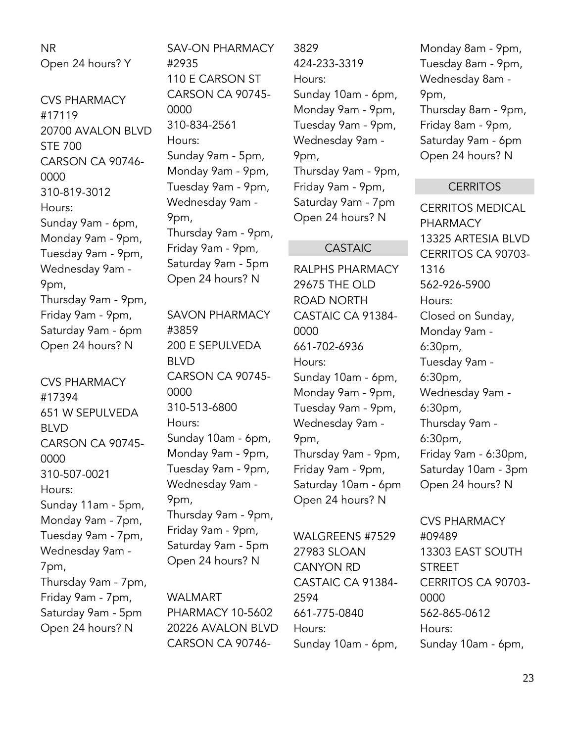NR
Open 24 hours? Y

CVS PHARMACY #17119
20700 AVALON BLVD STE 700
CARSON CA 90746-0000
310-819-3012
Hours:
Sunday 9am - 6pm,
Monday 9am - 9pm,
Tuesday 9am - 9pm,
Wednesday 9am - 9pm,
Thursday 9am - 9pm,
Friday 9am - 9pm,
Saturday 9am - 6pm
Open 24 hours? N

CVS PHARMACY #17394
651 W SEPULVEDA BLVD
CARSON CA 90745-0000
310-507-0021
Hours:
Sunday 11am - 5pm,
Monday 9am - 7pm,
Tuesday 9am - 7pm,
Wednesday 9am - 7pm,
Thursday 9am - 7pm,
Friday 9am - 7pm,
Saturday 9am - 5pm
Open 24 hours? N

SAV-ON PHARMACY #2935
110 E CARSON ST
CARSON CA 90745-0000
310-834-2561
Hours:
Sunday 9am - 5pm,
Monday 9am - 9pm,
Tuesday 9am - 9pm,
Wednesday 9am - 9pm,
Thursday 9am - 9pm,
Friday 9am - 9pm,
Saturday 9am - 5pm
Open 24 hours? N

SAVON PHARMACY #3859
200 E SEPULVEDA BLVD
CARSON CA 90745-0000
310-513-6800
Hours:
Sunday 10am - 6pm,
Monday 9am - 9pm,
Tuesday 9am - 9pm,
Wednesday 9am - 9pm,
Thursday 9am - 9pm,
Friday 9am - 9pm,
Saturday 9am - 5pm
Open 24 hours? N

WALMART PHARMACY 10-5602
20226 AVALON BLVD
CARSON CA 90746-3829
424-233-3319
Hours:
Sunday 10am - 6pm,
Monday 9am - 9pm,
Tuesday 9am - 9pm,
Wednesday 9am - 9pm,
Thursday 9am - 9pm,
Friday 9am - 9pm,
Saturday 9am - 7pm
Open 24 hours? N

## CASTAIC

RALPHS PHARMACY
29675 THE OLD ROAD NORTH
CASTAIC CA 91384-0000
661-702-6936
Hours:
Sunday 10am - 6pm,
Monday 9am - 9pm,
Tuesday 9am - 9pm,
Wednesday 9am - 9pm,
Thursday 9am - 9pm,
Friday 9am - 9pm,
Saturday 10am - 6pm
Open 24 hours? N

WALGREENS #7529
27983 SLOAN CANYON RD
CASTAIC CA 91384-2594
661-775-0840
Hours:
Sunday 10am - 6pm,
Monday 8am - 9pm,
Tuesday 8am - 9pm,
Wednesday 8am - 9pm,
Thursday 8am - 9pm,
Friday 8am - 9pm,
Saturday 9am - 6pm
Open 24 hours? N

## CERRITOS

CERRITOS MEDICAL PHARMACY
13325 ARTESIA BLVD
CERRITOS CA 90703-1316
562-926-5900
Hours:
Closed on Sunday,
Monday 9am - 6:30pm,
Tuesday 9am - 6:30pm,
Wednesday 9am - 6:30pm,
Thursday 9am - 6:30pm,
Friday 9am - 6:30pm,
Saturday 10am - 3pm
Open 24 hours? N

CVS PHARMACY #09489
13303 EAST SOUTH STREET
CERRITOS CA 90703-0000
562-865-0612
Hours:
Sunday 10am - 6pm,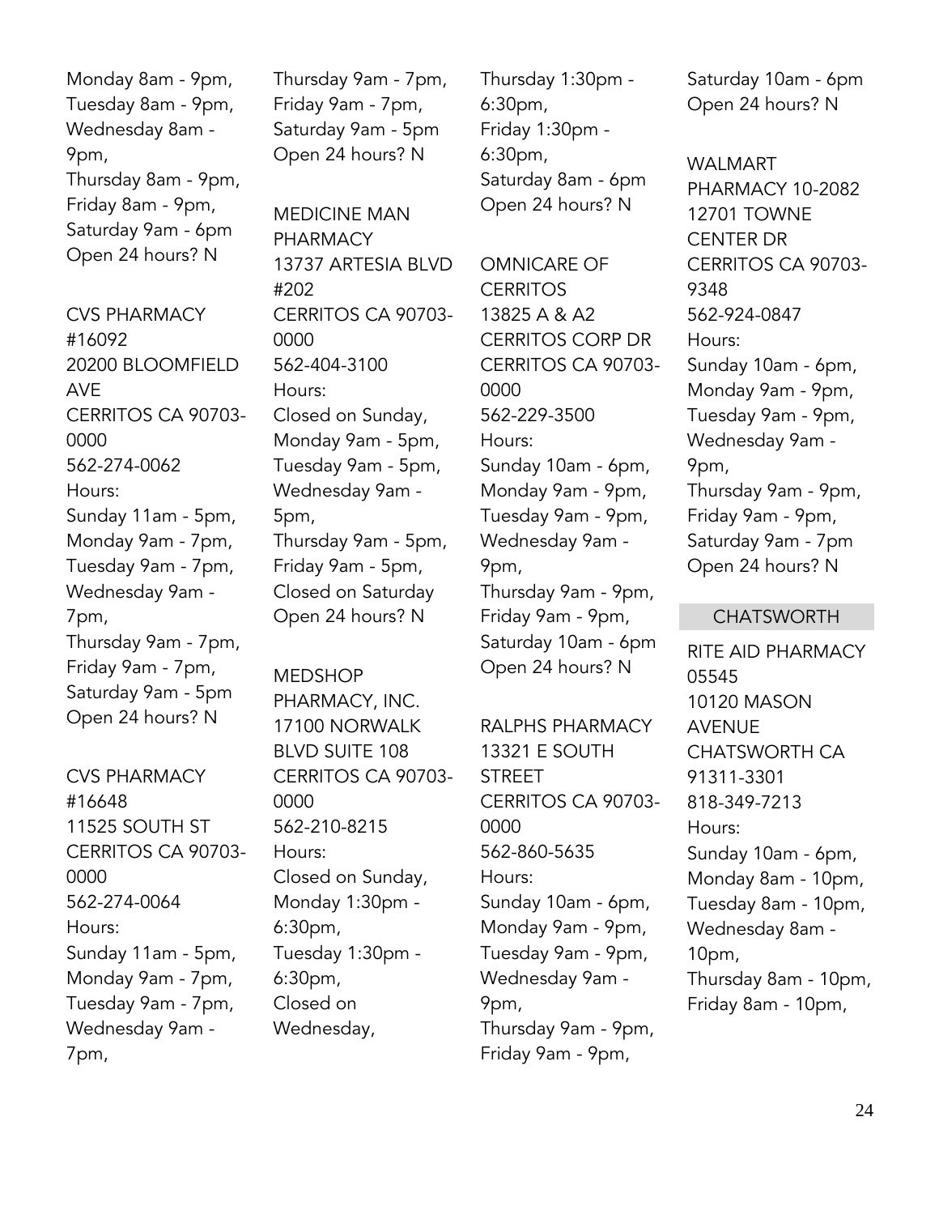Monday 8am - 9pm,
Tuesday 8am - 9pm,
Wednesday 8am - 9pm,
Thursday 8am - 9pm,
Friday 8am - 9pm,
Saturday 9am - 6pm
Open 24 hours? N

CVS PHARMACY #16092
20200 BLOOMFIELD AVE
CERRITOS CA 90703-0000
562-274-0062
Hours:
Sunday 11am - 5pm,
Monday 9am - 7pm,
Tuesday 9am - 7pm,
Wednesday 9am - 7pm,
Thursday 9am - 7pm,
Friday 9am - 7pm,
Saturday 9am - 5pm
Open 24 hours? N

CVS PHARMACY #16648
11525 SOUTH ST
CERRITOS CA 90703-0000
562-274-0064
Hours:
Sunday 11am - 5pm,
Monday 9am - 7pm,
Tuesday 9am - 7pm,
Wednesday 9am - 7pm,
Thursday 9am - 7pm,
Friday 9am - 7pm,
Saturday 9am - 5pm
Open 24 hours? N

MEDICINE MAN PHARMACY
13737 ARTESIA BLVD #202
CERRITOS CA 90703-0000
562-404-3100
Hours:
Closed on Sunday,
Monday 9am - 5pm,
Tuesday 9am - 5pm,
Wednesday 9am - 5pm,
Thursday 9am - 5pm,
Friday 9am - 5pm,
Closed on Saturday
Open 24 hours? N

MEDSHOP PHARMACY, INC.
17100 NORWALK BLVD SUITE 108
CERRITOS CA 90703-0000
562-210-8215
Hours:
Closed on Sunday,
Monday 1:30pm - 6:30pm,
Tuesday 1:30pm - 6:30pm,
Closed on Wednesday,
Thursday 1:30pm - 6:30pm,
Friday 1:30pm - 6:30pm,
Saturday 8am - 6pm
Open 24 hours? N

OMNICARE OF CERRITOS
13825 A & A2 CERRITOS CORP DR
CERRITOS CA 90703-0000
562-229-3500
Hours:
Sunday 10am - 6pm,
Monday 9am - 9pm,
Tuesday 9am - 9pm,
Wednesday 9am - 9pm,
Thursday 9am - 9pm,
Friday 9am - 9pm,
Saturday 10am - 6pm
Open 24 hours? N

RALPHS PHARMACY
13321 E SOUTH STREET
CERRITOS CA 90703-0000
562-860-5635
Hours:
Sunday 10am - 6pm,
Monday 9am - 9pm,
Tuesday 9am - 9pm,
Wednesday 9am - 9pm,
Thursday 9am - 9pm,
Friday 9am - 9pm,
Saturday 10am - 6pm
Open 24 hours? N

WALMART PHARMACY 10-2082
12701 TOWNE CENTER DR
CERRITOS CA 90703-9348
562-924-0847
Hours:
Sunday 10am - 6pm,
Monday 9am - 9pm,
Tuesday 9am - 9pm,
Wednesday 9am - 9pm,
Thursday 9am - 9pm,
Friday 9am - 9pm,
Saturday 9am - 7pm
Open 24 hours? N

## CHATSWORTH

RITE AID PHARMACY 05545
10120 MASON AVENUE
CHATSWORTH CA 91311-3301
818-349-7213
Hours:
Sunday 10am - 6pm,
Monday 8am - 10pm,
Tuesday 8am - 10pm,
Wednesday 8am - 10pm,
Thursday 8am - 10pm,
Friday 8am - 10pm,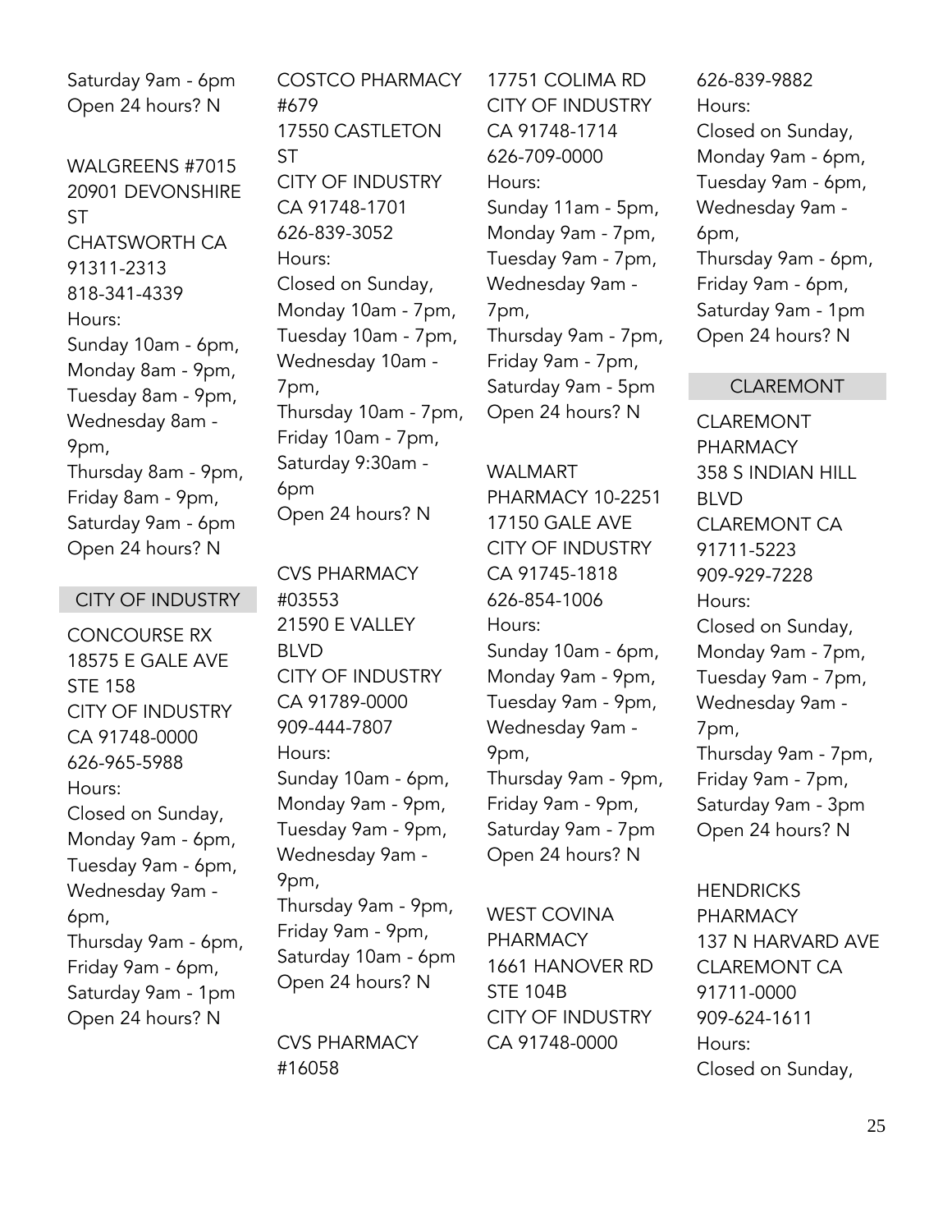Saturday 9am - 6pm
Open 24 hours? N

WALGREENS #7015
20901 DEVONSHIRE ST
CHATSWORTH CA 91311-2313
818-341-4339
Hours:
Sunday 10am - 6pm,
Monday 8am - 9pm,
Tuesday 8am - 9pm,
Wednesday 8am - 9pm,
Thursday 8am - 9pm,
Friday 8am - 9pm,
Saturday 9am - 6pm
Open 24 hours? N

## CITY OF INDUSTRY

CONCOURSE RX
18575 E GALE AVE STE 158
CITY OF INDUSTRY CA 91748-0000
626-965-5988
Hours:
Closed on Sunday,
Monday 9am - 6pm,
Tuesday 9am - 6pm,
Wednesday 9am - 6pm,
Thursday 9am - 6pm,
Friday 9am - 6pm,
Saturday 9am - 1pm
Open 24 hours? N

COSTCO PHARMACY #679
17550 CASTLETON ST
CITY OF INDUSTRY CA 91748-1701
626-839-3052
Hours:
Closed on Sunday,
Monday 10am - 7pm,
Tuesday 10am - 7pm,
Wednesday 10am - 7pm,
Thursday 10am - 7pm,
Friday 10am - 7pm,
Saturday 9:30am - 6pm
Open 24 hours? N

CVS PHARMACY #03553
21590 E VALLEY BLVD
CITY OF INDUSTRY CA 91789-0000
909-444-7807
Hours:
Sunday 10am - 6pm,
Monday 9am - 9pm,
Tuesday 9am - 9pm,
Wednesday 9am - 9pm,
Thursday 9am - 9pm,
Friday 9am - 9pm,
Saturday 10am - 6pm
Open 24 hours? N

CVS PHARMACY #16058
17751 COLIMA RD
CITY OF INDUSTRY CA 91748-1714
626-709-0000
Hours:
Sunday 11am - 5pm,
Monday 9am - 7pm,
Tuesday 9am - 7pm,
Wednesday 9am - 7pm,
Thursday 9am - 7pm,
Friday 9am - 7pm,
Saturday 9am - 5pm
Open 24 hours? N

WALMART PHARMACY 10-2251
17150 GALE AVE
CITY OF INDUSTRY CA 91745-1818
626-854-1006
Hours:
Sunday 10am - 6pm,
Monday 9am - 9pm,
Tuesday 9am - 9pm,
Wednesday 9am - 9pm,
Thursday 9am - 9pm,
Friday 9am - 9pm,
Saturday 9am - 7pm
Open 24 hours? N

WEST COVINA PHARMACY
1661 HANOVER RD STE 104B
CITY OF INDUSTRY CA 91748-0000
626-839-9882
Hours:
Closed on Sunday,
Monday 9am - 6pm,
Tuesday 9am - 6pm,
Wednesday 9am - 6pm,
Thursday 9am - 6pm,
Friday 9am - 6pm,
Saturday 9am - 1pm
Open 24 hours? N

## CLAREMONT

CLAREMONT PHARMACY
358 S INDIAN HILL BLVD
CLAREMONT CA 91711-5223
909-929-7228
Hours:
Closed on Sunday,
Monday 9am - 7pm,
Tuesday 9am - 7pm,
Wednesday 9am - 7pm,
Thursday 9am - 7pm,
Friday 9am - 7pm,
Saturday 9am - 3pm
Open 24 hours? N

HENDRICKS PHARMACY
137 N HARVARD AVE
CLAREMONT CA 91711-0000
909-624-1611
Hours:
Closed on Sunday,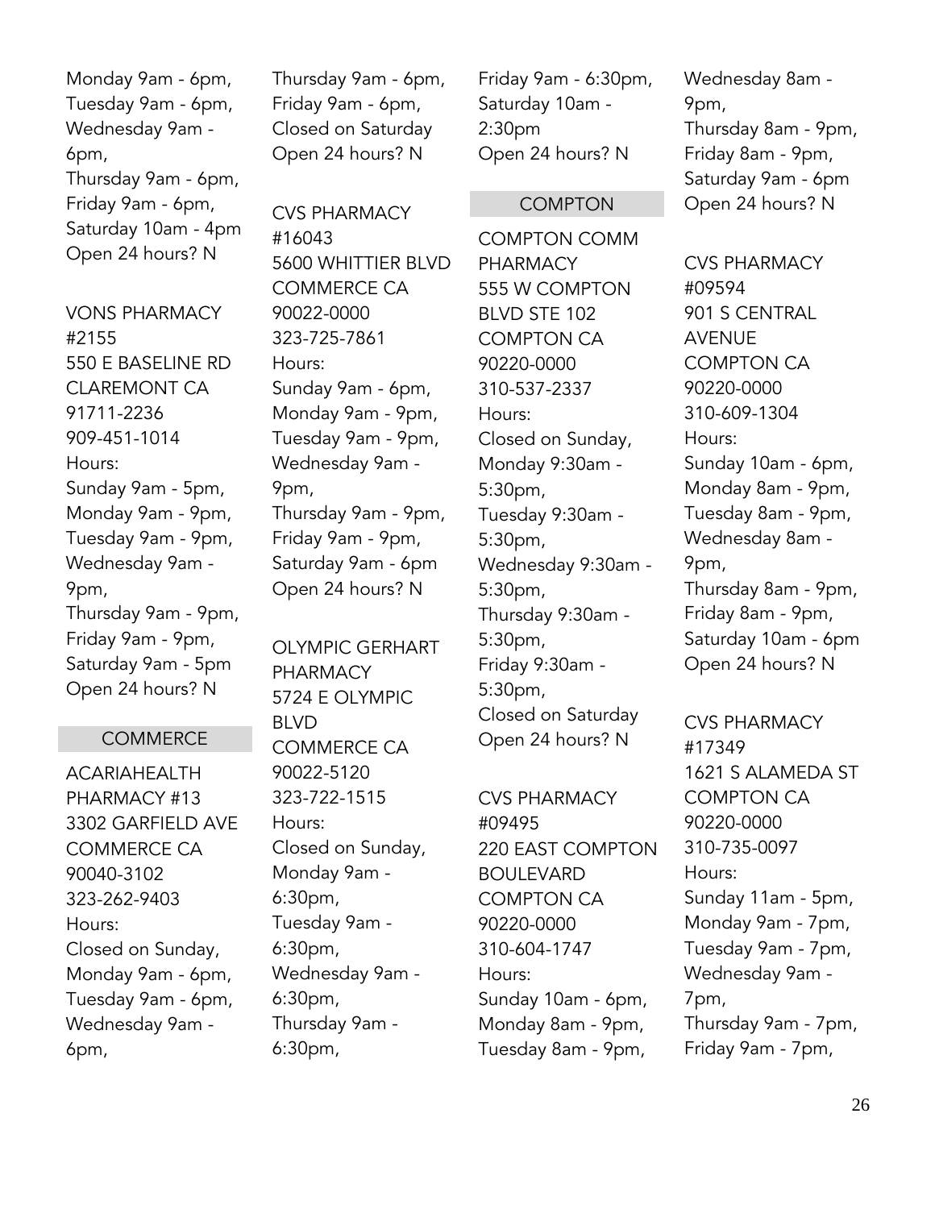Monday 9am - 6pm,
Tuesday 9am - 6pm,
Wednesday 9am - 6pm,
Thursday 9am - 6pm,
Friday 9am - 6pm,
Saturday 10am - 4pm
Open 24 hours? N

VONS PHARMACY #2155
550 E BASELINE RD
CLAREMONT CA 91711-2236
909-451-1014
Hours:
Sunday 9am - 5pm,
Monday 9am - 9pm,
Tuesday 9am - 9pm,
Wednesday 9am - 9pm,
Thursday 9am - 9pm,
Friday 9am - 9pm,
Saturday 9am - 5pm
Open 24 hours? N

## COMMERCE

ACARIAHEALTH PHARMACY #13
3302 GARFIELD AVE
COMMERCE CA 90040-3102
323-262-9403
Hours:
Closed on Sunday,
Monday 9am - 6pm,
Tuesday 9am - 6pm,
Wednesday 9am - 6pm,
Thursday 9am - 6pm,
Friday 9am - 6pm,
Closed on Saturday
Open 24 hours? N

CVS PHARMACY #16043
5600 WHITTIER BLVD
COMMERCE CA 90022-0000
323-725-7861
Hours:
Sunday 9am - 6pm,
Monday 9am - 9pm,
Tuesday 9am - 9pm,
Wednesday 9am - 9pm,
Thursday 9am - 9pm,
Friday 9am - 9pm,
Saturday 9am - 6pm
Open 24 hours? N

OLYMPIC GERHART PHARMACY
5724 E OLYMPIC BLVD
COMMERCE CA 90022-5120
323-722-1515
Hours:
Closed on Sunday,
Monday 9am - 6:30pm,
Tuesday 9am - 6:30pm,
Wednesday 9am - 6:30pm,
Thursday 9am - 6:30pm,
Friday 9am - 6:30pm,
Saturday 10am - 2:30pm
Open 24 hours? N

## COMPTON

COMPTON COMM PHARMACY
555 W COMPTON BLVD STE 102
COMPTON CA 90220-0000
310-537-2337
Hours:
Closed on Sunday,
Monday 9:30am - 5:30pm,
Tuesday 9:30am - 5:30pm,
Wednesday 9:30am - 5:30pm,
Thursday 9:30am - 5:30pm,
Friday 9:30am - 5:30pm,
Closed on Saturday
Open 24 hours? N

CVS PHARMACY #09495
220 EAST COMPTON BOULEVARD
COMPTON CA 90220-0000
310-604-1747
Hours:
Sunday 10am - 6pm,
Monday 8am - 9pm,
Tuesday 8am - 9pm,
Wednesday 8am - 9pm,
Thursday 8am - 9pm,
Friday 8am - 9pm,
Saturday 9am - 6pm
Open 24 hours? N

CVS PHARMACY #09594
901 S CENTRAL AVENUE
COMPTON CA 90220-0000
310-609-1304
Hours:
Sunday 10am - 6pm,
Monday 8am - 9pm,
Tuesday 8am - 9pm,
Wednesday 8am - 9pm,
Thursday 8am - 9pm,
Friday 8am - 9pm,
Saturday 10am - 6pm
Open 24 hours? N

CVS PHARMACY #17349
1621 S ALAMEDA ST
COMPTON CA 90220-0000
310-735-0097
Hours:
Sunday 11am - 5pm,
Monday 9am - 7pm,
Tuesday 9am - 7pm,
Wednesday 9am - 7pm,
Thursday 9am - 7pm,
Friday 9am - 7pm,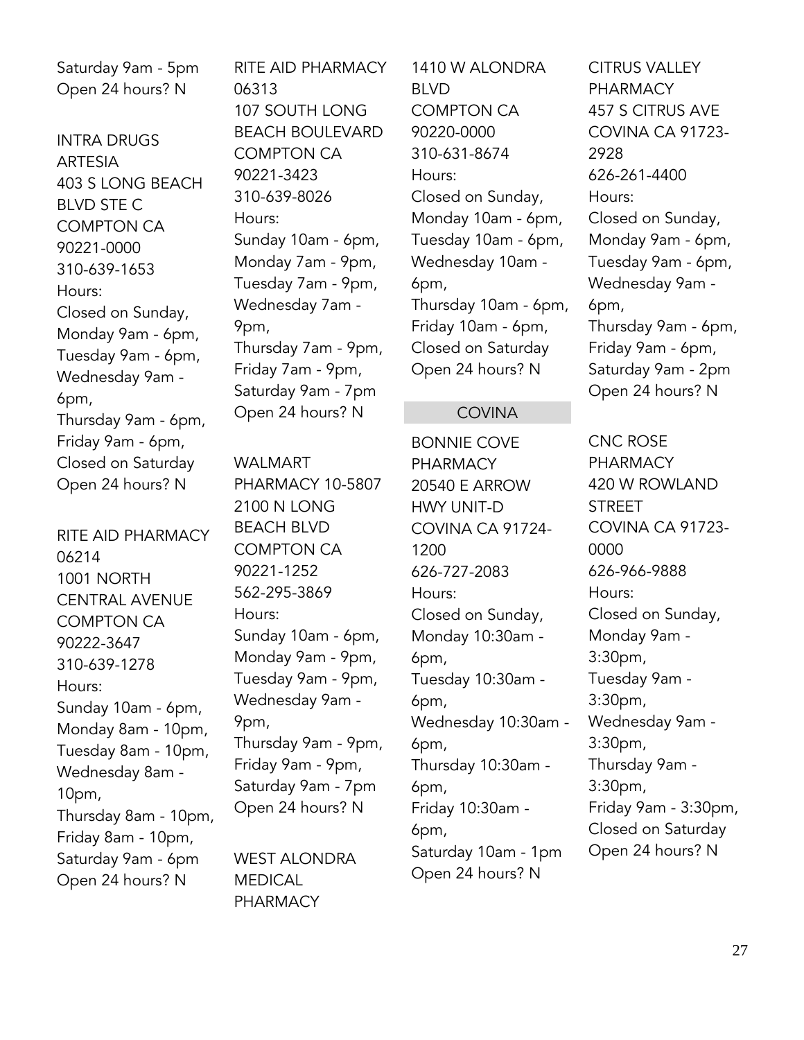Saturday 9am - 5pm
Open 24 hours? N

INTRA DRUGS ARTESIA
403 S LONG BEACH BLVD STE C
COMPTON CA 90221-0000
310-639-1653
Hours:
Closed on Sunday,
Monday 9am - 6pm,
Tuesday 9am - 6pm,
Wednesday 9am - 6pm,
Thursday 9am - 6pm,
Friday 9am - 6pm,
Closed on Saturday
Open 24 hours? N

RITE AID PHARMACY 06214
1001 NORTH CENTRAL AVENUE
COMPTON CA 90222-3647
310-639-1278
Hours:
Sunday 10am - 6pm,
Monday 8am - 10pm,
Tuesday 8am - 10pm,
Wednesday 8am - 10pm,
Thursday 8am - 10pm,
Friday 8am - 10pm,
Saturday 9am - 6pm
Open 24 hours? N

RITE AID PHARMACY 06313
107 SOUTH LONG BEACH BOULEVARD
COMPTON CA 90221-3423
310-639-8026
Hours:
Sunday 10am - 6pm,
Monday 7am - 9pm,
Tuesday 7am - 9pm,
Wednesday 7am - 9pm,
Thursday 7am - 9pm,
Friday 7am - 9pm,
Saturday 9am - 7pm
Open 24 hours? N

WALMART PHARMACY 10-5807
2100 N LONG BEACH BLVD
COMPTON CA 90221-1252
562-295-3869
Hours:
Sunday 10am - 6pm,
Monday 9am - 9pm,
Tuesday 9am - 9pm,
Wednesday 9am - 9pm,
Thursday 9am - 9pm,
Friday 9am - 9pm,
Saturday 9am - 7pm
Open 24 hours? N

WEST ALONDRA MEDICAL PHARMACY
1410 W ALONDRA BLVD
COMPTON CA 90220-0000
310-631-8674
Hours:
Closed on Sunday,
Monday 10am - 6pm,
Tuesday 10am - 6pm,
Wednesday 10am - 6pm,
Thursday 10am - 6pm,
Friday 10am - 6pm,
Closed on Saturday
Open 24 hours? N

## COVINA

BONNIE COVE PHARMACY
20540 E ARROW HWY UNIT-D
COVINA CA 91724-1200
626-727-2083
Hours:
Closed on Sunday,
Monday 10:30am - 6pm,
Tuesday 10:30am - 6pm,
Wednesday 10:30am - 6pm,
Thursday 10:30am - 6pm,
Friday 10:30am - 6pm,
Saturday 10am - 1pm
Open 24 hours? N

CITRUS VALLEY PHARMACY
457 S CITRUS AVE
COVINA CA 91723-2928
626-261-4400
Hours:
Closed on Sunday,
Monday 9am - 6pm,
Tuesday 9am - 6pm,
Wednesday 9am - 6pm,
Thursday 9am - 6pm,
Friday 9am - 6pm,
Saturday 9am - 2pm
Open 24 hours? N

CNC ROSE PHARMACY
420 W ROWLAND STREET
COVINA CA 91723-0000
626-966-9888
Hours:
Closed on Sunday,
Monday 9am - 3:30pm,
Tuesday 9am - 3:30pm,
Wednesday 9am - 3:30pm,
Thursday 9am - 3:30pm,
Friday 9am - 3:30pm,
Closed on Saturday
Open 24 hours? N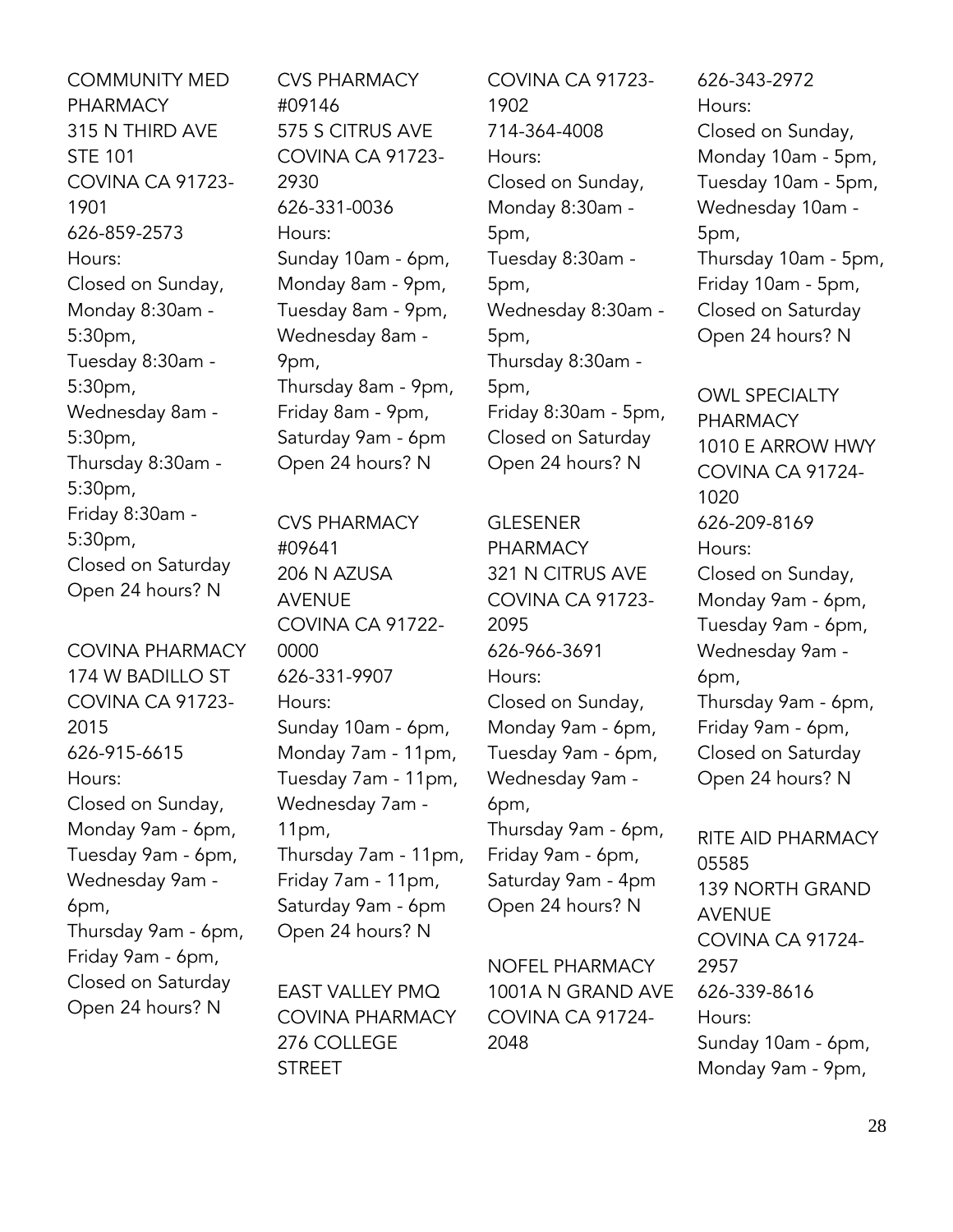COMMUNITY MED PHARMACY
315 N THIRD AVE STE 101
COVINA CA 91723-1901
626-859-2573
Hours:
Closed on Sunday,
Monday 8:30am - 5:30pm,
Tuesday 8:30am - 5:30pm,
Wednesday 8am - 5:30pm,
Thursday 8:30am - 5:30pm,
Friday 8:30am - 5:30pm,
Closed on Saturday
Open 24 hours? N

COVINA PHARMACY
174 W BADILLO ST
COVINA CA 91723-2015
626-915-6615
Hours:
Closed on Sunday,
Monday 9am - 6pm,
Tuesday 9am - 6pm,
Wednesday 9am - 6pm,
Thursday 9am - 6pm,
Friday 9am - 6pm,
Closed on Saturday
Open 24 hours? N

CVS PHARMACY #09146
575 S CITRUS AVE
COVINA CA 91723-2930
626-331-0036
Hours:
Sunday 10am - 6pm,
Monday 8am - 9pm,
Tuesday 8am - 9pm,
Wednesday 8am - 9pm,
Thursday 8am - 9pm,
Friday 8am - 9pm,
Saturday 9am - 6pm
Open 24 hours? N

CVS PHARMACY #09641
206 N AZUSA AVENUE
COVINA CA 91722-0000
626-331-9907
Hours:
Sunday 10am - 6pm,
Monday 7am - 11pm,
Tuesday 7am - 11pm,
Wednesday 7am - 11pm,
Thursday 7am - 11pm,
Friday 7am - 11pm,
Saturday 9am - 6pm
Open 24 hours? N

EAST VALLEY PMQ COVINA PHARMACY
276 COLLEGE STREET
COVINA CA 91723-1902
714-364-4008
Hours:
Closed on Sunday,
Monday 8:30am - 5pm,
Tuesday 8:30am - 5pm,
Wednesday 8:30am - 5pm,
Thursday 8:30am - 5pm,
Friday 8:30am - 5pm,
Closed on Saturday
Open 24 hours? N

GLESENER PHARMACY
321 N CITRUS AVE
COVINA CA 91723-2095
626-966-3691
Hours:
Closed on Sunday,
Monday 9am - 6pm,
Tuesday 9am - 6pm,
Wednesday 9am - 6pm,
Thursday 9am - 6pm,
Friday 9am - 6pm,
Saturday 9am - 4pm
Open 24 hours? N

NOFEL PHARMACY
1001A N GRAND AVE
COVINA CA 91724-2048
626-343-2972
Hours:
Closed on Sunday,
Monday 10am - 5pm,
Tuesday 10am - 5pm,
Wednesday 10am - 5pm,
Thursday 10am - 5pm,
Friday 10am - 5pm,
Closed on Saturday
Open 24 hours? N

OWL SPECIALTY PHARMACY
1010 E ARROW HWY
COVINA CA 91724-1020
626-209-8169
Hours:
Closed on Sunday,
Monday 9am - 6pm,
Tuesday 9am - 6pm,
Wednesday 9am - 6pm,
Thursday 9am - 6pm,
Friday 9am - 6pm,
Closed on Saturday
Open 24 hours? N

RITE AID PHARMACY 05585
139 NORTH GRAND AVENUE
COVINA CA 91724-2957
626-339-8616
Hours:
Sunday 10am - 6pm,
Monday 9am - 9pm,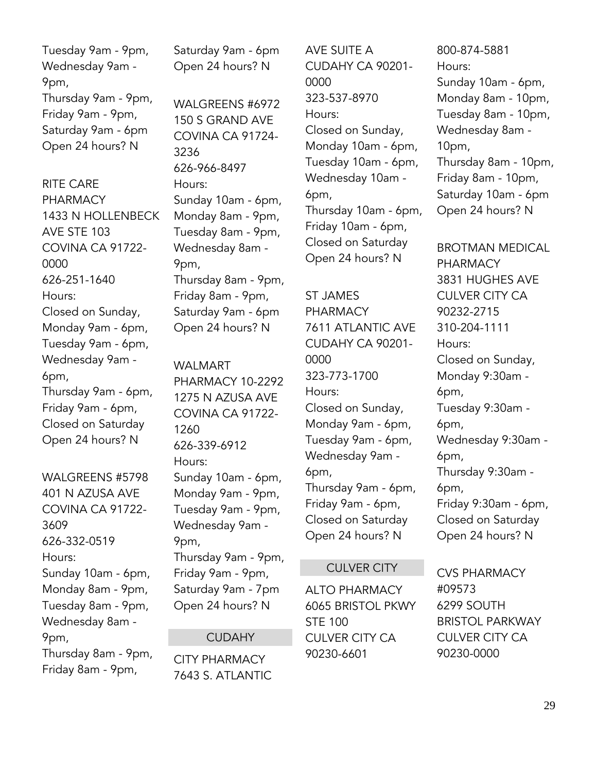Tuesday 9am - 9pm,
Wednesday 9am - 9pm,
Thursday 9am - 9pm,
Friday 9am - 9pm,
Saturday 9am - 6pm
Open 24 hours? N

RITE CARE PHARMACY
1433 N HOLLENBECK AVE STE 103
COVINA CA 91722-0000
626-251-1640
Hours:
Closed on Sunday,
Monday 9am - 6pm,
Tuesday 9am - 6pm,
Wednesday 9am - 6pm,
Thursday 9am - 6pm,
Friday 9am - 6pm,
Closed on Saturday
Open 24 hours? N

WALGREENS #5798
401 N AZUSA AVE
COVINA CA 91722-3609
626-332-0519
Hours:
Sunday 10am - 6pm,
Monday 8am - 9pm,
Tuesday 8am - 9pm,
Wednesday 8am - 9pm,
Thursday 8am - 9pm,
Friday 8am - 9pm,
Saturday 9am - 6pm
Open 24 hours? N

WALGREENS #6972
150 S GRAND AVE
COVINA CA 91724-3236
626-966-8497
Hours:
Sunday 10am - 6pm,
Monday 8am - 9pm,
Tuesday 8am - 9pm,
Wednesday 8am - 9pm,
Thursday 8am - 9pm,
Friday 8am - 9pm,
Saturday 9am - 6pm
Open 24 hours? N

WALMART PHARMACY 10-2292
1275 N AZUSA AVE
COVINA CA 91722-1260
626-339-6912
Hours:
Sunday 10am - 6pm,
Monday 9am - 9pm,
Tuesday 9am - 9pm,
Wednesday 9am - 9pm,
Thursday 9am - 9pm,
Friday 9am - 9pm,
Saturday 9am - 7pm
Open 24 hours? N

## CUDAHY

CITY PHARMACY
7643 S. ATLANTIC AVE SUITE A
CUDAHY CA 90201-0000
323-537-8970
Hours:
Closed on Sunday,
Monday 10am - 6pm,
Tuesday 10am - 6pm,
Wednesday 10am - 6pm,
Thursday 10am - 6pm,
Friday 10am - 6pm,
Closed on Saturday
Open 24 hours? N

ST JAMES PHARMACY
7611 ATLANTIC AVE
CUDAHY CA 90201-0000
323-773-1700
Hours:
Closed on Sunday,
Monday 9am - 6pm,
Tuesday 9am - 6pm,
Wednesday 9am - 6pm,
Thursday 9am - 6pm,
Friday 9am - 6pm,
Closed on Saturday
Open 24 hours? N

## CULVER CITY

ALTO PHARMACY
6065 BRISTOL PKWY STE 100
CULVER CITY CA 90230-6601
800-874-5881
Hours:
Sunday 10am - 6pm,
Monday 8am - 10pm,
Tuesday 8am - 10pm,
Wednesday 8am - 10pm,
Thursday 8am - 10pm,
Friday 8am - 10pm,
Saturday 10am - 6pm
Open 24 hours? N

BROTMAN MEDICAL PHARMACY
3831 HUGHES AVE
CULVER CITY CA 90232-2715
310-204-1111
Hours:
Closed on Sunday,
Monday 9:30am - 6pm,
Tuesday 9:30am - 6pm,
Wednesday 9:30am - 6pm,
Thursday 9:30am - 6pm,
Friday 9:30am - 6pm,
Closed on Saturday
Open 24 hours? N

CVS PHARMACY #09573
6299 SOUTH BRISTOL PARKWAY
CULVER CITY CA 90230-0000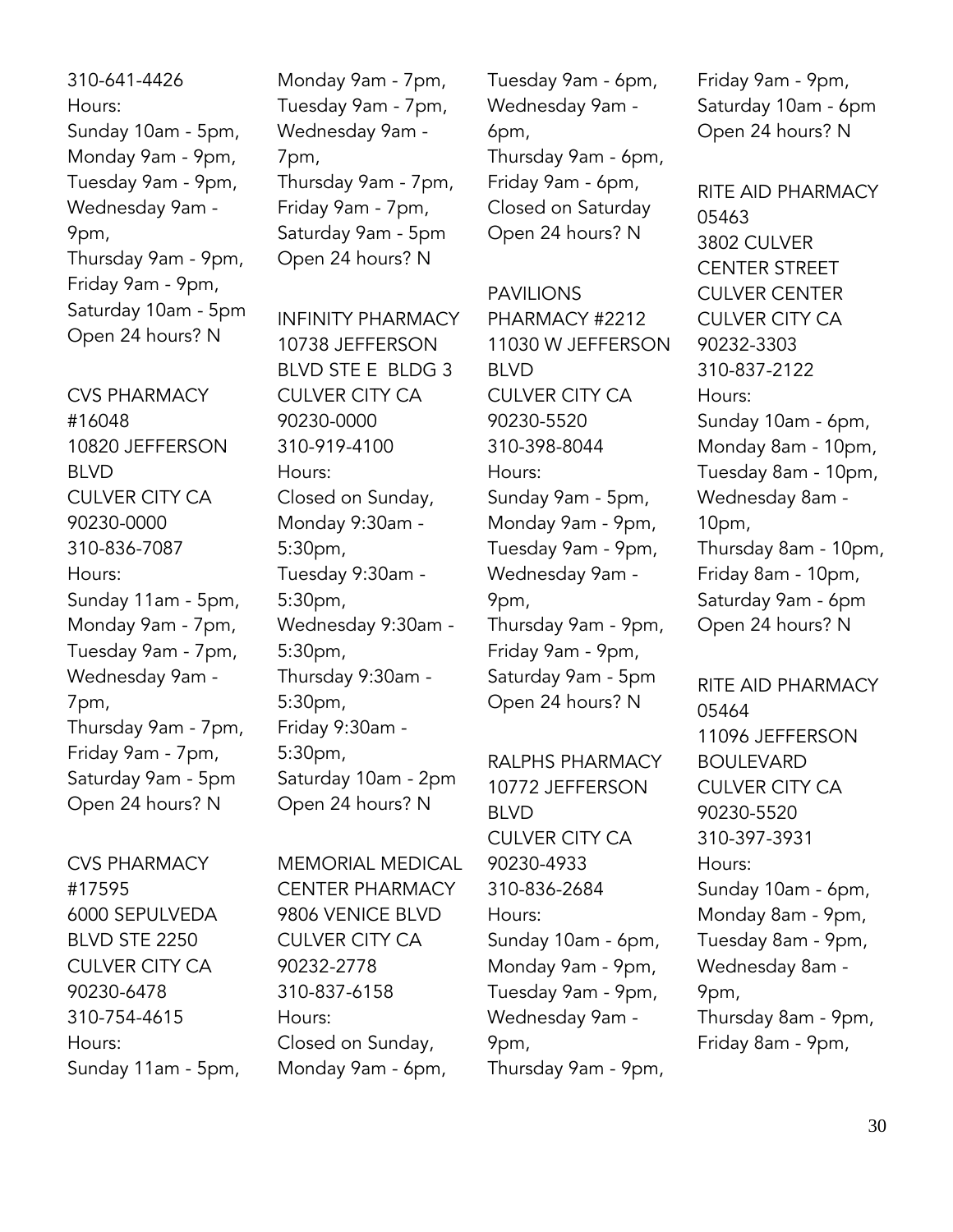310-641-4426
Hours:
Sunday 10am - 5pm,
Monday 9am - 9pm,
Tuesday 9am - 9pm,
Wednesday 9am - 9pm,
Thursday 9am - 9pm,
Friday 9am - 9pm,
Saturday 10am - 5pm
Open 24 hours? N

CVS PHARMACY #16048
10820 JEFFERSON BLVD
CULVER CITY CA 90230-0000
310-836-7087
Hours:
Sunday 11am - 5pm,
Monday 9am - 7pm,
Tuesday 9am - 7pm,
Wednesday 9am - 7pm,
Thursday 9am - 7pm,
Friday 9am - 7pm,
Saturday 9am - 5pm
Open 24 hours? N

CVS PHARMACY #17595
6000 SEPULVEDA BLVD STE 2250
CULVER CITY CA 90230-6478
310-754-4615
Hours:
Sunday 11am - 5pm,
Monday 9am - 7pm,
Tuesday 9am - 7pm,
Wednesday 9am - 7pm,
Thursday 9am - 7pm,
Friday 9am - 7pm,
Saturday 9am - 5pm
Open 24 hours? N

INFINITY PHARMACY
10738 JEFFERSON BLVD STE E BLDG 3
CULVER CITY CA 90230-0000
310-919-4100
Hours:
Closed on Sunday,
Monday 9:30am - 5:30pm,
Tuesday 9:30am - 5:30pm,
Wednesday 9:30am - 5:30pm,
Thursday 9:30am - 5:30pm,
Friday 9:30am - 5:30pm,
Saturday 10am - 2pm
Open 24 hours? N

MEMORIAL MEDICAL CENTER PHARMACY
9806 VENICE BLVD
CULVER CITY CA 90232-2778
310-837-6158
Hours:
Closed on Sunday,
Monday 9am - 6pm,
Tuesday 9am - 6pm,
Wednesday 9am - 6pm,
Thursday 9am - 6pm,
Friday 9am - 6pm,
Closed on Saturday
Open 24 hours? N

PAVILIONS PHARMACY #2212
11030 W JEFFERSON BLVD
CULVER CITY CA 90230-5520
310-398-8044
Hours:
Sunday 9am - 5pm,
Monday 9am - 9pm,
Tuesday 9am - 9pm,
Wednesday 9am - 9pm,
Thursday 9am - 9pm,
Friday 9am - 9pm,
Saturday 9am - 5pm
Open 24 hours? N

RALPHS PHARMACY
10772 JEFFERSON BLVD
CULVER CITY CA 90230-4933
310-836-2684
Hours:
Sunday 10am - 6pm,
Monday 9am - 9pm,
Tuesday 9am - 9pm,
Wednesday 9am - 9pm,
Thursday 9am - 9pm,
Friday 9am - 9pm,
Saturday 10am - 6pm
Open 24 hours? N

RITE AID PHARMACY 05463
3802 CULVER CENTER STREET CULVER CENTER
CULVER CITY CA 90232-3303
310-837-2122
Hours:
Sunday 10am - 6pm,
Monday 8am - 10pm,
Tuesday 8am - 10pm,
Wednesday 8am - 10pm,
Thursday 8am - 10pm,
Friday 8am - 10pm,
Saturday 9am - 6pm
Open 24 hours? N

RITE AID PHARMACY 05464
11096 JEFFERSON BOULEVARD
CULVER CITY CA 90230-5520
310-397-3931
Hours:
Sunday 10am - 6pm,
Monday 8am - 9pm,
Tuesday 8am - 9pm,
Wednesday 8am - 9pm,
Thursday 8am - 9pm,
Friday 8am - 9pm,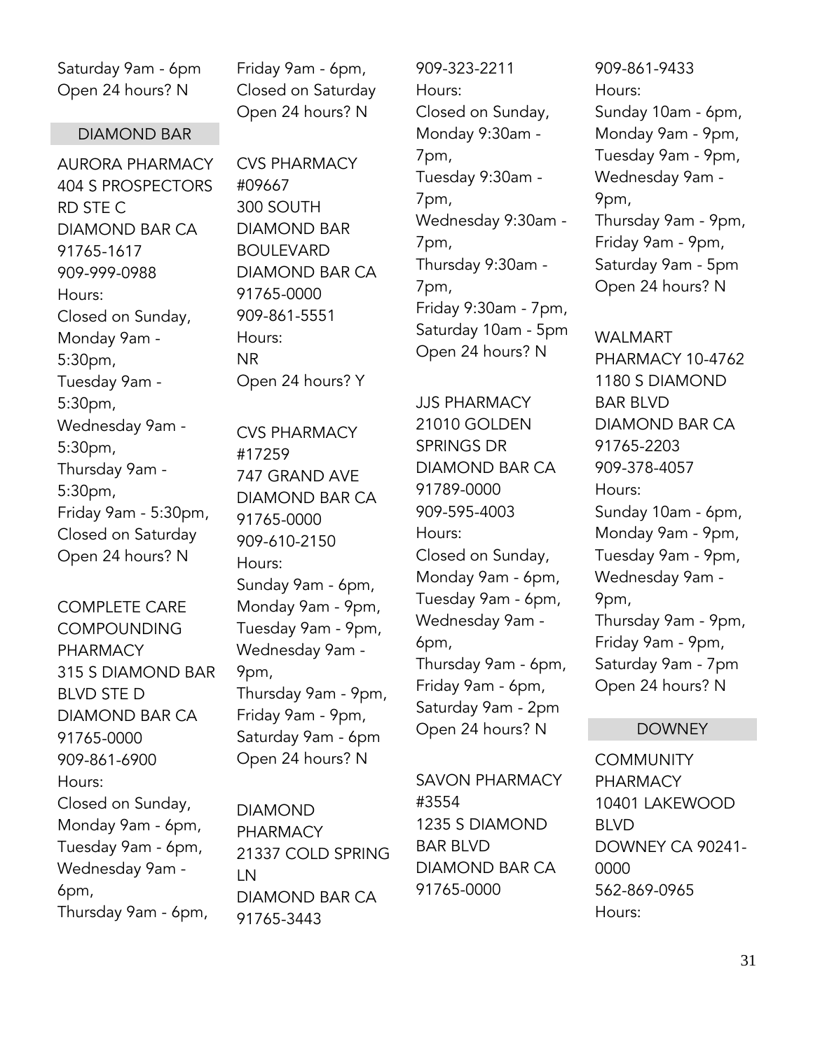Saturday 9am - 6pm
Open 24 hours? N

## DIAMOND BAR

AURORA PHARMACY
404 S PROSPECTORS RD STE C
DIAMOND BAR CA 91765-1617
909-999-0988
Hours:
Closed on Sunday,
Monday 9am - 5:30pm,
Tuesday 9am - 5:30pm,
Wednesday 9am - 5:30pm,
Thursday 9am - 5:30pm,
Friday 9am - 5:30pm,
Closed on Saturday
Open 24 hours? N

COMPLETE CARE COMPOUNDING PHARMACY
315 S DIAMOND BAR BLVD STE D
DIAMOND BAR CA 91765-0000
909-861-6900
Hours:
Closed on Sunday,
Monday 9am - 6pm,
Tuesday 9am - 6pm,
Wednesday 9am - 6pm,
Thursday 9am - 6pm,
Friday 9am - 6pm,
Closed on Saturday
Open 24 hours? N

CVS PHARMACY #09667
300 SOUTH DIAMOND BAR BOULEVARD
DIAMOND BAR CA 91765-0000
909-861-5551
Hours:
NR
Open 24 hours? Y

CVS PHARMACY #17259
747 GRAND AVE
DIAMOND BAR CA 91765-0000
909-610-2150
Hours:
Sunday 9am - 6pm,
Monday 9am - 9pm,
Tuesday 9am - 9pm,
Wednesday 9am - 9pm,
Thursday 9am - 9pm,
Friday 9am - 9pm,
Saturday 9am - 6pm
Open 24 hours? N

DIAMOND PHARMACY
21337 COLD SPRING LN
DIAMOND BAR CA 91765-3443
909-323-2211
Hours:
Closed on Sunday,
Monday 9:30am - 7pm,
Tuesday 9:30am - 7pm,
Wednesday 9:30am - 7pm,
Thursday 9:30am - 7pm,
Friday 9:30am - 7pm,
Saturday 10am - 5pm
Open 24 hours? N

JJS PHARMACY
21010 GOLDEN SPRINGS DR
DIAMOND BAR CA 91789-0000
909-595-4003
Hours:
Closed on Sunday,
Monday 9am - 6pm,
Tuesday 9am - 6pm,
Wednesday 9am - 6pm,
Thursday 9am - 6pm,
Friday 9am - 6pm,
Saturday 9am - 2pm
Open 24 hours? N

SAVON PHARMACY #3554
1235 S DIAMOND BAR BLVD
DIAMOND BAR CA 91765-0000
909-861-9433
Hours:
Sunday 10am - 6pm,
Monday 9am - 9pm,
Tuesday 9am - 9pm,
Wednesday 9am - 9pm,
Thursday 9am - 9pm,
Friday 9am - 9pm,
Saturday 9am - 5pm
Open 24 hours? N

WALMART PHARMACY 10-4762
1180 S DIAMOND BAR BLVD
DIAMOND BAR CA 91765-2203
909-378-4057
Hours:
Sunday 10am - 6pm,
Monday 9am - 9pm,
Tuesday 9am - 9pm,
Wednesday 9am - 9pm,
Thursday 9am - 9pm,
Friday 9am - 9pm,
Saturday 9am - 7pm
Open 24 hours? N

## DOWNEY

COMMUNITY PHARMACY
10401 LAKEWOOD BLVD
DOWNEY CA 90241-0000
562-869-0965
Hours: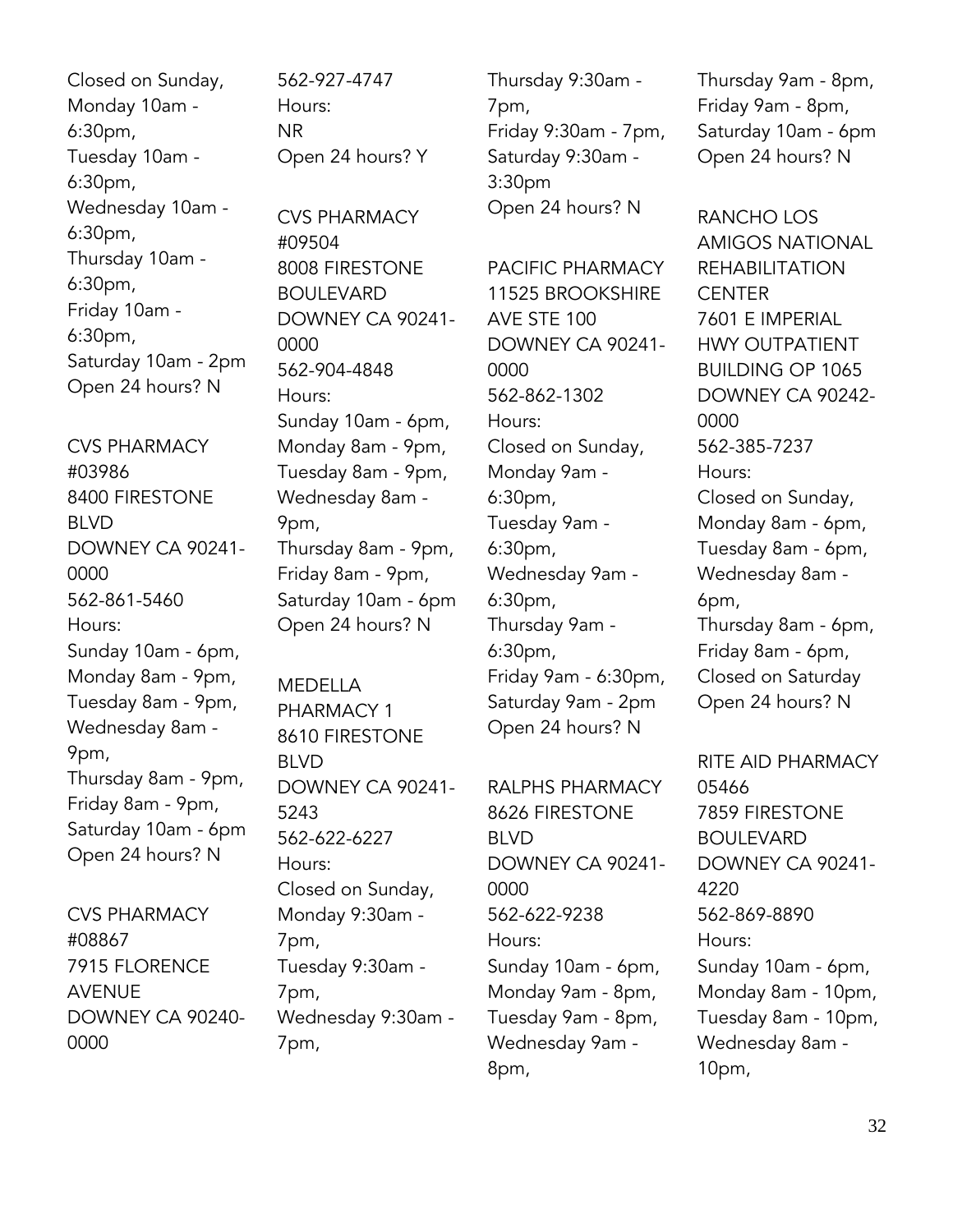Closed on Sunday,
Monday 10am - 6:30pm,
Tuesday 10am - 6:30pm,
Wednesday 10am - 6:30pm,
Thursday 10am - 6:30pm,
Friday 10am - 6:30pm,
Saturday 10am - 2pm
Open 24 hours? N

CVS PHARMACY #03986
8400 FIRESTONE BLVD
DOWNEY CA 90241-0000
562-861-5460
Hours:
Sunday 10am - 6pm,
Monday 8am - 9pm,
Tuesday 8am - 9pm,
Wednesday 8am - 9pm,
Thursday 8am - 9pm,
Friday 8am - 9pm,
Saturday 10am - 6pm
Open 24 hours? N

CVS PHARMACY #08867
7915 FLORENCE AVENUE
DOWNEY CA 90240-0000
562-927-4747
Hours:
NR
Open 24 hours? Y

CVS PHARMACY #09504
8008 FIRESTONE BOULEVARD
DOWNEY CA 90241-0000
562-904-4848
Hours:
Sunday 10am - 6pm,
Monday 8am - 9pm,
Tuesday 8am - 9pm,
Wednesday 8am - 9pm,
Thursday 8am - 9pm,
Friday 8am - 9pm,
Saturday 10am - 6pm
Open 24 hours? N

MEDELLA PHARMACY 1
8610 FIRESTONE BLVD
DOWNEY CA 90241-5243
562-622-6227
Hours:
Closed on Sunday,
Monday 9:30am - 7pm,
Tuesday 9:30am - 7pm,
Wednesday 9:30am - 7pm,
Thursday 9:30am - 7pm,
Friday 9:30am - 7pm,
Saturday 9:30am - 3:30pm
Open 24 hours? N

PACIFIC PHARMACY
11525 BROOKSHIRE AVE STE 100
DOWNEY CA 90241-0000
562-862-1302
Hours:
Closed on Sunday,
Monday 9am - 6:30pm,
Tuesday 9am - 6:30pm,
Wednesday 9am - 6:30pm,
Thursday 9am - 6:30pm,
Friday 9am - 6:30pm,
Saturday 9am - 2pm
Open 24 hours? N

RALPHS PHARMACY
8626 FIRESTONE BLVD
DOWNEY CA 90241-0000
562-622-9238
Hours:
Sunday 10am - 6pm,
Monday 9am - 8pm,
Tuesday 9am - 8pm,
Wednesday 9am - 8pm,
Thursday 9am - 8pm,
Friday 9am - 8pm,
Saturday 10am - 6pm
Open 24 hours? N

RANCHO LOS AMIGOS NATIONAL REHABILITATION CENTER
7601 E IMPERIAL HWY OUTPATIENT BUILDING OP 1065
DOWNEY CA 90242-0000
562-385-7237
Hours:
Closed on Sunday,
Monday 8am - 6pm,
Tuesday 8am - 6pm,
Wednesday 8am - 6pm,
Thursday 8am - 6pm,
Friday 8am - 6pm,
Closed on Saturday
Open 24 hours? N

RITE AID PHARMACY 05466
7859 FIRESTONE BOULEVARD
DOWNEY CA 90241-4220
562-869-8890
Hours:
Sunday 10am - 6pm,
Monday 8am - 10pm,
Tuesday 8am - 10pm,
Wednesday 8am - 10pm,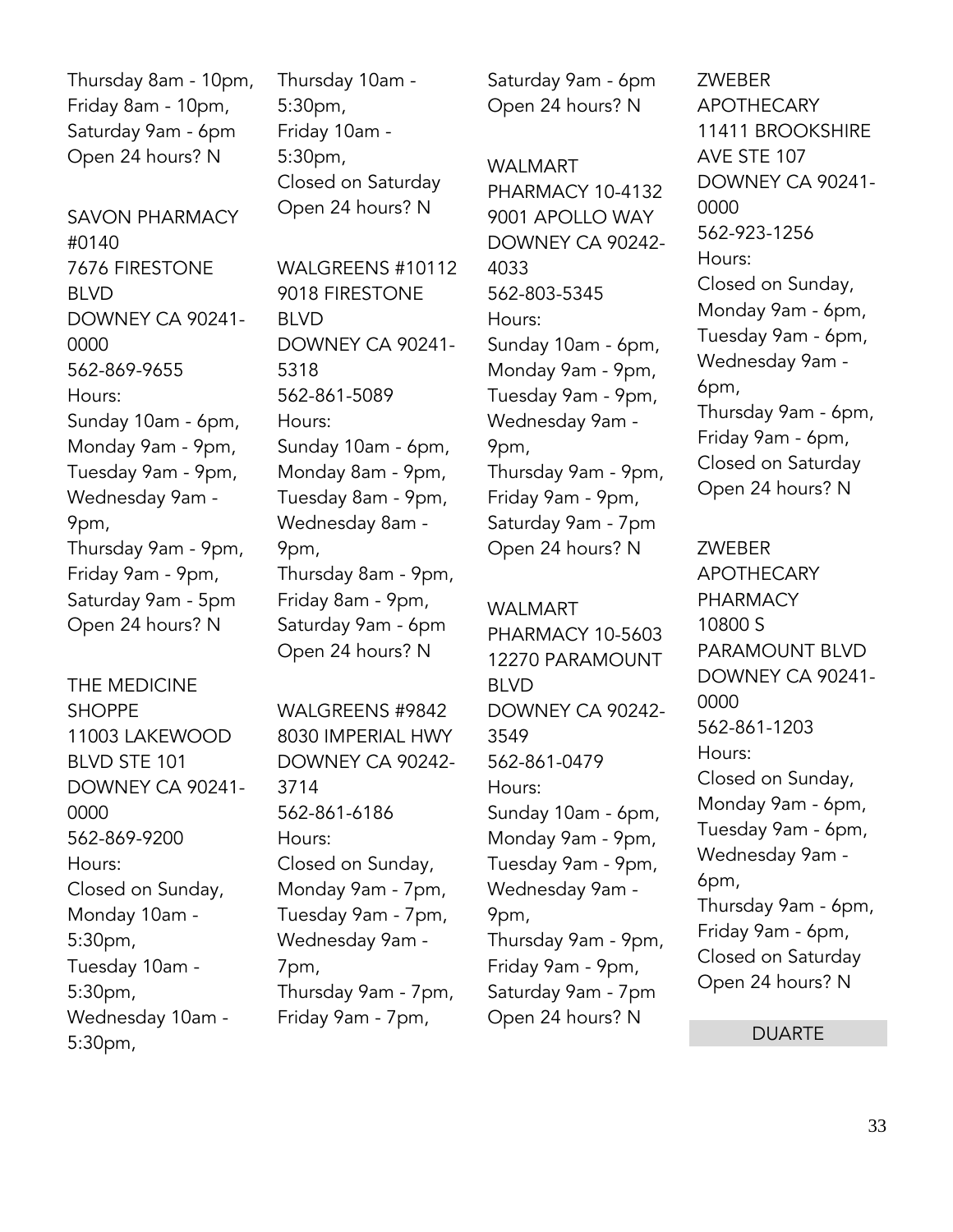Thursday 8am - 10pm,
Friday 8am - 10pm,
Saturday 9am - 6pm
Open 24 hours? N

SAVON PHARMACY #0140
7676 FIRESTONE BLVD
DOWNEY CA 90241-0000
562-869-9655
Hours:
Sunday 10am - 6pm,
Monday 9am - 9pm,
Tuesday 9am - 9pm,
Wednesday 9am - 9pm,
Thursday 9am - 9pm,
Friday 9am - 9pm,
Saturday 9am - 5pm
Open 24 hours? N

THE MEDICINE SHOPPE
11003 LAKEWOOD BLVD STE 101
DOWNEY CA 90241-0000
562-869-9200
Hours:
Closed on Sunday,
Monday 10am - 5:30pm,
Tuesday 10am - 5:30pm,
Wednesday 10am - 5:30pm,
Thursday 10am - 5:30pm,
Friday 10am - 5:30pm,
Closed on Saturday
Open 24 hours? N

WALGREENS #10112
9018 FIRESTONE BLVD
DOWNEY CA 90241-5318
562-861-5089
Hours:
Sunday 10am - 6pm,
Monday 8am - 9pm,
Tuesday 8am - 9pm,
Wednesday 8am - 9pm,
Thursday 8am - 9pm,
Friday 8am - 9pm,
Saturday 9am - 6pm
Open 24 hours? N

WALGREENS #9842
8030 IMPERIAL HWY
DOWNEY CA 90242-3714
562-861-6186
Hours:
Closed on Sunday,
Monday 9am - 7pm,
Tuesday 9am - 7pm,
Wednesday 9am - 7pm,
Thursday 9am - 7pm,
Friday 9am - 7pm,
Saturday 9am - 6pm
Open 24 hours? N

WALMART PHARMACY 10-4132
9001 APOLLO WAY
DOWNEY CA 90242-4033
562-803-5345
Hours:
Sunday 10am - 6pm,
Monday 9am - 9pm,
Tuesday 9am - 9pm,
Wednesday 9am - 9pm,
Thursday 9am - 9pm,
Friday 9am - 9pm,
Saturday 9am - 7pm
Open 24 hours? N

WALMART PHARMACY 10-5603
12270 PARAMOUNT BLVD
DOWNEY CA 90242-3549
562-861-0479
Hours:
Sunday 10am - 6pm,
Monday 9am - 9pm,
Tuesday 9am - 9pm,
Wednesday 9am - 9pm,
Thursday 9am - 9pm,
Friday 9am - 9pm,
Saturday 9am - 7pm
Open 24 hours? N

ZWEBER APOTHECARY
11411 BROOKSHIRE AVE STE 107
DOWNEY CA 90241-0000
562-923-1256
Hours:
Closed on Sunday,
Monday 9am - 6pm,
Tuesday 9am - 6pm,
Wednesday 9am - 6pm,
Thursday 9am - 6pm,
Friday 9am - 6pm,
Closed on Saturday
Open 24 hours? N

ZWEBER APOTHECARY PHARMACY
10800 S PARAMOUNT BLVD
DOWNEY CA 90241-0000
562-861-1203
Hours:
Closed on Sunday,
Monday 9am - 6pm,
Tuesday 9am - 6pm,
Wednesday 9am - 6pm,
Thursday 9am - 6pm,
Friday 9am - 6pm,
Closed on Saturday
Open 24 hours? N

## DUARTE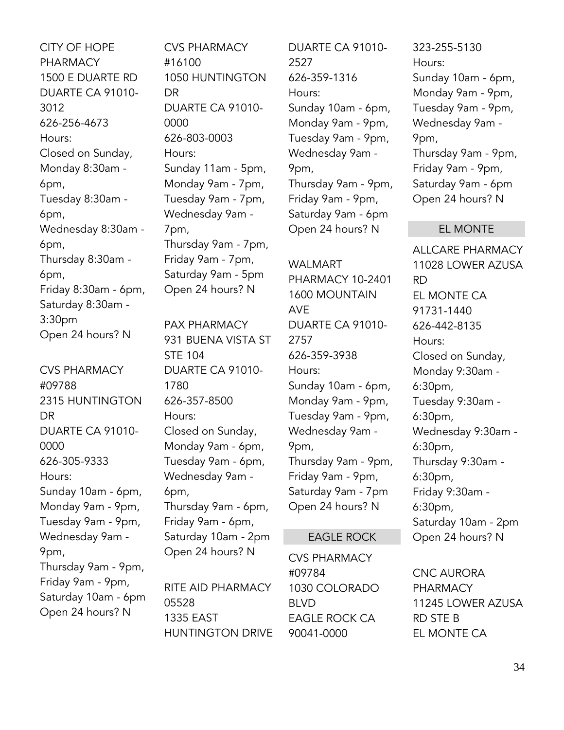CITY OF HOPE PHARMACY
1500 E DUARTE RD
DUARTE CA 91010-3012
626-256-4673
Hours:
Closed on Sunday,
Monday 8:30am - 6pm,
Tuesday 8:30am - 6pm,
Wednesday 8:30am - 6pm,
Thursday 8:30am - 6pm,
Friday 8:30am - 6pm,
Saturday 8:30am - 3:30pm
Open 24 hours? N

CVS PHARMACY #09788
2315 HUNTINGTON DR
DUARTE CA 91010-0000
626-305-9333
Hours:
Sunday 10am - 6pm,
Monday 9am - 9pm,
Tuesday 9am - 9pm,
Wednesday 9am - 9pm,
Thursday 9am - 9pm,
Friday 9am - 9pm,
Saturday 10am - 6pm
Open 24 hours? N

CVS PHARMACY #16100
1050 HUNTINGTON DR
DUARTE CA 91010-0000
626-803-0003
Hours:
Sunday 11am - 5pm,
Monday 9am - 7pm,
Tuesday 9am - 7pm,
Wednesday 9am - 7pm,
Thursday 9am - 7pm,
Friday 9am - 7pm,
Saturday 9am - 5pm
Open 24 hours? N

PAX PHARMACY
931 BUENA VISTA ST STE 104
DUARTE CA 91010-1780
626-357-8500
Hours:
Closed on Sunday,
Monday 9am - 6pm,
Tuesday 9am - 6pm,
Wednesday 9am - 6pm,
Thursday 9am - 6pm,
Friday 9am - 6pm,
Saturday 10am - 2pm
Open 24 hours? N

RITE AID PHARMACY 05528
1335 EAST HUNTINGTON DRIVE
DUARTE CA 91010-2527
626-359-1316
Hours:
Sunday 10am - 6pm,
Monday 9am - 9pm,
Tuesday 9am - 9pm,
Wednesday 9am - 9pm,
Thursday 9am - 9pm,
Friday 9am - 9pm,
Saturday 9am - 6pm
Open 24 hours? N

WALMART PHARMACY 10-2401
1600 MOUNTAIN AVE
DUARTE CA 91010-2757
626-359-3938
Hours:
Sunday 10am - 6pm,
Monday 9am - 9pm,
Tuesday 9am - 9pm,
Wednesday 9am - 9pm,
Thursday 9am - 9pm,
Friday 9am - 9pm,
Saturday 9am - 7pm
Open 24 hours? N

## EAGLE ROCK

CVS PHARMACY #09784
1030 COLORADO BLVD
EAGLE ROCK CA 90041-0000
323-255-5130
Hours:
Sunday 10am - 6pm,
Monday 9am - 9pm,
Tuesday 9am - 9pm,
Wednesday 9am - 9pm,
Thursday 9am - 9pm,
Friday 9am - 9pm,
Saturday 9am - 6pm
Open 24 hours? N

## EL MONTE

ALLCARE PHARMACY
11028 LOWER AZUSA RD
EL MONTE CA 91731-1440
626-442-8135
Hours:
Closed on Sunday,
Monday 9:30am - 6:30pm,
Tuesday 9:30am - 6:30pm,
Wednesday 9:30am - 6:30pm,
Thursday 9:30am - 6:30pm,
Friday 9:30am - 6:30pm,
Saturday 10am - 2pm
Open 24 hours? N

CNC AURORA PHARMACY
11245 LOWER AZUSA RD STE B
EL MONTE CA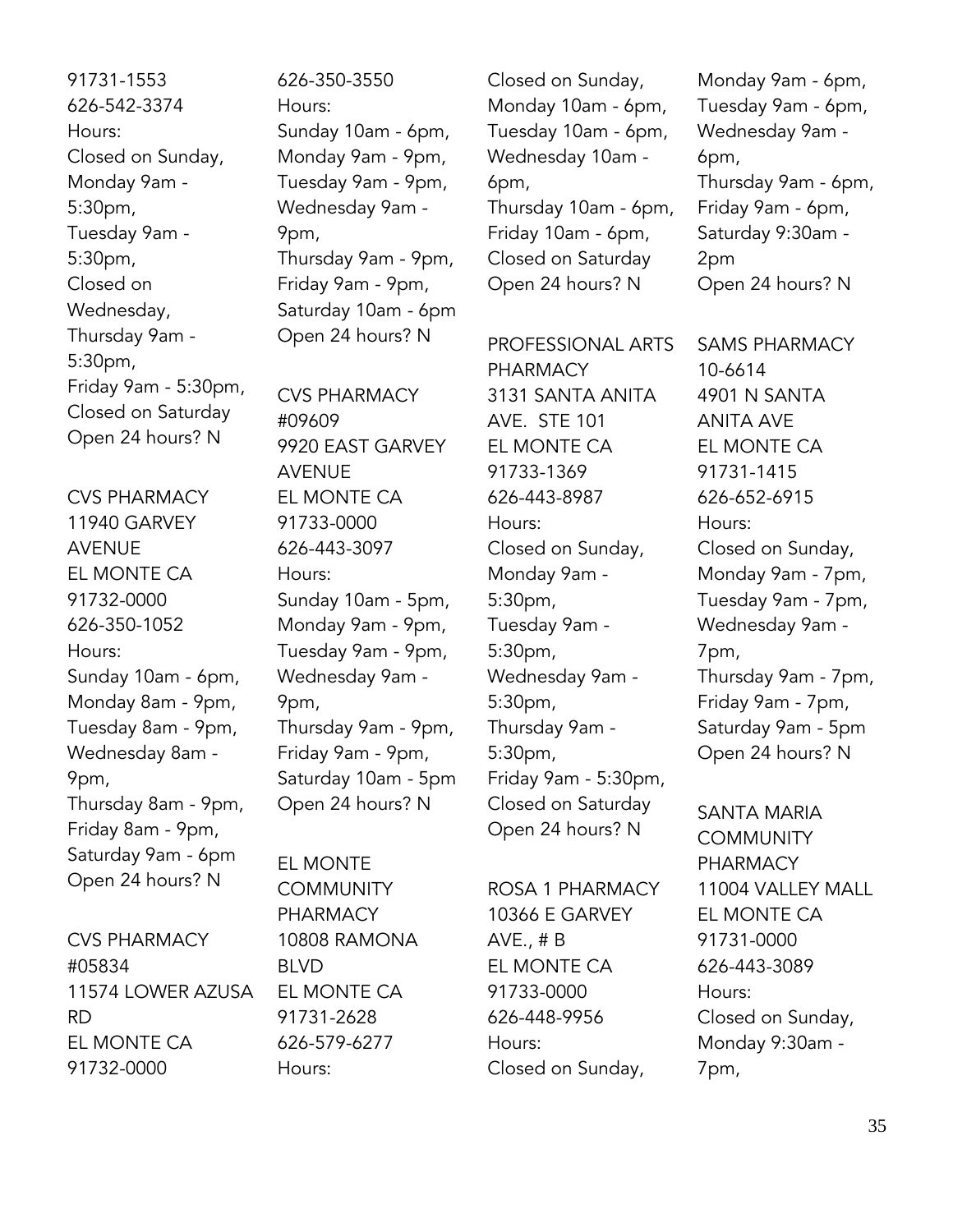91731-1553
626-542-3374
Hours:
Closed on Sunday,
Monday 9am - 5:30pm,
Tuesday 9am - 5:30pm,
Closed on Wednesday,
Thursday 9am - 5:30pm,
Friday 9am - 5:30pm,
Closed on Saturday
Open 24 hours? N

CVS PHARMACY
11940 GARVEY AVENUE
EL MONTE CA
91732-0000
626-350-1052
Hours:
Sunday 10am - 6pm,
Monday 8am - 9pm,
Tuesday 8am - 9pm,
Wednesday 8am - 9pm,
Thursday 8am - 9pm,
Friday 8am - 9pm,
Saturday 9am - 6pm
Open 24 hours? N

CVS PHARMACY #05834
11574 LOWER AZUSA RD
EL MONTE CA
91732-0000
626-350-3550
Hours:
Sunday 10am - 6pm,
Monday 9am - 9pm,
Tuesday 9am - 9pm,
Wednesday 9am - 9pm,
Thursday 9am - 9pm,
Friday 9am - 9pm,
Saturday 10am - 6pm
Open 24 hours? N

CVS PHARMACY #09609
9920 EAST GARVEY AVENUE
EL MONTE CA
91733-0000
626-443-3097
Hours:
Sunday 10am - 5pm,
Monday 9am - 9pm,
Tuesday 9am - 9pm,
Wednesday 9am - 9pm,
Thursday 9am - 9pm,
Friday 9am - 9pm,
Saturday 10am - 5pm
Open 24 hours? N

EL MONTE COMMUNITY PHARMACY
10808 RAMONA BLVD
EL MONTE CA
91731-2628
626-579-6277
Hours:
Closed on Sunday,
Monday 10am - 6pm,
Tuesday 10am - 6pm,
Wednesday 10am - 6pm,
Thursday 10am - 6pm,
Friday 10am - 6pm,
Closed on Saturday
Open 24 hours? N

PROFESSIONAL ARTS PHARMACY
3131 SANTA ANITA AVE. STE 101
EL MONTE CA
91733-1369
626-443-8987
Hours:
Closed on Sunday,
Monday 9am - 5:30pm,
Tuesday 9am - 5:30pm,
Wednesday 9am - 5:30pm,
Thursday 9am - 5:30pm,
Friday 9am - 5:30pm,
Closed on Saturday
Open 24 hours? N

ROSA 1 PHARMACY
10366 E GARVEY AVE., # B
EL MONTE CA
91733-0000
626-448-9956
Hours:
Closed on Sunday,
Monday 9am - 6pm,
Tuesday 9am - 6pm,
Wednesday 9am - 6pm,
Thursday 9am - 6pm,
Friday 9am - 6pm,
Saturday 9:30am - 2pm
Open 24 hours? N

SAMS PHARMACY 10-6614
4901 N SANTA ANITA AVE
EL MONTE CA
91731-1415
626-652-6915
Hours:
Closed on Sunday,
Monday 9am - 7pm,
Tuesday 9am - 7pm,
Wednesday 9am - 7pm,
Thursday 9am - 7pm,
Friday 9am - 7pm,
Saturday 9am - 5pm
Open 24 hours? N

SANTA MARIA COMMUNITY PHARMACY
11004 VALLEY MALL
EL MONTE CA
91731-0000
626-443-3089
Hours:
Closed on Sunday,
Monday 9:30am - 7pm,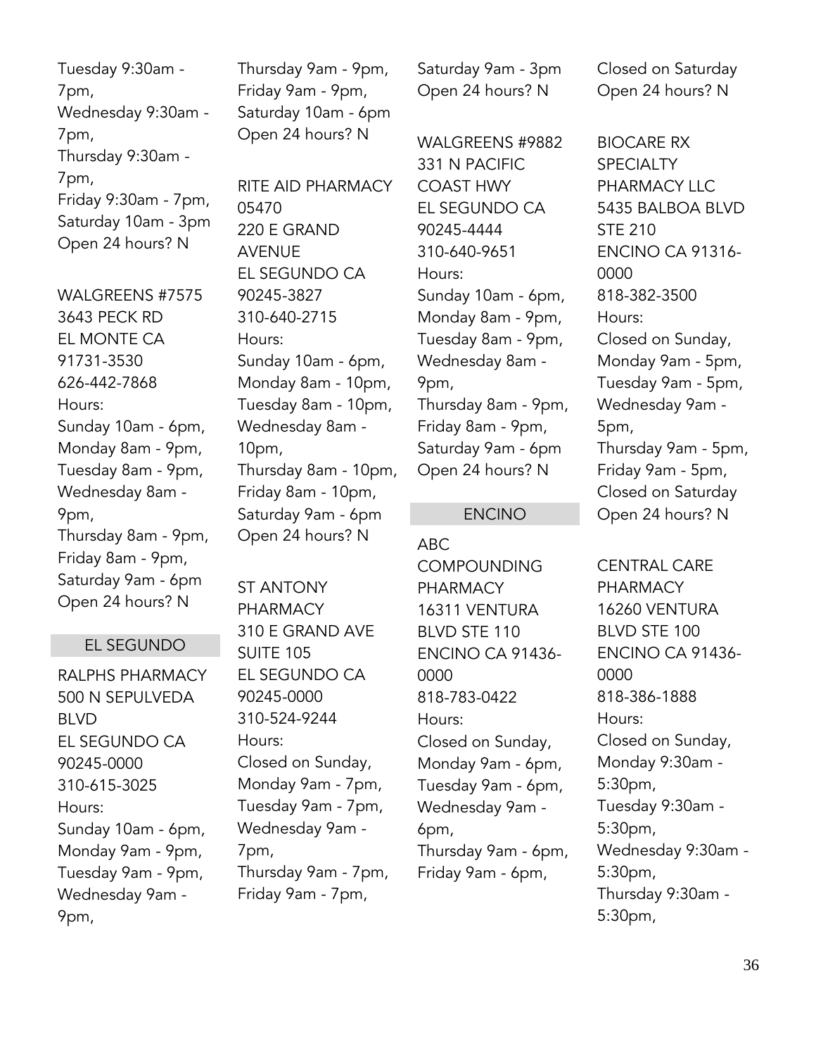Tuesday 9:30am - 7pm,
Wednesday 9:30am - 7pm,
Thursday 9:30am - 7pm,
Friday 9:30am - 7pm,
Saturday 10am - 3pm
Open 24 hours? N

WALGREENS #7575
3643 PECK RD
EL MONTE CA 91731-3530
626-442-7868
Hours:
Sunday 10am - 6pm,
Monday 8am - 9pm,
Tuesday 8am - 9pm,
Wednesday 8am - 9pm,
Thursday 8am - 9pm,
Friday 8am - 9pm,
Saturday 9am - 6pm
Open 24 hours? N

## EL SEGUNDO

RALPHS PHARMACY
500 N SEPULVEDA BLVD
EL SEGUNDO CA 90245-0000
310-615-3025
Hours:
Sunday 10am - 6pm,
Monday 9am - 9pm,
Tuesday 9am - 9pm,
Wednesday 9am - 9pm,
Thursday 9am - 9pm,
Friday 9am - 9pm,
Saturday 10am - 6pm
Open 24 hours? N

RITE AID PHARMACY 05470
220 E GRAND AVENUE
EL SEGUNDO CA 90245-3827
310-640-2715
Hours:
Sunday 10am - 6pm,
Monday 8am - 10pm,
Tuesday 8am - 10pm,
Wednesday 8am - 10pm,
Thursday 8am - 10pm,
Friday 8am - 10pm,
Saturday 9am - 6pm
Open 24 hours? N

ST ANTONY PHARMACY
310 E GRAND AVE SUITE 105
EL SEGUNDO CA 90245-0000
310-524-9244
Hours:
Closed on Sunday,
Monday 9am - 7pm,
Tuesday 9am - 7pm,
Wednesday 9am - 7pm,
Thursday 9am - 7pm,
Friday 9am - 7pm,
Saturday 9am - 3pm
Open 24 hours? N

WALGREENS #9882
331 N PACIFIC COAST HWY
EL SEGUNDO CA 90245-4444
310-640-9651
Hours:
Sunday 10am - 6pm,
Monday 8am - 9pm,
Tuesday 8am - 9pm,
Wednesday 8am - 9pm,
Thursday 8am - 9pm,
Friday 8am - 9pm,
Saturday 9am - 6pm
Open 24 hours? N

## ENCINO

ABC COMPOUNDING PHARMACY
16311 VENTURA BLVD STE 110
ENCINO CA 91436-0000
818-783-0422
Hours:
Closed on Sunday,
Monday 9am - 6pm,
Tuesday 9am - 6pm,
Wednesday 9am - 6pm,
Thursday 9am - 6pm,
Friday 9am - 6pm,
Closed on Saturday
Open 24 hours? N

BIOCARE RX SPECIALTY PHARMACY LLC
5435 BALBOA BLVD STE 210
ENCINO CA 91316-0000
818-382-3500
Hours:
Closed on Sunday,
Monday 9am - 5pm,
Tuesday 9am - 5pm,
Wednesday 9am - 5pm,
Thursday 9am - 5pm,
Friday 9am - 5pm,
Closed on Saturday
Open 24 hours? N

CENTRAL CARE PHARMACY
16260 VENTURA BLVD STE 100
ENCINO CA 91436-0000
818-386-1888
Hours:
Closed on Sunday,
Monday 9:30am - 5:30pm,
Tuesday 9:30am - 5:30pm,
Wednesday 9:30am - 5:30pm,
Thursday 9:30am - 5:30pm,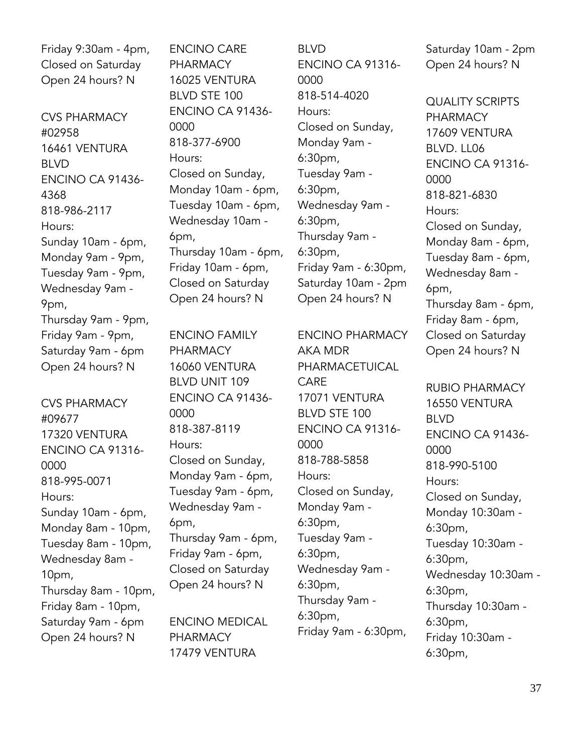Friday 9:30am - 4pm,
Closed on Saturday
Open 24 hours? N

CVS PHARMACY #02958
16461 VENTURA BLVD
ENCINO CA 91436-4368
818-986-2117
Hours:
Sunday 10am - 6pm,
Monday 9am - 9pm,
Tuesday 9am - 9pm,
Wednesday 9am - 9pm,
Thursday 9am - 9pm,
Friday 9am - 9pm,
Saturday 9am - 6pm
Open 24 hours? N

CVS PHARMACY #09677
17320 VENTURA
ENCINO CA 91316-0000
818-995-0071
Hours:
Sunday 10am - 6pm,
Monday 8am - 10pm,
Tuesday 8am - 10pm,
Wednesday 8am - 10pm,
Thursday 8am - 10pm,
Friday 8am - 10pm,
Saturday 9am - 6pm
Open 24 hours? N

ENCINO CARE PHARMACY
16025 VENTURA BLVD STE 100
ENCINO CA 91436-0000
818-377-6900
Hours:
Closed on Sunday,
Monday 10am - 6pm,
Tuesday 10am - 6pm,
Wednesday 10am - 6pm,
Thursday 10am - 6pm,
Friday 10am - 6pm,
Closed on Saturday
Open 24 hours? N

ENCINO FAMILY PHARMACY
16060 VENTURA BLVD UNIT 109
ENCINO CA 91436-0000
818-387-8119
Hours:
Closed on Sunday,
Monday 9am - 6pm,
Tuesday 9am - 6pm,
Wednesday 9am - 6pm,
Thursday 9am - 6pm,
Friday 9am - 6pm,
Closed on Saturday
Open 24 hours? N

ENCINO MEDICAL PHARMACY
17479 VENTURA BLVD
ENCINO CA 91316-0000
818-514-4020
Hours:
Closed on Sunday,
Monday 9am - 6:30pm,
Tuesday 9am - 6:30pm,
Wednesday 9am - 6:30pm,
Thursday 9am - 6:30pm,
Friday 9am - 6:30pm,
Saturday 10am - 2pm
Open 24 hours? N

ENCINO PHARMACY AKA MDR PHARMACETUICAL CARE
17071 VENTURA BLVD STE 100
ENCINO CA 91316-0000
818-788-5858
Hours:
Closed on Sunday,
Monday 9am - 6:30pm,
Tuesday 9am - 6:30pm,
Wednesday 9am - 6:30pm,
Thursday 9am - 6:30pm,
Friday 9am - 6:30pm,
Saturday 10am - 2pm
Open 24 hours? N

QUALITY SCRIPTS PHARMACY
17609 VENTURA BLVD. LL06
ENCINO CA 91316-0000
818-821-6830
Hours:
Closed on Sunday,
Monday 8am - 6pm,
Tuesday 8am - 6pm,
Wednesday 8am - 6pm,
Thursday 8am - 6pm,
Friday 8am - 6pm,
Closed on Saturday
Open 24 hours? N

RUBIO PHARMACY
16550 VENTURA BLVD
ENCINO CA 91436-0000
818-990-5100
Hours:
Closed on Sunday,
Monday 10:30am - 6:30pm,
Tuesday 10:30am - 6:30pm,
Wednesday 10:30am - 6:30pm,
Thursday 10:30am - 6:30pm,
Friday 10:30am - 6:30pm,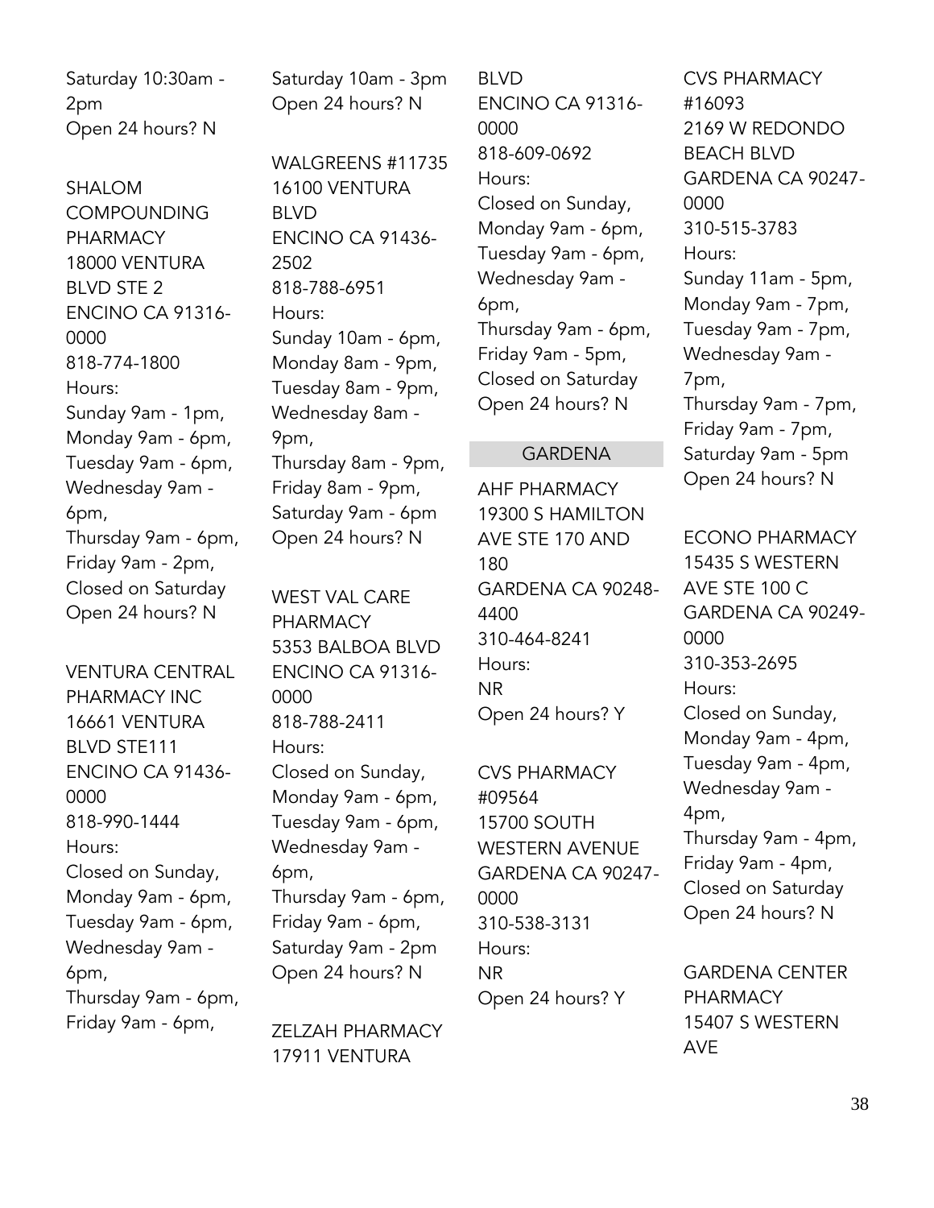Saturday 10:30am - 2pm
Open 24 hours? N

SHALOM COMPOUNDING PHARMACY
18000 VENTURA BLVD STE 2
ENCINO CA 91316-0000
818-774-1800
Hours:
Sunday 9am - 1pm,
Monday 9am - 6pm,
Tuesday 9am - 6pm,
Wednesday 9am - 6pm,
Thursday 9am - 6pm,
Friday 9am - 2pm,
Closed on Saturday
Open 24 hours? N

VENTURA CENTRAL PHARMACY INC
16661 VENTURA BLVD STE111
ENCINO CA 91436-0000
818-990-1444
Hours:
Closed on Sunday,
Monday 9am - 6pm,
Tuesday 9am - 6pm,
Wednesday 9am - 6pm,
Thursday 9am - 6pm,
Friday 9am - 6pm,
Saturday 10am - 3pm
Open 24 hours? N

WALGREENS #11735
16100 VENTURA BLVD
ENCINO CA 91436-2502
818-788-6951
Hours:
Sunday 10am - 6pm,
Monday 8am - 9pm,
Tuesday 8am - 9pm,
Wednesday 8am - 9pm,
Thursday 8am - 9pm,
Friday 8am - 9pm,
Saturday 9am - 6pm
Open 24 hours? N

WEST VAL CARE PHARMACY
5353 BALBOA BLVD
ENCINO CA 91316-0000
818-788-2411
Hours:
Closed on Sunday,
Monday 9am - 6pm,
Tuesday 9am - 6pm,
Wednesday 9am - 6pm,
Thursday 9am - 6pm,
Friday 9am - 6pm,
Saturday 9am - 2pm
Open 24 hours? N

ZELZAH PHARMACY
17911 VENTURA BLVD
ENCINO CA 91316-0000
818-609-0692
Hours:
Closed on Sunday,
Monday 9am - 6pm,
Tuesday 9am - 6pm,
Wednesday 9am - 6pm,
Thursday 9am - 6pm,
Friday 9am - 5pm,
Closed on Saturday
Open 24 hours? N

## GARDENA

AHF PHARMACY
19300 S HAMILTON AVE STE 170 AND 180
GARDENA CA 90248-4400
310-464-8241
Hours:
NR
Open 24 hours? Y

CVS PHARMACY #09564
15700 SOUTH WESTERN AVENUE
GARDENA CA 90247-0000
310-538-3131
Hours:
NR
Open 24 hours? Y

CVS PHARMACY #16093
2169 W REDONDO BEACH BLVD
GARDENA CA 90247-0000
310-515-3783
Hours:
Sunday 11am - 5pm,
Monday 9am - 7pm,
Tuesday 9am - 7pm,
Wednesday 9am - 7pm,
Thursday 9am - 7pm,
Friday 9am - 7pm,
Saturday 9am - 5pm
Open 24 hours? N

ECONO PHARMACY
15435 S WESTERN AVE STE 100 C
GARDENA CA 90249-0000
310-353-2695
Hours:
Closed on Sunday,
Monday 9am - 4pm,
Tuesday 9am - 4pm,
Wednesday 9am - 4pm,
Thursday 9am - 4pm,
Friday 9am - 4pm,
Closed on Saturday
Open 24 hours? N

GARDENA CENTER PHARMACY
15407 S WESTERN AVE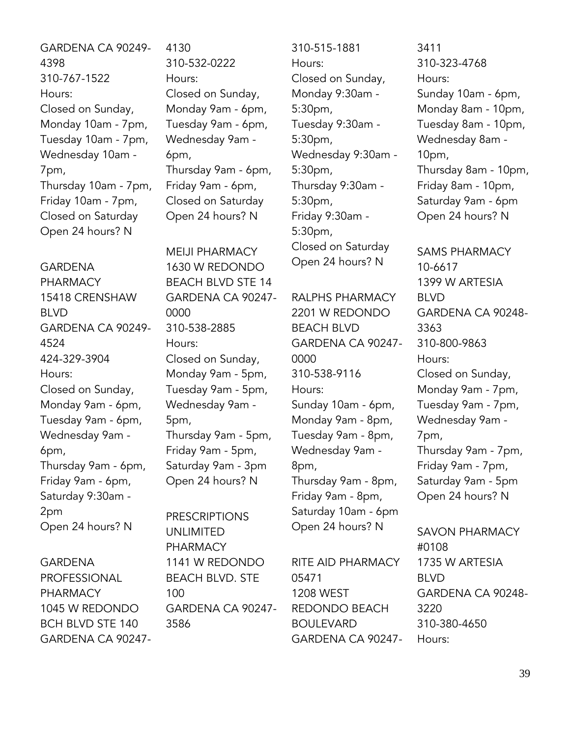GARDENA CA 90249-4398
310-767-1522
Hours:
Closed on Sunday,
Monday 10am - 7pm,
Tuesday 10am - 7pm,
Wednesday 10am - 7pm,
Thursday 10am - 7pm,
Friday 10am - 7pm,
Closed on Saturday
Open 24 hours? N

GARDENA PHARMACY
15418 CRENSHAW BLVD
GARDENA CA 90249-4524
424-329-3904
Hours:
Closed on Sunday,
Monday 9am - 6pm,
Tuesday 9am - 6pm,
Wednesday 9am - 6pm,
Thursday 9am - 6pm,
Friday 9am - 6pm,
Saturday 9:30am - 2pm
Open 24 hours? N

GARDENA PROFESSIONAL PHARMACY
1045 W REDONDO BCH BLVD STE 140
GARDENA CA 90247-4130
310-532-0222
Hours:
Closed on Sunday,
Monday 9am - 6pm,
Tuesday 9am - 6pm,
Wednesday 9am - 6pm,
Thursday 9am - 6pm,
Friday 9am - 6pm,
Closed on Saturday
Open 24 hours? N

MEIJI PHARMACY
1630 W REDONDO BEACH BLVD STE 14
GARDENA CA 90247-0000
310-538-2885
Hours:
Closed on Sunday,
Monday 9am - 5pm,
Tuesday 9am - 5pm,
Wednesday 9am - 5pm,
Thursday 9am - 5pm,
Friday 9am - 5pm,
Saturday 9am - 3pm
Open 24 hours? N

PRESCRIPTIONS UNLIMITED PHARMACY
1141 W REDONDO BEACH BLVD. STE 100
GARDENA CA 90247-3586
310-515-1881
Hours:
Closed on Sunday,
Monday 9:30am - 5:30pm,
Tuesday 9:30am - 5:30pm,
Wednesday 9:30am - 5:30pm,
Thursday 9:30am - 5:30pm,
Friday 9:30am - 5:30pm,
Closed on Saturday
Open 24 hours? N

RALPHS PHARMACY
2201 W REDONDO BEACH BLVD
GARDENA CA 90247-0000
310-538-9116
Hours:
Sunday 10am - 6pm,
Monday 9am - 8pm,
Tuesday 9am - 8pm,
Wednesday 9am - 8pm,
Thursday 9am - 8pm,
Friday 9am - 8pm,
Saturday 10am - 6pm
Open 24 hours? N

RITE AID PHARMACY 05471
1208 WEST REDONDO BEACH BOULEVARD
GARDENA CA 90247-3411
310-323-4768
Hours:
Sunday 10am - 6pm,
Monday 8am - 10pm,
Tuesday 8am - 10pm,
Wednesday 8am - 10pm,
Thursday 8am - 10pm,
Friday 8am - 10pm,
Saturday 9am - 6pm
Open 24 hours? N

SAMS PHARMACY 10-6617
1399 W ARTESIA BLVD
GARDENA CA 90248-3363
310-800-9863
Hours:
Closed on Sunday,
Monday 9am - 7pm,
Tuesday 9am - 7pm,
Wednesday 9am - 7pm,
Thursday 9am - 7pm,
Friday 9am - 7pm,
Saturday 9am - 5pm
Open 24 hours? N

SAVON PHARMACY #0108
1735 W ARTESIA BLVD
GARDENA CA 90248-3220
310-380-4650
Hours: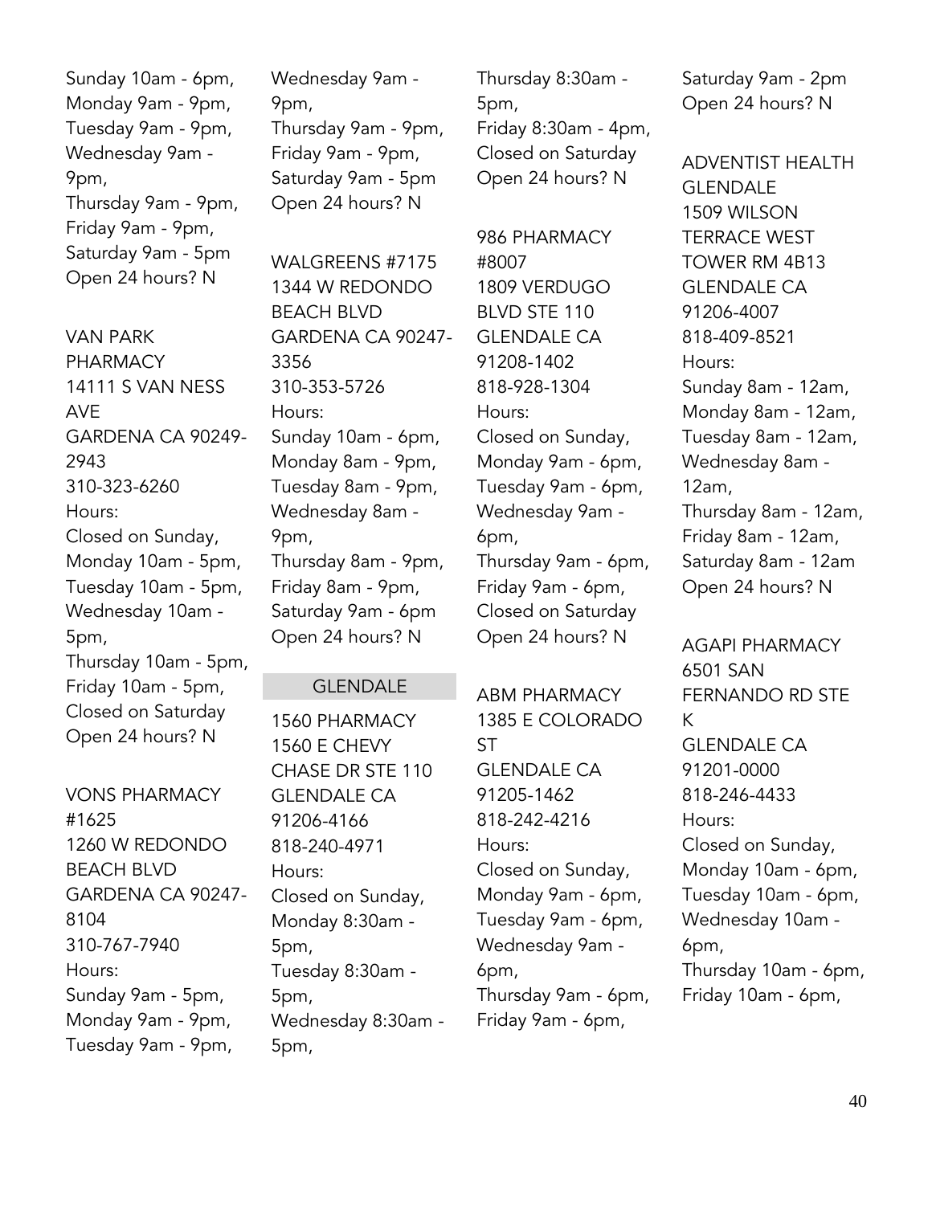Sunday 10am - 6pm,
Monday 9am - 9pm,
Tuesday 9am - 9pm,
Wednesday 9am - 9pm,
Thursday 9am - 9pm,
Friday 9am - 9pm,
Saturday 9am - 5pm
Open 24 hours? N

VAN PARK PHARMACY
14111 S VAN NESS AVE
GARDENA CA 90249-2943
310-323-6260
Hours:
Closed on Sunday,
Monday 10am - 5pm,
Tuesday 10am - 5pm,
Wednesday 10am - 5pm,
Thursday 10am - 5pm,
Friday 10am - 5pm,
Closed on Saturday
Open 24 hours? N

VONS PHARMACY #1625
1260 W REDONDO BEACH BLVD
GARDENA CA 90247-8104
310-767-7940
Hours:
Sunday 9am - 5pm,
Monday 9am - 9pm,
Tuesday 9am - 9pm,
Wednesday 9am - 9pm,
Thursday 9am - 9pm,
Friday 9am - 9pm,
Saturday 9am - 5pm
Open 24 hours? N

WALGREENS #7175
1344 W REDONDO BEACH BLVD
GARDENA CA 90247-3356
310-353-5726
Hours:
Sunday 10am - 6pm,
Monday 8am - 9pm,
Tuesday 8am - 9pm,
Wednesday 8am - 9pm,
Thursday 8am - 9pm,
Friday 8am - 9pm,
Saturday 9am - 6pm
Open 24 hours? N

## GLENDALE

1560 PHARMACY
1560 E CHEVY CHASE DR STE 110
GLENDALE CA 91206-4166
818-240-4971
Hours:
Closed on Sunday,
Monday 8:30am - 5pm,
Tuesday 8:30am - 5pm,
Wednesday 8:30am - 5pm,
Thursday 8:30am - 5pm,
Friday 8:30am - 4pm,
Closed on Saturday
Open 24 hours? N

986 PHARMACY #8007
1809 VERDUGO BLVD STE 110
GLENDALE CA 91208-1402
818-928-1304
Hours:
Closed on Sunday,
Monday 9am - 6pm,
Tuesday 9am - 6pm,
Wednesday 9am - 6pm,
Thursday 9am - 6pm,
Friday 9am - 6pm,
Closed on Saturday
Open 24 hours? N

ABM PHARMACY
1385 E COLORADO ST
GLENDALE CA 91205-1462
818-242-4216
Hours:
Closed on Sunday,
Monday 9am - 6pm,
Tuesday 9am - 6pm,
Wednesday 9am - 6pm,
Thursday 9am - 6pm,
Friday 9am - 6pm,
Saturday 9am - 2pm
Open 24 hours? N

ADVENTIST HEALTH GLENDALE
1509 WILSON TERRACE WEST TOWER RM 4B13
GLENDALE CA 91206-4007
818-409-8521
Hours:
Sunday 8am - 12am,
Monday 8am - 12am,
Tuesday 8am - 12am,
Wednesday 8am - 12am,
Thursday 8am - 12am,
Friday 8am - 12am,
Saturday 8am - 12am
Open 24 hours? N

AGAPI PHARMACY
6501 SAN FERNANDO RD STE K
GLENDALE CA 91201-0000
818-246-4433
Hours:
Closed on Sunday,
Monday 10am - 6pm,
Tuesday 10am - 6pm,
Wednesday 10am - 6pm,
Thursday 10am - 6pm,
Friday 10am - 6pm,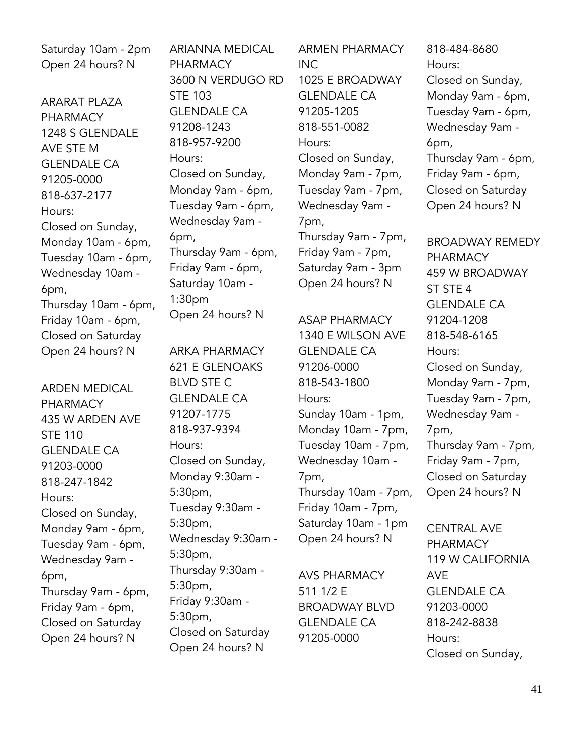Saturday 10am - 2pm
Open 24 hours? N

ARARAT PLAZA PHARMACY
1248 S GLENDALE AVE STE M
GLENDALE CA 91205-0000
818-637-2177
Hours:
Closed on Sunday,
Monday 10am - 6pm,
Tuesday 10am - 6pm,
Wednesday 10am - 6pm,
Thursday 10am - 6pm,
Friday 10am - 6pm,
Closed on Saturday
Open 24 hours? N

ARDEN MEDICAL PHARMACY
435 W ARDEN AVE STE 110
GLENDALE CA 91203-0000
818-247-1842
Hours:
Closed on Sunday,
Monday 9am - 6pm,
Tuesday 9am - 6pm,
Wednesday 9am - 6pm,
Thursday 9am - 6pm,
Friday 9am - 6pm,
Closed on Saturday
Open 24 hours? N

ARIANNA MEDICAL PHARMACY
3600 N VERDUGO RD STE 103
GLENDALE CA 91208-1243
818-957-9200
Hours:
Closed on Sunday,
Monday 9am - 6pm,
Tuesday 9am - 6pm,
Wednesday 9am - 6pm,
Thursday 9am - 6pm,
Friday 9am - 6pm,
Saturday 10am - 1:30pm
Open 24 hours? N

ARKA PHARMACY
621 E GLENOAKS BLVD STE C
GLENDALE CA 91207-1775
818-937-9394
Hours:
Closed on Sunday,
Monday 9:30am - 5:30pm,
Tuesday 9:30am - 5:30pm,
Wednesday 9:30am - 5:30pm,
Thursday 9:30am - 5:30pm,
Friday 9:30am - 5:30pm,
Closed on Saturday
Open 24 hours? N

ARMEN PHARMACY INC
1025 E BROADWAY
GLENDALE CA 91205-1205
818-551-0082
Hours:
Closed on Sunday,
Monday 9am - 7pm,
Tuesday 9am - 7pm,
Wednesday 9am - 7pm,
Thursday 9am - 7pm,
Friday 9am - 7pm,
Saturday 9am - 3pm
Open 24 hours? N

ASAP PHARMACY
1340 E WILSON AVE
GLENDALE CA 91206-0000
818-543-1800
Hours:
Sunday 10am - 1pm,
Monday 10am - 7pm,
Tuesday 10am - 7pm,
Wednesday 10am - 7pm,
Thursday 10am - 7pm,
Friday 10am - 7pm,
Saturday 10am - 1pm
Open 24 hours? N

AVS PHARMACY
511 1/2 E BROADWAY BLVD
GLENDALE CA 91205-0000
818-484-8680
Hours:
Closed on Sunday,
Monday 9am - 6pm,
Tuesday 9am - 6pm,
Wednesday 9am - 6pm,
Thursday 9am - 6pm,
Friday 9am - 6pm,
Closed on Saturday
Open 24 hours? N

BROADWAY REMEDY PHARMACY
459 W BROADWAY ST STE 4
GLENDALE CA 91204-1208
818-548-6165
Hours:
Closed on Sunday,
Monday 9am - 7pm,
Tuesday 9am - 7pm,
Wednesday 9am - 7pm,
Thursday 9am - 7pm,
Friday 9am - 7pm,
Closed on Saturday
Open 24 hours? N

CENTRAL AVE PHARMACY
119 W CALIFORNIA AVE
GLENDALE CA 91203-0000
818-242-8838
Hours:
Closed on Sunday,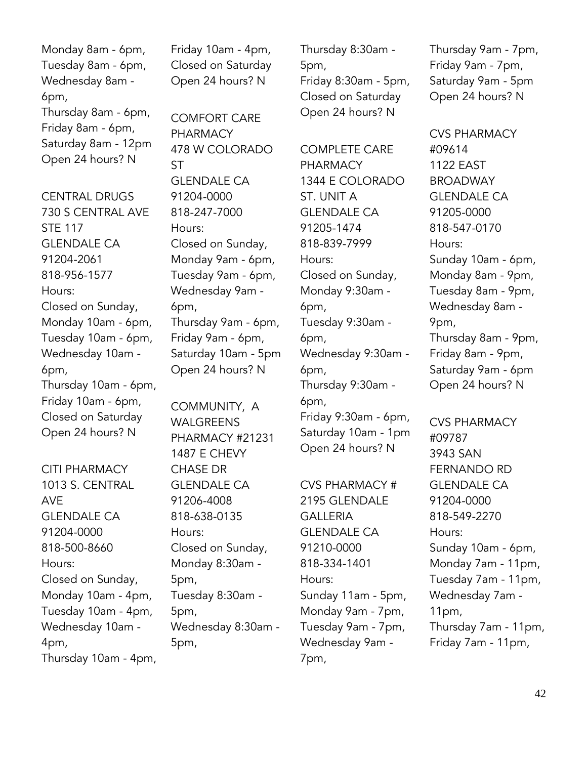Monday 8am - 6pm,
Tuesday 8am - 6pm,
Wednesday 8am - 6pm,
Thursday 8am - 6pm,
Friday 8am - 6pm,
Saturday 8am - 12pm
Open 24 hours? N

CENTRAL DRUGS
730 S CENTRAL AVE STE 117
GLENDALE CA
91204-2061
818-956-1577
Hours:
Closed on Sunday,
Monday 10am - 6pm,
Tuesday 10am - 6pm,
Wednesday 10am - 6pm,
Thursday 10am - 6pm,
Friday 10am - 6pm,
Closed on Saturday
Open 24 hours? N

CITI PHARMACY
1013 S. CENTRAL AVE
GLENDALE CA
91204-0000
818-500-8660
Hours:
Closed on Sunday,
Monday 10am - 4pm,
Tuesday 10am - 4pm,
Wednesday 10am - 4pm,
Thursday 10am - 4pm,
Friday 10am - 4pm,
Closed on Saturday
Open 24 hours? N

COMFORT CARE PHARMACY
478 W COLORADO ST
GLENDALE CA
91204-0000
818-247-7000
Hours:
Closed on Sunday,
Monday 9am - 6pm,
Tuesday 9am - 6pm,
Wednesday 9am - 6pm,
Thursday 9am - 6pm,
Friday 9am - 6pm,
Saturday 10am - 5pm
Open 24 hours? N

COMMUNITY, A WALGREENS PHARMACY #21231
1487 E CHEVY CHASE DR
GLENDALE CA
91206-4008
818-638-0135
Hours:
Closed on Sunday,
Monday 8:30am - 5pm,
Tuesday 8:30am - 5pm,
Wednesday 8:30am - 5pm,
Thursday 8:30am - 5pm,
Friday 8:30am - 5pm,
Closed on Saturday
Open 24 hours? N

COMPLETE CARE PHARMACY
1344 E COLORADO ST. UNIT A
GLENDALE CA
91205-1474
818-839-7999
Hours:
Closed on Sunday,
Monday 9:30am - 6pm,
Tuesday 9:30am - 6pm,
Wednesday 9:30am - 6pm,
Thursday 9:30am - 6pm,
Friday 9:30am - 6pm,
Saturday 10am - 1pm
Open 24 hours? N

CVS PHARMACY #
2195 GLENDALE GALLERIA
GLENDALE CA
91210-0000
818-334-1401
Hours:
Sunday 11am - 5pm,
Monday 9am - 7pm,
Tuesday 9am - 7pm,
Wednesday 9am - 7pm,
Thursday 9am - 7pm,
Friday 9am - 7pm,
Saturday 9am - 5pm
Open 24 hours? N

CVS PHARMACY #09614
1122 EAST BROADWAY
GLENDALE CA
91205-0000
818-547-0170
Hours:
Sunday 10am - 6pm,
Monday 8am - 9pm,
Tuesday 8am - 9pm,
Wednesday 8am - 9pm,
Thursday 8am - 9pm,
Friday 8am - 9pm,
Saturday 9am - 6pm
Open 24 hours? N

CVS PHARMACY #09787
3943 SAN FERNANDO RD
GLENDALE CA
91204-0000
818-549-2270
Hours:
Sunday 10am - 6pm,
Monday 7am - 11pm,
Tuesday 7am - 11pm,
Wednesday 7am - 11pm,
Thursday 7am - 11pm,
Friday 7am - 11pm,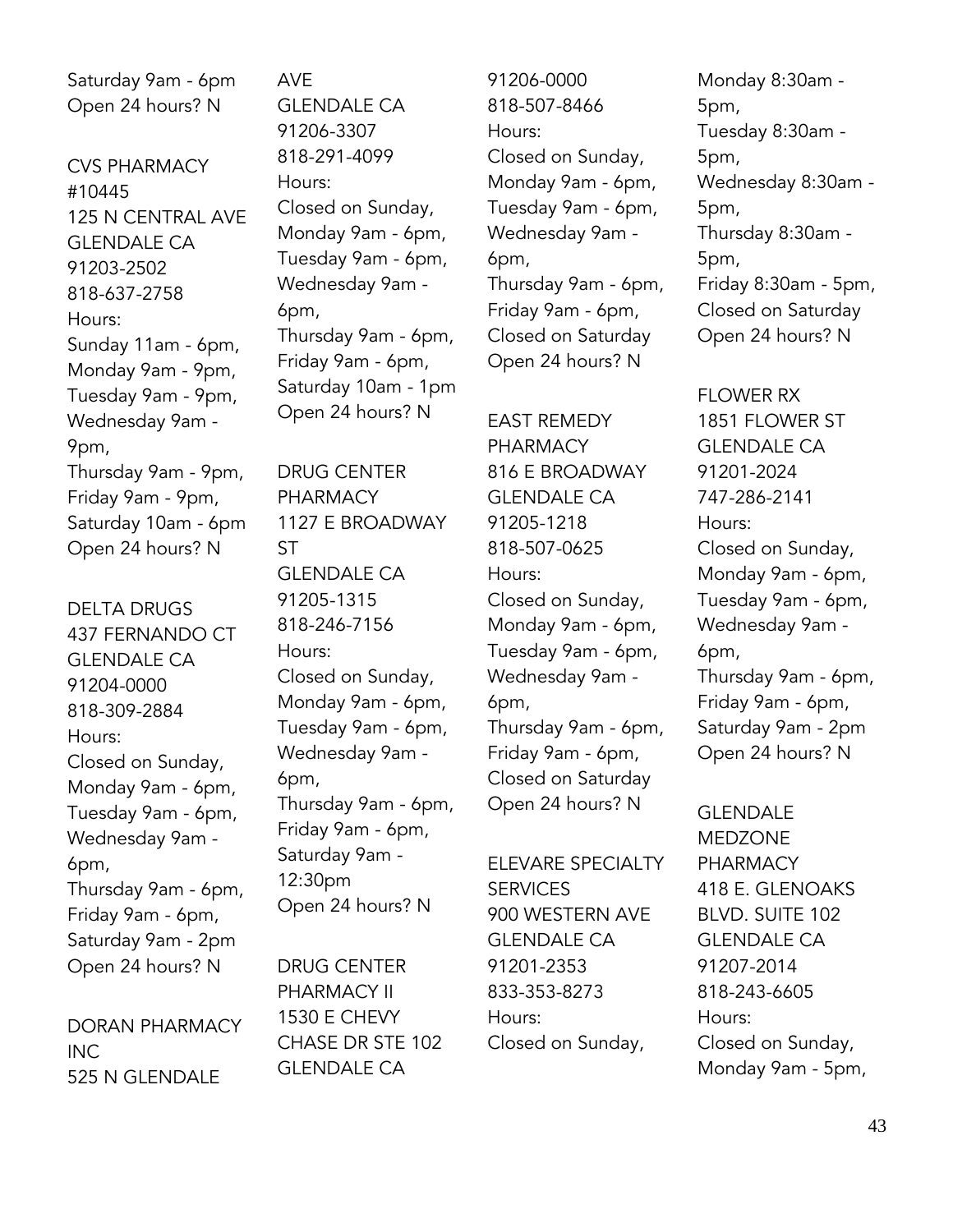Saturday 9am - 6pm
Open 24 hours? N

CVS PHARMACY #10445
125 N CENTRAL AVE
GLENDALE CA 91203-2502
818-637-2758
Hours:
Sunday 11am - 6pm,
Monday 9am - 9pm,
Tuesday 9am - 9pm,
Wednesday 9am - 9pm,
Thursday 9am - 9pm,
Friday 9am - 9pm,
Saturday 10am - 6pm
Open 24 hours? N

DELTA DRUGS
437 FERNANDO CT
GLENDALE CA 91204-0000
818-309-2884
Hours:
Closed on Sunday,
Monday 9am - 6pm,
Tuesday 9am - 6pm,
Wednesday 9am - 6pm,
Thursday 9am - 6pm,
Friday 9am - 6pm,
Saturday 9am - 2pm
Open 24 hours? N

DORAN PHARMACY INC
525 N GLENDALE AVE
GLENDALE CA 91206-3307
818-291-4099
Hours:
Closed on Sunday,
Monday 9am - 6pm,
Tuesday 9am - 6pm,
Wednesday 9am - 6pm,
Thursday 9am - 6pm,
Friday 9am - 6pm,
Saturday 10am - 1pm
Open 24 hours? N

DRUG CENTER PHARMACY
1127 E BROADWAY ST
GLENDALE CA 91205-1315
818-246-7156
Hours:
Closed on Sunday,
Monday 9am - 6pm,
Tuesday 9am - 6pm,
Wednesday 9am - 6pm,
Thursday 9am - 6pm,
Friday 9am - 6pm,
Saturday 9am - 12:30pm
Open 24 hours? N

DRUG CENTER PHARMACY II
1530 E CHEVY CHASE DR STE 102
GLENDALE CA 91206-0000
818-507-8466
Hours:
Closed on Sunday,
Monday 9am - 6pm,
Tuesday 9am - 6pm,
Wednesday 9am - 6pm,
Thursday 9am - 6pm,
Friday 9am - 6pm,
Closed on Saturday
Open 24 hours? N

EAST REMEDY PHARMACY
816 E BROADWAY
GLENDALE CA 91205-1218
818-507-0625
Hours:
Closed on Sunday,
Monday 9am - 6pm,
Tuesday 9am - 6pm,
Wednesday 9am - 6pm,
Thursday 9am - 6pm,
Friday 9am - 6pm,
Closed on Saturday
Open 24 hours? N

ELEVARE SPECIALTY SERVICES
900 WESTERN AVE
GLENDALE CA 91201-2353
833-353-8273
Hours:
Closed on Sunday,
Monday 8:30am - 5pm,
Tuesday 8:30am - 5pm,
Wednesday 8:30am - 5pm,
Thursday 8:30am - 5pm,
Friday 8:30am - 5pm,
Closed on Saturday
Open 24 hours? N

FLOWER RX
1851 FLOWER ST
GLENDALE CA 91201-2024
747-286-2141
Hours:
Closed on Sunday,
Monday 9am - 6pm,
Tuesday 9am - 6pm,
Wednesday 9am - 6pm,
Thursday 9am - 6pm,
Friday 9am - 6pm,
Saturday 9am - 2pm
Open 24 hours? N

GLENDALE MEDZONE PHARMACY
418 E. GLENOAKS BLVD. SUITE 102
GLENDALE CA 91207-2014
818-243-6605
Hours:
Closed on Sunday,
Monday 9am - 5pm,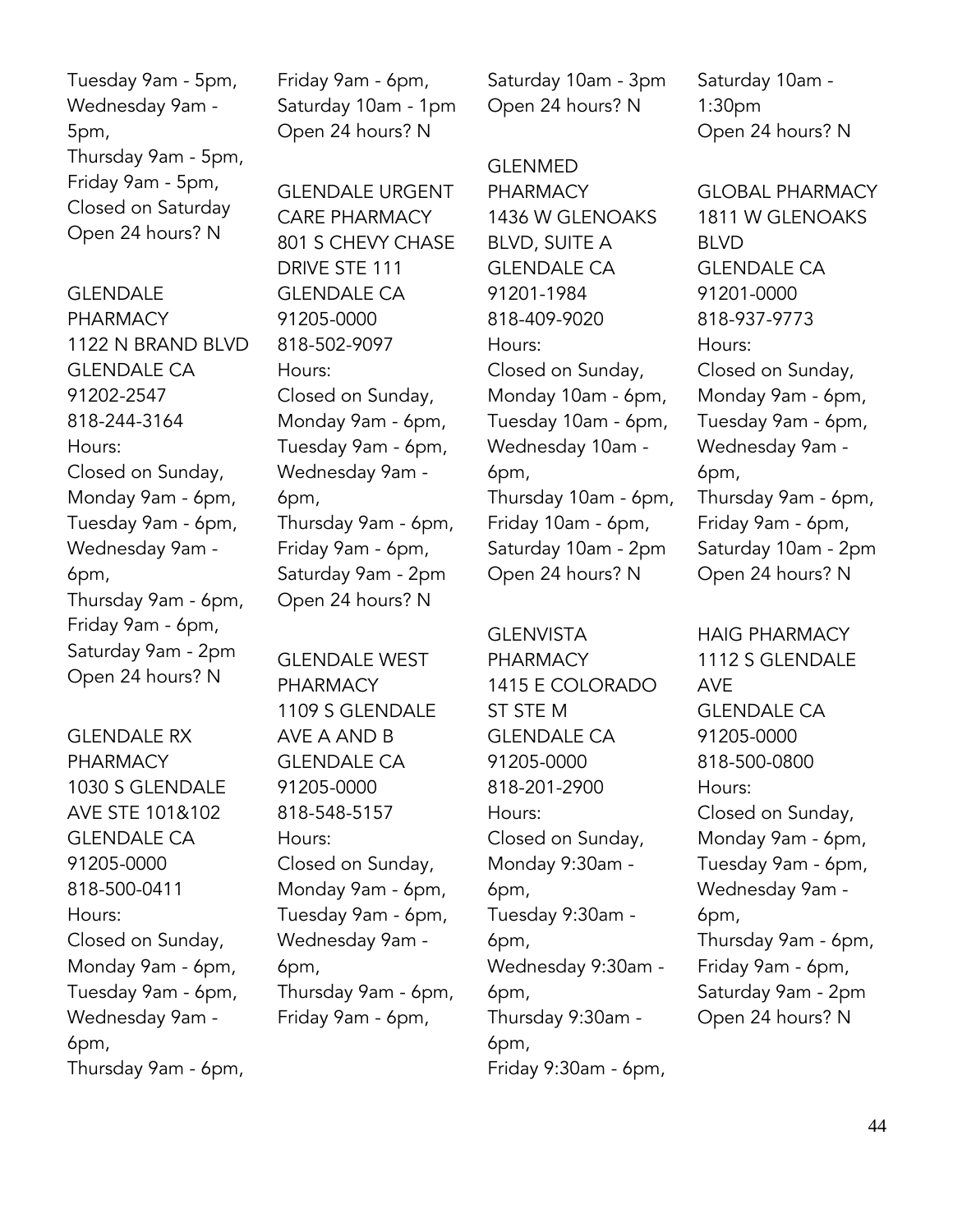Tuesday 9am - 5pm,
Wednesday 9am - 5pm,
Thursday 9am - 5pm,
Friday 9am - 5pm,
Closed on Saturday
Open 24 hours? N

GLENDALE PHARMACY
1122 N BRAND BLVD
GLENDALE CA
91202-2547
818-244-3164
Hours:
Closed on Sunday,
Monday 9am - 6pm,
Tuesday 9am - 6pm,
Wednesday 9am - 6pm,
Thursday 9am - 6pm,
Friday 9am - 6pm,
Saturday 9am - 2pm
Open 24 hours? N

GLENDALE RX PHARMACY
1030 S GLENDALE AVE STE 101&102
GLENDALE CA
91205-0000
818-500-0411
Hours:
Closed on Sunday,
Monday 9am - 6pm,
Tuesday 9am - 6pm,
Wednesday 9am - 6pm,
Thursday 9am - 6pm,
Friday 9am - 6pm,
Saturday 10am - 1pm
Open 24 hours? N

GLENDALE URGENT CARE PHARMACY
801 S CHEVY CHASE DRIVE STE 111
GLENDALE CA
91205-0000
818-502-9097
Hours:
Closed on Sunday,
Monday 9am - 6pm,
Tuesday 9am - 6pm,
Wednesday 9am - 6pm,
Thursday 9am - 6pm,
Friday 9am - 6pm,
Saturday 9am - 2pm
Open 24 hours? N

GLENDALE WEST PHARMACY
1109 S GLENDALE AVE A AND B
GLENDALE CA
91205-0000
818-548-5157
Hours:
Closed on Sunday,
Monday 9am - 6pm,
Tuesday 9am - 6pm,
Wednesday 9am - 6pm,
Thursday 9am - 6pm,
Friday 9am - 6pm,
Saturday 10am - 3pm
Open 24 hours? N

GLENMED PHARMACY
1436 W GLENOAKS BLVD, SUITE A
GLENDALE CA
91201-1984
818-409-9020
Hours:
Closed on Sunday,
Monday 10am - 6pm,
Tuesday 10am - 6pm,
Wednesday 10am - 6pm,
Thursday 10am - 6pm,
Friday 10am - 6pm,
Saturday 10am - 2pm
Open 24 hours? N

GLENVISTA PHARMACY
1415 E COLORADO ST STE M
GLENDALE CA
91205-0000
818-201-2900
Hours:
Closed on Sunday,
Monday 9:30am - 6pm,
Tuesday 9:30am - 6pm,
Wednesday 9:30am - 6pm,
Thursday 9:30am - 6pm,
Friday 9:30am - 6pm,
Saturday 10am - 1:30pm
Open 24 hours? N

GLOBAL PHARMACY
1811 W GLENOAKS BLVD
GLENDALE CA
91201-0000
818-937-9773
Hours:
Closed on Sunday,
Monday 9am - 6pm,
Tuesday 9am - 6pm,
Wednesday 9am - 6pm,
Thursday 9am - 6pm,
Friday 9am - 6pm,
Saturday 10am - 2pm
Open 24 hours? N

HAIG PHARMACY
1112 S GLENDALE AVE
GLENDALE CA
91205-0000
818-500-0800
Hours:
Closed on Sunday,
Monday 9am - 6pm,
Tuesday 9am - 6pm,
Wednesday 9am - 6pm,
Thursday 9am - 6pm,
Friday 9am - 6pm,
Saturday 9am - 2pm
Open 24 hours? N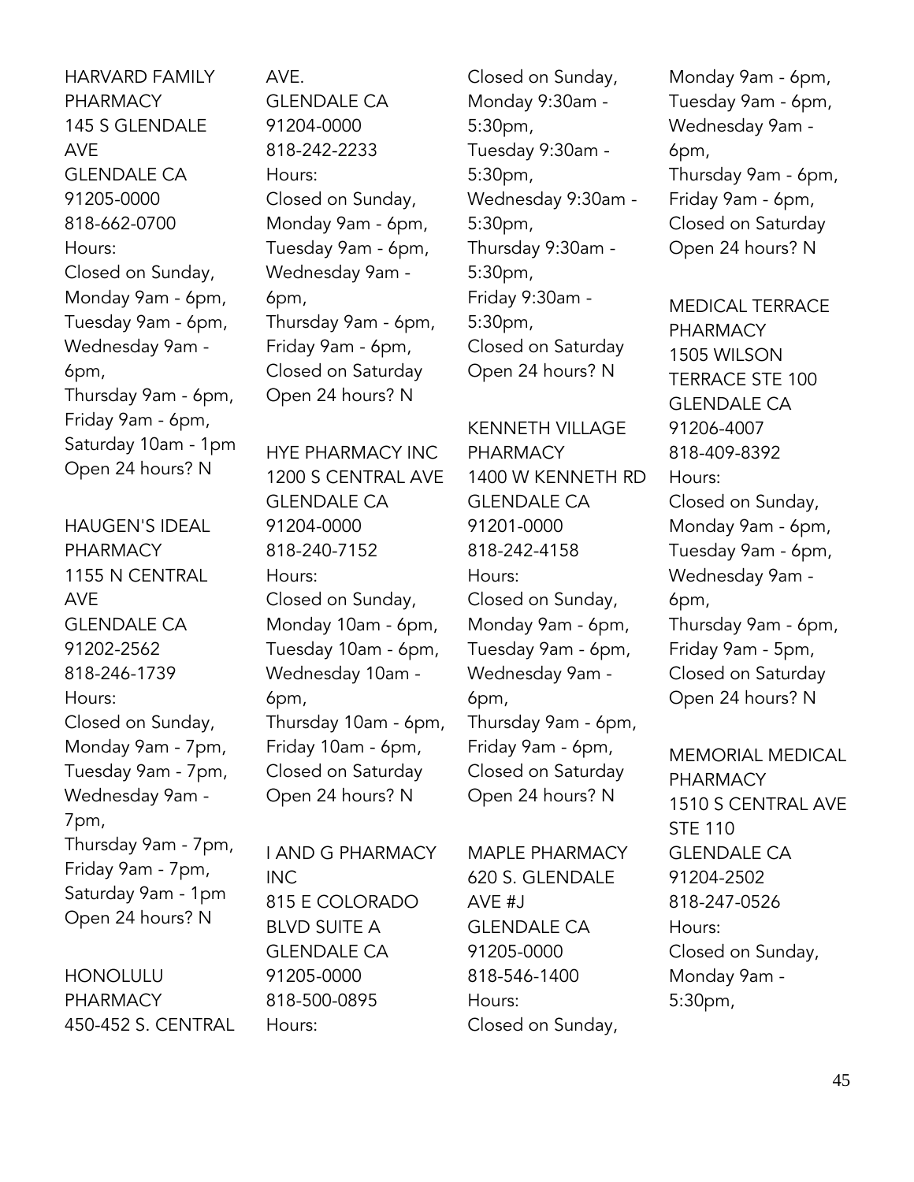HARVARD FAMILY PHARMACY
145 S GLENDALE AVE
GLENDALE CA 91205-0000
818-662-0700
Hours:
Closed on Sunday,
Monday 9am - 6pm,
Tuesday 9am - 6pm,
Wednesday 9am - 6pm,
Thursday 9am - 6pm,
Friday 9am - 6pm,
Saturday 10am - 1pm
Open 24 hours? N

HAUGEN'S IDEAL PHARMACY
1155 N CENTRAL AVE
GLENDALE CA 91202-2562
818-246-1739
Hours:
Closed on Sunday,
Monday 9am - 7pm,
Tuesday 9am - 7pm,
Wednesday 9am - 7pm,
Thursday 9am - 7pm,
Friday 9am - 7pm,
Saturday 9am - 1pm
Open 24 hours? N

HONOLULU PHARMACY
450-452 S. CENTRAL AVE.
GLENDALE CA 91204-0000
818-242-2233
Hours:
Closed on Sunday,
Monday 9am - 6pm,
Tuesday 9am - 6pm,
Wednesday 9am - 6pm,
Thursday 9am - 6pm,
Friday 9am - 6pm,
Closed on Saturday
Open 24 hours? N

HYE PHARMACY INC
1200 S CENTRAL AVE
GLENDALE CA 91204-0000
818-240-7152
Hours:
Closed on Sunday,
Monday 10am - 6pm,
Tuesday 10am - 6pm,
Wednesday 10am - 6pm,
Thursday 10am - 6pm,
Friday 10am - 6pm,
Closed on Saturday
Open 24 hours? N

I AND G PHARMACY INC
815 E COLORADO BLVD SUITE A
GLENDALE CA 91205-0000
818-500-0895
Hours:
Closed on Sunday,
Monday 9:30am - 5:30pm,
Tuesday 9:30am - 5:30pm,
Wednesday 9:30am - 5:30pm,
Thursday 9:30am - 5:30pm,
Friday 9:30am - 5:30pm,
Closed on Saturday
Open 24 hours? N

KENNETH VILLAGE PHARMACY
1400 W KENNETH RD
GLENDALE CA 91201-0000
818-242-4158
Hours:
Closed on Sunday,
Monday 9am - 6pm,
Tuesday 9am - 6pm,
Wednesday 9am - 6pm,
Thursday 9am - 6pm,
Friday 9am - 6pm,
Closed on Saturday
Open 24 hours? N

MAPLE PHARMACY
620 S. GLENDALE AVE #J
GLENDALE CA 91205-0000
818-546-1400
Hours:
Closed on Sunday,
Monday 9am - 6pm,
Tuesday 9am - 6pm,
Wednesday 9am - 6pm,
Thursday 9am - 6pm,
Friday 9am - 6pm,
Closed on Saturday
Open 24 hours? N

MEDICAL TERRACE PHARMACY
1505 WILSON TERRACE STE 100
GLENDALE CA 91206-4007
818-409-8392
Hours:
Closed on Sunday,
Monday 9am - 6pm,
Tuesday 9am - 6pm,
Wednesday 9am - 6pm,
Thursday 9am - 6pm,
Friday 9am - 5pm,
Closed on Saturday
Open 24 hours? N

MEMORIAL MEDICAL PHARMACY
1510 S CENTRAL AVE STE 110
GLENDALE CA 91204-2502
818-247-0526
Hours:
Closed on Sunday,
Monday 9am - 5:30pm,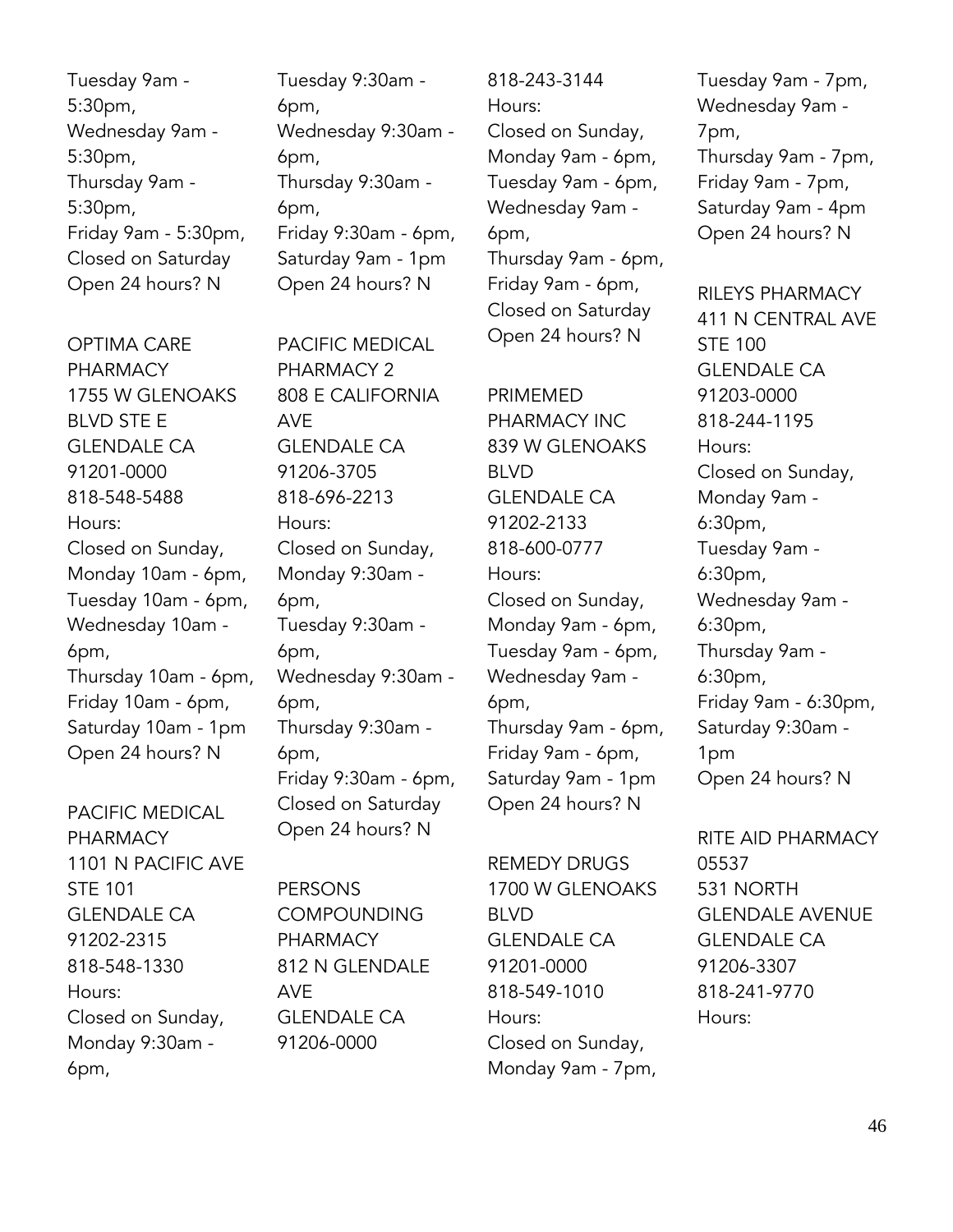Tuesday 9am - 5:30pm,
Wednesday 9am - 5:30pm,
Thursday 9am - 5:30pm,
Friday 9am - 5:30pm,
Closed on Saturday
Open 24 hours? N

OPTIMA CARE PHARMACY
1755 W GLENOAKS BLVD STE E
GLENDALE CA 91201-0000
818-548-5488
Hours:
Closed on Sunday,
Monday 10am - 6pm,
Tuesday 10am - 6pm,
Wednesday 10am - 6pm,
Thursday 10am - 6pm,
Friday 10am - 6pm,
Saturday 10am - 1pm
Open 24 hours? N

PACIFIC MEDICAL PHARMACY
1101 N PACIFIC AVE STE 101
GLENDALE CA 91202-2315
818-548-1330
Hours:
Closed on Sunday,
Monday 9:30am - 6pm,
Tuesday 9:30am - 6pm,
Wednesday 9:30am - 6pm,
Thursday 9:30am - 6pm,
Friday 9:30am - 6pm,
Saturday 9am - 1pm
Open 24 hours? N

PACIFIC MEDICAL PHARMACY 2
808 E CALIFORNIA AVE
GLENDALE CA 91206-3705
818-696-2213
Hours:
Closed on Sunday,
Monday 9:30am - 6pm,
Tuesday 9:30am - 6pm,
Wednesday 9:30am - 6pm,
Thursday 9:30am - 6pm,
Friday 9:30am - 6pm,
Closed on Saturday
Open 24 hours? N

PERSONS COMPOUNDING PHARMACY
812 N GLENDALE AVE
GLENDALE CA 91206-0000
818-243-3144
Hours:
Closed on Sunday,
Monday 9am - 6pm,
Tuesday 9am - 6pm,
Wednesday 9am - 6pm,
Thursday 9am - 6pm,
Friday 9am - 6pm,
Closed on Saturday
Open 24 hours? N

PRIMEMED PHARMACY INC
839 W GLENOAKS BLVD
GLENDALE CA 91202-2133
818-600-0777
Hours:
Closed on Sunday,
Monday 9am - 6pm,
Tuesday 9am - 6pm,
Wednesday 9am - 6pm,
Thursday 9am - 6pm,
Friday 9am - 6pm,
Saturday 9am - 1pm
Open 24 hours? N

REMEDY DRUGS
1700 W GLENOAKS BLVD
GLENDALE CA 91201-0000
818-549-1010
Hours:
Closed on Sunday,
Monday 9am - 7pm,
Tuesday 9am - 7pm,
Wednesday 9am - 7pm,
Thursday 9am - 7pm,
Friday 9am - 7pm,
Saturday 9am - 4pm
Open 24 hours? N

RILEYS PHARMACY
411 N CENTRAL AVE STE 100
GLENDALE CA 91203-0000
818-244-1195
Hours:
Closed on Sunday,
Monday 9am - 6:30pm,
Tuesday 9am - 6:30pm,
Wednesday 9am - 6:30pm,
Thursday 9am - 6:30pm,
Friday 9am - 6:30pm,
Saturday 9:30am - 1pm
Open 24 hours? N

RITE AID PHARMACY 05537
531 NORTH GLENDALE AVENUE
GLENDALE CA 91206-3307
818-241-9770
Hours: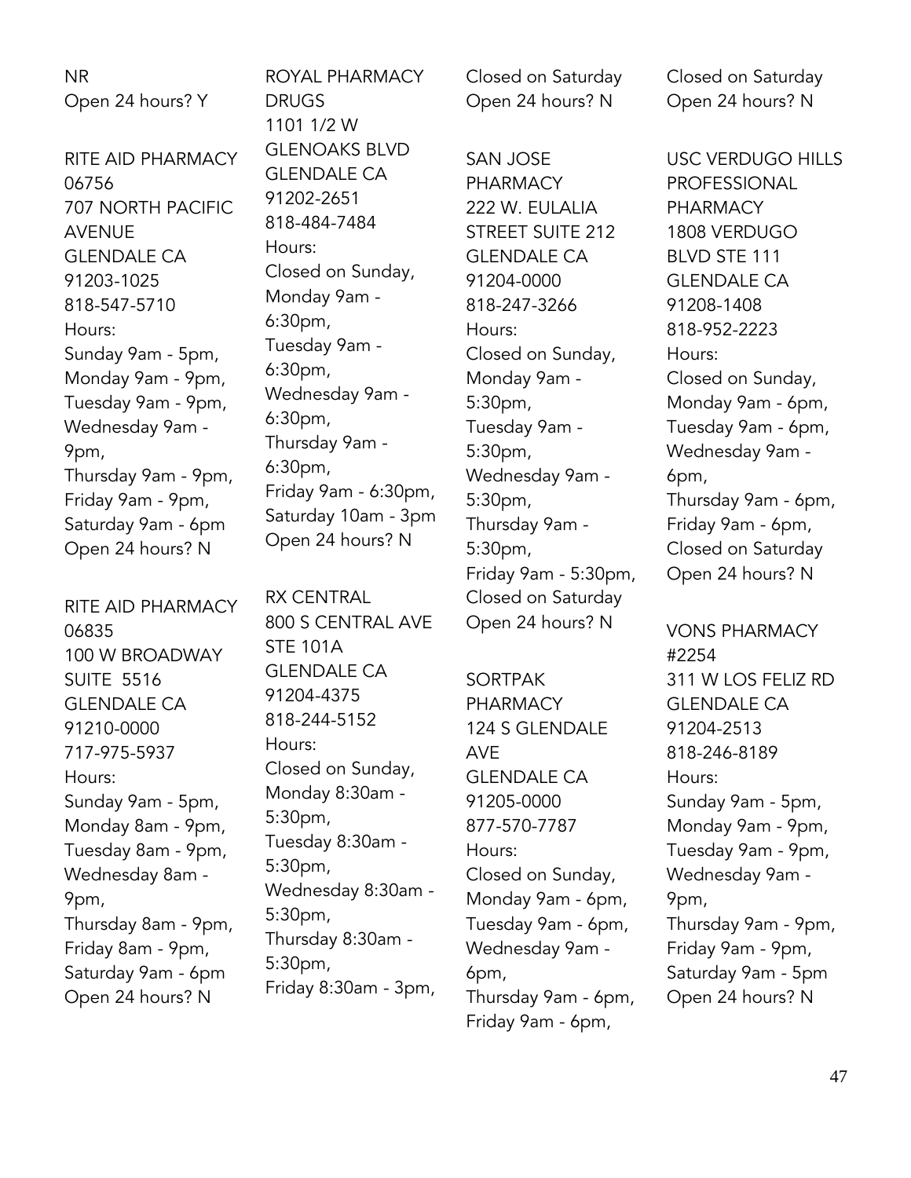NR
Open 24 hours? Y

RITE AID PHARMACY 06756
707 NORTH PACIFIC AVENUE
GLENDALE CA 91203-1025
818-547-5710
Hours:
Sunday 9am - 5pm,
Monday 9am - 9pm,
Tuesday 9am - 9pm,
Wednesday 9am - 9pm,
Thursday 9am - 9pm,
Friday 9am - 9pm,
Saturday 9am - 6pm
Open 24 hours? N

RITE AID PHARMACY 06835
100 W BROADWAY SUITE 5516
GLENDALE CA 91210-0000
717-975-5937
Hours:
Sunday 9am - 5pm,
Monday 8am - 9pm,
Tuesday 8am - 9pm,
Wednesday 8am - 9pm,
Thursday 8am - 9pm,
Friday 8am - 9pm,
Saturday 9am - 6pm
Open 24 hours? N

ROYAL PHARMACY DRUGS
1101 1/2 W GLENOAKS BLVD
GLENDALE CA 91202-2651
818-484-7484
Hours:
Closed on Sunday,
Monday 9am - 6:30pm,
Tuesday 9am - 6:30pm,
Wednesday 9am - 6:30pm,
Thursday 9am - 6:30pm,
Friday 9am - 6:30pm,
Saturday 10am - 3pm
Open 24 hours? N

RX CENTRAL
800 S CENTRAL AVE STE 101A
GLENDALE CA 91204-4375
818-244-5152
Hours:
Closed on Sunday,
Monday 8:30am - 5:30pm,
Tuesday 8:30am - 5:30pm,
Wednesday 8:30am - 5:30pm,
Thursday 8:30am - 5:30pm,
Friday 8:30am - 3pm,
Closed on Saturday
Open 24 hours? N

SAN JOSE PHARMACY
222 W. EULALIA STREET SUITE 212
GLENDALE CA 91204-0000
818-247-3266
Hours:
Closed on Sunday,
Monday 9am - 5:30pm,
Tuesday 9am - 5:30pm,
Wednesday 9am - 5:30pm,
Thursday 9am - 5:30pm,
Friday 9am - 5:30pm,
Closed on Saturday
Open 24 hours? N

SORTPAK PHARMACY
124 S GLENDALE AVE
GLENDALE CA 91205-0000
877-570-7787
Hours:
Closed on Sunday,
Monday 9am - 6pm,
Tuesday 9am - 6pm,
Wednesday 9am - 6pm,
Thursday 9am - 6pm,
Friday 9am - 6pm,
Closed on Saturday
Open 24 hours? N

USC VERDUGO HILLS PROFESSIONAL PHARMACY
1808 VERDUGO BLVD STE 111
GLENDALE CA 91208-1408
818-952-2223
Hours:
Closed on Sunday,
Monday 9am - 6pm,
Tuesday 9am - 6pm,
Wednesday 9am - 6pm,
Thursday 9am - 6pm,
Friday 9am - 6pm,
Closed on Saturday
Open 24 hours? N

VONS PHARMACY #2254
311 W LOS FELIZ RD
GLENDALE CA 91204-2513
818-246-8189
Hours:
Sunday 9am - 5pm,
Monday 9am - 9pm,
Tuesday 9am - 9pm,
Wednesday 9am - 9pm,
Thursday 9am - 9pm,
Friday 9am - 9pm,
Saturday 9am - 5pm
Open 24 hours? N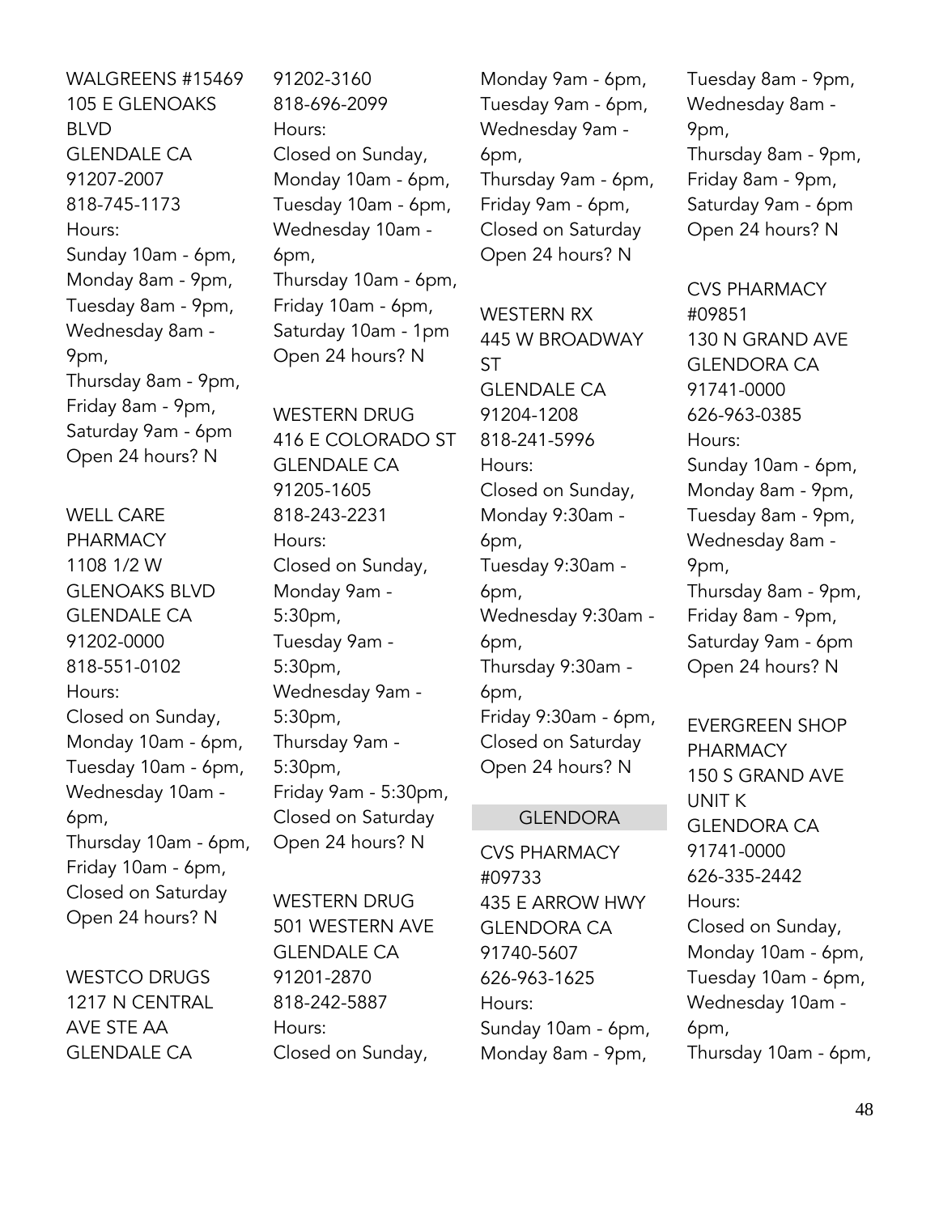WALGREENS #15469
105 E GLENOAKS BLVD
GLENDALE CA 91207-2007
818-745-1173
Hours:
Sunday 10am - 6pm,
Monday 8am - 9pm,
Tuesday 8am - 9pm,
Wednesday 8am - 9pm,
Thursday 8am - 9pm,
Friday 8am - 9pm,
Saturday 9am - 6pm
Open 24 hours? N

WELL CARE PHARMACY
1108 1/2 W GLENOAKS BLVD
GLENDALE CA 91202-0000
818-551-0102
Hours:
Closed on Sunday,
Monday 10am - 6pm,
Tuesday 10am - 6pm,
Wednesday 10am - 6pm,
Thursday 10am - 6pm,
Friday 10am - 6pm,
Closed on Saturday
Open 24 hours? N

WESTCO DRUGS
1217 N CENTRAL AVE STE AA
GLENDALE CA 91202-3160
818-696-2099
Hours:
Closed on Sunday,
Monday 10am - 6pm,
Tuesday 10am - 6pm,
Wednesday 10am - 6pm,
Thursday 10am - 6pm,
Friday 10am - 6pm,
Saturday 10am - 1pm
Open 24 hours? N

WESTERN DRUG
416 E COLORADO ST
GLENDALE CA 91205-1605
818-243-2231
Hours:
Closed on Sunday,
Monday 9am - 5:30pm,
Tuesday 9am - 5:30pm,
Wednesday 9am - 5:30pm,
Thursday 9am - 5:30pm,
Friday 9am - 5:30pm,
Closed on Saturday
Open 24 hours? N

WESTERN DRUG
501 WESTERN AVE
GLENDALE CA 91201-2870
818-242-5887
Hours:
Closed on Sunday,
Monday 9am - 6pm,
Tuesday 9am - 6pm,
Wednesday 9am - 6pm,
Thursday 9am - 6pm,
Friday 9am - 6pm,
Closed on Saturday
Open 24 hours? N

WESTERN RX
445 W BROADWAY ST
GLENDALE CA 91204-1208
818-241-5996
Hours:
Closed on Sunday,
Monday 9:30am - 6pm,
Tuesday 9:30am - 6pm,
Wednesday 9:30am - 6pm,
Thursday 9:30am - 6pm,
Friday 9:30am - 6pm,
Closed on Saturday
Open 24 hours? N

## GLENDORA

CVS PHARMACY #09733
435 E ARROW HWY
GLENDORA CA 91740-5607
626-963-1625
Hours:
Sunday 10am - 6pm,
Monday 8am - 9pm,
Tuesday 8am - 9pm,
Wednesday 8am - 9pm,
Thursday 8am - 9pm,
Friday 8am - 9pm,
Saturday 9am - 6pm
Open 24 hours? N

CVS PHARMACY #09851
130 N GRAND AVE
GLENDORA CA 91741-0000
626-963-0385
Hours:
Sunday 10am - 6pm,
Monday 8am - 9pm,
Tuesday 8am - 9pm,
Wednesday 8am - 9pm,
Thursday 8am - 9pm,
Friday 8am - 9pm,
Saturday 9am - 6pm
Open 24 hours? N

EVERGREEN SHOP PHARMACY
150 S GRAND AVE UNIT K
GLENDORA CA 91741-0000
626-335-2442
Hours:
Closed on Sunday,
Monday 10am - 6pm,
Tuesday 10am - 6pm,
Wednesday 10am - 6pm,
Thursday 10am - 6pm,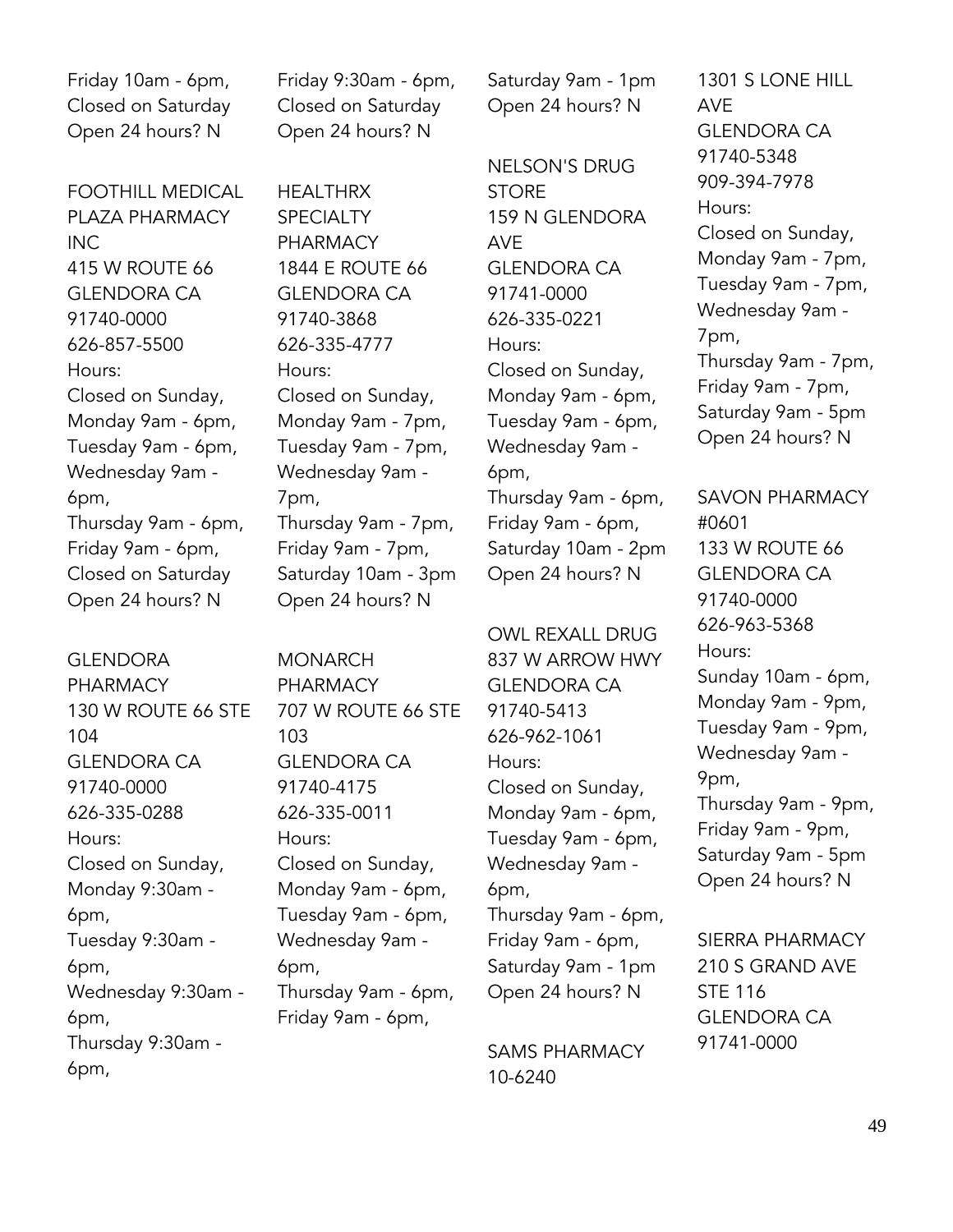Friday 10am - 6pm,
Closed on Saturday
Open 24 hours? N

FOOTHILL MEDICAL PLAZA PHARMACY INC
415 W ROUTE 66
GLENDORA CA
91740-0000
626-857-5500
Hours:
Closed on Sunday,
Monday 9am - 6pm,
Tuesday 9am - 6pm,
Wednesday 9am - 6pm,
Thursday 9am - 6pm,
Friday 9am - 6pm,
Closed on Saturday
Open 24 hours? N

GLENDORA PHARMACY
130 W ROUTE 66 STE 104
GLENDORA CA
91740-0000
626-335-0288
Hours:
Closed on Sunday,
Monday 9:30am - 6pm,
Tuesday 9:30am - 6pm,
Wednesday 9:30am - 6pm,
Thursday 9:30am - 6pm,
Friday 9:30am - 6pm,
Closed on Saturday
Open 24 hours? N

HEALTHRX SPECIALTY PHARMACY
1844 E ROUTE 66
GLENDORA CA
91740-3868
626-335-4777
Hours:
Closed on Sunday,
Monday 9am - 7pm,
Tuesday 9am - 7pm,
Wednesday 9am - 7pm,
Thursday 9am - 7pm,
Friday 9am - 7pm,
Saturday 10am - 3pm
Open 24 hours? N

MONARCH PHARMACY
707 W ROUTE 66 STE 103
GLENDORA CA
91740-4175
626-335-0011
Hours:
Closed on Sunday,
Monday 9am - 6pm,
Tuesday 9am - 6pm,
Wednesday 9am - 6pm,
Thursday 9am - 6pm,
Friday 9am - 6pm,
Saturday 9am - 1pm
Open 24 hours? N

NELSON'S DRUG STORE
159 N GLENDORA AVE
GLENDORA CA
91741-0000
626-335-0221
Hours:
Closed on Sunday,
Monday 9am - 6pm,
Tuesday 9am - 6pm,
Wednesday 9am - 6pm,
Thursday 9am - 6pm,
Friday 9am - 6pm,
Saturday 10am - 2pm
Open 24 hours? N

OWL REXALL DRUG
837 W ARROW HWY
GLENDORA CA
91740-5413
626-962-1061
Hours:
Closed on Sunday,
Monday 9am - 6pm,
Tuesday 9am - 6pm,
Wednesday 9am - 6pm,
Thursday 9am - 6pm,
Friday 9am - 6pm,
Saturday 9am - 1pm
Open 24 hours? N

SAMS PHARMACY 10-6240
1301 S LONE HILL AVE
GLENDORA CA
91740-5348
909-394-7978
Hours:
Closed on Sunday,
Monday 9am - 7pm,
Tuesday 9am - 7pm,
Wednesday 9am - 7pm,
Thursday 9am - 7pm,
Friday 9am - 7pm,
Saturday 9am - 5pm
Open 24 hours? N

SAVON PHARMACY #0601
133 W ROUTE 66
GLENDORA CA
91740-0000
626-963-5368
Hours:
Sunday 10am - 6pm,
Monday 9am - 9pm,
Tuesday 9am - 9pm,
Wednesday 9am - 9pm,
Thursday 9am - 9pm,
Friday 9am - 9pm,
Saturday 9am - 5pm
Open 24 hours? N

SIERRA PHARMACY
210 S GRAND AVE STE 116
GLENDORA CA
91741-0000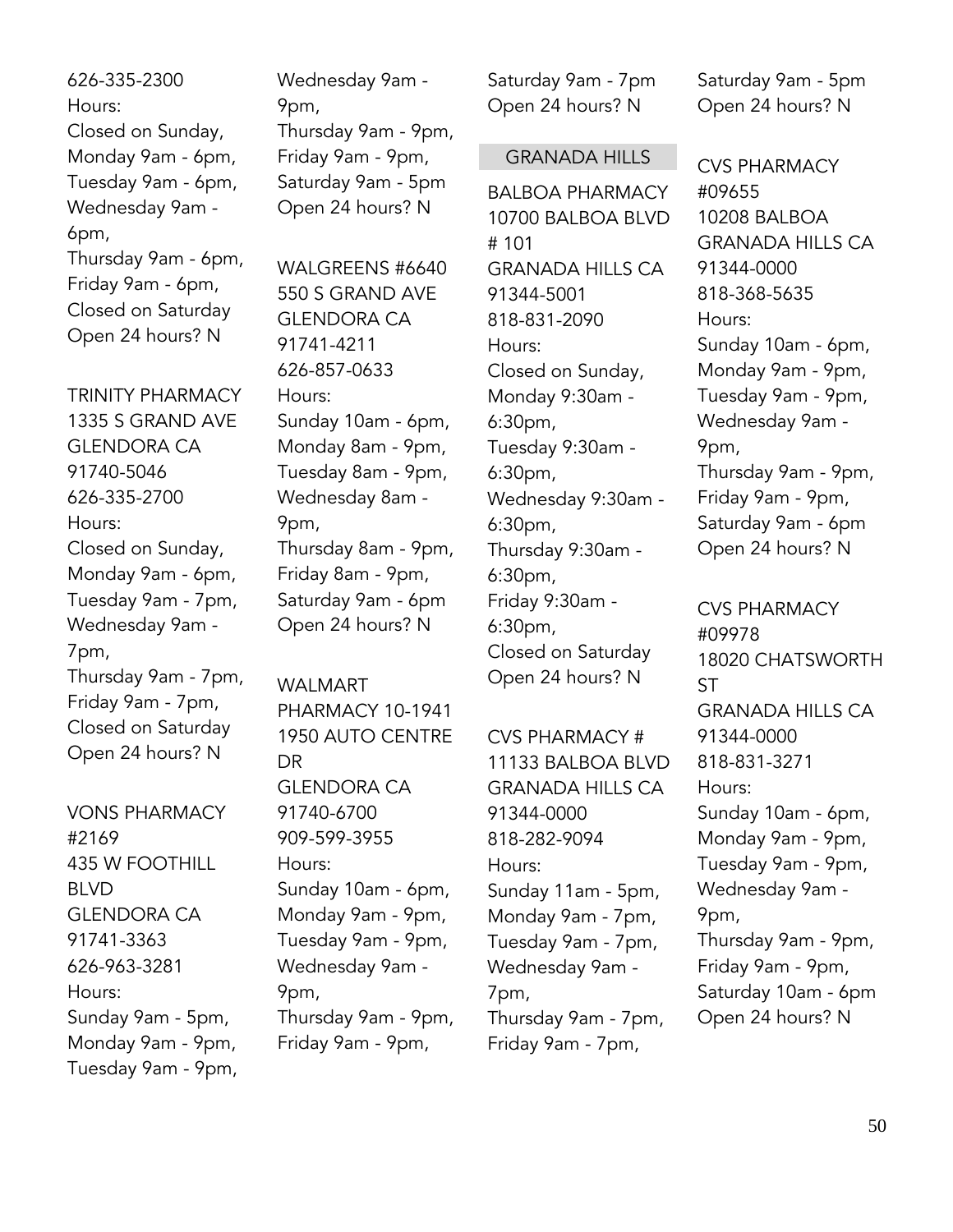626-335-2300
Hours:
Closed on Sunday,
Monday 9am - 6pm,
Tuesday 9am - 6pm,
Wednesday 9am - 6pm,
Thursday 9am - 6pm,
Friday 9am - 6pm,
Closed on Saturday
Open 24 hours? N

TRINITY PHARMACY
1335 S GRAND AVE
GLENDORA CA
91740-5046
626-335-2700
Hours:
Closed on Sunday,
Monday 9am - 6pm,
Tuesday 9am - 7pm,
Wednesday 9am - 7pm,
Thursday 9am - 7pm,
Friday 9am - 7pm,
Closed on Saturday
Open 24 hours? N

VONS PHARMACY #2169
435 W FOOTHILL BLVD
GLENDORA CA
91741-3363
626-963-3281
Hours:
Sunday 9am - 5pm,
Monday 9am - 9pm,
Tuesday 9am - 9pm,
Wednesday 9am - 9pm,
Thursday 9am - 9pm,
Friday 9am - 9pm,
Saturday 9am - 5pm
Open 24 hours? N

WALGREENS #6640
550 S GRAND AVE
GLENDORA CA
91741-4211
626-857-0633
Hours:
Sunday 10am - 6pm,
Monday 8am - 9pm,
Tuesday 8am - 9pm,
Wednesday 8am - 9pm,
Thursday 8am - 9pm,
Friday 8am - 9pm,
Saturday 9am - 6pm
Open 24 hours? N

WALMART PHARMACY 10-1941
1950 AUTO CENTRE DR
GLENDORA CA
91740-6700
909-599-3955
Hours:
Sunday 10am - 6pm,
Monday 9am - 9pm,
Tuesday 9am - 9pm,
Wednesday 9am - 9pm,
Thursday 9am - 9pm,
Friday 9am - 9pm,
Saturday 9am - 7pm
Open 24 hours? N

## GRANADA HILLS

BALBOA PHARMACY
10700 BALBOA BLVD # 101
GRANADA HILLS CA
91344-5001
818-831-2090
Hours:
Closed on Sunday,
Monday 9:30am - 6:30pm,
Tuesday 9:30am - 6:30pm,
Wednesday 9:30am - 6:30pm,
Thursday 9:30am - 6:30pm,
Friday 9:30am - 6:30pm,
Closed on Saturday
Open 24 hours? N

CVS PHARMACY #
11133 BALBOA BLVD
GRANADA HILLS CA
91344-0000
818-282-9094
Hours:
Sunday 11am - 5pm,
Monday 9am - 7pm,
Tuesday 9am - 7pm,
Wednesday 9am - 7pm,
Thursday 9am - 7pm,
Friday 9am - 7pm,
Saturday 9am - 5pm
Open 24 hours? N

CVS PHARMACY #09655
10208 BALBOA
GRANADA HILLS CA
91344-0000
818-368-5635
Hours:
Sunday 10am - 6pm,
Monday 9am - 9pm,
Tuesday 9am - 9pm,
Wednesday 9am - 9pm,
Thursday 9am - 9pm,
Friday 9am - 9pm,
Saturday 9am - 6pm
Open 24 hours? N

CVS PHARMACY #09978
18020 CHATSWORTH ST
GRANADA HILLS CA
91344-0000
818-831-3271
Hours:
Sunday 10am - 6pm,
Monday 9am - 9pm,
Tuesday 9am - 9pm,
Wednesday 9am - 9pm,
Thursday 9am - 9pm,
Friday 9am - 9pm,
Saturday 10am - 6pm
Open 24 hours? N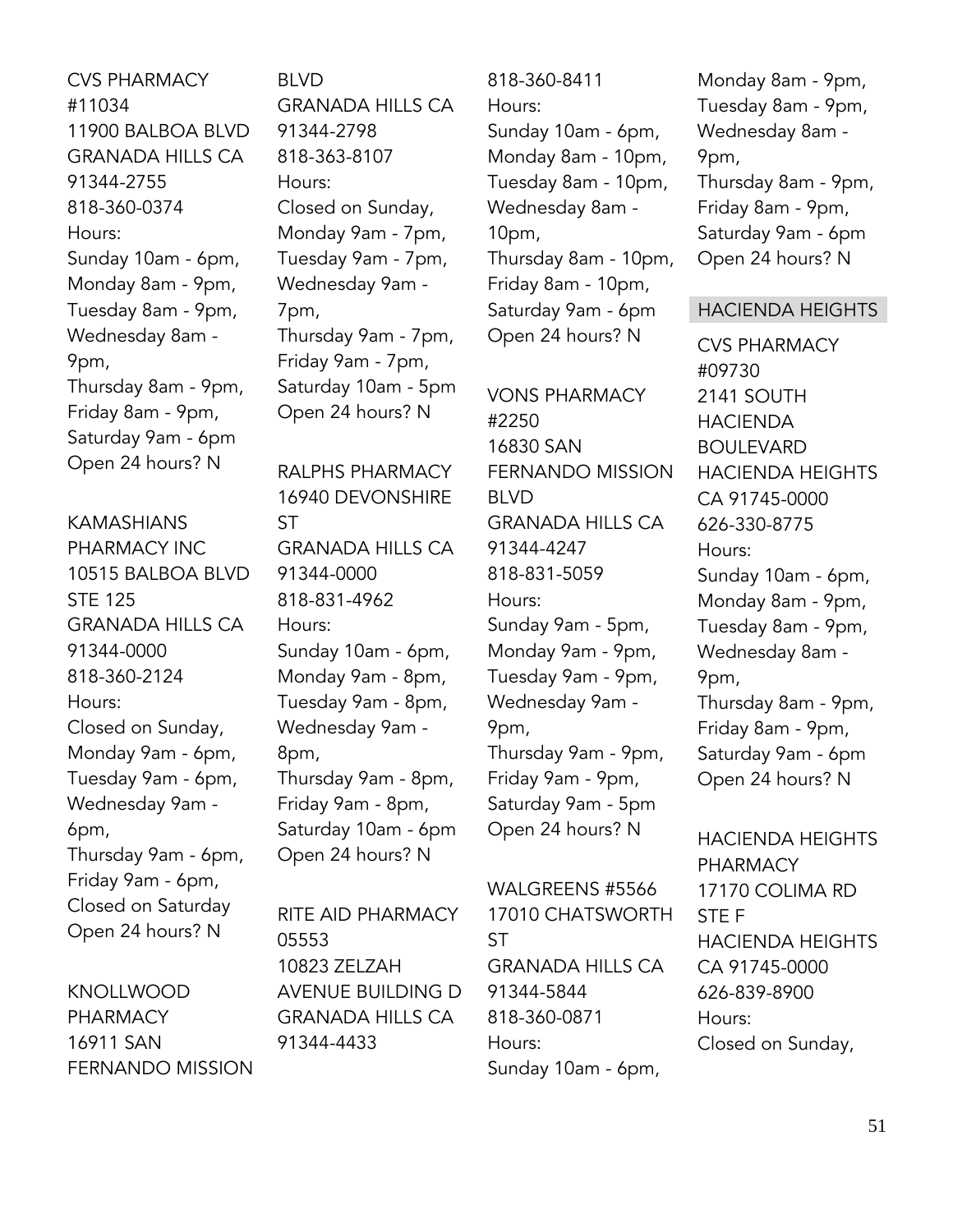CVS PHARMACY #11034
11900 BALBOA BLVD
GRANADA HILLS CA 91344-2755
818-360-0374
Hours:
Sunday 10am - 6pm,
Monday 8am - 9pm,
Tuesday 8am - 9pm,
Wednesday 8am - 9pm,
Thursday 8am - 9pm,
Friday 8am - 9pm,
Saturday 9am - 6pm
Open 24 hours? N

KAMASHIANS PHARMACY INC
10515 BALBOA BLVD STE 125
GRANADA HILLS CA 91344-0000
818-360-2124
Hours:
Closed on Sunday,
Monday 9am - 6pm,
Tuesday 9am - 6pm,
Wednesday 9am - 6pm,
Thursday 9am - 6pm,
Friday 9am - 6pm,
Closed on Saturday
Open 24 hours? N

KNOLLWOOD PHARMACY
16911 SAN FERNANDO MISSION BLVD
GRANADA HILLS CA 91344-2798
818-363-8107
Hours:
Closed on Sunday,
Monday 9am - 7pm,
Tuesday 9am - 7pm,
Wednesday 9am - 7pm,
Thursday 9am - 7pm,
Friday 9am - 7pm,
Saturday 10am - 5pm
Open 24 hours? N

RALPHS PHARMACY
16940 DEVONSHIRE ST
GRANADA HILLS CA 91344-0000
818-831-4962
Hours:
Sunday 10am - 6pm,
Monday 9am - 8pm,
Tuesday 9am - 8pm,
Wednesday 9am - 8pm,
Thursday 9am - 8pm,
Friday 9am - 8pm,
Saturday 10am - 6pm
Open 24 hours? N

RITE AID PHARMACY 05553
10823 ZELZAH AVENUE BUILDING D
GRANADA HILLS CA 91344-4433
818-360-8411
Hours:
Sunday 10am - 6pm,
Monday 8am - 10pm,
Tuesday 8am - 10pm,
Wednesday 8am - 10pm,
Thursday 8am - 10pm,
Friday 8am - 10pm,
Saturday 9am - 6pm
Open 24 hours? N

VONS PHARMACY #2250
16830 SAN FERNANDO MISSION BLVD
GRANADA HILLS CA 91344-4247
818-831-5059
Hours:
Sunday 9am - 5pm,
Monday 9am - 9pm,
Tuesday 9am - 9pm,
Wednesday 9am - 9pm,
Thursday 9am - 9pm,
Friday 9am - 9pm,
Saturday 9am - 5pm
Open 24 hours? N

WALGREENS #5566
17010 CHATSWORTH ST
GRANADA HILLS CA 91344-5844
818-360-0871
Hours:
Sunday 10am - 6pm,
Monday 8am - 9pm,
Tuesday 8am - 9pm,
Wednesday 8am - 9pm,
Thursday 8am - 9pm,
Friday 8am - 9pm,
Saturday 9am - 6pm
Open 24 hours? N

## HACIENDA HEIGHTS

CVS PHARMACY #09730
2141 SOUTH HACIENDA BOULEVARD
HACIENDA HEIGHTS CA 91745-0000
626-330-8775
Hours:
Sunday 10am - 6pm,
Monday 8am - 9pm,
Tuesday 8am - 9pm,
Wednesday 8am - 9pm,
Thursday 8am - 9pm,
Friday 8am - 9pm,
Saturday 9am - 6pm
Open 24 hours? N

HACIENDA HEIGHTS PHARMACY
17170 COLIMA RD STE F
HACIENDA HEIGHTS CA 91745-0000
626-839-8900
Hours:
Closed on Sunday,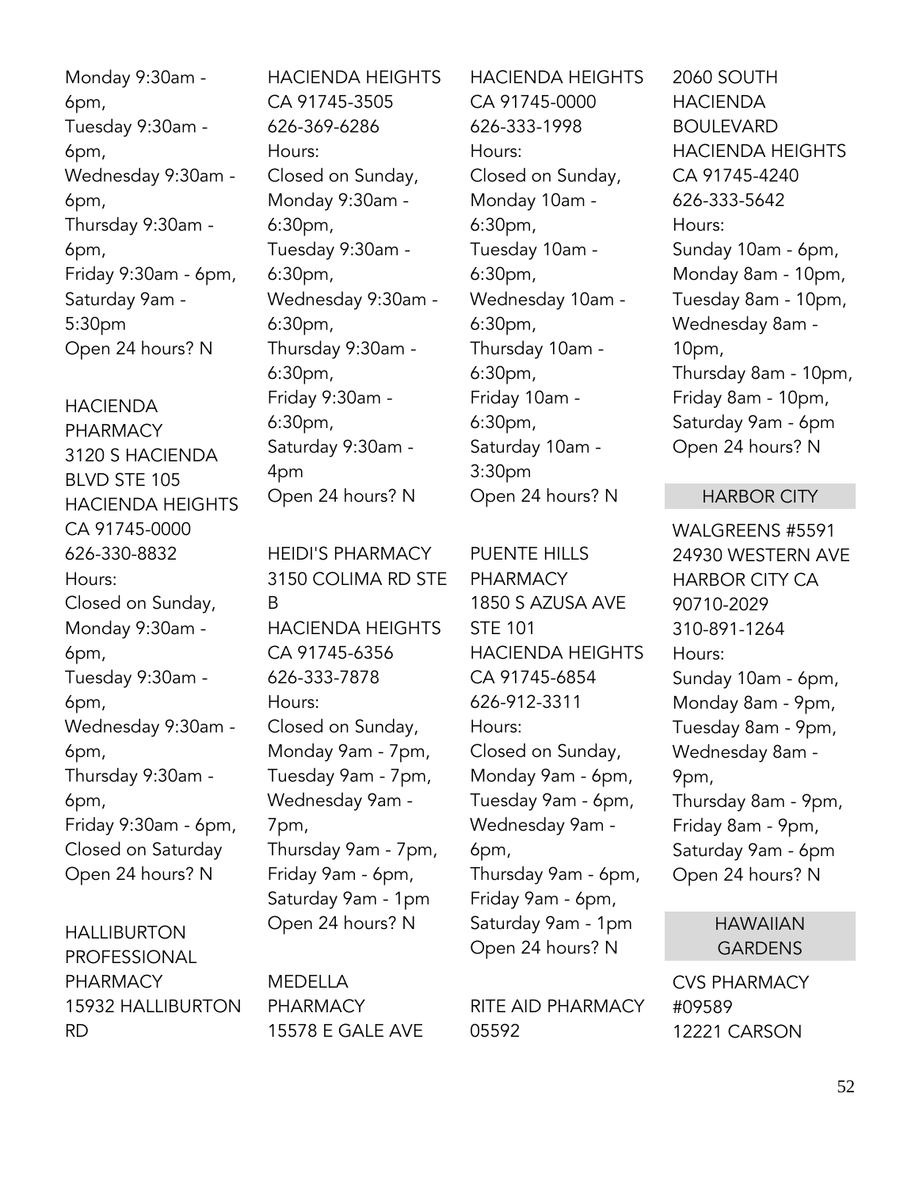Monday 9:30am - 6pm,
Tuesday 9:30am - 6pm,
Wednesday 9:30am - 6pm,
Thursday 9:30am - 6pm,
Friday 9:30am - 6pm,
Saturday 9am - 5:30pm
Open 24 hours? N

HACIENDA PHARMACY
3120 S HACIENDA BLVD STE 105
HACIENDA HEIGHTS CA 91745-0000
626-330-8832
Hours:
Closed on Sunday,
Monday 9:30am - 6pm,
Tuesday 9:30am - 6pm,
Wednesday 9:30am - 6pm,
Thursday 9:30am - 6pm,
Friday 9:30am - 6pm,
Closed on Saturday
Open 24 hours? N

HALLIBURTON PROFESSIONAL PHARMACY
15932 HALLIBURTON RD
HACIENDA HEIGHTS CA 91745-3505
626-369-6286
Hours:
Closed on Sunday,
Monday 9:30am - 6:30pm,
Tuesday 9:30am - 6:30pm,
Wednesday 9:30am - 6:30pm,
Thursday 9:30am - 6:30pm,
Friday 9:30am - 6:30pm,
Saturday 9:30am - 4pm
Open 24 hours? N

HEIDI'S PHARMACY
3150 COLIMA RD STE B
HACIENDA HEIGHTS CA 91745-6356
626-333-7878
Hours:
Closed on Sunday,
Monday 9am - 7pm,
Tuesday 9am - 7pm,
Wednesday 9am - 7pm,
Thursday 9am - 7pm,
Friday 9am - 6pm,
Saturday 9am - 1pm
Open 24 hours? N

MEDELLA PHARMACY
15578 E GALE AVE
HACIENDA HEIGHTS CA 91745-0000
626-333-1998
Hours:
Closed on Sunday,
Monday 10am - 6:30pm,
Tuesday 10am - 6:30pm,
Wednesday 10am - 6:30pm,
Thursday 10am - 6:30pm,
Friday 10am - 6:30pm,
Saturday 10am - 3:30pm
Open 24 hours? N

PUENTE HILLS PHARMACY
1850 S AZUSA AVE STE 101
HACIENDA HEIGHTS CA 91745-6854
626-912-3311
Hours:
Closed on Sunday,
Monday 9am - 6pm,
Tuesday 9am - 6pm,
Wednesday 9am - 6pm,
Thursday 9am - 6pm,
Friday 9am - 6pm,
Saturday 9am - 1pm
Open 24 hours? N

RITE AID PHARMACY 05592
2060 SOUTH HACIENDA BOULEVARD
HACIENDA HEIGHTS CA 91745-4240
626-333-5642
Hours:
Sunday 10am - 6pm,
Monday 8am - 10pm,
Tuesday 8am - 10pm,
Wednesday 8am - 10pm,
Thursday 8am - 10pm,
Friday 8am - 10pm,
Saturday 9am - 6pm
Open 24 hours? N

## HARBOR CITY

WALGREENS #5591
24930 WESTERN AVE
HARBOR CITY CA 90710-2029
310-891-1264
Hours:
Sunday 10am - 6pm,
Monday 8am - 9pm,
Tuesday 8am - 9pm,
Wednesday 8am - 9pm,
Thursday 8am - 9pm,
Friday 8am - 9pm,
Saturday 9am - 6pm
Open 24 hours? N

## HAWAIIAN GARDENS

CVS PHARMACY #09589
12221 CARSON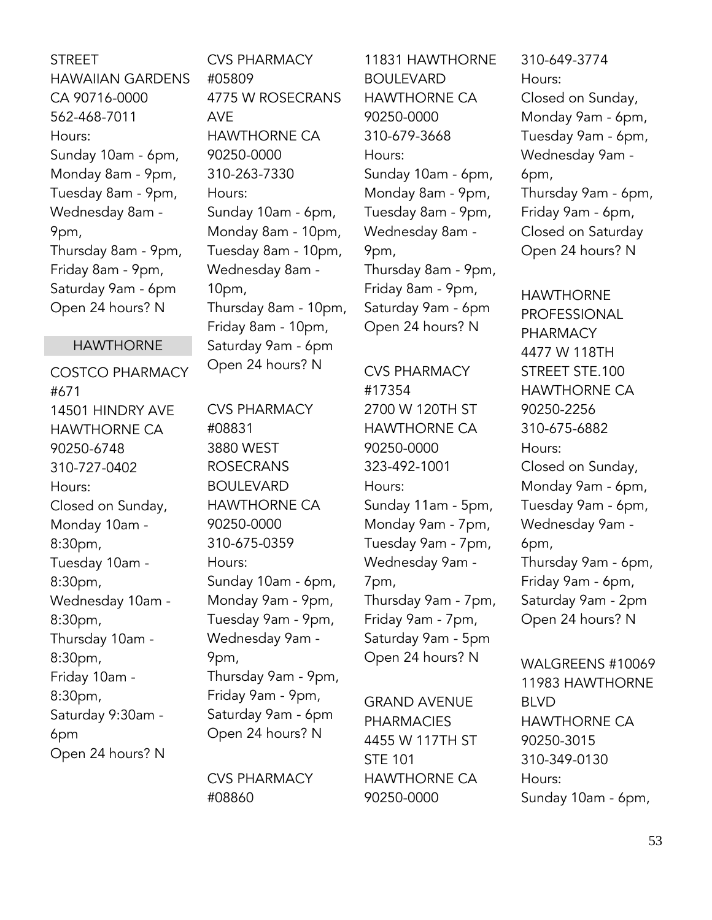STREET
HAWAIIAN GARDENS
CA 90716-0000
562-468-7011
Hours:
Sunday 10am - 6pm,
Monday 8am - 9pm,
Tuesday 8am - 9pm,
Wednesday 8am - 9pm,
Thursday 8am - 9pm,
Friday 8am - 9pm,
Saturday 9am - 6pm
Open 24 hours? N

## HAWTHORNE

COSTCO PHARMACY #671
14501 HINDRY AVE
HAWTHORNE CA 90250-6748
310-727-0402
Hours:
Closed on Sunday,
Monday 10am - 8:30pm,
Tuesday 10am - 8:30pm,
Wednesday 10am - 8:30pm,
Thursday 10am - 8:30pm,
Friday 10am - 8:30pm,
Saturday 9:30am - 6pm
Open 24 hours? N

CVS PHARMACY #05809
4775 W ROSECRANS AVE
HAWTHORNE CA 90250-0000
310-263-7330
Hours:
Sunday 10am - 6pm,
Monday 8am - 10pm,
Tuesday 8am - 10pm,
Wednesday 8am - 10pm,
Thursday 8am - 10pm,
Friday 8am - 10pm,
Saturday 9am - 6pm
Open 24 hours? N

CVS PHARMACY #08831
3880 WEST ROSECRANS BOULEVARD
HAWTHORNE CA 90250-0000
310-675-0359
Hours:
Sunday 10am - 6pm,
Monday 9am - 9pm,
Tuesday 9am - 9pm,
Wednesday 9am - 9pm,
Thursday 9am - 9pm,
Friday 9am - 9pm,
Saturday 9am - 6pm
Open 24 hours? N

CVS PHARMACY #08860
11831 HAWTHORNE BOULEVARD
HAWTHORNE CA 90250-0000
310-679-3668
Hours:
Sunday 10am - 6pm,
Monday 8am - 9pm,
Tuesday 8am - 9pm,
Wednesday 8am - 9pm,
Thursday 8am - 9pm,
Friday 8am - 9pm,
Saturday 9am - 6pm
Open 24 hours? N

CVS PHARMACY #17354
2700 W 120TH ST
HAWTHORNE CA 90250-0000
323-492-1001
Hours:
Sunday 11am - 5pm,
Monday 9am - 7pm,
Tuesday 9am - 7pm,
Wednesday 9am - 7pm,
Thursday 9am - 7pm,
Friday 9am - 7pm,
Saturday 9am - 5pm
Open 24 hours? N

GRAND AVENUE PHARMACIES
4455 W 117TH ST STE 101
HAWTHORNE CA 90250-0000
310-649-3774
Hours:
Closed on Sunday,
Monday 9am - 6pm,
Tuesday 9am - 6pm,
Wednesday 9am - 6pm,
Thursday 9am - 6pm,
Friday 9am - 6pm,
Closed on Saturday
Open 24 hours? N

HAWTHORNE PROFESSIONAL PHARMACY
4477 W 118TH STREET STE.100
HAWTHORNE CA 90250-2256
310-675-6882
Hours:
Closed on Sunday,
Monday 9am - 6pm,
Tuesday 9am - 6pm,
Wednesday 9am - 6pm,
Thursday 9am - 6pm,
Friday 9am - 6pm,
Saturday 9am - 2pm
Open 24 hours? N

WALGREENS #10069
11983 HAWTHORNE BLVD
HAWTHORNE CA 90250-3015
310-349-0130
Hours:
Sunday 10am - 6pm,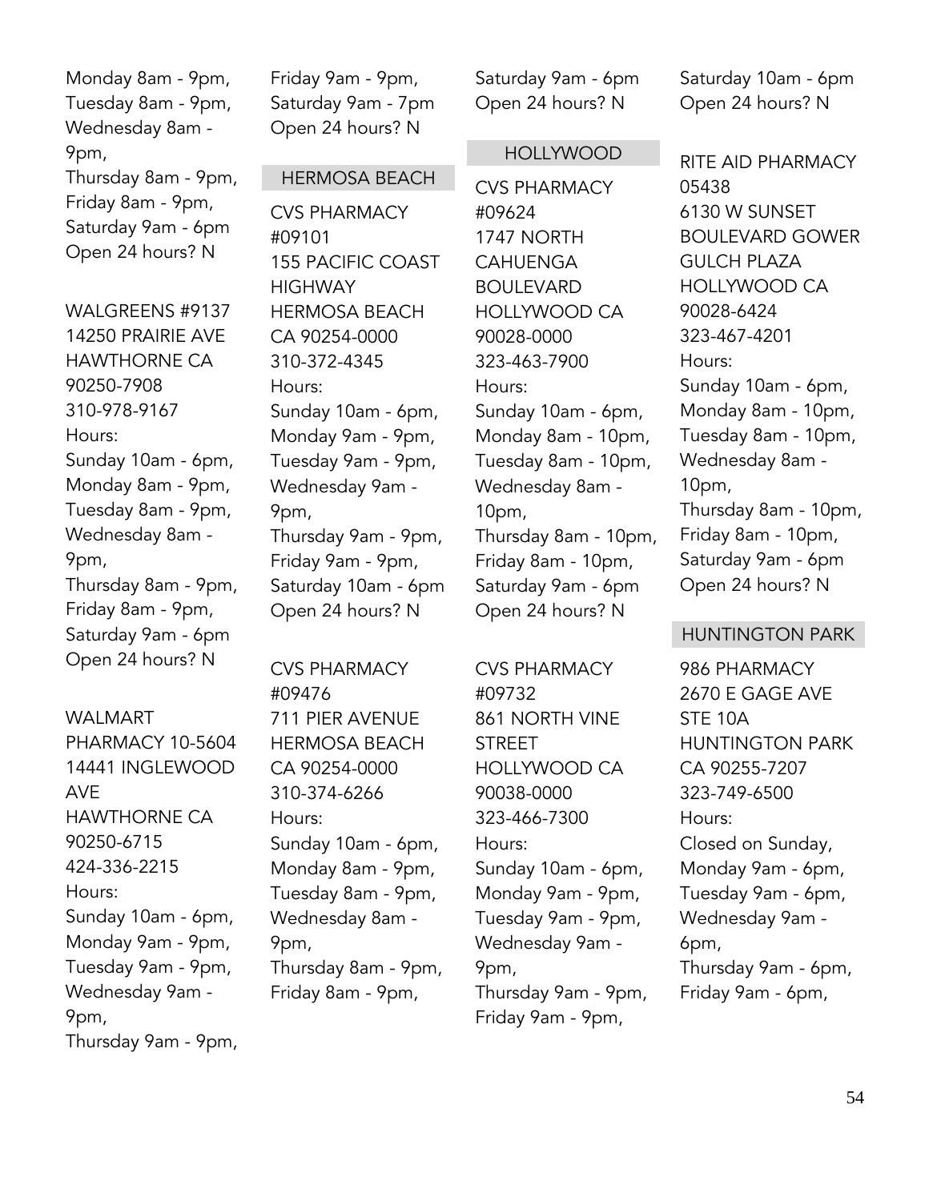Monday 8am - 9pm,
Tuesday 8am - 9pm,
Wednesday 8am - 9pm,
Thursday 8am - 9pm,
Friday 8am - 9pm,
Saturday 9am - 6pm
Open 24 hours? N

WALGREENS #9137
14250 PRAIRIE AVE
HAWTHORNE CA 90250-7908
310-978-9167
Hours:
Sunday 10am - 6pm,
Monday 8am - 9pm,
Tuesday 8am - 9pm,
Wednesday 8am - 9pm,
Thursday 8am - 9pm,
Friday 8am - 9pm,
Saturday 9am - 6pm
Open 24 hours? N

WALMART PHARMACY 10-5604
14441 INGLEWOOD AVE
HAWTHORNE CA 90250-6715
424-336-2215
Hours:
Sunday 10am - 6pm,
Monday 9am - 9pm,
Tuesday 9am - 9pm,
Wednesday 9am - 9pm,
Thursday 9am - 9pm,
Friday 9am - 9pm,
Saturday 9am - 7pm
Open 24 hours? N

## HERMOSA BEACH

CVS PHARMACY #09101
155 PACIFIC COAST HIGHWAY
HERMOSA BEACH CA 90254-0000
310-372-4345
Hours:
Sunday 10am - 6pm,
Monday 9am - 9pm,
Tuesday 9am - 9pm,
Wednesday 9am - 9pm,
Thursday 9am - 9pm,
Friday 9am - 9pm,
Saturday 10am - 6pm
Open 24 hours? N

CVS PHARMACY #09476
711 PIER AVENUE
HERMOSA BEACH CA 90254-0000
310-374-6266
Hours:
Sunday 10am - 6pm,
Monday 8am - 9pm,
Tuesday 8am - 9pm,
Wednesday 8am - 9pm,
Thursday 8am - 9pm,
Friday 8am - 9pm,
Saturday 9am - 6pm
Open 24 hours? N

## HOLLYWOOD

CVS PHARMACY #09624
1747 NORTH CAHUENGA BOULEVARD
HOLLYWOOD CA 90028-0000
323-463-7900
Hours:
Sunday 10am - 6pm,
Monday 8am - 10pm,
Tuesday 8am - 10pm,
Wednesday 8am - 10pm,
Thursday 8am - 10pm,
Friday 8am - 10pm,
Saturday 9am - 6pm
Open 24 hours? N

CVS PHARMACY #09732
861 NORTH VINE STREET
HOLLYWOOD CA 90038-0000
323-466-7300
Hours:
Sunday 10am - 6pm,
Monday 9am - 9pm,
Tuesday 9am - 9pm,
Wednesday 9am - 9pm,
Thursday 9am - 9pm,
Friday 9am - 9pm,
Saturday 10am - 6pm
Open 24 hours? N

RITE AID PHARMACY 05438
6130 W SUNSET BOULEVARD GOWER GULCH PLAZA
HOLLYWOOD CA 90028-6424
323-467-4201
Hours:
Sunday 10am - 6pm,
Monday 8am - 10pm,
Tuesday 8am - 10pm,
Wednesday 8am - 10pm,
Thursday 8am - 10pm,
Friday 8am - 10pm,
Saturday 9am - 6pm
Open 24 hours? N

## HUNTINGTON PARK

986 PHARMACY
2670 E GAGE AVE STE 10A
HUNTINGTON PARK CA 90255-7207
323-749-6500
Hours:
Closed on Sunday,
Monday 9am - 6pm,
Tuesday 9am - 6pm,
Wednesday 9am - 6pm,
Thursday 9am - 6pm,
Friday 9am - 6pm,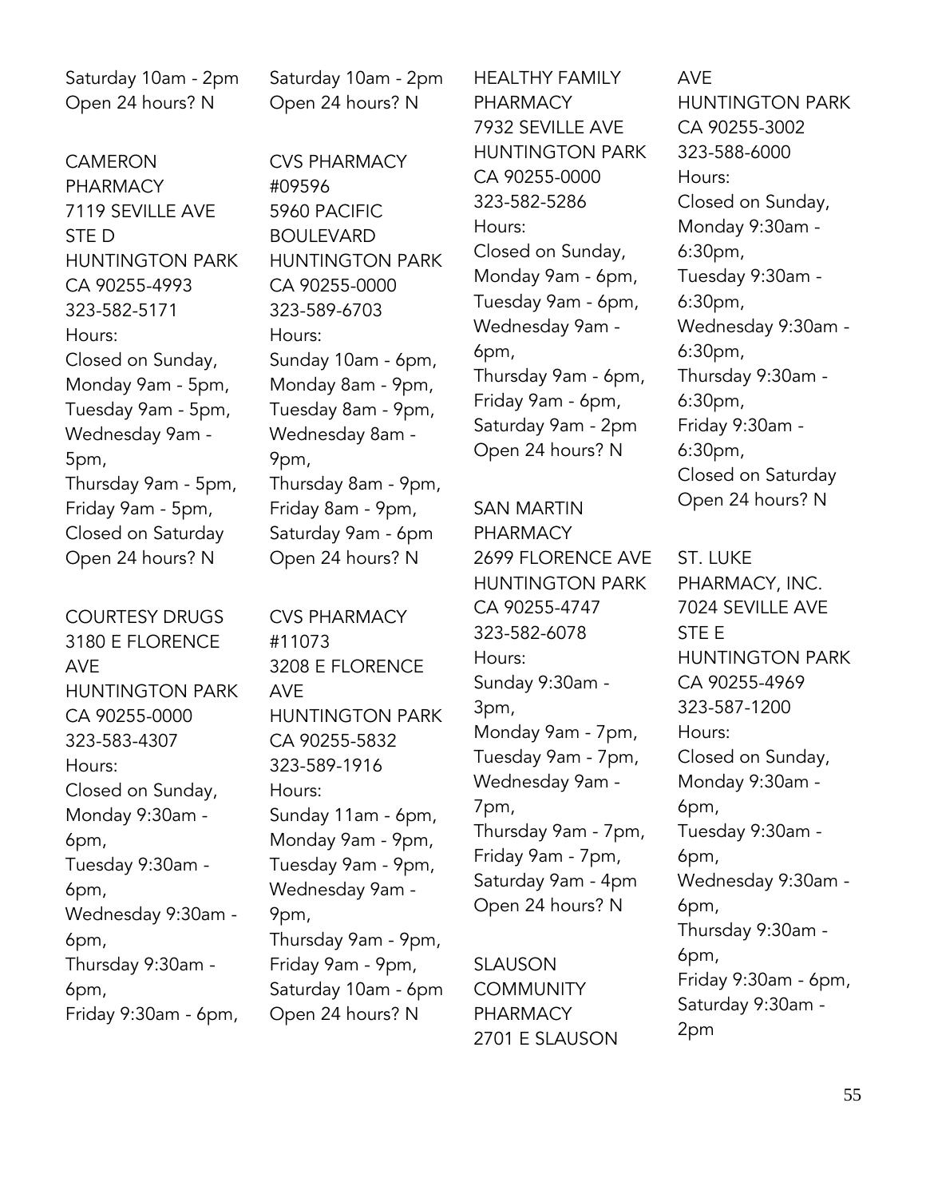Saturday 10am - 2pm
Open 24 hours? N

CAMERON PHARMACY
7119 SEVILLE AVE STE D
HUNTINGTON PARK CA 90255-4993
323-582-5171
Hours:
Closed on Sunday,
Monday 9am - 5pm,
Tuesday 9am - 5pm,
Wednesday 9am - 5pm,
Thursday 9am - 5pm,
Friday 9am - 5pm,
Closed on Saturday
Open 24 hours? N

COURTESY DRUGS
3180 E FLORENCE AVE
HUNTINGTON PARK CA 90255-0000
323-583-4307
Hours:
Closed on Sunday,
Monday 9:30am - 6pm,
Tuesday 9:30am - 6pm,
Wednesday 9:30am - 6pm,
Thursday 9:30am - 6pm,
Friday 9:30am - 6pm,

Saturday 10am - 2pm
Open 24 hours? N

CVS PHARMACY #09596
5960 PACIFIC BOULEVARD
HUNTINGTON PARK CA 90255-0000
323-589-6703
Hours:
Sunday 10am - 6pm,
Monday 8am - 9pm,
Tuesday 8am - 9pm,
Wednesday 8am - 9pm,
Thursday 8am - 9pm,
Friday 8am - 9pm,
Saturday 9am - 6pm
Open 24 hours? N

CVS PHARMACY #11073
3208 E FLORENCE AVE
HUNTINGTON PARK CA 90255-5832
323-589-1916
Hours:
Sunday 11am - 6pm,
Monday 9am - 9pm,
Tuesday 9am - 9pm,
Wednesday 9am - 9pm,
Thursday 9am - 9pm,
Friday 9am - 9pm,
Saturday 10am - 6pm
Open 24 hours? N

HEALTHY FAMILY PHARMACY
7932 SEVILLE AVE
HUNTINGTON PARK CA 90255-0000
323-582-5286
Hours:
Closed on Sunday,
Monday 9am - 6pm,
Tuesday 9am - 6pm,
Wednesday 9am - 6pm,
Thursday 9am - 6pm,
Friday 9am - 6pm,
Saturday 9am - 2pm
Open 24 hours? N

SAN MARTIN PHARMACY
2699 FLORENCE AVE
HUNTINGTON PARK CA 90255-4747
323-582-6078
Hours:
Sunday 9:30am - 3pm,
Monday 9am - 7pm,
Tuesday 9am - 7pm,
Wednesday 9am - 7pm,
Thursday 9am - 7pm,
Friday 9am - 7pm,
Saturday 9am - 4pm
Open 24 hours? N

SLAUSON COMMUNITY PHARMACY
2701 E SLAUSON AVE
HUNTINGTON PARK CA 90255-3002
323-588-6000
Hours:
Closed on Sunday,
Monday 9:30am - 6:30pm,
Tuesday 9:30am - 6:30pm,
Wednesday 9:30am - 6:30pm,
Thursday 9:30am - 6:30pm,
Friday 9:30am - 6:30pm,
Closed on Saturday
Open 24 hours? N

ST. LUKE PHARMACY, INC.
7024 SEVILLE AVE STE E
HUNTINGTON PARK CA 90255-4969
323-587-1200
Hours:
Closed on Sunday,
Monday 9:30am - 6pm,
Tuesday 9:30am - 6pm,
Wednesday 9:30am - 6pm,
Thursday 9:30am - 6pm,
Friday 9:30am - 6pm,
Saturday 9:30am - 2pm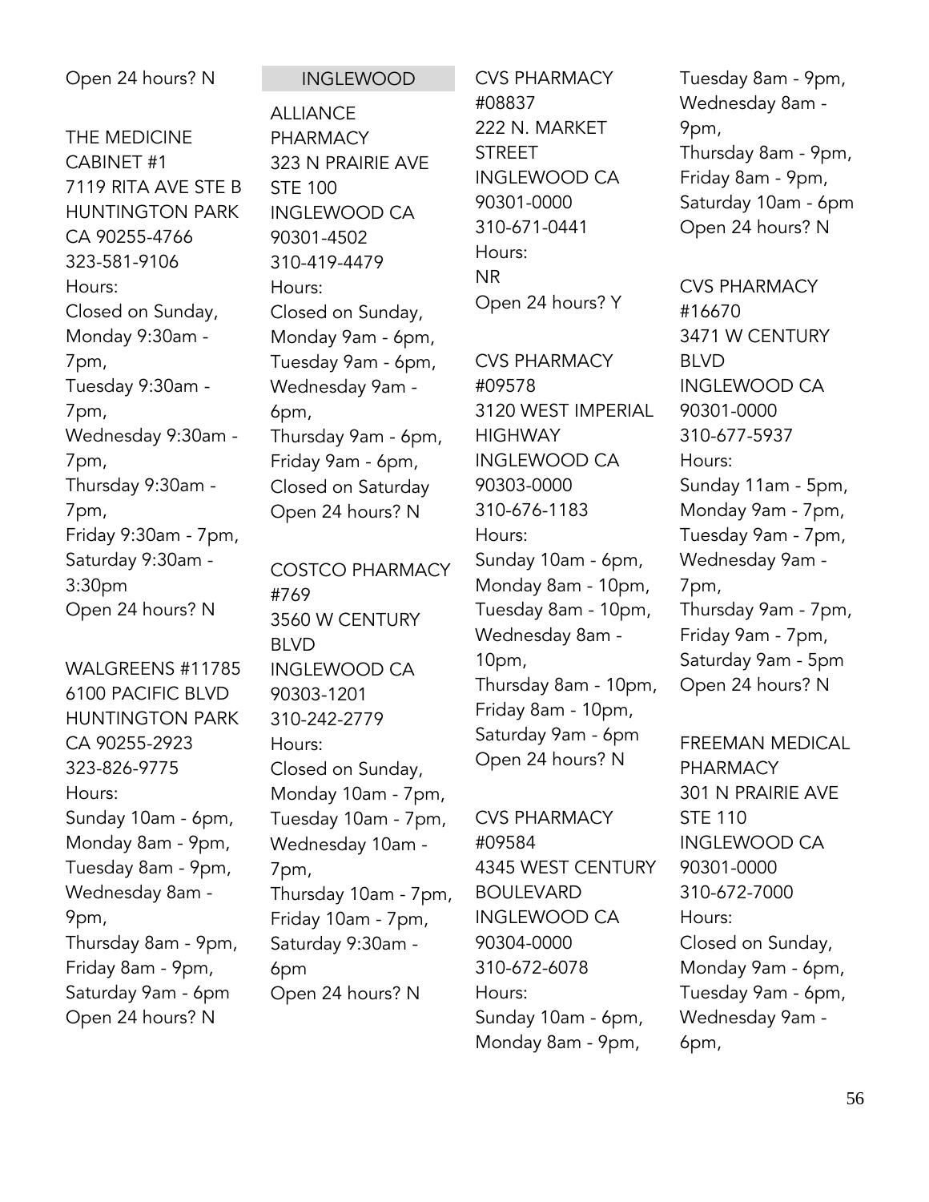Open 24 hours? N

THE MEDICINE CABINET #1
7119 RITA AVE STE B
HUNTINGTON PARK CA 90255-4766
323-581-9106
Hours:
Closed on Sunday,
Monday 9:30am - 7pm,
Tuesday 9:30am - 7pm,
Wednesday 9:30am - 7pm,
Thursday 9:30am - 7pm,
Friday 9:30am - 7pm,
Saturday 9:30am - 3:30pm
Open 24 hours? N

WALGREENS #11785
6100 PACIFIC BLVD
HUNTINGTON PARK CA 90255-2923
323-826-9775
Hours:
Sunday 10am - 6pm,
Monday 8am - 9pm,
Tuesday 8am - 9pm,
Wednesday 8am - 9pm,
Thursday 8am - 9pm,
Friday 8am - 9pm,
Saturday 9am - 6pm
Open 24 hours? N

## INGLEWOOD

ALLIANCE PHARMACY
323 N PRAIRIE AVE STE 100
INGLEWOOD CA 90301-4502
310-419-4479
Hours:
Closed on Sunday,
Monday 9am - 6pm,
Tuesday 9am - 6pm,
Wednesday 9am - 6pm,
Thursday 9am - 6pm,
Friday 9am - 6pm,
Closed on Saturday
Open 24 hours? N

COSTCO PHARMACY #769
3560 W CENTURY BLVD
INGLEWOOD CA 90303-1201
310-242-2779
Hours:
Closed on Sunday,
Monday 10am - 7pm,
Tuesday 10am - 7pm,
Wednesday 10am - 7pm,
Thursday 10am - 7pm,
Friday 10am - 7pm,
Saturday 9:30am - 6pm
Open 24 hours? N

CVS PHARMACY #08837
222 N. MARKET STREET
INGLEWOOD CA 90301-0000
310-671-0441
Hours:
NR
Open 24 hours? Y

CVS PHARMACY #09578
3120 WEST IMPERIAL HIGHWAY
INGLEWOOD CA 90303-0000
310-676-1183
Hours:
Sunday 10am - 6pm,
Monday 8am - 10pm,
Tuesday 8am - 10pm,
Wednesday 8am - 10pm,
Thursday 8am - 10pm,
Friday 8am - 10pm,
Saturday 9am - 6pm
Open 24 hours? N

CVS PHARMACY #09584
4345 WEST CENTURY BOULEVARD
INGLEWOOD CA 90304-0000
310-672-6078
Hours:
Sunday 10am - 6pm,
Monday 8am - 9pm,
Tuesday 8am - 9pm,
Wednesday 8am - 9pm,
Thursday 8am - 9pm,
Friday 8am - 9pm,
Saturday 10am - 6pm
Open 24 hours? N

CVS PHARMACY #16670
3471 W CENTURY BLVD
INGLEWOOD CA 90301-0000
310-677-5937
Hours:
Sunday 11am - 5pm,
Monday 9am - 7pm,
Tuesday 9am - 7pm,
Wednesday 9am - 7pm,
Thursday 9am - 7pm,
Friday 9am - 7pm,
Saturday 9am - 5pm
Open 24 hours? N

FREEMAN MEDICAL PHARMACY
301 N PRAIRIE AVE STE 110
INGLEWOOD CA 90301-0000
310-672-7000
Hours:
Closed on Sunday,
Monday 9am - 6pm,
Tuesday 9am - 6pm,
Wednesday 9am - 6pm,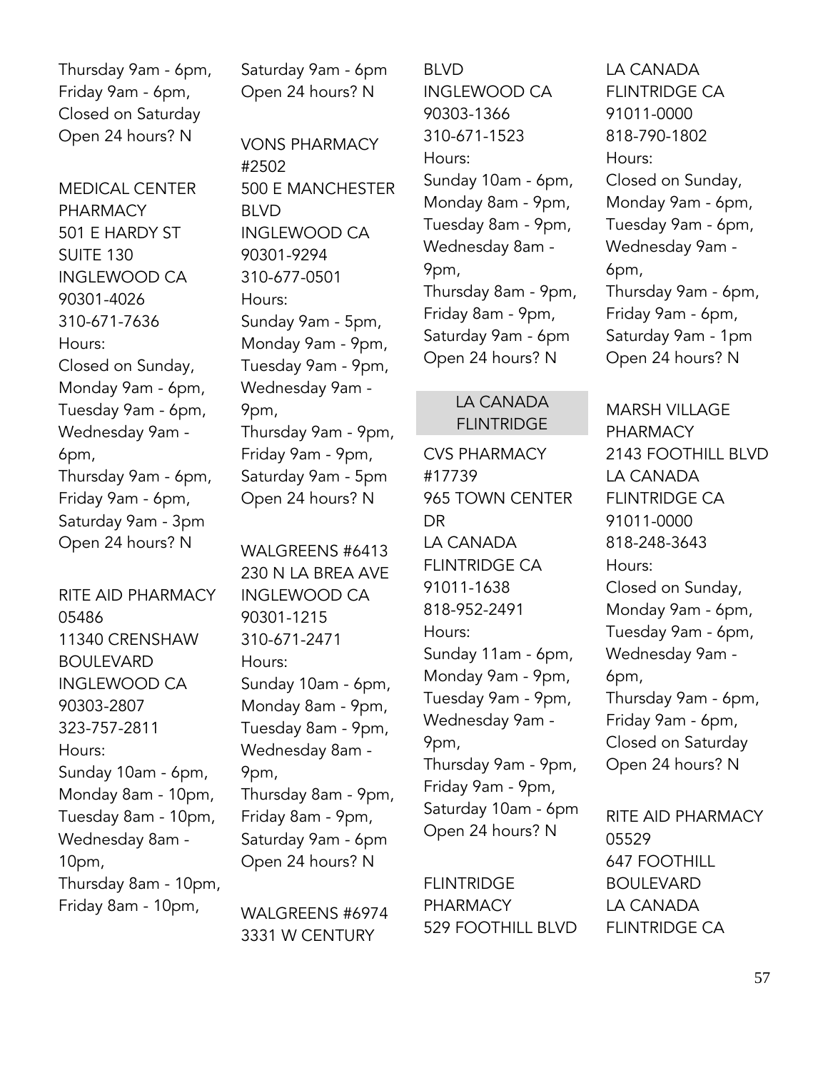Thursday 9am - 6pm,
Friday 9am - 6pm,
Closed on Saturday
Open 24 hours? N

MEDICAL CENTER PHARMACY
501 E HARDY ST
SUITE 130
INGLEWOOD CA
90301-4026
310-671-7636
Hours:
Closed on Sunday,
Monday 9am - 6pm,
Tuesday 9am - 6pm,
Wednesday 9am - 6pm,
Thursday 9am - 6pm,
Friday 9am - 6pm,
Saturday 9am - 3pm
Open 24 hours? N

RITE AID PHARMACY 05486
11340 CRENSHAW BOULEVARD
INGLEWOOD CA
90303-2807
323-757-2811
Hours:
Sunday 10am - 6pm,
Monday 8am - 10pm,
Tuesday 8am - 10pm,
Wednesday 8am - 10pm,
Thursday 8am - 10pm,
Friday 8am - 10pm,
Saturday 9am - 6pm
Open 24 hours? N

VONS PHARMACY #2502
500 E MANCHESTER BLVD
INGLEWOOD CA
90301-9294
310-677-0501
Hours:
Sunday 9am - 5pm,
Monday 9am - 9pm,
Tuesday 9am - 9pm,
Wednesday 9am - 9pm,
Thursday 9am - 9pm,
Friday 9am - 9pm,
Saturday 9am - 5pm
Open 24 hours? N

WALGREENS #6413
230 N LA BREA AVE
INGLEWOOD CA
90301-1215
310-671-2471
Hours:
Sunday 10am - 6pm,
Monday 8am - 9pm,
Tuesday 8am - 9pm,
Wednesday 8am - 9pm,
Thursday 8am - 9pm,
Friday 8am - 9pm,
Saturday 9am - 6pm
Open 24 hours? N

WALGREENS #6974
3331 W CENTURY BLVD
INGLEWOOD CA
90303-1366
310-671-1523
Hours:
Sunday 10am - 6pm,
Monday 8am - 9pm,
Tuesday 8am - 9pm,
Wednesday 8am - 9pm,
Thursday 8am - 9pm,
Friday 8am - 9pm,
Saturday 9am - 6pm
Open 24 hours? N

## LA CANADA FLINTRIDGE

CVS PHARMACY #17739
965 TOWN CENTER DR
LA CANADA FLINTRIDGE CA
91011-1638
818-952-2491
Hours:
Sunday 11am - 6pm,
Monday 9am - 9pm,
Tuesday 9am - 9pm,
Wednesday 9am - 9pm,
Thursday 9am - 9pm,
Friday 9am - 9pm,
Saturday 10am - 6pm
Open 24 hours? N

FLINTRIDGE PHARMACY
529 FOOTHILL BLVD
LA CANADA FLINTRIDGE CA
91011-0000
818-790-1802
Hours:
Closed on Sunday,
Monday 9am - 6pm,
Tuesday 9am - 6pm,
Wednesday 9am - 6pm,
Thursday 9am - 6pm,
Friday 9am - 6pm,
Saturday 9am - 1pm
Open 24 hours? N

MARSH VILLAGE PHARMACY
2143 FOOTHILL BLVD
LA CANADA FLINTRIDGE CA
91011-0000
818-248-3643
Hours:
Closed on Sunday,
Monday 9am - 6pm,
Tuesday 9am - 6pm,
Wednesday 9am - 6pm,
Thursday 9am - 6pm,
Friday 9am - 6pm,
Closed on Saturday
Open 24 hours? N

RITE AID PHARMACY 05529
647 FOOTHILL BOULEVARD
LA CANADA FLINTRIDGE CA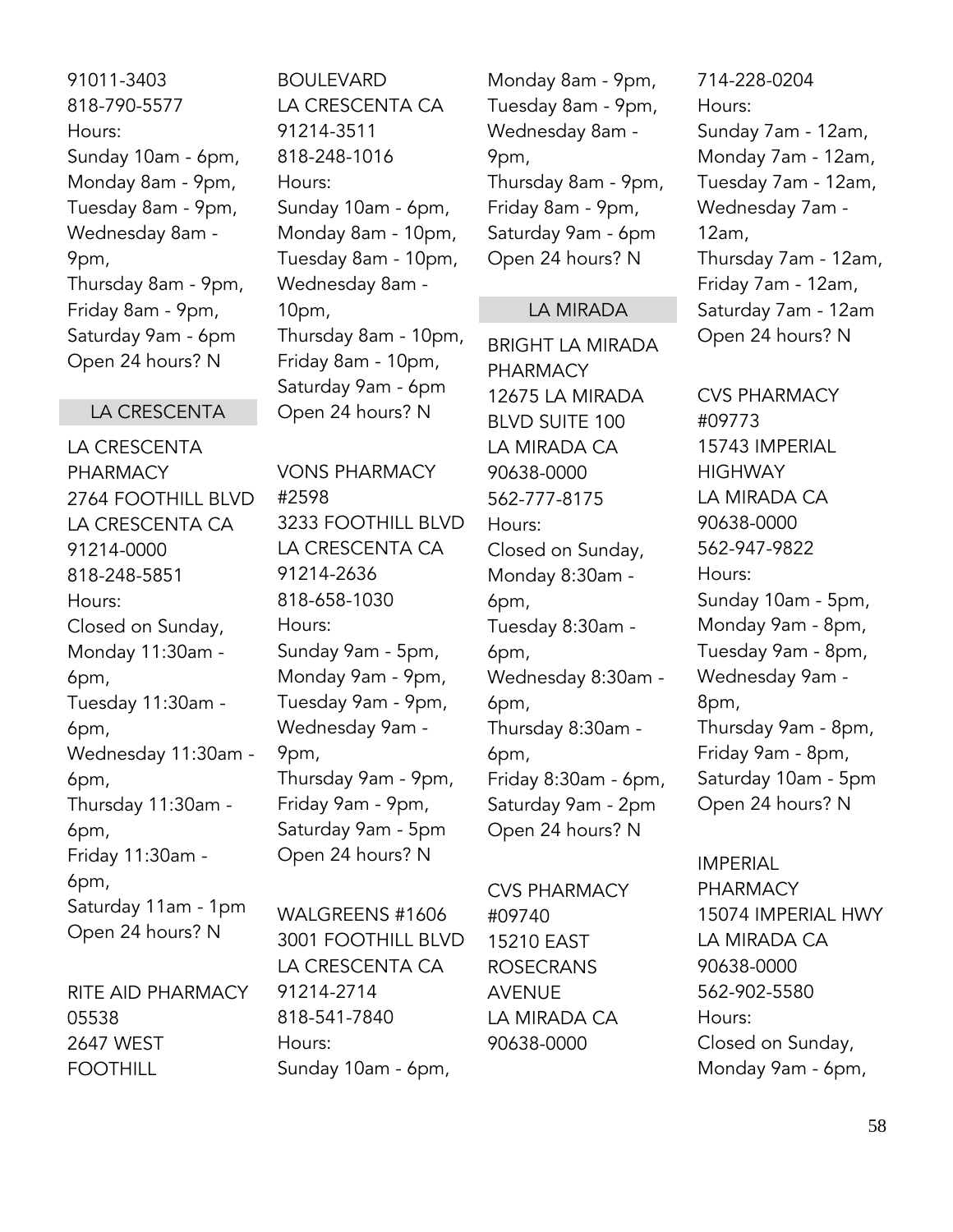91011-3403
818-790-5577
Hours:
Sunday 10am - 6pm,
Monday 8am - 9pm,
Tuesday 8am - 9pm,
Wednesday 8am - 9pm,
Thursday 8am - 9pm,
Friday 8am - 9pm,
Saturday 9am - 6pm
Open 24 hours? N

## LA CRESCENTA

LA CRESCENTA PHARMACY
2764 FOOTHILL BLVD
LA CRESCENTA CA
91214-0000
818-248-5851
Hours:
Closed on Sunday,
Monday 11:30am - 6pm,
Tuesday 11:30am - 6pm,
Wednesday 11:30am - 6pm,
Thursday 11:30am - 6pm,
Friday 11:30am - 6pm,
Saturday 11am - 1pm
Open 24 hours? N

RITE AID PHARMACY 05538
2647 WEST FOOTHILL BOULEVARD
LA CRESCENTA CA
91214-3511
818-248-1016
Hours:
Sunday 10am - 6pm,
Monday 8am - 10pm,
Tuesday 8am - 10pm,
Wednesday 8am - 10pm,
Thursday 8am - 10pm,
Friday 8am - 10pm,
Saturday 9am - 6pm
Open 24 hours? N

VONS PHARMACY #2598
3233 FOOTHILL BLVD
LA CRESCENTA CA
91214-2636
818-658-1030
Hours:
Sunday 9am - 5pm,
Monday 9am - 9pm,
Tuesday 9am - 9pm,
Wednesday 9am - 9pm,
Thursday 9am - 9pm,
Friday 9am - 9pm,
Saturday 9am - 5pm
Open 24 hours? N

WALGREENS #1606
3001 FOOTHILL BLVD
LA CRESCENTA CA
91214-2714
818-541-7840
Hours:
Sunday 10am - 6pm,
Monday 8am - 9pm,
Tuesday 8am - 9pm,
Wednesday 8am - 9pm,
Thursday 8am - 9pm,
Friday 8am - 9pm,
Saturday 9am - 6pm
Open 24 hours? N

## LA MIRADA

BRIGHT LA MIRADA PHARMACY
12675 LA MIRADA BLVD SUITE 100
LA MIRADA CA
90638-0000
562-777-8175
Hours:
Closed on Sunday,
Monday 8:30am - 6pm,
Tuesday 8:30am - 6pm,
Wednesday 8:30am - 6pm,
Thursday 8:30am - 6pm,
Friday 8:30am - 6pm,
Saturday 9am - 2pm
Open 24 hours? N

CVS PHARMACY #09740
15210 EAST ROSECRANS AVENUE
LA MIRADA CA
90638-0000
714-228-0204
Hours:
Sunday 7am - 12am,
Monday 7am - 12am,
Tuesday 7am - 12am,
Wednesday 7am - 12am,
Thursday 7am - 12am,
Friday 7am - 12am,
Saturday 7am - 12am
Open 24 hours? N

CVS PHARMACY #09773
15743 IMPERIAL HIGHWAY
LA MIRADA CA
90638-0000
562-947-9822
Hours:
Sunday 10am - 5pm,
Monday 9am - 8pm,
Tuesday 9am - 8pm,
Wednesday 9am - 8pm,
Thursday 9am - 8pm,
Friday 9am - 8pm,
Saturday 10am - 5pm
Open 24 hours? N

IMPERIAL PHARMACY
15074 IMPERIAL HWY
LA MIRADA CA
90638-0000
562-902-5580
Hours:
Closed on Sunday,
Monday 9am - 6pm,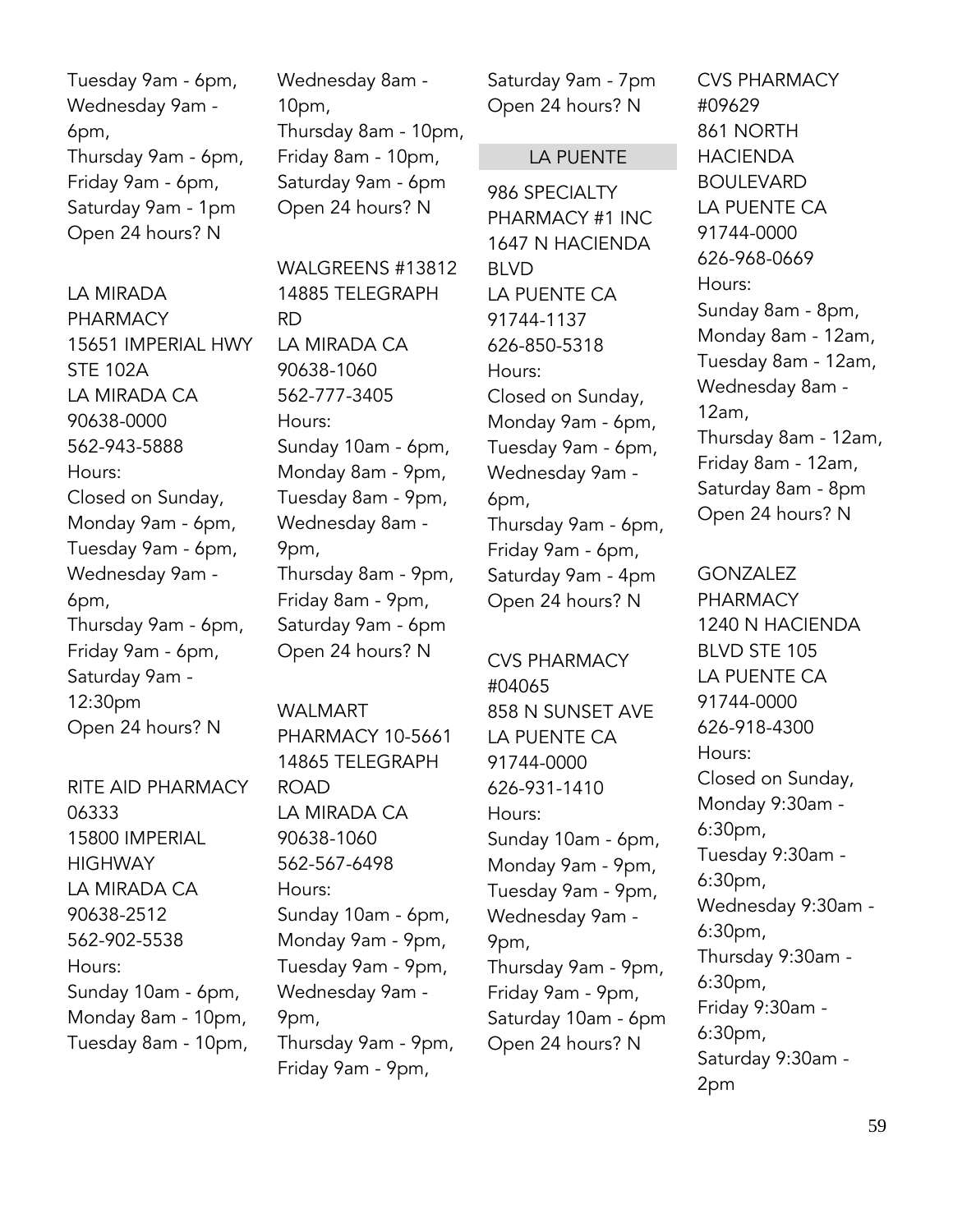Tuesday 9am - 6pm,
Wednesday 9am - 6pm,
Thursday 9am - 6pm,
Friday 9am - 6pm,
Saturday 9am - 1pm
Open 24 hours? N

LA MIRADA PHARMACY
15651 IMPERIAL HWY STE 102A
LA MIRADA CA 90638-0000
562-943-5888
Hours:
Closed on Sunday,
Monday 9am - 6pm,
Tuesday 9am - 6pm,
Wednesday 9am - 6pm,
Thursday 9am - 6pm,
Friday 9am - 6pm,
Saturday 9am - 12:30pm
Open 24 hours? N

RITE AID PHARMACY 06333
15800 IMPERIAL HIGHWAY
LA MIRADA CA 90638-2512
562-902-5538
Hours:
Sunday 10am - 6pm,
Monday 8am - 10pm,
Tuesday 8am - 10pm,
Wednesday 8am - 10pm,
Thursday 8am - 10pm,
Friday 8am - 10pm,
Saturday 9am - 6pm
Open 24 hours? N

WALGREENS #13812
14885 TELEGRAPH RD
LA MIRADA CA 90638-1060
562-777-3405
Hours:
Sunday 10am - 6pm,
Monday 8am - 9pm,
Tuesday 8am - 9pm,
Wednesday 8am - 9pm,
Thursday 8am - 9pm,
Friday 8am - 9pm,
Saturday 9am - 6pm
Open 24 hours? N

WALMART PHARMACY 10-5661
14865 TELEGRAPH ROAD
LA MIRADA CA 90638-1060
562-567-6498
Hours:
Sunday 10am - 6pm,
Monday 9am - 9pm,
Tuesday 9am - 9pm,
Wednesday 9am - 9pm,
Thursday 9am - 9pm,
Friday 9am - 9pm,
Saturday 9am - 7pm
Open 24 hours? N

## LA PUENTE

986 SPECIALTY PHARMACY #1 INC
1647 N HACIENDA BLVD
LA PUENTE CA 91744-1137
626-850-5318
Hours:
Closed on Sunday,
Monday 9am - 6pm,
Tuesday 9am - 6pm,
Wednesday 9am - 6pm,
Thursday 9am - 6pm,
Friday 9am - 6pm,
Saturday 9am - 4pm
Open 24 hours? N

CVS PHARMACY #04065
858 N SUNSET AVE
LA PUENTE CA 91744-0000
626-931-1410
Hours:
Sunday 10am - 6pm,
Monday 9am - 9pm,
Tuesday 9am - 9pm,
Wednesday 9am - 9pm,
Thursday 9am - 9pm,
Friday 9am - 9pm,
Saturday 10am - 6pm
Open 24 hours? N

CVS PHARMACY #09629
861 NORTH HACIENDA BOULEVARD
LA PUENTE CA 91744-0000
626-968-0669
Hours:
Sunday 8am - 8pm,
Monday 8am - 12am,
Tuesday 8am - 12am,
Wednesday 8am - 12am,
Thursday 8am - 12am,
Friday 8am - 12am,
Saturday 8am - 8pm
Open 24 hours? N

GONZALEZ PHARMACY
1240 N HACIENDA BLVD STE 105
LA PUENTE CA 91744-0000
626-918-4300
Hours:
Closed on Sunday,
Monday 9:30am - 6:30pm,
Tuesday 9:30am - 6:30pm,
Wednesday 9:30am - 6:30pm,
Thursday 9:30am - 6:30pm,
Friday 9:30am - 6:30pm,
Saturday 9:30am - 2pm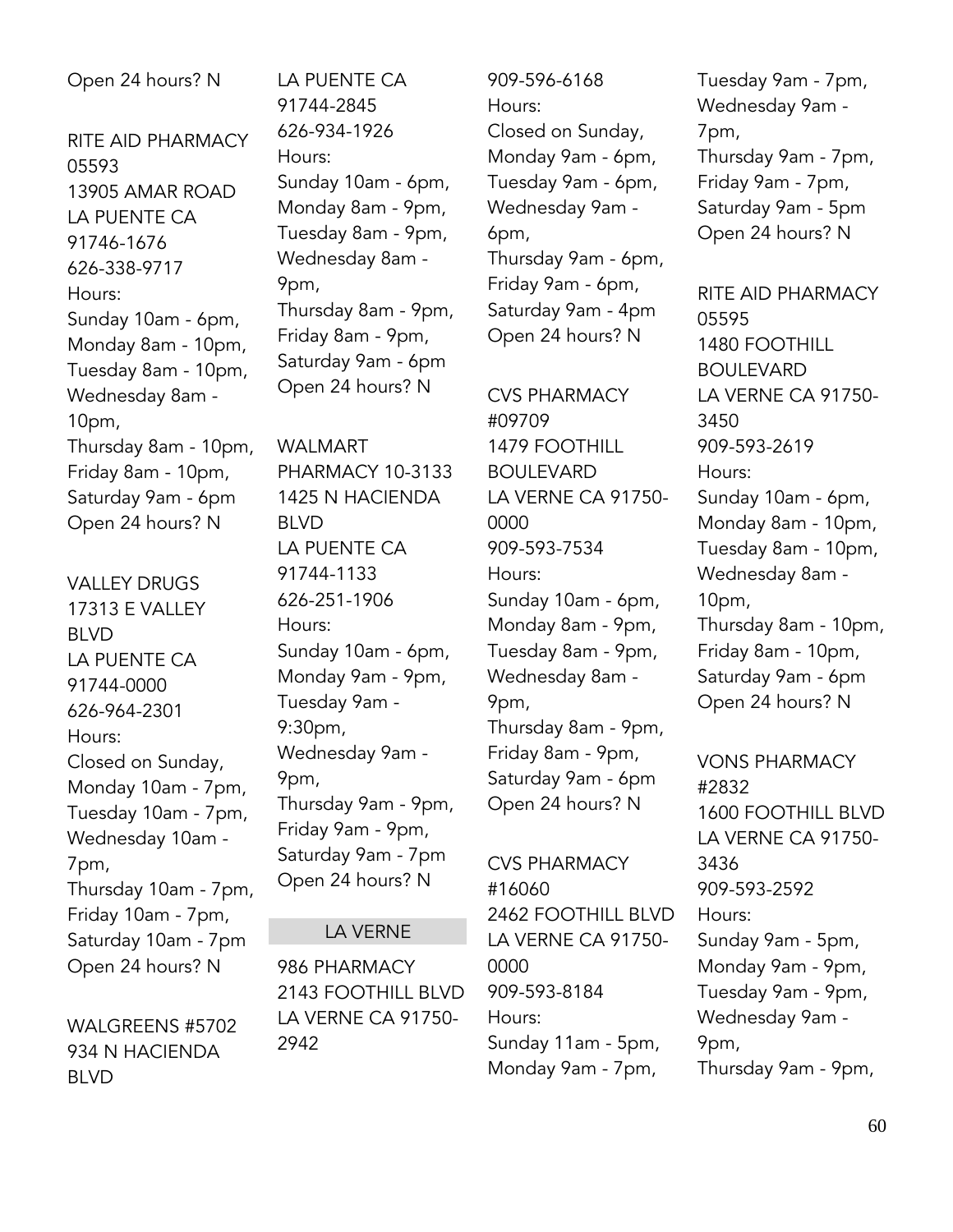Open 24 hours? N

RITE AID PHARMACY 05593
13905 AMAR ROAD
LA PUENTE CA 91746-1676
626-338-9717
Hours:
Sunday 10am - 6pm,
Monday 8am - 10pm,
Tuesday 8am - 10pm,
Wednesday 8am - 10pm,
Thursday 8am - 10pm,
Friday 8am - 10pm,
Saturday 9am - 6pm
Open 24 hours? N

VALLEY DRUGS
17313 E VALLEY BLVD
LA PUENTE CA 91744-0000
626-964-2301
Hours:
Closed on Sunday,
Monday 10am - 7pm,
Tuesday 10am - 7pm,
Wednesday 10am - 7pm,
Thursday 10am - 7pm,
Friday 10am - 7pm,
Saturday 10am - 7pm
Open 24 hours? N

WALGREENS #5702
934 N HACIENDA BLVD
LA PUENTE CA 91744-2845
626-934-1926
Hours:
Sunday 10am - 6pm,
Monday 8am - 9pm,
Tuesday 8am - 9pm,
Wednesday 8am - 9pm,
Thursday 8am - 9pm,
Friday 8am - 9pm,
Saturday 9am - 6pm
Open 24 hours? N

WALMART PHARMACY 10-3133
1425 N HACIENDA BLVD
LA PUENTE CA 91744-1133
626-251-1906
Hours:
Sunday 10am - 6pm,
Monday 9am - 9pm,
Tuesday 9am - 9:30pm,
Wednesday 9am - 9pm,
Thursday 9am - 9pm,
Friday 9am - 9pm,
Saturday 9am - 7pm
Open 24 hours? N

## LA VERNE

986 PHARMACY
2143 FOOTHILL BLVD
LA VERNE CA 91750-2942
909-596-6168
Hours:
Closed on Sunday,
Monday 9am - 6pm,
Tuesday 9am - 6pm,
Wednesday 9am - 6pm,
Thursday 9am - 6pm,
Friday 9am - 6pm,
Saturday 9am - 4pm
Open 24 hours? N

CVS PHARMACY #09709
1479 FOOTHILL BOULEVARD
LA VERNE CA 91750-0000
909-593-7534
Hours:
Sunday 10am - 6pm,
Monday 8am - 9pm,
Tuesday 8am - 9pm,
Wednesday 8am - 9pm,
Thursday 8am - 9pm,
Friday 8am - 9pm,
Saturday 9am - 6pm
Open 24 hours? N

CVS PHARMACY #16060
2462 FOOTHILL BLVD
LA VERNE CA 91750-0000
909-593-8184
Hours:
Sunday 11am - 5pm,
Monday 9am - 7pm,
Tuesday 9am - 7pm,
Wednesday 9am - 7pm,
Thursday 9am - 7pm,
Friday 9am - 7pm,
Saturday 9am - 5pm
Open 24 hours? N

RITE AID PHARMACY 05595
1480 FOOTHILL BOULEVARD
LA VERNE CA 91750-3450
909-593-2619
Hours:
Sunday 10am - 6pm,
Monday 8am - 10pm,
Tuesday 8am - 10pm,
Wednesday 8am - 10pm,
Thursday 8am - 10pm,
Friday 8am - 10pm,
Saturday 9am - 6pm
Open 24 hours? N

VONS PHARMACY #2832
1600 FOOTHILL BLVD
LA VERNE CA 91750-3436
909-593-2592
Hours:
Sunday 9am - 5pm,
Monday 9am - 9pm,
Tuesday 9am - 9pm,
Wednesday 9am - 9pm,
Thursday 9am - 9pm,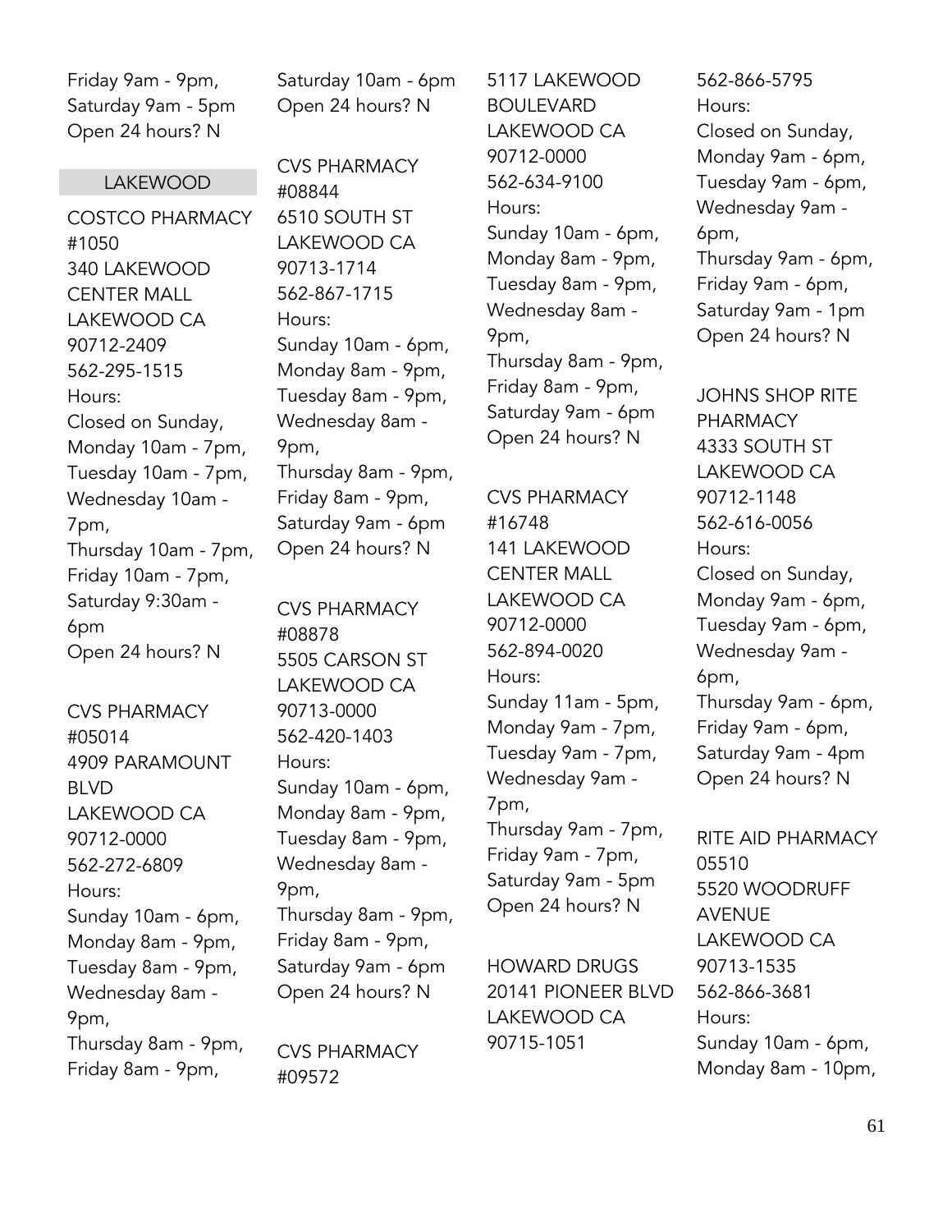Friday 9am - 9pm,
Saturday 9am - 5pm
Open 24 hours? N

## LAKEWOOD

COSTCO PHARMACY #1050
340 LAKEWOOD CENTER MALL
LAKEWOOD CA 90712-2409
562-295-1515
Hours:
Closed on Sunday,
Monday 10am - 7pm,
Tuesday 10am - 7pm,
Wednesday 10am - 7pm,
Thursday 10am - 7pm,
Friday 10am - 7pm,
Saturday 9:30am - 6pm
Open 24 hours? N

CVS PHARMACY #05014
4909 PARAMOUNT BLVD
LAKEWOOD CA 90712-0000
562-272-6809
Hours:
Sunday 10am - 6pm,
Monday 8am - 9pm,
Tuesday 8am - 9pm,
Wednesday 8am - 9pm,
Thursday 8am - 9pm,
Friday 8am - 9pm,
Saturday 10am - 6pm
Open 24 hours? N

CVS PHARMACY #08844
6510 SOUTH ST
LAKEWOOD CA 90713-1714
562-867-1715
Hours:
Sunday 10am - 6pm,
Monday 8am - 9pm,
Tuesday 8am - 9pm,
Wednesday 8am - 9pm,
Thursday 8am - 9pm,
Friday 8am - 9pm,
Saturday 9am - 6pm
Open 24 hours? N

CVS PHARMACY #08878
5505 CARSON ST
LAKEWOOD CA 90713-0000
562-420-1403
Hours:
Sunday 10am - 6pm,
Monday 8am - 9pm,
Tuesday 8am - 9pm,
Wednesday 8am - 9pm,
Thursday 8am - 9pm,
Friday 8am - 9pm,
Saturday 9am - 6pm
Open 24 hours? N

CVS PHARMACY #09572
5117 LAKEWOOD BOULEVARD
LAKEWOOD CA 90712-0000
562-634-9100
Hours:
Sunday 10am - 6pm,
Monday 8am - 9pm,
Tuesday 8am - 9pm,
Wednesday 8am - 9pm,
Thursday 8am - 9pm,
Friday 8am - 9pm,
Saturday 9am - 6pm
Open 24 hours? N

CVS PHARMACY #16748
141 LAKEWOOD CENTER MALL
LAKEWOOD CA 90712-0000
562-894-0020
Hours:
Sunday 11am - 5pm,
Monday 9am - 7pm,
Tuesday 9am - 7pm,
Wednesday 9am - 7pm,
Thursday 9am - 7pm,
Friday 9am - 7pm,
Saturday 9am - 5pm
Open 24 hours? N

HOWARD DRUGS
20141 PIONEER BLVD
LAKEWOOD CA 90715-1051
562-866-5795
Hours:
Closed on Sunday,
Monday 9am - 6pm,
Tuesday 9am - 6pm,
Wednesday 9am - 6pm,
Thursday 9am - 6pm,
Friday 9am - 6pm,
Saturday 9am - 1pm
Open 24 hours? N

JOHNS SHOP RITE PHARMACY
4333 SOUTH ST
LAKEWOOD CA 90712-1148
562-616-0056
Hours:
Closed on Sunday,
Monday 9am - 6pm,
Tuesday 9am - 6pm,
Wednesday 9am - 6pm,
Thursday 9am - 6pm,
Friday 9am - 6pm,
Saturday 9am - 4pm
Open 24 hours? N

RITE AID PHARMACY 05510
5520 WOODRUFF AVENUE
LAKEWOOD CA 90713-1535
562-866-3681
Hours:
Sunday 10am - 6pm,
Monday 8am - 10pm,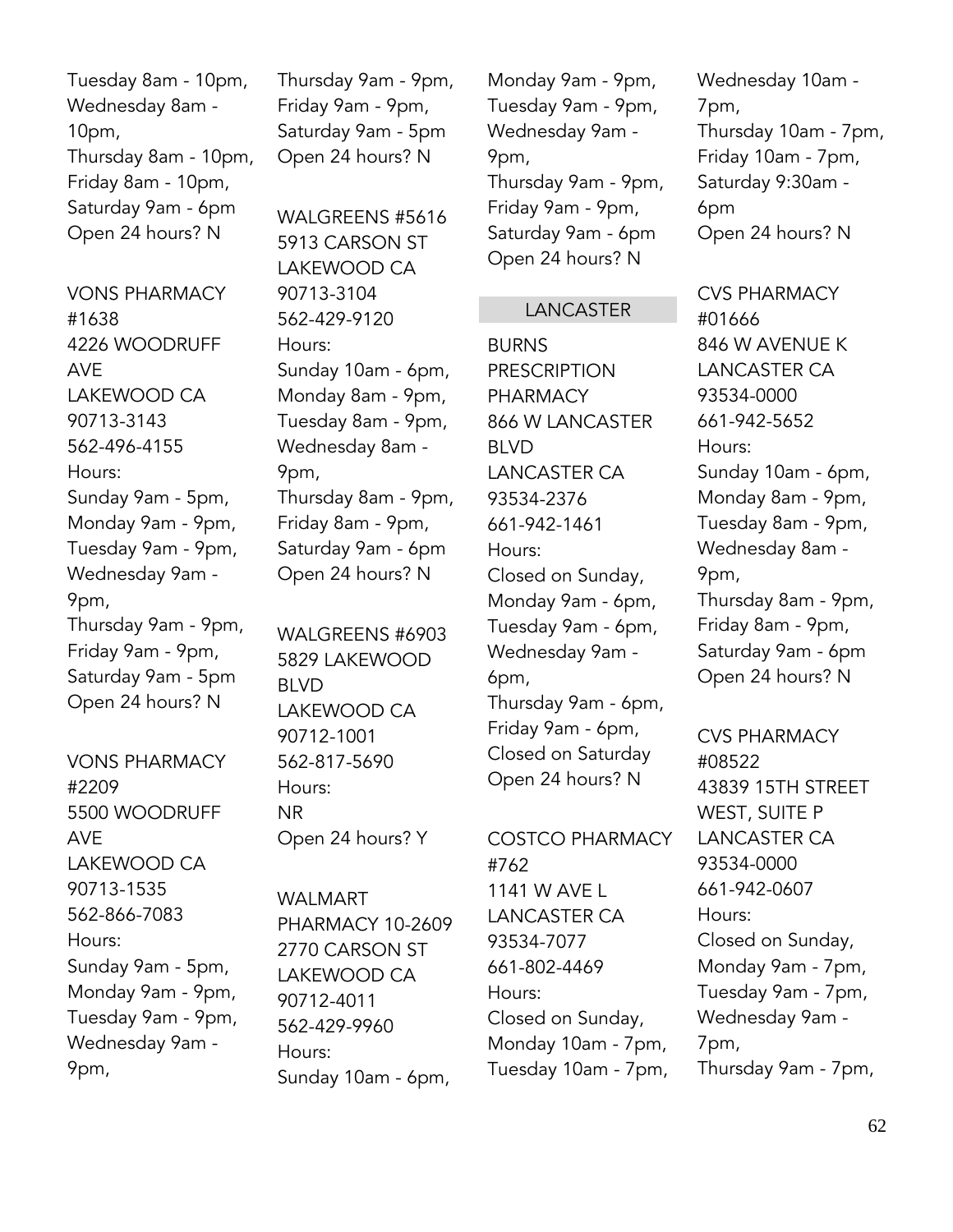Tuesday 8am - 10pm,
Wednesday 8am - 10pm,
Thursday 8am - 10pm,
Friday 8am - 10pm,
Saturday 9am - 6pm
Open 24 hours? N

VONS PHARMACY #1638
4226 WOODRUFF AVE
LAKEWOOD CA 90713-3143
562-496-4155
Hours:
Sunday 9am - 5pm,
Monday 9am - 9pm,
Tuesday 9am - 9pm,
Wednesday 9am - 9pm,
Thursday 9am - 9pm,
Friday 9am - 9pm,
Saturday 9am - 5pm
Open 24 hours? N

VONS PHARMACY #2209
5500 WOODRUFF AVE
LAKEWOOD CA 90713-1535
562-866-7083
Hours:
Sunday 9am - 5pm,
Monday 9am - 9pm,
Tuesday 9am - 9pm,
Wednesday 9am - 9pm,
Thursday 9am - 9pm,
Friday 9am - 9pm,
Saturday 9am - 5pm
Open 24 hours? N

WALGREENS #5616
5913 CARSON ST
LAKEWOOD CA 90713-3104
562-429-9120
Hours:
Sunday 10am - 6pm,
Monday 8am - 9pm,
Tuesday 8am - 9pm,
Wednesday 8am - 9pm,
Thursday 8am - 9pm,
Friday 8am - 9pm,
Saturday 9am - 6pm
Open 24 hours? N

WALGREENS #6903
5829 LAKEWOOD BLVD
LAKEWOOD CA 90712-1001
562-817-5690
Hours:
NR
Open 24 hours? Y

WALMART PHARMACY 10-2609
2770 CARSON ST
LAKEWOOD CA 90712-4011
562-429-9960
Hours:
Sunday 10am - 6pm,
Monday 9am - 9pm,
Tuesday 9am - 9pm,
Wednesday 9am - 9pm,
Thursday 9am - 9pm,
Friday 9am - 9pm,
Saturday 9am - 6pm
Open 24 hours? N

## LANCASTER

BURNS PRESCRIPTION PHARMACY
866 W LANCASTER BLVD
LANCASTER CA 93534-2376
661-942-1461
Hours:
Closed on Sunday,
Monday 9am - 6pm,
Tuesday 9am - 6pm,
Wednesday 9am - 6pm,
Thursday 9am - 6pm,
Friday 9am - 6pm,
Closed on Saturday
Open 24 hours? N

COSTCO PHARMACY #762
1141 W AVE L
LANCASTER CA 93534-7077
661-802-4469
Hours:
Closed on Sunday,
Monday 10am - 7pm,
Tuesday 10am - 7pm,
Wednesday 10am - 7pm,
Thursday 10am - 7pm,
Friday 10am - 7pm,
Saturday 9:30am - 6pm
Open 24 hours? N

CVS PHARMACY #01666
846 W AVENUE K
LANCASTER CA 93534-0000
661-942-5652
Hours:
Sunday 10am - 6pm,
Monday 8am - 9pm,
Tuesday 8am - 9pm,
Wednesday 8am - 9pm,
Thursday 8am - 9pm,
Friday 8am - 9pm,
Saturday 9am - 6pm
Open 24 hours? N

CVS PHARMACY #08522
43839 15TH STREET WEST, SUITE P
LANCASTER CA 93534-0000
661-942-0607
Hours:
Closed on Sunday,
Monday 9am - 7pm,
Tuesday 9am - 7pm,
Wednesday 9am - 7pm,
Thursday 9am - 7pm,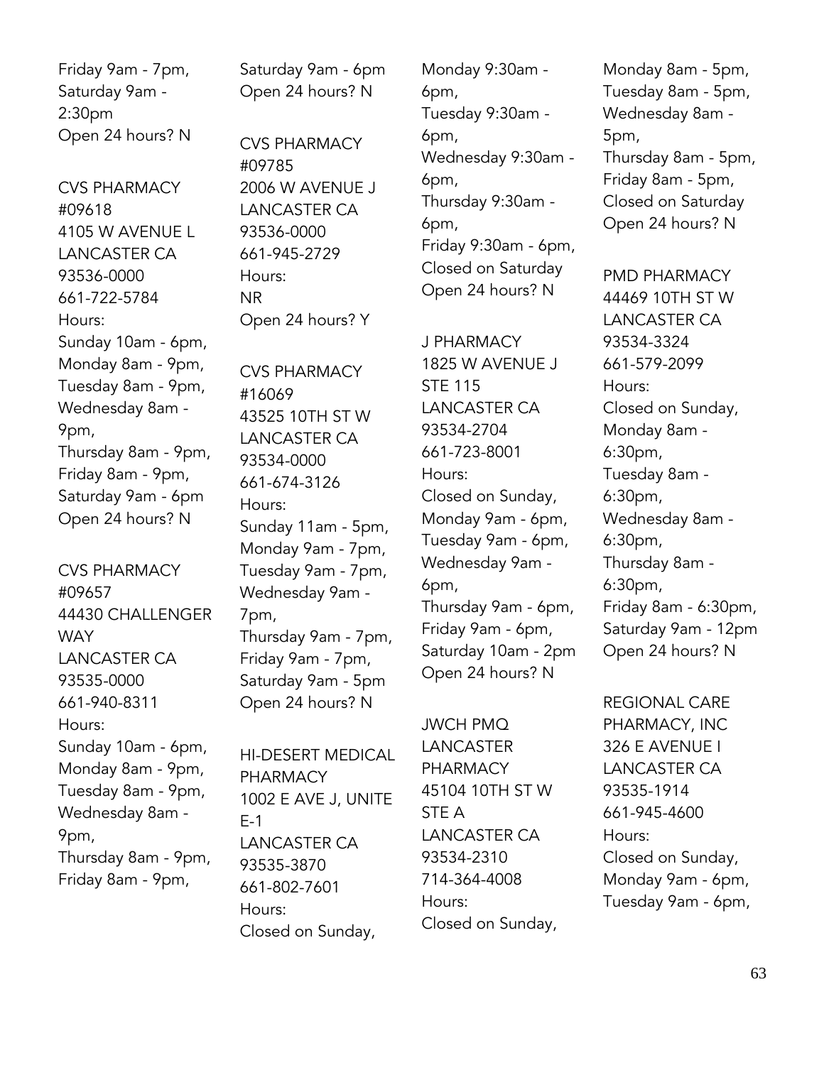Friday 9am - 7pm,
Saturday 9am - 2:30pm
Open 24 hours? N

CVS PHARMACY #09618
4105 W AVENUE L
LANCASTER CA 93536-0000
661-722-5784
Hours:
Sunday 10am - 6pm,
Monday 8am - 9pm,
Tuesday 8am - 9pm,
Wednesday 8am - 9pm,
Thursday 8am - 9pm,
Friday 8am - 9pm,
Saturday 9am - 6pm
Open 24 hours? N

CVS PHARMACY #09657
44430 CHALLENGER WAY
LANCASTER CA 93535-0000
661-940-8311
Hours:
Sunday 10am - 6pm,
Monday 8am - 9pm,
Tuesday 8am - 9pm,
Wednesday 8am - 9pm,
Thursday 8am - 9pm,
Friday 8am - 9pm,
Saturday 9am - 6pm
Open 24 hours? N

CVS PHARMACY #09785
2006 W AVENUE J
LANCASTER CA 93536-0000
661-945-2729
Hours:
NR
Open 24 hours? Y

CVS PHARMACY #16069
43525 10TH ST W
LANCASTER CA 93534-0000
661-674-3126
Hours:
Sunday 11am - 5pm,
Monday 9am - 7pm,
Tuesday 9am - 7pm,
Wednesday 9am - 7pm,
Thursday 9am - 7pm,
Friday 9am - 7pm,
Saturday 9am - 5pm
Open 24 hours? N

HI-DESERT MEDICAL PHARMACY
1002 E AVE J, UNITE E-1
LANCASTER CA 93535-3870
661-802-7601
Hours:
Closed on Sunday,
Monday 9:30am - 6pm,
Tuesday 9:30am - 6pm,
Wednesday 9:30am - 6pm,
Thursday 9:30am - 6pm,
Friday 9:30am - 6pm,
Closed on Saturday
Open 24 hours? N

J PHARMACY
1825 W AVENUE J STE 115
LANCASTER CA 93534-2704
661-723-8001
Hours:
Closed on Sunday,
Monday 9am - 6pm,
Tuesday 9am - 6pm,
Wednesday 9am - 6pm,
Thursday 9am - 6pm,
Friday 9am - 6pm,
Saturday 10am - 2pm
Open 24 hours? N

JWCH PMQ LANCASTER PHARMACY
45104 10TH ST W STE A
LANCASTER CA 93534-2310
714-364-4008
Hours:
Closed on Sunday,
Monday 8am - 5pm,
Tuesday 8am - 5pm,
Wednesday 8am - 5pm,
Thursday 8am - 5pm,
Friday 8am - 5pm,
Closed on Saturday
Open 24 hours? N

PMD PHARMACY
44469 10TH ST W
LANCASTER CA 93534-3324
661-579-2099
Hours:
Closed on Sunday,
Monday 8am - 6:30pm,
Tuesday 8am - 6:30pm,
Wednesday 8am - 6:30pm,
Thursday 8am - 6:30pm,
Friday 8am - 6:30pm,
Saturday 9am - 12pm
Open 24 hours? N

REGIONAL CARE PHARMACY, INC
326 E AVENUE I
LANCASTER CA 93535-1914
661-945-4600
Hours:
Closed on Sunday,
Monday 9am - 6pm,
Tuesday 9am - 6pm,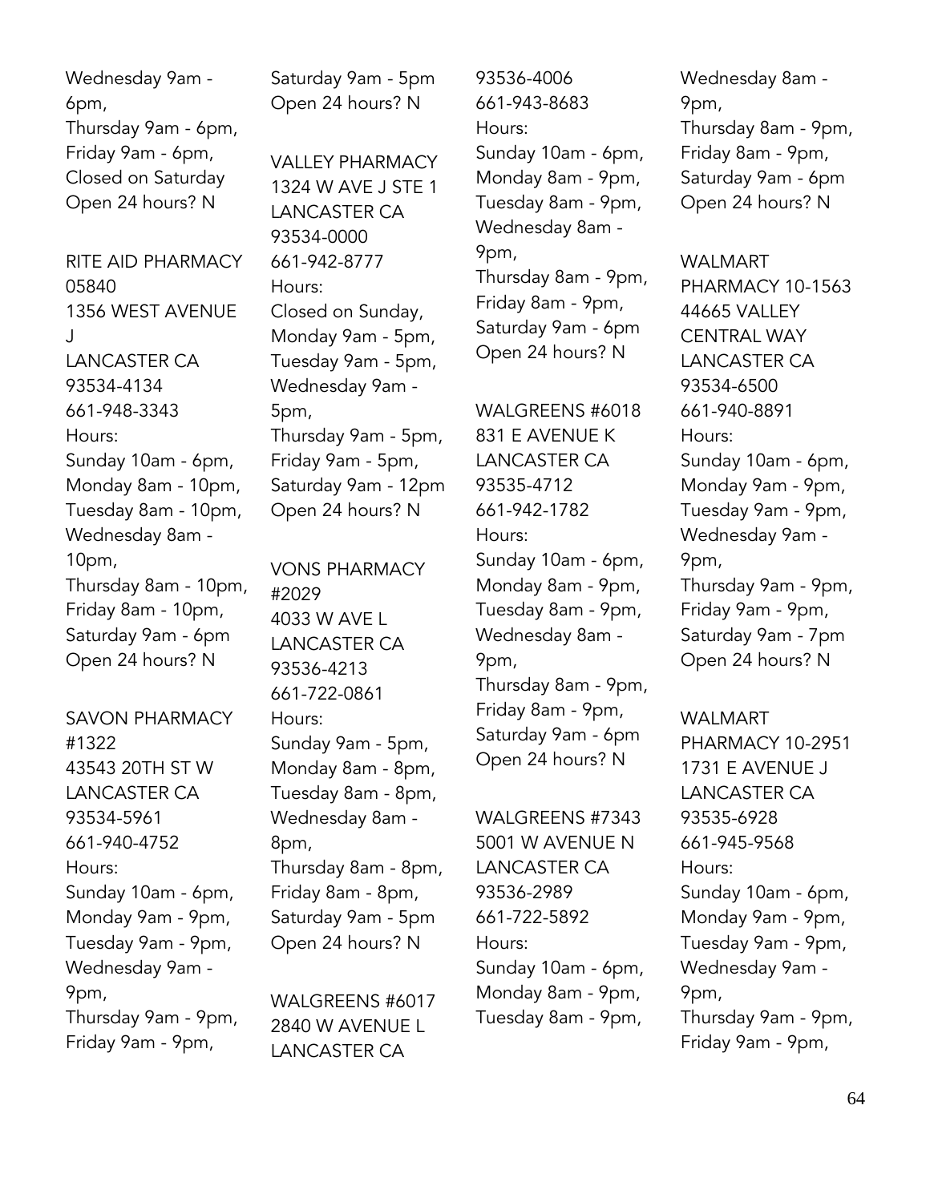Wednesday 9am - 6pm,
Thursday 9am - 6pm,
Friday 9am - 6pm,
Closed on Saturday
Open 24 hours? N

RITE AID PHARMACY 05840
1356 WEST AVENUE J
LANCASTER CA
93534-4134
661-948-3343
Hours:
Sunday 10am - 6pm,
Monday 8am - 10pm,
Tuesday 8am - 10pm,
Wednesday 8am - 10pm,
Thursday 8am - 10pm,
Friday 8am - 10pm,
Saturday 9am - 6pm
Open 24 hours? N

SAVON PHARMACY #1322
43543 20TH ST W
LANCASTER CA
93534-5961
661-940-4752
Hours:
Sunday 10am - 6pm,
Monday 9am - 9pm,
Tuesday 9am - 9pm,
Wednesday 9am - 9pm,
Thursday 9am - 9pm,
Friday 9am - 9pm,
Saturday 9am - 5pm
Open 24 hours? N

VALLEY PHARMACY
1324 W AVE J STE 1
LANCASTER CA
93534-0000
661-942-8777
Hours:
Closed on Sunday,
Monday 9am - 5pm,
Tuesday 9am - 5pm,
Wednesday 9am - 5pm,
Thursday 9am - 5pm,
Friday 9am - 5pm,
Saturday 9am - 12pm
Open 24 hours? N

VONS PHARMACY #2029
4033 W AVE L
LANCASTER CA
93536-4213
661-722-0861
Hours:
Sunday 9am - 5pm,
Monday 8am - 8pm,
Tuesday 8am - 8pm,
Wednesday 8am - 8pm,
Thursday 8am - 8pm,
Friday 8am - 8pm,
Saturday 9am - 5pm
Open 24 hours? N

WALGREENS #6017
2840 W AVENUE L
LANCASTER CA
93536-4006
661-943-8683
Hours:
Sunday 10am - 6pm,
Monday 8am - 9pm,
Tuesday 8am - 9pm,
Wednesday 8am - 9pm,
Thursday 8am - 9pm,
Friday 8am - 9pm,
Saturday 9am - 6pm
Open 24 hours? N

WALGREENS #6018
831 E AVENUE K
LANCASTER CA
93535-4712
661-942-1782
Hours:
Sunday 10am - 6pm,
Monday 8am - 9pm,
Tuesday 8am - 9pm,
Wednesday 8am - 9pm,
Thursday 8am - 9pm,
Friday 8am - 9pm,
Saturday 9am - 6pm
Open 24 hours? N

WALGREENS #7343
5001 W AVENUE N
LANCASTER CA
93536-2989
661-722-5892
Hours:
Sunday 10am - 6pm,
Monday 8am - 9pm,
Tuesday 8am - 9pm,
Wednesday 8am - 9pm,
Thursday 8am - 9pm,
Friday 8am - 9pm,
Saturday 9am - 6pm
Open 24 hours? N

WALMART PHARMACY 10-1563
44665 VALLEY CENTRAL WAY
LANCASTER CA
93534-6500
661-940-8891
Hours:
Sunday 10am - 6pm,
Monday 9am - 9pm,
Tuesday 9am - 9pm,
Wednesday 9am - 9pm,
Thursday 9am - 9pm,
Friday 9am - 9pm,
Saturday 9am - 7pm
Open 24 hours? N

WALMART PHARMACY 10-2951
1731 E AVENUE J
LANCASTER CA
93535-6928
661-945-9568
Hours:
Sunday 10am - 6pm,
Monday 9am - 9pm,
Tuesday 9am - 9pm,
Wednesday 9am - 9pm,
Thursday 9am - 9pm,
Friday 9am - 9pm,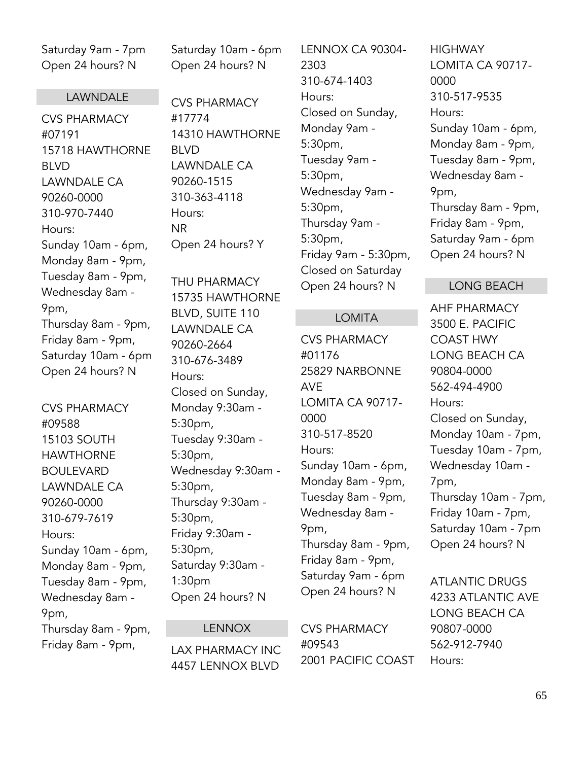Saturday 9am - 7pm
Open 24 hours? N

## LAWNDALE

CVS PHARMACY #07191
15718 HAWTHORNE BLVD
LAWNDALE CA 90260-0000
310-970-7440
Hours:
Sunday 10am - 6pm,
Monday 8am - 9pm,
Tuesday 8am - 9pm,
Wednesday 8am - 9pm,
Thursday 8am - 9pm,
Friday 8am - 9pm,
Saturday 10am - 6pm
Open 24 hours? N

CVS PHARMACY #09588
15103 SOUTH HAWTHORNE BOULEVARD
LAWNDALE CA 90260-0000
310-679-7619
Hours:
Sunday 10am - 6pm,
Monday 8am - 9pm,
Tuesday 8am - 9pm,
Wednesday 8am - 9pm,
Thursday 8am - 9pm,
Friday 8am - 9pm,
Saturday 10am - 6pm
Open 24 hours? N

CVS PHARMACY #17774
14310 HAWTHORNE BLVD
LAWNDALE CA 90260-1515
310-363-4118
Hours:
NR
Open 24 hours? Y

THU PHARMACY
15735 HAWTHORNE BLVD, SUITE 110
LAWNDALE CA 90260-2664
310-676-3489
Hours:
Closed on Sunday,
Monday 9:30am - 5:30pm,
Tuesday 9:30am - 5:30pm,
Wednesday 9:30am - 5:30pm,
Thursday 9:30am - 5:30pm,
Friday 9:30am - 5:30pm,
Saturday 9:30am - 1:30pm
Open 24 hours? N

## LENNOX

LAX PHARMACY INC
4457 LENNOX BLVD
LENNOX CA 90304-2303
310-674-1403
Hours:
Closed on Sunday,
Monday 9am - 5:30pm,
Tuesday 9am - 5:30pm,
Wednesday 9am - 5:30pm,
Thursday 9am - 5:30pm,
Friday 9am - 5:30pm,
Closed on Saturday
Open 24 hours? N

## LOMITA

CVS PHARMACY #01176
25829 NARBONNE AVE
LOMITA CA 90717-0000
310-517-8520
Hours:
Sunday 10am - 6pm,
Monday 8am - 9pm,
Tuesday 8am - 9pm,
Wednesday 8am - 9pm,
Thursday 8am - 9pm,
Friday 8am - 9pm,
Saturday 9am - 6pm
Open 24 hours? N

CVS PHARMACY #09543
2001 PACIFIC COAST HIGHWAY
LOMITA CA 90717-0000
310-517-9535
Hours:
Sunday 10am - 6pm,
Monday 8am - 9pm,
Tuesday 8am - 9pm,
Wednesday 8am - 9pm,
Thursday 8am - 9pm,
Friday 8am - 9pm,
Saturday 9am - 6pm
Open 24 hours? N

## LONG BEACH

AHF PHARMACY
3500 E. PACIFIC COAST HWY
LONG BEACH CA 90804-0000
562-494-4900
Hours:
Closed on Sunday,
Monday 10am - 7pm,
Tuesday 10am - 7pm,
Wednesday 10am - 7pm,
Thursday 10am - 7pm,
Friday 10am - 7pm,
Saturday 10am - 7pm
Open 24 hours? N

ATLANTIC DRUGS
4233 ATLANTIC AVE
LONG BEACH CA 90807-0000
562-912-7940
Hours: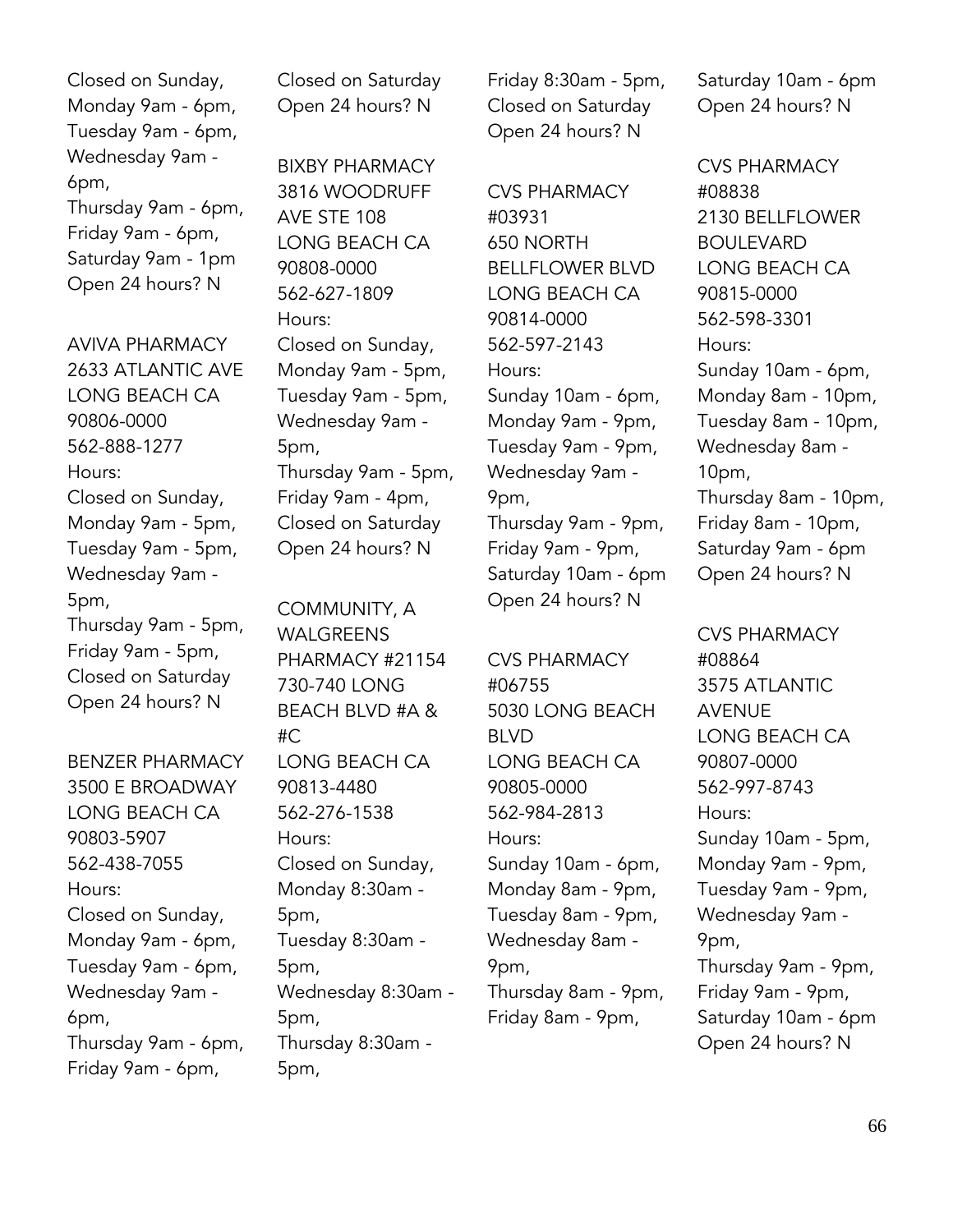Closed on Sunday,
Monday 9am - 6pm,
Tuesday 9am - 6pm,
Wednesday 9am - 6pm,
Thursday 9am - 6pm,
Friday 9am - 6pm,
Saturday 9am - 1pm
Open 24 hours? N

AVIVA PHARMACY
2633 ATLANTIC AVE
LONG BEACH CA
90806-0000
562-888-1277
Hours:
Closed on Sunday,
Monday 9am - 5pm,
Tuesday 9am - 5pm,
Wednesday 9am - 5pm,
Thursday 9am - 5pm,
Friday 9am - 5pm,
Closed on Saturday
Open 24 hours? N

BENZER PHARMACY
3500 E BROADWAY
LONG BEACH CA
90803-5907
562-438-7055
Hours:
Closed on Sunday,
Monday 9am - 6pm,
Tuesday 9am - 6pm,
Wednesday 9am - 6pm,
Thursday 9am - 6pm,
Friday 9am - 6pm,
Closed on Saturday
Open 24 hours? N

BIXBY PHARMACY
3816 WOODRUFF AVE STE 108
LONG BEACH CA
90808-0000
562-627-1809
Hours:
Closed on Sunday,
Monday 9am - 5pm,
Tuesday 9am - 5pm,
Wednesday 9am - 5pm,
Thursday 9am - 5pm,
Friday 9am - 4pm,
Closed on Saturday
Open 24 hours? N

COMMUNITY, A WALGREENS PHARMACY #21154
730-740 LONG BEACH BLVD #A & #C
LONG BEACH CA
90813-4480
562-276-1538
Hours:
Closed on Sunday,
Monday 8:30am - 5pm,
Tuesday 8:30am - 5pm,
Wednesday 8:30am - 5pm,
Thursday 8:30am - 5pm,
Friday 8:30am - 5pm,
Closed on Saturday
Open 24 hours? N

CVS PHARMACY #03931
650 NORTH BELLFLOWER BLVD
LONG BEACH CA
90814-0000
562-597-2143
Hours:
Sunday 10am - 6pm,
Monday 9am - 9pm,
Tuesday 9am - 9pm,
Wednesday 9am - 9pm,
Thursday 9am - 9pm,
Friday 9am - 9pm,
Saturday 10am - 6pm
Open 24 hours? N

CVS PHARMACY #06755
5030 LONG BEACH BLVD
LONG BEACH CA
90805-0000
562-984-2813
Hours:
Sunday 10am - 6pm,
Monday 8am - 9pm,
Tuesday 8am - 9pm,
Wednesday 8am - 9pm,
Thursday 8am - 9pm,
Friday 8am - 9pm,
Saturday 10am - 6pm
Open 24 hours? N

CVS PHARMACY #08838
2130 BELLFLOWER BOULEVARD
LONG BEACH CA
90815-0000
562-598-3301
Hours:
Sunday 10am - 6pm,
Monday 8am - 10pm,
Tuesday 8am - 10pm,
Wednesday 8am - 10pm,
Thursday 8am - 10pm,
Friday 8am - 10pm,
Saturday 9am - 6pm
Open 24 hours? N

CVS PHARMACY #08864
3575 ATLANTIC AVENUE
LONG BEACH CA
90807-0000
562-997-8743
Hours:
Sunday 10am - 5pm,
Monday 9am - 9pm,
Tuesday 9am - 9pm,
Wednesday 9am - 9pm,
Thursday 9am - 9pm,
Friday 9am - 9pm,
Saturday 10am - 6pm
Open 24 hours? N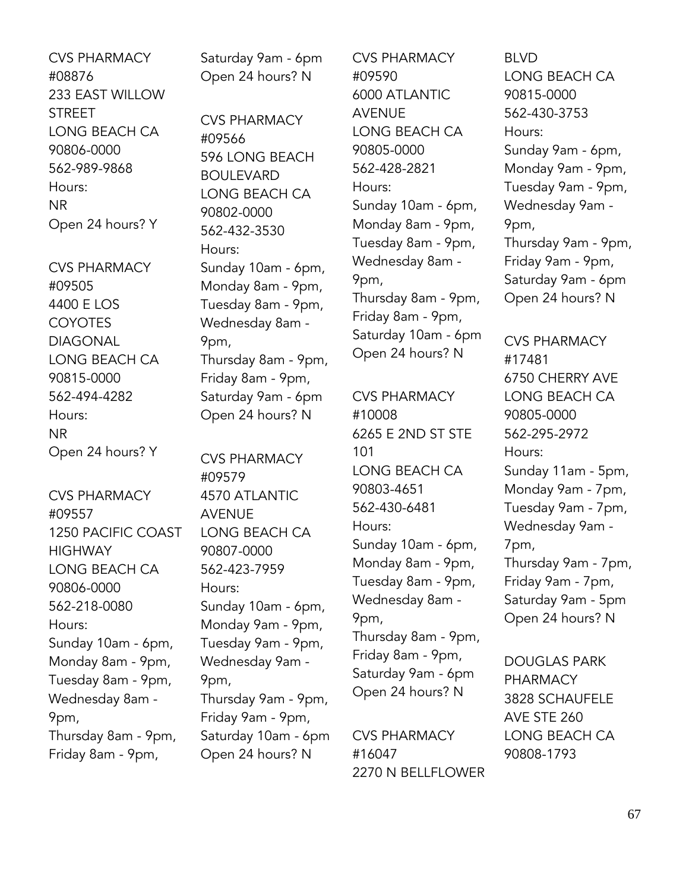CVS PHARMACY
#08876
233 EAST WILLOW STREET
LONG BEACH CA
90806-0000
562-989-9868
Hours:
NR
Open 24 hours? Y

CVS PHARMACY
#09505
4400 E LOS COYOTES DIAGONAL
LONG BEACH CA
90815-0000
562-494-4282
Hours:
NR
Open 24 hours? Y

CVS PHARMACY
#09557
1250 PACIFIC COAST HIGHWAY
LONG BEACH CA
90806-0000
562-218-0080
Hours:
Sunday 10am - 6pm,
Monday 8am - 9pm,
Tuesday 8am - 9pm,
Wednesday 8am - 9pm,
Thursday 8am - 9pm,
Friday 8am - 9pm,
Saturday 9am - 6pm
Open 24 hours? N

CVS PHARMACY
#09566
596 LONG BEACH BOULEVARD
LONG BEACH CA
90802-0000
562-432-3530
Hours:
Sunday 10am - 6pm,
Monday 8am - 9pm,
Tuesday 8am - 9pm,
Wednesday 8am - 9pm,
Thursday 8am - 9pm,
Friday 8am - 9pm,
Saturday 9am - 6pm
Open 24 hours? N

CVS PHARMACY
#09579
4570 ATLANTIC AVENUE
LONG BEACH CA
90807-0000
562-423-7959
Hours:
Sunday 10am - 6pm,
Monday 9am - 9pm,
Tuesday 9am - 9pm,
Wednesday 9am - 9pm,
Thursday 9am - 9pm,
Friday 9am - 9pm,
Saturday 10am - 6pm
Open 24 hours? N

CVS PHARMACY
#09590
6000 ATLANTIC AVENUE
LONG BEACH CA
90805-0000
562-428-2821
Hours:
Sunday 10am - 6pm,
Monday 8am - 9pm,
Tuesday 8am - 9pm,
Wednesday 8am - 9pm,
Thursday 8am - 9pm,
Friday 8am - 9pm,
Saturday 10am - 6pm
Open 24 hours? N

CVS PHARMACY
#10008
6265 E 2ND ST STE 101
LONG BEACH CA
90803-4651
562-430-6481
Hours:
Sunday 10am - 6pm,
Monday 8am - 9pm,
Tuesday 8am - 9pm,
Wednesday 8am - 9pm,
Thursday 8am - 9pm,
Friday 8am - 9pm,
Saturday 9am - 6pm
Open 24 hours? N

CVS PHARMACY
#16047
2270 N BELLFLOWER BLVD
LONG BEACH CA
90815-0000
562-430-3753
Hours:
Sunday 9am - 6pm,
Monday 9am - 9pm,
Tuesday 9am - 9pm,
Wednesday 9am - 9pm,
Thursday 9am - 9pm,
Friday 9am - 9pm,
Saturday 9am - 6pm
Open 24 hours? N

CVS PHARMACY
#17481
6750 CHERRY AVE
LONG BEACH CA
90805-0000
562-295-2972
Hours:
Sunday 11am - 5pm,
Monday 9am - 7pm,
Tuesday 9am - 7pm,
Wednesday 9am - 7pm,
Thursday 9am - 7pm,
Friday 9am - 7pm,
Saturday 9am - 5pm
Open 24 hours? N

DOUGLAS PARK PHARMACY
3828 SCHAUFELE AVE STE 260
LONG BEACH CA
90808-1793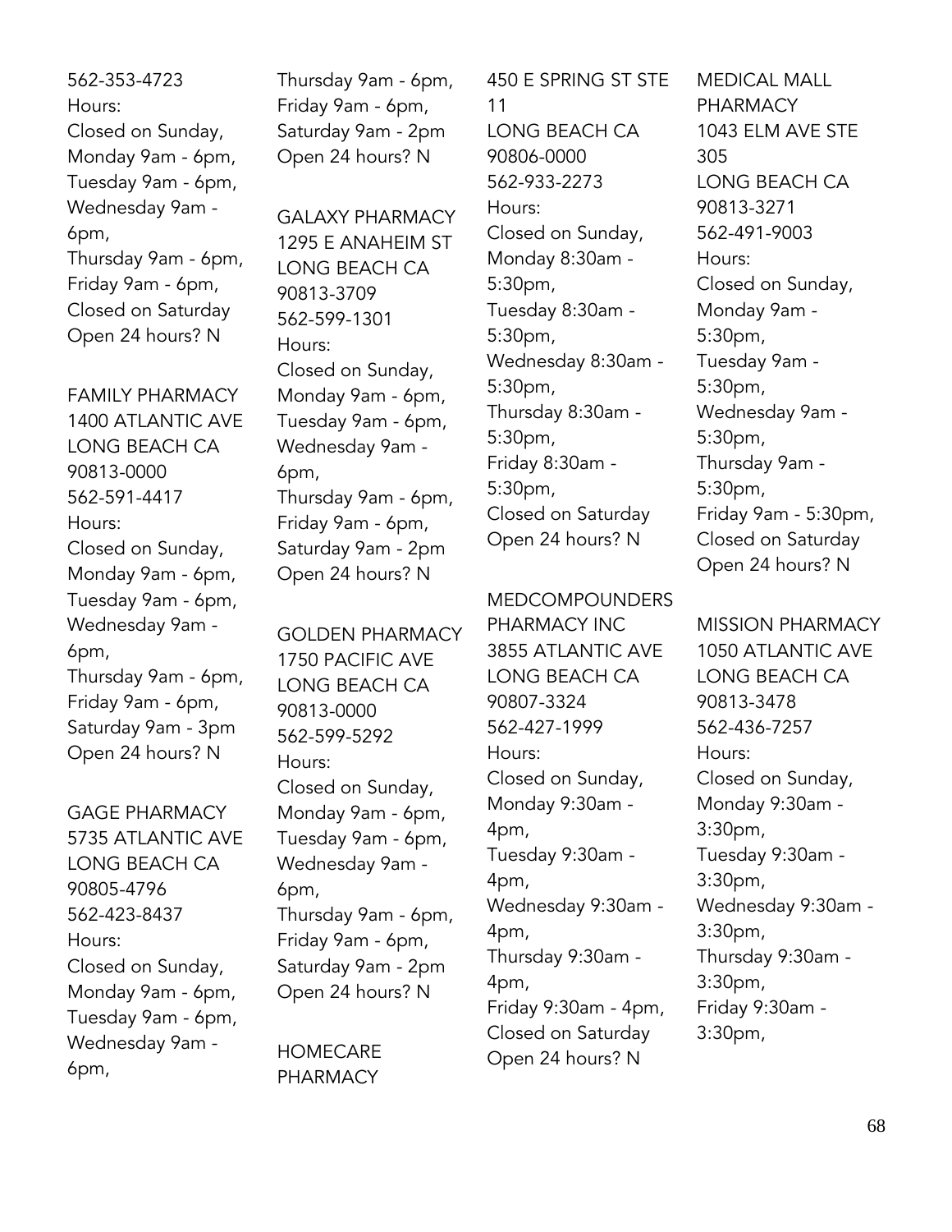562-353-4723
Hours:
Closed on Sunday,
Monday 9am - 6pm,
Tuesday 9am - 6pm,
Wednesday 9am - 6pm,
Thursday 9am - 6pm,
Friday 9am - 6pm,
Closed on Saturday
Open 24 hours? N

FAMILY PHARMACY
1400 ATLANTIC AVE
LONG BEACH CA
90813-0000
562-591-4417
Hours:
Closed on Sunday,
Monday 9am - 6pm,
Tuesday 9am - 6pm,
Wednesday 9am - 6pm,
Thursday 9am - 6pm,
Friday 9am - 6pm,
Saturday 9am - 3pm
Open 24 hours? N

GAGE PHARMACY
5735 ATLANTIC AVE
LONG BEACH CA
90805-4796
562-423-8437
Hours:
Closed on Sunday,
Monday 9am - 6pm,
Tuesday 9am - 6pm,
Wednesday 9am - 6pm,
Thursday 9am - 6pm,
Friday 9am - 6pm,
Saturday 9am - 2pm
Open 24 hours? N

GALAXY PHARMACY
1295 E ANAHEIM ST
LONG BEACH CA
90813-3709
562-599-1301
Hours:
Closed on Sunday,
Monday 9am - 6pm,
Tuesday 9am - 6pm,
Wednesday 9am - 6pm,
Thursday 9am - 6pm,
Friday 9am - 6pm,
Saturday 9am - 2pm
Open 24 hours? N

GOLDEN PHARMACY
1750 PACIFIC AVE
LONG BEACH CA
90813-0000
562-599-5292
Hours:
Closed on Sunday,
Monday 9am - 6pm,
Tuesday 9am - 6pm,
Wednesday 9am - 6pm,
Thursday 9am - 6pm,
Friday 9am - 6pm,
Saturday 9am - 2pm
Open 24 hours? N

HOMECARE PHARMACY
450 E SPRING ST STE 11
LONG BEACH CA
90806-0000
562-933-2273
Hours:
Closed on Sunday,
Monday 8:30am - 5:30pm,
Tuesday 8:30am - 5:30pm,
Wednesday 8:30am - 5:30pm,
Thursday 8:30am - 5:30pm,
Friday 8:30am - 5:30pm,
Closed on Saturday
Open 24 hours? N

MEDCOMPOUNDERS PHARMACY INC
3855 ATLANTIC AVE
LONG BEACH CA
90807-3324
562-427-1999
Hours:
Closed on Sunday,
Monday 9:30am - 4pm,
Tuesday 9:30am - 4pm,
Wednesday 9:30am - 4pm,
Thursday 9:30am - 4pm,
Friday 9:30am - 4pm,
Closed on Saturday
Open 24 hours? N

MEDICAL MALL PHARMACY
1043 ELM AVE STE 305
LONG BEACH CA
90813-3271
562-491-9003
Hours:
Closed on Sunday,
Monday 9am - 5:30pm,
Tuesday 9am - 5:30pm,
Wednesday 9am - 5:30pm,
Thursday 9am - 5:30pm,
Friday 9am - 5:30pm,
Closed on Saturday
Open 24 hours? N

MISSION PHARMACY
1050 ATLANTIC AVE
LONG BEACH CA
90813-3478
562-436-7257
Hours:
Closed on Sunday,
Monday 9:30am - 3:30pm,
Tuesday 9:30am - 3:30pm,
Wednesday 9:30am - 3:30pm,
Thursday 9:30am - 3:30pm,
Friday 9:30am - 3:30pm,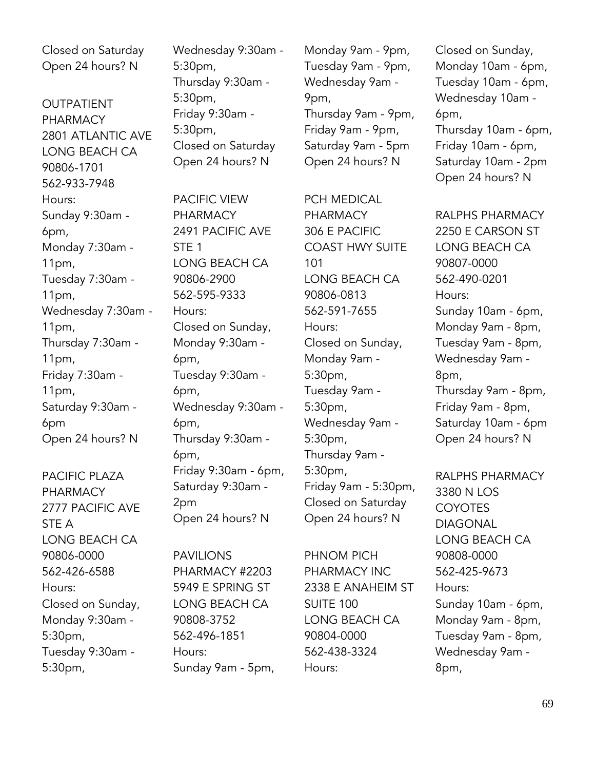Closed on Saturday
Open 24 hours? N

OUTPATIENT PHARMACY
2801 ATLANTIC AVE
LONG BEACH CA 90806-1701
562-933-7948
Hours:
Sunday 9:30am - 6pm,
Monday 7:30am - 11pm,
Tuesday 7:30am - 11pm,
Wednesday 7:30am - 11pm,
Thursday 7:30am - 11pm,
Friday 7:30am - 11pm,
Saturday 9:30am - 6pm
Open 24 hours? N

PACIFIC PLAZA PHARMACY
2777 PACIFIC AVE STE A
LONG BEACH CA 90806-0000
562-426-6588
Hours:
Closed on Sunday,
Monday 9:30am - 5:30pm,
Tuesday 9:30am - 5:30pm,
Wednesday 9:30am - 5:30pm,
Thursday 9:30am - 5:30pm,
Friday 9:30am - 5:30pm,
Closed on Saturday
Open 24 hours? N

PACIFIC VIEW PHARMACY
2491 PACIFIC AVE STE 1
LONG BEACH CA 90806-2900
562-595-9333
Hours:
Closed on Sunday,
Monday 9:30am - 6pm,
Tuesday 9:30am - 6pm,
Wednesday 9:30am - 6pm,
Thursday 9:30am - 6pm,
Friday 9:30am - 6pm,
Saturday 9:30am - 2pm
Open 24 hours? N

PAVILIONS PHARMACY #2203
5949 E SPRING ST
LONG BEACH CA 90808-3752
562-496-1851
Hours:
Sunday 9am - 5pm,
Monday 9am - 9pm,
Tuesday 9am - 9pm,
Wednesday 9am - 9pm,
Thursday 9am - 9pm,
Friday 9am - 9pm,
Saturday 9am - 5pm
Open 24 hours? N

PCH MEDICAL PHARMACY
306 E PACIFIC COAST HWY SUITE 101
LONG BEACH CA 90806-0813
562-591-7655
Hours:
Closed on Sunday,
Monday 9am - 5:30pm,
Tuesday 9am - 5:30pm,
Wednesday 9am - 5:30pm,
Thursday 9am - 5:30pm,
Friday 9am - 5:30pm,
Closed on Saturday
Open 24 hours? N

PHNOM PICH PHARMACY INC
2338 E ANAHEIM ST SUITE 100
LONG BEACH CA 90804-0000
562-438-3324
Hours:
Closed on Sunday,
Monday 10am - 6pm,
Tuesday 10am - 6pm,
Wednesday 10am - 6pm,
Thursday 10am - 6pm,
Friday 10am - 6pm,
Saturday 10am - 2pm
Open 24 hours? N

RALPHS PHARMACY
2250 E CARSON ST
LONG BEACH CA 90807-0000
562-490-0201
Hours:
Sunday 10am - 6pm,
Monday 9am - 8pm,
Tuesday 9am - 8pm,
Wednesday 9am - 8pm,
Thursday 9am - 8pm,
Friday 9am - 8pm,
Saturday 10am - 6pm
Open 24 hours? N

RALPHS PHARMACY
3380 N LOS COYOTES DIAGONAL
LONG BEACH CA 90808-0000
562-425-9673
Hours:
Sunday 10am - 6pm,
Monday 9am - 8pm,
Tuesday 9am - 8pm,
Wednesday 9am - 8pm,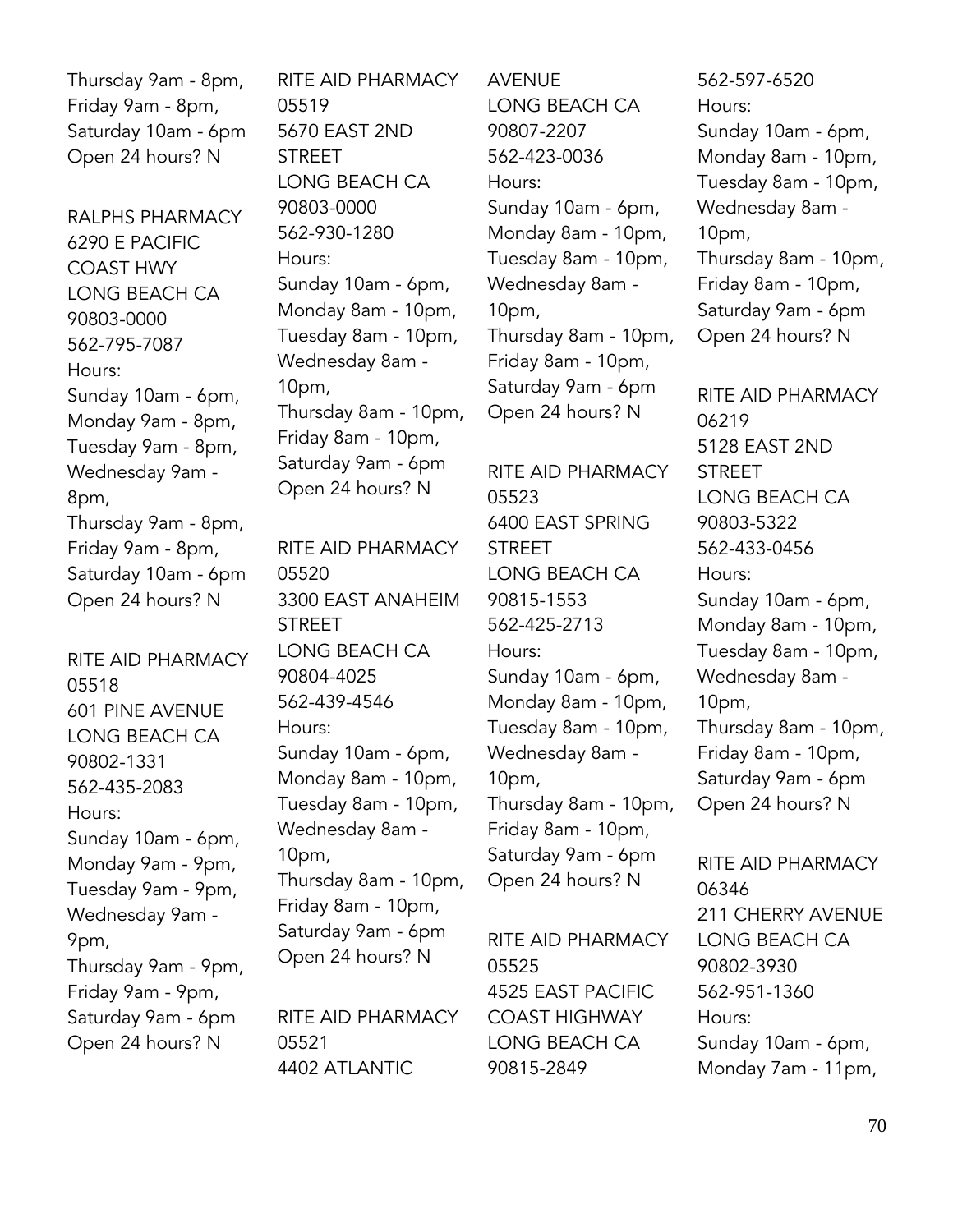Thursday 9am - 8pm,
Friday 9am - 8pm,
Saturday 10am - 6pm
Open 24 hours? N

RALPHS PHARMACY
6290 E PACIFIC COAST HWY
LONG BEACH CA 90803-0000
562-795-7087
Hours:
Sunday 10am - 6pm,
Monday 9am - 8pm,
Tuesday 9am - 8pm,
Wednesday 9am - 8pm,
Thursday 9am - 8pm,
Friday 9am - 8pm,
Saturday 10am - 6pm
Open 24 hours? N

RITE AID PHARMACY 05518
601 PINE AVENUE
LONG BEACH CA 90802-1331
562-435-2083
Hours:
Sunday 10am - 6pm,
Monday 9am - 9pm,
Tuesday 9am - 9pm,
Wednesday 9am - 9pm,
Thursday 9am - 9pm,
Friday 9am - 9pm,
Saturday 9am - 6pm
Open 24 hours? N

RITE AID PHARMACY 05519
5670 EAST 2ND STREET
LONG BEACH CA 90803-0000
562-930-1280
Hours:
Sunday 10am - 6pm,
Monday 8am - 10pm,
Tuesday 8am - 10pm,
Wednesday 8am - 10pm,
Thursday 8am - 10pm,
Friday 8am - 10pm,
Saturday 9am - 6pm
Open 24 hours? N

RITE AID PHARMACY 05520
3300 EAST ANAHEIM STREET
LONG BEACH CA 90804-4025
562-439-4546
Hours:
Sunday 10am - 6pm,
Monday 8am - 10pm,
Tuesday 8am - 10pm,
Wednesday 8am - 10pm,
Thursday 8am - 10pm,
Friday 8am - 10pm,
Saturday 9am - 6pm
Open 24 hours? N

RITE AID PHARMACY 05521
4402 ATLANTIC AVENUE
LONG BEACH CA 90807-2207
562-423-0036
Hours:
Sunday 10am - 6pm,
Monday 8am - 10pm,
Tuesday 8am - 10pm,
Wednesday 8am - 10pm,
Thursday 8am - 10pm,
Friday 8am - 10pm,
Saturday 9am - 6pm
Open 24 hours? N

RITE AID PHARMACY 05523
6400 EAST SPRING STREET
LONG BEACH CA 90815-1553
562-425-2713
Hours:
Sunday 10am - 6pm,
Monday 8am - 10pm,
Tuesday 8am - 10pm,
Wednesday 8am - 10pm,
Thursday 8am - 10pm,
Friday 8am - 10pm,
Saturday 9am - 6pm
Open 24 hours? N

RITE AID PHARMACY 05525
4525 EAST PACIFIC COAST HIGHWAY
LONG BEACH CA 90815-2849
562-597-6520
Hours:
Sunday 10am - 6pm,
Monday 8am - 10pm,
Tuesday 8am - 10pm,
Wednesday 8am - 10pm,
Thursday 8am - 10pm,
Friday 8am - 10pm,
Saturday 9am - 6pm
Open 24 hours? N

RITE AID PHARMACY 06219
5128 EAST 2ND STREET
LONG BEACH CA 90803-5322
562-433-0456
Hours:
Sunday 10am - 6pm,
Monday 8am - 10pm,
Tuesday 8am - 10pm,
Wednesday 8am - 10pm,
Thursday 8am - 10pm,
Friday 8am - 10pm,
Saturday 9am - 6pm
Open 24 hours? N

RITE AID PHARMACY 06346
211 CHERRY AVENUE
LONG BEACH CA 90802-3930
562-951-1360
Hours:
Sunday 10am - 6pm,
Monday 7am - 11pm,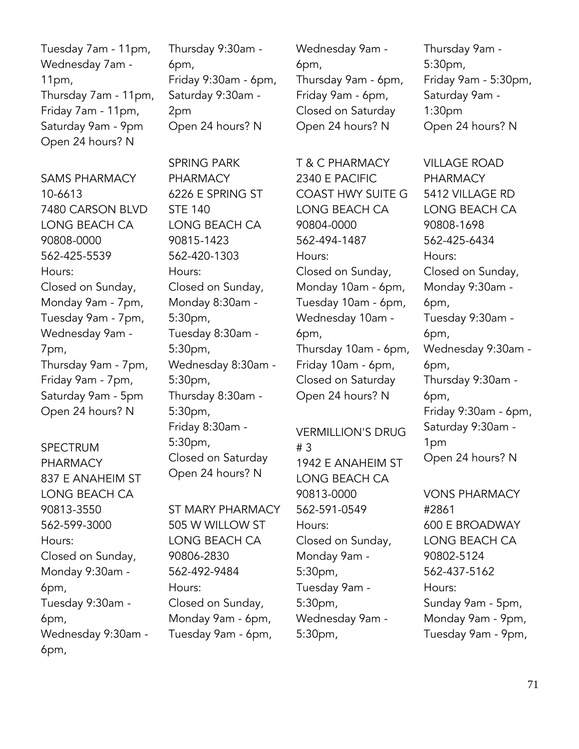Tuesday 7am - 11pm,
Wednesday 7am - 11pm,
Thursday 7am - 11pm,
Friday 7am - 11pm,
Saturday 9am - 9pm
Open 24 hours? N

SAMS PHARMACY
10-6613
7480 CARSON BLVD
LONG BEACH CA
90808-0000
562-425-5539
Hours:
Closed on Sunday,
Monday 9am - 7pm,
Tuesday 9am - 7pm,
Wednesday 9am - 7pm,
Thursday 9am - 7pm,
Friday 9am - 7pm,
Saturday 9am - 5pm
Open 24 hours? N

SPECTRUM PHARMACY
837 E ANAHEIM ST
LONG BEACH CA
90813-3550
562-599-3000
Hours:
Closed on Sunday,
Monday 9:30am - 6pm,
Tuesday 9:30am - 6pm,
Wednesday 9:30am - 6pm,
Thursday 9:30am - 6pm,
Friday 9:30am - 6pm,
Saturday 9:30am - 2pm
Open 24 hours? N

SPRING PARK PHARMACY
6226 E SPRING ST STE 140
LONG BEACH CA
90815-1423
562-420-1303
Hours:
Closed on Sunday,
Monday 8:30am - 5:30pm,
Tuesday 8:30am - 5:30pm,
Wednesday 8:30am - 5:30pm,
Thursday 8:30am - 5:30pm,
Friday 8:30am - 5:30pm,
Closed on Saturday
Open 24 hours? N

ST MARY PHARMACY
505 W WILLOW ST
LONG BEACH CA
90806-2830
562-492-9484
Hours:
Closed on Sunday,
Monday 9am - 6pm,
Tuesday 9am - 6pm,
Wednesday 9am - 6pm,
Thursday 9am - 6pm,
Friday 9am - 6pm,
Closed on Saturday
Open 24 hours? N

T & C PHARMACY
2340 E PACIFIC COAST HWY SUITE G
LONG BEACH CA
90804-0000
562-494-1487
Hours:
Closed on Sunday,
Monday 10am - 6pm,
Tuesday 10am - 6pm,
Wednesday 10am - 6pm,
Thursday 10am - 6pm,
Friday 10am - 6pm,
Closed on Saturday
Open 24 hours? N

VERMILLION'S DRUG # 3
1942 E ANAHEIM ST
LONG BEACH CA
90813-0000
562-591-0549
Hours:
Closed on Sunday,
Monday 9am - 5:30pm,
Tuesday 9am - 5:30pm,
Wednesday 9am - 5:30pm,
Thursday 9am - 5:30pm,
Friday 9am - 5:30pm,
Saturday 9am - 1:30pm
Open 24 hours? N

VILLAGE ROAD PHARMACY
5412 VILLAGE RD
LONG BEACH CA
90808-1698
562-425-6434
Hours:
Closed on Sunday,
Monday 9:30am - 6pm,
Tuesday 9:30am - 6pm,
Wednesday 9:30am - 6pm,
Thursday 9:30am - 6pm,
Friday 9:30am - 6pm,
Saturday 9:30am - 1pm
Open 24 hours? N

VONS PHARMACY #2861
600 E BROADWAY
LONG BEACH CA
90802-5124
562-437-5162
Hours:
Sunday 9am - 5pm,
Monday 9am - 9pm,
Tuesday 9am - 9pm,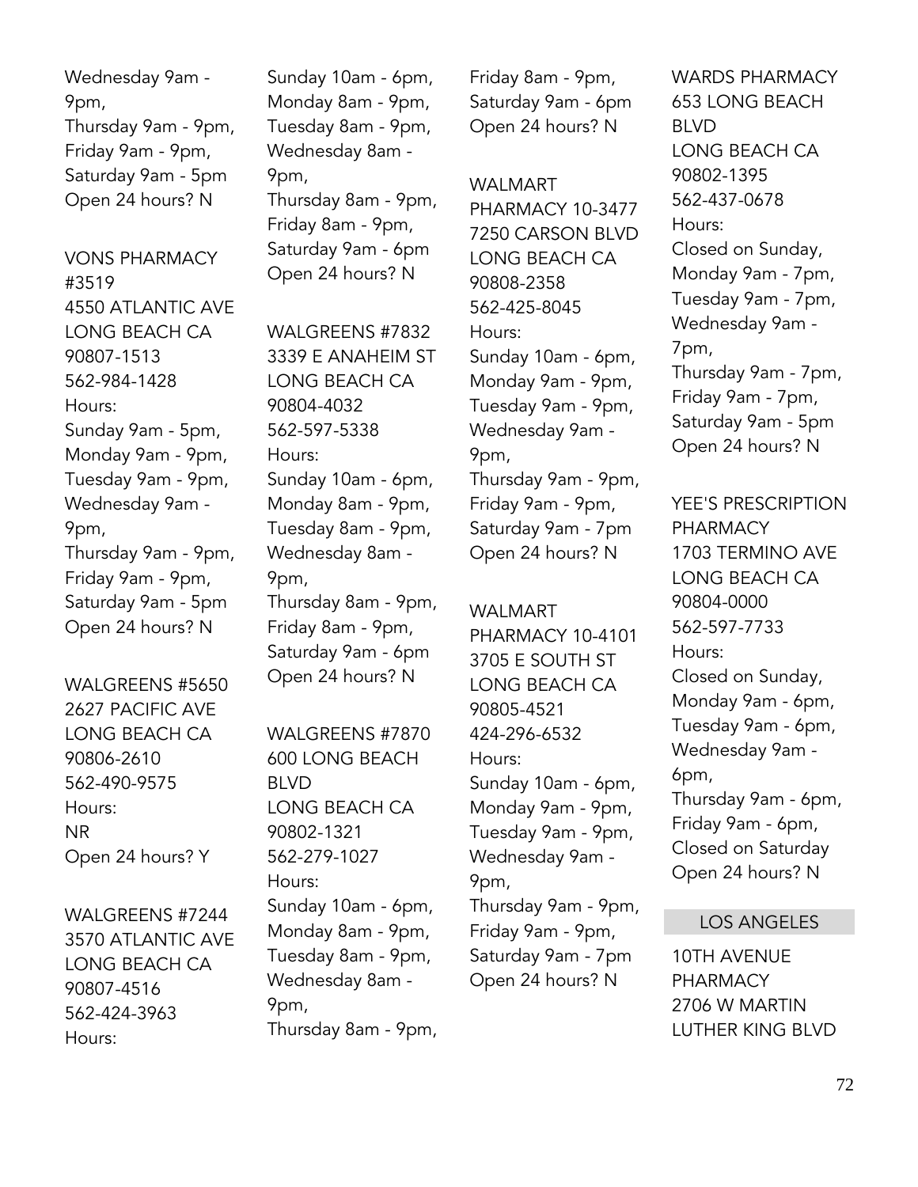Wednesday 9am - 9pm,
Thursday 9am - 9pm,
Friday 9am - 9pm,
Saturday 9am - 5pm
Open 24 hours? N

VONS PHARMACY #3519
4550 ATLANTIC AVE
LONG BEACH CA 90807-1513
562-984-1428
Hours:
Sunday 9am - 5pm,
Monday 9am - 9pm,
Tuesday 9am - 9pm,
Wednesday 9am - 9pm,
Thursday 9am - 9pm,
Friday 9am - 9pm,
Saturday 9am - 5pm
Open 24 hours? N

WALGREENS #5650
2627 PACIFIC AVE
LONG BEACH CA 90806-2610
562-490-9575
Hours:
NR
Open 24 hours? Y

WALGREENS #7244
3570 ATLANTIC AVE
LONG BEACH CA 90807-4516
562-424-3963
Hours:
Sunday 10am - 6pm,
Monday 8am - 9pm,
Tuesday 8am - 9pm,
Wednesday 8am - 9pm,
Thursday 8am - 9pm,
Friday 8am - 9pm,
Saturday 9am - 6pm
Open 24 hours? N

WALGREENS #7832
3339 E ANAHEIM ST
LONG BEACH CA 90804-4032
562-597-5338
Hours:
Sunday 10am - 6pm,
Monday 8am - 9pm,
Tuesday 8am - 9pm,
Wednesday 8am - 9pm,
Thursday 8am - 9pm,
Friday 8am - 9pm,
Saturday 9am - 6pm
Open 24 hours? N

WALGREENS #7870
600 LONG BEACH BLVD
LONG BEACH CA 90802-1321
562-279-1027
Hours:
Sunday 10am - 6pm,
Monday 8am - 9pm,
Tuesday 8am - 9pm,
Wednesday 8am - 9pm,
Thursday 8am - 9pm,
Friday 8am - 9pm,
Saturday 9am - 6pm
Open 24 hours? N

WALMART PHARMACY 10-3477
7250 CARSON BLVD
LONG BEACH CA 90808-2358
562-425-8045
Hours:
Sunday 10am - 6pm,
Monday 9am - 9pm,
Tuesday 9am - 9pm,
Wednesday 9am - 9pm,
Thursday 9am - 9pm,
Friday 9am - 9pm,
Saturday 9am - 7pm
Open 24 hours? N

WALMART PHARMACY 10-4101
3705 E SOUTH ST
LONG BEACH CA 90805-4521
424-296-6532
Hours:
Sunday 10am - 6pm,
Monday 9am - 9pm,
Tuesday 9am - 9pm,
Wednesday 9am - 9pm,
Thursday 9am - 9pm,
Friday 9am - 9pm,
Saturday 9am - 7pm
Open 24 hours? N

WARDS PHARMACY
653 LONG BEACH BLVD
LONG BEACH CA 90802-1395
562-437-0678
Hours:
Closed on Sunday,
Monday 9am - 7pm,
Tuesday 9am - 7pm,
Wednesday 9am - 7pm,
Thursday 9am - 7pm,
Friday 9am - 7pm,
Saturday 9am - 5pm
Open 24 hours? N

YEE'S PRESCRIPTION PHARMACY
1703 TERMINO AVE
LONG BEACH CA 90804-0000
562-597-7733
Hours:
Closed on Sunday,
Monday 9am - 6pm,
Tuesday 9am - 6pm,
Wednesday 9am - 6pm,
Thursday 9am - 6pm,
Friday 9am - 6pm,
Closed on Saturday
Open 24 hours? N

## LOS ANGELES

10TH AVENUE PHARMACY
2706 W MARTIN LUTHER KING BLVD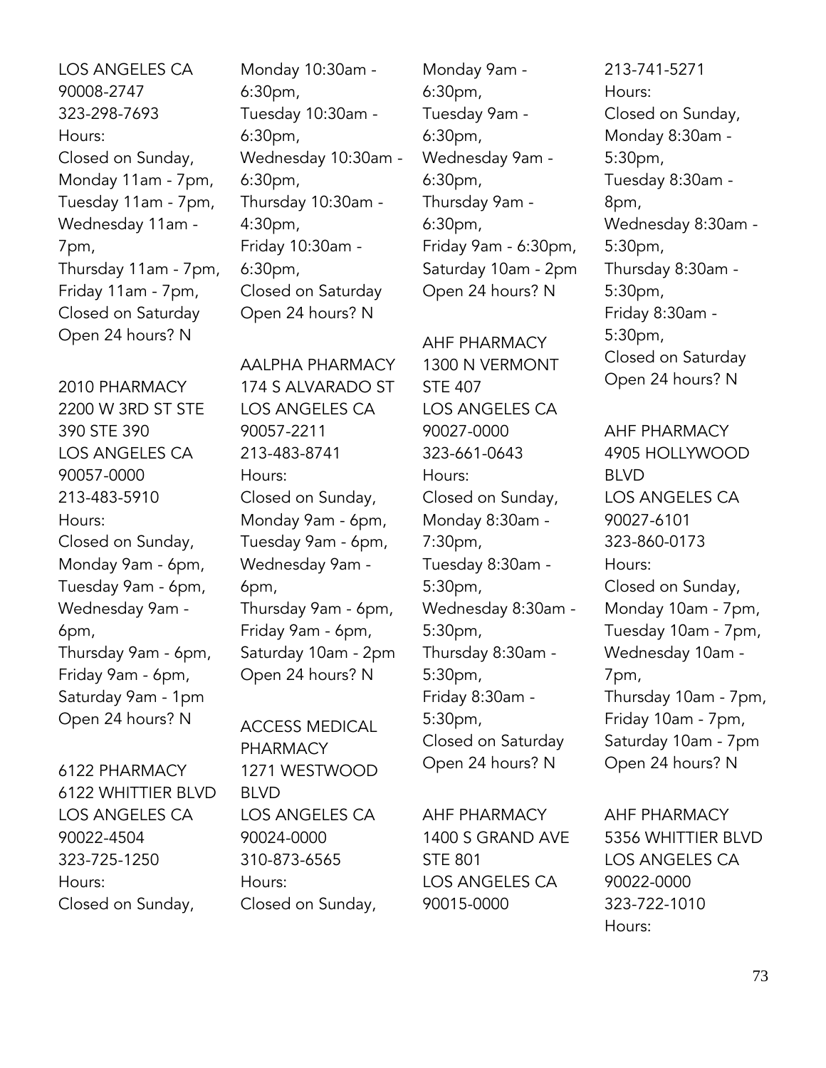LOS ANGELES CA
90008-2747
323-298-7693
Hours:
Closed on Sunday,
Monday 11am - 7pm,
Tuesday 11am - 7pm,
Wednesday 11am - 7pm,
Thursday 11am - 7pm,
Friday 11am - 7pm,
Closed on Saturday
Open 24 hours? N

2010 PHARMACY
2200 W 3RD ST STE 390 STE 390
LOS ANGELES CA
90057-0000
213-483-5910
Hours:
Closed on Sunday,
Monday 9am - 6pm,
Tuesday 9am - 6pm,
Wednesday 9am - 6pm,
Thursday 9am - 6pm,
Friday 9am - 6pm,
Saturday 9am - 1pm
Open 24 hours? N

6122 PHARMACY
6122 WHITTIER BLVD
LOS ANGELES CA
90022-4504
323-725-1250
Hours:
Closed on Sunday,
Monday 10:30am - 6:30pm,
Tuesday 10:30am - 6:30pm,
Wednesday 10:30am - 6:30pm,
Thursday 10:30am - 4:30pm,
Friday 10:30am - 6:30pm,
Closed on Saturday
Open 24 hours? N

AALPHA PHARMACY
174 S ALVARADO ST
LOS ANGELES CA
90057-2211
213-483-8741
Hours:
Closed on Sunday,
Monday 9am - 6pm,
Tuesday 9am - 6pm,
Wednesday 9am - 6pm,
Thursday 9am - 6pm,
Friday 9am - 6pm,
Saturday 10am - 2pm
Open 24 hours? N

ACCESS MEDICAL PHARMACY
1271 WESTWOOD BLVD
LOS ANGELES CA
90024-0000
310-873-6565
Hours:
Closed on Sunday,
Monday 9am - 6:30pm,
Tuesday 9am - 6:30pm,
Wednesday 9am - 6:30pm,
Thursday 9am - 6:30pm,
Friday 9am - 6:30pm,
Saturday 10am - 2pm
Open 24 hours? N

AHF PHARMACY
1300 N VERMONT STE 407
LOS ANGELES CA
90027-0000
323-661-0643
Hours:
Closed on Sunday,
Monday 8:30am - 7:30pm,
Tuesday 8:30am - 5:30pm,
Wednesday 8:30am - 5:30pm,
Thursday 8:30am - 5:30pm,
Friday 8:30am - 5:30pm,
Closed on Saturday
Open 24 hours? N

AHF PHARMACY
1400 S GRAND AVE STE 801
LOS ANGELES CA
90015-0000
213-741-5271
Hours:
Closed on Sunday,
Monday 8:30am - 5:30pm,
Tuesday 8:30am - 8pm,
Wednesday 8:30am - 5:30pm,
Thursday 8:30am - 5:30pm,
Friday 8:30am - 5:30pm,
Closed on Saturday
Open 24 hours? N

AHF PHARMACY
4905 HOLLYWOOD BLVD
LOS ANGELES CA
90027-6101
323-860-0173
Hours:
Closed on Sunday,
Monday 10am - 7pm,
Tuesday 10am - 7pm,
Wednesday 10am - 7pm,
Thursday 10am - 7pm,
Friday 10am - 7pm,
Saturday 10am - 7pm
Open 24 hours? N

AHF PHARMACY
5356 WHITTIER BLVD
LOS ANGELES CA
90022-0000
323-722-1010
Hours: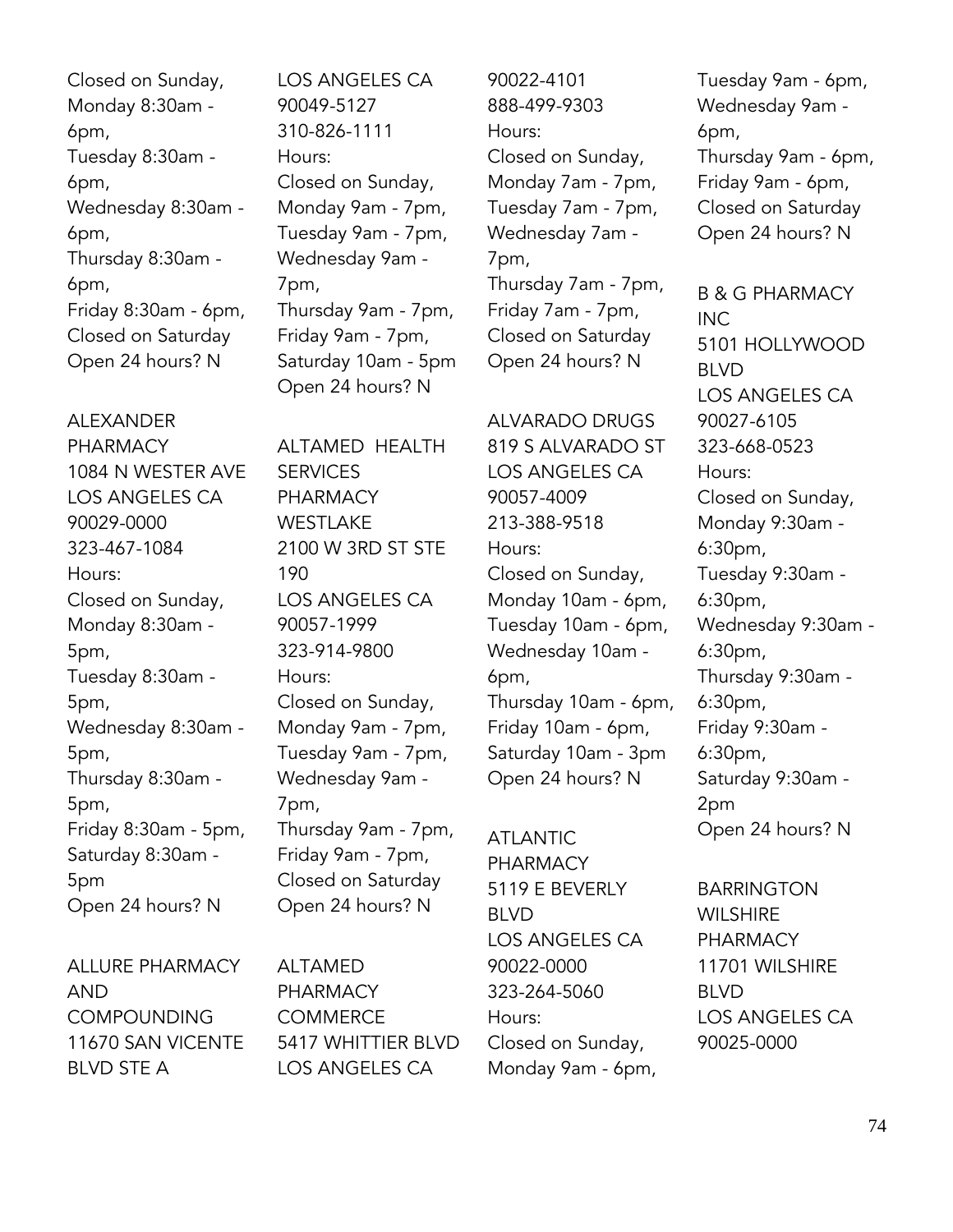Closed on Sunday,
Monday 8:30am - 6pm,
Tuesday 8:30am - 6pm,
Wednesday 8:30am - 6pm,
Thursday 8:30am - 6pm,
Friday 8:30am - 6pm,
Closed on Saturday
Open 24 hours? N

ALEXANDER PHARMACY
1084 N WESTER AVE
LOS ANGELES CA
90029-0000
323-467-1084
Hours:
Closed on Sunday,
Monday 8:30am - 5pm,
Tuesday 8:30am - 5pm,
Wednesday 8:30am - 5pm,
Thursday 8:30am - 5pm,
Friday 8:30am - 5pm,
Saturday 8:30am - 5pm
Open 24 hours? N

ALLURE PHARMACY AND COMPOUNDING
11670 SAN VICENTE BLVD STE A
LOS ANGELES CA
90049-5127
310-826-1111
Hours:
Closed on Sunday,
Monday 9am - 7pm,
Tuesday 9am - 7pm,
Wednesday 9am - 7pm,
Thursday 9am - 7pm,
Friday 9am - 7pm,
Saturday 10am - 5pm
Open 24 hours? N

ALTAMED HEALTH SERVICES PHARMACY WESTLAKE
2100 W 3RD ST STE 190
LOS ANGELES CA
90057-1999
323-914-9800
Hours:
Closed on Sunday,
Monday 9am - 7pm,
Tuesday 9am - 7pm,
Wednesday 9am - 7pm,
Thursday 9am - 7pm,
Friday 9am - 7pm,
Closed on Saturday
Open 24 hours? N

ALTAMED PHARMACY COMMERCE
5417 WHITTIER BLVD
LOS ANGELES CA
90022-4101
888-499-9303
Hours:
Closed on Sunday,
Monday 7am - 7pm,
Tuesday 7am - 7pm,
Wednesday 7am - 7pm,
Thursday 7am - 7pm,
Friday 7am - 7pm,
Closed on Saturday
Open 24 hours? N

ALVARADO DRUGS
819 S ALVARADO ST
LOS ANGELES CA
90057-4009
213-388-9518
Hours:
Closed on Sunday,
Monday 10am - 6pm,
Tuesday 10am - 6pm,
Wednesday 10am - 6pm,
Thursday 10am - 6pm,
Friday 10am - 6pm,
Saturday 10am - 3pm
Open 24 hours? N

ATLANTIC PHARMACY
5119 E BEVERLY BLVD
LOS ANGELES CA
90022-0000
323-264-5060
Hours:
Closed on Sunday,
Monday 9am - 6pm,
Tuesday 9am - 6pm,
Wednesday 9am - 6pm,
Thursday 9am - 6pm,
Friday 9am - 6pm,
Closed on Saturday
Open 24 hours? N

B & G PHARMACY INC
5101 HOLLYWOOD BLVD
LOS ANGELES CA
90027-6105
323-668-0523
Hours:
Closed on Sunday,
Monday 9:30am - 6:30pm,
Tuesday 9:30am - 6:30pm,
Wednesday 9:30am - 6:30pm,
Thursday 9:30am - 6:30pm,
Friday 9:30am - 6:30pm,
Saturday 9:30am - 2pm
Open 24 hours? N

BARRINGTON WILSHIRE PHARMACY
11701 WILSHIRE BLVD
LOS ANGELES CA
90025-0000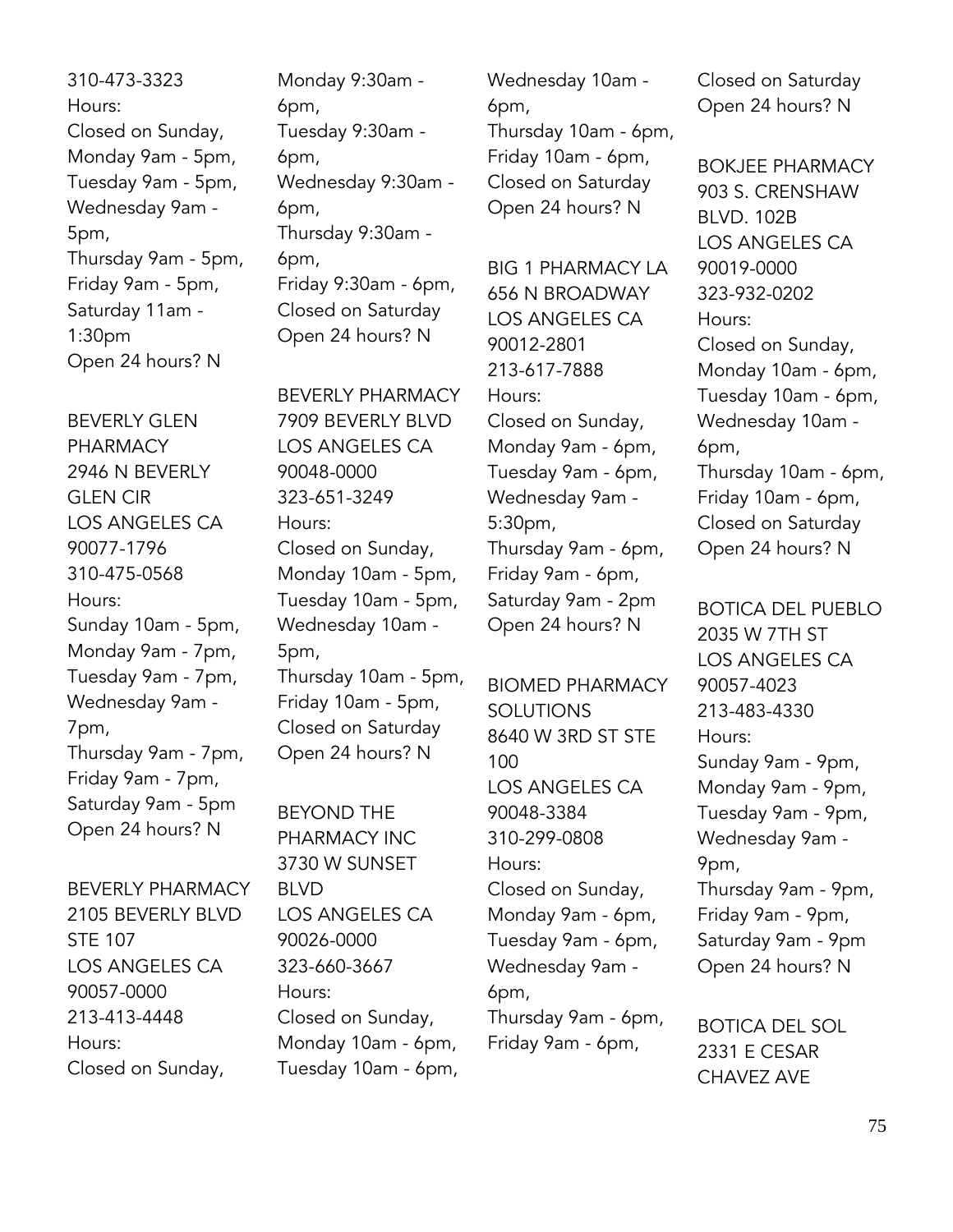310-473-3323
Hours:
Closed on Sunday,
Monday 9am - 5pm,
Tuesday 9am - 5pm,
Wednesday 9am - 5pm,
Thursday 9am - 5pm,
Friday 9am - 5pm,
Saturday 11am - 1:30pm
Open 24 hours? N

BEVERLY GLEN PHARMACY
2946 N BEVERLY GLEN CIR
LOS ANGELES CA 90077-1796
310-475-0568
Hours:
Sunday 10am - 5pm,
Monday 9am - 7pm,
Tuesday 9am - 7pm,
Wednesday 9am - 7pm,
Thursday 9am - 7pm,
Friday 9am - 7pm,
Saturday 9am - 5pm
Open 24 hours? N

BEVERLY PHARMACY
2105 BEVERLY BLVD STE 107
LOS ANGELES CA 90057-0000
213-413-4448
Hours:
Closed on Sunday,
Monday 9:30am - 6pm,
Tuesday 9:30am - 6pm,
Wednesday 9:30am - 6pm,
Thursday 9:30am - 6pm,
Friday 9:30am - 6pm,
Closed on Saturday
Open 24 hours? N

BEVERLY PHARMACY
7909 BEVERLY BLVD
LOS ANGELES CA 90048-0000
323-651-3249
Hours:
Closed on Sunday,
Monday 10am - 5pm,
Tuesday 10am - 5pm,
Wednesday 10am - 5pm,
Thursday 10am - 5pm,
Friday 10am - 5pm,
Closed on Saturday
Open 24 hours? N

BEYOND THE PHARMACY INC
3730 W SUNSET BLVD
LOS ANGELES CA 90026-0000
323-660-3667
Hours:
Closed on Sunday,
Monday 10am - 6pm,
Tuesday 10am - 6pm,
Wednesday 10am - 6pm,
Thursday 10am - 6pm,
Friday 10am - 6pm,
Closed on Saturday
Open 24 hours? N

BIG 1 PHARMACY LA
656 N BROADWAY
LOS ANGELES CA 90012-2801
213-617-7888
Hours:
Closed on Sunday,
Monday 9am - 6pm,
Tuesday 9am - 6pm,
Wednesday 9am - 5:30pm,
Thursday 9am - 6pm,
Friday 9am - 6pm,
Saturday 9am - 2pm
Open 24 hours? N

BIOMED PHARMACY SOLUTIONS
8640 W 3RD ST STE 100
LOS ANGELES CA 90048-3384
310-299-0808
Hours:
Closed on Sunday,
Monday 9am - 6pm,
Tuesday 9am - 6pm,
Wednesday 9am - 6pm,
Thursday 9am - 6pm,
Friday 9am - 6pm,
Closed on Saturday
Open 24 hours? N

BOKJEE PHARMACY
903 S. CRENSHAW BLVD. 102B
LOS ANGELES CA 90019-0000
323-932-0202
Hours:
Closed on Sunday,
Monday 10am - 6pm,
Tuesday 10am - 6pm,
Wednesday 10am - 6pm,
Thursday 10am - 6pm,
Friday 10am - 6pm,
Closed on Saturday
Open 24 hours? N

BOTICA DEL PUEBLO
2035 W 7TH ST
LOS ANGELES CA 90057-4023
213-483-4330
Hours:
Sunday 9am - 9pm,
Monday 9am - 9pm,
Tuesday 9am - 9pm,
Wednesday 9am - 9pm,
Thursday 9am - 9pm,
Friday 9am - 9pm,
Saturday 9am - 9pm
Open 24 hours? N

BOTICA DEL SOL
2331 E CESAR CHAVEZ AVE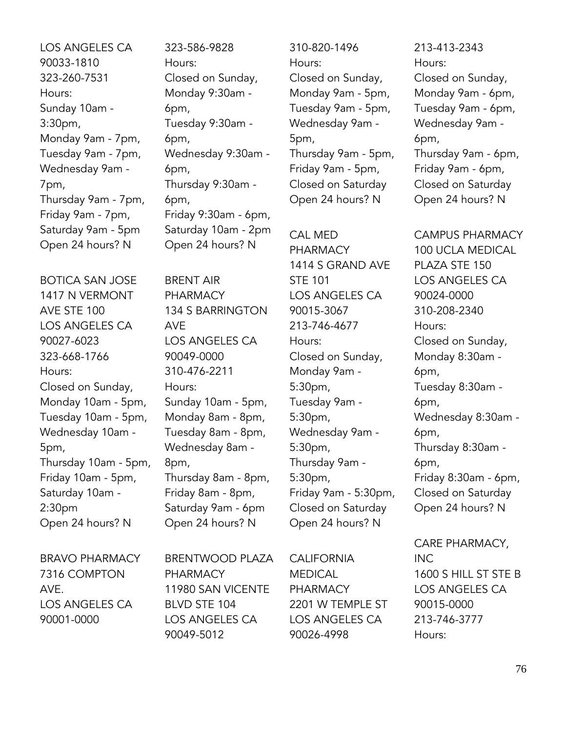LOS ANGELES CA
90033-1810
323-260-7531
Hours:
Sunday 10am - 3:30pm,
Monday 9am - 7pm,
Tuesday 9am - 7pm,
Wednesday 9am - 7pm,
Thursday 9am - 7pm,
Friday 9am - 7pm,
Saturday 9am - 5pm
Open 24 hours? N

BOTICA SAN JOSE
1417 N VERMONT AVE STE 100
LOS ANGELES CA
90027-6023
323-668-1766
Hours:
Closed on Sunday,
Monday 10am - 5pm,
Tuesday 10am - 5pm,
Wednesday 10am - 5pm,
Thursday 10am - 5pm,
Friday 10am - 5pm,
Saturday 10am - 2:30pm
Open 24 hours? N

BRAVO PHARMACY
7316 COMPTON AVE.
LOS ANGELES CA
90001-0000
323-586-9828
Hours:
Closed on Sunday,
Monday 9:30am - 6pm,
Tuesday 9:30am - 6pm,
Wednesday 9:30am - 6pm,
Thursday 9:30am - 6pm,
Friday 9:30am - 6pm,
Saturday 10am - 2pm
Open 24 hours? N

BRENT AIR PHARMACY
134 S BARRINGTON AVE
LOS ANGELES CA
90049-0000
310-476-2211
Hours:
Sunday 10am - 5pm,
Monday 8am - 8pm,
Tuesday 8am - 8pm,
Wednesday 8am - 8pm,
Thursday 8am - 8pm,
Friday 8am - 8pm,
Saturday 9am - 6pm
Open 24 hours? N

BRENTWOOD PLAZA PHARMACY
11980 SAN VICENTE BLVD STE 104
LOS ANGELES CA
90049-5012
310-820-1496
Hours:
Closed on Sunday,
Monday 9am - 5pm,
Tuesday 9am - 5pm,
Wednesday 9am - 5pm,
Thursday 9am - 5pm,
Friday 9am - 5pm,
Closed on Saturday
Open 24 hours? N

CAL MED PHARMACY
1414 S GRAND AVE STE 101
LOS ANGELES CA
90015-3067
213-746-4677
Hours:
Closed on Sunday,
Monday 9am - 5:30pm,
Tuesday 9am - 5:30pm,
Wednesday 9am - 5:30pm,
Thursday 9am - 5:30pm,
Friday 9am - 5:30pm,
Closed on Saturday
Open 24 hours? N

CALIFORNIA MEDICAL PHARMACY
2201 W TEMPLE ST
LOS ANGELES CA
90026-4998
213-413-2343
Hours:
Closed on Sunday,
Monday 9am - 6pm,
Tuesday 9am - 6pm,
Wednesday 9am - 6pm,
Thursday 9am - 6pm,
Friday 9am - 6pm,
Closed on Saturday
Open 24 hours? N

CAMPUS PHARMACY
100 UCLA MEDICAL PLAZA STE 150
LOS ANGELES CA
90024-0000
310-208-2340
Hours:
Closed on Sunday,
Monday 8:30am - 6pm,
Tuesday 8:30am - 6pm,
Wednesday 8:30am - 6pm,
Thursday 8:30am - 6pm,
Friday 8:30am - 6pm,
Closed on Saturday
Open 24 hours? N

CARE PHARMACY, INC
1600 S HILL ST STE B
LOS ANGELES CA
90015-0000
213-746-3777
Hours: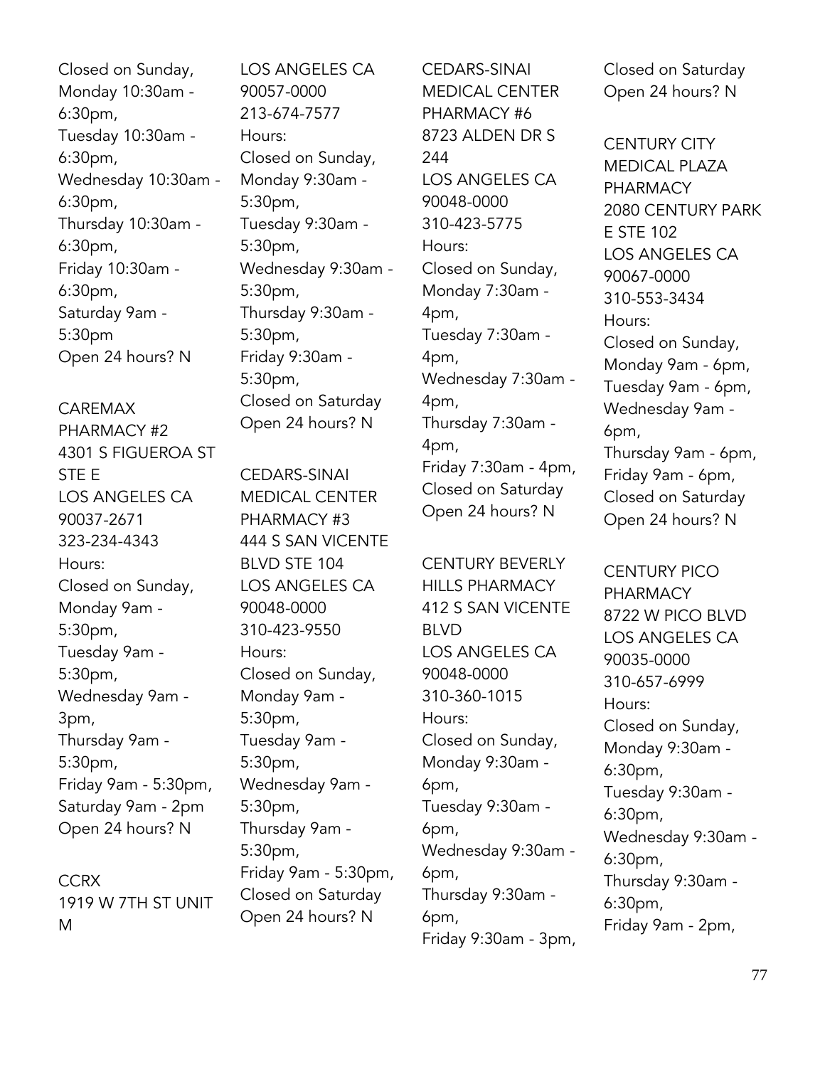Closed on Sunday,
Monday 10:30am - 6:30pm,
Tuesday 10:30am - 6:30pm,
Wednesday 10:30am - 6:30pm,
Thursday 10:30am - 6:30pm,
Friday 10:30am - 6:30pm,
Saturday 9am - 5:30pm
Open 24 hours? N

CAREMAX PHARMACY #2
4301 S FIGUEROA ST STE E
LOS ANGELES CA 90037-2671
323-234-4343
Hours:
Closed on Sunday,
Monday 9am - 5:30pm,
Tuesday 9am - 5:30pm,
Wednesday 9am - 3pm,
Thursday 9am - 5:30pm,
Friday 9am - 5:30pm,
Saturday 9am - 2pm
Open 24 hours? N

CCRX
1919 W 7TH ST UNIT M
LOS ANGELES CA 90057-0000
213-674-7577
Hours:
Closed on Sunday,
Monday 9:30am - 5:30pm,
Tuesday 9:30am - 5:30pm,
Wednesday 9:30am - 5:30pm,
Thursday 9:30am - 5:30pm,
Friday 9:30am - 5:30pm,
Closed on Saturday
Open 24 hours? N

CEDARS-SINAI MEDICAL CENTER PHARMACY #3
444 S SAN VICENTE BLVD STE 104
LOS ANGELES CA 90048-0000
310-423-9550
Hours:
Closed on Sunday,
Monday 9am - 5:30pm,
Tuesday 9am - 5:30pm,
Wednesday 9am - 5:30pm,
Thursday 9am - 5:30pm,
Friday 9am - 5:30pm,
Closed on Saturday
Open 24 hours? N

CEDARS-SINAI MEDICAL CENTER PHARMACY #6
8723 ALDEN DR S 244
LOS ANGELES CA 90048-0000
310-423-5775
Hours:
Closed on Sunday,
Monday 7:30am - 4pm,
Tuesday 7:30am - 4pm,
Wednesday 7:30am - 4pm,
Thursday 7:30am - 4pm,
Friday 7:30am - 4pm,
Closed on Saturday
Open 24 hours? N

CENTURY BEVERLY HILLS PHARMACY
412 S SAN VICENTE BLVD
LOS ANGELES CA 90048-0000
310-360-1015
Hours:
Closed on Sunday,
Monday 9:30am - 6pm,
Tuesday 9:30am - 6pm,
Wednesday 9:30am - 6pm,
Thursday 9:30am - 6pm,
Friday 9:30am - 3pm,
Closed on Saturday
Open 24 hours? N

CENTURY CITY MEDICAL PLAZA PHARMACY
2080 CENTURY PARK E STE 102
LOS ANGELES CA 90067-0000
310-553-3434
Hours:
Closed on Sunday,
Monday 9am - 6pm,
Tuesday 9am - 6pm,
Wednesday 9am - 6pm,
Thursday 9am - 6pm,
Friday 9am - 6pm,
Closed on Saturday
Open 24 hours? N

CENTURY PICO PHARMACY
8722 W PICO BLVD
LOS ANGELES CA 90035-0000
310-657-6999
Hours:
Closed on Sunday,
Monday 9:30am - 6:30pm,
Tuesday 9:30am - 6:30pm,
Wednesday 9:30am - 6:30pm,
Thursday 9:30am - 6:30pm,
Friday 9am - 2pm,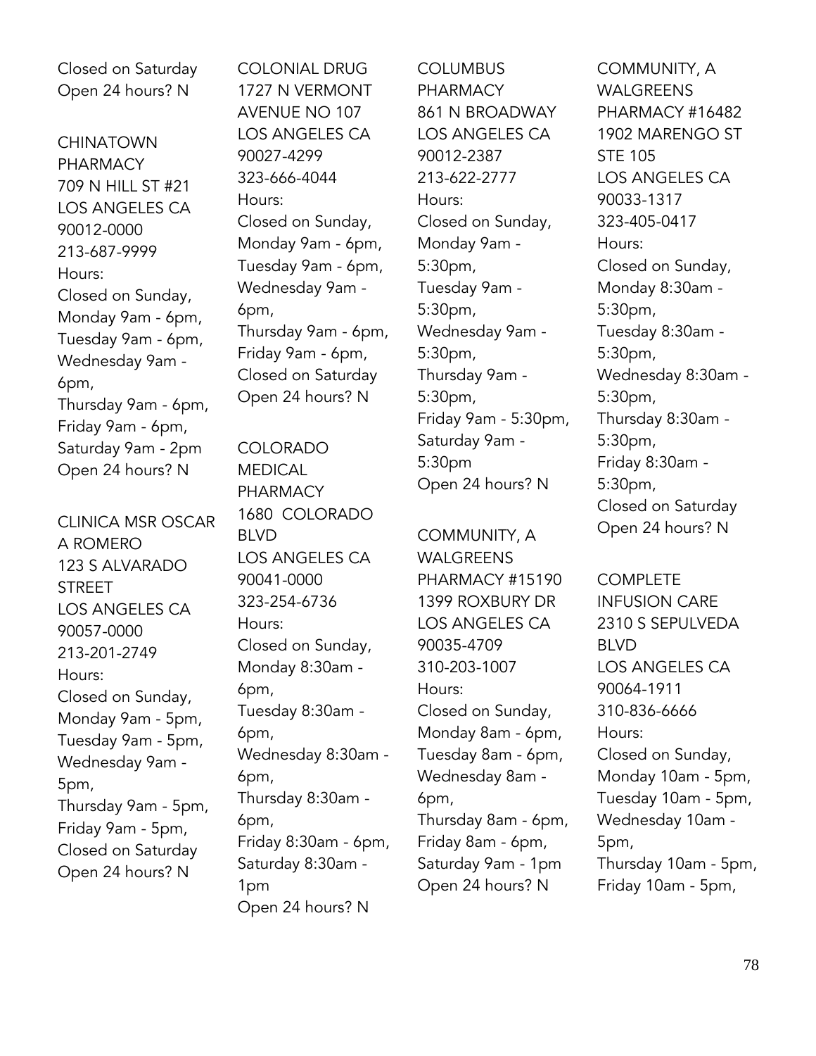Closed on Saturday
Open 24 hours? N

CHINATOWN PHARMACY
709 N HILL ST #21
LOS ANGELES CA
90012-0000
213-687-9999
Hours:
Closed on Sunday,
Monday 9am - 6pm,
Tuesday 9am - 6pm,
Wednesday 9am - 6pm,
Thursday 9am - 6pm,
Friday 9am - 6pm,
Saturday 9am - 2pm
Open 24 hours? N

CLINICA MSR OSCAR A ROMERO
123 S ALVARADO STREET
LOS ANGELES CA
90057-0000
213-201-2749
Hours:
Closed on Sunday,
Monday 9am - 5pm,
Tuesday 9am - 5pm,
Wednesday 9am - 5pm,
Thursday 9am - 5pm,
Friday 9am - 5pm,
Closed on Saturday
Open 24 hours? N

COLONIAL DRUG
1727 N VERMONT AVENUE NO 107
LOS ANGELES CA
90027-4299
323-666-4044
Hours:
Closed on Sunday,
Monday 9am - 6pm,
Tuesday 9am - 6pm,
Wednesday 9am - 6pm,
Thursday 9am - 6pm,
Friday 9am - 6pm,
Closed on Saturday
Open 24 hours? N

COLORADO MEDICAL PHARMACY
1680 COLORADO BLVD
LOS ANGELES CA
90041-0000
323-254-6736
Hours:
Closed on Sunday,
Monday 8:30am - 6pm,
Tuesday 8:30am - 6pm,
Wednesday 8:30am - 6pm,
Thursday 8:30am - 6pm,
Friday 8:30am - 6pm,
Saturday 8:30am - 1pm
Open 24 hours? N

COLUMBUS PHARMACY
861 N BROADWAY
LOS ANGELES CA
90012-2387
213-622-2777
Hours:
Closed on Sunday,
Monday 9am - 5:30pm,
Tuesday 9am - 5:30pm,
Wednesday 9am - 5:30pm,
Thursday 9am - 5:30pm,
Friday 9am - 5:30pm,
Saturday 9am - 5:30pm
Open 24 hours? N

COMMUNITY, A WALGREENS PHARMACY #15190
1399 ROXBURY DR
LOS ANGELES CA
90035-4709
310-203-1007
Hours:
Closed on Sunday,
Monday 8am - 6pm,
Tuesday 8am - 6pm,
Wednesday 8am - 6pm,
Thursday 8am - 6pm,
Friday 8am - 6pm,
Saturday 9am - 1pm
Open 24 hours? N

COMMUNITY, A WALGREENS PHARMACY #16482
1902 MARENGO ST STE 105
LOS ANGELES CA
90033-1317
323-405-0417
Hours:
Closed on Sunday,
Monday 8:30am - 5:30pm,
Tuesday 8:30am - 5:30pm,
Wednesday 8:30am - 5:30pm,
Thursday 8:30am - 5:30pm,
Friday 8:30am - 5:30pm,
Closed on Saturday
Open 24 hours? N

COMPLETE INFUSION CARE
2310 S SEPULVEDA BLVD
LOS ANGELES CA
90064-1911
310-836-6666
Hours:
Closed on Sunday,
Monday 10am - 5pm,
Tuesday 10am - 5pm,
Wednesday 10am - 5pm,
Thursday 10am - 5pm,
Friday 10am - 5pm,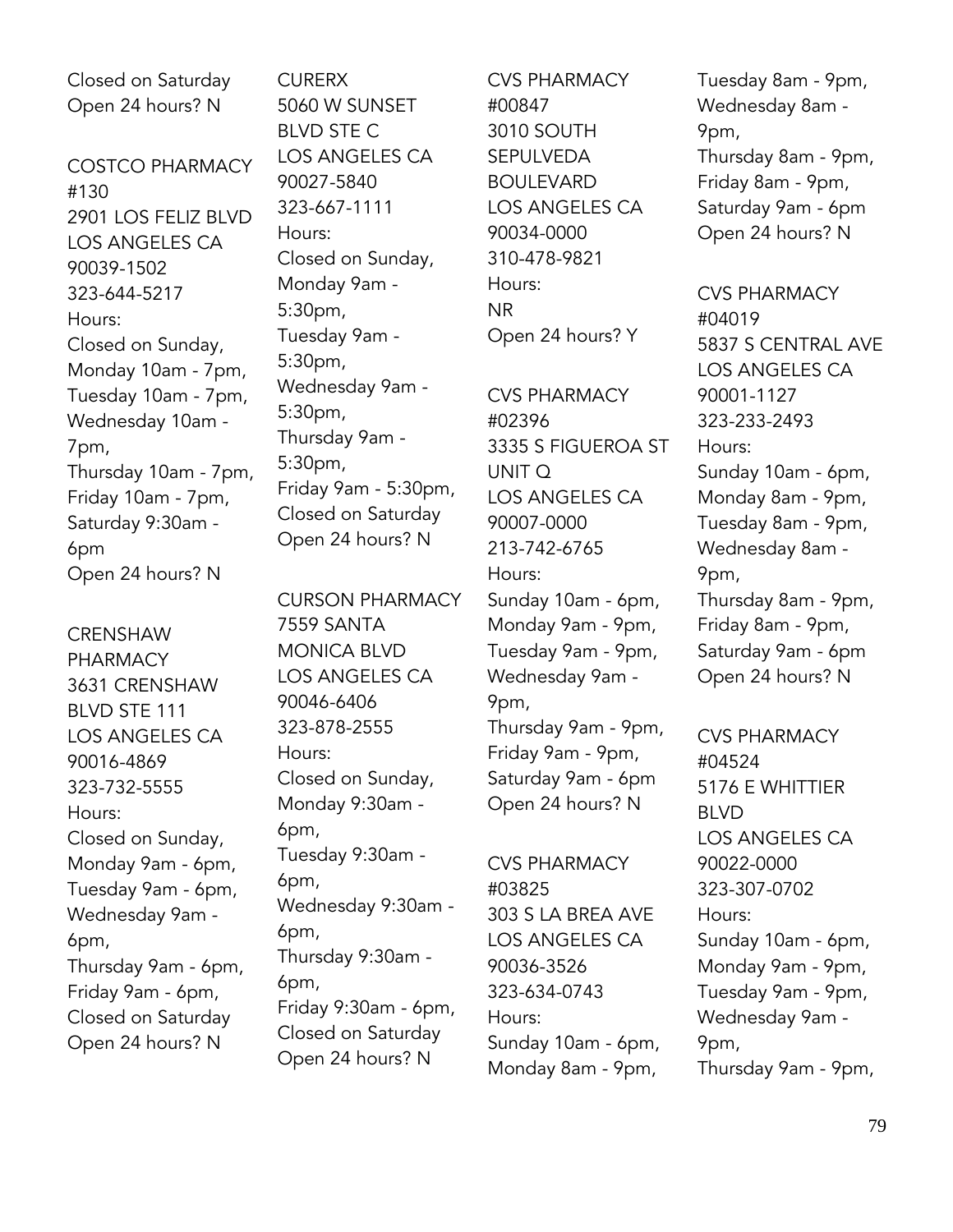Closed on Saturday
Open 24 hours? N

COSTCO PHARMACY #130
2901 LOS FELIZ BLVD
LOS ANGELES CA 90039-1502
323-644-5217
Hours:
Closed on Sunday, Monday 10am - 7pm, Tuesday 10am - 7pm, Wednesday 10am - 7pm, Thursday 10am - 7pm, Friday 10am - 7pm, Saturday 9:30am - 6pm
Open 24 hours? N

CRENSHAW PHARMACY
3631 CRENSHAW BLVD STE 111
LOS ANGELES CA 90016-4869
323-732-5555
Hours:
Closed on Sunday, Monday 9am - 6pm, Tuesday 9am - 6pm, Wednesday 9am - 6pm, Thursday 9am - 6pm, Friday 9am - 6pm, Closed on Saturday
Open 24 hours? N

CURERX
5060 W SUNSET BLVD STE C
LOS ANGELES CA 90027-5840
323-667-1111
Hours:
Closed on Sunday, Monday 9am - 5:30pm, Tuesday 9am - 5:30pm, Wednesday 9am - 5:30pm, Thursday 9am - 5:30pm, Friday 9am - 5:30pm, Closed on Saturday
Open 24 hours? N

CURSON PHARMACY
7559 SANTA MONICA BLVD
LOS ANGELES CA 90046-6406
323-878-2555
Hours:
Closed on Sunday, Monday 9:30am - 6pm, Tuesday 9:30am - 6pm, Wednesday 9:30am - 6pm, Thursday 9:30am - 6pm, Friday 9:30am - 6pm, Closed on Saturday
Open 24 hours? N

CVS PHARMACY #00847
3010 SOUTH SEPULVEDA BOULEVARD
LOS ANGELES CA 90034-0000
310-478-9821
Hours:
NR
Open 24 hours? Y

CVS PHARMACY #02396
3335 S FIGUEROA ST UNIT Q
LOS ANGELES CA 90007-0000
213-742-6765
Hours:
Sunday 10am - 6pm, Monday 9am - 9pm, Tuesday 9am - 9pm, Wednesday 9am - 9pm, Thursday 9am - 9pm, Friday 9am - 9pm, Saturday 9am - 6pm
Open 24 hours? N

CVS PHARMACY #03825
303 S LA BREA AVE
LOS ANGELES CA 90036-3526
323-634-0743
Hours:
Sunday 10am - 6pm, Monday 8am - 9pm, Tuesday 8am - 9pm, Wednesday 8am - 9pm, Thursday 8am - 9pm, Friday 8am - 9pm, Saturday 9am - 6pm
Open 24 hours? N

CVS PHARMACY #04019
5837 S CENTRAL AVE
LOS ANGELES CA 90001-1127
323-233-2493
Hours:
Sunday 10am - 6pm, Monday 8am - 9pm, Tuesday 8am - 9pm, Wednesday 8am - 9pm, Thursday 8am - 9pm, Friday 8am - 9pm, Saturday 9am - 6pm
Open 24 hours? N

CVS PHARMACY #04524
5176 E WHITTIER BLVD
LOS ANGELES CA 90022-0000
323-307-0702
Hours:
Sunday 10am - 6pm, Monday 9am - 9pm, Tuesday 9am - 9pm, Wednesday 9am - 9pm, Thursday 9am - 9pm,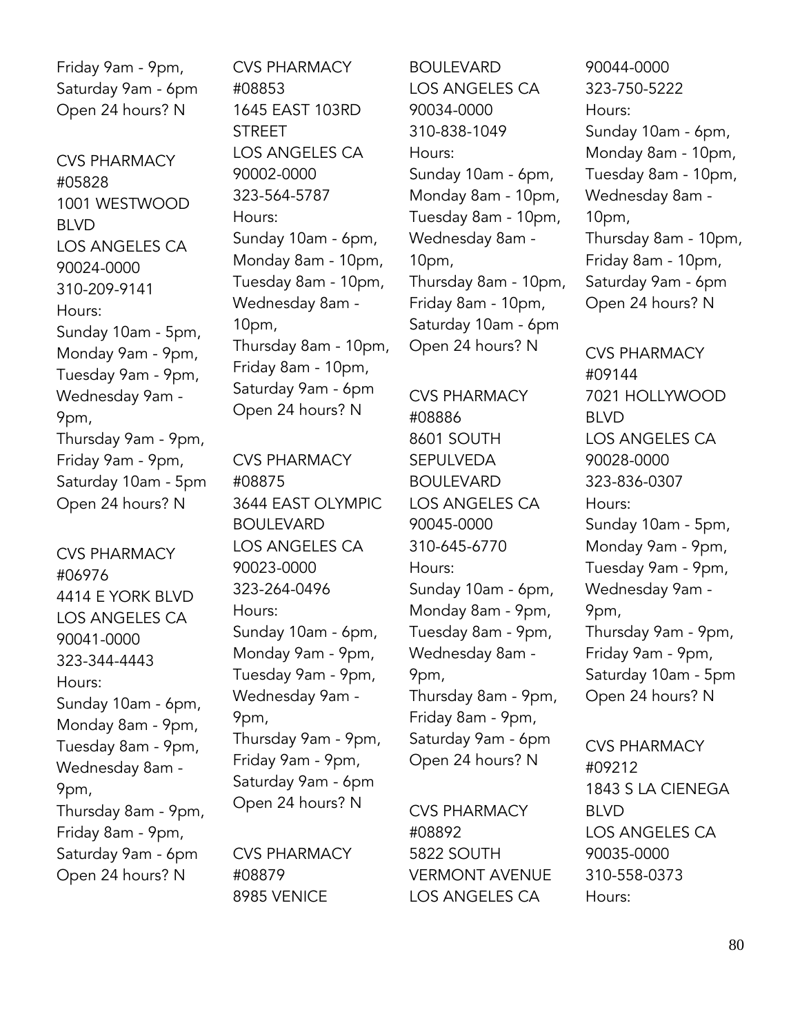Friday 9am - 9pm,
Saturday 9am - 6pm
Open 24 hours? N

CVS PHARMACY
#05828
1001 WESTWOOD BLVD
LOS ANGELES CA
90024-0000
310-209-9141
Hours:
Sunday 10am - 5pm,
Monday 9am - 9pm,
Tuesday 9am - 9pm,
Wednesday 9am - 9pm,
Thursday 9am - 9pm,
Friday 9am - 9pm,
Saturday 10am - 5pm
Open 24 hours? N

CVS PHARMACY
#06976
4414 E YORK BLVD
LOS ANGELES CA
90041-0000
323-344-4443
Hours:
Sunday 10am - 6pm,
Monday 8am - 9pm,
Tuesday 8am - 9pm,
Wednesday 8am - 9pm,
Thursday 8am - 9pm,
Friday 8am - 9pm,
Saturday 9am - 6pm
Open 24 hours? N

CVS PHARMACY
#08853
1645 EAST 103RD STREET
LOS ANGELES CA
90002-0000
323-564-5787
Hours:
Sunday 10am - 6pm,
Monday 8am - 10pm,
Tuesday 8am - 10pm,
Wednesday 8am - 10pm,
Thursday 8am - 10pm,
Friday 8am - 10pm,
Saturday 9am - 6pm
Open 24 hours? N

CVS PHARMACY
#08875
3644 EAST OLYMPIC BOULEVARD
LOS ANGELES CA
90023-0000
323-264-0496
Hours:
Sunday 10am - 6pm,
Monday 9am - 9pm,
Tuesday 9am - 9pm,
Wednesday 9am - 9pm,
Thursday 9am - 9pm,
Friday 9am - 9pm,
Saturday 9am - 6pm
Open 24 hours? N

CVS PHARMACY
#08879
8985 VENICE BOULEVARD
LOS ANGELES CA
90034-0000
310-838-1049
Hours:
Sunday 10am - 6pm,
Monday 8am - 10pm,
Tuesday 8am - 10pm,
Wednesday 8am - 10pm,
Thursday 8am - 10pm,
Friday 8am - 10pm,
Saturday 10am - 6pm
Open 24 hours? N

CVS PHARMACY
#08886
8601 SOUTH SEPULVEDA BOULEVARD
LOS ANGELES CA
90045-0000
310-645-6770
Hours:
Sunday 10am - 6pm,
Monday 8am - 9pm,
Tuesday 8am - 9pm,
Wednesday 8am - 9pm,
Thursday 8am - 9pm,
Friday 8am - 9pm,
Saturday 9am - 6pm
Open 24 hours? N

CVS PHARMACY
#08892
5822 SOUTH VERMONT AVENUE
LOS ANGELES CA
90044-0000
323-750-5222
Hours:
Sunday 10am - 6pm,
Monday 8am - 10pm,
Tuesday 8am - 10pm,
Wednesday 8am - 10pm,
Thursday 8am - 10pm,
Friday 8am - 10pm,
Saturday 9am - 6pm
Open 24 hours? N

CVS PHARMACY
#09144
7021 HOLLYWOOD BLVD
LOS ANGELES CA
90028-0000
323-836-0307
Hours:
Sunday 10am - 5pm,
Monday 9am - 9pm,
Tuesday 9am - 9pm,
Wednesday 9am - 9pm,
Thursday 9am - 9pm,
Friday 9am - 9pm,
Saturday 10am - 5pm
Open 24 hours? N

CVS PHARMACY
#09212
1843 S LA CIENEGA BLVD
LOS ANGELES CA
90035-0000
310-558-0373
Hours: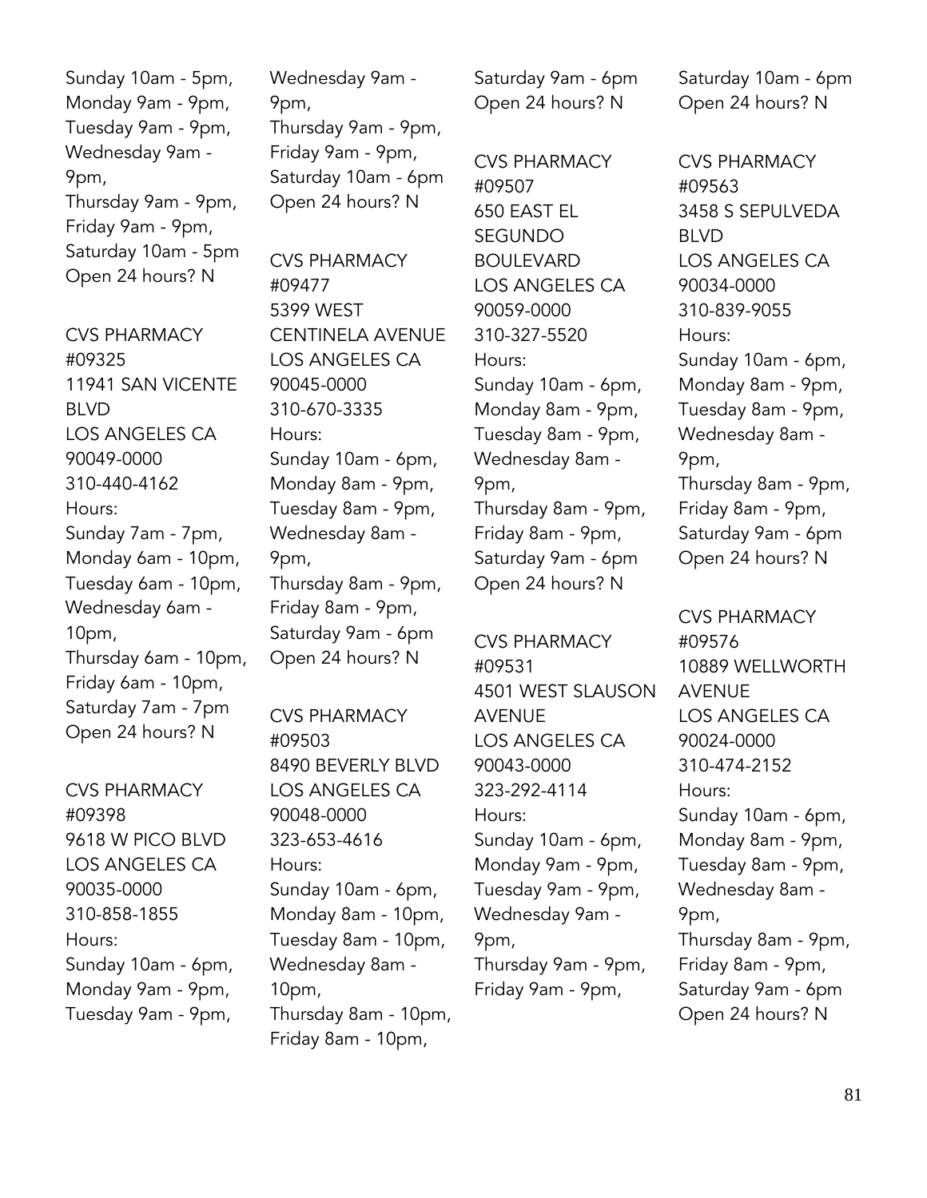Sunday 10am - 5pm,
Monday 9am - 9pm,
Tuesday 9am - 9pm,
Wednesday 9am - 9pm,
Thursday 9am - 9pm,
Friday 9am - 9pm,
Saturday 10am - 5pm
Open 24 hours? N

CVS PHARMACY
#09325
11941 SAN VICENTE BLVD
LOS ANGELES CA
90049-0000
310-440-4162
Hours:
Sunday 7am - 7pm,
Monday 6am - 10pm,
Tuesday 6am - 10pm,
Wednesday 6am - 10pm,
Thursday 6am - 10pm,
Friday 6am - 10pm,
Saturday 7am - 7pm
Open 24 hours? N

CVS PHARMACY
#09398
9618 W PICO BLVD
LOS ANGELES CA
90035-0000
310-858-1855
Hours:
Sunday 10am - 6pm,
Monday 9am - 9pm,
Tuesday 9am - 9pm,
Wednesday 9am - 9pm,
Thursday 9am - 9pm,
Friday 9am - 9pm,
Saturday 10am - 6pm
Open 24 hours? N

CVS PHARMACY
#09477
5399 WEST CENTINELA AVENUE
LOS ANGELES CA
90045-0000
310-670-3335
Hours:
Sunday 10am - 6pm,
Monday 8am - 9pm,
Tuesday 8am - 9pm,
Wednesday 8am - 9pm,
Thursday 8am - 9pm,
Friday 8am - 9pm,
Saturday 9am - 6pm
Open 24 hours? N

CVS PHARMACY
#09503
8490 BEVERLY BLVD
LOS ANGELES CA
90048-0000
323-653-4616
Hours:
Sunday 10am - 6pm,
Monday 8am - 10pm,
Tuesday 8am - 10pm,
Wednesday 8am - 10pm,
Thursday 8am - 10pm,
Friday 8am - 10pm,
Saturday 9am - 6pm
Open 24 hours? N

CVS PHARMACY
#09507
650 EAST EL SEGUNDO BOULEVARD
LOS ANGELES CA
90059-0000
310-327-5520
Hours:
Sunday 10am - 6pm,
Monday 8am - 9pm,
Tuesday 8am - 9pm,
Wednesday 8am - 9pm,
Thursday 8am - 9pm,
Friday 8am - 9pm,
Saturday 9am - 6pm
Open 24 hours? N

CVS PHARMACY
#09531
4501 WEST SLAUSON AVENUE
LOS ANGELES CA
90043-0000
323-292-4114
Hours:
Sunday 10am - 6pm,
Monday 9am - 9pm,
Tuesday 9am - 9pm,
Wednesday 9am - 9pm,
Thursday 9am - 9pm,
Friday 9am - 9pm,
Saturday 10am - 6pm
Open 24 hours? N

CVS PHARMACY
#09563
3458 S SEPULVEDA BLVD
LOS ANGELES CA
90034-0000
310-839-9055
Hours:
Sunday 10am - 6pm,
Monday 8am - 9pm,
Tuesday 8am - 9pm,
Wednesday 8am - 9pm,
Thursday 8am - 9pm,
Friday 8am - 9pm,
Saturday 9am - 6pm
Open 24 hours? N

CVS PHARMACY
#09576
10889 WELLWORTH AVENUE
LOS ANGELES CA
90024-0000
310-474-2152
Hours:
Sunday 10am - 6pm,
Monday 8am - 9pm,
Tuesday 8am - 9pm,
Wednesday 8am - 9pm,
Thursday 8am - 9pm,
Friday 8am - 9pm,
Saturday 9am - 6pm
Open 24 hours? N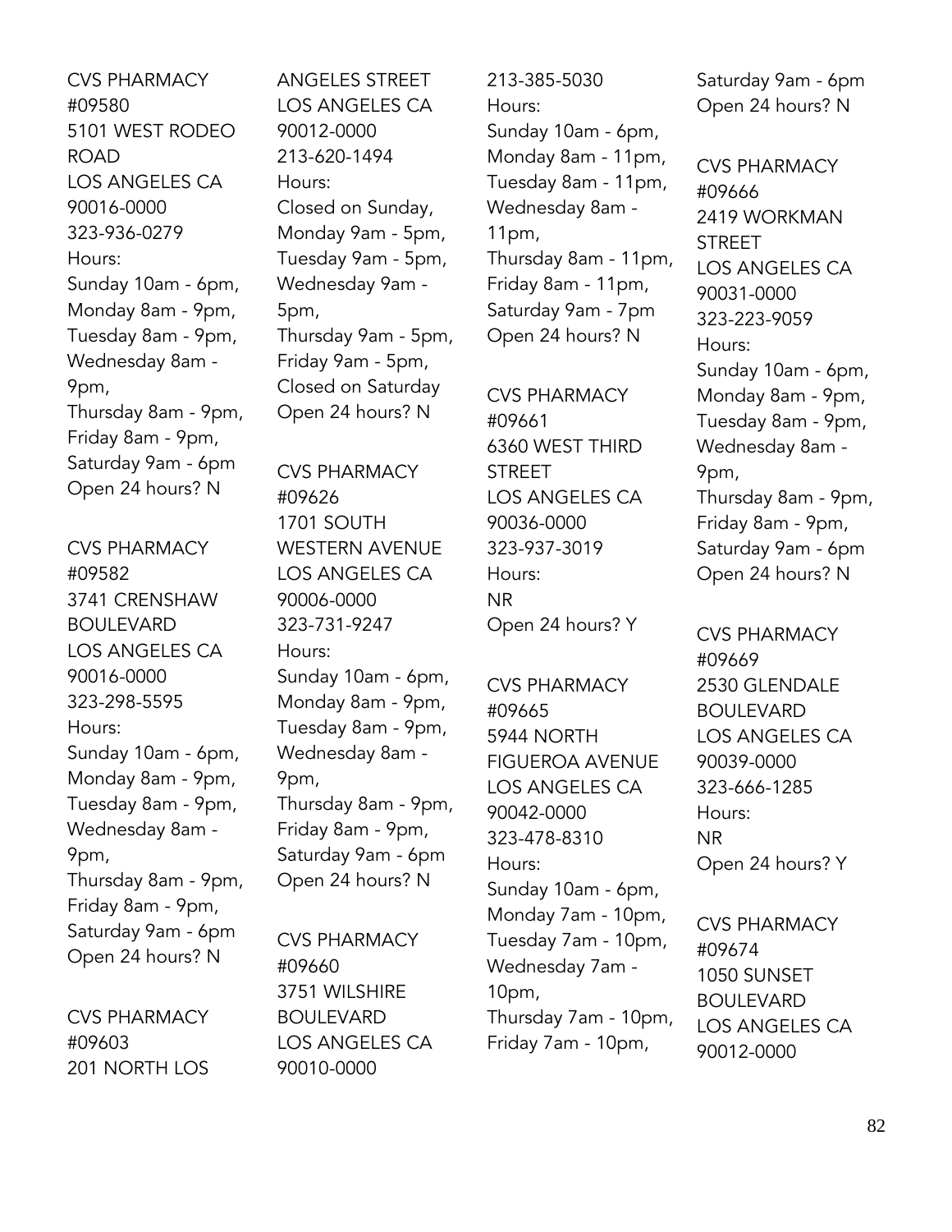CVS PHARMACY
#09580
5101 WEST RODEO ROAD
LOS ANGELES CA
90016-0000
323-936-0279
Hours:
Sunday 10am - 6pm,
Monday 8am - 9pm,
Tuesday 8am - 9pm,
Wednesday 8am - 9pm,
Thursday 8am - 9pm,
Friday 8am - 9pm,
Saturday 9am - 6pm
Open 24 hours? N

CVS PHARMACY
#09582
3741 CRENSHAW BOULEVARD
LOS ANGELES CA
90016-0000
323-298-5595
Hours:
Sunday 10am - 6pm,
Monday 8am - 9pm,
Tuesday 8am - 9pm,
Wednesday 8am - 9pm,
Thursday 8am - 9pm,
Friday 8am - 9pm,
Saturday 9am - 6pm
Open 24 hours? N

CVS PHARMACY
#09603
201 NORTH LOS ANGELES STREET
LOS ANGELES CA
90012-0000
213-620-1494
Hours:
Closed on Sunday,
Monday 9am - 5pm,
Tuesday 9am - 5pm,
Wednesday 9am - 5pm,
Thursday 9am - 5pm,
Friday 9am - 5pm,
Closed on Saturday
Open 24 hours? N

CVS PHARMACY
#09626
1701 SOUTH WESTERN AVENUE
LOS ANGELES CA
90006-0000
323-731-9247
Hours:
Sunday 10am - 6pm,
Monday 8am - 9pm,
Tuesday 8am - 9pm,
Wednesday 8am - 9pm,
Thursday 8am - 9pm,
Friday 8am - 9pm,
Saturday 9am - 6pm
Open 24 hours? N

CVS PHARMACY
#09660
3751 WILSHIRE BOULEVARD
LOS ANGELES CA
90010-0000
213-385-5030
Hours:
Sunday 10am - 6pm,
Monday 8am - 11pm,
Tuesday 8am - 11pm,
Wednesday 8am - 11pm,
Thursday 8am - 11pm,
Friday 8am - 11pm,
Saturday 9am - 7pm
Open 24 hours? N

CVS PHARMACY
#09661
6360 WEST THIRD STREET
LOS ANGELES CA
90036-0000
323-937-3019
Hours:
NR
Open 24 hours? Y

CVS PHARMACY
#09665
5944 NORTH FIGUEROA AVENUE
LOS ANGELES CA
90042-0000
323-478-8310
Hours:
Sunday 10am - 6pm,
Monday 7am - 10pm,
Tuesday 7am - 10pm,
Wednesday 7am - 10pm,
Thursday 7am - 10pm,
Friday 7am - 10pm,
Saturday 9am - 6pm
Open 24 hours? N

CVS PHARMACY
#09666
2419 WORKMAN STREET
LOS ANGELES CA
90031-0000
323-223-9059
Hours:
Sunday 10am - 6pm,
Monday 8am - 9pm,
Tuesday 8am - 9pm,
Wednesday 8am - 9pm,
Thursday 8am - 9pm,
Friday 8am - 9pm,
Saturday 9am - 6pm
Open 24 hours? N

CVS PHARMACY
#09669
2530 GLENDALE BOULEVARD
LOS ANGELES CA
90039-0000
323-666-1285
Hours:
NR
Open 24 hours? Y

CVS PHARMACY
#09674
1050 SUNSET BOULEVARD
LOS ANGELES CA
90012-0000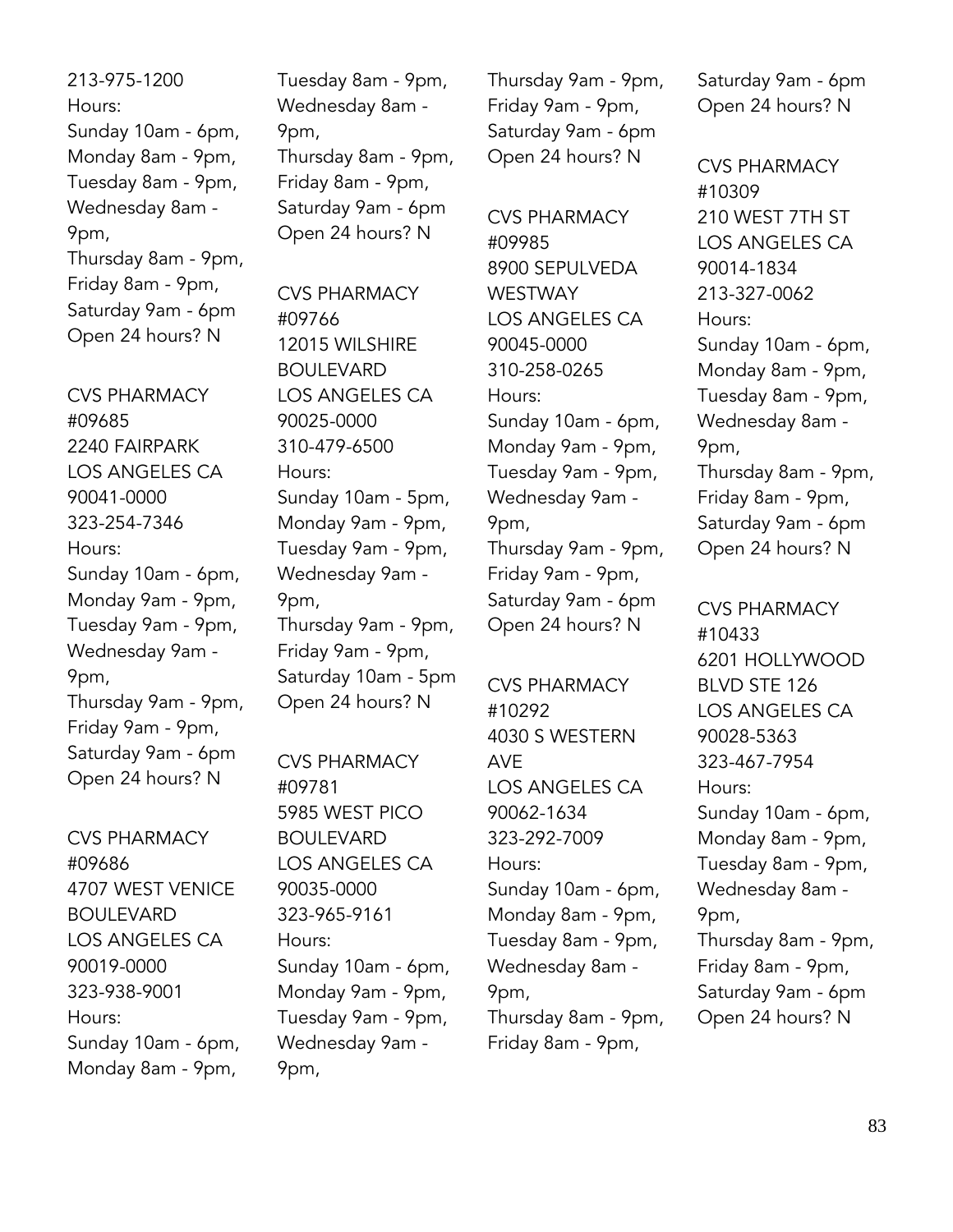213-975-1200
Hours:
Sunday 10am - 6pm,
Monday 8am - 9pm,
Tuesday 8am - 9pm,
Wednesday 8am - 9pm,
Thursday 8am - 9pm,
Friday 8am - 9pm,
Saturday 9am - 6pm
Open 24 hours? N

CVS PHARMACY
#09685
2240 FAIRPARK
LOS ANGELES CA
90041-0000
323-254-7346
Hours:
Sunday 10am - 6pm,
Monday 9am - 9pm,
Tuesday 9am - 9pm,
Wednesday 9am - 9pm,
Thursday 9am - 9pm,
Friday 9am - 9pm,
Saturday 9am - 6pm
Open 24 hours? N

CVS PHARMACY
#09686
4707 WEST VENICE BOULEVARD
LOS ANGELES CA
90019-0000
323-938-9001
Hours:
Sunday 10am - 6pm,
Monday 8am - 9pm,
Tuesday 8am - 9pm,
Wednesday 8am - 9pm,
Thursday 8am - 9pm,
Friday 8am - 9pm,
Saturday 9am - 6pm
Open 24 hours? N

CVS PHARMACY
#09766
12015 WILSHIRE BOULEVARD
LOS ANGELES CA
90025-0000
310-479-6500
Hours:
Sunday 10am - 5pm,
Monday 9am - 9pm,
Tuesday 9am - 9pm,
Wednesday 9am - 9pm,
Thursday 9am - 9pm,
Friday 9am - 9pm,
Saturday 10am - 5pm
Open 24 hours? N

CVS PHARMACY
#09781
5985 WEST PICO BOULEVARD
LOS ANGELES CA
90035-0000
323-965-9161
Hours:
Sunday 10am - 6pm,
Monday 9am - 9pm,
Tuesday 9am - 9pm,
Wednesday 9am - 9pm,
Thursday 9am - 9pm,
Friday 9am - 9pm,
Saturday 9am - 6pm
Open 24 hours? N

CVS PHARMACY
#09985
8900 SEPULVEDA WESTWAY
LOS ANGELES CA
90045-0000
310-258-0265
Hours:
Sunday 10am - 6pm,
Monday 9am - 9pm,
Tuesday 9am - 9pm,
Wednesday 9am - 9pm,
Thursday 9am - 9pm,
Friday 9am - 9pm,
Saturday 9am - 6pm
Open 24 hours? N

CVS PHARMACY
#10292
4030 S WESTERN AVE
LOS ANGELES CA
90062-1634
323-292-7009
Hours:
Sunday 10am - 6pm,
Monday 8am - 9pm,
Tuesday 8am - 9pm,
Wednesday 8am - 9pm,
Thursday 8am - 9pm,
Friday 8am - 9pm,
Saturday 9am - 6pm
Open 24 hours? N

CVS PHARMACY
#10309
210 WEST 7TH ST
LOS ANGELES CA
90014-1834
213-327-0062
Hours:
Sunday 10am - 6pm,
Monday 8am - 9pm,
Tuesday 8am - 9pm,
Wednesday 8am - 9pm,
Thursday 8am - 9pm,
Friday 8am - 9pm,
Saturday 9am - 6pm
Open 24 hours? N

CVS PHARMACY
#10433
6201 HOLLYWOOD BLVD STE 126
LOS ANGELES CA
90028-5363
323-467-7954
Hours:
Sunday 10am - 6pm,
Monday 8am - 9pm,
Tuesday 8am - 9pm,
Wednesday 8am - 9pm,
Thursday 8am - 9pm,
Friday 8am - 9pm,
Saturday 9am - 6pm
Open 24 hours? N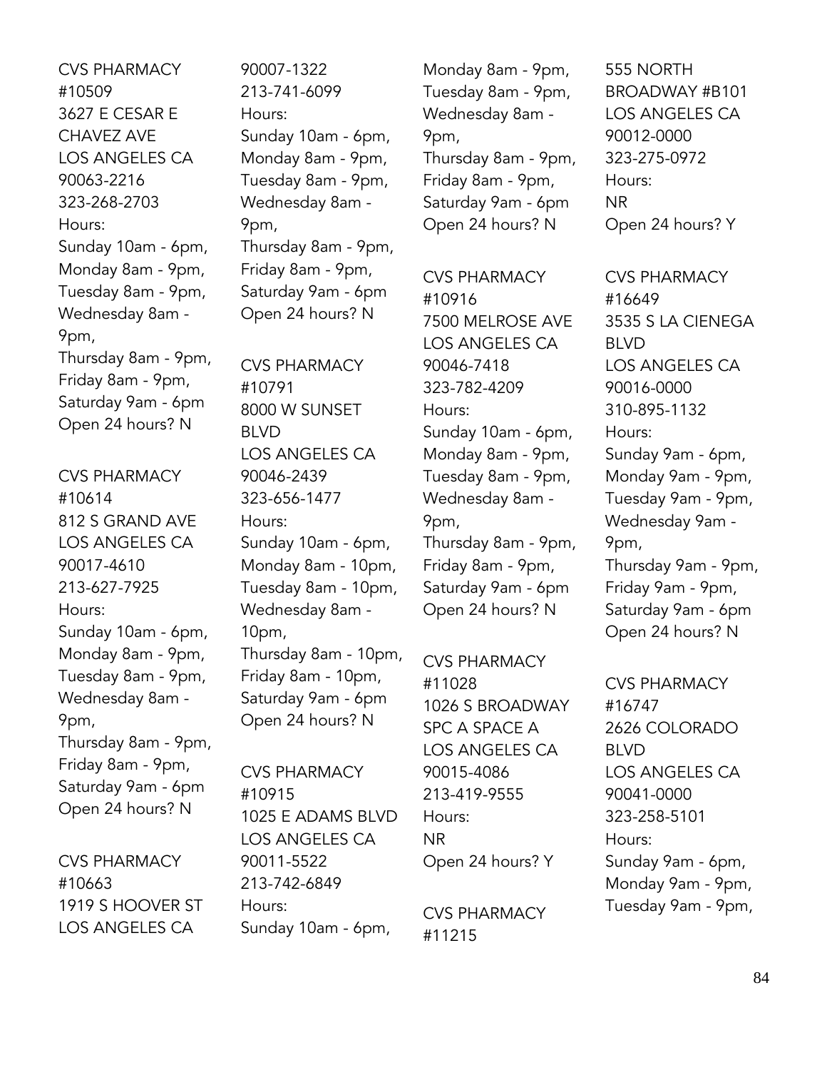CVS PHARMACY
#10509
3627 E CESAR E CHAVEZ AVE
LOS ANGELES CA
90063-2216
323-268-2703
Hours:
Sunday 10am - 6pm,
Monday 8am - 9pm,
Tuesday 8am - 9pm,
Wednesday 8am - 9pm,
Thursday 8am - 9pm,
Friday 8am - 9pm,
Saturday 9am - 6pm
Open 24 hours? N

CVS PHARMACY
#10614
812 S GRAND AVE
LOS ANGELES CA
90017-4610
213-627-7925
Hours:
Sunday 10am - 6pm,
Monday 8am - 9pm,
Tuesday 8am - 9pm,
Wednesday 8am - 9pm,
Thursday 8am - 9pm,
Friday 8am - 9pm,
Saturday 9am - 6pm
Open 24 hours? N

CVS PHARMACY
#10663
1919 S HOOVER ST
LOS ANGELES CA
90007-1322
213-741-6099
Hours:
Sunday 10am - 6pm,
Monday 8am - 9pm,
Tuesday 8am - 9pm,
Wednesday 8am - 9pm,
Thursday 8am - 9pm,
Friday 8am - 9pm,
Saturday 9am - 6pm
Open 24 hours? N

CVS PHARMACY
#10791
8000 W SUNSET BLVD
LOS ANGELES CA
90046-2439
323-656-1477
Hours:
Sunday 10am - 6pm,
Monday 8am - 10pm,
Tuesday 8am - 10pm,
Wednesday 8am - 10pm,
Thursday 8am - 10pm,
Friday 8am - 10pm,
Saturday 9am - 6pm
Open 24 hours? N

CVS PHARMACY
#10915
1025 E ADAMS BLVD
LOS ANGELES CA
90011-5522
213-742-6849
Hours:
Sunday 10am - 6pm,
Monday 8am - 9pm,
Tuesday 8am - 9pm,
Wednesday 8am - 9pm,
Thursday 8am - 9pm,
Friday 8am - 9pm,
Saturday 9am - 6pm
Open 24 hours? N

CVS PHARMACY
#10916
7500 MELROSE AVE
LOS ANGELES CA
90046-7418
323-782-4209
Hours:
Sunday 10am - 6pm,
Monday 8am - 9pm,
Tuesday 8am - 9pm,
Wednesday 8am - 9pm,
Thursday 8am - 9pm,
Friday 8am - 9pm,
Saturday 9am - 6pm
Open 24 hours? N

CVS PHARMACY
#11028
1026 S BROADWAY SPC A SPACE A
LOS ANGELES CA
90015-4086
213-419-9555
Hours:
NR
Open 24 hours? Y

CVS PHARMACY
#11215
555 NORTH BROADWAY #B101
LOS ANGELES CA
90012-0000
323-275-0972
Hours:
NR
Open 24 hours? Y

CVS PHARMACY
#16649
3535 S LA CIENEGA BLVD
LOS ANGELES CA
90016-0000
310-895-1132
Hours:
Sunday 9am - 6pm,
Monday 9am - 9pm,
Tuesday 9am - 9pm,
Wednesday 9am - 9pm,
Thursday 9am - 9pm,
Friday 9am - 9pm,
Saturday 9am - 6pm
Open 24 hours? N

CVS PHARMACY
#16747
2626 COLORADO BLVD
LOS ANGELES CA
90041-0000
323-258-5101
Hours:
Sunday 9am - 6pm,
Monday 9am - 9pm,
Tuesday 9am - 9pm,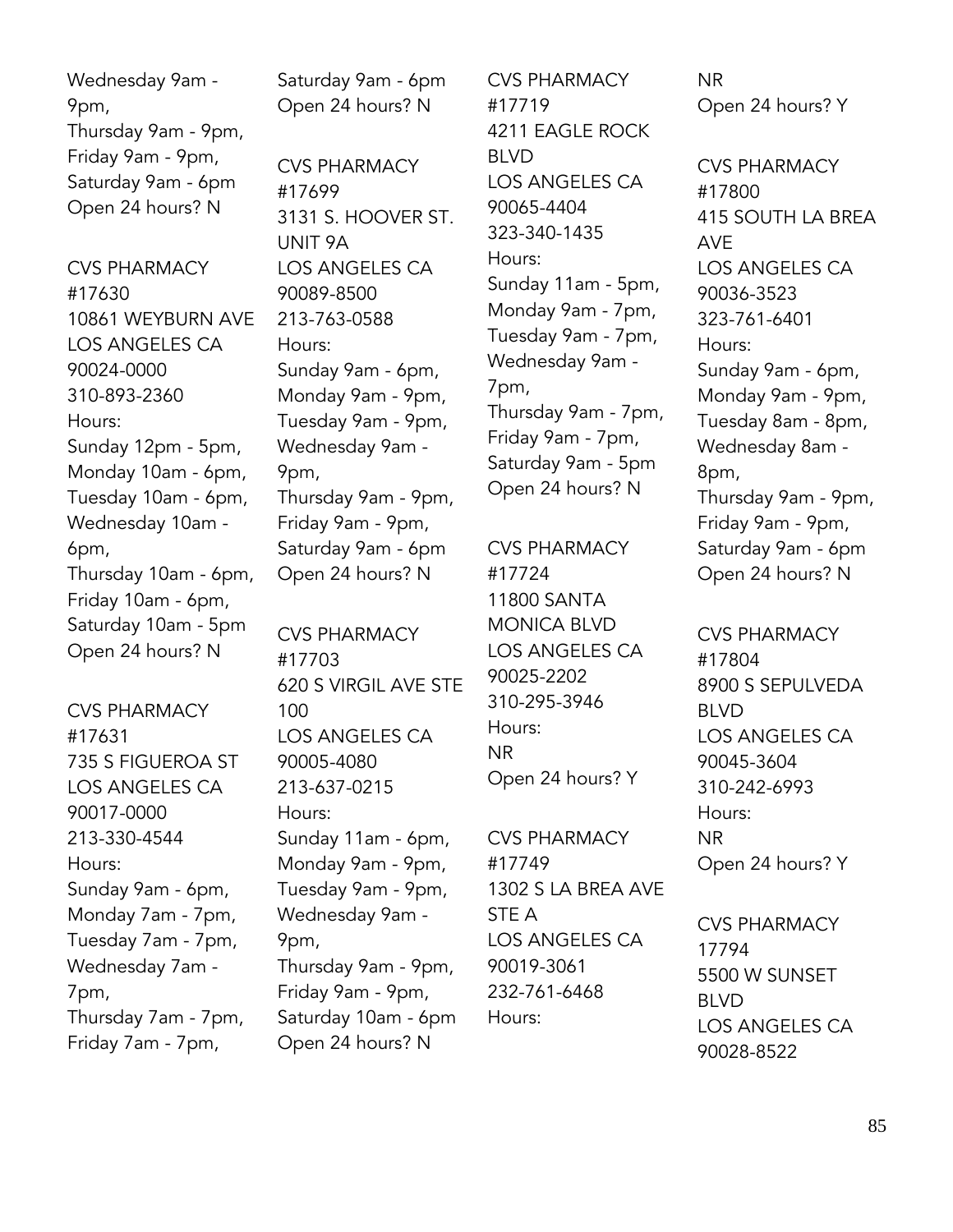Wednesday 9am - 9pm,
Thursday 9am - 9pm,
Friday 9am - 9pm,
Saturday 9am - 6pm
Open 24 hours? N

CVS PHARMACY
#17630
10861 WEYBURN AVE
LOS ANGELES CA
90024-0000
310-893-2360
Hours:
Sunday 12pm - 5pm,
Monday 10am - 6pm,
Tuesday 10am - 6pm,
Wednesday 10am - 6pm,
Thursday 10am - 6pm,
Friday 10am - 6pm,
Saturday 10am - 5pm
Open 24 hours? N

CVS PHARMACY
#17631
735 S FIGUEROA ST
LOS ANGELES CA
90017-0000
213-330-4544
Hours:
Sunday 9am - 6pm,
Monday 7am - 7pm,
Tuesday 7am - 7pm,
Wednesday 7am - 7pm,
Thursday 7am - 7pm,
Friday 7am - 7pm,
Saturday 9am - 6pm
Open 24 hours? N

CVS PHARMACY
#17699
3131 S. HOOVER ST. UNIT 9A
LOS ANGELES CA
90089-8500
213-763-0588
Hours:
Sunday 9am - 6pm,
Monday 9am - 9pm,
Tuesday 9am - 9pm,
Wednesday 9am - 9pm,
Thursday 9am - 9pm,
Friday 9am - 9pm,
Saturday 9am - 6pm
Open 24 hours? N

CVS PHARMACY
#17703
620 S VIRGIL AVE STE 100
LOS ANGELES CA
90005-4080
213-637-0215
Hours:
Sunday 11am - 6pm,
Monday 9am - 9pm,
Tuesday 9am - 9pm,
Wednesday 9am - 9pm,
Thursday 9am - 9pm,
Friday 9am - 9pm,
Saturday 10am - 6pm
Open 24 hours? N

CVS PHARMACY
#17719
4211 EAGLE ROCK BLVD
LOS ANGELES CA
90065-4404
323-340-1435
Hours:
Sunday 11am - 5pm,
Monday 9am - 7pm,
Tuesday 9am - 7pm,
Wednesday 9am - 7pm,
Thursday 9am - 7pm,
Friday 9am - 7pm,
Saturday 9am - 5pm
Open 24 hours? N

CVS PHARMACY
#17724
11800 SANTA MONICA BLVD
LOS ANGELES CA
90025-2202
310-295-3946
Hours:
NR
Open 24 hours? Y

CVS PHARMACY
#17749
1302 S LA BREA AVE STE A
LOS ANGELES CA
90019-3061
232-761-6468
Hours:
NR
Open 24 hours? Y

CVS PHARMACY
#17800
415 SOUTH LA BREA AVE
LOS ANGELES CA
90036-3523
323-761-6401
Hours:
Sunday 9am - 6pm,
Monday 9am - 9pm,
Tuesday 8am - 8pm,
Wednesday 8am - 8pm,
Thursday 9am - 9pm,
Friday 9am - 9pm,
Saturday 9am - 6pm
Open 24 hours? N

CVS PHARMACY
#17804
8900 S SEPULVEDA BLVD
LOS ANGELES CA
90045-3604
310-242-6993
Hours:
NR
Open 24 hours? Y

CVS PHARMACY
17794
5500 W SUNSET BLVD
LOS ANGELES CA
90028-8522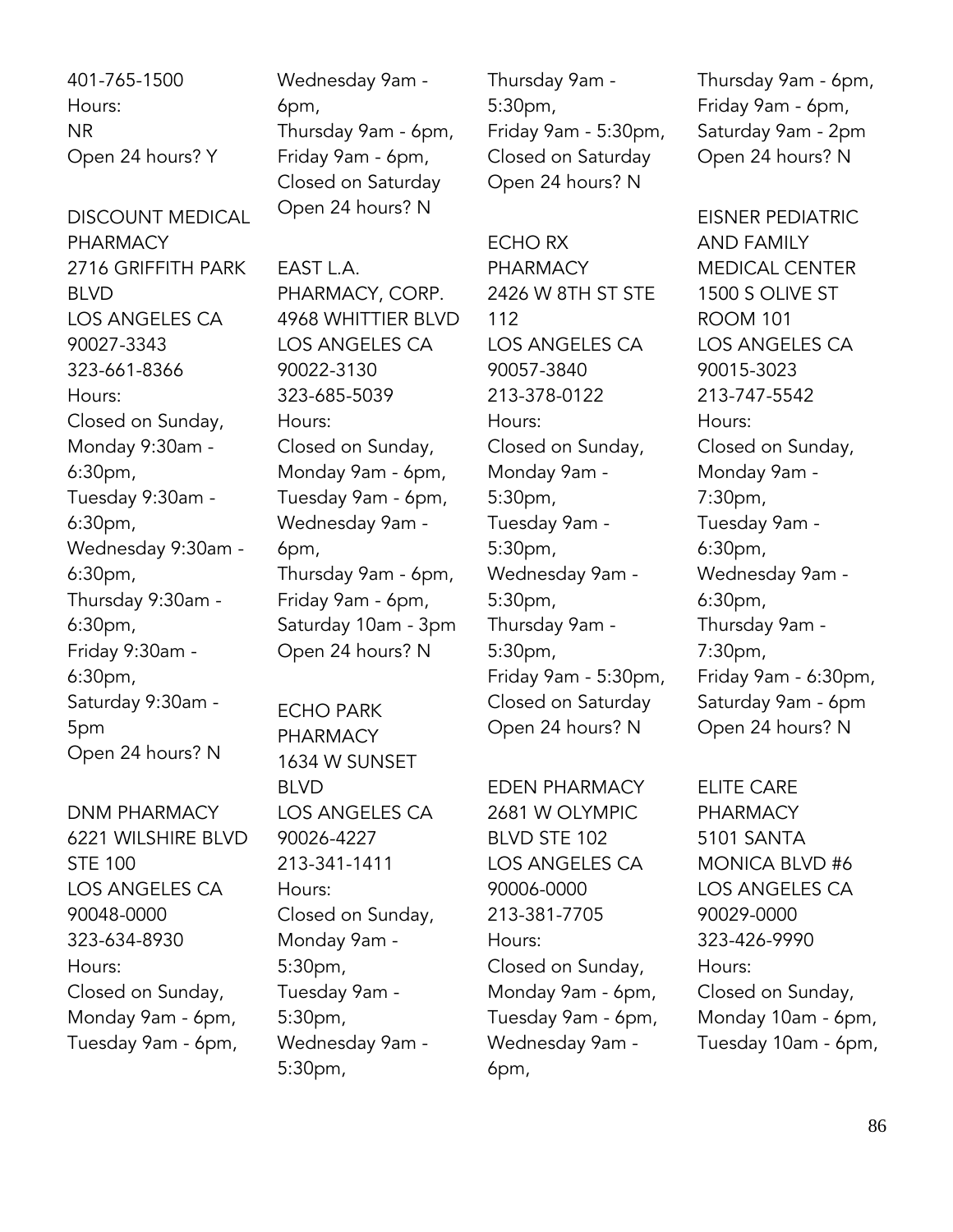401-765-1500
Hours:
NR
Open 24 hours? Y

DISCOUNT MEDICAL PHARMACY
2716 GRIFFITH PARK BLVD
LOS ANGELES CA 90027-3343
323-661-8366
Hours:
Closed on Sunday,
Monday 9:30am - 6:30pm,
Tuesday 9:30am - 6:30pm,
Wednesday 9:30am - 6:30pm,
Thursday 9:30am - 6:30pm,
Friday 9:30am - 6:30pm,
Saturday 9:30am - 5pm
Open 24 hours? N

DNM PHARMACY
6221 WILSHIRE BLVD STE 100
LOS ANGELES CA 90048-0000
323-634-8930
Hours:
Closed on Sunday,
Monday 9am - 6pm,
Tuesday 9am - 6pm,
Wednesday 9am - 6pm,
Thursday 9am - 6pm,
Friday 9am - 6pm,
Closed on Saturday
Open 24 hours? N

EAST L.A. PHARMACY, CORP.
4968 WHITTIER BLVD
LOS ANGELES CA 90022-3130
323-685-5039
Hours:
Closed on Sunday,
Monday 9am - 6pm,
Tuesday 9am - 6pm,
Wednesday 9am - 6pm,
Thursday 9am - 6pm,
Friday 9am - 6pm,
Saturday 10am - 3pm
Open 24 hours? N

ECHO PARK PHARMACY
1634 W SUNSET BLVD
LOS ANGELES CA 90026-4227
213-341-1411
Hours:
Closed on Sunday,
Monday 9am - 5:30pm,
Tuesday 9am - 5:30pm,
Wednesday 9am - 5:30pm,
Thursday 9am - 5:30pm,
Friday 9am - 5:30pm,
Closed on Saturday
Open 24 hours? N

ECHO RX PHARMACY
2426 W 8TH ST STE 112
LOS ANGELES CA 90057-3840
213-378-0122
Hours:
Closed on Sunday,
Monday 9am - 5:30pm,
Tuesday 9am - 5:30pm,
Wednesday 9am - 5:30pm,
Thursday 9am - 5:30pm,
Friday 9am - 5:30pm,
Closed on Saturday
Open 24 hours? N

EDEN PHARMACY
2681 W OLYMPIC BLVD STE 102
LOS ANGELES CA 90006-0000
213-381-7705
Hours:
Closed on Sunday,
Monday 9am - 6pm,
Tuesday 9am - 6pm,
Wednesday 9am - 6pm,
Thursday 9am - 6pm,
Friday 9am - 6pm,
Saturday 9am - 2pm
Open 24 hours? N

EISNER PEDIATRIC AND FAMILY MEDICAL CENTER
1500 S OLIVE ST ROOM 101
LOS ANGELES CA 90015-3023
213-747-5542
Hours:
Closed on Sunday,
Monday 9am - 7:30pm,
Tuesday 9am - 6:30pm,
Wednesday 9am - 6:30pm,
Thursday 9am - 7:30pm,
Friday 9am - 6:30pm,
Saturday 9am - 6pm
Open 24 hours? N

ELITE CARE PHARMACY
5101 SANTA MONICA BLVD #6
LOS ANGELES CA 90029-0000
323-426-9990
Hours:
Closed on Sunday,
Monday 10am - 6pm,
Tuesday 10am - 6pm,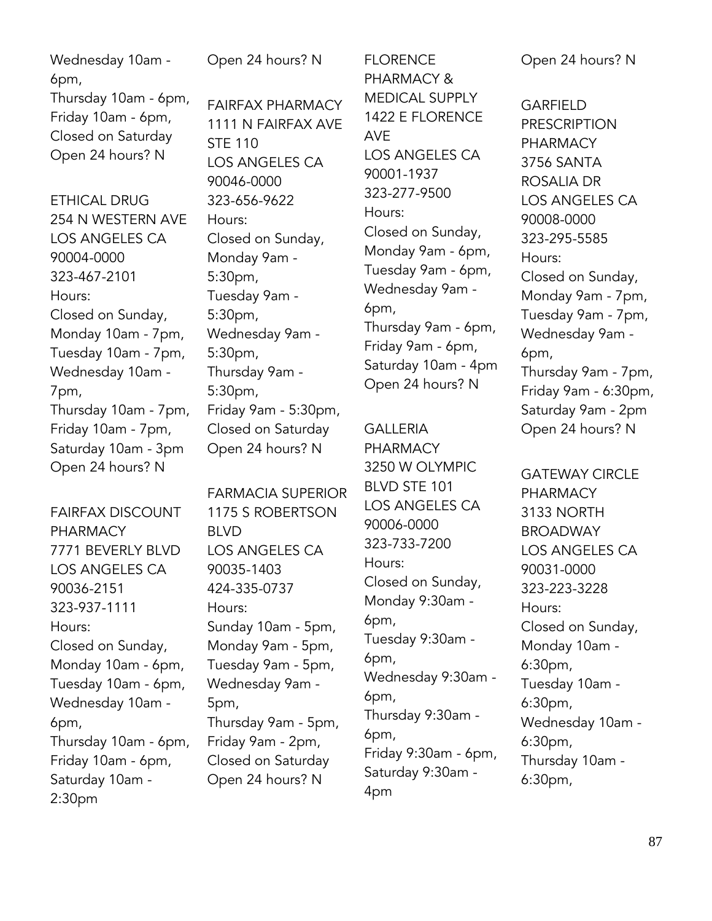Wednesday 10am - 6pm,
Thursday 10am - 6pm,
Friday 10am - 6pm,
Closed on Saturday
Open 24 hours? N

ETHICAL DRUG
254 N WESTERN AVE
LOS ANGELES CA
90004-0000
323-467-2101
Hours:
Closed on Sunday,
Monday 10am - 7pm,
Tuesday 10am - 7pm,
Wednesday 10am - 7pm,
Thursday 10am - 7pm,
Friday 10am - 7pm,
Saturday 10am - 3pm
Open 24 hours? N

FAIRFAX DISCOUNT PHARMACY
7771 BEVERLY BLVD
LOS ANGELES CA
90036-2151
323-937-1111
Hours:
Closed on Sunday,
Monday 10am - 6pm,
Tuesday 10am - 6pm,
Wednesday 10am - 6pm,
Thursday 10am - 6pm,
Friday 10am - 6pm,
Saturday 10am - 2:30pm
Open 24 hours? N

FAIRFAX PHARMACY
1111 N FAIRFAX AVE STE 110
LOS ANGELES CA
90046-0000
323-656-9622
Hours:
Closed on Sunday,
Monday 9am - 5:30pm,
Tuesday 9am - 5:30pm,
Wednesday 9am - 5:30pm,
Thursday 9am - 5:30pm,
Friday 9am - 5:30pm,
Closed on Saturday
Open 24 hours? N

FARMACIA SUPERIOR
1175 S ROBERTSON BLVD
LOS ANGELES CA
90035-1403
424-335-0737
Hours:
Sunday 10am - 5pm,
Monday 9am - 5pm,
Tuesday 9am - 5pm,
Wednesday 9am - 5pm,
Thursday 9am - 5pm,
Friday 9am - 2pm,
Closed on Saturday
Open 24 hours? N

FLORENCE PHARMACY & MEDICAL SUPPLY
1422 E FLORENCE AVE
LOS ANGELES CA
90001-1937
323-277-9500
Hours:
Closed on Sunday,
Monday 9am - 6pm,
Tuesday 9am - 6pm,
Wednesday 9am - 6pm,
Thursday 9am - 6pm,
Friday 9am - 6pm,
Saturday 10am - 4pm
Open 24 hours? N

GALLERIA PHARMACY
3250 W OLYMPIC BLVD STE 101
LOS ANGELES CA
90006-0000
323-733-7200
Hours:
Closed on Sunday,
Monday 9:30am - 6pm,
Tuesday 9:30am - 6pm,
Wednesday 9:30am - 6pm,
Thursday 9:30am - 6pm,
Friday 9:30am - 6pm,
Saturday 9:30am - 4pm
Open 24 hours? N

GARFIELD PRESCRIPTION PHARMACY
3756 SANTA ROSALIA DR
LOS ANGELES CA
90008-0000
323-295-5585
Hours:
Closed on Sunday,
Monday 9am - 7pm,
Tuesday 9am - 7pm,
Wednesday 9am - 6pm,
Thursday 9am - 7pm,
Friday 9am - 6:30pm,
Saturday 9am - 2pm
Open 24 hours? N

GATEWAY CIRCLE PHARMACY
3133 NORTH BROADWAY
LOS ANGELES CA
90031-0000
323-223-3228
Hours:
Closed on Sunday,
Monday 10am - 6:30pm,
Tuesday 10am - 6:30pm,
Wednesday 10am - 6:30pm,
Thursday 10am - 6:30pm,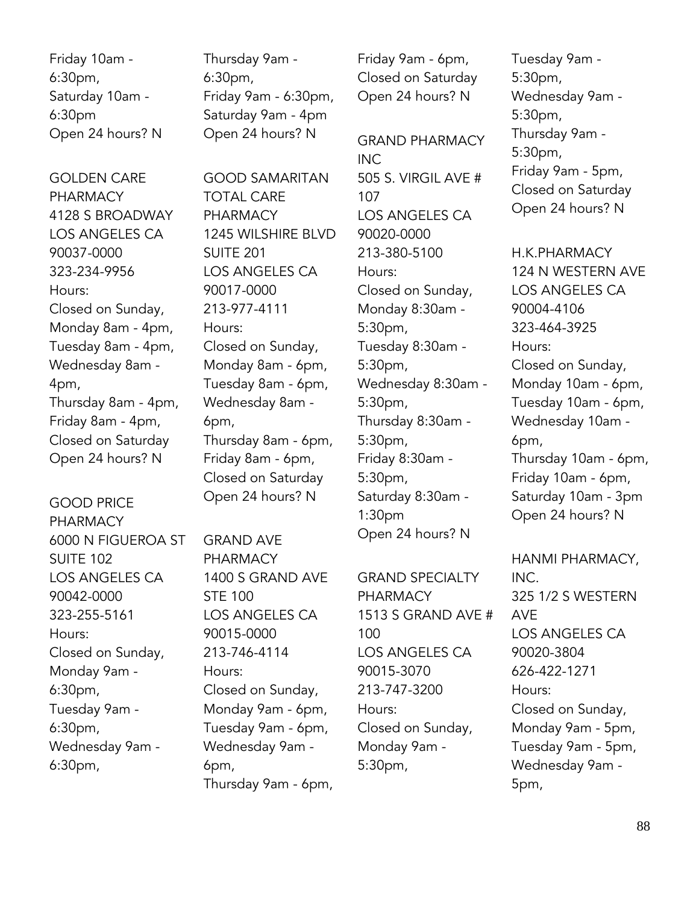Friday 10am - 6:30pm,
Saturday 10am - 6:30pm
Open 24 hours? N

GOLDEN CARE PHARMACY
4128 S BROADWAY
LOS ANGELES CA 90037-0000
323-234-9956
Hours:
Closed on Sunday,
Monday 8am - 4pm,
Tuesday 8am - 4pm,
Wednesday 8am - 4pm,
Thursday 8am - 4pm,
Friday 8am - 4pm,
Closed on Saturday
Open 24 hours? N

GOOD PRICE PHARMACY
6000 N FIGUEROA ST SUITE 102
LOS ANGELES CA 90042-0000
323-255-5161
Hours:
Closed on Sunday,
Monday 9am - 6:30pm,
Tuesday 9am - 6:30pm,
Wednesday 9am - 6:30pm,
Thursday 9am - 6:30pm,
Friday 9am - 6:30pm,
Saturday 9am - 4pm
Open 24 hours? N

GOOD SAMARITAN TOTAL CARE PHARMACY
1245 WILSHIRE BLVD SUITE 201
LOS ANGELES CA 90017-0000
213-977-4111
Hours:
Closed on Sunday,
Monday 8am - 6pm,
Tuesday 8am - 6pm,
Wednesday 8am - 6pm,
Thursday 8am - 6pm,
Friday 8am - 6pm,
Closed on Saturday
Open 24 hours? N

GRAND AVE PHARMACY
1400 S GRAND AVE STE 100
LOS ANGELES CA 90015-0000
213-746-4114
Hours:
Closed on Sunday,
Monday 9am - 6pm,
Tuesday 9am - 6pm,
Wednesday 9am - 6pm,
Thursday 9am - 6pm,
Friday 9am - 6pm,
Closed on Saturday
Open 24 hours? N

GRAND PHARMACY INC
505 S. VIRGIL AVE # 107
LOS ANGELES CA 90020-0000
213-380-5100
Hours:
Closed on Sunday,
Monday 8:30am - 5:30pm,
Tuesday 8:30am - 5:30pm,
Wednesday 8:30am - 5:30pm,
Thursday 8:30am - 5:30pm,
Friday 8:30am - 5:30pm,
Saturday 8:30am - 1:30pm
Open 24 hours? N

GRAND SPECIALTY PHARMACY
1513 S GRAND AVE # 100
LOS ANGELES CA 90015-3070
213-747-3200
Hours:
Closed on Sunday,
Monday 9am - 5:30pm,
Tuesday 9am - 5:30pm,
Wednesday 9am - 5:30pm,
Thursday 9am - 5:30pm,
Friday 9am - 5pm,
Closed on Saturday
Open 24 hours? N

H.K.PHARMACY
124 N WESTERN AVE
LOS ANGELES CA 90004-4106
323-464-3925
Hours:
Closed on Sunday,
Monday 10am - 6pm,
Tuesday 10am - 6pm,
Wednesday 10am - 6pm,
Thursday 10am - 6pm,
Friday 10am - 6pm,
Saturday 10am - 3pm
Open 24 hours? N

HANMI PHARMACY, INC.
325 1/2 S WESTERN AVE
LOS ANGELES CA 90020-3804
626-422-1271
Hours:
Closed on Sunday,
Monday 9am - 5pm,
Tuesday 9am - 5pm,
Wednesday 9am - 5pm,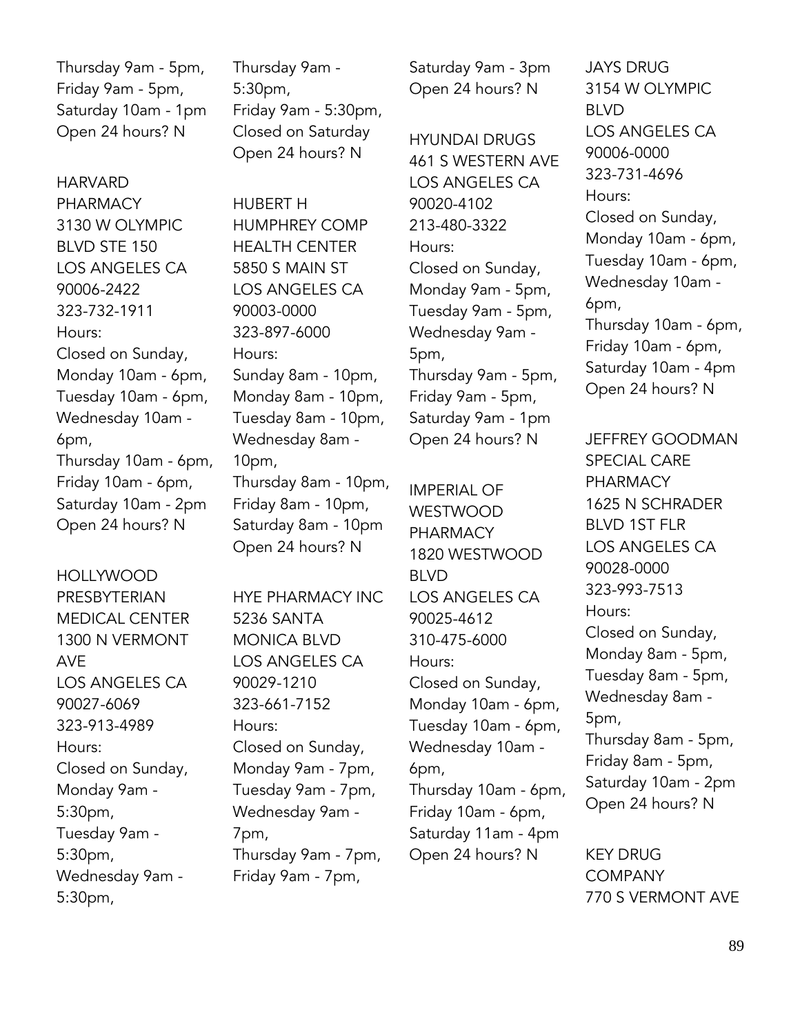Thursday 9am - 5pm,
Friday 9am - 5pm,
Saturday 10am - 1pm
Open 24 hours? N

HARVARD PHARMACY
3130 W OLYMPIC BLVD STE 150
LOS ANGELES CA 90006-2422
323-732-1911
Hours:
Closed on Sunday,
Monday 10am - 6pm,
Tuesday 10am - 6pm,
Wednesday 10am - 6pm,
Thursday 10am - 6pm,
Friday 10am - 6pm,
Saturday 10am - 2pm
Open 24 hours? N

HOLLYWOOD PRESBYTERIAN MEDICAL CENTER
1300 N VERMONT AVE
LOS ANGELES CA 90027-6069
323-913-4989
Hours:
Closed on Sunday,
Monday 9am - 5:30pm,
Tuesday 9am - 5:30pm,
Wednesday 9am - 5:30pm,
Thursday 9am - 5:30pm,
Friday 9am - 5:30pm,
Closed on Saturday
Open 24 hours? N

HUBERT H HUMPHREY COMP HEALTH CENTER
5850 S MAIN ST
LOS ANGELES CA 90003-0000
323-897-6000
Hours:
Sunday 8am - 10pm,
Monday 8am - 10pm,
Tuesday 8am - 10pm,
Wednesday 8am - 10pm,
Thursday 8am - 10pm,
Friday 8am - 10pm,
Saturday 8am - 10pm
Open 24 hours? N

HYE PHARMACY INC
5236 SANTA MONICA BLVD
LOS ANGELES CA 90029-1210
323-661-7152
Hours:
Closed on Sunday,
Monday 9am - 7pm,
Tuesday 9am - 7pm,
Wednesday 9am - 7pm,
Thursday 9am - 7pm,
Friday 9am - 7pm,
Saturday 9am - 3pm
Open 24 hours? N

HYUNDAI DRUGS
461 S WESTERN AVE
LOS ANGELES CA 90020-4102
213-480-3322
Hours:
Closed on Sunday,
Monday 9am - 5pm,
Tuesday 9am - 5pm,
Wednesday 9am - 5pm,
Thursday 9am - 5pm,
Friday 9am - 5pm,
Saturday 9am - 1pm
Open 24 hours? N

IMPERIAL OF WESTWOOD PHARMACY
1820 WESTWOOD BLVD
LOS ANGELES CA 90025-4612
310-475-6000
Hours:
Closed on Sunday,
Monday 10am - 6pm,
Tuesday 10am - 6pm,
Wednesday 10am - 6pm,
Thursday 10am - 6pm,
Friday 10am - 6pm,
Saturday 11am - 4pm
Open 24 hours? N

JAYS DRUG
3154 W OLYMPIC BLVD
LOS ANGELES CA 90006-0000
323-731-4696
Hours:
Closed on Sunday,
Monday 10am - 6pm,
Tuesday 10am - 6pm,
Wednesday 10am - 6pm,
Thursday 10am - 6pm,
Friday 10am - 6pm,
Saturday 10am - 4pm
Open 24 hours? N

JEFFREY GOODMAN SPECIAL CARE PHARMACY
1625 N SCHRADER BLVD 1ST FLR
LOS ANGELES CA 90028-0000
323-993-7513
Hours:
Closed on Sunday,
Monday 8am - 5pm,
Tuesday 8am - 5pm,
Wednesday 8am - 5pm,
Thursday 8am - 5pm,
Friday 8am - 5pm,
Saturday 10am - 2pm
Open 24 hours? N

KEY DRUG COMPANY
770 S VERMONT AVE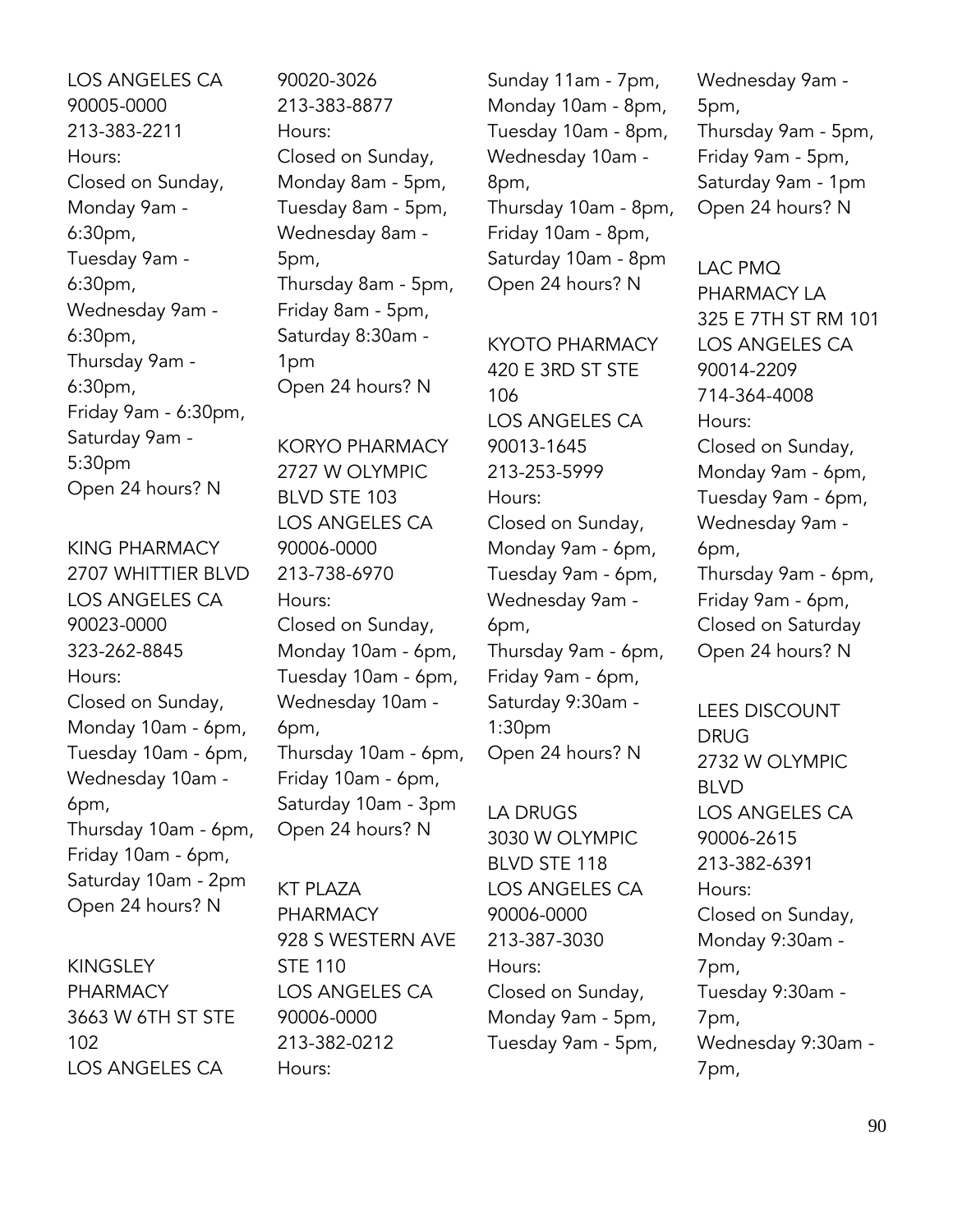LOS ANGELES CA
90005-0000
213-383-2211
Hours:
Closed on Sunday,
Monday 9am - 6:30pm,
Tuesday 9am - 6:30pm,
Wednesday 9am - 6:30pm,
Thursday 9am - 6:30pm,
Friday 9am - 6:30pm,
Saturday 9am - 5:30pm
Open 24 hours? N

KING PHARMACY
2707 WHITTIER BLVD
LOS ANGELES CA
90023-0000
323-262-8845
Hours:
Closed on Sunday,
Monday 10am - 6pm,
Tuesday 10am - 6pm,
Wednesday 10am - 6pm,
Thursday 10am - 6pm,
Friday 10am - 6pm,
Saturday 10am - 2pm
Open 24 hours? N

KINGSLEY PHARMACY
3663 W 6TH ST STE 102
LOS ANGELES CA
90020-3026
213-383-8877
Hours:
Closed on Sunday,
Monday 8am - 5pm,
Tuesday 8am - 5pm,
Wednesday 8am - 5pm,
Thursday 8am - 5pm,
Friday 8am - 5pm,
Saturday 8:30am - 1pm
Open 24 hours? N

KORYO PHARMACY
2727 W OLYMPIC BLVD STE 103
LOS ANGELES CA
90006-0000
213-738-6970
Hours:
Closed on Sunday,
Monday 10am - 6pm,
Tuesday 10am - 6pm,
Wednesday 10am - 6pm,
Thursday 10am - 6pm,
Friday 10am - 6pm,
Saturday 10am - 3pm
Open 24 hours? N

KT PLAZA PHARMACY
928 S WESTERN AVE STE 110
LOS ANGELES CA
90006-0000
213-382-0212
Hours:
Sunday 11am - 7pm,
Monday 10am - 8pm,
Tuesday 10am - 8pm,
Wednesday 10am - 8pm,
Thursday 10am - 8pm,
Friday 10am - 8pm,
Saturday 10am - 8pm
Open 24 hours? N

KYOTO PHARMACY
420 E 3RD ST STE 106
LOS ANGELES CA
90013-1645
213-253-5999
Hours:
Closed on Sunday,
Monday 9am - 6pm,
Tuesday 9am - 6pm,
Wednesday 9am - 6pm,
Thursday 9am - 6pm,
Friday 9am - 6pm,
Saturday 9:30am - 1:30pm
Open 24 hours? N

LA DRUGS
3030 W OLYMPIC BLVD STE 118
LOS ANGELES CA
90006-0000
213-387-3030
Hours:
Closed on Sunday,
Monday 9am - 5pm,
Tuesday 9am - 5pm,
Wednesday 9am - 5pm,
Thursday 9am - 5pm,
Friday 9am - 5pm,
Saturday 9am - 1pm
Open 24 hours? N

LAC PMQ PHARMACY LA
325 E 7TH ST RM 101
LOS ANGELES CA
90014-2209
714-364-4008
Hours:
Closed on Sunday,
Monday 9am - 6pm,
Tuesday 9am - 6pm,
Wednesday 9am - 6pm,
Thursday 9am - 6pm,
Friday 9am - 6pm,
Closed on Saturday
Open 24 hours? N

LEES DISCOUNT DRUG
2732 W OLYMPIC BLVD
LOS ANGELES CA
90006-2615
213-382-6391
Hours:
Closed on Sunday,
Monday 9:30am - 7pm,
Tuesday 9:30am - 7pm,
Wednesday 9:30am - 7pm,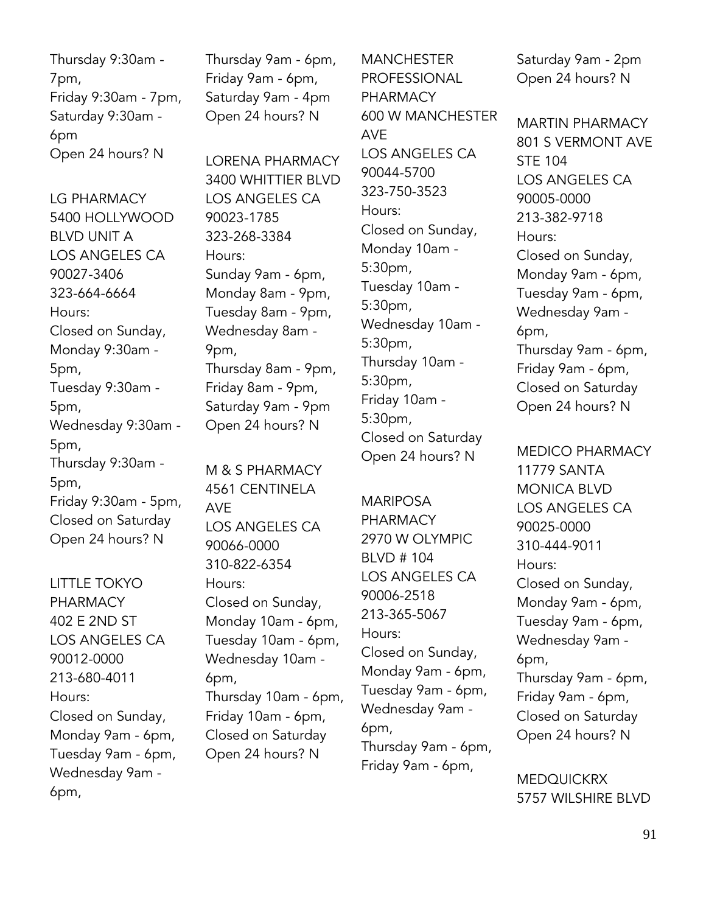Thursday 9:30am - 7pm,
Friday 9:30am - 7pm,
Saturday 9:30am - 6pm
Open 24 hours? N

LG PHARMACY
5400 HOLLYWOOD BLVD UNIT A
LOS ANGELES CA 90027-3406
323-664-6664
Hours:
Closed on Sunday,
Monday 9:30am - 5pm,
Tuesday 9:30am - 5pm,
Wednesday 9:30am - 5pm,
Thursday 9:30am - 5pm,
Friday 9:30am - 5pm,
Closed on Saturday
Open 24 hours? N

LITTLE TOKYO PHARMACY
402 E 2ND ST
LOS ANGELES CA 90012-0000
213-680-4011
Hours:
Closed on Sunday,
Monday 9am - 6pm,
Tuesday 9am - 6pm,
Wednesday 9am - 6pm,
Thursday 9am - 6pm,
Friday 9am - 6pm,
Saturday 9am - 4pm
Open 24 hours? N

LORENA PHARMACY
3400 WHITTIER BLVD
LOS ANGELES CA 90023-1785
323-268-3384
Hours:
Sunday 9am - 6pm,
Monday 8am - 9pm,
Tuesday 8am - 9pm,
Wednesday 8am - 9pm,
Thursday 8am - 9pm,
Friday 8am - 9pm,
Saturday 9am - 9pm
Open 24 hours? N

M & S PHARMACY
4561 CENTINELA AVE
LOS ANGELES CA 90066-0000
310-822-6354
Hours:
Closed on Sunday,
Monday 10am - 6pm,
Tuesday 10am - 6pm,
Wednesday 10am - 6pm,
Thursday 10am - 6pm,
Friday 10am - 6pm,
Closed on Saturday
Open 24 hours? N

MANCHESTER PROFESSIONAL PHARMACY
600 W MANCHESTER AVE
LOS ANGELES CA 90044-5700
323-750-3523
Hours:
Closed on Sunday,
Monday 10am - 5:30pm,
Tuesday 10am - 5:30pm,
Wednesday 10am - 5:30pm,
Thursday 10am - 5:30pm,
Friday 10am - 5:30pm,
Closed on Saturday
Open 24 hours? N

MARIPOSA PHARMACY
2970 W OLYMPIC BLVD # 104
LOS ANGELES CA 90006-2518
213-365-5067
Hours:
Closed on Sunday,
Monday 9am - 6pm,
Tuesday 9am - 6pm,
Wednesday 9am - 6pm,
Thursday 9am - 6pm,
Friday 9am - 6pm,
Saturday 9am - 2pm
Open 24 hours? N

MARTIN PHARMACY
801 S VERMONT AVE STE 104
LOS ANGELES CA 90005-0000
213-382-9718
Hours:
Closed on Sunday,
Monday 9am - 6pm,
Tuesday 9am - 6pm,
Wednesday 9am - 6pm,
Thursday 9am - 6pm,
Friday 9am - 6pm,
Closed on Saturday
Open 24 hours? N

MEDICO PHARMACY
11779 SANTA MONICA BLVD
LOS ANGELES CA 90025-0000
310-444-9011
Hours:
Closed on Sunday,
Monday 9am - 6pm,
Tuesday 9am - 6pm,
Wednesday 9am - 6pm,
Thursday 9am - 6pm,
Friday 9am - 6pm,
Closed on Saturday
Open 24 hours? N

MEDQUICKRX
5757 WILSHIRE BLVD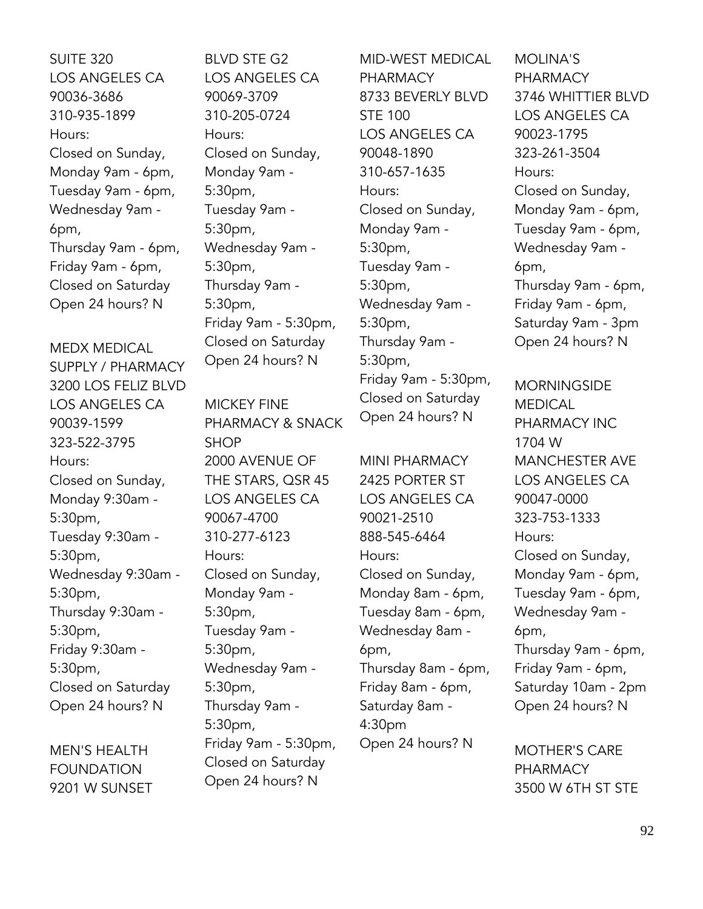SUITE 320
LOS ANGELES CA
90036-3686
310-935-1899
Hours:
Closed on Sunday,
Monday 9am - 6pm,
Tuesday 9am - 6pm,
Wednesday 9am - 6pm,
Thursday 9am - 6pm,
Friday 9am - 6pm,
Closed on Saturday
Open 24 hours? N

MEDX MEDICAL SUPPLY / PHARMACY
3200 LOS FELIZ BLVD
LOS ANGELES CA
90039-1599
323-522-3795
Hours:
Closed on Sunday,
Monday 9:30am - 5:30pm,
Tuesday 9:30am - 5:30pm,
Wednesday 9:30am - 5:30pm,
Thursday 9:30am - 5:30pm,
Friday 9:30am - 5:30pm,
Closed on Saturday
Open 24 hours? N

MEN'S HEALTH FOUNDATION
9201 W SUNSET BLVD STE G2
LOS ANGELES CA
90069-3709
310-205-0724
Hours:
Closed on Sunday,
Monday 9am - 5:30pm,
Tuesday 9am - 5:30pm,
Wednesday 9am - 5:30pm,
Thursday 9am - 5:30pm,
Friday 9am - 5:30pm,
Closed on Saturday
Open 24 hours? N

MICKEY FINE PHARMACY & SNACK SHOP
2000 AVENUE OF THE STARS, QSR 45
LOS ANGELES CA
90067-4700
310-277-6123
Hours:
Closed on Sunday,
Monday 9am - 5:30pm,
Tuesday 9am - 5:30pm,
Wednesday 9am - 5:30pm,
Thursday 9am - 5:30pm,
Friday 9am - 5:30pm,
Closed on Saturday
Open 24 hours? N

MID-WEST MEDICAL PHARMACY
8733 BEVERLY BLVD STE 100
LOS ANGELES CA
90048-1890
310-657-1635
Hours:
Closed on Sunday,
Monday 9am - 5:30pm,
Tuesday 9am - 5:30pm,
Wednesday 9am - 5:30pm,
Thursday 9am - 5:30pm,
Friday 9am - 5:30pm,
Closed on Saturday
Open 24 hours? N

MINI PHARMACY
2425 PORTER ST
LOS ANGELES CA
90021-2510
888-545-6464
Hours:
Closed on Sunday,
Monday 8am - 6pm,
Tuesday 8am - 6pm,
Wednesday 8am - 6pm,
Thursday 8am - 6pm,
Friday 8am - 6pm,
Saturday 8am - 4:30pm
Open 24 hours? N

MOLINA'S PHARMACY
3746 WHITTIER BLVD
LOS ANGELES CA
90023-1795
323-261-3504
Hours:
Closed on Sunday,
Monday 9am - 6pm,
Tuesday 9am - 6pm,
Wednesday 9am - 6pm,
Thursday 9am - 6pm,
Friday 9am - 6pm,
Saturday 9am - 3pm
Open 24 hours? N

MORNINGSIDE MEDICAL PHARMACY INC
1704 W MANCHESTER AVE
LOS ANGELES CA
90047-0000
323-753-1333
Hours:
Closed on Sunday,
Monday 9am - 6pm,
Tuesday 9am - 6pm,
Wednesday 9am - 6pm,
Thursday 9am - 6pm,
Friday 9am - 6pm,
Saturday 10am - 2pm
Open 24 hours? N

MOTHER'S CARE PHARMACY
3500 W 6TH ST STE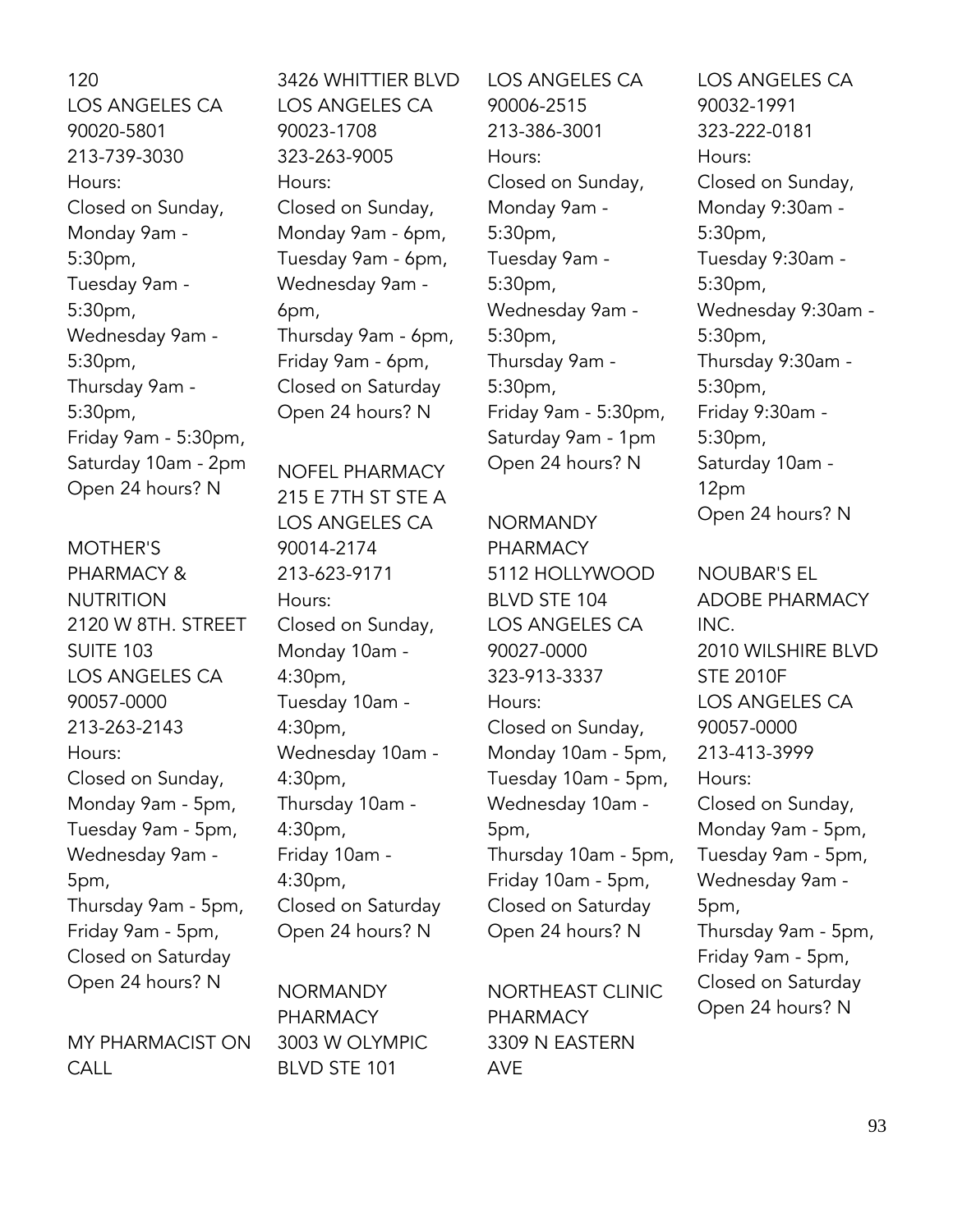120
LOS ANGELES CA
90020-5801
213-739-3030
Hours:
Closed on Sunday,
Monday 9am - 5:30pm,
Tuesday 9am - 5:30pm,
Wednesday 9am - 5:30pm,
Thursday 9am - 5:30pm,
Friday 9am - 5:30pm,
Saturday 10am - 2pm
Open 24 hours? N

MOTHER'S PHARMACY & NUTRITION
2120 W 8TH. STREET SUITE 103
LOS ANGELES CA
90057-0000
213-263-2143
Hours:
Closed on Sunday,
Monday 9am - 5pm,
Tuesday 9am - 5pm,
Wednesday 9am - 5pm,
Thursday 9am - 5pm,
Friday 9am - 5pm,
Closed on Saturday
Open 24 hours? N

MY PHARMACIST ON CALL
3426 WHITTIER BLVD
LOS ANGELES CA
90023-1708
323-263-9005
Hours:
Closed on Sunday,
Monday 9am - 6pm,
Tuesday 9am - 6pm,
Wednesday 9am - 6pm,
Thursday 9am - 6pm,
Friday 9am - 6pm,
Closed on Saturday
Open 24 hours? N

NOFEL PHARMACY
215 E 7TH ST STE A
LOS ANGELES CA
90014-2174
213-623-9171
Hours:
Closed on Sunday,
Monday 10am - 4:30pm,
Tuesday 10am - 4:30pm,
Wednesday 10am - 4:30pm,
Thursday 10am - 4:30pm,
Friday 10am - 4:30pm,
Closed on Saturday
Open 24 hours? N

NORMANDY PHARMACY
3003 W OLYMPIC BLVD STE 101
LOS ANGELES CA
90006-2515
213-386-3001
Hours:
Closed on Sunday,
Monday 9am - 5:30pm,
Tuesday 9am - 5:30pm,
Wednesday 9am - 5:30pm,
Thursday 9am - 5:30pm,
Friday 9am - 5:30pm,
Saturday 9am - 1pm
Open 24 hours? N

NORMANDY PHARMACY
5112 HOLLYWOOD BLVD STE 104
LOS ANGELES CA
90027-0000
323-913-3337
Hours:
Closed on Sunday,
Monday 10am - 5pm,
Tuesday 10am - 5pm,
Wednesday 10am - 5pm,
Thursday 10am - 5pm,
Friday 10am - 5pm,
Closed on Saturday
Open 24 hours? N

NORTHEAST CLINIC PHARMACY
3309 N EASTERN AVE
LOS ANGELES CA
90032-1991
323-222-0181
Hours:
Closed on Sunday,
Monday 9:30am - 5:30pm,
Tuesday 9:30am - 5:30pm,
Wednesday 9:30am - 5:30pm,
Thursday 9:30am - 5:30pm,
Friday 9:30am - 5:30pm,
Saturday 10am - 12pm
Open 24 hours? N

NOUBAR'S EL ADOBE PHARMACY INC.
2010 WILSHIRE BLVD STE 2010F
LOS ANGELES CA
90057-0000
213-413-3999
Hours:
Closed on Sunday,
Monday 9am - 5pm,
Tuesday 9am - 5pm,
Wednesday 9am - 5pm,
Thursday 9am - 5pm,
Friday 9am - 5pm,
Closed on Saturday
Open 24 hours? N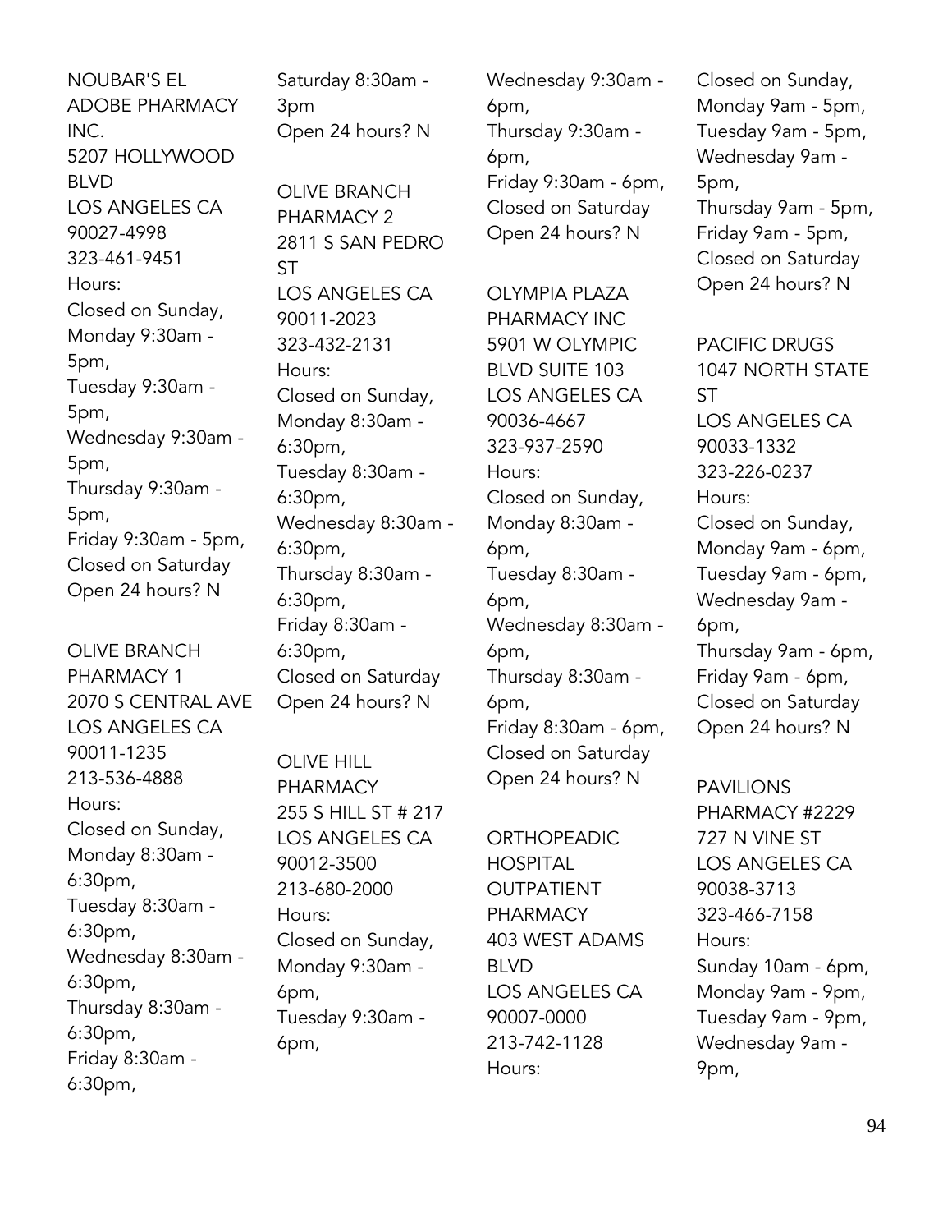NOUBAR'S EL ADOBE PHARMACY INC.
5207 HOLLYWOOD BLVD
LOS ANGELES CA 90027-4998
323-461-9451
Hours:
Closed on Sunday,
Monday 9:30am - 5pm,
Tuesday 9:30am - 5pm,
Wednesday 9:30am - 5pm,
Thursday 9:30am - 5pm,
Friday 9:30am - 5pm,
Closed on Saturday
Open 24 hours? N

OLIVE BRANCH PHARMACY 1
2070 S CENTRAL AVE
LOS ANGELES CA 90011-1235
213-536-4888
Hours:
Closed on Sunday,
Monday 8:30am - 6:30pm,
Tuesday 8:30am - 6:30pm,
Wednesday 8:30am - 6:30pm,
Thursday 8:30am - 6:30pm,
Friday 8:30am - 6:30pm,
Saturday 8:30am - 3pm
Open 24 hours? N

OLIVE BRANCH PHARMACY 2
2811 S SAN PEDRO ST
LOS ANGELES CA 90011-2023
323-432-2131
Hours:
Closed on Sunday,
Monday 8:30am - 6:30pm,
Tuesday 8:30am - 6:30pm,
Wednesday 8:30am - 6:30pm,
Thursday 8:30am - 6:30pm,
Friday 8:30am - 6:30pm,
Closed on Saturday
Open 24 hours? N

OLIVE HILL PHARMACY
255 S HILL ST # 217
LOS ANGELES CA 90012-3500
213-680-2000
Hours:
Closed on Sunday,
Monday 9:30am - 6pm,
Tuesday 9:30am - 6pm,
Wednesday 9:30am - 6pm,
Thursday 9:30am - 6pm,
Friday 9:30am - 6pm,
Closed on Saturday
Open 24 hours? N

OLYMPIA PLAZA PHARMACY INC
5901 W OLYMPIC BLVD SUITE 103
LOS ANGELES CA 90036-4667
323-937-2590
Hours:
Closed on Sunday,
Monday 8:30am - 6pm,
Tuesday 8:30am - 6pm,
Wednesday 8:30am - 6pm,
Thursday 8:30am - 6pm,
Friday 8:30am - 6pm,
Closed on Saturday
Open 24 hours? N

ORTHOPEADIC HOSPITAL OUTPATIENT PHARMACY
403 WEST ADAMS BLVD
LOS ANGELES CA 90007-0000
213-742-1128
Hours:
Closed on Sunday,
Monday 9am - 5pm,
Tuesday 9am - 5pm,
Wednesday 9am - 5pm,
Thursday 9am - 5pm,
Friday 9am - 5pm,
Closed on Saturday
Open 24 hours? N

PACIFIC DRUGS
1047 NORTH STATE ST
LOS ANGELES CA 90033-1332
323-226-0237
Hours:
Closed on Sunday,
Monday 9am - 6pm,
Tuesday 9am - 6pm,
Wednesday 9am - 6pm,
Thursday 9am - 6pm,
Friday 9am - 6pm,
Closed on Saturday
Open 24 hours? N

PAVILIONS PHARMACY #2229
727 N VINE ST
LOS ANGELES CA 90038-3713
323-466-7158
Hours:
Sunday 10am - 6pm,
Monday 9am - 9pm,
Tuesday 9am - 9pm,
Wednesday 9am - 9pm,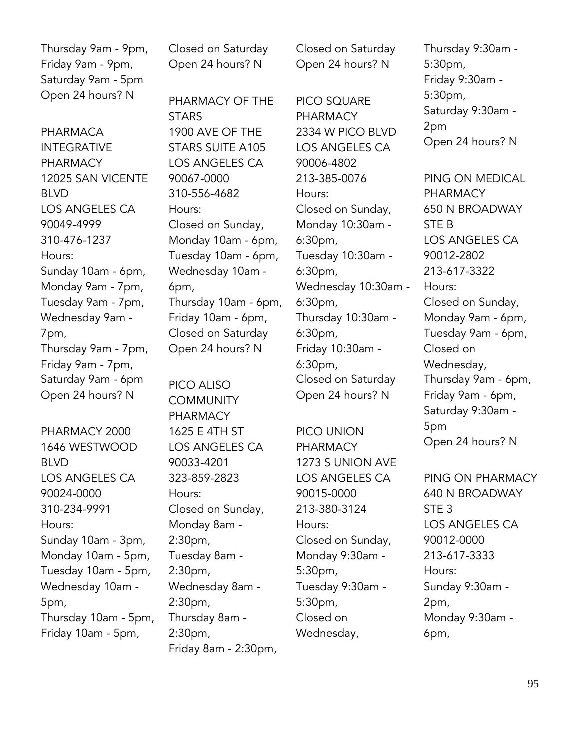Thursday 9am - 9pm,
Friday 9am - 9pm,
Saturday 9am - 5pm
Open 24 hours? N

PHARMACA INTEGRATIVE PHARMACY
12025 SAN VICENTE BLVD
LOS ANGELES CA 90049-4999
310-476-1237
Hours:
Sunday 10am - 6pm,
Monday 9am - 7pm,
Tuesday 9am - 7pm,
Wednesday 9am - 7pm,
Thursday 9am - 7pm,
Friday 9am - 7pm,
Saturday 9am - 6pm
Open 24 hours? N

PHARMACY 2000
1646 WESTWOOD BLVD
LOS ANGELES CA 90024-0000
310-234-9991
Hours:
Sunday 10am - 3pm,
Monday 10am - 5pm,
Tuesday 10am - 5pm,
Wednesday 10am - 5pm,
Thursday 10am - 5pm,
Friday 10am - 5pm,
Closed on Saturday
Open 24 hours? N

PHARMACY OF THE STARS
1900 AVE OF THE STARS SUITE A105
LOS ANGELES CA 90067-0000
310-556-4682
Hours:
Closed on Sunday,
Monday 10am - 6pm,
Tuesday 10am - 6pm,
Wednesday 10am - 6pm,
Thursday 10am - 6pm,
Friday 10am - 6pm,
Closed on Saturday
Open 24 hours? N

PICO ALISO COMMUNITY PHARMACY
1625 E 4TH ST
LOS ANGELES CA 90033-4201
323-859-2823
Hours:
Closed on Sunday,
Monday 8am - 2:30pm,
Tuesday 8am - 2:30pm,
Wednesday 8am - 2:30pm,
Thursday 8am - 2:30pm,
Friday 8am - 2:30pm,
Closed on Saturday
Open 24 hours? N

PICO SQUARE PHARMACY
2334 W PICO BLVD
LOS ANGELES CA 90006-4802
213-385-0076
Hours:
Closed on Sunday,
Monday 10:30am - 6:30pm,
Tuesday 10:30am - 6:30pm,
Wednesday 10:30am - 6:30pm,
Thursday 10:30am - 6:30pm,
Friday 10:30am - 6:30pm,
Closed on Saturday
Open 24 hours? N

PICO UNION PHARMACY
1273 S UNION AVE
LOS ANGELES CA 90015-0000
213-380-3124
Hours:
Closed on Sunday,
Monday 9:30am - 5:30pm,
Tuesday 9:30am - 5:30pm,
Closed on Wednesday,
Thursday 9:30am - 5:30pm,
Friday 9:30am - 5:30pm,
Saturday 9:30am - 2pm
Open 24 hours? N

PING ON MEDICAL PHARMACY
650 N BROADWAY STE B
LOS ANGELES CA 90012-2802
213-617-3322
Hours:
Closed on Sunday,
Monday 9am - 6pm,
Tuesday 9am - 6pm,
Closed on Wednesday,
Thursday 9am - 6pm,
Friday 9am - 6pm,
Saturday 9:30am - 5pm
Open 24 hours? N

PING ON PHARMACY
640 N BROADWAY STE 3
LOS ANGELES CA 90012-0000
213-617-3333
Hours:
Sunday 9:30am - 2pm,
Monday 9:30am - 6pm,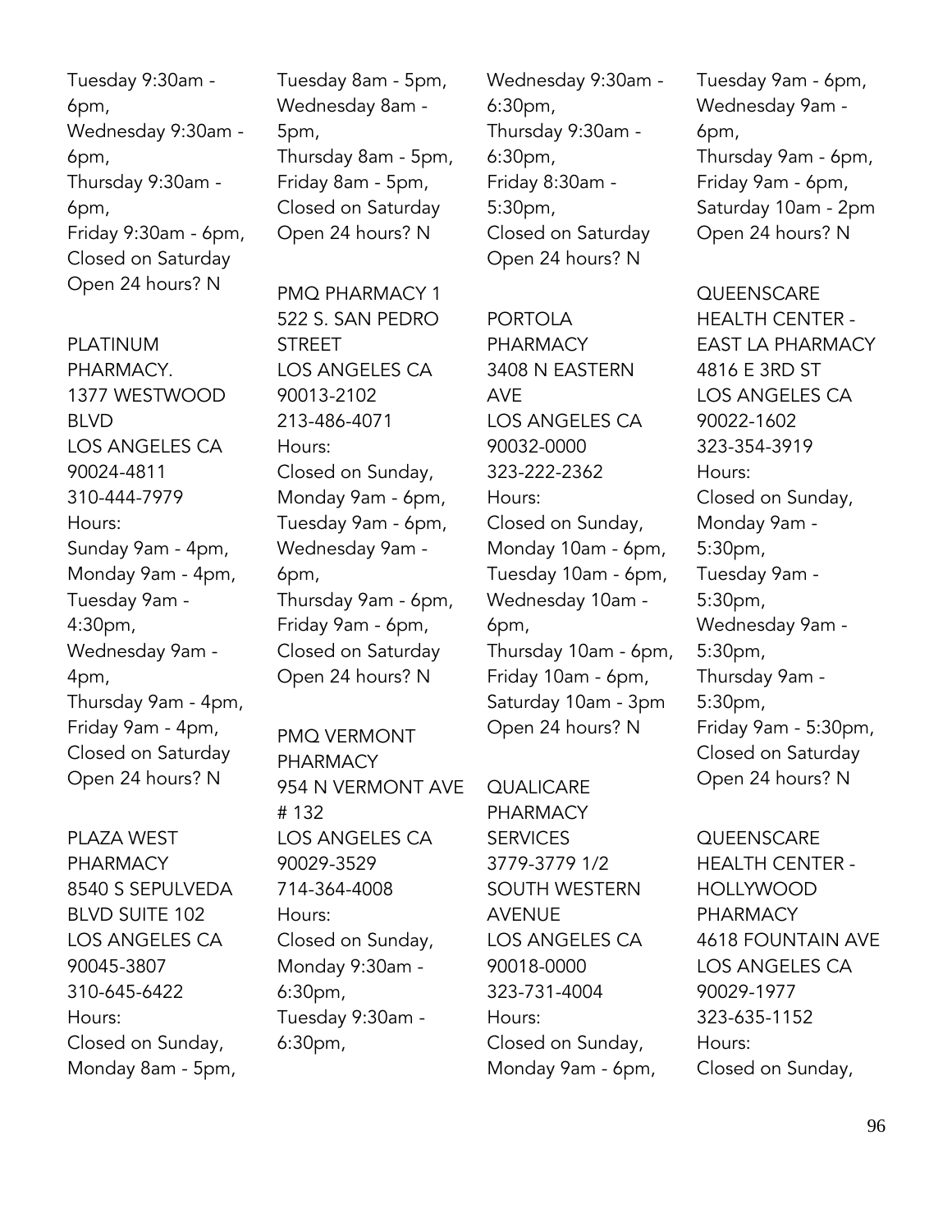Tuesday 9:30am - 6pm,
Wednesday 9:30am - 6pm,
Thursday 9:30am - 6pm,
Friday 9:30am - 6pm,
Closed on Saturday
Open 24 hours? N

PLATINUM PHARMACY.
1377 WESTWOOD BLVD
LOS ANGELES CA 90024-4811
310-444-7979
Hours:
Sunday 9am - 4pm,
Monday 9am - 4pm,
Tuesday 9am - 4:30pm,
Wednesday 9am - 4pm,
Thursday 9am - 4pm,
Friday 9am - 4pm,
Closed on Saturday
Open 24 hours? N

PLAZA WEST PHARMACY
8540 S SEPULVEDA BLVD SUITE 102
LOS ANGELES CA 90045-3807
310-645-6422
Hours:
Closed on Sunday,
Monday 8am - 5pm,
Tuesday 8am - 5pm,
Wednesday 8am - 5pm,
Thursday 8am - 5pm,
Friday 8am - 5pm,
Closed on Saturday
Open 24 hours? N

PMQ PHARMACY 1
522 S. SAN PEDRO STREET
LOS ANGELES CA 90013-2102
213-486-4071
Hours:
Closed on Sunday,
Monday 9am - 6pm,
Tuesday 9am - 6pm,
Wednesday 9am - 6pm,
Thursday 9am - 6pm,
Friday 9am - 6pm,
Closed on Saturday
Open 24 hours? N

PMQ VERMONT PHARMACY
954 N VERMONT AVE # 132
LOS ANGELES CA 90029-3529
714-364-4008
Hours:
Closed on Sunday,
Monday 9:30am - 6:30pm,
Tuesday 9:30am - 6:30pm,
Wednesday 9:30am - 6:30pm,
Thursday 9:30am - 6:30pm,
Friday 8:30am - 5:30pm,
Closed on Saturday
Open 24 hours? N

PORTOLA PHARMACY
3408 N EASTERN AVE
LOS ANGELES CA 90032-0000
323-222-2362
Hours:
Closed on Sunday,
Monday 10am - 6pm,
Tuesday 10am - 6pm,
Wednesday 10am - 6pm,
Thursday 10am - 6pm,
Friday 10am - 6pm,
Saturday 10am - 3pm
Open 24 hours? N

QUALICARE PHARMACY SERVICES
3779-3779 1/2 SOUTH WESTERN AVENUE
LOS ANGELES CA 90018-0000
323-731-4004
Hours:
Closed on Sunday,
Monday 9am - 6pm,
Tuesday 9am - 6pm,
Wednesday 9am - 6pm,
Thursday 9am - 6pm,
Friday 9am - 6pm,
Saturday 10am - 2pm
Open 24 hours? N

QUEENSCARE HEALTH CENTER - EAST LA PHARMACY
4816 E 3RD ST
LOS ANGELES CA 90022-1602
323-354-3919
Hours:
Closed on Sunday,
Monday 9am - 5:30pm,
Tuesday 9am - 5:30pm,
Wednesday 9am - 5:30pm,
Thursday 9am - 5:30pm,
Friday 9am - 5:30pm,
Closed on Saturday
Open 24 hours? N

QUEENSCARE HEALTH CENTER - HOLLYWOOD PHARMACY
4618 FOUNTAIN AVE
LOS ANGELES CA 90029-1977
323-635-1152
Hours:
Closed on Sunday,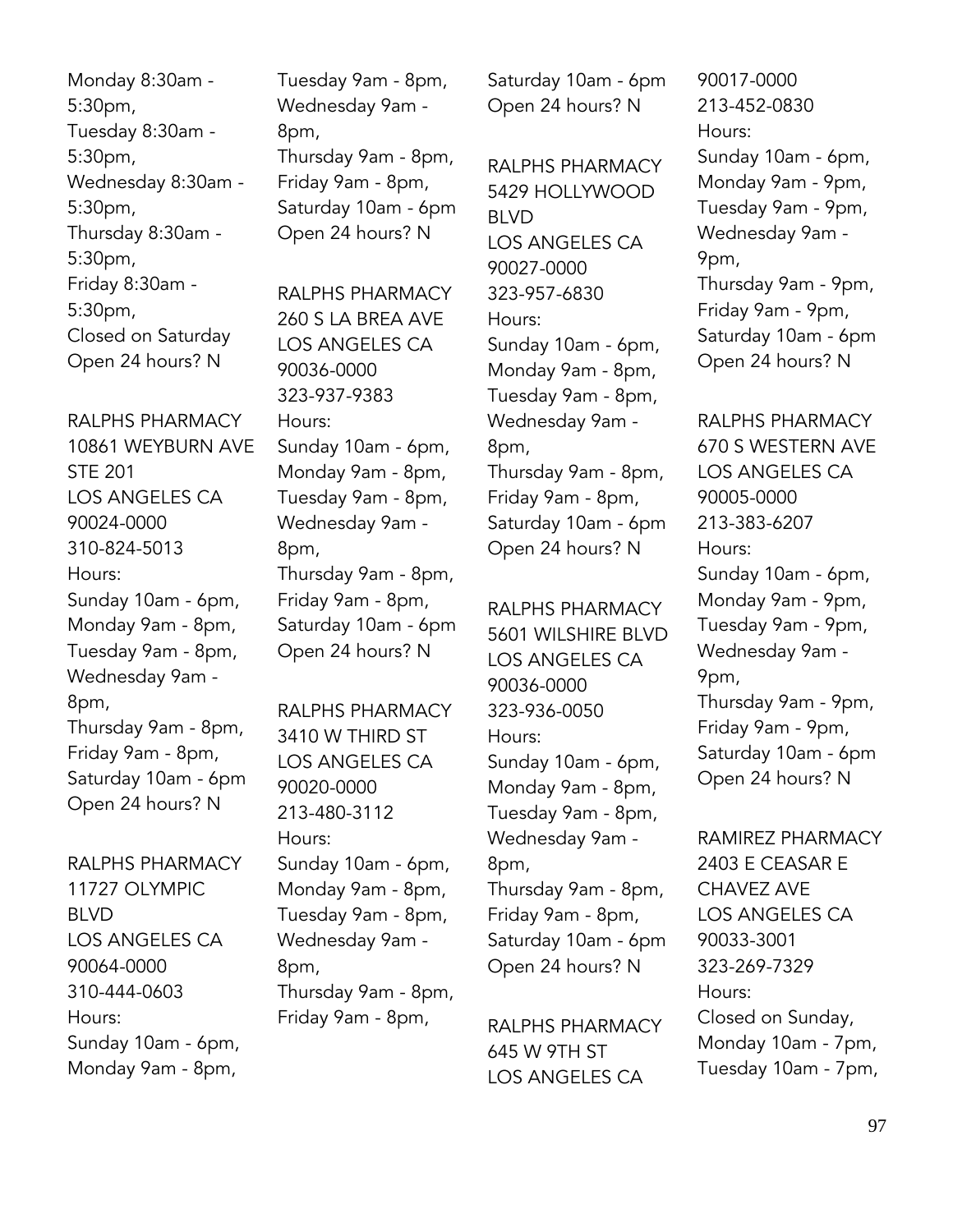Monday 8:30am - 5:30pm,
Tuesday 8:30am - 5:30pm,
Wednesday 8:30am - 5:30pm,
Thursday 8:30am - 5:30pm,
Friday 8:30am - 5:30pm,
Closed on Saturday
Open 24 hours? N

RALPHS PHARMACY
10861 WEYBURN AVE STE 201
LOS ANGELES CA
90024-0000
310-824-5013
Hours:
Sunday 10am - 6pm,
Monday 9am - 8pm,
Tuesday 9am - 8pm,
Wednesday 9am - 8pm,
Thursday 9am - 8pm,
Friday 9am - 8pm,
Saturday 10am - 6pm
Open 24 hours? N

RALPHS PHARMACY
11727 OLYMPIC BLVD
LOS ANGELES CA
90064-0000
310-444-0603
Hours:
Sunday 10am - 6pm,
Monday 9am - 8pm,
Tuesday 9am - 8pm,
Wednesday 9am - 8pm,
Thursday 9am - 8pm,
Friday 9am - 8pm,
Saturday 10am - 6pm
Open 24 hours? N

RALPHS PHARMACY
260 S LA BREA AVE
LOS ANGELES CA
90036-0000
323-937-9383
Hours:
Sunday 10am - 6pm,
Monday 9am - 8pm,
Tuesday 9am - 8pm,
Wednesday 9am - 8pm,
Thursday 9am - 8pm,
Friday 9am - 8pm,
Saturday 10am - 6pm
Open 24 hours? N

RALPHS PHARMACY
3410 W THIRD ST
LOS ANGELES CA
90020-0000
213-480-3112
Hours:
Sunday 10am - 6pm,
Monday 9am - 8pm,
Tuesday 9am - 8pm,
Wednesday 9am - 8pm,
Thursday 9am - 8pm,
Friday 9am - 8pm,
Saturday 10am - 6pm
Open 24 hours? N

RALPHS PHARMACY
5429 HOLLYWOOD BLVD
LOS ANGELES CA
90027-0000
323-957-6830
Hours:
Sunday 10am - 6pm,
Monday 9am - 8pm,
Tuesday 9am - 8pm,
Wednesday 9am - 8pm,
Thursday 9am - 8pm,
Friday 9am - 8pm,
Saturday 10am - 6pm
Open 24 hours? N

RALPHS PHARMACY
5601 WILSHIRE BLVD
LOS ANGELES CA
90036-0000
323-936-0050
Hours:
Sunday 10am - 6pm,
Monday 9am - 8pm,
Tuesday 9am - 8pm,
Wednesday 9am - 8pm,
Thursday 9am - 8pm,
Friday 9am - 8pm,
Saturday 10am - 6pm
Open 24 hours? N

RALPHS PHARMACY
645 W 9TH ST
LOS ANGELES CA
90017-0000
213-452-0830
Hours:
Sunday 10am - 6pm,
Monday 9am - 9pm,
Tuesday 9am - 9pm,
Wednesday 9am - 9pm,
Thursday 9am - 9pm,
Friday 9am - 9pm,
Saturday 10am - 6pm
Open 24 hours? N

RALPHS PHARMACY
670 S WESTERN AVE
LOS ANGELES CA
90005-0000
213-383-6207
Hours:
Sunday 10am - 6pm,
Monday 9am - 9pm,
Tuesday 9am - 9pm,
Wednesday 9am - 9pm,
Thursday 9am - 9pm,
Friday 9am - 9pm,
Saturday 10am - 6pm
Open 24 hours? N

RAMIREZ PHARMACY
2403 E CEASAR E CHAVEZ AVE
LOS ANGELES CA
90033-3001
323-269-7329
Hours:
Closed on Sunday,
Monday 10am - 7pm,
Tuesday 10am - 7pm,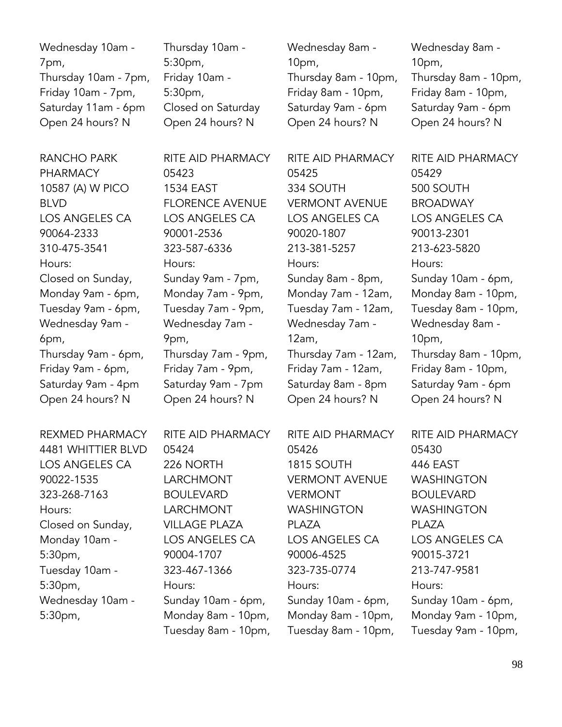Wednesday 10am - 7pm,
Thursday 10am - 7pm,
Friday 10am - 7pm,
Saturday 11am - 6pm
Open 24 hours? N

RANCHO PARK PHARMACY
10587 (A) W PICO BLVD
LOS ANGELES CA 90064-2333
310-475-3541
Hours:
Closed on Sunday,
Monday 9am - 6pm,
Tuesday 9am - 6pm,
Wednesday 9am - 6pm,
Thursday 9am - 6pm,
Friday 9am - 6pm,
Saturday 9am - 4pm
Open 24 hours? N

REXMED PHARMACY
4481 WHITTIER BLVD
LOS ANGELES CA 90022-1535
323-268-7163
Hours:
Closed on Sunday,
Monday 10am - 5:30pm,
Tuesday 10am - 5:30pm,
Wednesday 10am - 5:30pm,
Thursday 10am - 5:30pm,
Friday 10am - 5:30pm,
Closed on Saturday
Open 24 hours? N

RITE AID PHARMACY 05423
1534 EAST FLORENCE AVENUE
LOS ANGELES CA 90001-2536
323-587-6336
Hours:
Sunday 9am - 7pm,
Monday 7am - 9pm,
Tuesday 7am - 9pm,
Wednesday 7am - 9pm,
Thursday 7am - 9pm,
Friday 7am - 9pm,
Saturday 9am - 7pm
Open 24 hours? N

RITE AID PHARMACY 05424
226 NORTH LARCHMONT BOULEVARD LARCHMONT VILLAGE PLAZA
LOS ANGELES CA 90004-1707
323-467-1366
Hours:
Sunday 10am - 6pm,
Monday 8am - 10pm,
Tuesday 8am - 10pm,
Wednesday 8am - 10pm,
Thursday 8am - 10pm,
Friday 8am - 10pm,
Saturday 9am - 6pm
Open 24 hours? N

RITE AID PHARMACY 05425
334 SOUTH VERMONT AVENUE
LOS ANGELES CA 90020-1807
213-381-5257
Hours:
Sunday 8am - 8pm,
Monday 7am - 12am,
Tuesday 7am - 12am,
Wednesday 7am - 12am,
Thursday 7am - 12am,
Friday 7am - 12am,
Saturday 8am - 8pm
Open 24 hours? N

RITE AID PHARMACY 05426
1815 SOUTH VERMONT AVENUE VERMONT WASHINGTON PLAZA
LOS ANGELES CA 90006-4525
323-735-0774
Hours:
Sunday 10am - 6pm,
Monday 8am - 10pm,
Tuesday 8am - 10pm,
Wednesday 8am - 10pm,
Thursday 8am - 10pm,
Friday 8am - 10pm,
Saturday 9am - 6pm
Open 24 hours? N

RITE AID PHARMACY 05429
500 SOUTH BROADWAY
LOS ANGELES CA 90013-2301
213-623-5820
Hours:
Sunday 10am - 6pm,
Monday 8am - 10pm,
Tuesday 8am - 10pm,
Wednesday 8am - 10pm,
Thursday 8am - 10pm,
Friday 8am - 10pm,
Saturday 9am - 6pm
Open 24 hours? N

RITE AID PHARMACY 05430
446 EAST WASHINGTON BOULEVARD WASHINGTON PLAZA
LOS ANGELES CA 90015-3721
213-747-9581
Hours:
Sunday 10am - 6pm,
Monday 9am - 10pm,
Tuesday 9am - 10pm,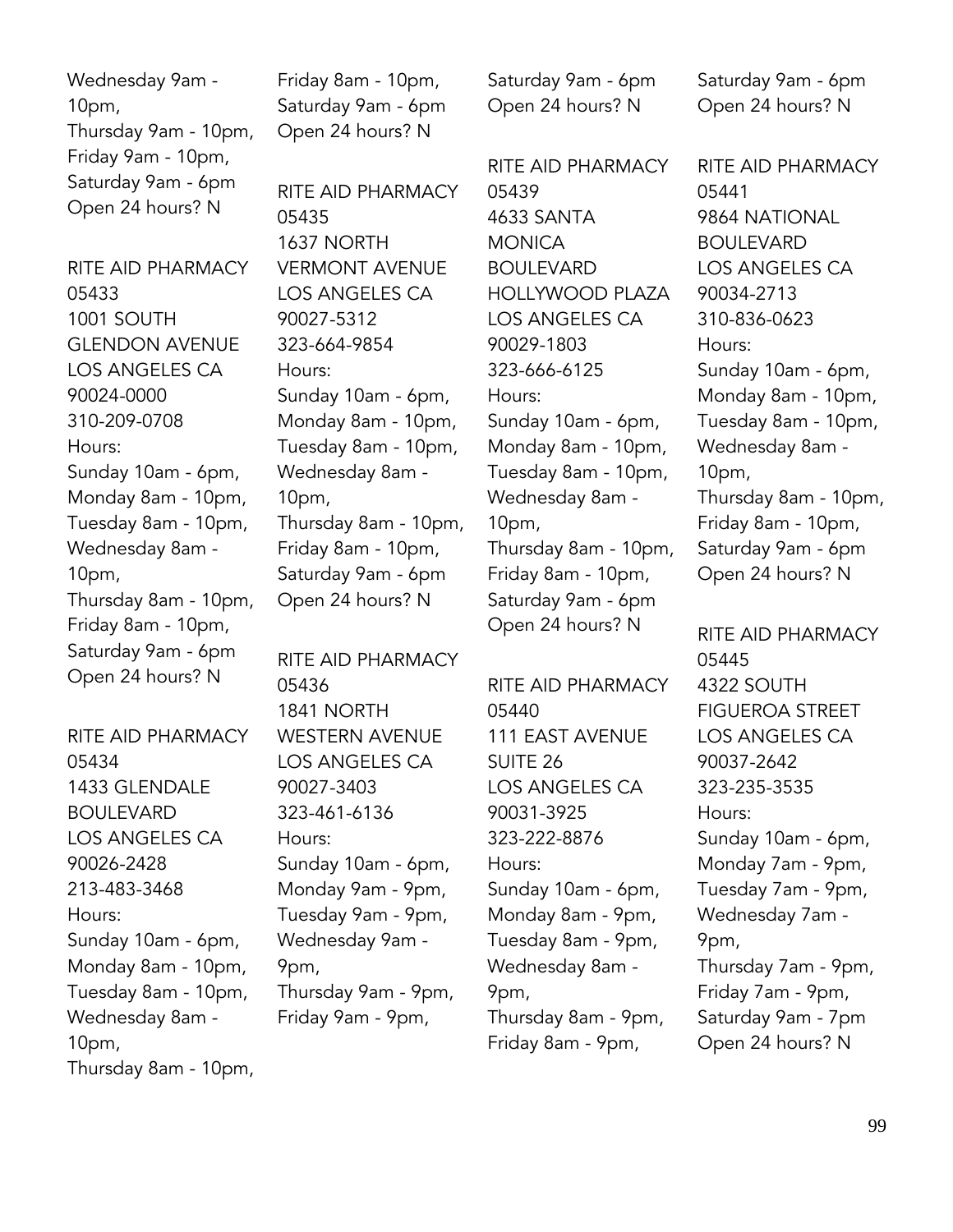Wednesday 9am - 10pm,
Thursday 9am - 10pm,
Friday 9am - 10pm,
Saturday 9am - 6pm
Open 24 hours? N

RITE AID PHARMACY
05433
1001 SOUTH GLENDON AVENUE
LOS ANGELES CA
90024-0000
310-209-0708
Hours:
Sunday 10am - 6pm,
Monday 8am - 10pm,
Tuesday 8am - 10pm,
Wednesday 8am - 10pm,
Thursday 8am - 10pm,
Friday 8am - 10pm,
Saturday 9am - 6pm
Open 24 hours? N

RITE AID PHARMACY
05434
1433 GLENDALE BOULEVARD
LOS ANGELES CA
90026-2428
213-483-3468
Hours:
Sunday 10am - 6pm,
Monday 8am - 10pm,
Tuesday 8am - 10pm,
Wednesday 8am - 10pm,
Thursday 8am - 10pm,
Friday 8am - 10pm,
Saturday 9am - 6pm
Open 24 hours? N

RITE AID PHARMACY
05435
1637 NORTH VERMONT AVENUE
LOS ANGELES CA
90027-5312
323-664-9854
Hours:
Sunday 10am - 6pm,
Monday 8am - 10pm,
Tuesday 8am - 10pm,
Wednesday 8am - 10pm,
Thursday 8am - 10pm,
Friday 8am - 10pm,
Saturday 9am - 6pm
Open 24 hours? N

RITE AID PHARMACY
05436
1841 NORTH WESTERN AVENUE
LOS ANGELES CA
90027-3403
323-461-6136
Hours:
Sunday 10am - 6pm,
Monday 9am - 9pm,
Tuesday 9am - 9pm,
Wednesday 9am - 9pm,
Thursday 9am - 9pm,
Friday 9am - 9pm,
Saturday 9am - 6pm
Open 24 hours? N

RITE AID PHARMACY
05439
4633 SANTA MONICA BOULEVARD
HOLLYWOOD PLAZA
LOS ANGELES CA
90029-1803
323-666-6125
Hours:
Sunday 10am - 6pm,
Monday 8am - 10pm,
Tuesday 8am - 10pm,
Wednesday 8am - 10pm,
Thursday 8am - 10pm,
Friday 8am - 10pm,
Saturday 9am - 6pm
Open 24 hours? N

RITE AID PHARMACY
05440
111 EAST AVENUE SUITE 26
LOS ANGELES CA
90031-3925
323-222-8876
Hours:
Sunday 10am - 6pm,
Monday 8am - 9pm,
Tuesday 8am - 9pm,
Wednesday 8am - 9pm,
Thursday 8am - 9pm,
Friday 8am - 9pm,
Saturday 9am - 6pm
Open 24 hours? N

RITE AID PHARMACY
05441
9864 NATIONAL BOULEVARD
LOS ANGELES CA
90034-2713
310-836-0623
Hours:
Sunday 10am - 6pm,
Monday 8am - 10pm,
Tuesday 8am - 10pm,
Wednesday 8am - 10pm,
Thursday 8am - 10pm,
Friday 8am - 10pm,
Saturday 9am - 6pm
Open 24 hours? N

RITE AID PHARMACY
05445
4322 SOUTH FIGUEROA STREET
LOS ANGELES CA
90037-2642
323-235-3535
Hours:
Sunday 10am - 6pm,
Monday 7am - 9pm,
Tuesday 7am - 9pm,
Wednesday 7am - 9pm,
Thursday 7am - 9pm,
Friday 7am - 9pm,
Saturday 9am - 7pm
Open 24 hours? N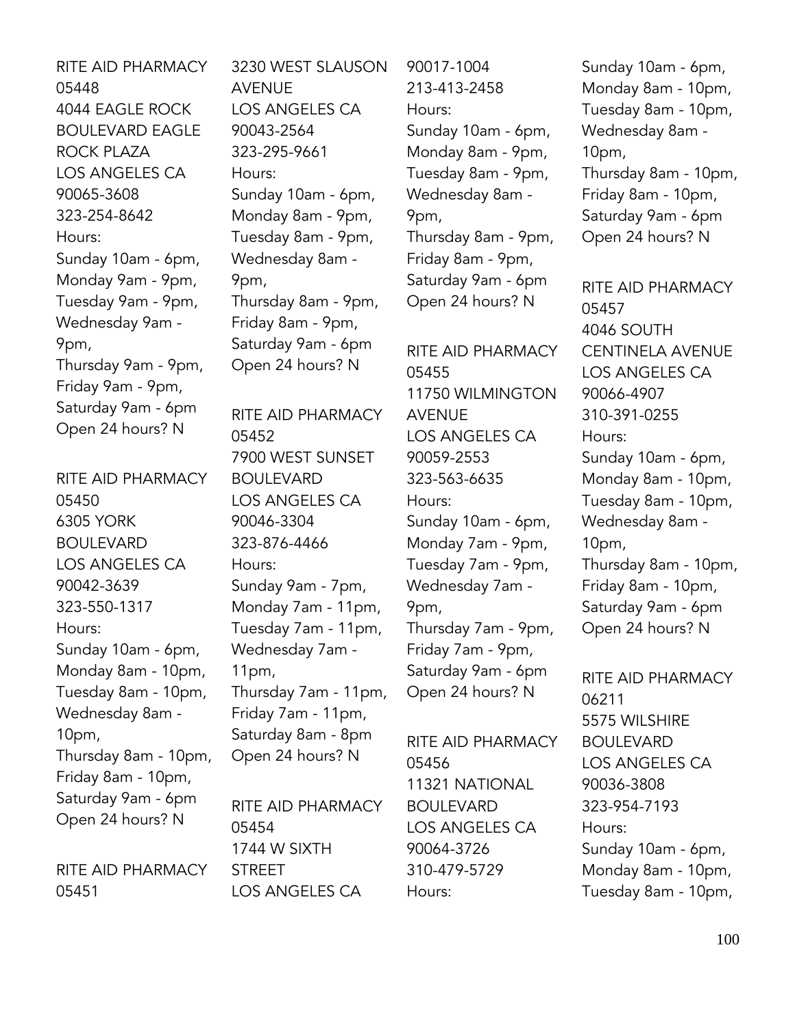RITE AID PHARMACY 05448
4044 EAGLE ROCK BOULEVARD EAGLE ROCK PLAZA
LOS ANGELES CA 90065-3608
323-254-8642
Hours:
Sunday 10am - 6pm,
Monday 9am - 9pm,
Tuesday 9am - 9pm,
Wednesday 9am - 9pm,
Thursday 9am - 9pm,
Friday 9am - 9pm,
Saturday 9am - 6pm
Open 24 hours? N

RITE AID PHARMACY 05450
6305 YORK BOULEVARD
LOS ANGELES CA 90042-3639
323-550-1317
Hours:
Sunday 10am - 6pm,
Monday 8am - 10pm,
Tuesday 8am - 10pm,
Wednesday 8am - 10pm,
Thursday 8am - 10pm,
Friday 8am - 10pm,
Saturday 9am - 6pm
Open 24 hours? N

RITE AID PHARMACY 05451
3230 WEST SLAUSON AVENUE
LOS ANGELES CA 90043-2564
323-295-9661
Hours:
Sunday 10am - 6pm,
Monday 8am - 9pm,
Tuesday 8am - 9pm,
Wednesday 8am - 9pm,
Thursday 8am - 9pm,
Friday 8am - 9pm,
Saturday 9am - 6pm
Open 24 hours? N

RITE AID PHARMACY 05452
7900 WEST SUNSET BOULEVARD
LOS ANGELES CA 90046-3304
323-876-4466
Hours:
Sunday 9am - 7pm,
Monday 7am - 11pm,
Tuesday 7am - 11pm,
Wednesday 7am - 11pm,
Thursday 7am - 11pm,
Friday 7am - 11pm,
Saturday 8am - 8pm
Open 24 hours? N

RITE AID PHARMACY 05454
1744 W SIXTH STREET
LOS ANGELES CA 90017-1004
213-413-2458
Hours:
Sunday 10am - 6pm,
Monday 8am - 9pm,
Tuesday 8am - 9pm,
Wednesday 8am - 9pm,
Thursday 8am - 9pm,
Friday 8am - 9pm,
Saturday 9am - 6pm
Open 24 hours? N

RITE AID PHARMACY 05455
11750 WILMINGTON AVENUE
LOS ANGELES CA 90059-2553
323-563-6635
Hours:
Sunday 10am - 6pm,
Monday 7am - 9pm,
Tuesday 7am - 9pm,
Wednesday 7am - 9pm,
Thursday 7am - 9pm,
Friday 7am - 9pm,
Saturday 9am - 6pm
Open 24 hours? N

RITE AID PHARMACY 05456
11321 NATIONAL BOULEVARD
LOS ANGELES CA 90064-3726
310-479-5729
Hours:
Sunday 10am - 6pm,
Monday 8am - 10pm,
Tuesday 8am - 10pm,
Wednesday 8am - 10pm,
Thursday 8am - 10pm,
Friday 8am - 10pm,
Saturday 9am - 6pm
Open 24 hours? N

RITE AID PHARMACY 05457
4046 SOUTH CENTINELA AVENUE
LOS ANGELES CA 90066-4907
310-391-0255
Hours:
Sunday 10am - 6pm,
Monday 8am - 10pm,
Tuesday 8am - 10pm,
Wednesday 8am - 10pm,
Thursday 8am - 10pm,
Friday 8am - 10pm,
Saturday 9am - 6pm
Open 24 hours? N

RITE AID PHARMACY 06211
5575 WILSHIRE BOULEVARD
LOS ANGELES CA 90036-3808
323-954-7193
Hours:
Sunday 10am - 6pm,
Monday 8am - 10pm,
Tuesday 8am - 10pm,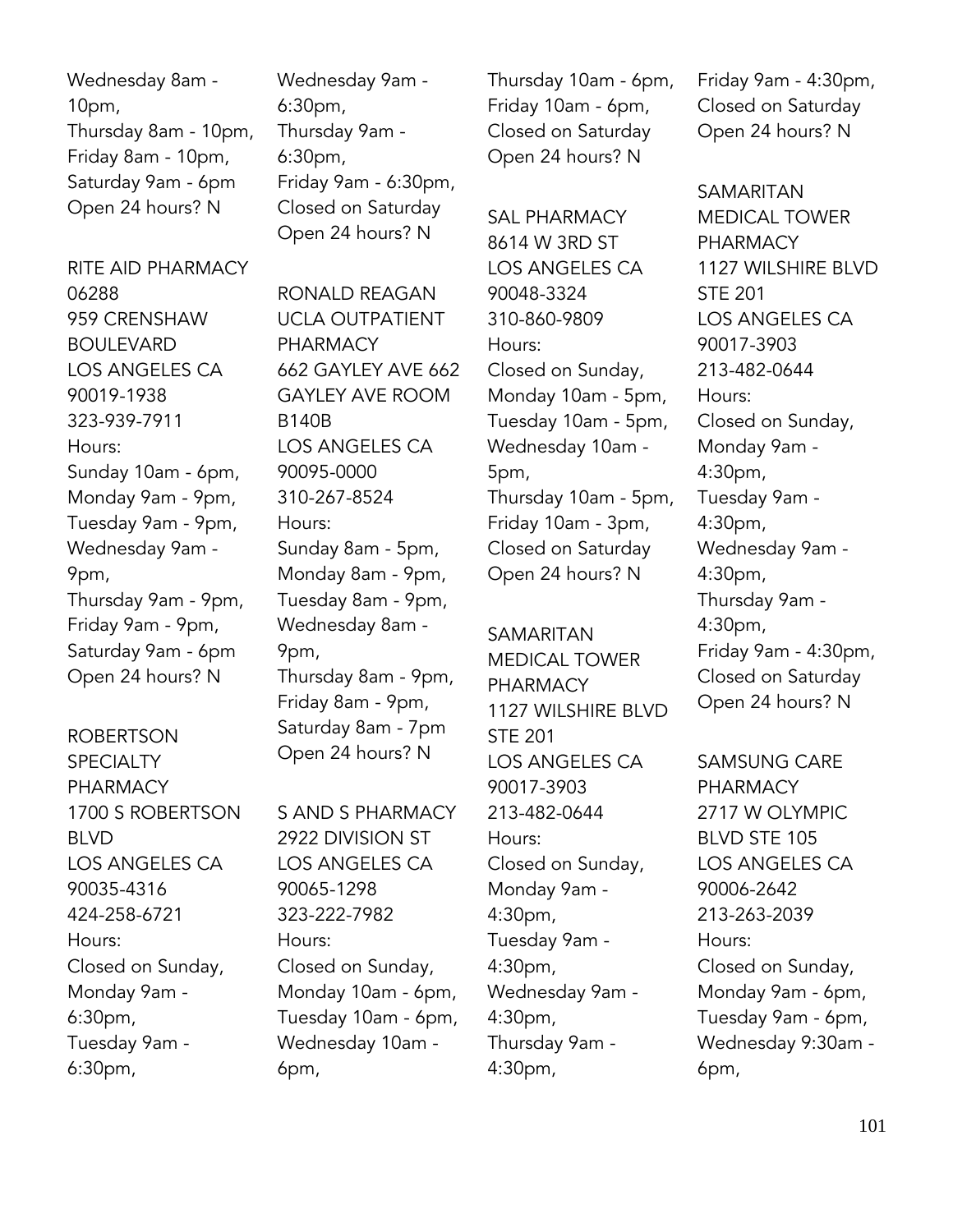Wednesday 8am - 10pm,
Thursday 8am - 10pm,
Friday 8am - 10pm,
Saturday 9am - 6pm
Open 24 hours? N

RITE AID PHARMACY 06288
959 CRENSHAW BOULEVARD
LOS ANGELES CA 90019-1938
323-939-7911
Hours:
Sunday 10am - 6pm,
Monday 9am - 9pm,
Tuesday 9am - 9pm,
Wednesday 9am - 9pm,
Thursday 9am - 9pm,
Friday 9am - 9pm,
Saturday 9am - 6pm
Open 24 hours? N

ROBERTSON SPECIALTY PHARMACY
1700 S ROBERTSON BLVD
LOS ANGELES CA 90035-4316
424-258-6721
Hours:
Closed on Sunday,
Monday 9am - 6:30pm,
Tuesday 9am - 6:30pm,
Wednesday 9am - 6:30pm,
Thursday 9am - 6:30pm,
Friday 9am - 6:30pm,
Closed on Saturday
Open 24 hours? N

RONALD REAGAN UCLA OUTPATIENT PHARMACY
662 GAYLEY AVE 662 GAYLEY AVE ROOM B140B
LOS ANGELES CA 90095-0000
310-267-8524
Hours:
Sunday 8am - 5pm,
Monday 8am - 9pm,
Tuesday 8am - 9pm,
Wednesday 8am - 9pm,
Thursday 8am - 9pm,
Friday 8am - 9pm,
Saturday 8am - 7pm
Open 24 hours? N

S AND S PHARMACY
2922 DIVISION ST
LOS ANGELES CA 90065-1298
323-222-7982
Hours:
Closed on Sunday,
Monday 10am - 6pm,
Tuesday 10am - 6pm,
Wednesday 10am - 6pm,
Thursday 10am - 6pm,
Friday 10am - 6pm,
Closed on Saturday
Open 24 hours? N

SAL PHARMACY
8614 W 3RD ST
LOS ANGELES CA 90048-3324
310-860-9809
Hours:
Closed on Sunday,
Monday 10am - 5pm,
Tuesday 10am - 5pm,
Wednesday 10am - 5pm,
Thursday 10am - 5pm,
Friday 10am - 3pm,
Closed on Saturday
Open 24 hours? N

SAMARITAN MEDICAL TOWER PHARMACY
1127 WILSHIRE BLVD STE 201
LOS ANGELES CA 90017-3903
213-482-0644
Hours:
Closed on Sunday,
Monday 9am - 4:30pm,
Tuesday 9am - 4:30pm,
Wednesday 9am - 4:30pm,
Thursday 9am - 4:30pm,
Friday 9am - 4:30pm,
Closed on Saturday
Open 24 hours? N

SAMARITAN MEDICAL TOWER PHARMACY
1127 WILSHIRE BLVD STE 201
LOS ANGELES CA 90017-3903
213-482-0644
Hours:
Closed on Sunday,
Monday 9am - 4:30pm,
Tuesday 9am - 4:30pm,
Wednesday 9am - 4:30pm,
Thursday 9am - 4:30pm,
Friday 9am - 4:30pm,
Closed on Saturday
Open 24 hours? N

SAMSUNG CARE PHARMACY
2717 W OLYMPIC BLVD STE 105
LOS ANGELES CA 90006-2642
213-263-2039
Hours:
Closed on Sunday,
Monday 9am - 6pm,
Tuesday 9am - 6pm,
Wednesday 9:30am - 6pm,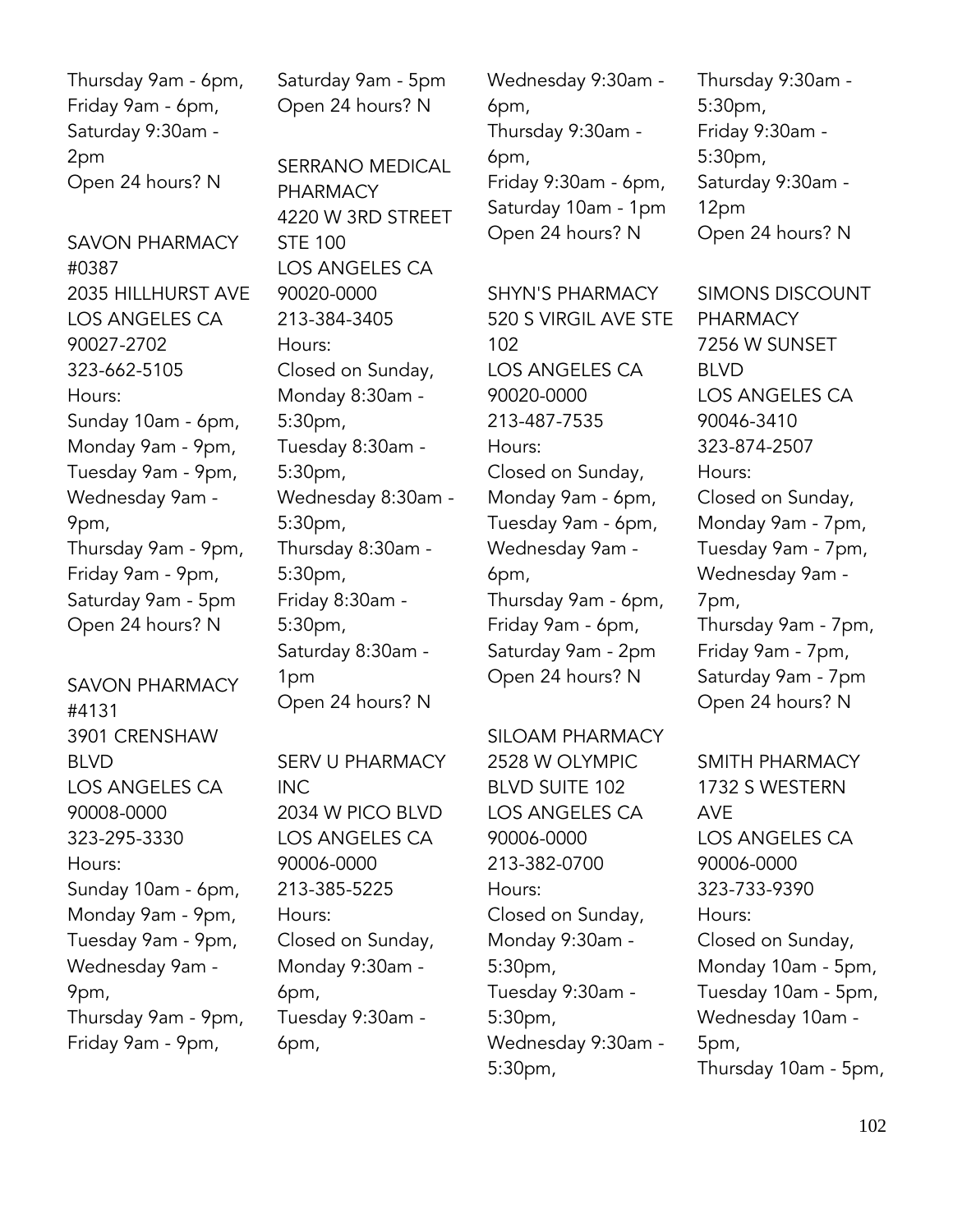Thursday 9am - 6pm,
Friday 9am - 6pm,
Saturday 9:30am - 2pm
Open 24 hours? N

SAVON PHARMACY #0387
2035 HILLHURST AVE
LOS ANGELES CA 90027-2702
323-662-5105
Hours:
Sunday 10am - 6pm,
Monday 9am - 9pm,
Tuesday 9am - 9pm,
Wednesday 9am - 9pm,
Thursday 9am - 9pm,
Friday 9am - 9pm,
Saturday 9am - 5pm
Open 24 hours? N

SAVON PHARMACY #4131
3901 CRENSHAW BLVD
LOS ANGELES CA 90008-0000
323-295-3330
Hours:
Sunday 10am - 6pm,
Monday 9am - 9pm,
Tuesday 9am - 9pm,
Wednesday 9am - 9pm,
Thursday 9am - 9pm,
Friday 9am - 9pm,
Saturday 9am - 5pm
Open 24 hours? N

SERRANO MEDICAL PHARMACY
4220 W 3RD STREET STE 100
LOS ANGELES CA 90020-0000
213-384-3405
Hours:
Closed on Sunday,
Monday 8:30am - 5:30pm,
Tuesday 8:30am - 5:30pm,
Wednesday 8:30am - 5:30pm,
Thursday 8:30am - 5:30pm,
Friday 8:30am - 5:30pm,
Saturday 8:30am - 1pm
Open 24 hours? N

SERV U PHARMACY INC
2034 W PICO BLVD
LOS ANGELES CA 90006-0000
213-385-5225
Hours:
Closed on Sunday,
Monday 9:30am - 6pm,
Tuesday 9:30am - 6pm,
Wednesday 9:30am - 6pm,
Thursday 9:30am - 6pm,
Friday 9:30am - 6pm,
Saturday 10am - 1pm
Open 24 hours? N

SHYN'S PHARMACY
520 S VIRGIL AVE STE 102
LOS ANGELES CA 90020-0000
213-487-7535
Hours:
Closed on Sunday,
Monday 9am - 6pm,
Tuesday 9am - 6pm,
Wednesday 9am - 6pm,
Thursday 9am - 6pm,
Friday 9am - 6pm,
Saturday 9am - 2pm
Open 24 hours? N

SILOAM PHARMACY
2528 W OLYMPIC BLVD SUITE 102
LOS ANGELES CA 90006-0000
213-382-0700
Hours:
Closed on Sunday,
Monday 9:30am - 5:30pm,
Tuesday 9:30am - 5:30pm,
Wednesday 9:30am - 5:30pm,
Thursday 9:30am - 5:30pm,
Friday 9:30am - 5:30pm,
Saturday 9:30am - 12pm
Open 24 hours? N

SIMONS DISCOUNT PHARMACY
7256 W SUNSET BLVD
LOS ANGELES CA 90046-3410
323-874-2507
Hours:
Closed on Sunday,
Monday 9am - 7pm,
Tuesday 9am - 7pm,
Wednesday 9am - 7pm,
Thursday 9am - 7pm,
Friday 9am - 7pm,
Saturday 9am - 7pm
Open 24 hours? N

SMITH PHARMACY
1732 S WESTERN AVE
LOS ANGELES CA 90006-0000
323-733-9390
Hours:
Closed on Sunday,
Monday 10am - 5pm,
Tuesday 10am - 5pm,
Wednesday 10am - 5pm,
Thursday 10am - 5pm,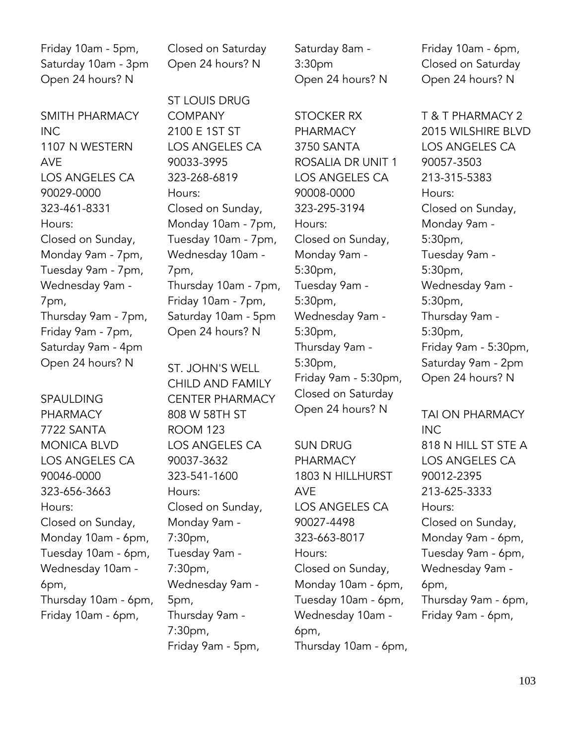Friday 10am - 5pm,
Saturday 10am - 3pm
Open 24 hours? N

SMITH PHARMACY INC
1107 N WESTERN AVE
LOS ANGELES CA 90029-0000
323-461-8331
Hours:
Closed on Sunday,
Monday 9am - 7pm,
Tuesday 9am - 7pm,
Wednesday 9am - 7pm,
Thursday 9am - 7pm,
Friday 9am - 7pm,
Saturday 9am - 4pm
Open 24 hours? N

SPAULDING PHARMACY
7722 SANTA MONICA BLVD
LOS ANGELES CA 90046-0000
323-656-3663
Hours:
Closed on Sunday,
Monday 10am - 6pm,
Tuesday 10am - 6pm,
Wednesday 10am - 6pm,
Thursday 10am - 6pm,
Friday 10am - 6pm,
Closed on Saturday
Open 24 hours? N

ST LOUIS DRUG COMPANY
2100 E 1ST ST
LOS ANGELES CA 90033-3995
323-268-6819
Hours:
Closed on Sunday,
Monday 10am - 7pm,
Tuesday 10am - 7pm,
Wednesday 10am - 7pm,
Thursday 10am - 7pm,
Friday 10am - 7pm,
Saturday 10am - 5pm
Open 24 hours? N

ST. JOHN'S WELL CHILD AND FAMILY CENTER PHARMACY
808 W 58TH ST ROOM 123
LOS ANGELES CA 90037-3632
323-541-1600
Hours:
Closed on Sunday,
Monday 9am - 7:30pm,
Tuesday 9am - 7:30pm,
Wednesday 9am - 5pm,
Thursday 9am - 7:30pm,
Friday 9am - 5pm,
Saturday 8am - 3:30pm
Open 24 hours? N

STOCKER RX PHARMACY
3750 SANTA ROSALIA DR UNIT 1
LOS ANGELES CA 90008-0000
323-295-3194
Hours:
Closed on Sunday,
Monday 9am - 5:30pm,
Tuesday 9am - 5:30pm,
Wednesday 9am - 5:30pm,
Thursday 9am - 5:30pm,
Friday 9am - 5:30pm,
Closed on Saturday
Open 24 hours? N

SUN DRUG PHARMACY
1803 N HILLHURST AVE
LOS ANGELES CA 90027-4498
323-663-8017
Hours:
Closed on Sunday,
Monday 10am - 6pm,
Tuesday 10am - 6pm,
Wednesday 10am - 6pm,
Thursday 10am - 6pm,
Friday 10am - 6pm,
Closed on Saturday
Open 24 hours? N

T & T PHARMACY 2
2015 WILSHIRE BLVD
LOS ANGELES CA 90057-3503
213-315-5383
Hours:
Closed on Sunday,
Monday 9am - 5:30pm,
Tuesday 9am - 5:30pm,
Wednesday 9am - 5:30pm,
Thursday 9am - 5:30pm,
Friday 9am - 5:30pm,
Saturday 9am - 2pm
Open 24 hours? N

TAI ON PHARMACY INC
818 N HILL ST STE A
LOS ANGELES CA 90012-2395
213-625-3333
Hours:
Closed on Sunday,
Monday 9am - 6pm,
Tuesday 9am - 6pm,
Wednesday 9am - 6pm,
Thursday 9am - 6pm,
Friday 9am - 6pm,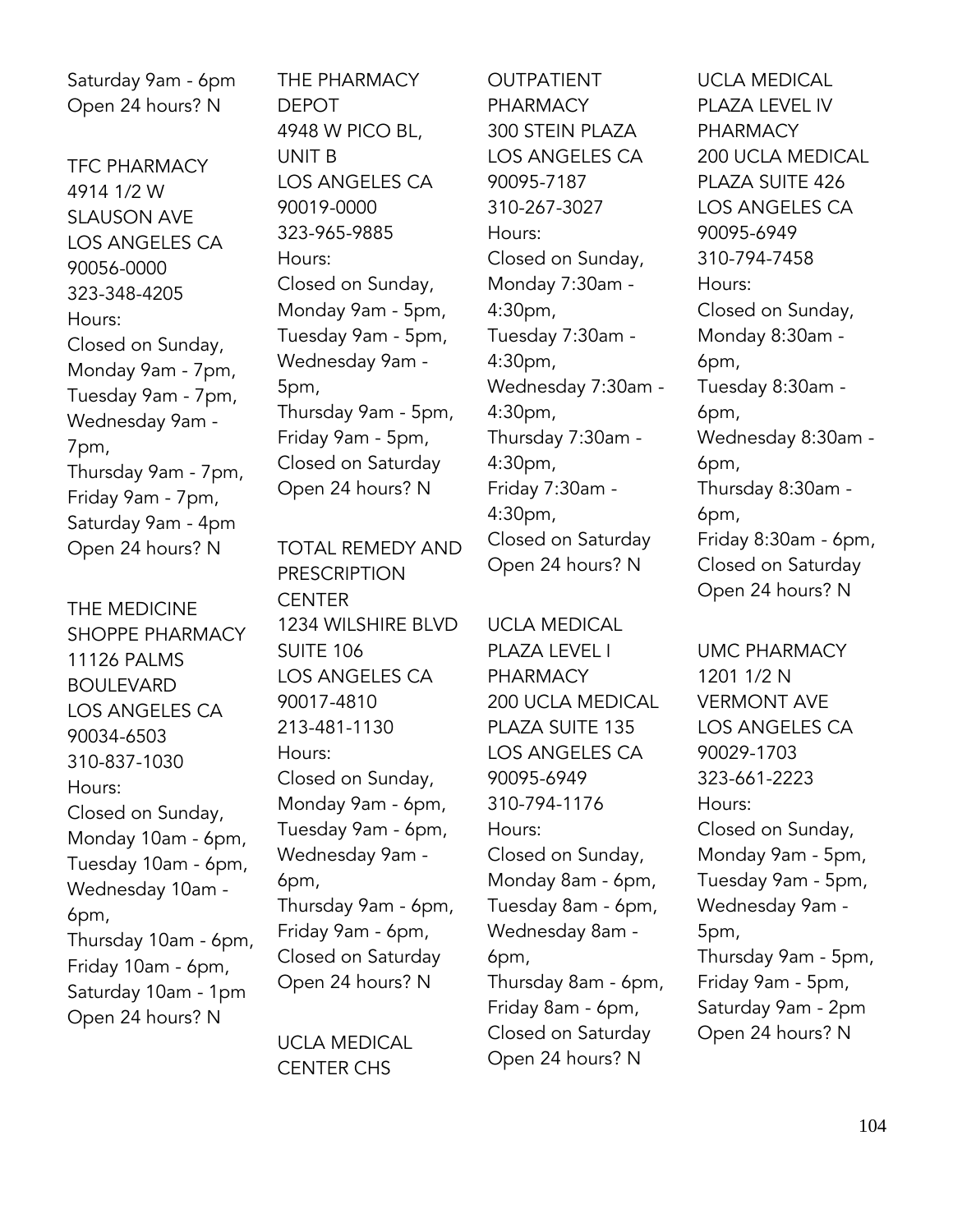Saturday 9am - 6pm
Open 24 hours? N

TFC PHARMACY
4914 1/2 W SLAUSON AVE
LOS ANGELES CA 90056-0000
323-348-4205
Hours:
Closed on Sunday,
Monday 9am - 7pm,
Tuesday 9am - 7pm,
Wednesday 9am - 7pm,
Thursday 9am - 7pm,
Friday 9am - 7pm,
Saturday 9am - 4pm
Open 24 hours? N

THE MEDICINE SHOPPE PHARMACY
11126 PALMS BOULEVARD
LOS ANGELES CA 90034-6503
310-837-1030
Hours:
Closed on Sunday,
Monday 10am - 6pm,
Tuesday 10am - 6pm,
Wednesday 10am - 6pm,
Thursday 10am - 6pm,
Friday 10am - 6pm,
Saturday 10am - 1pm
Open 24 hours? N

THE PHARMACY DEPOT
4948 W PICO BL, UNIT B
LOS ANGELES CA 90019-0000
323-965-9885
Hours:
Closed on Sunday,
Monday 9am - 5pm,
Tuesday 9am - 5pm,
Wednesday 9am - 5pm,
Thursday 9am - 5pm,
Friday 9am - 5pm,
Closed on Saturday
Open 24 hours? N

TOTAL REMEDY AND PRESCRIPTION CENTER
1234 WILSHIRE BLVD SUITE 106
LOS ANGELES CA 90017-4810
213-481-1130
Hours:
Closed on Sunday,
Monday 9am - 6pm,
Tuesday 9am - 6pm,
Wednesday 9am - 6pm,
Thursday 9am - 6pm,
Friday 9am - 6pm,
Closed on Saturday
Open 24 hours? N

UCLA MEDICAL CENTER CHS
OUTPATIENT PHARMACY
300 STEIN PLAZA
LOS ANGELES CA 90095-7187
310-267-3027
Hours:
Closed on Sunday,
Monday 7:30am - 4:30pm,
Tuesday 7:30am - 4:30pm,
Wednesday 7:30am - 4:30pm,
Thursday 7:30am - 4:30pm,
Friday 7:30am - 4:30pm,
Closed on Saturday
Open 24 hours? N

UCLA MEDICAL PLAZA LEVEL I PHARMACY
200 UCLA MEDICAL PLAZA SUITE 135
LOS ANGELES CA 90095-6949
310-794-1176
Hours:
Closed on Sunday,
Monday 8am - 6pm,
Tuesday 8am - 6pm,
Wednesday 8am - 6pm,
Thursday 8am - 6pm,
Friday 8am - 6pm,
Closed on Saturday
Open 24 hours? N

UCLA MEDICAL PLAZA LEVEL IV PHARMACY
200 UCLA MEDICAL PLAZA SUITE 426
LOS ANGELES CA 90095-6949
310-794-7458
Hours:
Closed on Sunday,
Monday 8:30am - 6pm,
Tuesday 8:30am - 6pm,
Wednesday 8:30am - 6pm,
Thursday 8:30am - 6pm,
Friday 8:30am - 6pm,
Closed on Saturday
Open 24 hours? N

UMC PHARMACY
1201 1/2 N VERMONT AVE
LOS ANGELES CA 90029-1703
323-661-2223
Hours:
Closed on Sunday,
Monday 9am - 5pm,
Tuesday 9am - 5pm,
Wednesday 9am - 5pm,
Thursday 9am - 5pm,
Friday 9am - 5pm,
Saturday 9am - 2pm
Open 24 hours? N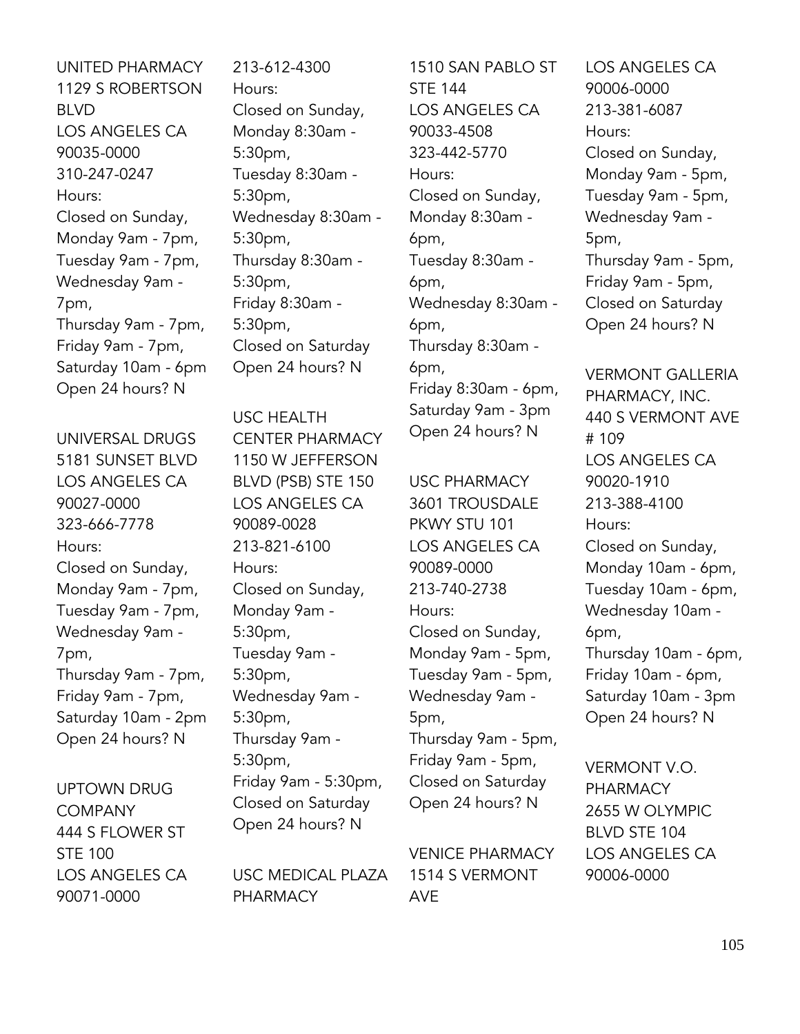UNITED PHARMACY
1129 S ROBERTSON BLVD
LOS ANGELES CA 90035-0000
310-247-0247
Hours:
Closed on Sunday,
Monday 9am - 7pm,
Tuesday 9am - 7pm,
Wednesday 9am - 7pm,
Thursday 9am - 7pm,
Friday 9am - 7pm,
Saturday 10am - 6pm
Open 24 hours? N

UNIVERSAL DRUGS
5181 SUNSET BLVD
LOS ANGELES CA 90027-0000
323-666-7778
Hours:
Closed on Sunday,
Monday 9am - 7pm,
Tuesday 9am - 7pm,
Wednesday 9am - 7pm,
Thursday 9am - 7pm,
Friday 9am - 7pm,
Saturday 10am - 2pm
Open 24 hours? N

UPTOWN DRUG COMPANY
444 S FLOWER ST STE 100
LOS ANGELES CA 90071-0000
213-612-4300
Hours:
Closed on Sunday,
Monday 8:30am - 5:30pm,
Tuesday 8:30am - 5:30pm,
Wednesday 8:30am - 5:30pm,
Thursday 8:30am - 5:30pm,
Friday 8:30am - 5:30pm,
Closed on Saturday
Open 24 hours? N

USC HEALTH CENTER PHARMACY
1150 W JEFFERSON BLVD (PSB) STE 150
LOS ANGELES CA 90089-0028
213-821-6100
Hours:
Closed on Sunday,
Monday 9am - 5:30pm,
Tuesday 9am - 5:30pm,
Wednesday 9am - 5:30pm,
Thursday 9am - 5:30pm,
Friday 9am - 5:30pm,
Closed on Saturday
Open 24 hours? N

USC MEDICAL PLAZA PHARMACY
1510 SAN PABLO ST STE 144
LOS ANGELES CA 90033-4508
323-442-5770
Hours:
Closed on Sunday,
Monday 8:30am - 6pm,
Tuesday 8:30am - 6pm,
Wednesday 8:30am - 6pm,
Thursday 8:30am - 6pm,
Friday 8:30am - 6pm,
Saturday 9am - 3pm
Open 24 hours? N

USC PHARMACY
3601 TROUSDALE PKWY STU 101
LOS ANGELES CA 90089-0000
213-740-2738
Hours:
Closed on Sunday,
Monday 9am - 5pm,
Tuesday 9am - 5pm,
Wednesday 9am - 5pm,
Thursday 9am - 5pm,
Friday 9am - 5pm,
Closed on Saturday
Open 24 hours? N

VENICE PHARMACY
1514 S VERMONT AVE
LOS ANGELES CA 90006-0000
213-381-6087
Hours:
Closed on Sunday,
Monday 9am - 5pm,
Tuesday 9am - 5pm,
Wednesday 9am - 5pm,
Thursday 9am - 5pm,
Friday 9am - 5pm,
Closed on Saturday
Open 24 hours? N

VERMONT GALLERIA PHARMACY, INC.
440 S VERMONT AVE # 109
LOS ANGELES CA 90020-1910
213-388-4100
Hours:
Closed on Sunday,
Monday 10am - 6pm,
Tuesday 10am - 6pm,
Wednesday 10am - 6pm,
Thursday 10am - 6pm,
Friday 10am - 6pm,
Saturday 10am - 3pm
Open 24 hours? N

VERMONT V.O. PHARMACY
2655 W OLYMPIC BLVD STE 104
LOS ANGELES CA 90006-0000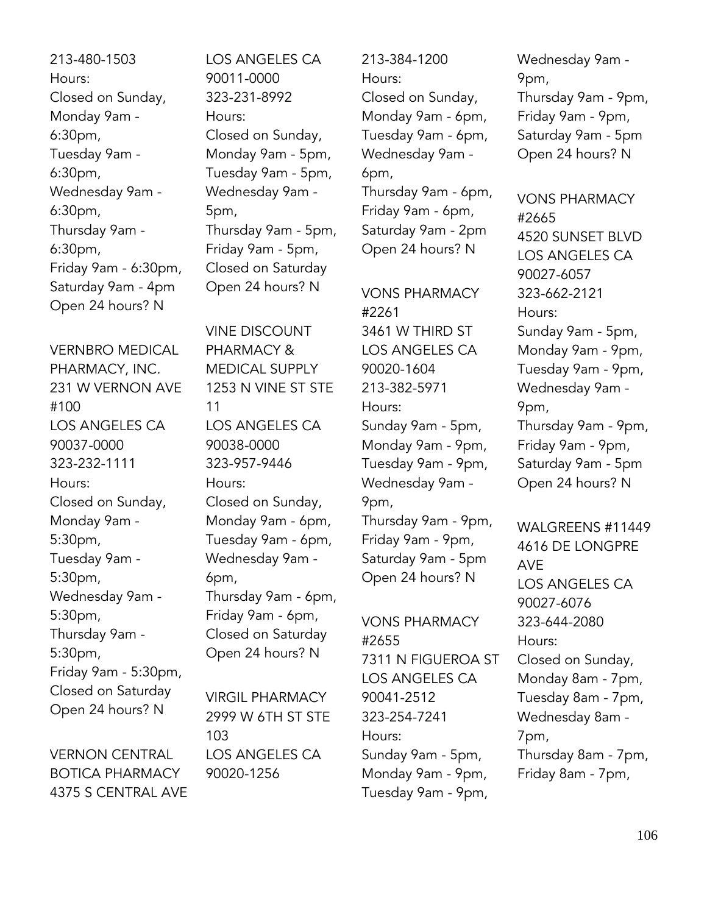213-480-1503
Hours:
Closed on Sunday,
Monday 9am - 6:30pm,
Tuesday 9am - 6:30pm,
Wednesday 9am - 6:30pm,
Thursday 9am - 6:30pm,
Friday 9am - 6:30pm,
Saturday 9am - 4pm
Open 24 hours? N

VERNBRO MEDICAL PHARMACY, INC.
231 W VERNON AVE #100
LOS ANGELES CA 90037-0000
323-232-1111
Hours:
Closed on Sunday,
Monday 9am - 5:30pm,
Tuesday 9am - 5:30pm,
Wednesday 9am - 5:30pm,
Thursday 9am - 5:30pm,
Friday 9am - 5:30pm,
Closed on Saturday
Open 24 hours? N

VERNON CENTRAL BOTICA PHARMACY
4375 S CENTRAL AVE
LOS ANGELES CA 90011-0000
323-231-8992
Hours:
Closed on Sunday,
Monday 9am - 5pm,
Tuesday 9am - 5pm,
Wednesday 9am - 5pm,
Thursday 9am - 5pm,
Friday 9am - 5pm,
Closed on Saturday
Open 24 hours? N

VINE DISCOUNT PHARMACY & MEDICAL SUPPLY
1253 N VINE ST STE 11
LOS ANGELES CA 90038-0000
323-957-9446
Hours:
Closed on Sunday,
Monday 9am - 6pm,
Tuesday 9am - 6pm,
Wednesday 9am - 6pm,
Thursday 9am - 6pm,
Friday 9am - 6pm,
Closed on Saturday
Open 24 hours? N

VIRGIL PHARMACY
2999 W 6TH ST STE 103
LOS ANGELES CA 90020-1256
213-384-1200
Hours:
Closed on Sunday,
Monday 9am - 6pm,
Tuesday 9am - 6pm,
Wednesday 9am - 6pm,
Thursday 9am - 6pm,
Friday 9am - 6pm,
Saturday 9am - 2pm
Open 24 hours? N

VONS PHARMACY #2261
3461 W THIRD ST
LOS ANGELES CA 90020-1604
213-382-5971
Hours:
Sunday 9am - 5pm,
Monday 9am - 9pm,
Tuesday 9am - 9pm,
Wednesday 9am - 9pm,
Thursday 9am - 9pm,
Friday 9am - 9pm,
Saturday 9am - 5pm
Open 24 hours? N

VONS PHARMACY #2655
7311 N FIGUEROA ST
LOS ANGELES CA 90041-2512
323-254-7241
Hours:
Sunday 9am - 5pm,
Monday 9am - 9pm,
Tuesday 9am - 9pm,
Wednesday 9am - 9pm,
Thursday 9am - 9pm,
Friday 9am - 9pm,
Saturday 9am - 5pm
Open 24 hours? N

VONS PHARMACY #2665
4520 SUNSET BLVD
LOS ANGELES CA 90027-6057
323-662-2121
Hours:
Sunday 9am - 5pm,
Monday 9am - 9pm,
Tuesday 9am - 9pm,
Wednesday 9am - 9pm,
Thursday 9am - 9pm,
Friday 9am - 9pm,
Saturday 9am - 5pm
Open 24 hours? N

WALGREENS #11449
4616 DE LONGPRE AVE
LOS ANGELES CA 90027-6076
323-644-2080
Hours:
Closed on Sunday,
Monday 8am - 7pm,
Tuesday 8am - 7pm,
Wednesday 8am - 7pm,
Thursday 8am - 7pm,
Friday 8am - 7pm,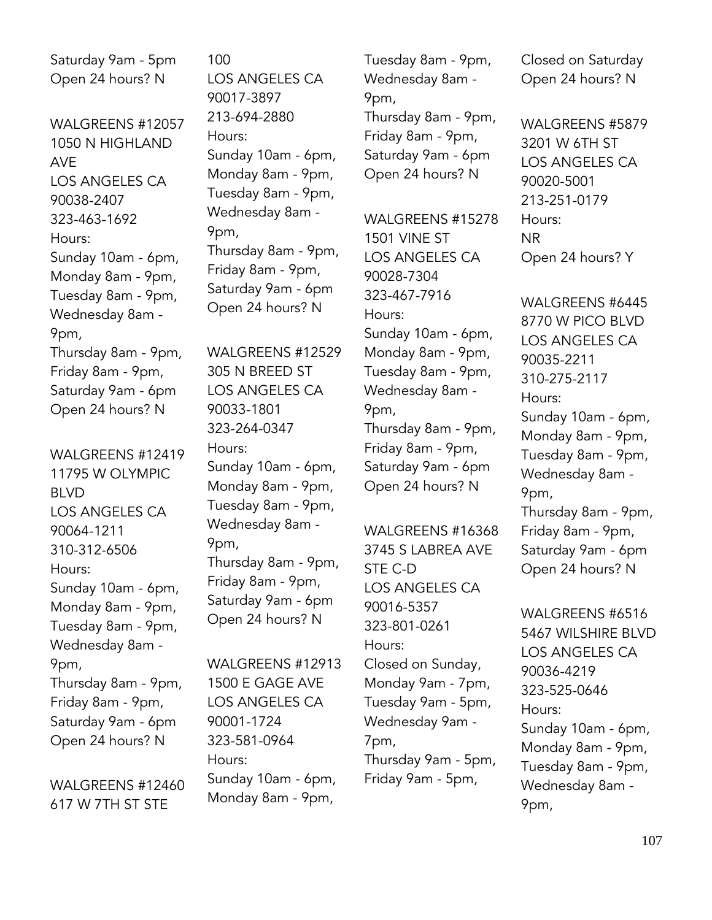Saturday 9am - 5pm
Open 24 hours? N

WALGREENS #12057
1050 N HIGHLAND AVE
LOS ANGELES CA
90038-2407
323-463-1692
Hours:
Sunday 10am - 6pm,
Monday 8am - 9pm,
Tuesday 8am - 9pm,
Wednesday 8am - 9pm,
Thursday 8am - 9pm,
Friday 8am - 9pm,
Saturday 9am - 6pm
Open 24 hours? N

WALGREENS #12419
11795 W OLYMPIC BLVD
LOS ANGELES CA
90064-1211
310-312-6506
Hours:
Sunday 10am - 6pm,
Monday 8am - 9pm,
Tuesday 8am - 9pm,
Wednesday 8am - 9pm,
Thursday 8am - 9pm,
Friday 8am - 9pm,
Saturday 9am - 6pm
Open 24 hours? N

WALGREENS #12460
617 W 7TH ST STE 100
LOS ANGELES CA
90017-3897
213-694-2880
Hours:
Sunday 10am - 6pm,
Monday 8am - 9pm,
Tuesday 8am - 9pm,
Wednesday 8am - 9pm,
Thursday 8am - 9pm,
Friday 8am - 9pm,
Saturday 9am - 6pm
Open 24 hours? N

WALGREENS #12529
305 N BREED ST
LOS ANGELES CA
90033-1801
323-264-0347
Hours:
Sunday 10am - 6pm,
Monday 8am - 9pm,
Tuesday 8am - 9pm,
Wednesday 8am - 9pm,
Thursday 8am - 9pm,
Friday 8am - 9pm,
Saturday 9am - 6pm
Open 24 hours? N

WALGREENS #12913
1500 E GAGE AVE
LOS ANGELES CA
90001-1724
323-581-0964
Hours:
Sunday 10am - 6pm,
Monday 8am - 9pm,
Tuesday 8am - 9pm,
Wednesday 8am - 9pm,
Thursday 8am - 9pm,
Friday 8am - 9pm,
Saturday 9am - 6pm
Open 24 hours? N

WALGREENS #15278
1501 VINE ST
LOS ANGELES CA
90028-7304
323-467-7916
Hours:
Sunday 10am - 6pm,
Monday 8am - 9pm,
Tuesday 8am - 9pm,
Wednesday 8am - 9pm,
Thursday 8am - 9pm,
Friday 8am - 9pm,
Saturday 9am - 6pm
Open 24 hours? N

WALGREENS #16368
3745 S LABREA AVE STE C-D
LOS ANGELES CA
90016-5357
323-801-0261
Hours:
Closed on Sunday,
Monday 9am - 7pm,
Tuesday 9am - 5pm,
Wednesday 9am - 7pm,
Thursday 9am - 5pm,
Friday 9am - 5pm,
Closed on Saturday
Open 24 hours? N

WALGREENS #5879
3201 W 6TH ST
LOS ANGELES CA
90020-5001
213-251-0179
Hours:
NR
Open 24 hours? Y

WALGREENS #6445
8770 W PICO BLVD
LOS ANGELES CA
90035-2211
310-275-2117
Hours:
Sunday 10am - 6pm,
Monday 8am - 9pm,
Tuesday 8am - 9pm,
Wednesday 8am - 9pm,
Thursday 8am - 9pm,
Friday 8am - 9pm,
Saturday 9am - 6pm
Open 24 hours? N

WALGREENS #6516
5467 WILSHIRE BLVD
LOS ANGELES CA
90036-4219
323-525-0646
Hours:
Sunday 10am - 6pm,
Monday 8am - 9pm,
Tuesday 8am - 9pm,
Wednesday 8am - 9pm,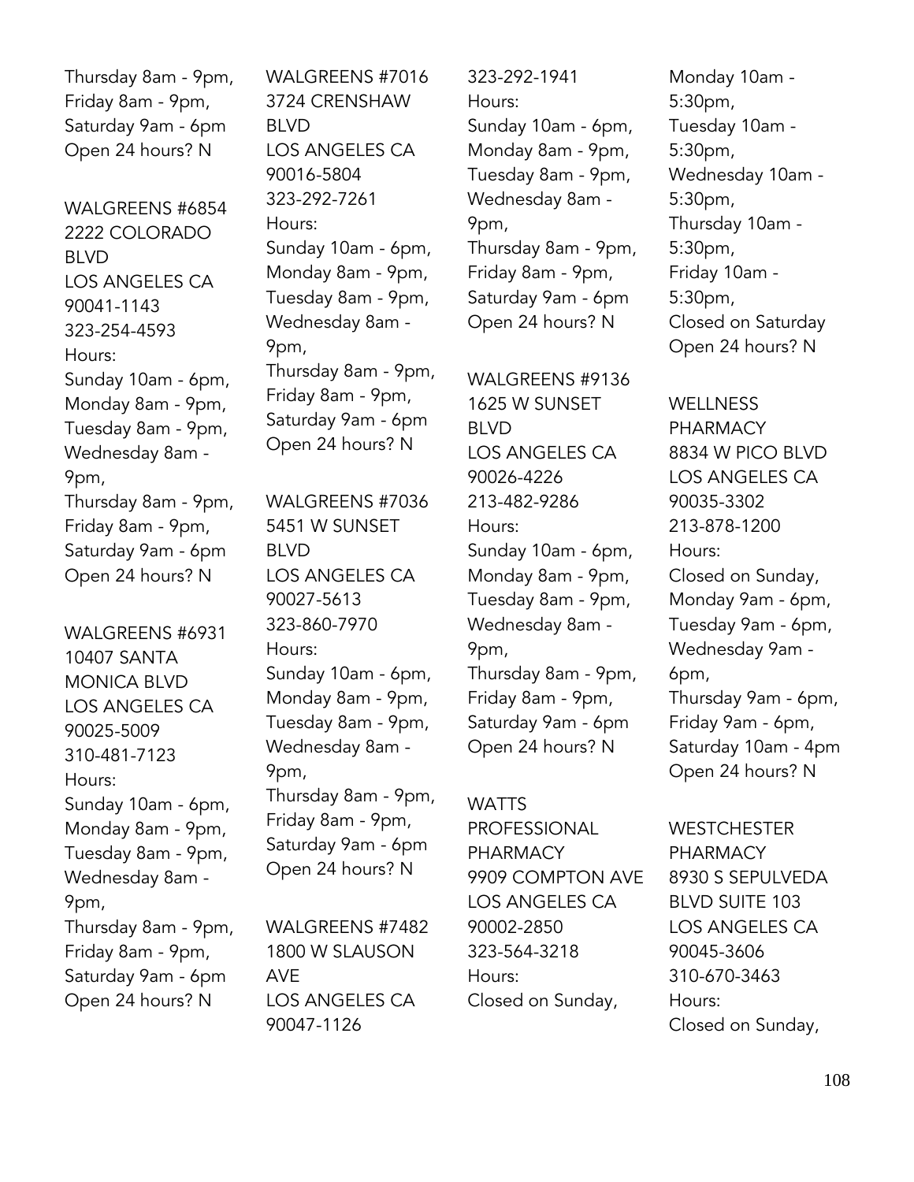Thursday 8am - 9pm,
Friday 8am - 9pm,
Saturday 9am - 6pm
Open 24 hours? N

WALGREENS #6854
2222 COLORADO BLVD
LOS ANGELES CA 90041-1143
323-254-4593
Hours:
Sunday 10am - 6pm,
Monday 8am - 9pm,
Tuesday 8am - 9pm,
Wednesday 8am - 9pm,
Thursday 8am - 9pm,
Friday 8am - 9pm,
Saturday 9am - 6pm
Open 24 hours? N

WALGREENS #6931
10407 SANTA MONICA BLVD
LOS ANGELES CA 90025-5009
310-481-7123
Hours:
Sunday 10am - 6pm,
Monday 8am - 9pm,
Tuesday 8am - 9pm,
Wednesday 8am - 9pm,
Thursday 8am - 9pm,
Friday 8am - 9pm,
Saturday 9am - 6pm
Open 24 hours? N

WALGREENS #7016
3724 CRENSHAW BLVD
LOS ANGELES CA 90016-5804
323-292-7261
Hours:
Sunday 10am - 6pm,
Monday 8am - 9pm,
Tuesday 8am - 9pm,
Wednesday 8am - 9pm,
Thursday 8am - 9pm,
Friday 8am - 9pm,
Saturday 9am - 6pm
Open 24 hours? N

WALGREENS #7036
5451 W SUNSET BLVD
LOS ANGELES CA 90027-5613
323-860-7970
Hours:
Sunday 10am - 6pm,
Monday 8am - 9pm,
Tuesday 8am - 9pm,
Wednesday 8am - 9pm,
Thursday 8am - 9pm,
Friday 8am - 9pm,
Saturday 9am - 6pm
Open 24 hours? N

WALGREENS #7482
1800 W SLAUSON AVE
LOS ANGELES CA 90047-1126
323-292-1941
Hours:
Sunday 10am - 6pm,
Monday 8am - 9pm,
Tuesday 8am - 9pm,
Wednesday 8am - 9pm,
Thursday 8am - 9pm,
Friday 8am - 9pm,
Saturday 9am - 6pm
Open 24 hours? N

WALGREENS #9136
1625 W SUNSET BLVD
LOS ANGELES CA 90026-4226
213-482-9286
Hours:
Sunday 10am - 6pm,
Monday 8am - 9pm,
Tuesday 8am - 9pm,
Wednesday 8am - 9pm,
Thursday 8am - 9pm,
Friday 8am - 9pm,
Saturday 9am - 6pm
Open 24 hours? N

WATTS PROFESSIONAL PHARMACY
9909 COMPTON AVE
LOS ANGELES CA 90002-2850
323-564-3218
Hours:
Closed on Sunday,
Monday 10am - 5:30pm,
Tuesday 10am - 5:30pm,
Wednesday 10am - 5:30pm,
Thursday 10am - 5:30pm,
Friday 10am - 5:30pm,
Closed on Saturday
Open 24 hours? N

WELLNESS PHARMACY
8834 W PICO BLVD
LOS ANGELES CA 90035-3302
213-878-1200
Hours:
Closed on Sunday,
Monday 9am - 6pm,
Tuesday 9am - 6pm,
Wednesday 9am - 6pm,
Thursday 9am - 6pm,
Friday 9am - 6pm,
Saturday 10am - 4pm
Open 24 hours? N

WESTCHESTER PHARMACY
8930 S SEPULVEDA BLVD SUITE 103
LOS ANGELES CA 90045-3606
310-670-3463
Hours:
Closed on Sunday,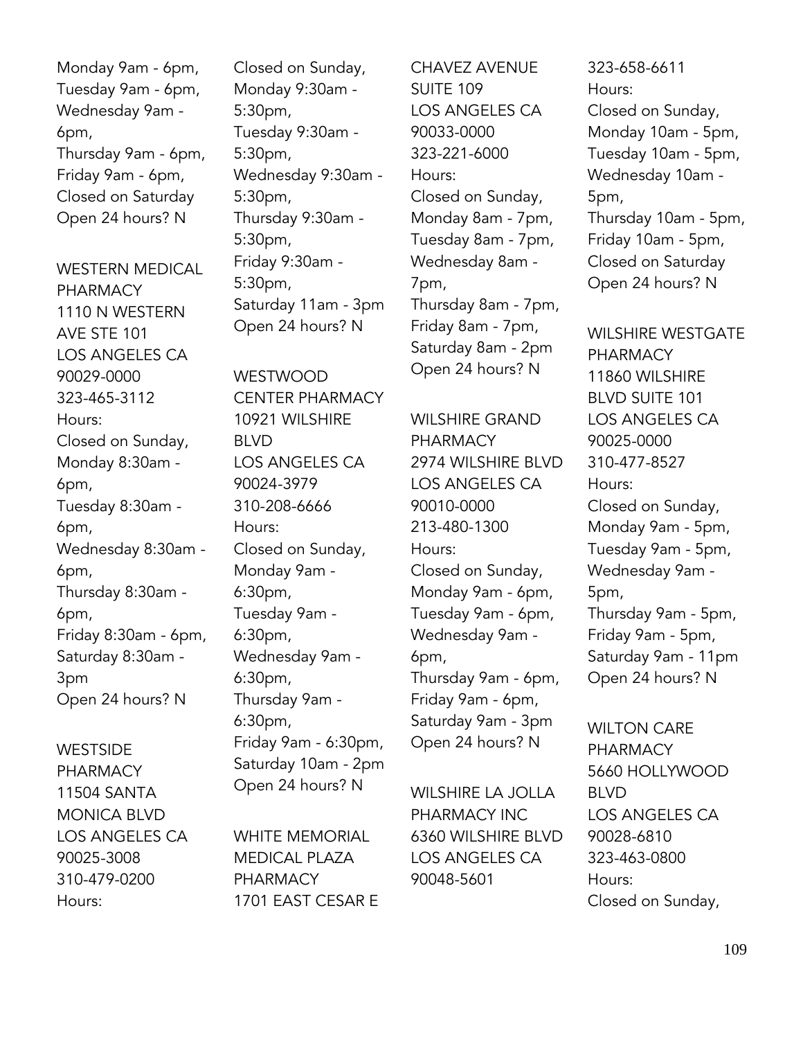Monday 9am - 6pm,
Tuesday 9am - 6pm,
Wednesday 9am - 6pm,
Thursday 9am - 6pm,
Friday 9am - 6pm,
Closed on Saturday
Open 24 hours? N

WESTERN MEDICAL PHARMACY
1110 N WESTERN AVE STE 101
LOS ANGELES CA 90029-0000
323-465-3112
Hours:
Closed on Sunday,
Monday 8:30am - 6pm,
Tuesday 8:30am - 6pm,
Wednesday 8:30am - 6pm,
Thursday 8:30am - 6pm,
Friday 8:30am - 6pm,
Saturday 8:30am - 3pm
Open 24 hours? N

WESTSIDE PHARMACY
11504 SANTA MONICA BLVD
LOS ANGELES CA 90025-3008
310-479-0200
Hours:
Closed on Sunday,
Monday 9:30am - 5:30pm,
Tuesday 9:30am - 5:30pm,
Wednesday 9:30am - 5:30pm,
Thursday 9:30am - 5:30pm,
Friday 9:30am - 5:30pm,
Saturday 11am - 3pm
Open 24 hours? N

WESTWOOD CENTER PHARMACY
10921 WILSHIRE BLVD
LOS ANGELES CA 90024-3979
310-208-6666
Hours:
Closed on Sunday,
Monday 9am - 6:30pm,
Tuesday 9am - 6:30pm,
Wednesday 9am - 6:30pm,
Thursday 9am - 6:30pm,
Friday 9am - 6:30pm,
Saturday 10am - 2pm
Open 24 hours? N

WHITE MEMORIAL MEDICAL PLAZA PHARMACY
1701 EAST CESAR E CHAVEZ AVENUE SUITE 109
LOS ANGELES CA 90033-0000
323-221-6000
Hours:
Closed on Sunday,
Monday 8am - 7pm,
Tuesday 8am - 7pm,
Wednesday 8am - 7pm,
Thursday 8am - 7pm,
Friday 8am - 7pm,
Saturday 8am - 2pm
Open 24 hours? N

WILSHIRE GRAND PHARMACY
2974 WILSHIRE BLVD
LOS ANGELES CA 90010-0000
213-480-1300
Hours:
Closed on Sunday,
Monday 9am - 6pm,
Tuesday 9am - 6pm,
Wednesday 9am - 6pm,
Thursday 9am - 6pm,
Friday 9am - 6pm,
Saturday 9am - 3pm
Open 24 hours? N

WILSHIRE LA JOLLA PHARMACY INC
6360 WILSHIRE BLVD
LOS ANGELES CA 90048-5601
323-658-6611
Hours:
Closed on Sunday,
Monday 10am - 5pm,
Tuesday 10am - 5pm,
Wednesday 10am - 5pm,
Thursday 10am - 5pm,
Friday 10am - 5pm,
Closed on Saturday
Open 24 hours? N

WILSHIRE WESTGATE PHARMACY
11860 WILSHIRE BLVD SUITE 101
LOS ANGELES CA 90025-0000
310-477-8527
Hours:
Closed on Sunday,
Monday 9am - 5pm,
Tuesday 9am - 5pm,
Wednesday 9am - 5pm,
Thursday 9am - 5pm,
Friday 9am - 5pm,
Saturday 9am - 11pm
Open 24 hours? N

WILTON CARE PHARMACY
5660 HOLLYWOOD BLVD
LOS ANGELES CA 90028-6810
323-463-0800
Hours:
Closed on Sunday,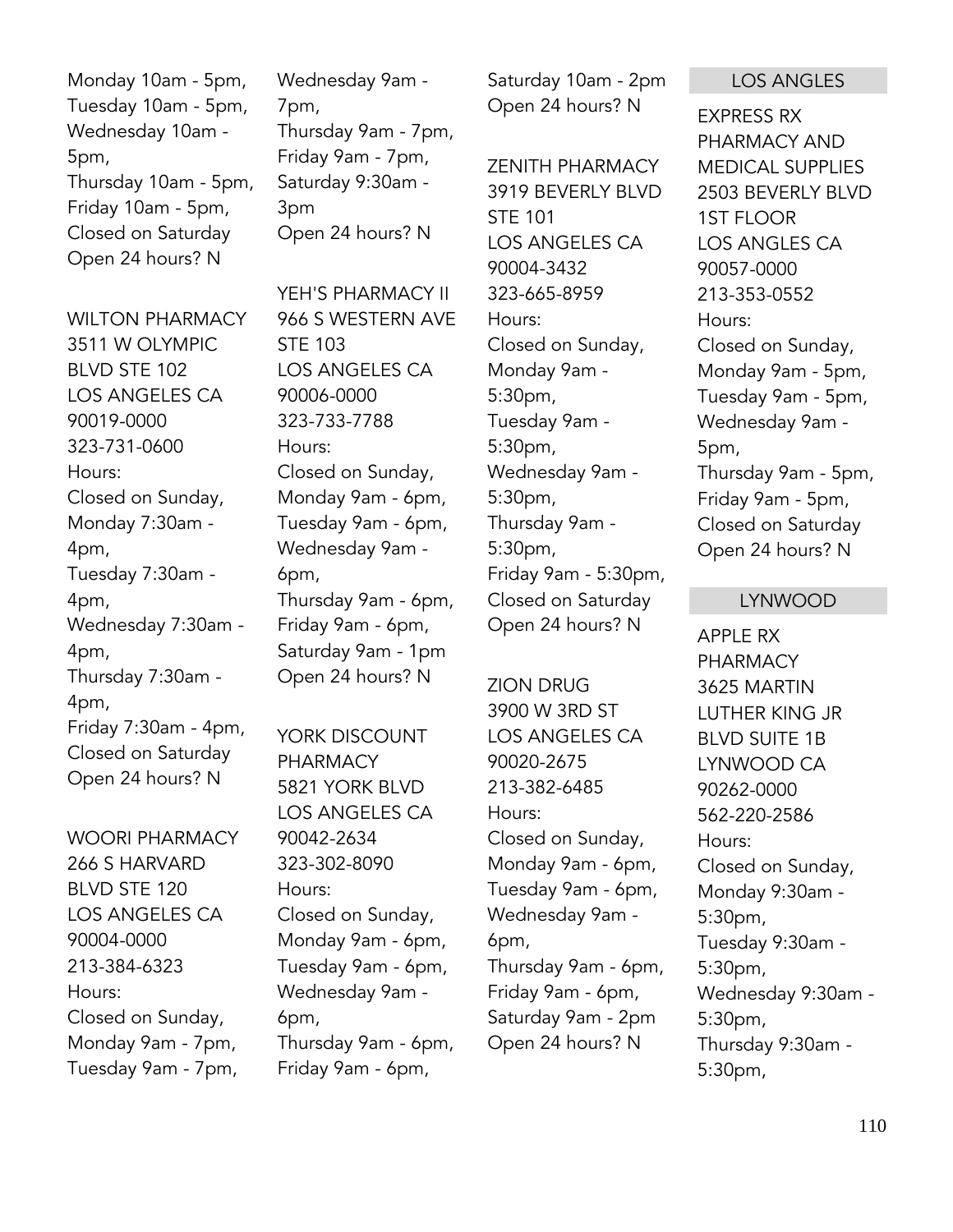Monday 10am - 5pm,
Tuesday 10am - 5pm,
Wednesday 10am - 5pm,
Thursday 10am - 5pm,
Friday 10am - 5pm,
Closed on Saturday
Open 24 hours? N

WILTON PHARMACY
3511 W OLYMPIC BLVD STE 102
LOS ANGELES CA 90019-0000
323-731-0600
Hours:
Closed on Sunday,
Monday 7:30am - 4pm,
Tuesday 7:30am - 4pm,
Wednesday 7:30am - 4pm,
Thursday 7:30am - 4pm,
Friday 7:30am - 4pm,
Closed on Saturday
Open 24 hours? N

WOORI PHARMACY
266 S HARVARD BLVD STE 120
LOS ANGELES CA 90004-0000
213-384-6323
Hours:
Closed on Sunday,
Monday 9am - 7pm,
Tuesday 9am - 7pm,
Wednesday 9am - 7pm,
Thursday 9am - 7pm,
Friday 9am - 7pm,
Saturday 9:30am - 3pm
Open 24 hours? N

YEH'S PHARMACY II
966 S WESTERN AVE STE 103
LOS ANGELES CA 90006-0000
323-733-7788
Hours:
Closed on Sunday,
Monday 9am - 6pm,
Tuesday 9am - 6pm,
Wednesday 9am - 6pm,
Thursday 9am - 6pm,
Friday 9am - 6pm,
Saturday 9am - 1pm
Open 24 hours? N

YORK DISCOUNT PHARMACY
5821 YORK BLVD
LOS ANGELES CA 90042-2634
323-302-8090
Hours:
Closed on Sunday,
Monday 9am - 6pm,
Tuesday 9am - 6pm,
Wednesday 9am - 6pm,
Thursday 9am - 6pm,
Friday 9am - 6pm,
Saturday 10am - 2pm
Open 24 hours? N

ZENITH PHARMACY
3919 BEVERLY BLVD STE 101
LOS ANGELES CA 90004-3432
323-665-8959
Hours:
Closed on Sunday,
Monday 9am - 5:30pm,
Tuesday 9am - 5:30pm,
Wednesday 9am - 5:30pm,
Thursday 9am - 5:30pm,
Friday 9am - 5:30pm,
Closed on Saturday
Open 24 hours? N

ZION DRUG
3900 W 3RD ST
LOS ANGELES CA 90020-2675
213-382-6485
Hours:
Closed on Sunday,
Monday 9am - 6pm,
Tuesday 9am - 6pm,
Wednesday 9am - 6pm,
Thursday 9am - 6pm,
Friday 9am - 6pm,
Saturday 9am - 2pm
Open 24 hours? N

## LOS ANGLES

EXPRESS RX PHARMACY AND MEDICAL SUPPLIES
2503 BEVERLY BLVD 1ST FLOOR
LOS ANGLES CA 90057-0000
213-353-0552
Hours:
Closed on Sunday,
Monday 9am - 5pm,
Tuesday 9am - 5pm,
Wednesday 9am - 5pm,
Thursday 9am - 5pm,
Friday 9am - 5pm,
Closed on Saturday
Open 24 hours? N

## LYNWOOD

APPLE RX PHARMACY
3625 MARTIN LUTHER KING JR BLVD SUITE 1B
LYNWOOD CA 90262-0000
562-220-2586
Hours:
Closed on Sunday,
Monday 9:30am - 5:30pm,
Tuesday 9:30am - 5:30pm,
Wednesday 9:30am - 5:30pm,
Thursday 9:30am - 5:30pm,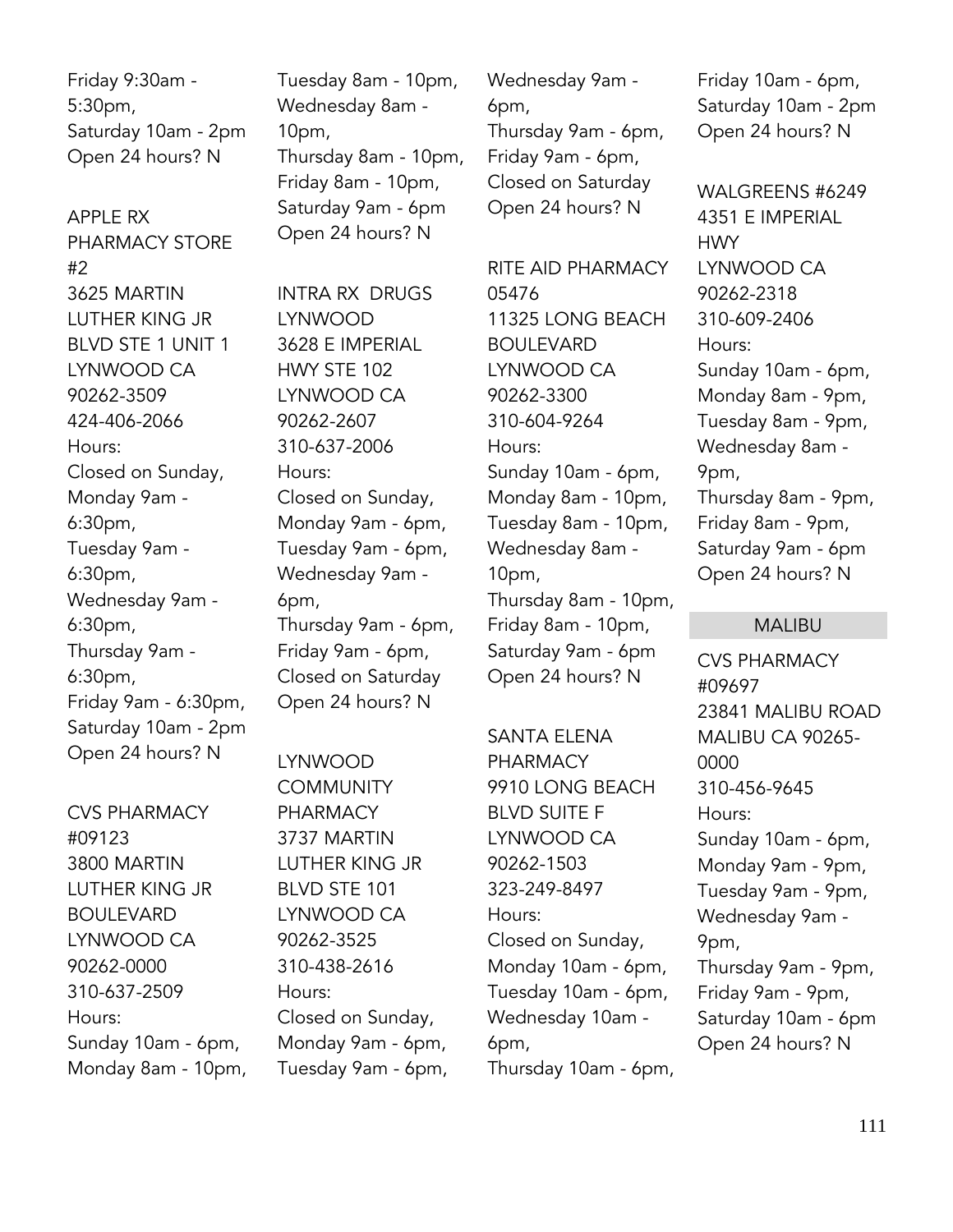Friday 9:30am - 5:30pm,
Saturday 10am - 2pm
Open 24 hours? N

APPLE RX PHARMACY STORE #2
3625 MARTIN LUTHER KING JR BLVD STE 1 UNIT 1
LYNWOOD CA 90262-3509
424-406-2066
Hours:
Closed on Sunday,
Monday 9am - 6:30pm,
Tuesday 9am - 6:30pm,
Wednesday 9am - 6:30pm,
Thursday 9am - 6:30pm,
Friday 9am - 6:30pm,
Saturday 10am - 2pm
Open 24 hours? N

CVS PHARMACY #09123
3800 MARTIN LUTHER KING JR BOULEVARD
LYNWOOD CA 90262-0000
310-637-2509
Hours:
Sunday 10am - 6pm,
Monday 8am - 10pm,
Tuesday 8am - 10pm,
Wednesday 8am - 10pm,
Thursday 8am - 10pm,
Friday 8am - 10pm,
Saturday 9am - 6pm
Open 24 hours? N

INTRA RX DRUGS LYNWOOD
3628 E IMPERIAL HWY STE 102
LYNWOOD CA 90262-2607
310-637-2006
Hours:
Closed on Sunday,
Monday 9am - 6pm,
Tuesday 9am - 6pm,
Wednesday 9am - 6pm,
Thursday 9am - 6pm,
Friday 9am - 6pm,
Closed on Saturday
Open 24 hours? N

LYNWOOD COMMUNITY PHARMACY
3737 MARTIN LUTHER KING JR BLVD STE 101
LYNWOOD CA 90262-3525
310-438-2616
Hours:
Closed on Sunday,
Monday 9am - 6pm,
Tuesday 9am - 6pm,
Wednesday 9am - 6pm,
Thursday 9am - 6pm,
Friday 9am - 6pm,
Closed on Saturday
Open 24 hours? N

RITE AID PHARMACY 05476
11325 LONG BEACH BOULEVARD
LYNWOOD CA 90262-3300
310-604-9264
Hours:
Sunday 10am - 6pm,
Monday 8am - 10pm,
Tuesday 8am - 10pm,
Wednesday 8am - 10pm,
Thursday 8am - 10pm,
Friday 8am - 10pm,
Saturday 9am - 6pm
Open 24 hours? N

SANTA ELENA PHARMACY
9910 LONG BEACH BLVD SUITE F
LYNWOOD CA 90262-1503
323-249-8497
Hours:
Closed on Sunday,
Monday 10am - 6pm,
Tuesday 10am - 6pm,
Wednesday 10am - 6pm,
Thursday 10am - 6pm,
Friday 10am - 6pm,
Saturday 10am - 2pm
Open 24 hours? N

WALGREENS #6249
4351 E IMPERIAL HWY
LYNWOOD CA 90262-2318
310-609-2406
Hours:
Sunday 10am - 6pm,
Monday 8am - 9pm,
Tuesday 8am - 9pm,
Wednesday 8am - 9pm,
Thursday 8am - 9pm,
Friday 8am - 9pm,
Saturday 9am - 6pm
Open 24 hours? N

## MALIBU

CVS PHARMACY #09697
23841 MALIBU ROAD
MALIBU CA 90265-0000
310-456-9645
Hours:
Sunday 10am - 6pm,
Monday 9am - 9pm,
Tuesday 9am - 9pm,
Wednesday 9am - 9pm,
Thursday 9am - 9pm,
Friday 9am - 9pm,
Saturday 10am - 6pm
Open 24 hours? N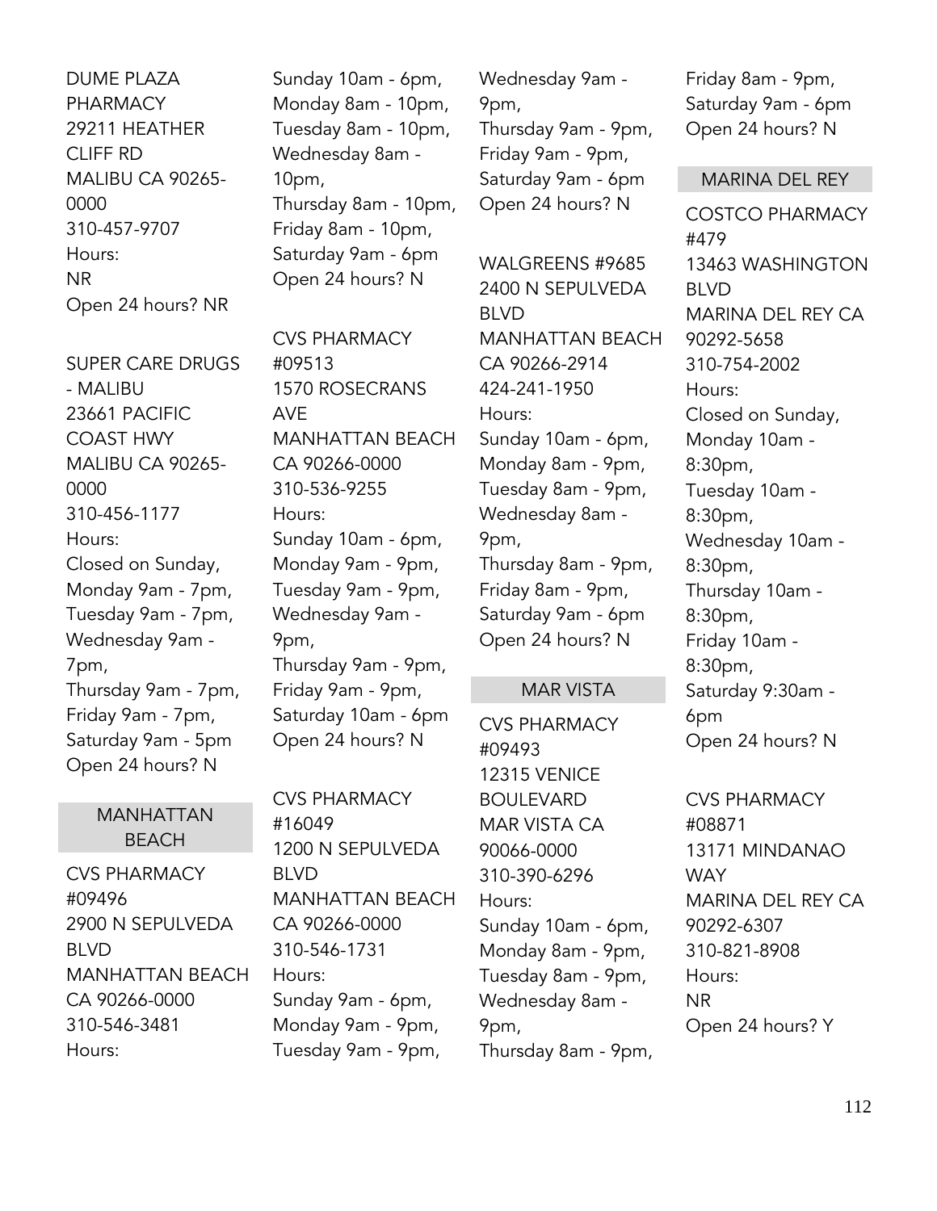DUME PLAZA PHARMACY
29211 HEATHER CLIFF RD
MALIBU CA 90265-0000
310-457-9707
Hours:
NR
Open 24 hours? NR

SUPER CARE DRUGS - MALIBU
23661 PACIFIC COAST HWY
MALIBU CA 90265-0000
310-456-1177
Hours:
Closed on Sunday,
Monday 9am - 7pm,
Tuesday 9am - 7pm,
Wednesday 9am - 7pm,
Thursday 9am - 7pm,
Friday 9am - 7pm,
Saturday 9am - 5pm
Open 24 hours? N

## MANHATTAN BEACH

CVS PHARMACY #09496
2900 N SEPULVEDA BLVD
MANHATTAN BEACH CA 90266-0000
310-546-3481
Hours:
Sunday 10am - 6pm,
Monday 8am - 10pm,
Tuesday 8am - 10pm,
Wednesday 8am - 10pm,
Thursday 8am - 10pm,
Friday 8am - 10pm,
Saturday 9am - 6pm
Open 24 hours? N

CVS PHARMACY #09513
1570 ROSECRANS AVE
MANHATTAN BEACH CA 90266-0000
310-536-9255
Hours:
Sunday 10am - 6pm,
Monday 9am - 9pm,
Tuesday 9am - 9pm,
Wednesday 9am - 9pm,
Thursday 9am - 9pm,
Friday 9am - 9pm,
Saturday 10am - 6pm
Open 24 hours? N

CVS PHARMACY #16049
1200 N SEPULVEDA BLVD
MANHATTAN BEACH CA 90266-0000
310-546-1731
Hours:
Sunday 9am - 6pm,
Monday 9am - 9pm,
Tuesday 9am - 9pm,
Wednesday 9am - 9pm,
Thursday 9am - 9pm,
Friday 9am - 9pm,
Saturday 9am - 6pm
Open 24 hours? N

WALGREENS #9685
2400 N SEPULVEDA BLVD
MANHATTAN BEACH CA 90266-2914
424-241-1950
Hours:
Sunday 10am - 6pm,
Monday 8am - 9pm,
Tuesday 8am - 9pm,
Wednesday 8am - 9pm,
Thursday 8am - 9pm,
Friday 8am - 9pm,
Saturday 9am - 6pm
Open 24 hours? N

## MAR VISTA

CVS PHARMACY #09493
12315 VENICE BOULEVARD
MAR VISTA CA 90066-0000
310-390-6296
Hours:
Sunday 10am - 6pm,
Monday 8am - 9pm,
Tuesday 8am - 9pm,
Wednesday 8am - 9pm,
Thursday 8am - 9pm,
Friday 8am - 9pm,
Saturday 9am - 6pm
Open 24 hours? N

## MARINA DEL REY

COSTCO PHARMACY #479
13463 WASHINGTON BLVD
MARINA DEL REY CA 90292-5658
310-754-2002
Hours:
Closed on Sunday,
Monday 10am - 8:30pm,
Tuesday 10am - 8:30pm,
Wednesday 10am - 8:30pm,
Thursday 10am - 8:30pm,
Friday 10am - 8:30pm,
Saturday 9:30am - 6pm
Open 24 hours? N

CVS PHARMACY #08871
13171 MINDANAO WAY
MARINA DEL REY CA 90292-6307
310-821-8908
Hours:
NR
Open 24 hours? Y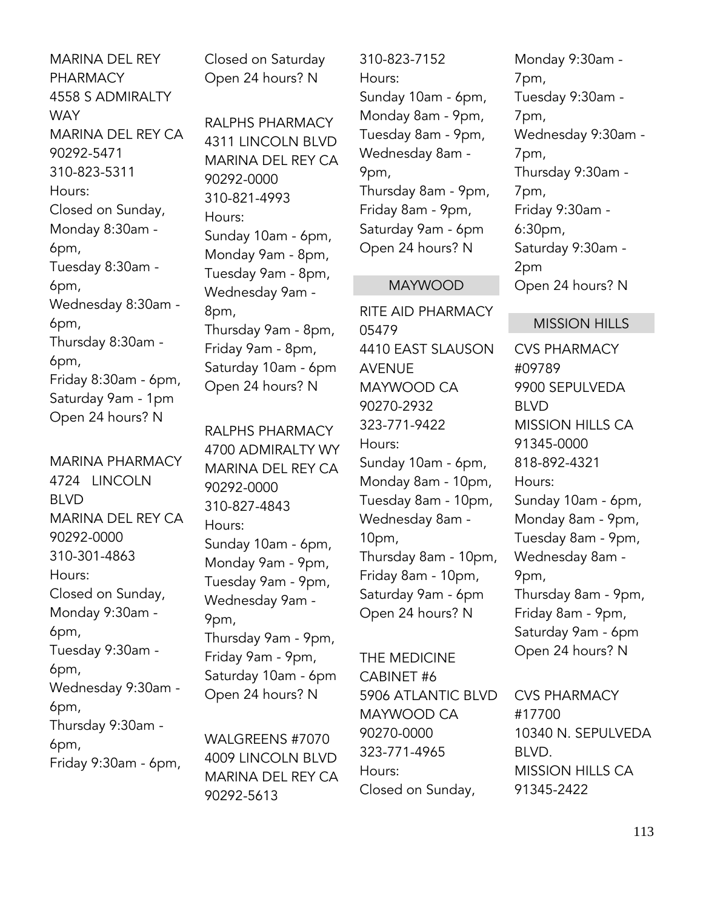MARINA DEL REY PHARMACY
4558 S ADMIRALTY WAY
MARINA DEL REY CA 90292-5471
310-823-5311
Hours:
Closed on Sunday,
Monday 8:30am - 6pm,
Tuesday 8:30am - 6pm,
Wednesday 8:30am - 6pm,
Thursday 8:30am - 6pm,
Friday 8:30am - 6pm,
Saturday 9am - 1pm
Open 24 hours? N

MARINA PHARMACY
4724 LINCOLN BLVD
MARINA DEL REY CA 90292-0000
310-301-4863
Hours:
Closed on Sunday,
Monday 9:30am - 6pm,
Tuesday 9:30am - 6pm,
Wednesday 9:30am - 6pm,
Thursday 9:30am - 6pm,
Friday 9:30am - 6pm,
Closed on Saturday
Open 24 hours? N

RALPHS PHARMACY
4311 LINCOLN BLVD
MARINA DEL REY CA 90292-0000
310-821-4993
Hours:
Sunday 10am - 6pm,
Monday 9am - 8pm,
Tuesday 9am - 8pm,
Wednesday 9am - 8pm,
Thursday 9am - 8pm,
Friday 9am - 8pm,
Saturday 10am - 6pm
Open 24 hours? N

RALPHS PHARMACY
4700 ADMIRALTY WY
MARINA DEL REY CA 90292-0000
310-827-4843
Hours:
Sunday 10am - 6pm,
Monday 9am - 9pm,
Tuesday 9am - 9pm,
Wednesday 9am - 9pm,
Thursday 9am - 9pm,
Friday 9am - 9pm,
Saturday 10am - 6pm
Open 24 hours? N

WALGREENS #7070
4009 LINCOLN BLVD
MARINA DEL REY CA 90292-5613
310-823-7152
Hours:
Sunday 10am - 6pm,
Monday 8am - 9pm,
Tuesday 8am - 9pm,
Wednesday 8am - 9pm,
Thursday 8am - 9pm,
Friday 8am - 9pm,
Saturday 9am - 6pm
Open 24 hours? N

## MAYWOOD

RITE AID PHARMACY 05479
4410 EAST SLAUSON AVENUE
MAYWOOD CA 90270-2932
323-771-9422
Hours:
Sunday 10am - 6pm,
Monday 8am - 10pm,
Tuesday 8am - 10pm,
Wednesday 8am - 10pm,
Thursday 8am - 10pm,
Friday 8am - 10pm,
Saturday 9am - 6pm
Open 24 hours? N

THE MEDICINE CABINET #6
5906 ATLANTIC BLVD
MAYWOOD CA 90270-0000
323-771-4965
Hours:
Closed on Sunday,
Monday 9:30am - 7pm,
Tuesday 9:30am - 7pm,
Wednesday 9:30am - 7pm,
Thursday 9:30am - 7pm,
Friday 9:30am - 6:30pm,
Saturday 9:30am - 2pm
Open 24 hours? N

## MISSION HILLS

CVS PHARMACY #09789
9900 SEPULVEDA BLVD
MISSION HILLS CA 91345-0000
818-892-4321
Hours:
Sunday 10am - 6pm,
Monday 8am - 9pm,
Tuesday 8am - 9pm,
Wednesday 8am - 9pm,
Thursday 8am - 9pm,
Friday 8am - 9pm,
Saturday 9am - 6pm
Open 24 hours? N

CVS PHARMACY #17700
10340 N. SEPULVEDA BLVD.
MISSION HILLS CA 91345-2422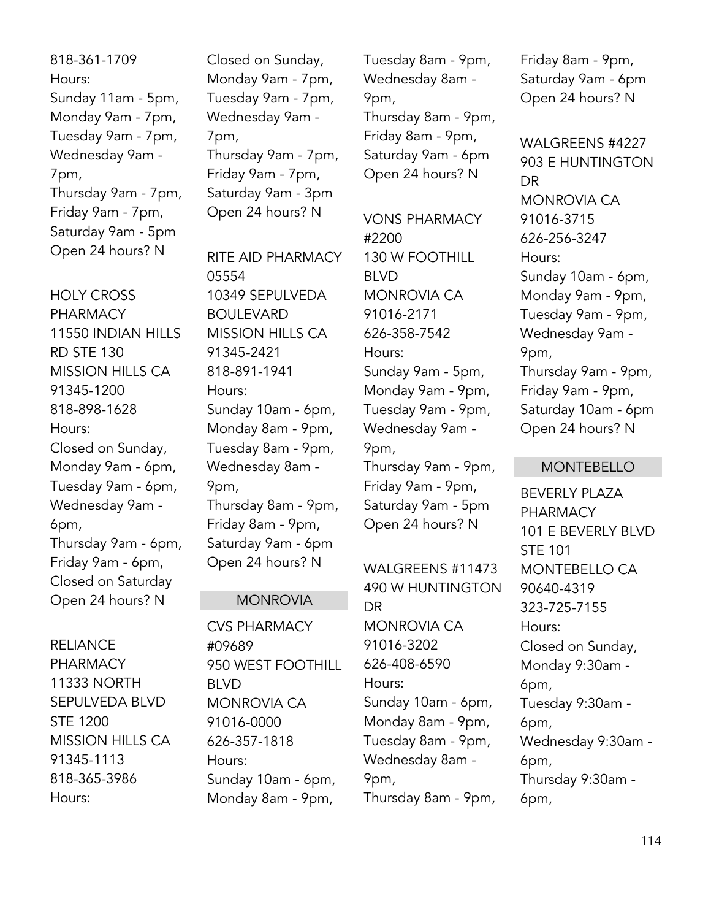818-361-1709
Hours:
Sunday 11am - 5pm,
Monday 9am - 7pm,
Tuesday 9am - 7pm,
Wednesday 9am - 7pm,
Thursday 9am - 7pm,
Friday 9am - 7pm,
Saturday 9am - 5pm
Open 24 hours? N

HOLY CROSS PHARMACY
11550 INDIAN HILLS RD STE 130
MISSION HILLS CA 91345-1200
818-898-1628
Hours:
Closed on Sunday,
Monday 9am - 6pm,
Tuesday 9am - 6pm,
Wednesday 9am - 6pm,
Thursday 9am - 6pm,
Friday 9am - 6pm,
Closed on Saturday
Open 24 hours? N

RELIANCE PHARMACY
11333 NORTH SEPULVEDA BLVD STE 1200
MISSION HILLS CA 91345-1113
818-365-3986
Hours:
Closed on Sunday,
Monday 9am - 7pm,
Tuesday 9am - 7pm,
Wednesday 9am - 7pm,
Thursday 9am - 7pm,
Friday 9am - 7pm,
Saturday 9am - 3pm
Open 24 hours? N

RITE AID PHARMACY 05554
10349 SEPULVEDA BOULEVARD
MISSION HILLS CA 91345-2421
818-891-1941
Hours:
Sunday 10am - 6pm,
Monday 8am - 9pm,
Tuesday 8am - 9pm,
Wednesday 8am - 9pm,
Thursday 8am - 9pm,
Friday 8am - 9pm,
Saturday 9am - 6pm
Open 24 hours? N

## MONROVIA

CVS PHARMACY #09689
950 WEST FOOTHILL BLVD
MONROVIA CA 91016-0000
626-357-1818
Hours:
Sunday 10am - 6pm,
Monday 8am - 9pm,
Tuesday 8am - 9pm,
Wednesday 8am - 9pm,
Thursday 8am - 9pm,
Friday 8am - 9pm,
Saturday 9am - 6pm
Open 24 hours? N

VONS PHARMACY #2200
130 W FOOTHILL BLVD
MONROVIA CA 91016-2171
626-358-7542
Hours:
Sunday 9am - 5pm,
Monday 9am - 9pm,
Tuesday 9am - 9pm,
Wednesday 9am - 9pm,
Thursday 9am - 9pm,
Friday 9am - 9pm,
Saturday 9am - 5pm
Open 24 hours? N

WALGREENS #11473
490 W HUNTINGTON DR
MONROVIA CA 91016-3202
626-408-6590
Hours:
Sunday 10am - 6pm,
Monday 8am - 9pm,
Tuesday 8am - 9pm,
Wednesday 8am - 9pm,
Thursday 8am - 9pm,
Friday 8am - 9pm,
Saturday 9am - 6pm
Open 24 hours? N

WALGREENS #4227
903 E HUNTINGTON DR
MONROVIA CA 91016-3715
626-256-3247
Hours:
Sunday 10am - 6pm,
Monday 9am - 9pm,
Tuesday 9am - 9pm,
Wednesday 9am - 9pm,
Thursday 9am - 9pm,
Friday 9am - 9pm,
Saturday 10am - 6pm
Open 24 hours? N

## MONTEBELLO

BEVERLY PLAZA PHARMACY
101 E BEVERLY BLVD STE 101
MONTEBELLO CA 90640-4319
323-725-7155
Hours:
Closed on Sunday,
Monday 9:30am - 6pm,
Tuesday 9:30am - 6pm,
Wednesday 9:30am - 6pm,
Thursday 9:30am - 6pm,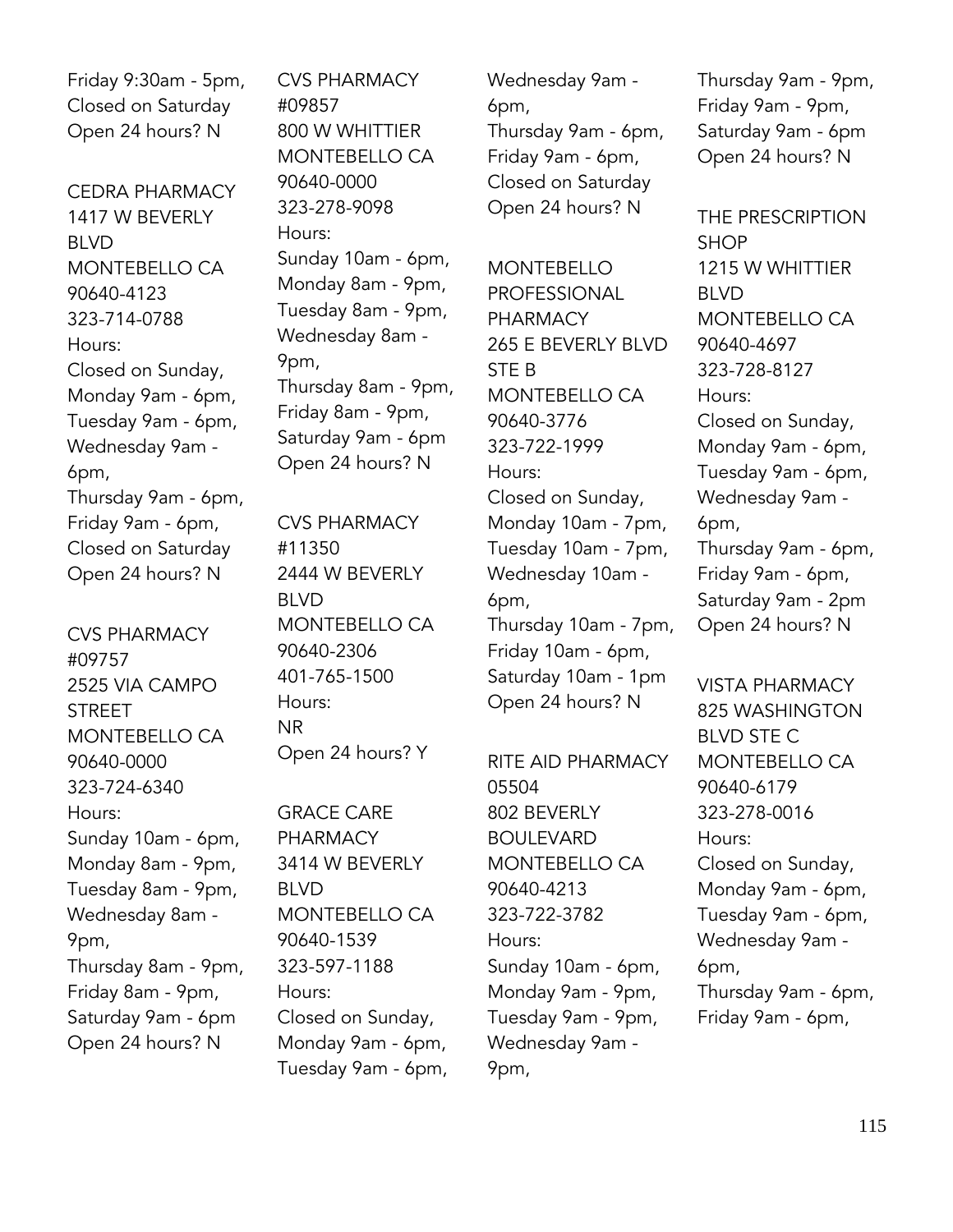Friday 9:30am - 5pm,
Closed on Saturday
Open 24 hours? N

CEDRA PHARMACY
1417 W BEVERLY BLVD
MONTEBELLO CA 90640-4123
323-714-0788
Hours:
Closed on Sunday,
Monday 9am - 6pm,
Tuesday 9am - 6pm,
Wednesday 9am - 6pm,
Thursday 9am - 6pm,
Friday 9am - 6pm,
Closed on Saturday
Open 24 hours? N

CVS PHARMACY #09757
2525 VIA CAMPO STREET
MONTEBELLO CA 90640-0000
323-724-6340
Hours:
Sunday 10am - 6pm,
Monday 8am - 9pm,
Tuesday 8am - 9pm,
Wednesday 8am - 9pm,
Thursday 8am - 9pm,
Friday 8am - 9pm,
Saturday 9am - 6pm
Open 24 hours? N

CVS PHARMACY #09857
800 W WHITTIER
MONTEBELLO CA 90640-0000
323-278-9098
Hours:
Sunday 10am - 6pm,
Monday 8am - 9pm,
Tuesday 8am - 9pm,
Wednesday 8am - 9pm,
Thursday 8am - 9pm,
Friday 8am - 9pm,
Saturday 9am - 6pm
Open 24 hours? N

CVS PHARMACY #11350
2444 W BEVERLY BLVD
MONTEBELLO CA 90640-2306
401-765-1500
Hours:
NR
Open 24 hours? Y

GRACE CARE PHARMACY
3414 W BEVERLY BLVD
MONTEBELLO CA 90640-1539
323-597-1188
Hours:
Closed on Sunday,
Monday 9am - 6pm,
Tuesday 9am - 6pm,
Wednesday 9am - 6pm,
Thursday 9am - 6pm,
Friday 9am - 6pm,
Closed on Saturday
Open 24 hours? N

MONTEBELLO PROFESSIONAL PHARMACY
265 E BEVERLY BLVD STE B
MONTEBELLO CA 90640-3776
323-722-1999
Hours:
Closed on Sunday,
Monday 10am - 7pm,
Tuesday 10am - 7pm,
Wednesday 10am - 6pm,
Thursday 10am - 7pm,
Friday 10am - 6pm,
Saturday 10am - 1pm
Open 24 hours? N

RITE AID PHARMACY 05504
802 BEVERLY BOULEVARD
MONTEBELLO CA 90640-4213
323-722-3782
Hours:
Sunday 10am - 6pm,
Monday 9am - 9pm,
Tuesday 9am - 9pm,
Wednesday 9am - 9pm,
Thursday 9am - 9pm,
Friday 9am - 9pm,
Saturday 9am - 6pm
Open 24 hours? N

THE PRESCRIPTION SHOP
1215 W WHITTIER BLVD
MONTEBELLO CA 90640-4697
323-728-8127
Hours:
Closed on Sunday,
Monday 9am - 6pm,
Tuesday 9am - 6pm,
Wednesday 9am - 6pm,
Thursday 9am - 6pm,
Friday 9am - 6pm,
Saturday 9am - 2pm
Open 24 hours? N

VISTA PHARMACY
825 WASHINGTON BLVD STE C
MONTEBELLO CA 90640-6179
323-278-0016
Hours:
Closed on Sunday,
Monday 9am - 6pm,
Tuesday 9am - 6pm,
Wednesday 9am - 6pm,
Thursday 9am - 6pm,
Friday 9am - 6pm,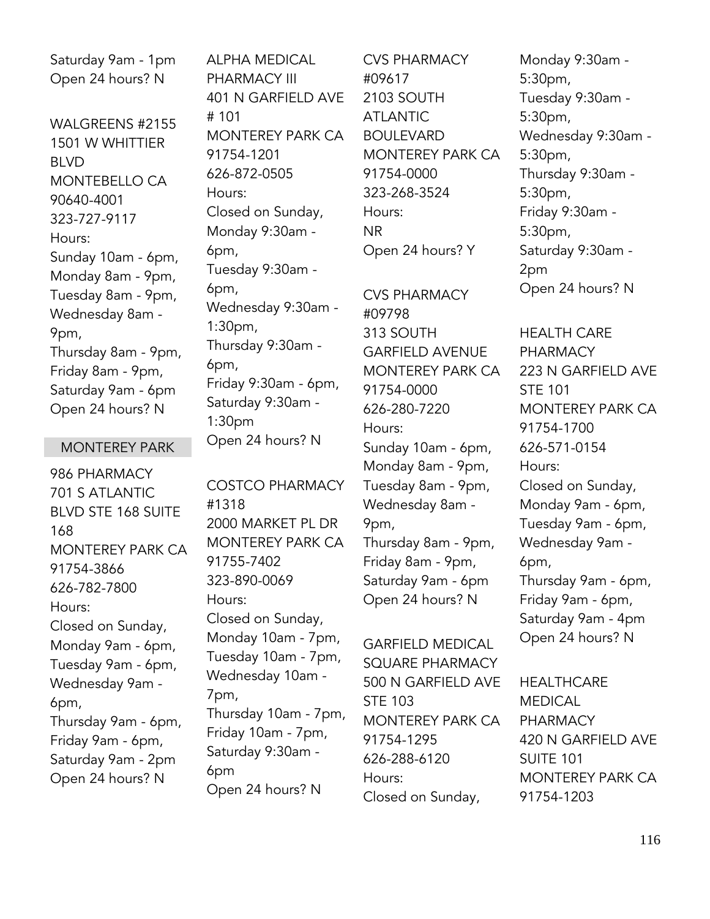Saturday 9am - 1pm
Open 24 hours? N

WALGREENS #2155
1501 W WHITTIER BLVD
MONTEBELLO CA 90640-4001
323-727-9117
Hours:
Sunday 10am - 6pm,
Monday 8am - 9pm,
Tuesday 8am - 9pm,
Wednesday 8am - 9pm,
Thursday 8am - 9pm,
Friday 8am - 9pm,
Saturday 9am - 6pm
Open 24 hours? N

## MONTEREY PARK

986 PHARMACY
701 S ATLANTIC BLVD STE 168 SUITE 168
MONTEREY PARK CA 91754-3866
626-782-7800
Hours:
Closed on Sunday,
Monday 9am - 6pm,
Tuesday 9am - 6pm,
Wednesday 9am - 6pm,
Thursday 9am - 6pm,
Friday 9am - 6pm,
Saturday 9am - 2pm
Open 24 hours? N

ALPHA MEDICAL PHARMACY III
401 N GARFIELD AVE # 101
MONTEREY PARK CA 91754-1201
626-872-0505
Hours:
Closed on Sunday,
Monday 9:30am - 6pm,
Tuesday 9:30am - 6pm,
Wednesday 9:30am - 1:30pm,
Thursday 9:30am - 6pm,
Friday 9:30am - 6pm,
Saturday 9:30am - 1:30pm
Open 24 hours? N

COSTCO PHARMACY #1318
2000 MARKET PL DR
MONTEREY PARK CA 91755-7402
323-890-0069
Hours:
Closed on Sunday,
Monday 10am - 7pm,
Tuesday 10am - 7pm,
Wednesday 10am - 7pm,
Thursday 10am - 7pm,
Friday 10am - 7pm,
Saturday 9:30am - 6pm
Open 24 hours? N

CVS PHARMACY #09617
2103 SOUTH ATLANTIC BOULEVARD
MONTEREY PARK CA 91754-0000
323-268-3524
Hours:
NR
Open 24 hours? Y

CVS PHARMACY #09798
313 SOUTH GARFIELD AVENUE
MONTEREY PARK CA 91754-0000
626-280-7220
Hours:
Sunday 10am - 6pm,
Monday 8am - 9pm,
Tuesday 8am - 9pm,
Wednesday 8am - 9pm,
Thursday 8am - 9pm,
Friday 8am - 9pm,
Saturday 9am - 6pm
Open 24 hours? N

GARFIELD MEDICAL SQUARE PHARMACY
500 N GARFIELD AVE STE 103
MONTEREY PARK CA 91754-1295
626-288-6120
Hours:
Closed on Sunday,
Monday 9:30am - 5:30pm,
Tuesday 9:30am - 5:30pm,
Wednesday 9:30am - 5:30pm,
Thursday 9:30am - 5:30pm,
Friday 9:30am - 5:30pm,
Saturday 9:30am - 2pm
Open 24 hours? N

HEALTH CARE PHARMACY
223 N GARFIELD AVE STE 101
MONTEREY PARK CA 91754-1700
626-571-0154
Hours:
Closed on Sunday,
Monday 9am - 6pm,
Tuesday 9am - 6pm,
Wednesday 9am - 6pm,
Thursday 9am - 6pm,
Friday 9am - 6pm,
Saturday 9am - 4pm
Open 24 hours? N

HEALTHCARE MEDICAL PHARMACY
420 N GARFIELD AVE SUITE 101
MONTEREY PARK CA 91754-1203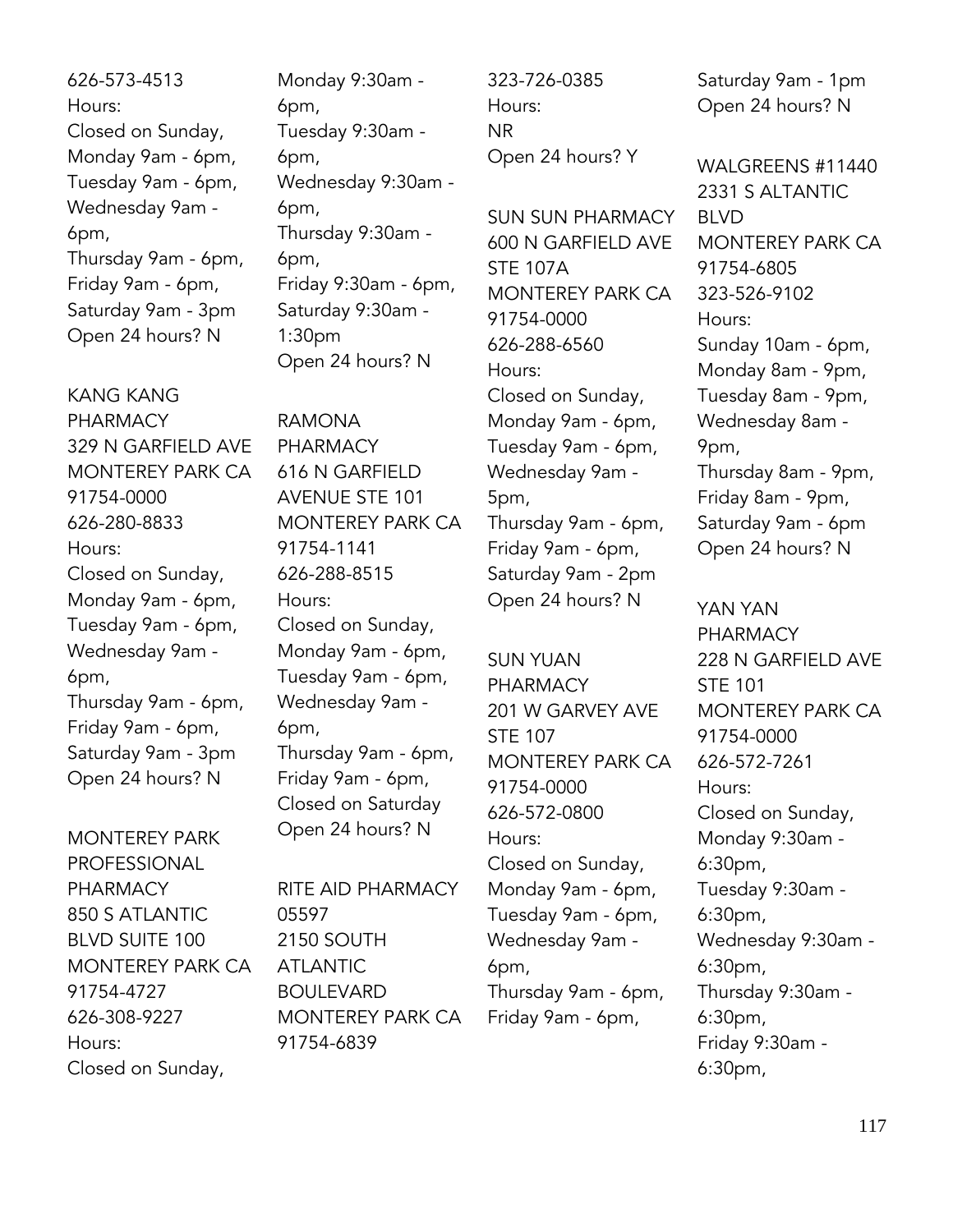626-573-4513
Hours:
Closed on Sunday,
Monday 9am - 6pm,
Tuesday 9am - 6pm,
Wednesday 9am - 6pm,
Thursday 9am - 6pm,
Friday 9am - 6pm,
Saturday 9am - 3pm
Open 24 hours? N

KANG KANG PHARMACY
329 N GARFIELD AVE
MONTEREY PARK CA 91754-0000
626-280-8833
Hours:
Closed on Sunday,
Monday 9am - 6pm,
Tuesday 9am - 6pm,
Wednesday 9am - 6pm,
Thursday 9am - 6pm,
Friday 9am - 6pm,
Saturday 9am - 3pm
Open 24 hours? N

MONTEREY PARK PROFESSIONAL PHARMACY
850 S ATLANTIC BLVD SUITE 100
MONTEREY PARK CA 91754-4727
626-308-9227
Hours:
Closed on Sunday,
Monday 9:30am - 6pm,
Tuesday 9:30am - 6pm,
Wednesday 9:30am - 6pm,
Thursday 9:30am - 6pm,
Friday 9:30am - 6pm,
Saturday 9:30am - 1:30pm
Open 24 hours? N

RAMONA PHARMACY
616 N GARFIELD AVENUE STE 101
MONTEREY PARK CA 91754-1141
626-288-8515
Hours:
Closed on Sunday,
Monday 9am - 6pm,
Tuesday 9am - 6pm,
Wednesday 9am - 6pm,
Thursday 9am - 6pm,
Friday 9am - 6pm,
Closed on Saturday
Open 24 hours? N

RITE AID PHARMACY 05597
2150 SOUTH ATLANTIC BOULEVARD
MONTEREY PARK CA 91754-6839
323-726-0385
Hours:
NR
Open 24 hours? Y

SUN SUN PHARMACY
600 N GARFIELD AVE STE 107A
MONTEREY PARK CA 91754-0000
626-288-6560
Hours:
Closed on Sunday,
Monday 9am - 6pm,
Tuesday 9am - 6pm,
Wednesday 9am - 5pm,
Thursday 9am - 6pm,
Friday 9am - 6pm,
Saturday 9am - 2pm
Open 24 hours? N

SUN YUAN PHARMACY
201 W GARVEY AVE STE 107
MONTEREY PARK CA 91754-0000
626-572-0800
Hours:
Closed on Sunday,
Monday 9am - 6pm,
Tuesday 9am - 6pm,
Wednesday 9am - 6pm,
Thursday 9am - 6pm,
Friday 9am - 6pm,
Saturday 9am - 1pm
Open 24 hours? N

WALGREENS #11440
2331 S ALTANTIC BLVD
MONTEREY PARK CA 91754-6805
323-526-9102
Hours:
Sunday 10am - 6pm,
Monday 8am - 9pm,
Tuesday 8am - 9pm,
Wednesday 8am - 9pm,
Thursday 8am - 9pm,
Friday 8am - 9pm,
Saturday 9am - 6pm
Open 24 hours? N

YAN YAN PHARMACY
228 N GARFIELD AVE STE 101
MONTEREY PARK CA 91754-0000
626-572-7261
Hours:
Closed on Sunday,
Monday 9:30am - 6:30pm,
Tuesday 9:30am - 6:30pm,
Wednesday 9:30am - 6:30pm,
Thursday 9:30am - 6:30pm,
Friday 9:30am - 6:30pm,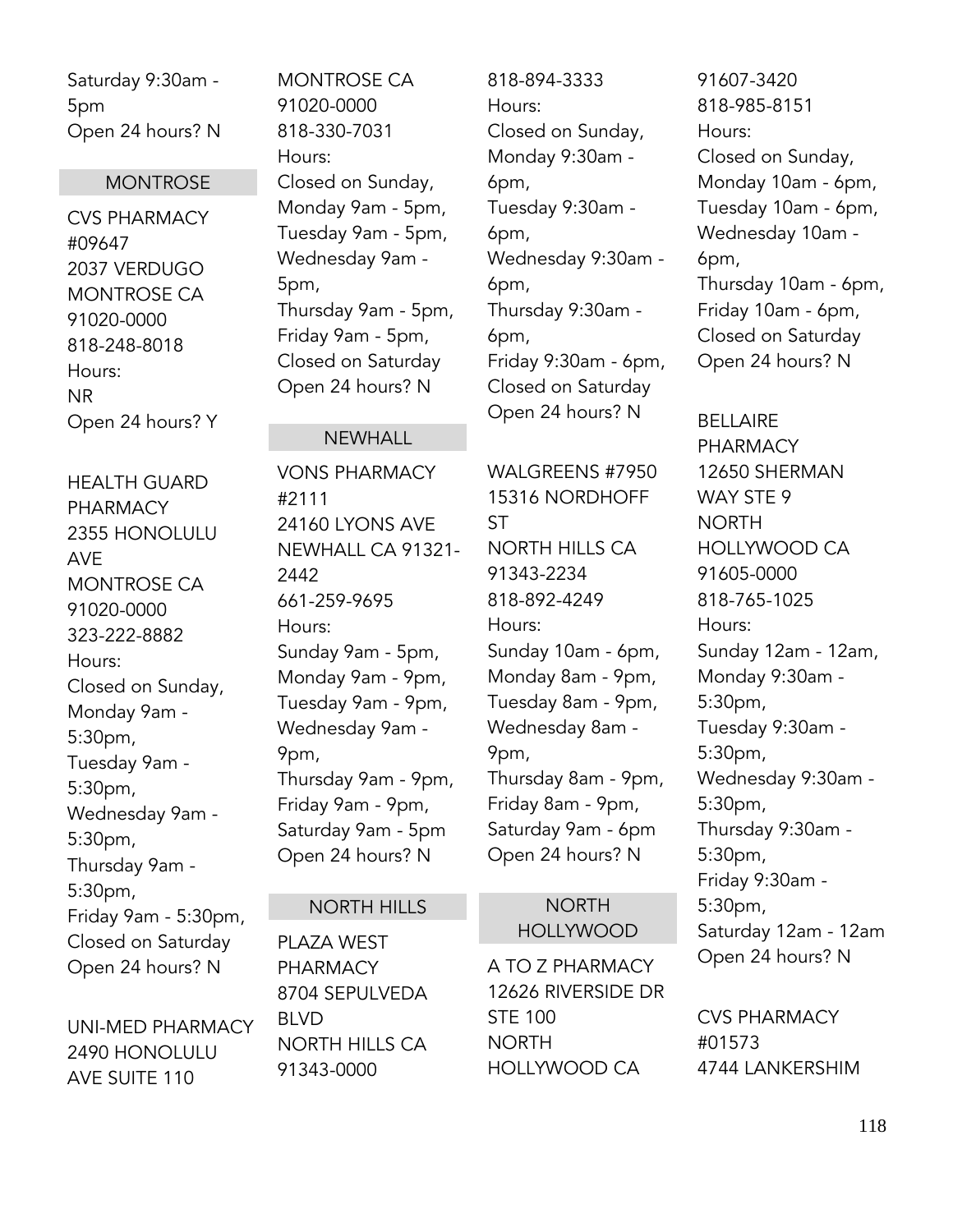Saturday 9:30am - 5pm
Open 24 hours? N

## MONTROSE

CVS PHARMACY #09647
2037 VERDUGO
MONTROSE CA 91020-0000
818-248-8018
Hours:
NR
Open 24 hours? Y

HEALTH GUARD PHARMACY
2355 HONOLULU AVE
MONTROSE CA 91020-0000
323-222-8882
Hours:
Closed on Sunday,
Monday 9am - 5:30pm,
Tuesday 9am - 5:30pm,
Wednesday 9am - 5:30pm,
Thursday 9am - 5:30pm,
Friday 9am - 5:30pm,
Closed on Saturday
Open 24 hours? N

UNI-MED PHARMACY
2490 HONOLULU AVE SUITE 110
MONTROSE CA 91020-0000
818-330-7031
Hours:
Closed on Sunday,
Monday 9am - 5pm,
Tuesday 9am - 5pm,
Wednesday 9am - 5pm,
Thursday 9am - 5pm,
Friday 9am - 5pm,
Closed on Saturday
Open 24 hours? N

## NEWHALL

VONS PHARMACY #2111
24160 LYONS AVE
NEWHALL CA 91321-2442
661-259-9695
Hours:
Sunday 9am - 5pm,
Monday 9am - 9pm,
Tuesday 9am - 9pm,
Wednesday 9am - 9pm,
Thursday 9am - 9pm,
Friday 9am - 9pm,
Saturday 9am - 5pm
Open 24 hours? N

## NORTH HILLS

PLAZA WEST PHARMACY
8704 SEPULVEDA BLVD
NORTH HILLS CA 91343-0000
818-894-3333
Hours:
Closed on Sunday,
Monday 9:30am - 6pm,
Tuesday 9:30am - 6pm,
Wednesday 9:30am - 6pm,
Thursday 9:30am - 6pm,
Friday 9:30am - 6pm,
Closed on Saturday
Open 24 hours? N

WALGREENS #7950
15316 NORDHOFF ST
NORTH HILLS CA 91343-2234
818-892-4249
Hours:
Sunday 10am - 6pm,
Monday 8am - 9pm,
Tuesday 8am - 9pm,
Wednesday 8am - 9pm,
Thursday 8am - 9pm,
Friday 8am - 9pm,
Saturday 9am - 6pm
Open 24 hours? N

## NORTH HOLLYWOOD

A TO Z PHARMACY
12626 RIVERSIDE DR STE 100
NORTH HOLLYWOOD CA 91607-3420
818-985-8151
Hours:
Closed on Sunday,
Monday 10am - 6pm,
Tuesday 10am - 6pm,
Wednesday 10am - 6pm,
Thursday 10am - 6pm,
Friday 10am - 6pm,
Closed on Saturday
Open 24 hours? N

BELLAIRE PHARMACY
12650 SHERMAN WAY STE 9
NORTH HOLLYWOOD CA 91605-0000
818-765-1025
Hours:
Sunday 12am - 12am,
Monday 9:30am - 5:30pm,
Tuesday 9:30am - 5:30pm,
Wednesday 9:30am - 5:30pm,
Thursday 9:30am - 5:30pm,
Friday 9:30am - 5:30pm,
Saturday 12am - 12am
Open 24 hours? N

CVS PHARMACY #01573
4744 LANKERSHIM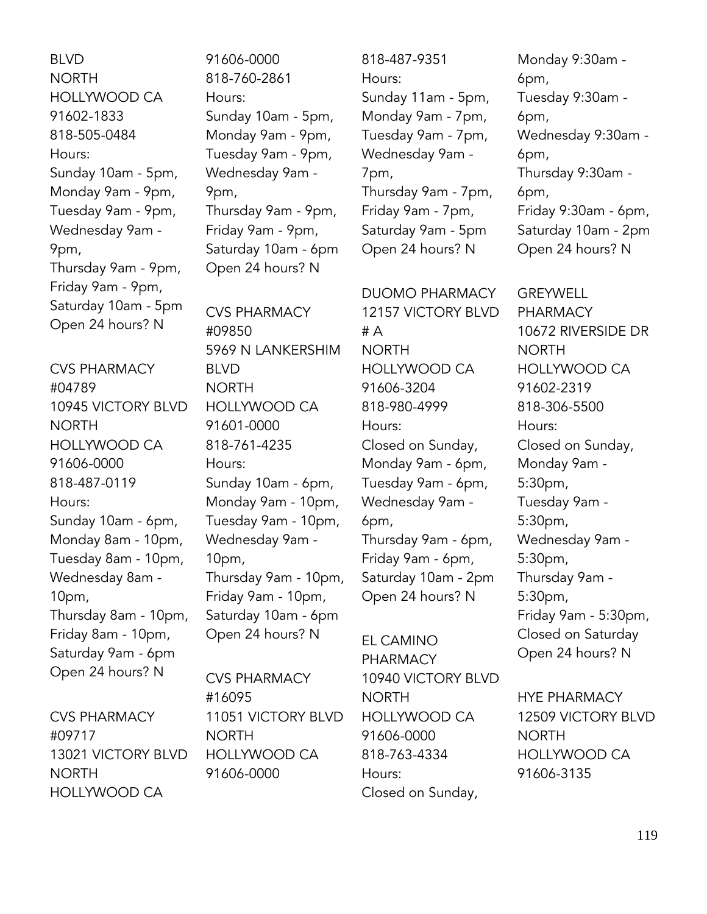BLVD
NORTH
HOLLYWOOD CA
91602-1833
818-505-0484
Hours:
Sunday 10am - 5pm,
Monday 9am - 9pm,
Tuesday 9am - 9pm,
Wednesday 9am - 9pm,
Thursday 9am - 9pm,
Friday 9am - 9pm,
Saturday 10am - 5pm
Open 24 hours? N

CVS PHARMACY #04789
10945 VICTORY BLVD
NORTH
HOLLYWOOD CA
91606-0000
818-487-0119
Hours:
Sunday 10am - 6pm,
Monday 8am - 10pm,
Tuesday 8am - 10pm,
Wednesday 8am - 10pm,
Thursday 8am - 10pm,
Friday 8am - 10pm,
Saturday 9am - 6pm
Open 24 hours? N

CVS PHARMACY #09717
13021 VICTORY BLVD
NORTH
HOLLYWOOD CA
91606-0000
818-760-2861
Hours:
Sunday 10am - 5pm,
Monday 9am - 9pm,
Tuesday 9am - 9pm,
Wednesday 9am - 9pm,
Thursday 9am - 9pm,
Friday 9am - 9pm,
Saturday 10am - 6pm
Open 24 hours? N

CVS PHARMACY #09850
5969 N LANKERSHIM BLVD
NORTH
HOLLYWOOD CA
91601-0000
818-761-4235
Hours:
Sunday 10am - 6pm,
Monday 9am - 10pm,
Tuesday 9am - 10pm,
Wednesday 9am - 10pm,
Thursday 9am - 10pm,
Friday 9am - 10pm,
Saturday 10am - 6pm
Open 24 hours? N

CVS PHARMACY #16095
11051 VICTORY BLVD
NORTH
HOLLYWOOD CA
91606-0000
818-487-9351
Hours:
Sunday 11am - 5pm,
Monday 9am - 7pm,
Tuesday 9am - 7pm,
Wednesday 9am - 7pm,
Thursday 9am - 7pm,
Friday 9am - 7pm,
Saturday 9am - 5pm
Open 24 hours? N

DUOMO PHARMACY
12157 VICTORY BLVD # A
NORTH
HOLLYWOOD CA
91606-3204
818-980-4999
Hours:
Closed on Sunday,
Monday 9am - 6pm,
Tuesday 9am - 6pm,
Wednesday 9am - 6pm,
Thursday 9am - 6pm,
Friday 9am - 6pm,
Saturday 10am - 2pm
Open 24 hours? N

EL CAMINO PHARMACY
10940 VICTORY BLVD
NORTH
HOLLYWOOD CA
91606-0000
818-763-4334
Hours:
Closed on Sunday,
Monday 9:30am - 6pm,
Tuesday 9:30am - 6pm,
Wednesday 9:30am - 6pm,
Thursday 9:30am - 6pm,
Friday 9:30am - 6pm,
Saturday 10am - 2pm
Open 24 hours? N

GREYWELL PHARMACY
10672 RIVERSIDE DR
NORTH
HOLLYWOOD CA
91602-2319
818-306-5500
Hours:
Closed on Sunday,
Monday 9am - 5:30pm,
Tuesday 9am - 5:30pm,
Wednesday 9am - 5:30pm,
Thursday 9am - 5:30pm,
Friday 9am - 5:30pm,
Closed on Saturday
Open 24 hours? N

HYE PHARMACY
12509 VICTORY BLVD
NORTH
HOLLYWOOD CA
91606-3135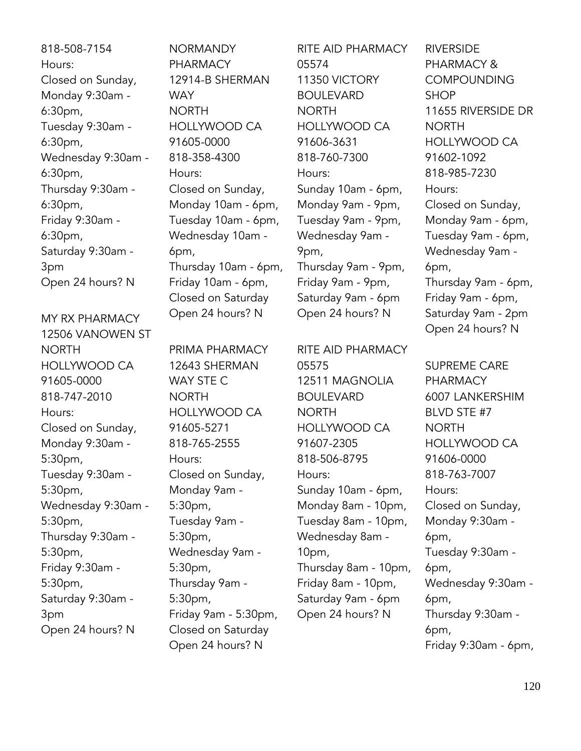818-508-7154
Hours:
Closed on Sunday,
Monday 9:30am - 6:30pm,
Tuesday 9:30am - 6:30pm,
Wednesday 9:30am - 6:30pm,
Thursday 9:30am - 6:30pm,
Friday 9:30am - 6:30pm,
Saturday 9:30am - 3pm
Open 24 hours? N

MY RX PHARMACY
12506 VANOWEN ST
NORTH HOLLYWOOD CA 91605-0000
818-747-2010
Hours:
Closed on Sunday,
Monday 9:30am - 5:30pm,
Tuesday 9:30am - 5:30pm,
Wednesday 9:30am - 5:30pm,
Thursday 9:30am - 5:30pm,
Friday 9:30am - 5:30pm,
Saturday 9:30am - 3pm
Open 24 hours? N

NORMANDY PHARMACY
12914-B SHERMAN WAY
NORTH HOLLYWOOD CA 91605-0000
818-358-4300
Hours:
Closed on Sunday,
Monday 10am - 6pm,
Tuesday 10am - 6pm,
Wednesday 10am - 6pm,
Thursday 10am - 6pm,
Friday 10am - 6pm,
Closed on Saturday
Open 24 hours? N

PRIMA PHARMACY
12643 SHERMAN WAY STE C
NORTH HOLLYWOOD CA 91605-5271
818-765-2555
Hours:
Closed on Sunday,
Monday 9am - 5:30pm,
Tuesday 9am - 5:30pm,
Wednesday 9am - 5:30pm,
Thursday 9am - 5:30pm,
Friday 9am - 5:30pm,
Closed on Saturday
Open 24 hours? N

RITE AID PHARMACY 05574
11350 VICTORY BOULEVARD
NORTH HOLLYWOOD CA 91606-3631
818-760-7300
Hours:
Sunday 10am - 6pm,
Monday 9am - 9pm,
Tuesday 9am - 9pm,
Wednesday 9am - 9pm,
Thursday 9am - 9pm,
Friday 9am - 9pm,
Saturday 9am - 6pm
Open 24 hours? N

RITE AID PHARMACY 05575
12511 MAGNOLIA BOULEVARD
NORTH HOLLYWOOD CA 91607-2305
818-506-8795
Hours:
Sunday 10am - 6pm,
Monday 8am - 10pm,
Tuesday 8am - 10pm,
Wednesday 8am - 10pm,
Thursday 8am - 10pm,
Friday 8am - 10pm,
Saturday 9am - 6pm
Open 24 hours? N

RIVERSIDE PHARMACY & COMPOUNDING SHOP
11655 RIVERSIDE DR
NORTH HOLLYWOOD CA 91602-1092
818-985-7230
Hours:
Closed on Sunday,
Monday 9am - 6pm,
Tuesday 9am - 6pm,
Wednesday 9am - 6pm,
Thursday 9am - 6pm,
Friday 9am - 6pm,
Saturday 9am - 2pm
Open 24 hours? N

SUPREME CARE PHARMACY
6007 LANKERSHIM BLVD STE #7
NORTH HOLLYWOOD CA 91606-0000
818-763-7007
Hours:
Closed on Sunday,
Monday 9:30am - 6pm,
Tuesday 9:30am - 6pm,
Wednesday 9:30am - 6pm,
Thursday 9:30am - 6pm,
Friday 9:30am - 6pm,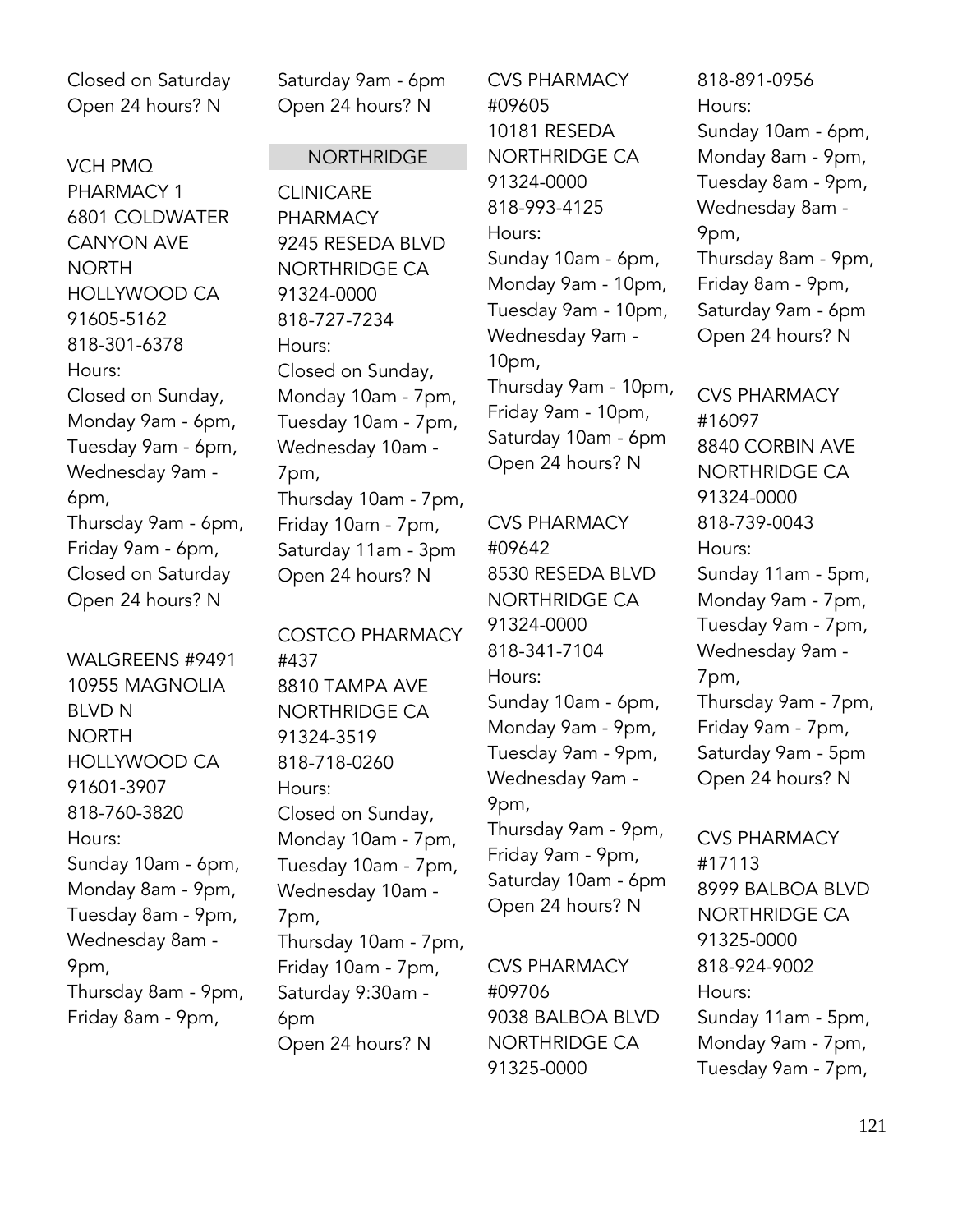Closed on Saturday
Open 24 hours? N

VCH PMQ PHARMACY 1
6801 COLDWATER CANYON AVE
NORTH HOLLYWOOD CA 91605-5162
818-301-6378
Hours:
Closed on Sunday,
Monday 9am - 6pm,
Tuesday 9am - 6pm,
Wednesday 9am - 6pm,
Thursday 9am - 6pm,
Friday 9am - 6pm,
Closed on Saturday
Open 24 hours? N

WALGREENS #9491
10955 MAGNOLIA BLVD N
NORTH HOLLYWOOD CA 91601-3907
818-760-3820
Hours:
Sunday 10am - 6pm,
Monday 8am - 9pm,
Tuesday 8am - 9pm,
Wednesday 8am - 9pm,
Thursday 8am - 9pm,
Friday 8am - 9pm,
Saturday 9am - 6pm
Open 24 hours? N

## NORTHRIDGE

CLINICARE PHARMACY
9245 RESEDA BLVD
NORTHRIDGE CA 91324-0000
818-727-7234
Hours:
Closed on Sunday,
Monday 10am - 7pm,
Tuesday 10am - 7pm,
Wednesday 10am - 7pm,
Thursday 10am - 7pm,
Friday 10am - 7pm,
Saturday 11am - 3pm
Open 24 hours? N

COSTCO PHARMACY #437
8810 TAMPA AVE
NORTHRIDGE CA 91324-3519
818-718-0260
Hours:
Closed on Sunday,
Monday 10am - 7pm,
Tuesday 10am - 7pm,
Wednesday 10am - 7pm,
Thursday 10am - 7pm,
Friday 10am - 7pm,
Saturday 9:30am - 6pm
Open 24 hours? N

CVS PHARMACY #09605
10181 RESEDA
NORTHRIDGE CA 91324-0000
818-993-4125
Hours:
Sunday 10am - 6pm,
Monday 9am - 10pm,
Tuesday 9am - 10pm,
Wednesday 9am - 10pm,
Thursday 9am - 10pm,
Friday 9am - 10pm,
Saturday 10am - 6pm
Open 24 hours? N

CVS PHARMACY #09642
8530 RESEDA BLVD
NORTHRIDGE CA 91324-0000
818-341-7104
Hours:
Sunday 10am - 6pm,
Monday 9am - 9pm,
Tuesday 9am - 9pm,
Wednesday 9am - 9pm,
Thursday 9am - 9pm,
Friday 9am - 9pm,
Saturday 10am - 6pm
Open 24 hours? N

CVS PHARMACY #09706
9038 BALBOA BLVD
NORTHRIDGE CA 91325-0000
818-891-0956
Hours:
Sunday 10am - 6pm,
Monday 8am - 9pm,
Tuesday 8am - 9pm,
Wednesday 8am - 9pm,
Thursday 8am - 9pm,
Friday 8am - 9pm,
Saturday 9am - 6pm
Open 24 hours? N

CVS PHARMACY #16097
8840 CORBIN AVE
NORTHRIDGE CA 91324-0000
818-739-0043
Hours:
Sunday 11am - 5pm,
Monday 9am - 7pm,
Tuesday 9am - 7pm,
Wednesday 9am - 7pm,
Thursday 9am - 7pm,
Friday 9am - 7pm,
Saturday 9am - 5pm
Open 24 hours? N

CVS PHARMACY #17113
8999 BALBOA BLVD
NORTHRIDGE CA 91325-0000
818-924-9002
Hours:
Sunday 11am - 5pm,
Monday 9am - 7pm,
Tuesday 9am - 7pm,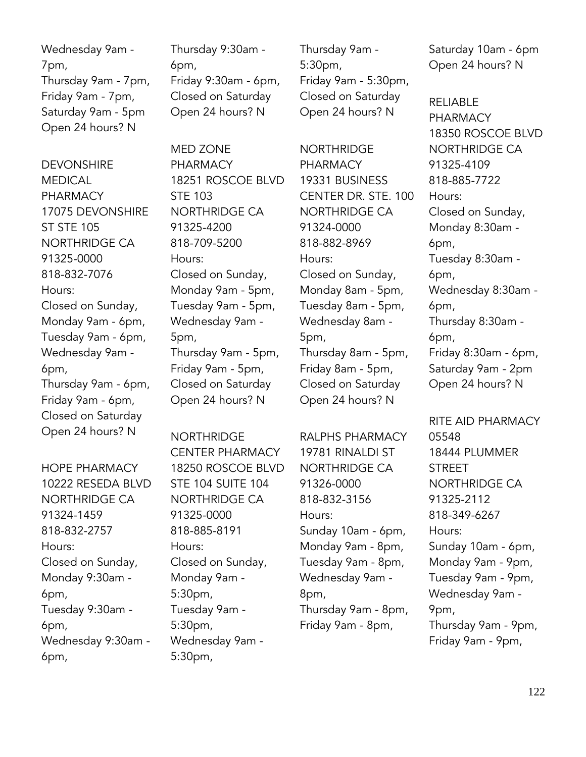Wednesday 9am - 7pm,
Thursday 9am - 7pm,
Friday 9am - 7pm,
Saturday 9am - 5pm
Open 24 hours? N

DEVONSHIRE MEDICAL PHARMACY
17075 DEVONSHIRE ST STE 105
NORTHRIDGE CA 91325-0000
818-832-7076
Hours:
Closed on Sunday,
Monday 9am - 6pm,
Tuesday 9am - 6pm,
Wednesday 9am - 6pm,
Thursday 9am - 6pm,
Friday 9am - 6pm,
Closed on Saturday
Open 24 hours? N

HOPE PHARMACY
10222 RESEDA BLVD
NORTHRIDGE CA 91324-1459
818-832-2757
Hours:
Closed on Sunday,
Monday 9:30am - 6pm,
Tuesday 9:30am - 6pm,
Wednesday 9:30am - 6pm,
Thursday 9:30am - 6pm,
Friday 9:30am - 6pm,
Closed on Saturday
Open 24 hours? N

MED ZONE PHARMACY
18251 ROSCOE BLVD STE 103
NORTHRIDGE CA 91325-4200
818-709-5200
Hours:
Closed on Sunday,
Monday 9am - 5pm,
Tuesday 9am - 5pm,
Wednesday 9am - 5pm,
Thursday 9am - 5pm,
Friday 9am - 5pm,
Closed on Saturday
Open 24 hours? N

NORTHRIDGE CENTER PHARMACY
18250 ROSCOE BLVD STE 104 SUITE 104
NORTHRIDGE CA 91325-0000
818-885-8191
Hours:
Closed on Sunday,
Monday 9am - 5:30pm,
Tuesday 9am - 5:30pm,
Wednesday 9am - 5:30pm,
Thursday 9am - 5:30pm,
Friday 9am - 5:30pm,
Closed on Saturday
Open 24 hours? N

NORTHRIDGE PHARMACY
19331 BUSINESS CENTER DR. STE. 100
NORTHRIDGE CA 91324-0000
818-882-8969
Hours:
Closed on Sunday,
Monday 8am - 5pm,
Tuesday 8am - 5pm,
Wednesday 8am - 5pm,
Thursday 8am - 5pm,
Friday 8am - 5pm,
Closed on Saturday
Open 24 hours? N

RALPHS PHARMACY
19781 RINALDI ST
NORTHRIDGE CA 91326-0000
818-832-3156
Hours:
Sunday 10am - 6pm,
Monday 9am - 8pm,
Tuesday 9am - 8pm,
Wednesday 9am - 8pm,
Thursday 9am - 8pm,
Friday 9am - 8pm,
Saturday 10am - 6pm
Open 24 hours? N

RELIABLE PHARMACY
18350 ROSCOE BLVD
NORTHRIDGE CA 91325-4109
818-885-7722
Hours:
Closed on Sunday,
Monday 8:30am - 6pm,
Tuesday 8:30am - 6pm,
Wednesday 8:30am - 6pm,
Thursday 8:30am - 6pm,
Friday 8:30am - 6pm,
Saturday 9am - 2pm
Open 24 hours? N

RITE AID PHARMACY 05548
18444 PLUMMER STREET
NORTHRIDGE CA 91325-2112
818-349-6267
Hours:
Sunday 10am - 6pm,
Monday 9am - 9pm,
Tuesday 9am - 9pm,
Wednesday 9am - 9pm,
Thursday 9am - 9pm,
Friday 9am - 9pm,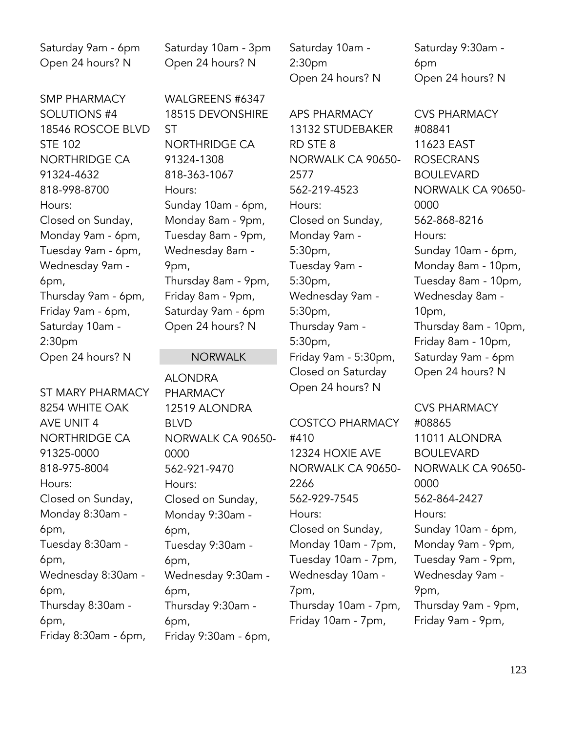Saturday 9am - 6pm
Open 24 hours? N

SMP PHARMACY SOLUTIONS #4
18546 ROSCOE BLVD STE 102
NORTHRIDGE CA 91324-4632
818-998-8700
Hours:
Closed on Sunday,
Monday 9am - 6pm,
Tuesday 9am - 6pm,
Wednesday 9am - 6pm,
Thursday 9am - 6pm,
Friday 9am - 6pm,
Saturday 10am - 2:30pm
Open 24 hours? N

ST MARY PHARMACY
8254 WHITE OAK AVE UNIT 4
NORTHRIDGE CA 91325-0000
818-975-8004
Hours:
Closed on Sunday,
Monday 8:30am - 6pm,
Tuesday 8:30am - 6pm,
Wednesday 8:30am - 6pm,
Thursday 8:30am - 6pm,
Friday 8:30am - 6pm,
Saturday 10am - 3pm
Open 24 hours? N

WALGREENS #6347
18515 DEVONSHIRE ST
NORTHRIDGE CA 91324-1308
818-363-1067
Hours:
Sunday 10am - 6pm,
Monday 8am - 9pm,
Tuesday 8am - 9pm,
Wednesday 8am - 9pm,
Thursday 8am - 9pm,
Friday 8am - 9pm,
Saturday 9am - 6pm
Open 24 hours? N

## NORWALK

ALONDRA PHARMACY
12519 ALONDRA BLVD
NORWALK CA 90650-0000
562-921-9470
Hours:
Closed on Sunday,
Monday 9:30am - 6pm,
Tuesday 9:30am - 6pm,
Wednesday 9:30am - 6pm,
Thursday 9:30am - 6pm,
Friday 9:30am - 6pm,
Saturday 10am - 2:30pm
Open 24 hours? N

APS PHARMACY
13132 STUDEBAKER RD STE 8
NORWALK CA 90650-2577
562-219-4523
Hours:
Closed on Sunday,
Monday 9am - 5:30pm,
Tuesday 9am - 5:30pm,
Wednesday 9am - 5:30pm,
Thursday 9am - 5:30pm,
Friday 9am - 5:30pm,
Closed on Saturday
Open 24 hours? N

COSTCO PHARMACY #410
12324 HOXIE AVE
NORWALK CA 90650-2266
562-929-7545
Hours:
Closed on Sunday,
Monday 10am - 7pm,
Tuesday 10am - 7pm,
Wednesday 10am - 7pm,
Thursday 10am - 7pm,
Friday 10am - 7pm,
Saturday 9:30am - 6pm
Open 24 hours? N

CVS PHARMACY #08841
11623 EAST ROSECRANS BOULEVARD
NORWALK CA 90650-0000
562-868-8216
Hours:
Sunday 10am - 6pm,
Monday 8am - 10pm,
Tuesday 8am - 10pm,
Wednesday 8am - 10pm,
Thursday 8am - 10pm,
Friday 8am - 10pm,
Saturday 9am - 6pm
Open 24 hours? N

CVS PHARMACY #08865
11011 ALONDRA BOULEVARD
NORWALK CA 90650-0000
562-864-2427
Hours:
Sunday 10am - 6pm,
Monday 9am - 9pm,
Tuesday 9am - 9pm,
Wednesday 9am - 9pm,
Thursday 9am - 9pm,
Friday 9am - 9pm,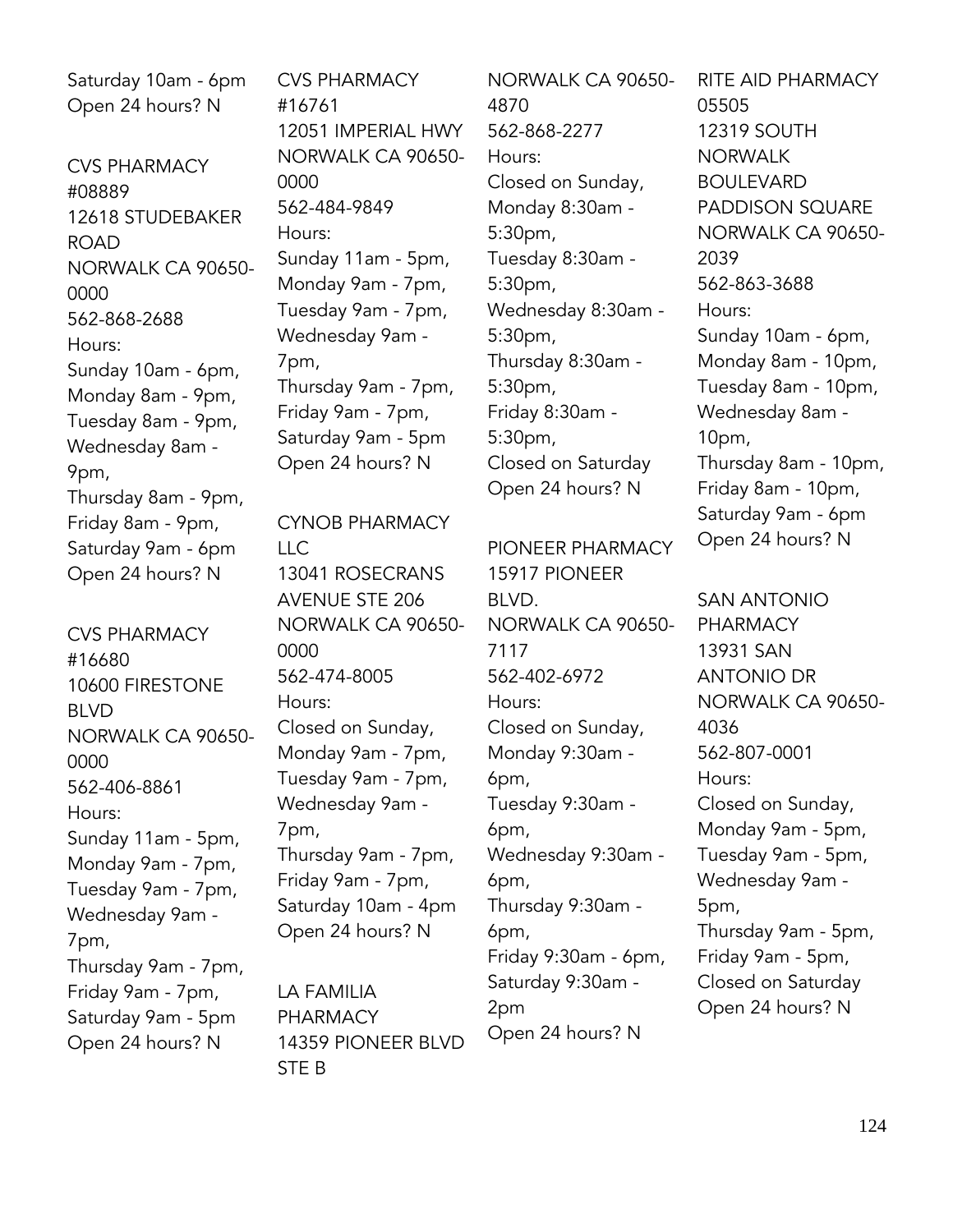Saturday 10am - 6pm
Open 24 hours? N

CVS PHARMACY #08889
12618 STUDEBAKER ROAD
NORWALK CA 90650-0000
562-868-2688
Hours:
Sunday 10am - 6pm,
Monday 8am - 9pm,
Tuesday 8am - 9pm,
Wednesday 8am - 9pm,
Thursday 8am - 9pm,
Friday 8am - 9pm,
Saturday 9am - 6pm
Open 24 hours? N

CVS PHARMACY #16680
10600 FIRESTONE BLVD
NORWALK CA 90650-0000
562-406-8861
Hours:
Sunday 11am - 5pm,
Monday 9am - 7pm,
Tuesday 9am - 7pm,
Wednesday 9am - 7pm,
Thursday 9am - 7pm,
Friday 9am - 7pm,
Saturday 9am - 5pm
Open 24 hours? N

CVS PHARMACY #16761
12051 IMPERIAL HWY
NORWALK CA 90650-0000
562-484-9849
Hours:
Sunday 11am - 5pm,
Monday 9am - 7pm,
Tuesday 9am - 7pm,
Wednesday 9am - 7pm,
Thursday 9am - 7pm,
Friday 9am - 7pm,
Saturday 9am - 5pm
Open 24 hours? N

CYNOB PHARMACY LLC
13041 ROSECRANS AVENUE STE 206
NORWALK CA 90650-0000
562-474-8005
Hours:
Closed on Sunday,
Monday 9am - 7pm,
Tuesday 9am - 7pm,
Wednesday 9am - 7pm,
Thursday 9am - 7pm,
Friday 9am - 7pm,
Saturday 10am - 4pm
Open 24 hours? N

LA FAMILIA PHARMACY
14359 PIONEER BLVD STE B
NORWALK CA 90650-4870
562-868-2277
Hours:
Closed on Sunday,
Monday 8:30am - 5:30pm,
Tuesday 8:30am - 5:30pm,
Wednesday 8:30am - 5:30pm,
Thursday 8:30am - 5:30pm,
Friday 8:30am - 5:30pm,
Closed on Saturday
Open 24 hours? N

PIONEER PHARMACY
15917 PIONEER BLVD.
NORWALK CA 90650-7117
562-402-6972
Hours:
Closed on Sunday,
Monday 9:30am - 6pm,
Tuesday 9:30am - 6pm,
Wednesday 9:30am - 6pm,
Thursday 9:30am - 6pm,
Friday 9:30am - 6pm,
Saturday 9:30am - 2pm
Open 24 hours? N

RITE AID PHARMACY 05505
12319 SOUTH NORWALK BOULEVARD PADDISON SQUARE
NORWALK CA 90650-2039
562-863-3688
Hours:
Sunday 10am - 6pm,
Monday 8am - 10pm,
Tuesday 8am - 10pm,
Wednesday 8am - 10pm,
Thursday 8am - 10pm,
Friday 8am - 10pm,
Saturday 9am - 6pm
Open 24 hours? N

SAN ANTONIO PHARMACY
13931 SAN ANTONIO DR
NORWALK CA 90650-4036
562-807-0001
Hours:
Closed on Sunday,
Monday 9am - 5pm,
Tuesday 9am - 5pm,
Wednesday 9am - 5pm,
Thursday 9am - 5pm,
Friday 9am - 5pm,
Closed on Saturday
Open 24 hours? N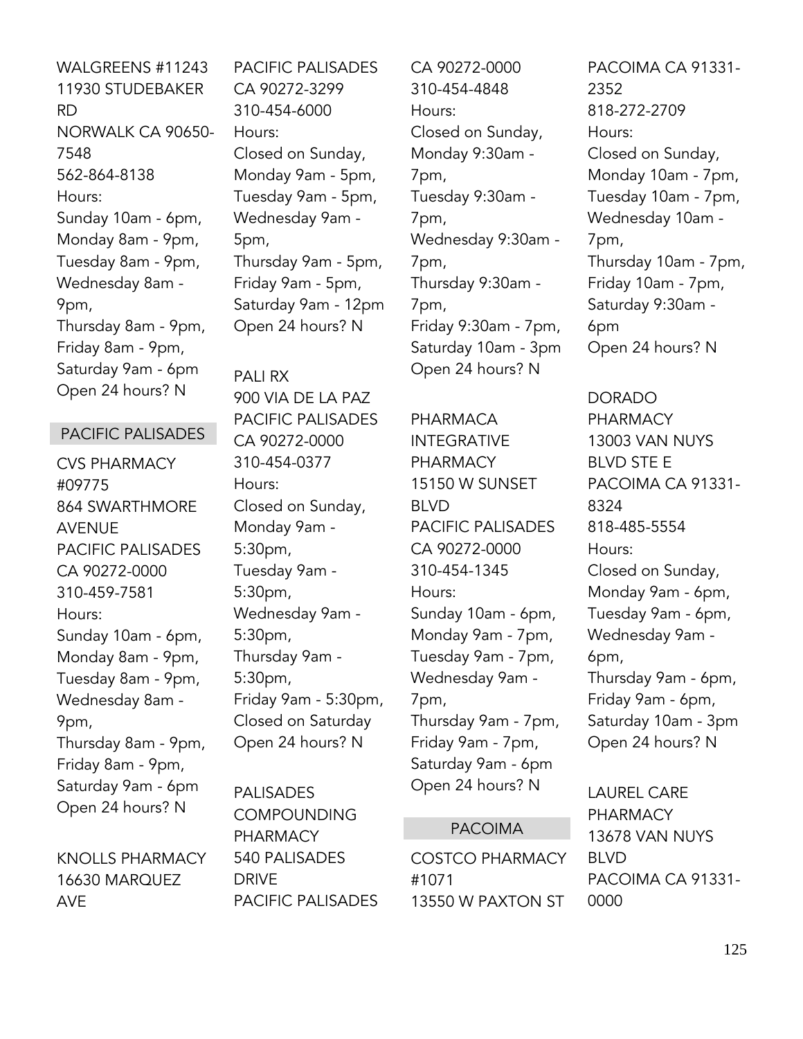WALGREENS #11243
11930 STUDEBAKER RD
NORWALK CA 90650-7548
562-864-8138
Hours:
Sunday 10am - 6pm,
Monday 8am - 9pm,
Tuesday 8am - 9pm,
Wednesday 8am - 9pm,
Thursday 8am - 9pm,
Friday 8am - 9pm,
Saturday 9am - 6pm
Open 24 hours? N

## PACIFIC PALISADES

CVS PHARMACY #09775
864 SWARTHMORE AVENUE
PACIFIC PALISADES CA 90272-0000
310-459-7581
Hours:
Sunday 10am - 6pm,
Monday 8am - 9pm,
Tuesday 8am - 9pm,
Wednesday 8am - 9pm,
Thursday 8am - 9pm,
Friday 8am - 9pm,
Saturday 9am - 6pm
Open 24 hours? N

KNOLLS PHARMACY
16630 MARQUEZ AVE
PACIFIC PALISADES CA 90272-3299
310-454-6000
Hours:
Closed on Sunday,
Monday 9am - 5pm,
Tuesday 9am - 5pm,
Wednesday 9am - 5pm,
Thursday 9am - 5pm,
Friday 9am - 5pm,
Saturday 9am - 12pm
Open 24 hours? N

PALI RX
900 VIA DE LA PAZ
PACIFIC PALISADES CA 90272-0000
310-454-0377
Hours:
Closed on Sunday,
Monday 9am - 5:30pm,
Tuesday 9am - 5:30pm,
Wednesday 9am - 5:30pm,
Thursday 9am - 5:30pm,
Friday 9am - 5:30pm,
Closed on Saturday
Open 24 hours? N

PALISADES COMPOUNDING PHARMACY
540 PALISADES DRIVE
PACIFIC PALISADES CA 90272-0000
310-454-4848
Hours:
Closed on Sunday,
Monday 9:30am - 7pm,
Tuesday 9:30am - 7pm,
Wednesday 9:30am - 7pm,
Thursday 9:30am - 7pm,
Friday 9:30am - 7pm,
Saturday 10am - 3pm
Open 24 hours? N

PHARMACA INTEGRATIVE PHARMACY
15150 W SUNSET BLVD
PACIFIC PALISADES CA 90272-0000
310-454-1345
Hours:
Sunday 10am - 6pm,
Monday 9am - 7pm,
Tuesday 9am - 7pm,
Wednesday 9am - 7pm,
Thursday 9am - 7pm,
Friday 9am - 7pm,
Saturday 9am - 6pm
Open 24 hours? N

## PACOIMA

COSTCO PHARMACY #1071
13550 W PAXTON ST
PACOIMA CA 91331-2352
818-272-2709
Hours:
Closed on Sunday,
Monday 10am - 7pm,
Tuesday 10am - 7pm,
Wednesday 10am - 7pm,
Thursday 10am - 7pm,
Friday 10am - 7pm,
Saturday 9:30am - 6pm
Open 24 hours? N

DORADO PHARMACY
13003 VAN NUYS BLVD STE E
PACOIMA CA 91331-8324
818-485-5554
Hours:
Closed on Sunday,
Monday 9am - 6pm,
Tuesday 9am - 6pm,
Wednesday 9am - 6pm,
Thursday 9am - 6pm,
Friday 9am - 6pm,
Saturday 10am - 3pm
Open 24 hours? N

LAUREL CARE PHARMACY
13678 VAN NUYS BLVD
PACOIMA CA 91331-0000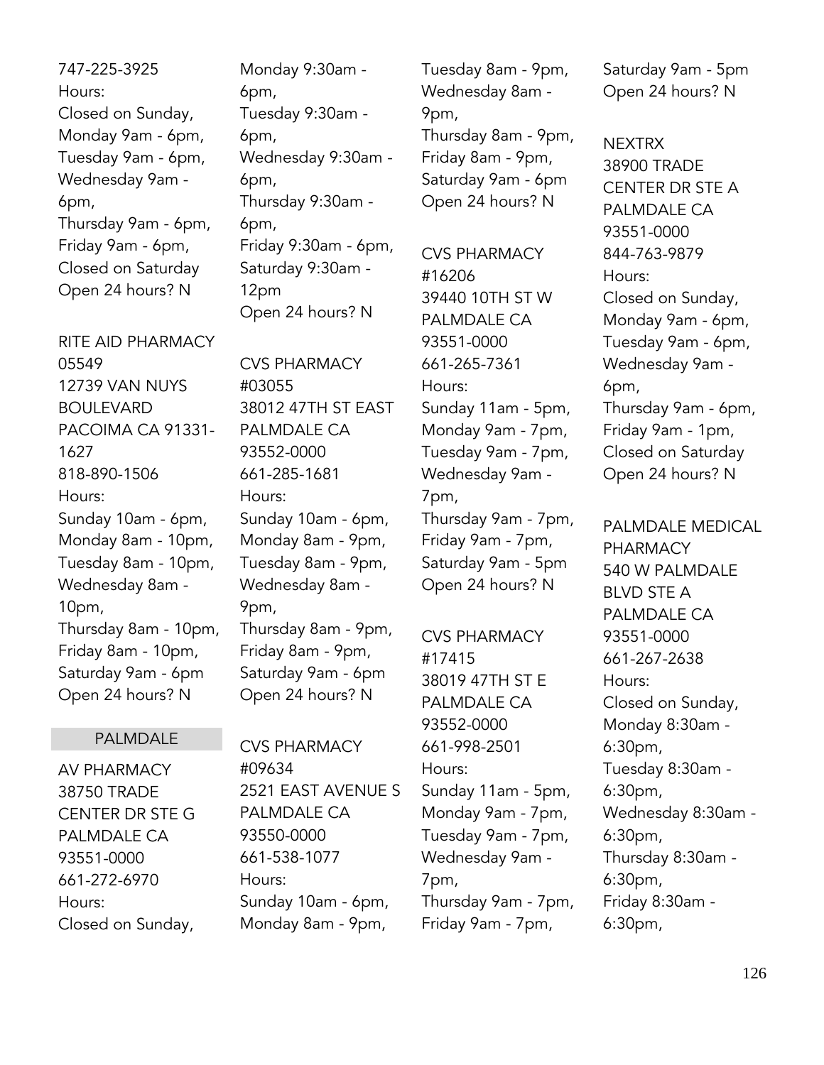747-225-3925
Hours:
Closed on Sunday,
Monday 9am - 6pm,
Tuesday 9am - 6pm,
Wednesday 9am - 6pm,
Thursday 9am - 6pm,
Friday 9am - 6pm,
Closed on Saturday
Open 24 hours? N

RITE AID PHARMACY 05549
12739 VAN NUYS BOULEVARD
PACOIMA CA 91331-1627
818-890-1506
Hours:
Sunday 10am - 6pm,
Monday 8am - 10pm,
Tuesday 8am - 10pm,
Wednesday 8am - 10pm,
Thursday 8am - 10pm,
Friday 8am - 10pm,
Saturday 9am - 6pm
Open 24 hours? N

## PALMDALE

AV PHARMACY
38750 TRADE CENTER DR STE G
PALMDALE CA 93551-0000
661-272-6970
Hours:
Closed on Sunday,
Monday 9:30am - 6pm,
Tuesday 9:30am - 6pm,
Wednesday 9:30am - 6pm,
Thursday 9:30am - 6pm,
Friday 9:30am - 6pm,
Saturday 9:30am - 12pm
Open 24 hours? N

CVS PHARMACY #03055
38012 47TH ST EAST
PALMDALE CA 93552-0000
661-285-1681
Hours:
Sunday 10am - 6pm,
Monday 8am - 9pm,
Tuesday 8am - 9pm,
Wednesday 8am - 9pm,
Thursday 8am - 9pm,
Friday 8am - 9pm,
Saturday 9am - 6pm
Open 24 hours? N

CVS PHARMACY #09634
2521 EAST AVENUE S
PALMDALE CA 93550-0000
661-538-1077
Hours:
Sunday 10am - 6pm,
Monday 8am - 9pm,
Tuesday 8am - 9pm,
Wednesday 8am - 9pm,
Thursday 8am - 9pm,
Friday 8am - 9pm,
Saturday 9am - 6pm
Open 24 hours? N

CVS PHARMACY #16206
39440 10TH ST W
PALMDALE CA 93551-0000
661-265-7361
Hours:
Sunday 11am - 5pm,
Monday 9am - 7pm,
Tuesday 9am - 7pm,
Wednesday 9am - 7pm,
Thursday 9am - 7pm,
Friday 9am - 7pm,
Saturday 9am - 5pm
Open 24 hours? N

CVS PHARMACY #17415
38019 47TH ST E
PALMDALE CA 93552-0000
661-998-2501
Hours:
Sunday 11am - 5pm,
Monday 9am - 7pm,
Tuesday 9am - 7pm,
Wednesday 9am - 7pm,
Thursday 9am - 7pm,
Friday 9am - 7pm,
Saturday 9am - 5pm
Open 24 hours? N

NEXTRX
38900 TRADE CENTER DR STE A
PALMDALE CA 93551-0000
844-763-9879
Hours:
Closed on Sunday,
Monday 9am - 6pm,
Tuesday 9am - 6pm,
Wednesday 9am - 6pm,
Thursday 9am - 6pm,
Friday 9am - 1pm,
Closed on Saturday
Open 24 hours? N

PALMDALE MEDICAL PHARMACY
540 W PALMDALE BLVD STE A
PALMDALE CA 93551-0000
661-267-2638
Hours:
Closed on Sunday,
Monday 8:30am - 6:30pm,
Tuesday 8:30am - 6:30pm,
Wednesday 8:30am - 6:30pm,
Thursday 8:30am - 6:30pm,
Friday 8:30am - 6:30pm,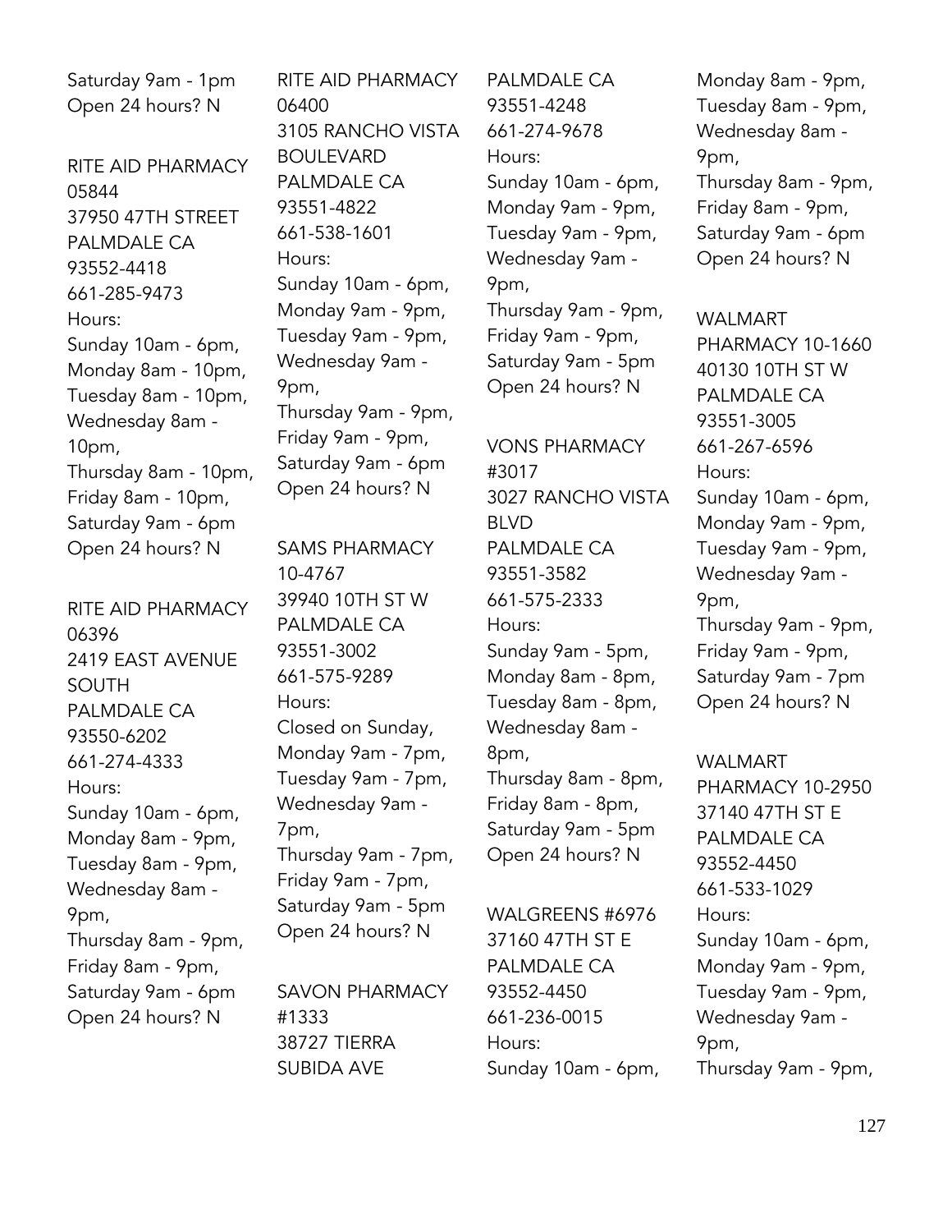Saturday 9am - 1pm
Open 24 hours? N

RITE AID PHARMACY 05844
37950 47TH STREET
PALMDALE CA 93552-4418
661-285-9473
Hours:
Sunday 10am - 6pm,
Monday 8am - 10pm,
Tuesday 8am - 10pm,
Wednesday 8am - 10pm,
Thursday 8am - 10pm,
Friday 8am - 10pm,
Saturday 9am - 6pm
Open 24 hours? N

RITE AID PHARMACY 06396
2419 EAST AVENUE SOUTH
PALMDALE CA 93550-6202
661-274-4333
Hours:
Sunday 10am - 6pm,
Monday 8am - 9pm,
Tuesday 8am - 9pm,
Wednesday 8am - 9pm,
Thursday 8am - 9pm,
Friday 8am - 9pm,
Saturday 9am - 6pm
Open 24 hours? N

RITE AID PHARMACY 06400
3105 RANCHO VISTA BOULEVARD
PALMDALE CA 93551-4822
661-538-1601
Hours:
Sunday 10am - 6pm,
Monday 9am - 9pm,
Tuesday 9am - 9pm,
Wednesday 9am - 9pm,
Thursday 9am - 9pm,
Friday 9am - 9pm,
Saturday 9am - 6pm
Open 24 hours? N

SAMS PHARMACY 10-4767
39940 10TH ST W
PALMDALE CA 93551-3002
661-575-9289
Hours:
Closed on Sunday,
Monday 9am - 7pm,
Tuesday 9am - 7pm,
Wednesday 9am - 7pm,
Thursday 9am - 7pm,
Friday 9am - 7pm,
Saturday 9am - 5pm
Open 24 hours? N

SAVON PHARMACY #1333
38727 TIERRA SUBIDA AVE
PALMDALE CA 93551-4248
661-274-9678
Hours:
Sunday 10am - 6pm,
Monday 9am - 9pm,
Tuesday 9am - 9pm,
Wednesday 9am - 9pm,
Thursday 9am - 9pm,
Friday 9am - 9pm,
Saturday 9am - 5pm
Open 24 hours? N

VONS PHARMACY #3017
3027 RANCHO VISTA BLVD
PALMDALE CA 93551-3582
661-575-2333
Hours:
Sunday 9am - 5pm,
Monday 8am - 8pm,
Tuesday 8am - 8pm,
Wednesday 8am - 8pm,
Thursday 8am - 8pm,
Friday 8am - 8pm,
Saturday 9am - 5pm
Open 24 hours? N

WALGREENS #6976
37160 47TH ST E
PALMDALE CA 93552-4450
661-236-0015
Hours:
Sunday 10am - 6pm,
Monday 8am - 9pm,
Tuesday 8am - 9pm,
Wednesday 8am - 9pm,
Thursday 8am - 9pm,
Friday 8am - 9pm,
Saturday 9am - 6pm
Open 24 hours? N

WALMART PHARMACY 10-1660
40130 10TH ST W
PALMDALE CA 93551-3005
661-267-6596
Hours:
Sunday 10am - 6pm,
Monday 9am - 9pm,
Tuesday 9am - 9pm,
Wednesday 9am - 9pm,
Thursday 9am - 9pm,
Friday 9am - 9pm,
Saturday 9am - 7pm
Open 24 hours? N

WALMART PHARMACY 10-2950
37140 47TH ST E
PALMDALE CA 93552-4450
661-533-1029
Hours:
Sunday 10am - 6pm,
Monday 9am - 9pm,
Tuesday 9am - 9pm,
Wednesday 9am - 9pm,
Thursday 9am - 9pm,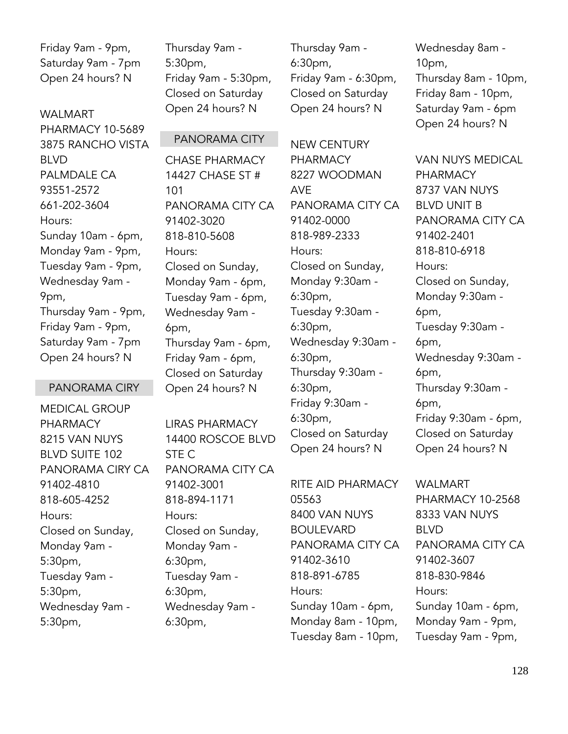Friday 9am - 9pm,
Saturday 9am - 7pm
Open 24 hours? N

WALMART PHARMACY 10-5689
3875 RANCHO VISTA BLVD
PALMDALE CA 93551-2572
661-202-3604
Hours:
Sunday 10am - 6pm,
Monday 9am - 9pm,
Tuesday 9am - 9pm,
Wednesday 9am - 9pm,
Thursday 9am - 9pm,
Friday 9am - 9pm,
Saturday 9am - 7pm
Open 24 hours? N

## PANORAMA CIRY

MEDICAL GROUP PHARMACY
8215 VAN NUYS BLVD SUITE 102
PANORAMA CIRY CA 91402-4810
818-605-4252
Hours:
Closed on Sunday,
Monday 9am - 5:30pm,
Tuesday 9am - 5:30pm,
Wednesday 9am - 5:30pm,
Thursday 9am - 5:30pm,
Friday 9am - 5:30pm,
Closed on Saturday
Open 24 hours? N

## PANORAMA CITY

CHASE PHARMACY
14427 CHASE ST # 101
PANORAMA CITY CA 91402-3020
818-810-5608
Hours:
Closed on Sunday,
Monday 9am - 6pm,
Tuesday 9am - 6pm,
Wednesday 9am - 6pm,
Thursday 9am - 6pm,
Friday 9am - 6pm,
Closed on Saturday
Open 24 hours? N

LIRAS PHARMACY
14400 ROSCOE BLVD STE C
PANORAMA CITY CA 91402-3001
818-894-1171
Hours:
Closed on Sunday,
Monday 9am - 6:30pm,
Tuesday 9am - 6:30pm,
Wednesday 9am - 6:30pm,
Thursday 9am - 6:30pm,
Friday 9am - 6:30pm,
Closed on Saturday
Open 24 hours? N

NEW CENTURY PHARMACY
8227 WOODMAN AVE
PANORAMA CITY CA 91402-0000
818-989-2333
Hours:
Closed on Sunday,
Monday 9:30am - 6:30pm,
Tuesday 9:30am - 6:30pm,
Wednesday 9:30am - 6:30pm,
Thursday 9:30am - 6:30pm,
Friday 9:30am - 6:30pm,
Closed on Saturday
Open 24 hours? N

RITE AID PHARMACY 05563
8400 VAN NUYS BOULEVARD
PANORAMA CITY CA 91402-3610
818-891-6785
Hours:
Sunday 10am - 6pm,
Monday 8am - 10pm,
Tuesday 8am - 10pm,
Wednesday 8am - 10pm,
Thursday 8am - 10pm,
Friday 8am - 10pm,
Saturday 9am - 6pm
Open 24 hours? N

VAN NUYS MEDICAL PHARMACY
8737 VAN NUYS BLVD UNIT B
PANORAMA CITY CA 91402-2401
818-810-6918
Hours:
Closed on Sunday,
Monday 9:30am - 6pm,
Tuesday 9:30am - 6pm,
Wednesday 9:30am - 6pm,
Thursday 9:30am - 6pm,
Friday 9:30am - 6pm,
Closed on Saturday
Open 24 hours? N

WALMART PHARMACY 10-2568
8333 VAN NUYS BLVD
PANORAMA CITY CA 91402-3607
818-830-9846
Hours:
Sunday 10am - 6pm,
Monday 9am - 9pm,
Tuesday 9am - 9pm,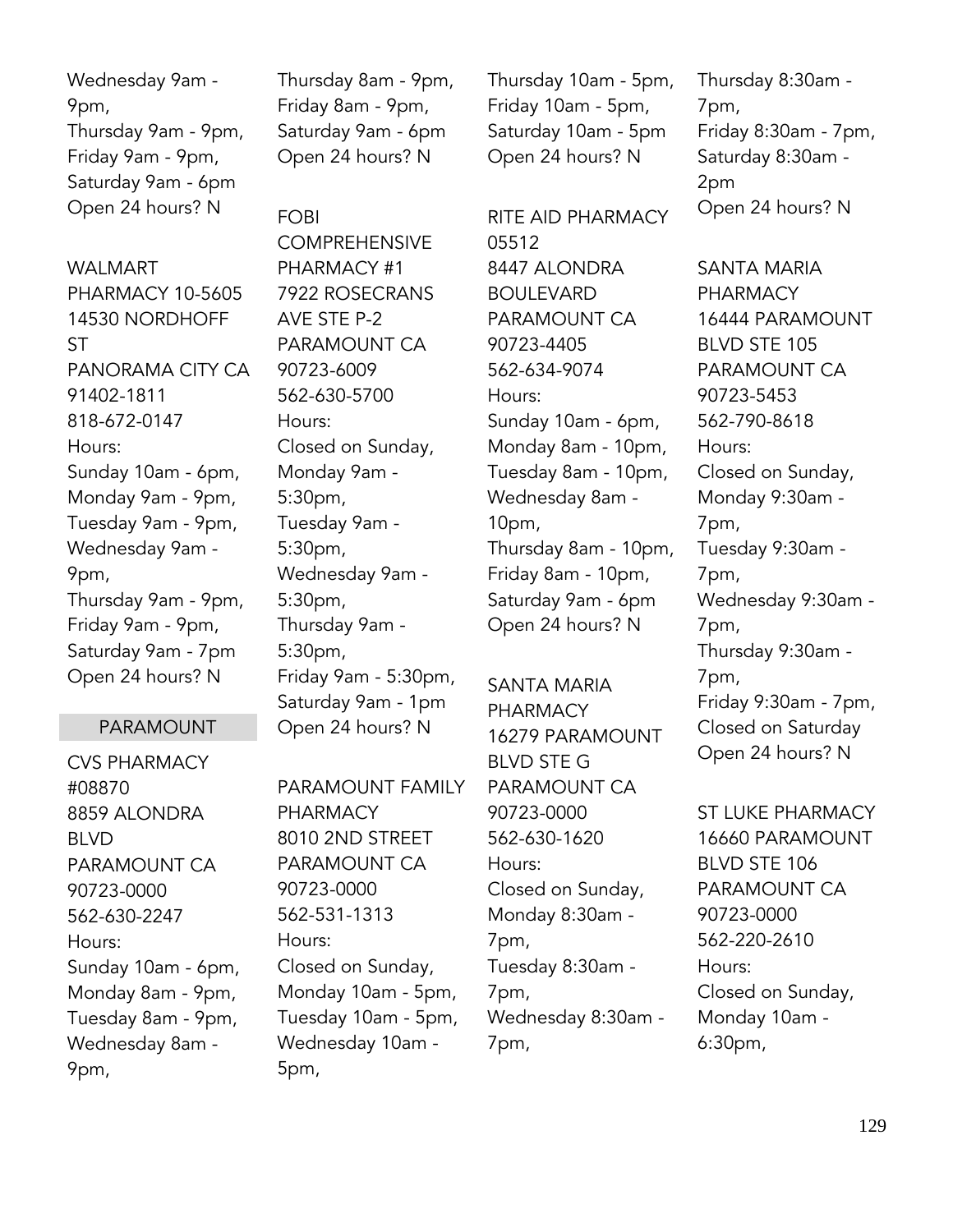Wednesday 9am - 9pm,
Thursday 9am - 9pm,
Friday 9am - 9pm,
Saturday 9am - 6pm
Open 24 hours? N

WALMART PHARMACY 10-5605
14530 NORDHOFF ST
PANORAMA CITY CA 91402-1811
818-672-0147
Hours:
Sunday 10am - 6pm,
Monday 9am - 9pm,
Tuesday 9am - 9pm,
Wednesday 9am - 9pm,
Thursday 9am - 9pm,
Friday 9am - 9pm,
Saturday 9am - 7pm
Open 24 hours? N

## PARAMOUNT

CVS PHARMACY #08870
8859 ALONDRA BLVD
PARAMOUNT CA 90723-0000
562-630-2247
Hours:
Sunday 10am - 6pm,
Monday 8am - 9pm,
Tuesday 8am - 9pm,
Wednesday 8am - 9pm,
Thursday 8am - 9pm,
Friday 8am - 9pm,
Saturday 9am - 6pm
Open 24 hours? N

FOBI COMPREHENSIVE PHARMACY #1
7922 ROSECRANS AVE STE P-2
PARAMOUNT CA 90723-6009
562-630-5700
Hours:
Closed on Sunday,
Monday 9am - 5:30pm,
Tuesday 9am - 5:30pm,
Wednesday 9am - 5:30pm,
Thursday 9am - 5:30pm,
Friday 9am - 5:30pm,
Saturday 9am - 1pm
Open 24 hours? N

PARAMOUNT FAMILY PHARMACY
8010 2ND STREET
PARAMOUNT CA 90723-0000
562-531-1313
Hours:
Closed on Sunday,
Monday 10am - 5pm,
Tuesday 10am - 5pm,
Wednesday 10am - 5pm,
Thursday 10am - 5pm,
Friday 10am - 5pm,
Saturday 10am - 5pm
Open 24 hours? N

RITE AID PHARMACY 05512
8447 ALONDRA BOULEVARD
PARAMOUNT CA 90723-4405
562-634-9074
Hours:
Sunday 10am - 6pm,
Monday 8am - 10pm,
Tuesday 8am - 10pm,
Wednesday 8am - 10pm,
Thursday 8am - 10pm,
Friday 8am - 10pm,
Saturday 9am - 6pm
Open 24 hours? N

SANTA MARIA PHARMACY
16279 PARAMOUNT BLVD STE G
PARAMOUNT CA 90723-0000
562-630-1620
Hours:
Closed on Sunday,
Monday 8:30am - 7pm,
Tuesday 8:30am - 7pm,
Wednesday 8:30am - 7pm,
Thursday 8:30am - 7pm,
Friday 8:30am - 7pm,
Saturday 8:30am - 2pm
Open 24 hours? N

SANTA MARIA PHARMACY
16444 PARAMOUNT BLVD STE 105
PARAMOUNT CA 90723-5453
562-790-8618
Hours:
Closed on Sunday,
Monday 9:30am - 7pm,
Tuesday 9:30am - 7pm,
Wednesday 9:30am - 7pm,
Thursday 9:30am - 7pm,
Friday 9:30am - 7pm,
Closed on Saturday
Open 24 hours? N

ST LUKE PHARMACY
16660 PARAMOUNT BLVD STE 106
PARAMOUNT CA 90723-0000
562-220-2610
Hours:
Closed on Sunday,
Monday 10am - 6:30pm,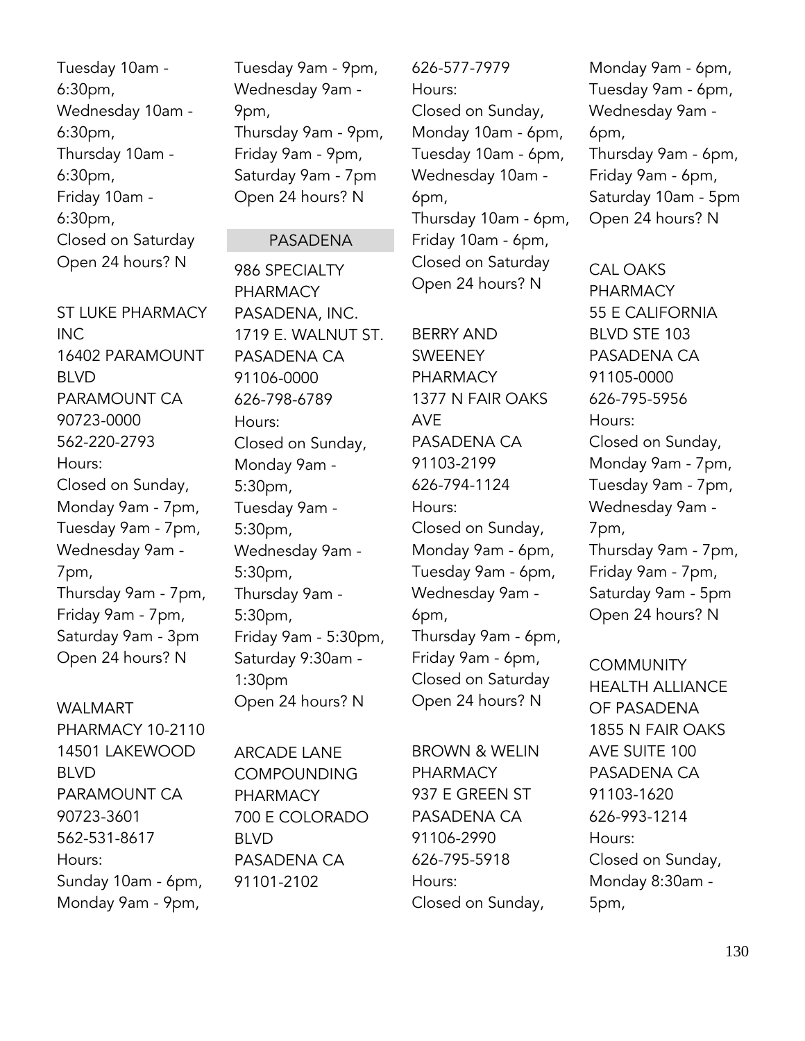Tuesday 10am - 6:30pm,
Wednesday 10am - 6:30pm,
Thursday 10am - 6:30pm,
Friday 10am - 6:30pm,
Closed on Saturday
Open 24 hours? N

ST LUKE PHARMACY INC
16402 PARAMOUNT BLVD
PARAMOUNT CA 90723-0000
562-220-2793
Hours:
Closed on Sunday,
Monday 9am - 7pm,
Tuesday 9am - 7pm,
Wednesday 9am - 7pm,
Thursday 9am - 7pm,
Friday 9am - 7pm,
Saturday 9am - 3pm
Open 24 hours? N

WALMART PHARMACY 10-2110
14501 LAKEWOOD BLVD
PARAMOUNT CA 90723-3601
562-531-8617
Hours:
Sunday 10am - 6pm,
Monday 9am - 9pm,
Tuesday 9am - 9pm,
Wednesday 9am - 9pm,
Thursday 9am - 9pm,
Friday 9am - 9pm,
Saturday 9am - 7pm
Open 24 hours? N

## PASADENA

986 SPECIALTY PHARMACY PASADENA, INC.
1719 E. WALNUT ST.
PASADENA CA 91106-0000
626-798-6789
Hours:
Closed on Sunday,
Monday 9am - 5:30pm,
Tuesday 9am - 5:30pm,
Wednesday 9am - 5:30pm,
Thursday 9am - 5:30pm,
Friday 9am - 5:30pm,
Saturday 9:30am - 1:30pm
Open 24 hours? N

ARCADE LANE COMPOUNDING PHARMACY
700 E COLORADO BLVD
PASADENA CA 91101-2102
626-577-7979
Hours:
Closed on Sunday,
Monday 10am - 6pm,
Tuesday 10am - 6pm,
Wednesday 10am - 6pm,
Thursday 10am - 6pm,
Friday 10am - 6pm,
Closed on Saturday
Open 24 hours? N

BERRY AND SWEENEY PHARMACY
1377 N FAIR OAKS AVE
PASADENA CA 91103-2199
626-794-1124
Hours:
Closed on Sunday,
Monday 9am - 6pm,
Tuesday 9am - 6pm,
Wednesday 9am - 6pm,
Thursday 9am - 6pm,
Friday 9am - 6pm,
Closed on Saturday
Open 24 hours? N

BROWN & WELIN PHARMACY
937 E GREEN ST
PASADENA CA 91106-2990
626-795-5918
Hours:
Closed on Sunday,
Monday 9am - 6pm,
Tuesday 9am - 6pm,
Wednesday 9am - 6pm,
Thursday 9am - 6pm,
Friday 9am - 6pm,
Saturday 10am - 5pm
Open 24 hours? N

CAL OAKS PHARMACY
55 E CALIFORNIA BLVD STE 103
PASADENA CA 91105-0000
626-795-5956
Hours:
Closed on Sunday,
Monday 9am - 7pm,
Tuesday 9am - 7pm,
Wednesday 9am - 7pm,
Thursday 9am - 7pm,
Friday 9am - 7pm,
Saturday 9am - 5pm
Open 24 hours? N

COMMUNITY HEALTH ALLIANCE OF PASADENA
1855 N FAIR OAKS AVE SUITE 100
PASADENA CA 91103-1620
626-993-1214
Hours:
Closed on Sunday,
Monday 8:30am - 5pm,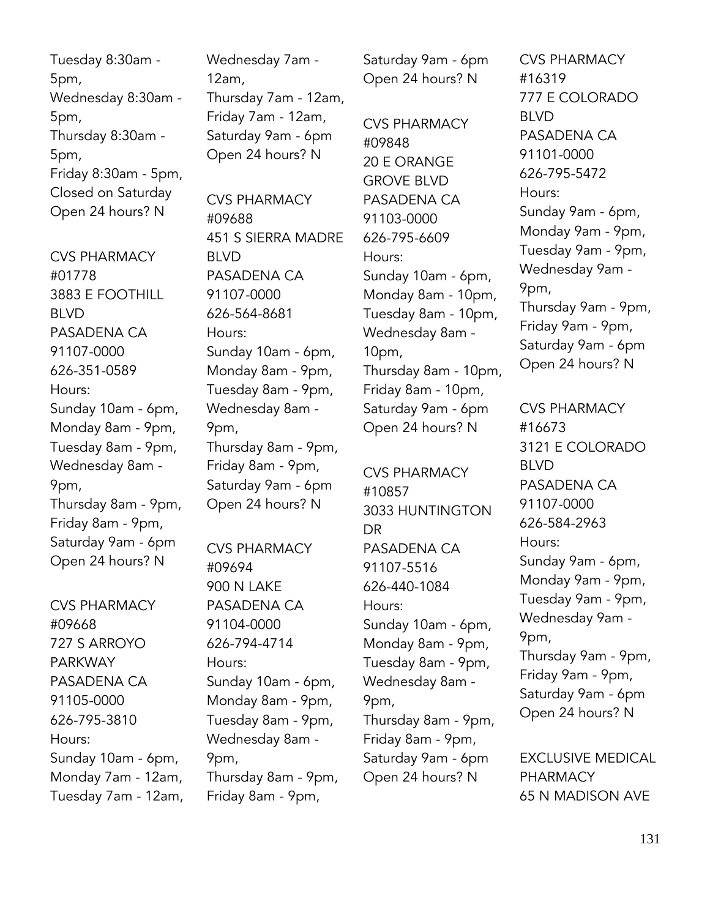Tuesday 8:30am - 5pm,
Wednesday 8:30am - 5pm,
Thursday 8:30am - 5pm,
Friday 8:30am - 5pm,
Closed on Saturday
Open 24 hours? N

CVS PHARMACY #01778
3883 E FOOTHILL BLVD
PASADENA CA 91107-0000
626-351-0589
Hours:
Sunday 10am - 6pm,
Monday 8am - 9pm,
Tuesday 8am - 9pm,
Wednesday 8am - 9pm,
Thursday 8am - 9pm,
Friday 8am - 9pm,
Saturday 9am - 6pm
Open 24 hours? N

CVS PHARMACY #09668
727 S ARROYO PARKWAY
PASADENA CA 91105-0000
626-795-3810
Hours:
Sunday 10am - 6pm,
Monday 7am - 12am,
Tuesday 7am - 12am,
Wednesday 7am - 12am,
Thursday 7am - 12am,
Friday 7am - 12am,
Saturday 9am - 6pm
Open 24 hours? N

CVS PHARMACY #09688
451 S SIERRA MADRE BLVD
PASADENA CA 91107-0000
626-564-8681
Hours:
Sunday 10am - 6pm,
Monday 8am - 9pm,
Tuesday 8am - 9pm,
Wednesday 8am - 9pm,
Thursday 8am - 9pm,
Friday 8am - 9pm,
Saturday 9am - 6pm
Open 24 hours? N

CVS PHARMACY #09694
900 N LAKE
PASADENA CA 91104-0000
626-794-4714
Hours:
Sunday 10am - 6pm,
Monday 8am - 9pm,
Tuesday 8am - 9pm,
Wednesday 8am - 9pm,
Thursday 8am - 9pm,
Friday 8am - 9pm,
Saturday 9am - 6pm
Open 24 hours? N

CVS PHARMACY #09848
20 E ORANGE GROVE BLVD
PASADENA CA 91103-0000
626-795-6609
Hours:
Sunday 10am - 6pm,
Monday 8am - 10pm,
Tuesday 8am - 10pm,
Wednesday 8am - 10pm,
Thursday 8am - 10pm,
Friday 8am - 10pm,
Saturday 9am - 6pm
Open 24 hours? N

CVS PHARMACY #10857
3033 HUNTINGTON DR
PASADENA CA 91107-5516
626-440-1084
Hours:
Sunday 10am - 6pm,
Monday 8am - 9pm,
Tuesday 8am - 9pm,
Wednesday 8am - 9pm,
Thursday 8am - 9pm,
Friday 8am - 9pm,
Saturday 9am - 6pm
Open 24 hours? N

CVS PHARMACY #16319
777 E COLORADO BLVD
PASADENA CA 91101-0000
626-795-5472
Hours:
Sunday 9am - 6pm,
Monday 9am - 9pm,
Tuesday 9am - 9pm,
Wednesday 9am - 9pm,
Thursday 9am - 9pm,
Friday 9am - 9pm,
Saturday 9am - 6pm
Open 24 hours? N

CVS PHARMACY #16673
3121 E COLORADO BLVD
PASADENA CA 91107-0000
626-584-2963
Hours:
Sunday 9am - 6pm,
Monday 9am - 9pm,
Tuesday 9am - 9pm,
Wednesday 9am - 9pm,
Thursday 9am - 9pm,
Friday 9am - 9pm,
Saturday 9am - 6pm
Open 24 hours? N

EXCLUSIVE MEDICAL PHARMACY
65 N MADISON AVE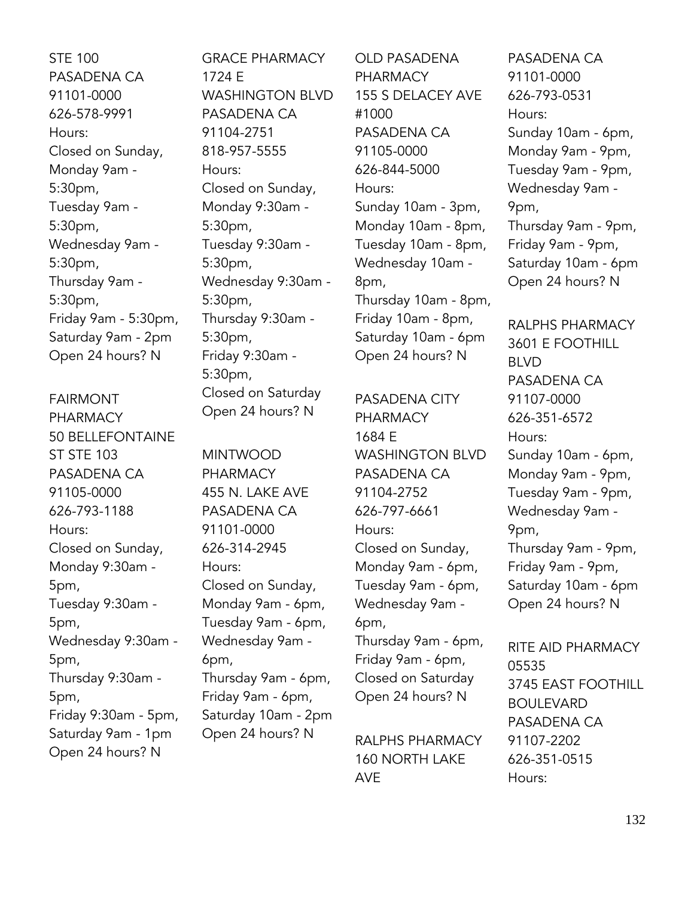STE 100
PASADENA CA
91101-0000
626-578-9991
Hours:
Closed on Sunday,
Monday 9am - 5:30pm,
Tuesday 9am - 5:30pm,
Wednesday 9am - 5:30pm,
Thursday 9am - 5:30pm,
Friday 9am - 5:30pm,
Saturday 9am - 2pm
Open 24 hours? N

FAIRMONT PHARMACY
50 BELLEFONTAINE ST STE 103
PASADENA CA
91105-0000
626-793-1188
Hours:
Closed on Sunday,
Monday 9:30am - 5pm,
Tuesday 9:30am - 5pm,
Wednesday 9:30am - 5pm,
Thursday 9:30am - 5pm,
Friday 9:30am - 5pm,
Saturday 9am - 1pm
Open 24 hours? N

GRACE PHARMACY
1724 E WASHINGTON BLVD
PASADENA CA
91104-2751
818-957-5555
Hours:
Closed on Sunday,
Monday 9:30am - 5:30pm,
Tuesday 9:30am - 5:30pm,
Wednesday 9:30am - 5:30pm,
Thursday 9:30am - 5:30pm,
Friday 9:30am - 5:30pm,
Closed on Saturday
Open 24 hours? N

MINTWOOD PHARMACY
455 N. LAKE AVE
PASADENA CA
91101-0000
626-314-2945
Hours:
Closed on Sunday,
Monday 9am - 6pm,
Tuesday 9am - 6pm,
Wednesday 9am - 6pm,
Thursday 9am - 6pm,
Friday 9am - 6pm,
Saturday 10am - 2pm
Open 24 hours? N

OLD PASADENA PHARMACY
155 S DELACEY AVE #1000
PASADENA CA
91105-0000
626-844-5000
Hours:
Sunday 10am - 3pm,
Monday 10am - 8pm,
Tuesday 10am - 8pm,
Wednesday 10am - 8pm,
Thursday 10am - 8pm,
Friday 10am - 8pm,
Saturday 10am - 6pm
Open 24 hours? N

PASADENA CITY PHARMACY
1684 E WASHINGTON BLVD
PASADENA CA
91104-2752
626-797-6661
Hours:
Closed on Sunday,
Monday 9am - 6pm,
Tuesday 9am - 6pm,
Wednesday 9am - 6pm,
Thursday 9am - 6pm,
Friday 9am - 6pm,
Closed on Saturday
Open 24 hours? N

RALPHS PHARMACY
160 NORTH LAKE AVE
PASADENA CA
91101-0000
626-793-0531
Hours:
Sunday 10am - 6pm,
Monday 9am - 9pm,
Tuesday 9am - 9pm,
Wednesday 9am - 9pm,
Thursday 9am - 9pm,
Friday 9am - 9pm,
Saturday 10am - 6pm
Open 24 hours? N

RALPHS PHARMACY
3601 E FOOTHILL BLVD
PASADENA CA
91107-0000
626-351-6572
Hours:
Sunday 10am - 6pm,
Monday 9am - 9pm,
Tuesday 9am - 9pm,
Wednesday 9am - 9pm,
Thursday 9am - 9pm,
Friday 9am - 9pm,
Saturday 10am - 6pm
Open 24 hours? N

RITE AID PHARMACY 05535
3745 EAST FOOTHILL BOULEVARD
PASADENA CA
91107-2202
626-351-0515
Hours: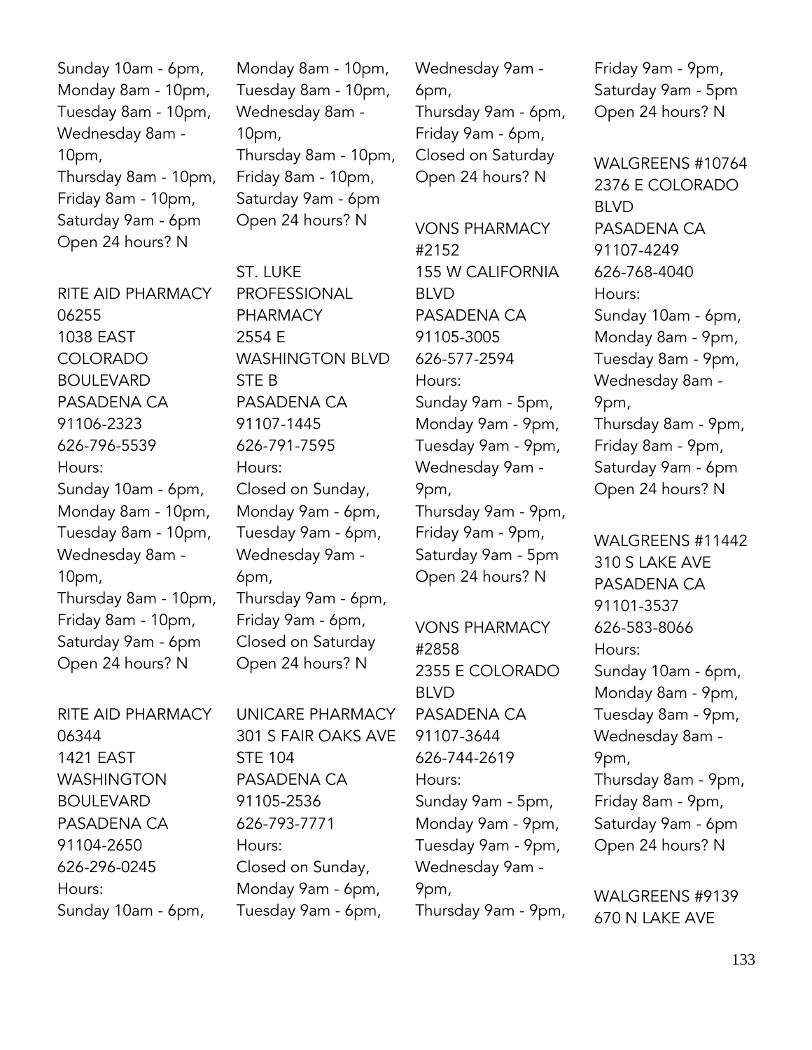Sunday 10am - 6pm,
Monday 8am - 10pm,
Tuesday 8am - 10pm,
Wednesday 8am - 10pm,
Thursday 8am - 10pm,
Friday 8am - 10pm,
Saturday 9am - 6pm
Open 24 hours? N

RITE AID PHARMACY 06255
1038 EAST COLORADO BOULEVARD
PASADENA CA 91106-2323
626-796-5539
Hours:
Sunday 10am - 6pm,
Monday 8am - 10pm,
Tuesday 8am - 10pm,
Wednesday 8am - 10pm,
Thursday 8am - 10pm,
Friday 8am - 10pm,
Saturday 9am - 6pm
Open 24 hours? N

RITE AID PHARMACY 06344
1421 EAST WASHINGTON BOULEVARD
PASADENA CA 91104-2650
626-296-0245
Hours:
Sunday 10am - 6pm,
Monday 8am - 10pm,
Tuesday 8am - 10pm,
Wednesday 8am - 10pm,
Thursday 8am - 10pm,
Friday 8am - 10pm,
Saturday 9am - 6pm
Open 24 hours? N

ST. LUKE PROFESSIONAL PHARMACY
2554 E WASHINGTON BLVD STE B
PASADENA CA 91107-1445
626-791-7595
Hours:
Closed on Sunday,
Monday 9am - 6pm,
Tuesday 9am - 6pm,
Wednesday 9am - 6pm,
Thursday 9am - 6pm,
Friday 9am - 6pm,
Closed on Saturday
Open 24 hours? N

UNICARE PHARMACY
301 S FAIR OAKS AVE STE 104
PASADENA CA 91105-2536
626-793-7771
Hours:
Closed on Sunday,
Monday 9am - 6pm,
Tuesday 9am - 6pm,
Wednesday 9am - 6pm,
Thursday 9am - 6pm,
Friday 9am - 6pm,
Closed on Saturday
Open 24 hours? N

VONS PHARMACY #2152
155 W CALIFORNIA BLVD
PASADENA CA 91105-3005
626-577-2594
Hours:
Sunday 9am - 5pm,
Monday 9am - 9pm,
Tuesday 9am - 9pm,
Wednesday 9am - 9pm,
Thursday 9am - 9pm,
Friday 9am - 9pm,
Saturday 9am - 5pm
Open 24 hours? N

VONS PHARMACY #2858
2355 E COLORADO BLVD
PASADENA CA 91107-3644
626-744-2619
Hours:
Sunday 9am - 5pm,
Monday 9am - 9pm,
Tuesday 9am - 9pm,
Wednesday 9am - 9pm,
Thursday 9am - 9pm,
Friday 9am - 9pm,
Saturday 9am - 5pm
Open 24 hours? N

WALGREENS #10764
2376 E COLORADO BLVD
PASADENA CA 91107-4249
626-768-4040
Hours:
Sunday 10am - 6pm,
Monday 8am - 9pm,
Tuesday 8am - 9pm,
Wednesday 8am - 9pm,
Thursday 8am - 9pm,
Friday 8am - 9pm,
Saturday 9am - 6pm
Open 24 hours? N

WALGREENS #11442
310 S LAKE AVE
PASADENA CA 91101-3537
626-583-8066
Hours:
Sunday 10am - 6pm,
Monday 8am - 9pm,
Tuesday 8am - 9pm,
Wednesday 8am - 9pm,
Thursday 8am - 9pm,
Friday 8am - 9pm,
Saturday 9am - 6pm
Open 24 hours? N

WALGREENS #9139
670 N LAKE AVE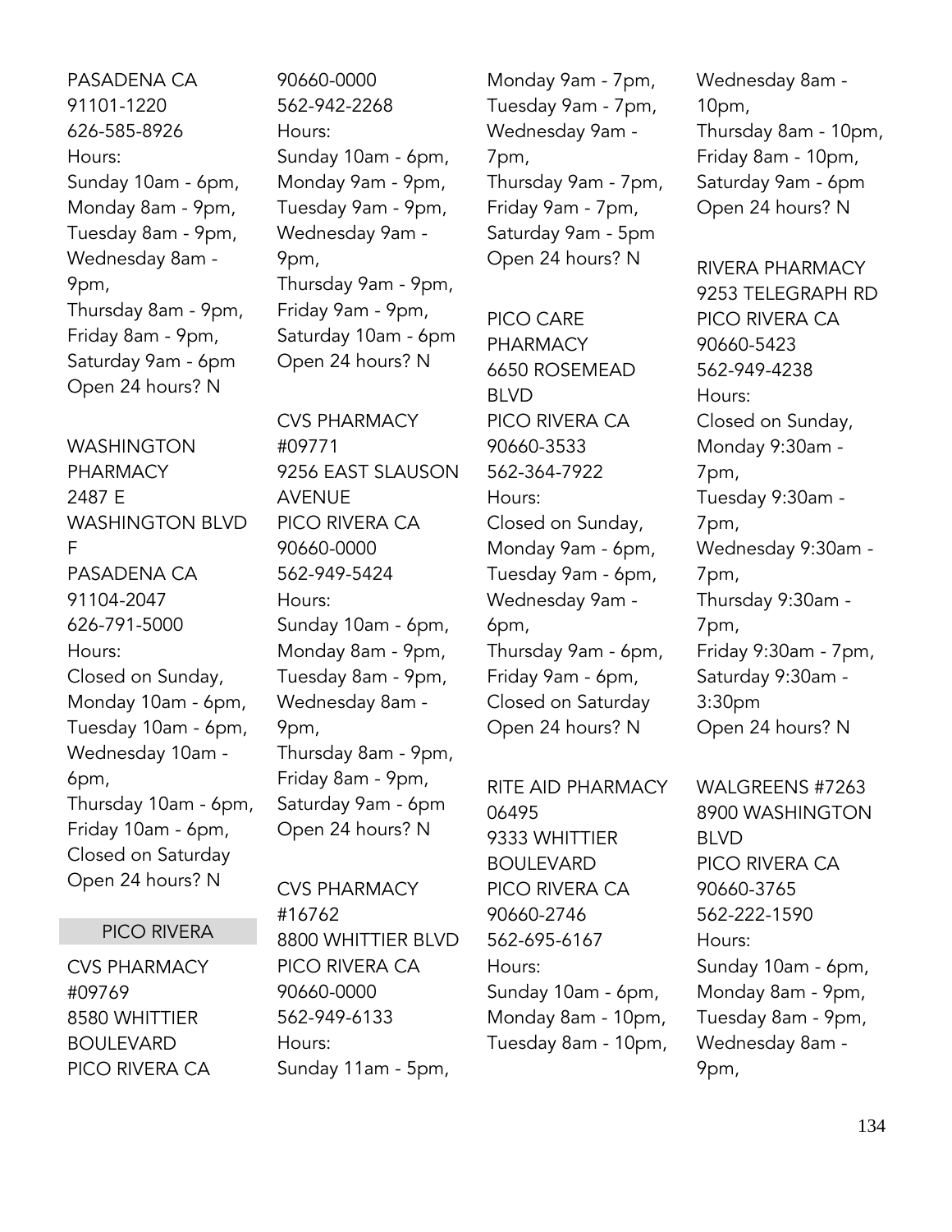PASADENA CA
91101-1220
626-585-8926
Hours:
Sunday 10am - 6pm,
Monday 8am - 9pm,
Tuesday 8am - 9pm,
Wednesday 8am - 9pm,
Thursday 8am - 9pm,
Friday 8am - 9pm,
Saturday 9am - 6pm
Open 24 hours? N

WASHINGTON PHARMACY
2487 E WASHINGTON BLVD F
PASADENA CA
91104-2047
626-791-5000
Hours:
Closed on Sunday,
Monday 10am - 6pm,
Tuesday 10am - 6pm,
Wednesday 10am - 6pm,
Thursday 10am - 6pm,
Friday 10am - 6pm,
Closed on Saturday
Open 24 hours? N

## PICO RIVERA

CVS PHARMACY #09769
8580 WHITTIER BOULEVARD
PICO RIVERA CA
90660-0000
562-942-2268
Hours:
Sunday 10am - 6pm,
Monday 9am - 9pm,
Tuesday 9am - 9pm,
Wednesday 9am - 9pm,
Thursday 9am - 9pm,
Friday 9am - 9pm,
Saturday 10am - 6pm
Open 24 hours? N

CVS PHARMACY #09771
9256 EAST SLAUSON AVENUE
PICO RIVERA CA
90660-0000
562-949-5424
Hours:
Sunday 10am - 6pm,
Monday 8am - 9pm,
Tuesday 8am - 9pm,
Wednesday 8am - 9pm,
Thursday 8am - 9pm,
Friday 8am - 9pm,
Saturday 9am - 6pm
Open 24 hours? N

CVS PHARMACY #16762
8800 WHITTIER BLVD
PICO RIVERA CA
90660-0000
562-949-6133
Hours:
Sunday 11am - 5pm,
Monday 9am - 7pm,
Tuesday 9am - 7pm,
Wednesday 9am - 7pm,
Thursday 9am - 7pm,
Friday 9am - 7pm,
Saturday 9am - 5pm
Open 24 hours? N

PICO CARE PHARMACY
6650 ROSEMEAD BLVD
PICO RIVERA CA
90660-3533
562-364-7922
Hours:
Closed on Sunday,
Monday 9am - 6pm,
Tuesday 9am - 6pm,
Wednesday 9am - 6pm,
Thursday 9am - 6pm,
Friday 9am - 6pm,
Closed on Saturday
Open 24 hours? N

RITE AID PHARMACY 06495
9333 WHITTIER BOULEVARD
PICO RIVERA CA
90660-2746
562-695-6167
Hours:
Sunday 10am - 6pm,
Monday 8am - 10pm,
Tuesday 8am - 10pm,
Wednesday 8am - 10pm,
Thursday 8am - 10pm,
Friday 8am - 10pm,
Saturday 9am - 6pm
Open 24 hours? N

RIVERA PHARMACY
9253 TELEGRAPH RD
PICO RIVERA CA
90660-5423
562-949-4238
Hours:
Closed on Sunday,
Monday 9:30am - 7pm,
Tuesday 9:30am - 7pm,
Wednesday 9:30am - 7pm,
Thursday 9:30am - 7pm,
Friday 9:30am - 7pm,
Saturday 9:30am - 3:30pm
Open 24 hours? N

WALGREENS #7263
8900 WASHINGTON BLVD
PICO RIVERA CA
90660-3765
562-222-1590
Hours:
Sunday 10am - 6pm,
Monday 8am - 9pm,
Tuesday 8am - 9pm,
Wednesday 8am - 9pm,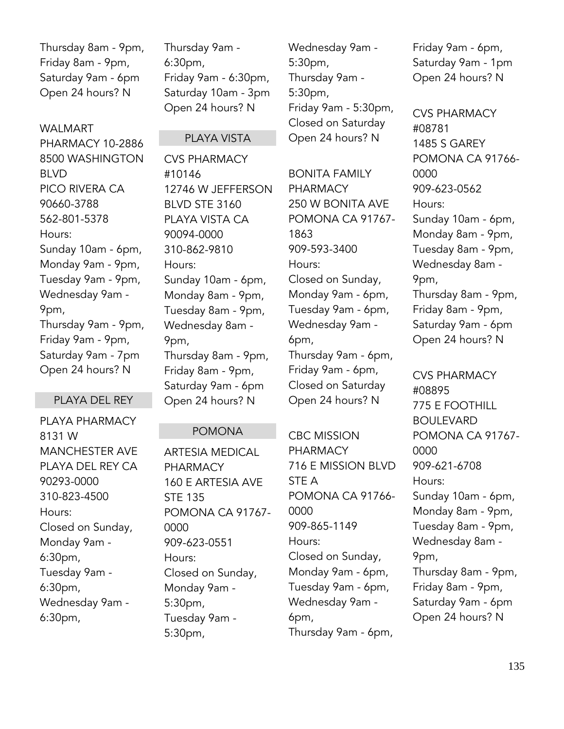Thursday 8am - 9pm,
Friday 8am - 9pm,
Saturday 9am - 6pm
Open 24 hours? N

WALMART PHARMACY 10-2886
8500 WASHINGTON BLVD
PICO RIVERA CA 90660-3788
562-801-5378
Hours:
Sunday 10am - 6pm,
Monday 9am - 9pm,
Tuesday 9am - 9pm,
Wednesday 9am - 9pm,
Thursday 9am - 9pm,
Friday 9am - 9pm,
Saturday 9am - 7pm
Open 24 hours? N

## PLAYA DEL REY

PLAYA PHARMACY
8131 W MANCHESTER AVE
PLAYA DEL REY CA 90293-0000
310-823-4500
Hours:
Closed on Sunday,
Monday 9am - 6:30pm,
Tuesday 9am - 6:30pm,
Wednesday 9am - 6:30pm,
Thursday 9am - 6:30pm,
Friday 9am - 6:30pm,
Saturday 10am - 3pm
Open 24 hours? N

## PLAYA VISTA

CVS PHARMACY #10146
12746 W JEFFERSON BLVD STE 3160
PLAYA VISTA CA 90094-0000
310-862-9810
Hours:
Sunday 10am - 6pm,
Monday 8am - 9pm,
Tuesday 8am - 9pm,
Wednesday 8am - 9pm,
Thursday 8am - 9pm,
Friday 8am - 9pm,
Saturday 9am - 6pm
Open 24 hours? N

## POMONA

ARTESIA MEDICAL PHARMACY
160 E ARTESIA AVE STE 135
POMONA CA 91767-0000
909-623-0551
Hours:
Closed on Sunday,
Monday 9am - 5:30pm,
Tuesday 9am - 5:30pm,
Wednesday 9am - 5:30pm,
Thursday 9am - 5:30pm,
Friday 9am - 5:30pm,
Closed on Saturday
Open 24 hours? N

BONITA FAMILY PHARMACY
250 W BONITA AVE
POMONA CA 91767-1863
909-593-3400
Hours:
Closed on Sunday,
Monday 9am - 6pm,
Tuesday 9am - 6pm,
Wednesday 9am - 6pm,
Thursday 9am - 6pm,
Friday 9am - 6pm,
Closed on Saturday
Open 24 hours? N

CBC MISSION PHARMACY
716 E MISSION BLVD STE A
POMONA CA 91766-0000
909-865-1149
Hours:
Closed on Sunday,
Monday 9am - 6pm,
Tuesday 9am - 6pm,
Wednesday 9am - 6pm,
Thursday 9am - 6pm,
Friday 9am - 6pm,
Saturday 9am - 1pm
Open 24 hours? N

CVS PHARMACY #08781
1485 S GAREY
POMONA CA 91766-0000
909-623-0562
Hours:
Sunday 10am - 6pm,
Monday 8am - 9pm,
Tuesday 8am - 9pm,
Wednesday 8am - 9pm,
Thursday 8am - 9pm,
Friday 8am - 9pm,
Saturday 9am - 6pm
Open 24 hours? N

CVS PHARMACY #08895
775 E FOOTHILL BOULEVARD
POMONA CA 91767-0000
909-621-6708
Hours:
Sunday 10am - 6pm,
Monday 8am - 9pm,
Tuesday 8am - 9pm,
Wednesday 8am - 9pm,
Thursday 8am - 9pm,
Friday 8am - 9pm,
Saturday 9am - 6pm
Open 24 hours? N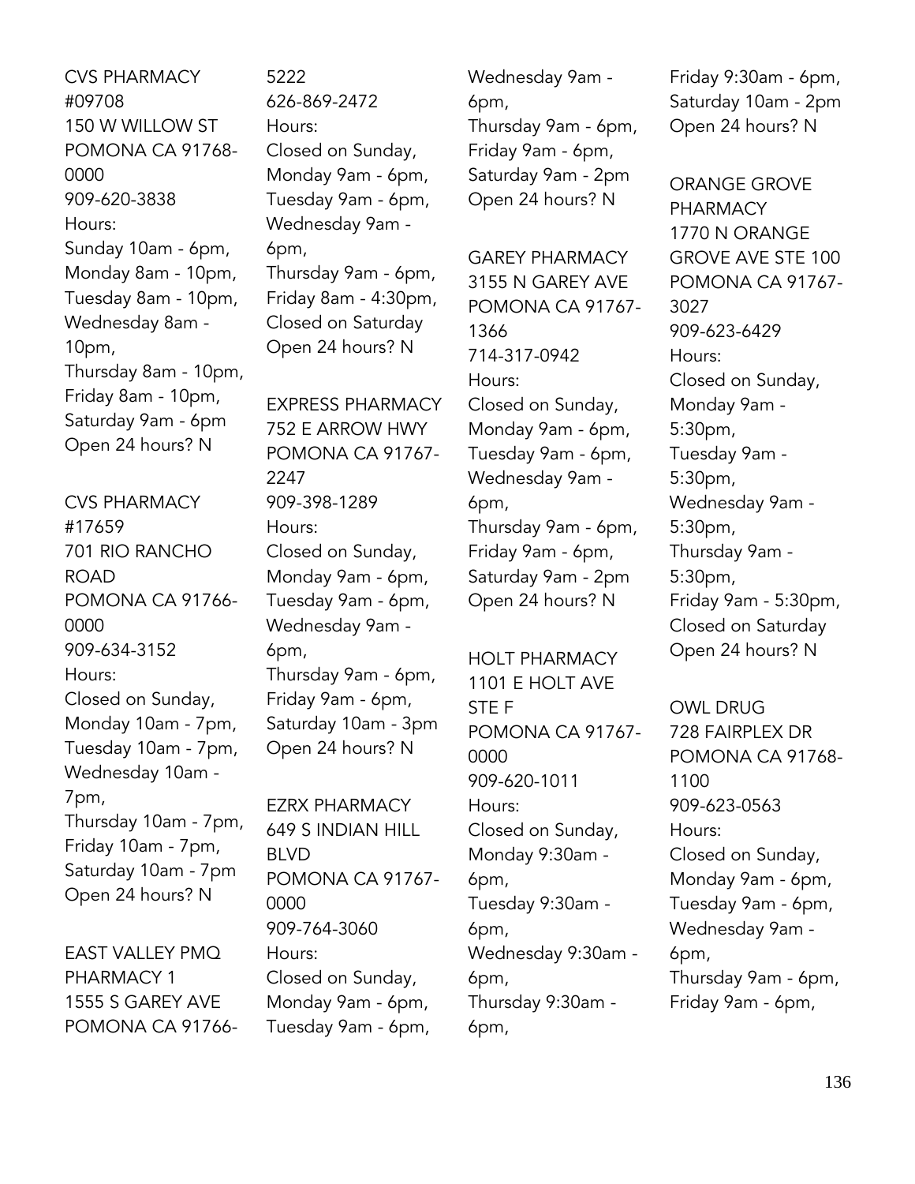CVS PHARMACY #09708
150 W WILLOW ST
POMONA CA 91768-0000
909-620-3838
Hours:
Sunday 10am - 6pm,
Monday 8am - 10pm,
Tuesday 8am - 10pm,
Wednesday 8am - 10pm,
Thursday 8am - 10pm,
Friday 8am - 10pm,
Saturday 9am - 6pm
Open 24 hours? N

CVS PHARMACY #17659
701 RIO RANCHO ROAD
POMONA CA 91766-0000
909-634-3152
Hours:
Closed on Sunday,
Monday 10am - 7pm,
Tuesday 10am - 7pm,
Wednesday 10am - 7pm,
Thursday 10am - 7pm,
Friday 10am - 7pm,
Saturday 10am - 7pm
Open 24 hours? N

EAST VALLEY PMQ PHARMACY 1
1555 S GAREY AVE
POMONA CA 91766-5222
626-869-2472
Hours:
Closed on Sunday,
Monday 9am - 6pm,
Tuesday 9am - 6pm,
Wednesday 9am - 6pm,
Thursday 9am - 6pm,
Friday 8am - 4:30pm,
Closed on Saturday
Open 24 hours? N

EXPRESS PHARMACY
752 E ARROW HWY
POMONA CA 91767-2247
909-398-1289
Hours:
Closed on Sunday,
Monday 9am - 6pm,
Tuesday 9am - 6pm,
Wednesday 9am - 6pm,
Thursday 9am - 6pm,
Friday 9am - 6pm,
Saturday 10am - 3pm
Open 24 hours? N

EZRX PHARMACY
649 S INDIAN HILL BLVD
POMONA CA 91767-0000
909-764-3060
Hours:
Closed on Sunday,
Monday 9am - 6pm,
Tuesday 9am - 6pm,
Wednesday 9am - 6pm,
Thursday 9am - 6pm,
Friday 9am - 6pm,
Saturday 9am - 2pm
Open 24 hours? N

GAREY PHARMACY
3155 N GAREY AVE
POMONA CA 91767-1366
714-317-0942
Hours:
Closed on Sunday,
Monday 9am - 6pm,
Tuesday 9am - 6pm,
Wednesday 9am - 6pm,
Thursday 9am - 6pm,
Friday 9am - 6pm,
Saturday 9am - 2pm
Open 24 hours? N

HOLT PHARMACY
1101 E HOLT AVE STE F
POMONA CA 91767-0000
909-620-1011
Hours:
Closed on Sunday,
Monday 9:30am - 6pm,
Tuesday 9:30am - 6pm,
Wednesday 9:30am - 6pm,
Thursday 9:30am - 6pm,
Friday 9:30am - 6pm,
Saturday 10am - 2pm
Open 24 hours? N

ORANGE GROVE PHARMACY
1770 N ORANGE GROVE AVE STE 100
POMONA CA 91767-3027
909-623-6429
Hours:
Closed on Sunday,
Monday 9am - 5:30pm,
Tuesday 9am - 5:30pm,
Wednesday 9am - 5:30pm,
Thursday 9am - 5:30pm,
Friday 9am - 5:30pm,
Closed on Saturday
Open 24 hours? N

OWL DRUG
728 FAIRPLEX DR
POMONA CA 91768-1100
909-623-0563
Hours:
Closed on Sunday,
Monday 9am - 6pm,
Tuesday 9am - 6pm,
Wednesday 9am - 6pm,
Thursday 9am - 6pm,
Friday 9am - 6pm,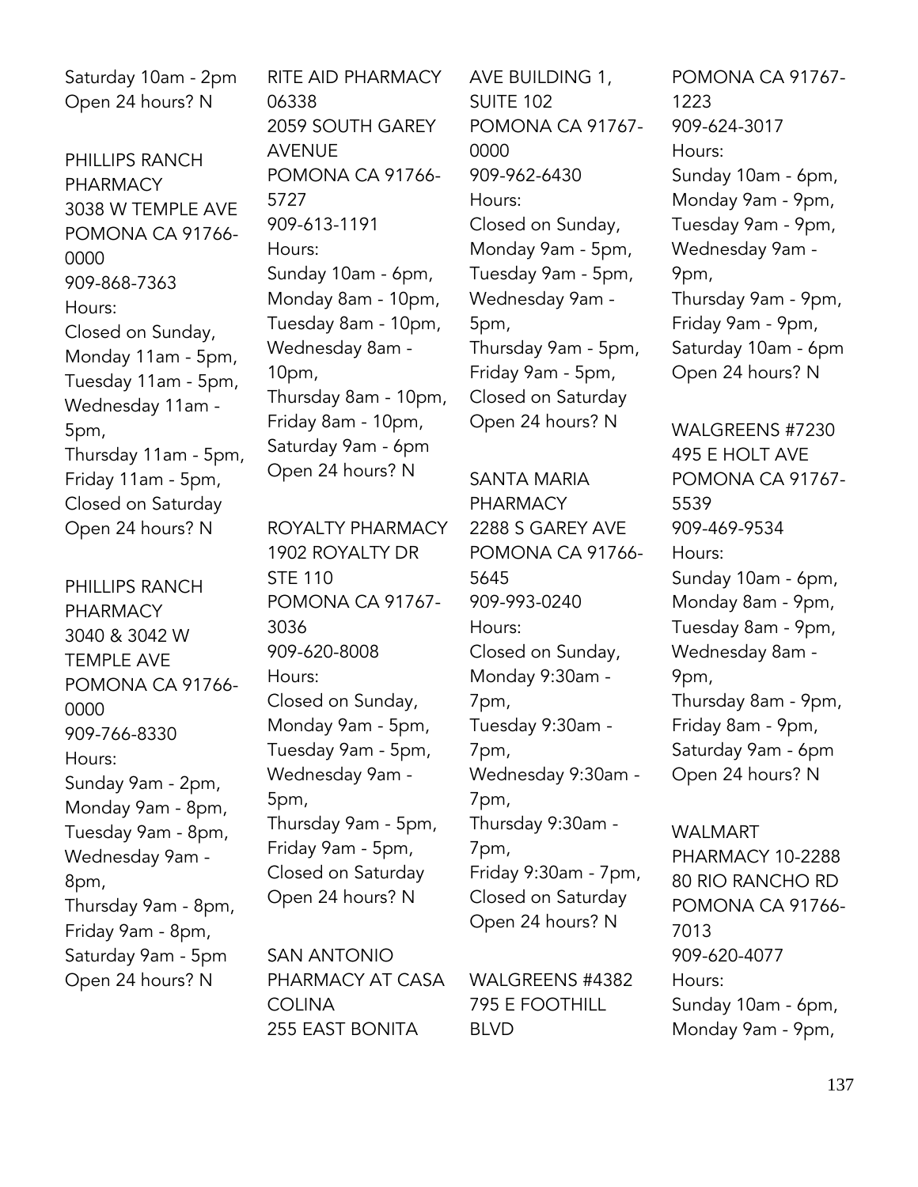Saturday 10am - 2pm
Open 24 hours? N

PHILLIPS RANCH PHARMACY
3038 W TEMPLE AVE
POMONA CA 91766-0000
909-868-7363
Hours:
Closed on Sunday,
Monday 11am - 5pm,
Tuesday 11am - 5pm,
Wednesday 11am - 5pm,
Thursday 11am - 5pm,
Friday 11am - 5pm,
Closed on Saturday
Open 24 hours? N

PHILLIPS RANCH PHARMACY
3040 & 3042 W TEMPLE AVE
POMONA CA 91766-0000
909-766-8330
Hours:
Sunday 9am - 2pm,
Monday 9am - 8pm,
Tuesday 9am - 8pm,
Wednesday 9am - 8pm,
Thursday 9am - 8pm,
Friday 9am - 8pm,
Saturday 9am - 5pm
Open 24 hours? N

RITE AID PHARMACY 06338
2059 SOUTH GAREY AVENUE
POMONA CA 91766-5727
909-613-1191
Hours:
Sunday 10am - 6pm,
Monday 8am - 10pm,
Tuesday 8am - 10pm,
Wednesday 8am - 10pm,
Thursday 8am - 10pm,
Friday 8am - 10pm,
Saturday 9am - 6pm
Open 24 hours? N

ROYALTY PHARMACY
1902 ROYALTY DR STE 110
POMONA CA 91767-3036
909-620-8008
Hours:
Closed on Sunday,
Monday 9am - 5pm,
Tuesday 9am - 5pm,
Wednesday 9am - 5pm,
Thursday 9am - 5pm,
Friday 9am - 5pm,
Closed on Saturday
Open 24 hours? N

SAN ANTONIO PHARMACY AT CASA COLINA
255 EAST BONITA AVE BUILDING 1, SUITE 102
POMONA CA 91767-0000
909-962-6430
Hours:
Closed on Sunday,
Monday 9am - 5pm,
Tuesday 9am - 5pm,
Wednesday 9am - 5pm,
Thursday 9am - 5pm,
Friday 9am - 5pm,
Closed on Saturday
Open 24 hours? N

SANTA MARIA PHARMACY
2288 S GAREY AVE
POMONA CA 91766-5645
909-993-0240
Hours:
Closed on Sunday,
Monday 9:30am - 7pm,
Tuesday 9:30am - 7pm,
Wednesday 9:30am - 7pm,
Thursday 9:30am - 7pm,
Friday 9:30am - 7pm,
Closed on Saturday
Open 24 hours? N

WALGREENS #4382
795 E FOOTHILL BLVD
POMONA CA 91767-1223
909-624-3017
Hours:
Sunday 10am - 6pm,
Monday 9am - 9pm,
Tuesday 9am - 9pm,
Wednesday 9am - 9pm,
Thursday 9am - 9pm,
Friday 9am - 9pm,
Saturday 10am - 6pm
Open 24 hours? N

WALGREENS #7230
495 E HOLT AVE
POMONA CA 91767-5539
909-469-9534
Hours:
Sunday 10am - 6pm,
Monday 8am - 9pm,
Tuesday 8am - 9pm,
Wednesday 8am - 9pm,
Thursday 8am - 9pm,
Friday 8am - 9pm,
Saturday 9am - 6pm
Open 24 hours? N

WALMART PHARMACY 10-2288
80 RIO RANCHO RD
POMONA CA 91766-7013
909-620-4077
Hours:
Sunday 10am - 6pm,
Monday 9am - 9pm,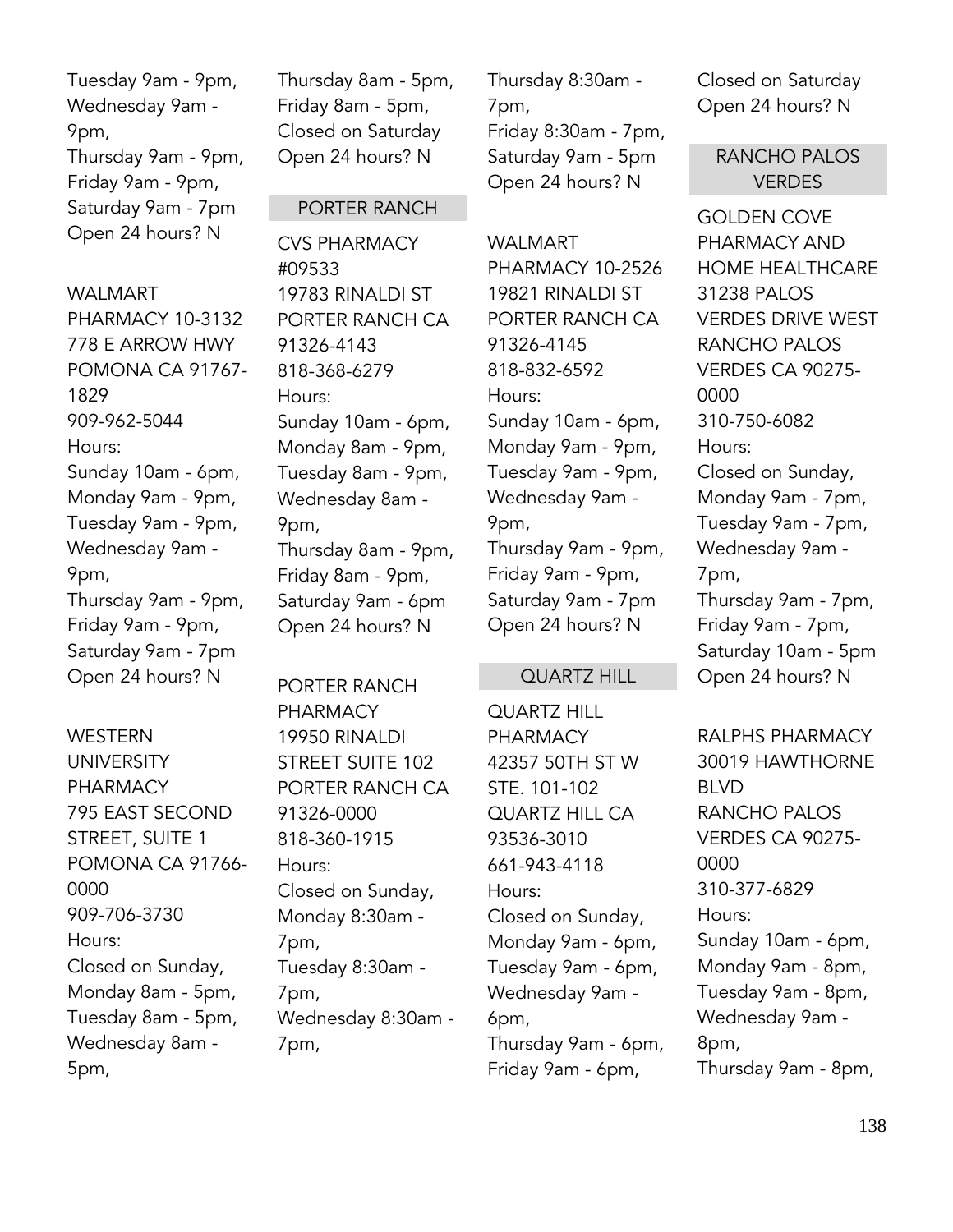Tuesday 9am - 9pm,
Wednesday 9am - 9pm,
Thursday 9am - 9pm,
Friday 9am - 9pm,
Saturday 9am - 7pm
Open 24 hours? N

WALMART PHARMACY 10-3132
778 E ARROW HWY
POMONA CA 91767-1829
909-962-5044
Hours:
Sunday 10am - 6pm,
Monday 9am - 9pm,
Tuesday 9am - 9pm,
Wednesday 9am - 9pm,
Thursday 9am - 9pm,
Friday 9am - 9pm,
Saturday 9am - 7pm
Open 24 hours? N

WESTERN UNIVERSITY PHARMACY
795 EAST SECOND STREET, SUITE 1
POMONA CA 91766-0000
909-706-3730
Hours:
Closed on Sunday,
Monday 8am - 5pm,
Tuesday 8am - 5pm,
Wednesday 8am - 5pm,
Thursday 8am - 5pm,
Friday 8am - 5pm,
Closed on Saturday
Open 24 hours? N

## PORTER RANCH

CVS PHARMACY #09533
19783 RINALDI ST
PORTER RANCH CA 91326-4143
818-368-6279
Hours:
Sunday 10am - 6pm,
Monday 8am - 9pm,
Tuesday 8am - 9pm,
Wednesday 8am - 9pm,
Thursday 8am - 9pm,
Friday 8am - 9pm,
Saturday 9am - 6pm
Open 24 hours? N

PORTER RANCH PHARMACY
19950 RINALDI STREET SUITE 102
PORTER RANCH CA 91326-0000
818-360-1915
Hours:
Closed on Sunday,
Monday 8:30am - 7pm,
Tuesday 8:30am - 7pm,
Wednesday 8:30am - 7pm,
Thursday 8:30am - 7pm,
Friday 8:30am - 7pm,
Saturday 9am - 5pm
Open 24 hours? N

WALMART PHARMACY 10-2526
19821 RINALDI ST
PORTER RANCH CA 91326-4145
818-832-6592
Hours:
Sunday 10am - 6pm,
Monday 9am - 9pm,
Tuesday 9am - 9pm,
Wednesday 9am - 9pm,
Thursday 9am - 9pm,
Friday 9am - 9pm,
Saturday 9am - 7pm
Open 24 hours? N

## QUARTZ HILL

QUARTZ HILL PHARMACY
42357 50TH ST W STE. 101-102
QUARTZ HILL CA 93536-3010
661-943-4118
Hours:
Closed on Sunday,
Monday 9am - 6pm,
Tuesday 9am - 6pm,
Wednesday 9am - 6pm,
Thursday 9am - 6pm,
Friday 9am - 6pm,
Closed on Saturday
Open 24 hours? N

## RANCHO PALOS VERDES

GOLDEN COVE PHARMACY AND HOME HEALTHCARE
31238 PALOS VERDES DRIVE WEST
RANCHO PALOS VERDES CA 90275-0000
310-750-6082
Hours:
Closed on Sunday,
Monday 9am - 7pm,
Tuesday 9am - 7pm,
Wednesday 9am - 7pm,
Thursday 9am - 7pm,
Friday 9am - 7pm,
Saturday 10am - 5pm
Open 24 hours? N

RALPHS PHARMACY
30019 HAWTHORNE BLVD
RANCHO PALOS VERDES CA 90275-0000
310-377-6829
Hours:
Sunday 10am - 6pm,
Monday 9am - 8pm,
Tuesday 9am - 8pm,
Wednesday 9am - 8pm,
Thursday 9am - 8pm,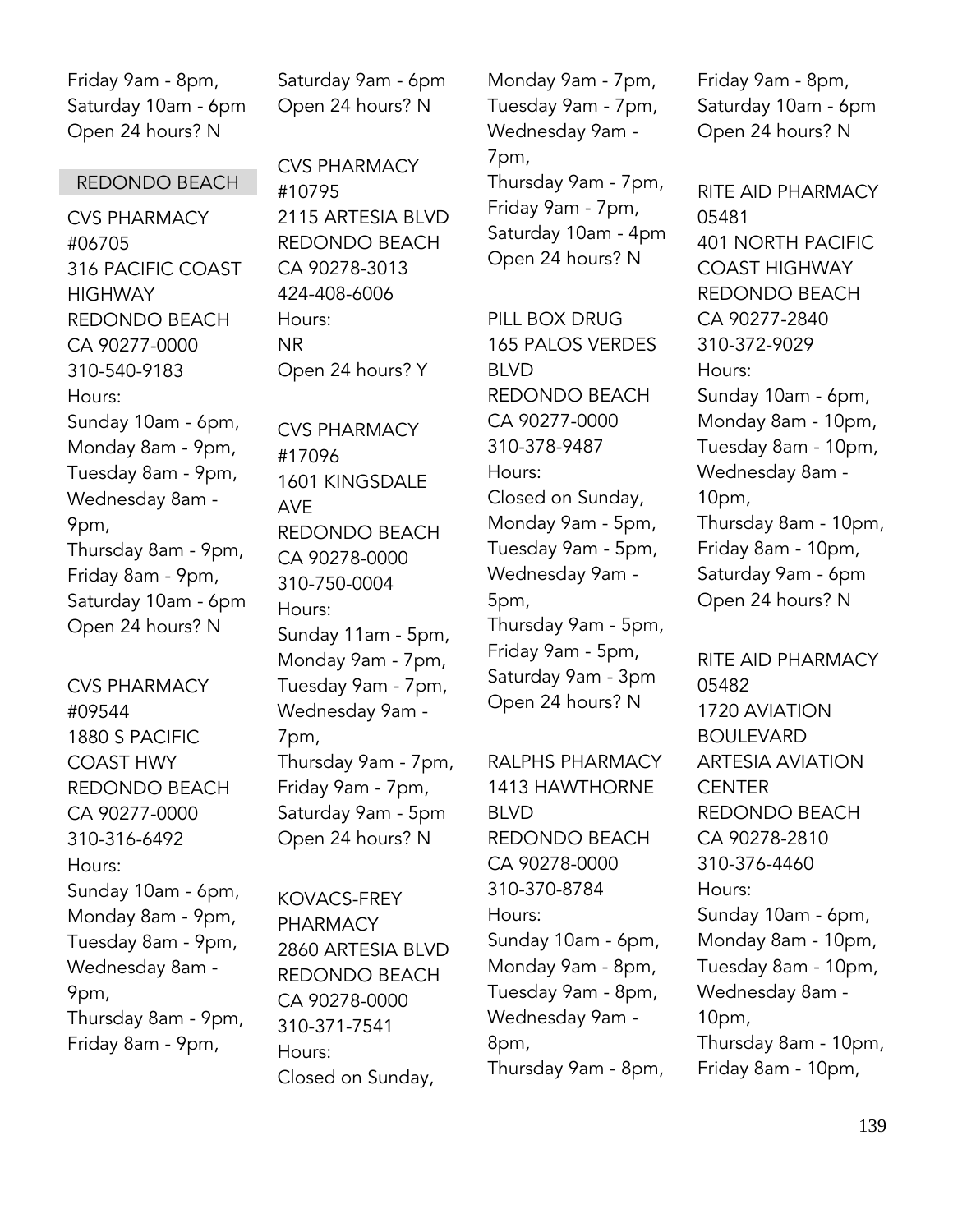Friday 9am - 8pm,
Saturday 10am - 6pm
Open 24 hours? N

## REDONDO BEACH

CVS PHARMACY #06705
316 PACIFIC COAST HIGHWAY
REDONDO BEACH
CA 90277-0000
310-540-9183
Hours:
Sunday 10am - 6pm,
Monday 8am - 9pm,
Tuesday 8am - 9pm,
Wednesday 8am - 9pm,
Thursday 8am - 9pm,
Friday 8am - 9pm,
Saturday 10am - 6pm
Open 24 hours? N

CVS PHARMACY #09544
1880 S PACIFIC COAST HWY
REDONDO BEACH
CA 90277-0000
310-316-6492
Hours:
Sunday 10am - 6pm,
Monday 8am - 9pm,
Tuesday 8am - 9pm,
Wednesday 8am - 9pm,
Thursday 8am - 9pm,
Friday 8am - 9pm,
Saturday 9am - 6pm
Open 24 hours? N

CVS PHARMACY #10795
2115 ARTESIA BLVD
REDONDO BEACH
CA 90278-3013
424-408-6006
Hours:
NR
Open 24 hours? Y

CVS PHARMACY #17096
1601 KINGSDALE AVE
REDONDO BEACH
CA 90278-0000
310-750-0004
Hours:
Sunday 11am - 5pm,
Monday 9am - 7pm,
Tuesday 9am - 7pm,
Wednesday 9am - 7pm,
Thursday 9am - 7pm,
Friday 9am - 7pm,
Saturday 9am - 5pm
Open 24 hours? N

KOVACS-FREY PHARMACY
2860 ARTESIA BLVD
REDONDO BEACH
CA 90278-0000
310-371-7541
Hours:
Closed on Sunday,
Monday 9am - 7pm,
Tuesday 9am - 7pm,
Wednesday 9am - 7pm,
Thursday 9am - 7pm,
Friday 9am - 7pm,
Saturday 10am - 4pm
Open 24 hours? N

PILL BOX DRUG
165 PALOS VERDES BLVD
REDONDO BEACH
CA 90277-0000
310-378-9487
Hours:
Closed on Sunday,
Monday 9am - 5pm,
Tuesday 9am - 5pm,
Wednesday 9am - 5pm,
Thursday 9am - 5pm,
Friday 9am - 5pm,
Saturday 9am - 3pm
Open 24 hours? N

RALPHS PHARMACY
1413 HAWTHORNE BLVD
REDONDO BEACH
CA 90278-0000
310-370-8784
Hours:
Sunday 10am - 6pm,
Monday 9am - 8pm,
Tuesday 9am - 8pm,
Wednesday 9am - 8pm,
Thursday 9am - 8pm,
Friday 9am - 8pm,
Saturday 10am - 6pm
Open 24 hours? N

RITE AID PHARMACY 05481
401 NORTH PACIFIC COAST HIGHWAY
REDONDO BEACH
CA 90277-2840
310-372-9029
Hours:
Sunday 10am - 6pm,
Monday 8am - 10pm,
Tuesday 8am - 10pm,
Wednesday 8am - 10pm,
Thursday 8am - 10pm,
Friday 8am - 10pm,
Saturday 9am - 6pm
Open 24 hours? N

RITE AID PHARMACY 05482
1720 AVIATION BOULEVARD
ARTESIA AVIATION CENTER
REDONDO BEACH
CA 90278-2810
310-376-4460
Hours:
Sunday 10am - 6pm,
Monday 8am - 10pm,
Tuesday 8am - 10pm,
Wednesday 8am - 10pm,
Thursday 8am - 10pm,
Friday 8am - 10pm,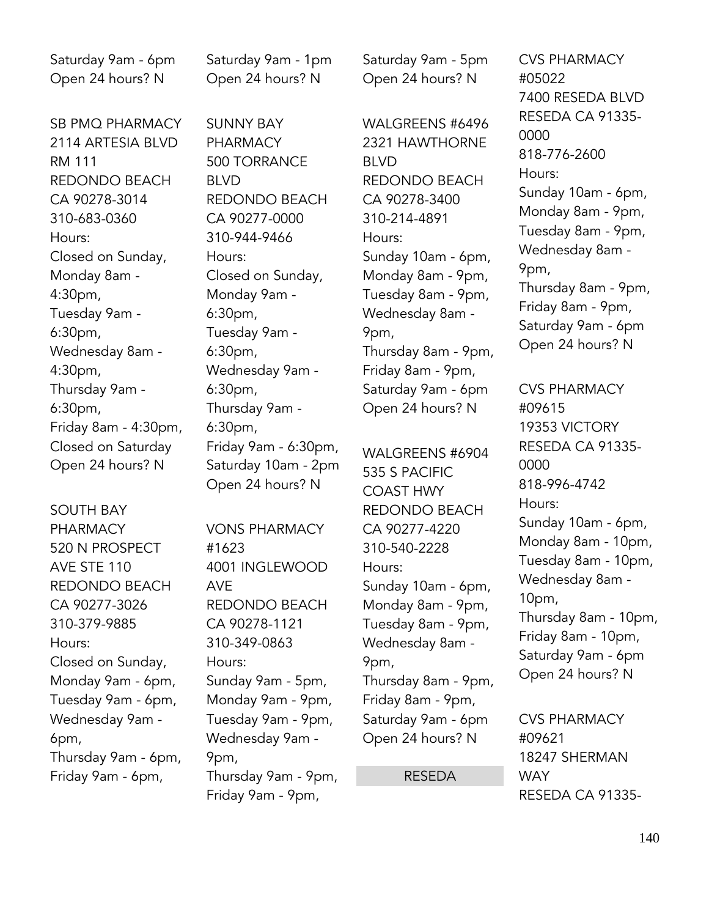Saturday 9am - 6pm
Open 24 hours? N

SB PMQ PHARMACY
2114 ARTESIA BLVD RM 111
REDONDO BEACH CA 90278-3014
310-683-0360
Hours:
Closed on Sunday,
Monday 8am - 4:30pm,
Tuesday 9am - 6:30pm,
Wednesday 8am - 4:30pm,
Thursday 9am - 6:30pm,
Friday 8am - 4:30pm,
Closed on Saturday
Open 24 hours? N

SOUTH BAY PHARMACY
520 N PROSPECT AVE STE 110
REDONDO BEACH CA 90277-3026
310-379-9885
Hours:
Closed on Sunday,
Monday 9am - 6pm,
Tuesday 9am - 6pm,
Wednesday 9am - 6pm,
Thursday 9am - 6pm,
Friday 9am - 6pm,
Saturday 9am - 1pm
Open 24 hours? N

SUNNY BAY PHARMACY
500 TORRANCE BLVD
REDONDO BEACH CA 90277-0000
310-944-9466
Hours:
Closed on Sunday,
Monday 9am - 6:30pm,
Tuesday 9am - 6:30pm,
Wednesday 9am - 6:30pm,
Thursday 9am - 6:30pm,
Friday 9am - 6:30pm,
Saturday 10am - 2pm
Open 24 hours? N

VONS PHARMACY #1623
4001 INGLEWOOD AVE
REDONDO BEACH CA 90278-1121
310-349-0863
Hours:
Sunday 9am - 5pm,
Monday 9am - 9pm,
Tuesday 9am - 9pm,
Wednesday 9am - 9pm,
Thursday 9am - 9pm,
Friday 9am - 9pm,
Saturday 9am - 5pm
Open 24 hours? N

WALGREENS #6496
2321 HAWTHORNE BLVD
REDONDO BEACH CA 90278-3400
310-214-4891
Hours:
Sunday 10am - 6pm,
Monday 8am - 9pm,
Tuesday 8am - 9pm,
Wednesday 8am - 9pm,
Thursday 8am - 9pm,
Friday 8am - 9pm,
Saturday 9am - 6pm
Open 24 hours? N

WALGREENS #6904
535 S PACIFIC COAST HWY
REDONDO BEACH CA 90277-4220
310-540-2228
Hours:
Sunday 10am - 6pm,
Monday 8am - 9pm,
Tuesday 8am - 9pm,
Wednesday 8am - 9pm,
Thursday 8am - 9pm,
Friday 8am - 9pm,
Saturday 9am - 6pm
Open 24 hours? N

## RESEDA

CVS PHARMACY #05022
7400 RESEDA BLVD
RESEDA CA 91335-0000
818-776-2600
Hours:
Sunday 10am - 6pm,
Monday 8am - 9pm,
Tuesday 8am - 9pm,
Wednesday 8am - 9pm,
Thursday 8am - 9pm,
Friday 8am - 9pm,
Saturday 9am - 6pm
Open 24 hours? N

CVS PHARMACY #09615
19353 VICTORY
RESEDA CA 91335-0000
818-996-4742
Hours:
Sunday 10am - 6pm,
Monday 8am - 10pm,
Tuesday 8am - 10pm,
Wednesday 8am - 10pm,
Thursday 8am - 10pm,
Friday 8am - 10pm,
Saturday 9am - 6pm
Open 24 hours? N

CVS PHARMACY #09621
18247 SHERMAN WAY
RESEDA CA 91335-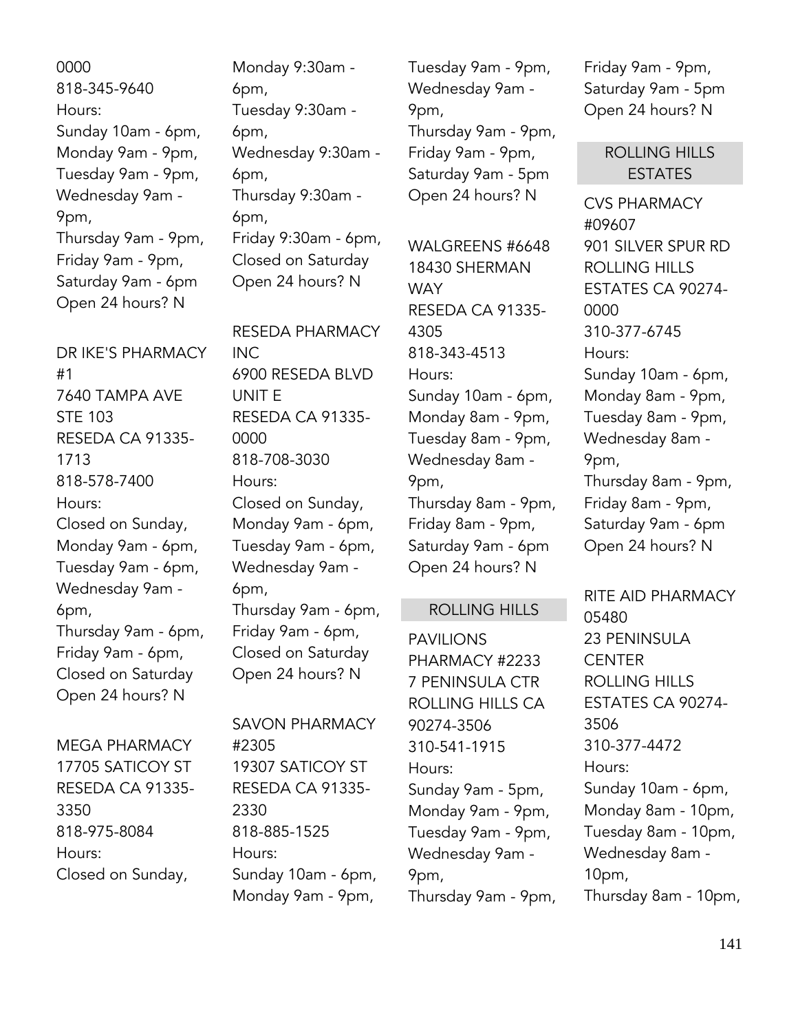0000
818-345-9640
Hours:
Sunday 10am - 6pm,
Monday 9am - 9pm,
Tuesday 9am - 9pm,
Wednesday 9am - 9pm,
Thursday 9am - 9pm,
Friday 9am - 9pm,
Saturday 9am - 6pm
Open 24 hours? N

DR IKE'S PHARMACY #1
7640 TAMPA AVE STE 103
RESEDA CA 91335-1713
818-578-7400
Hours:
Closed on Sunday,
Monday 9am - 6pm,
Tuesday 9am - 6pm,
Wednesday 9am - 6pm,
Thursday 9am - 6pm,
Friday 9am - 6pm,
Closed on Saturday
Open 24 hours? N

MEGA PHARMACY
17705 SATICOY ST
RESEDA CA 91335-3350
818-975-8084
Hours:
Closed on Sunday,
Monday 9:30am - 6pm,
Tuesday 9:30am - 6pm,
Wednesday 9:30am - 6pm,
Thursday 9:30am - 6pm,
Friday 9:30am - 6pm,
Closed on Saturday
Open 24 hours? N

RESEDA PHARMACY INC
6900 RESEDA BLVD UNIT E
RESEDA CA 91335-0000
818-708-3030
Hours:
Closed on Sunday,
Monday 9am - 6pm,
Tuesday 9am - 6pm,
Wednesday 9am - 6pm,
Thursday 9am - 6pm,
Friday 9am - 6pm,
Closed on Saturday
Open 24 hours? N

SAVON PHARMACY #2305
19307 SATICOY ST
RESEDA CA 91335-2330
818-885-1525
Hours:
Sunday 10am - 6pm,
Monday 9am - 9pm,
Tuesday 9am - 9pm,
Wednesday 9am - 9pm,
Thursday 9am - 9pm,
Friday 9am - 9pm,
Saturday 9am - 5pm
Open 24 hours? N

WALGREENS #6648
18430 SHERMAN WAY
RESEDA CA 91335-4305
818-343-4513
Hours:
Sunday 10am - 6pm,
Monday 8am - 9pm,
Tuesday 8am - 9pm,
Wednesday 8am - 9pm,
Thursday 8am - 9pm,
Friday 8am - 9pm,
Saturday 9am - 6pm
Open 24 hours? N

## ROLLING HILLS

PAVILIONS PHARMACY #2233
7 PENINSULA CTR
ROLLING HILLS CA 90274-3506
310-541-1915
Hours:
Sunday 9am - 5pm,
Monday 9am - 9pm,
Tuesday 9am - 9pm,
Wednesday 9am - 9pm,
Thursday 9am - 9pm,
Friday 9am - 9pm,
Saturday 9am - 5pm
Open 24 hours? N

## ROLLING HILLS ESTATES

CVS PHARMACY #09607
901 SILVER SPUR RD
ROLLING HILLS ESTATES CA 90274-0000
310-377-6745
Hours:
Sunday 10am - 6pm,
Monday 8am - 9pm,
Tuesday 8am - 9pm,
Wednesday 8am - 9pm,
Thursday 8am - 9pm,
Friday 8am - 9pm,
Saturday 9am - 6pm
Open 24 hours? N

RITE AID PHARMACY 05480
23 PENINSULA CENTER
ROLLING HILLS ESTATES CA 90274-3506
310-377-4472
Hours:
Sunday 10am - 6pm,
Monday 8am - 10pm,
Tuesday 8am - 10pm,
Wednesday 8am - 10pm,
Thursday 8am - 10pm,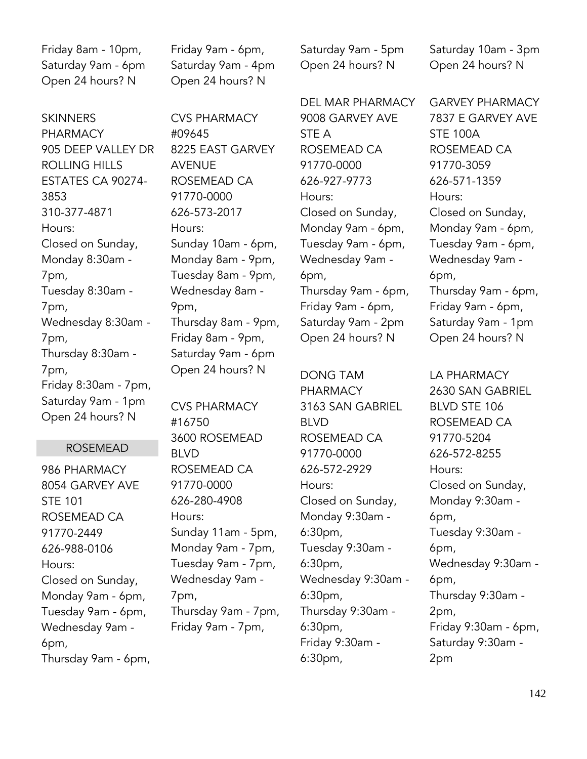Friday 8am - 10pm,
Saturday 9am - 6pm
Open 24 hours? N

SKINNERS PHARMACY
905 DEEP VALLEY DR
ROLLING HILLS ESTATES CA 90274-3853
310-377-4871
Hours:
Closed on Sunday,
Monday 8:30am - 7pm,
Tuesday 8:30am - 7pm,
Wednesday 8:30am - 7pm,
Thursday 8:30am - 7pm,
Friday 8:30am - 7pm,
Saturday 9am - 1pm
Open 24 hours? N

## ROSEMEAD

986 PHARMACY
8054 GARVEY AVE STE 101
ROSEMEAD CA 91770-2449
626-988-0106
Hours:
Closed on Sunday,
Monday 9am - 6pm,
Tuesday 9am - 6pm,
Wednesday 9am - 6pm,
Thursday 9am - 6pm,
Friday 9am - 6pm,
Saturday 9am - 4pm
Open 24 hours? N

CVS PHARMACY #09645
8225 EAST GARVEY AVENUE
ROSEMEAD CA 91770-0000
626-573-2017
Hours:
Sunday 10am - 6pm,
Monday 8am - 9pm,
Tuesday 8am - 9pm,
Wednesday 8am - 9pm,
Thursday 8am - 9pm,
Friday 8am - 9pm,
Saturday 9am - 6pm
Open 24 hours? N

CVS PHARMACY #16750
3600 ROSEMEAD BLVD
ROSEMEAD CA 91770-0000
626-280-4908
Hours:
Sunday 11am - 5pm,
Monday 9am - 7pm,
Tuesday 9am - 7pm,
Wednesday 9am - 7pm,
Thursday 9am - 7pm,
Friday 9am - 7pm,
Saturday 9am - 5pm
Open 24 hours? N

DEL MAR PHARMACY
9008 GARVEY AVE STE A
ROSEMEAD CA 91770-0000
626-927-9773
Hours:
Closed on Sunday,
Monday 9am - 6pm,
Tuesday 9am - 6pm,
Wednesday 9am - 6pm,
Thursday 9am - 6pm,
Friday 9am - 6pm,
Saturday 9am - 2pm
Open 24 hours? N

DONG TAM PHARMACY
3163 SAN GABRIEL BLVD
ROSEMEAD CA 91770-0000
626-572-2929
Hours:
Closed on Sunday,
Monday 9:30am - 6:30pm,
Tuesday 9:30am - 6:30pm,
Wednesday 9:30am - 6:30pm,
Thursday 9:30am - 6:30pm,
Friday 9:30am - 6:30pm,
Saturday 10am - 3pm
Open 24 hours? N

GARVEY PHARMACY
7837 E GARVEY AVE STE 100A
ROSEMEAD CA 91770-3059
626-571-1359
Hours:
Closed on Sunday,
Monday 9am - 6pm,
Tuesday 9am - 6pm,
Wednesday 9am - 6pm,
Thursday 9am - 6pm,
Friday 9am - 6pm,
Saturday 9am - 1pm
Open 24 hours? N

LA PHARMACY
2630 SAN GABRIEL BLVD STE 106
ROSEMEAD CA 91770-5204
626-572-8255
Hours:
Closed on Sunday,
Monday 9:30am - 6pm,
Tuesday 9:30am - 6pm,
Wednesday 9:30am - 6pm,
Thursday 9:30am - 2pm,
Friday 9:30am - 6pm,
Saturday 9:30am - 2pm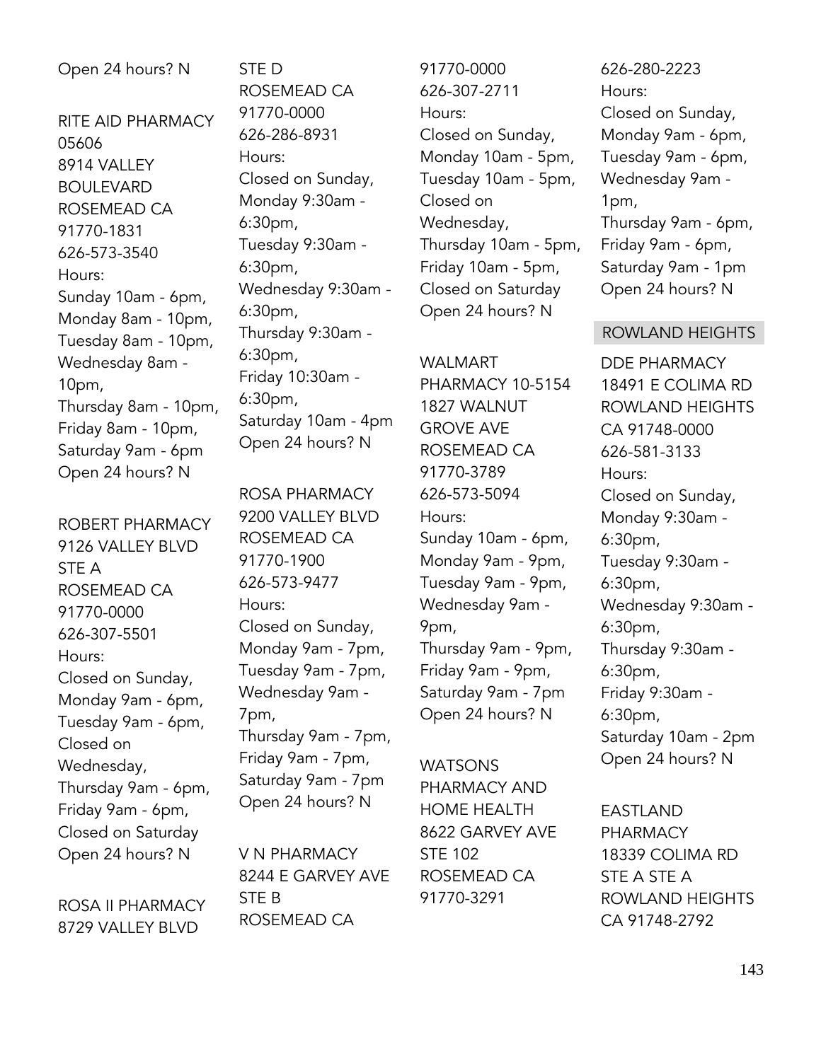Open 24 hours? N

RITE AID PHARMACY 05606
8914 VALLEY BOULEVARD
ROSEMEAD CA 91770-1831
626-573-3540
Hours:
Sunday 10am - 6pm,
Monday 8am - 10pm,
Tuesday 8am - 10pm,
Wednesday 8am - 10pm,
Thursday 8am - 10pm,
Friday 8am - 10pm,
Saturday 9am - 6pm
Open 24 hours? N

ROBERT PHARMACY
9126 VALLEY BLVD STE A
ROSEMEAD CA 91770-0000
626-307-5501
Hours:
Closed on Sunday,
Monday 9am - 6pm,
Tuesday 9am - 6pm,
Closed on Wednesday,
Thursday 9am - 6pm,
Friday 9am - 6pm,
Closed on Saturday
Open 24 hours? N

ROSA II PHARMACY
8729 VALLEY BLVD STE D
ROSEMEAD CA 91770-0000
626-286-8931
Hours:
Closed on Sunday,
Monday 9:30am - 6:30pm,
Tuesday 9:30am - 6:30pm,
Wednesday 9:30am - 6:30pm,
Thursday 9:30am - 6:30pm,
Friday 10:30am - 6:30pm,
Saturday 10am - 4pm
Open 24 hours? N

ROSA PHARMACY
9200 VALLEY BLVD
ROSEMEAD CA 91770-1900
626-573-9477
Hours:
Closed on Sunday,
Monday 9am - 7pm,
Tuesday 9am - 7pm,
Wednesday 9am - 7pm,
Thursday 9am - 7pm,
Friday 9am - 7pm,
Saturday 9am - 7pm
Open 24 hours? N

V N PHARMACY
8244 E GARVEY AVE STE B
ROSEMEAD CA 91770-0000
626-307-2711
Hours:
Closed on Sunday,
Monday 10am - 5pm,
Tuesday 10am - 5pm,
Closed on Wednesday,
Thursday 10am - 5pm,
Friday 10am - 5pm,
Closed on Saturday
Open 24 hours? N

WALMART PHARMACY 10-5154
1827 WALNUT GROVE AVE
ROSEMEAD CA 91770-3789
626-573-5094
Hours:
Sunday 10am - 6pm,
Monday 9am - 9pm,
Tuesday 9am - 9pm,
Wednesday 9am - 9pm,
Thursday 9am - 9pm,
Friday 9am - 9pm,
Saturday 9am - 7pm
Open 24 hours? N

WATSONS PHARMACY AND HOME HEALTH
8622 GARVEY AVE STE 102
ROSEMEAD CA 91770-3291
626-280-2223
Hours:
Closed on Sunday,
Monday 9am - 6pm,
Tuesday 9am - 6pm,
Wednesday 9am - 1pm,
Thursday 9am - 6pm,
Friday 9am - 6pm,
Saturday 9am - 1pm
Open 24 hours? N

## ROWLAND HEIGHTS

DDE PHARMACY
18491 E COLIMA RD
ROWLAND HEIGHTS CA 91748-0000
626-581-3133
Hours:
Closed on Sunday,
Monday 9:30am - 6:30pm,
Tuesday 9:30am - 6:30pm,
Wednesday 9:30am - 6:30pm,
Thursday 9:30am - 6:30pm,
Friday 9:30am - 6:30pm,
Saturday 10am - 2pm
Open 24 hours? N

EASTLAND PHARMACY
18339 COLIMA RD STE A STE A
ROWLAND HEIGHTS CA 91748-2792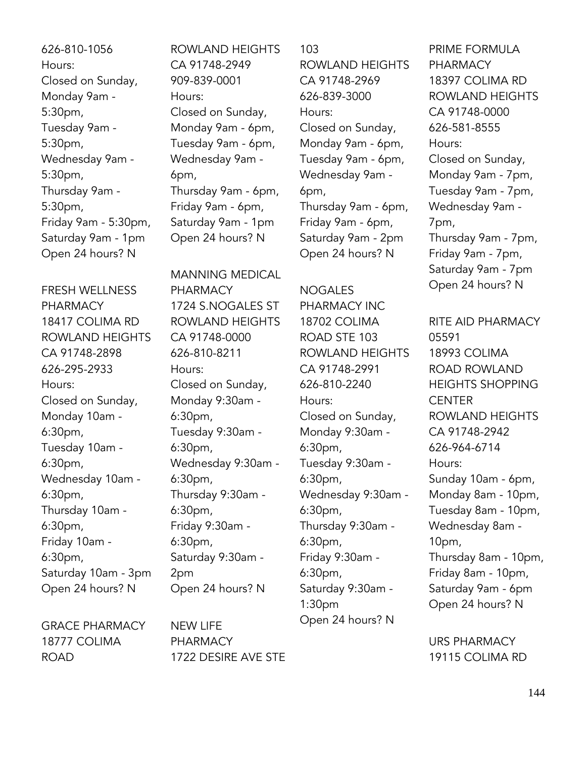626-810-1056
Hours:
Closed on Sunday,
Monday 9am - 5:30pm,
Tuesday 9am - 5:30pm,
Wednesday 9am - 5:30pm,
Thursday 9am - 5:30pm,
Friday 9am - 5:30pm,
Saturday 9am - 1pm
Open 24 hours? N

FRESH WELLNESS PHARMACY
18417 COLIMA RD
ROWLAND HEIGHTS
CA 91748-2898
626-295-2933
Hours:
Closed on Sunday,
Monday 10am - 6:30pm,
Tuesday 10am - 6:30pm,
Wednesday 10am - 6:30pm,
Thursday 10am - 6:30pm,
Friday 10am - 6:30pm,
Saturday 10am - 3pm
Open 24 hours? N

GRACE PHARMACY
18777 COLIMA ROAD
ROWLAND HEIGHTS
CA 91748-2949
909-839-0001
Hours:
Closed on Sunday,
Monday 9am - 6pm,
Tuesday 9am - 6pm,
Wednesday 9am - 6pm,
Thursday 9am - 6pm,
Friday 9am - 6pm,
Saturday 9am - 1pm
Open 24 hours? N

MANNING MEDICAL PHARMACY
1724 S.NOGALES ST
ROWLAND HEIGHTS
CA 91748-0000
626-810-8211
Hours:
Closed on Sunday,
Monday 9:30am - 6:30pm,
Tuesday 9:30am - 6:30pm,
Wednesday 9:30am - 6:30pm,
Thursday 9:30am - 6:30pm,
Friday 9:30am - 6:30pm,
Saturday 9:30am - 2pm
Open 24 hours? N

NEW LIFE PHARMACY
1722 DESIRE AVE STE 103
ROWLAND HEIGHTS
CA 91748-2969
626-839-3000
Hours:
Closed on Sunday,
Monday 9am - 6pm,
Tuesday 9am - 6pm,
Wednesday 9am - 6pm,
Thursday 9am - 6pm,
Friday 9am - 6pm,
Saturday 9am - 2pm
Open 24 hours? N

NOGALES PHARMACY INC
18702 COLIMA ROAD STE 103
ROWLAND HEIGHTS
CA 91748-2991
626-810-2240
Hours:
Closed on Sunday,
Monday 9:30am - 6:30pm,
Tuesday 9:30am - 6:30pm,
Wednesday 9:30am - 6:30pm,
Thursday 9:30am - 6:30pm,
Friday 9:30am - 6:30pm,
Saturday 9:30am - 1:30pm
Open 24 hours? N

PRIME FORMULA PHARMACY
18397 COLIMA RD
ROWLAND HEIGHTS
CA 91748-0000
626-581-8555
Hours:
Closed on Sunday,
Monday 9am - 7pm,
Tuesday 9am - 7pm,
Wednesday 9am - 7pm,
Thursday 9am - 7pm,
Friday 9am - 7pm,
Saturday 9am - 7pm
Open 24 hours? N

RITE AID PHARMACY 05591
18993 COLIMA ROAD ROWLAND HEIGHTS SHOPPING CENTER
ROWLAND HEIGHTS
CA 91748-2942
626-964-6714
Hours:
Sunday 10am - 6pm,
Monday 8am - 10pm,
Tuesday 8am - 10pm,
Wednesday 8am - 10pm,
Thursday 8am - 10pm,
Friday 8am - 10pm,
Saturday 9am - 6pm
Open 24 hours? N

URS PHARMACY
19115 COLIMA RD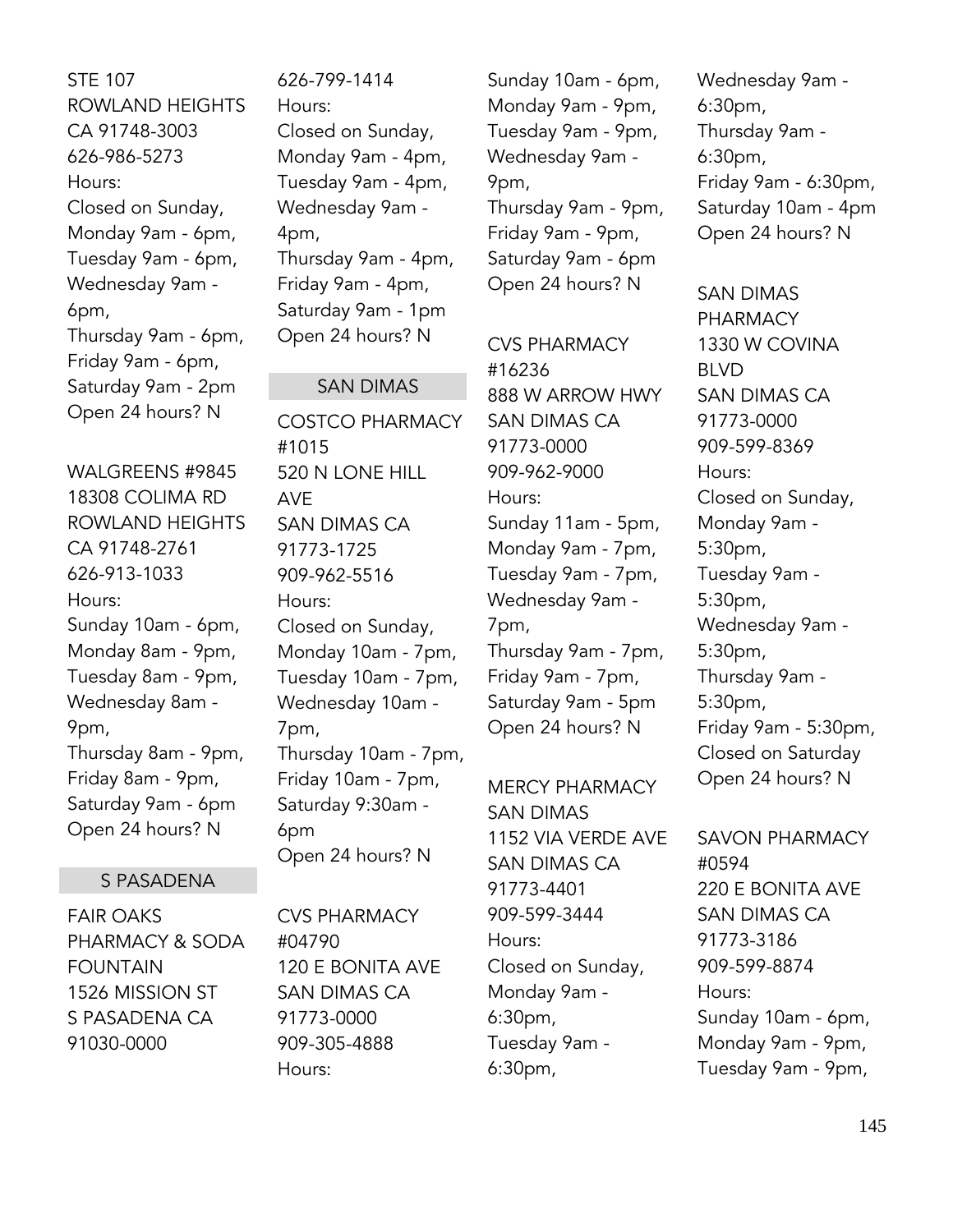STE 107
ROWLAND HEIGHTS
CA 91748-3003
626-986-5273
Hours:
Closed on Sunday,
Monday 9am - 6pm,
Tuesday 9am - 6pm,
Wednesday 9am - 6pm,
Thursday 9am - 6pm,
Friday 9am - 6pm,
Saturday 9am - 2pm
Open 24 hours? N

WALGREENS #9845
18308 COLIMA RD
ROWLAND HEIGHTS
CA 91748-2761
626-913-1033
Hours:
Sunday 10am - 6pm,
Monday 8am - 9pm,
Tuesday 8am - 9pm,
Wednesday 8am - 9pm,
Thursday 8am - 9pm,
Friday 8am - 9pm,
Saturday 9am - 6pm
Open 24 hours? N

## S PASADENA

FAIR OAKS PHARMACY & SODA FOUNTAIN
1526 MISSION ST
S PASADENA CA
91030-0000
626-799-1414
Hours:
Closed on Sunday,
Monday 9am - 4pm,
Tuesday 9am - 4pm,
Wednesday 9am - 4pm,
Thursday 9am - 4pm,
Friday 9am - 4pm,
Saturday 9am - 1pm
Open 24 hours? N

## SAN DIMAS

COSTCO PHARMACY #1015
520 N LONE HILL AVE
SAN DIMAS CA
91773-1725
909-962-5516
Hours:
Closed on Sunday,
Monday 10am - 7pm,
Tuesday 10am - 7pm,
Wednesday 10am - 7pm,
Thursday 10am - 7pm,
Friday 10am - 7pm,
Saturday 9:30am - 6pm
Open 24 hours? N

CVS PHARMACY #04790
120 E BONITA AVE
SAN DIMAS CA
91773-0000
909-305-4888
Hours:
Sunday 10am - 6pm,
Monday 9am - 9pm,
Tuesday 9am - 9pm,
Wednesday 9am - 9pm,
Thursday 9am - 9pm,
Friday 9am - 9pm,
Saturday 9am - 6pm
Open 24 hours? N

CVS PHARMACY #16236
888 W ARROW HWY
SAN DIMAS CA
91773-0000
909-962-9000
Hours:
Sunday 11am - 5pm,
Monday 9am - 7pm,
Tuesday 9am - 7pm,
Wednesday 9am - 7pm,
Thursday 9am - 7pm,
Friday 9am - 7pm,
Saturday 9am - 5pm
Open 24 hours? N

MERCY PHARMACY SAN DIMAS
1152 VIA VERDE AVE
SAN DIMAS CA
91773-4401
909-599-3444
Hours:
Closed on Sunday,
Monday 9am - 6:30pm,
Tuesday 9am - 6:30pm,
Wednesday 9am - 6:30pm,
Thursday 9am - 6:30pm,
Friday 9am - 6:30pm,
Saturday 10am - 4pm
Open 24 hours? N

SAN DIMAS PHARMACY
1330 W COVINA BLVD
SAN DIMAS CA
91773-0000
909-599-8369
Hours:
Closed on Sunday,
Monday 9am - 5:30pm,
Tuesday 9am - 5:30pm,
Wednesday 9am - 5:30pm,
Thursday 9am - 5:30pm,
Friday 9am - 5:30pm,
Closed on Saturday
Open 24 hours? N

SAVON PHARMACY #0594
220 E BONITA AVE
SAN DIMAS CA
91773-3186
909-599-8874
Hours:
Sunday 10am - 6pm,
Monday 9am - 9pm,
Tuesday 9am - 9pm,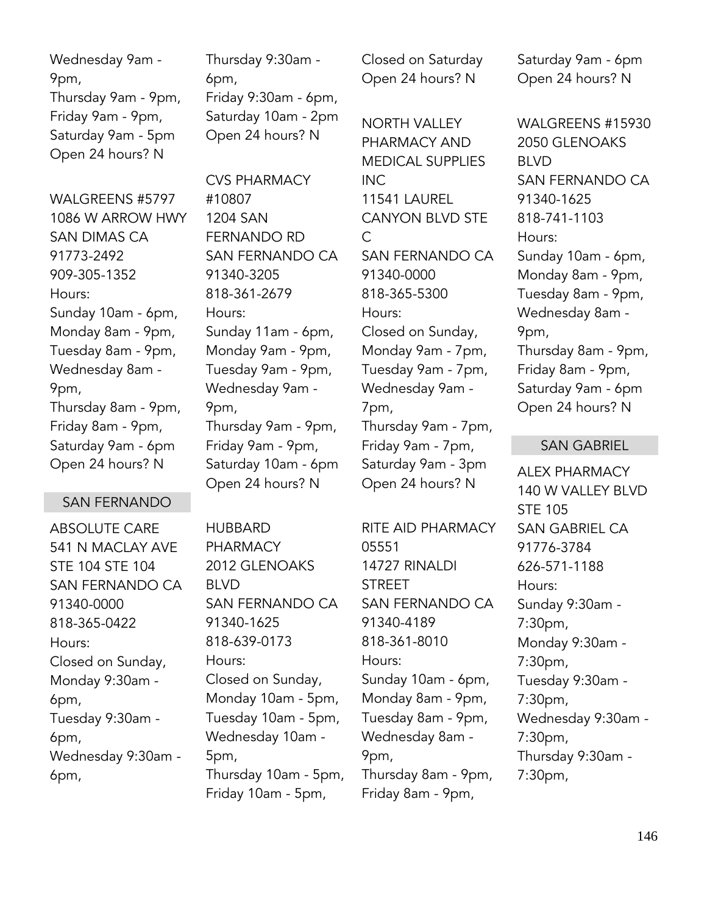Wednesday 9am - 9pm,
Thursday 9am - 9pm,
Friday 9am - 9pm,
Saturday 9am - 5pm
Open 24 hours? N

WALGREENS #5797
1086 W ARROW HWY
SAN DIMAS CA
91773-2492
909-305-1352
Hours:
Sunday 10am - 6pm,
Monday 8am - 9pm,
Tuesday 8am - 9pm,
Wednesday 8am - 9pm,
Thursday 8am - 9pm,
Friday 8am - 9pm,
Saturday 9am - 6pm
Open 24 hours? N

## SAN FERNANDO

ABSOLUTE CARE
541 N MACLAY AVE STE 104 STE 104
SAN FERNANDO CA
91340-0000
818-365-0422
Hours:
Closed on Sunday,
Monday 9:30am - 6pm,
Tuesday 9:30am - 6pm,
Wednesday 9:30am - 6pm,
Thursday 9:30am - 6pm,
Friday 9:30am - 6pm,
Saturday 10am - 2pm
Open 24 hours? N

CVS PHARMACY #10807
1204 SAN FERNANDO RD
SAN FERNANDO CA
91340-3205
818-361-2679
Hours:
Sunday 11am - 6pm,
Monday 9am - 9pm,
Tuesday 9am - 9pm,
Wednesday 9am - 9pm,
Thursday 9am - 9pm,
Friday 9am - 9pm,
Saturday 10am - 6pm
Open 24 hours? N

HUBBARD PHARMACY
2012 GLENOAKS BLVD
SAN FERNANDO CA
91340-1625
818-639-0173
Hours:
Closed on Sunday,
Monday 10am - 5pm,
Tuesday 10am - 5pm,
Wednesday 10am - 5pm,
Thursday 10am - 5pm,
Friday 10am - 5pm,
Closed on Saturday
Open 24 hours? N

NORTH VALLEY PHARMACY AND MEDICAL SUPPLIES INC
11541 LAUREL CANYON BLVD STE C
SAN FERNANDO CA
91340-0000
818-365-5300
Hours:
Closed on Sunday,
Monday 9am - 7pm,
Tuesday 9am - 7pm,
Wednesday 9am - 7pm,
Thursday 9am - 7pm,
Friday 9am - 7pm,
Saturday 9am - 3pm
Open 24 hours? N

RITE AID PHARMACY 05551
14727 RINALDI STREET
SAN FERNANDO CA
91340-4189
818-361-8010
Hours:
Sunday 10am - 6pm,
Monday 8am - 9pm,
Tuesday 8am - 9pm,
Wednesday 8am - 9pm,
Thursday 8am - 9pm,
Friday 8am - 9pm,
Saturday 9am - 6pm
Open 24 hours? N

WALGREENS #15930
2050 GLENOAKS BLVD
SAN FERNANDO CA
91340-1625
818-741-1103
Hours:
Sunday 10am - 6pm,
Monday 8am - 9pm,
Tuesday 8am - 9pm,
Wednesday 8am - 9pm,
Thursday 8am - 9pm,
Friday 8am - 9pm,
Saturday 9am - 6pm
Open 24 hours? N

## SAN GABRIEL

ALEX PHARMACY
140 W VALLEY BLVD STE 105
SAN GABRIEL CA
91776-3784
626-571-1188
Hours:
Sunday 9:30am - 7:30pm,
Monday 9:30am - 7:30pm,
Tuesday 9:30am - 7:30pm,
Wednesday 9:30am - 7:30pm,
Thursday 9:30am - 7:30pm,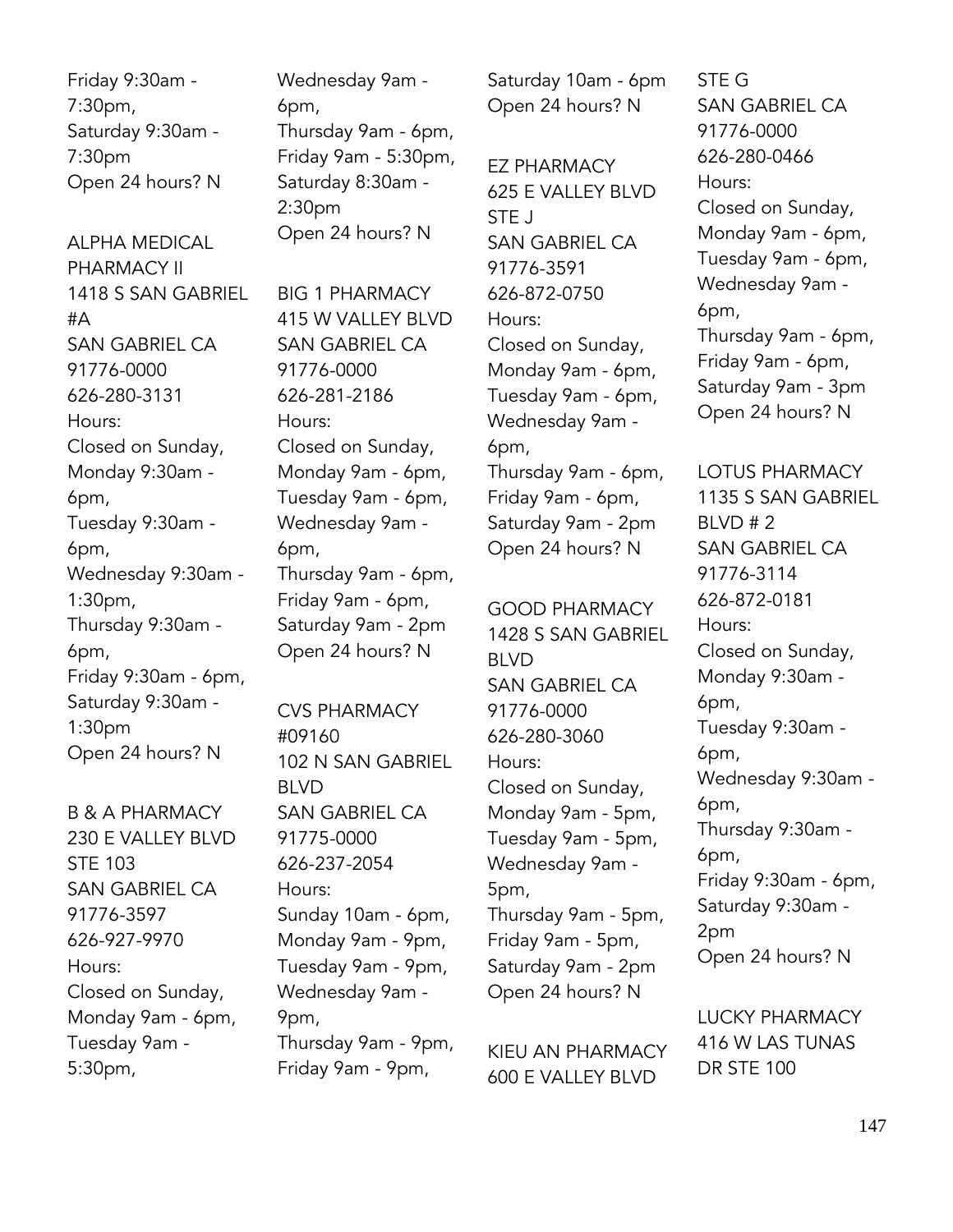Friday 9:30am - 7:30pm,
Saturday 9:30am - 7:30pm
Open 24 hours? N

ALPHA MEDICAL PHARMACY II
1418 S SAN GABRIEL #A
SAN GABRIEL CA 91776-0000
626-280-3131
Hours:
Closed on Sunday,
Monday 9:30am - 6pm,
Tuesday 9:30am - 6pm,
Wednesday 9:30am - 1:30pm,
Thursday 9:30am - 6pm,
Friday 9:30am - 6pm,
Saturday 9:30am - 1:30pm
Open 24 hours? N

B & A PHARMACY
230 E VALLEY BLVD STE 103
SAN GABRIEL CA 91776-3597
626-927-9970
Hours:
Closed on Sunday,
Monday 9am - 6pm,
Tuesday 9am - 5:30pm,
Wednesday 9am - 6pm,
Thursday 9am - 6pm,
Friday 9am - 5:30pm,
Saturday 8:30am - 2:30pm
Open 24 hours? N

BIG 1 PHARMACY
415 W VALLEY BLVD
SAN GABRIEL CA 91776-0000
626-281-2186
Hours:
Closed on Sunday,
Monday 9am - 6pm,
Tuesday 9am - 6pm,
Wednesday 9am - 6pm,
Thursday 9am - 6pm,
Friday 9am - 6pm,
Saturday 9am - 2pm
Open 24 hours? N

CVS PHARMACY #09160
102 N SAN GABRIEL BLVD
SAN GABRIEL CA 91775-0000
626-237-2054
Hours:
Sunday 10am - 6pm,
Monday 9am - 9pm,
Tuesday 9am - 9pm,
Wednesday 9am - 9pm,
Thursday 9am - 9pm,
Friday 9am - 9pm,
Saturday 10am - 6pm
Open 24 hours? N

EZ PHARMACY
625 E VALLEY BLVD STE J
SAN GABRIEL CA 91776-3591
626-872-0750
Hours:
Closed on Sunday,
Monday 9am - 6pm,
Tuesday 9am - 6pm,
Wednesday 9am - 6pm,
Thursday 9am - 6pm,
Friday 9am - 6pm,
Saturday 9am - 2pm
Open 24 hours? N

GOOD PHARMACY
1428 S SAN GABRIEL BLVD
SAN GABRIEL CA 91776-0000
626-280-3060
Hours:
Closed on Sunday,
Monday 9am - 5pm,
Tuesday 9am - 5pm,
Wednesday 9am - 5pm,
Thursday 9am - 5pm,
Friday 9am - 5pm,
Saturday 9am - 2pm
Open 24 hours? N

KIEU AN PHARMACY
600 E VALLEY BLVD STE G
SAN GABRIEL CA 91776-0000
626-280-0466
Hours:
Closed on Sunday,
Monday 9am - 6pm,
Tuesday 9am - 6pm,
Wednesday 9am - 6pm,
Thursday 9am - 6pm,
Friday 9am - 6pm,
Saturday 9am - 3pm
Open 24 hours? N

LOTUS PHARMACY
1135 S SAN GABRIEL BLVD # 2
SAN GABRIEL CA 91776-3114
626-872-0181
Hours:
Closed on Sunday,
Monday 9:30am - 6pm,
Tuesday 9:30am - 6pm,
Wednesday 9:30am - 6pm,
Thursday 9:30am - 6pm,
Friday 9:30am - 6pm,
Saturday 9:30am - 2pm
Open 24 hours? N

LUCKY PHARMACY
416 W LAS TUNAS DR STE 100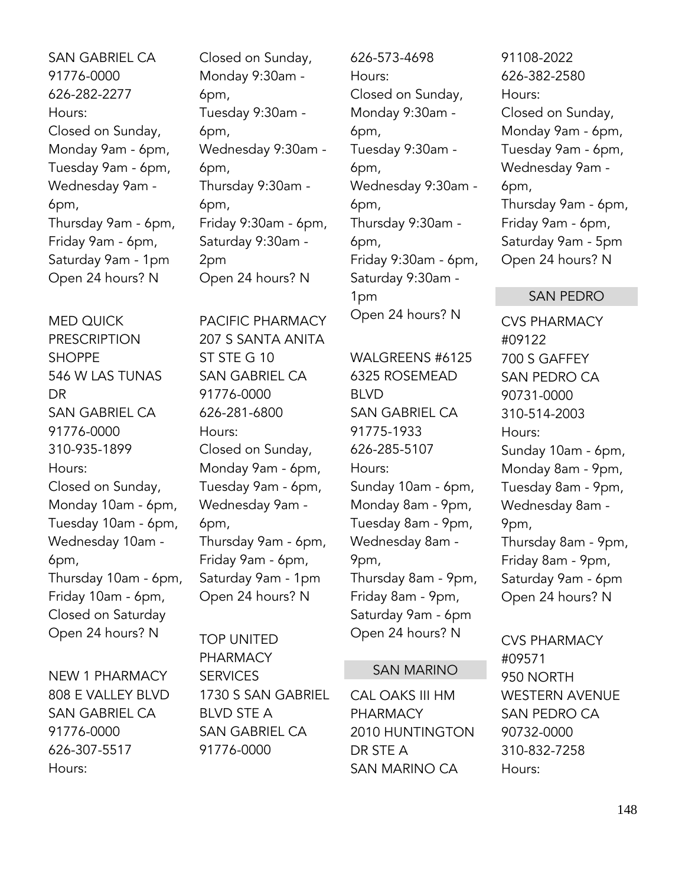SAN GABRIEL CA
91776-0000
626-282-2277
Hours:
Closed on Sunday,
Monday 9am - 6pm,
Tuesday 9am - 6pm,
Wednesday 9am - 6pm,
Thursday 9am - 6pm,
Friday 9am - 6pm,
Saturday 9am - 1pm
Open 24 hours? N

MED QUICK PRESCRIPTION SHOPPE
546 W LAS TUNAS DR
SAN GABRIEL CA
91776-0000
310-935-1899
Hours:
Closed on Sunday,
Monday 10am - 6pm,
Tuesday 10am - 6pm,
Wednesday 10am - 6pm,
Thursday 10am - 6pm,
Friday 10am - 6pm,
Closed on Saturday
Open 24 hours? N

NEW 1 PHARMACY
808 E VALLEY BLVD
SAN GABRIEL CA
91776-0000
626-307-5517
Hours:
Closed on Sunday,
Monday 9:30am - 6pm,
Tuesday 9:30am - 6pm,
Wednesday 9:30am - 6pm,
Thursday 9:30am - 6pm,
Friday 9:30am - 6pm,
Saturday 9:30am - 2pm
Open 24 hours? N

PACIFIC PHARMACY
207 S SANTA ANITA ST STE G 10
SAN GABRIEL CA
91776-0000
626-281-6800
Hours:
Closed on Sunday,
Monday 9am - 6pm,
Tuesday 9am - 6pm,
Wednesday 9am - 6pm,
Thursday 9am - 6pm,
Friday 9am - 6pm,
Saturday 9am - 1pm
Open 24 hours? N

TOP UNITED PHARMACY SERVICES
1730 S SAN GABRIEL BLVD STE A
SAN GABRIEL CA
91776-0000
626-573-4698
Hours:
Closed on Sunday,
Monday 9:30am - 6pm,
Tuesday 9:30am - 6pm,
Wednesday 9:30am - 6pm,
Thursday 9:30am - 6pm,
Friday 9:30am - 6pm,
Saturday 9:30am - 1pm
Open 24 hours? N

WALGREENS #6125
6325 ROSEMEAD BLVD
SAN GABRIEL CA
91775-1933
626-285-5107
Hours:
Sunday 10am - 6pm,
Monday 8am - 9pm,
Tuesday 8am - 9pm,
Wednesday 8am - 9pm,
Thursday 8am - 9pm,
Friday 8am - 9pm,
Saturday 9am - 6pm
Open 24 hours? N

## SAN MARINO

CAL OAKS III HM PHARMACY
2010 HUNTINGTON DR STE A
SAN MARINO CA
91108-2022
626-382-2580
Hours:
Closed on Sunday,
Monday 9am - 6pm,
Tuesday 9am - 6pm,
Wednesday 9am - 6pm,
Thursday 9am - 6pm,
Friday 9am - 6pm,
Saturday 9am - 5pm
Open 24 hours? N

## SAN PEDRO

CVS PHARMACY #09122
700 S GAFFEY
SAN PEDRO CA
90731-0000
310-514-2003
Hours:
Sunday 10am - 6pm,
Monday 8am - 9pm,
Tuesday 8am - 9pm,
Wednesday 8am - 9pm,
Thursday 8am - 9pm,
Friday 8am - 9pm,
Saturday 9am - 6pm
Open 24 hours? N

CVS PHARMACY #09571
950 NORTH WESTERN AVENUE
SAN PEDRO CA
90732-0000
310-832-7258
Hours: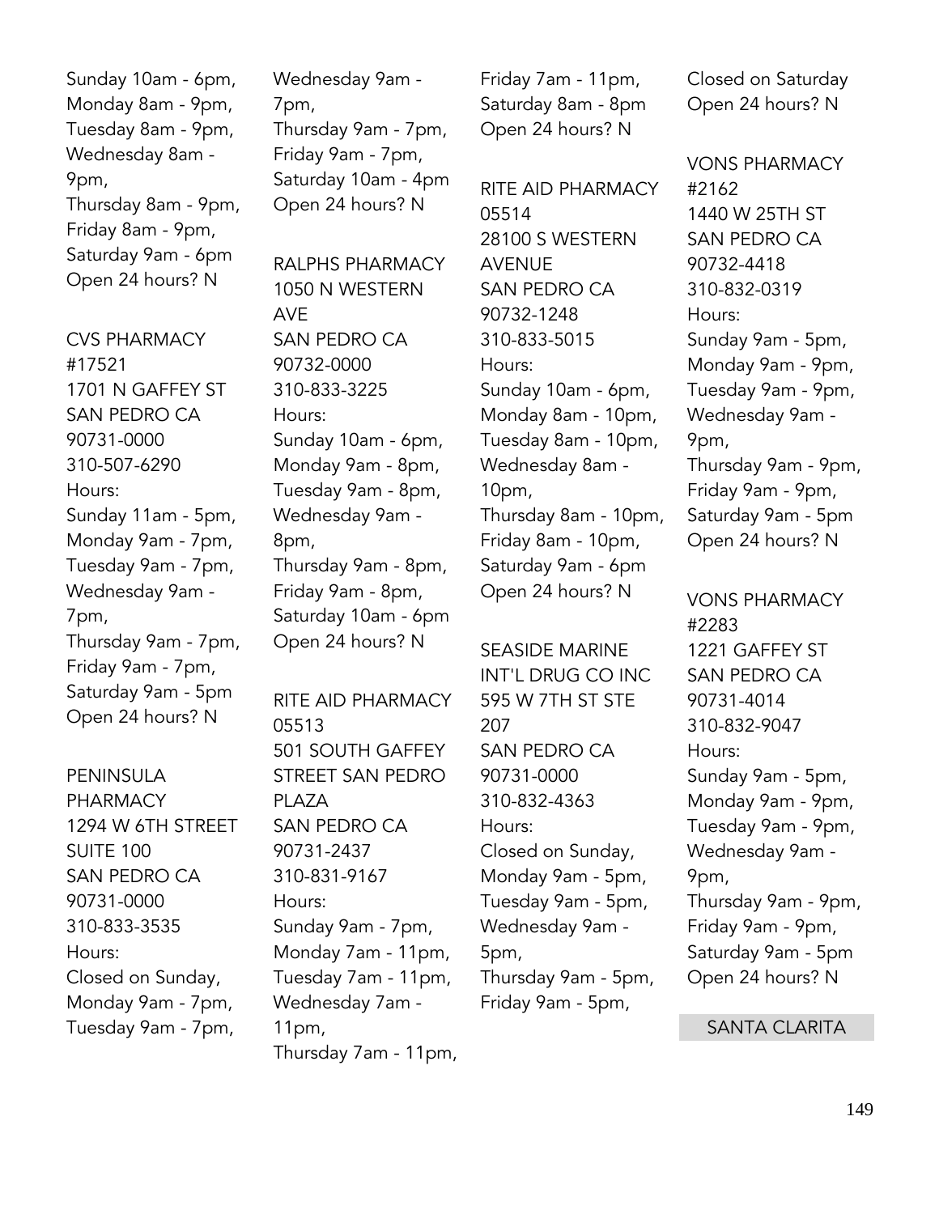Sunday 10am - 6pm,
Monday 8am - 9pm,
Tuesday 8am - 9pm,
Wednesday 8am - 9pm,
Thursday 8am - 9pm,
Friday 8am - 9pm,
Saturday 9am - 6pm
Open 24 hours? N

CVS PHARMACY #17521
1701 N GAFFEY ST
SAN PEDRO CA 90731-0000
310-507-6290
Hours:
Sunday 11am - 5pm,
Monday 9am - 7pm,
Tuesday 9am - 7pm,
Wednesday 9am - 7pm,
Thursday 9am - 7pm,
Friday 9am - 7pm,
Saturday 9am - 5pm
Open 24 hours? N

PENINSULA PHARMACY
1294 W 6TH STREET SUITE 100
SAN PEDRO CA 90731-0000
310-833-3535
Hours:
Closed on Sunday,
Monday 9am - 7pm,
Tuesday 9am - 7pm,
Wednesday 9am - 7pm,
Thursday 9am - 7pm,
Friday 9am - 7pm,
Saturday 10am - 4pm
Open 24 hours? N

RALPHS PHARMACY
1050 N WESTERN AVE
SAN PEDRO CA 90732-0000
310-833-3225
Hours:
Sunday 10am - 6pm,
Monday 9am - 8pm,
Tuesday 9am - 8pm,
Wednesday 9am - 8pm,
Thursday 9am - 8pm,
Friday 9am - 8pm,
Saturday 10am - 6pm
Open 24 hours? N

RITE AID PHARMACY 05513
501 SOUTH GAFFEY STREET SAN PEDRO PLAZA
SAN PEDRO CA 90731-2437
310-831-9167
Hours:
Sunday 9am - 7pm,
Monday 7am - 11pm,
Tuesday 7am - 11pm,
Wednesday 7am - 11pm,
Thursday 7am - 11pm,
Friday 7am - 11pm,
Saturday 8am - 8pm
Open 24 hours? N

RITE AID PHARMACY 05514
28100 S WESTERN AVENUE
SAN PEDRO CA 90732-1248
310-833-5015
Hours:
Sunday 10am - 6pm,
Monday 8am - 10pm,
Tuesday 8am - 10pm,
Wednesday 8am - 10pm,
Thursday 8am - 10pm,
Friday 8am - 10pm,
Saturday 9am - 6pm
Open 24 hours? N

SEASIDE MARINE INT'L DRUG CO INC
595 W 7TH ST STE 207
SAN PEDRO CA 90731-0000
310-832-4363
Hours:
Closed on Sunday,
Monday 9am - 5pm,
Tuesday 9am - 5pm,
Wednesday 9am - 5pm,
Thursday 9am - 5pm,
Friday 9am - 5pm,
Closed on Saturday
Open 24 hours? N

VONS PHARMACY #2162
1440 W 25TH ST
SAN PEDRO CA 90732-4418
310-832-0319
Hours:
Sunday 9am - 5pm,
Monday 9am - 9pm,
Tuesday 9am - 9pm,
Wednesday 9am - 9pm,
Thursday 9am - 9pm,
Friday 9am - 9pm,
Saturday 9am - 5pm
Open 24 hours? N

VONS PHARMACY #2283
1221 GAFFEY ST
SAN PEDRO CA 90731-4014
310-832-9047
Hours:
Sunday 9am - 5pm,
Monday 9am - 9pm,
Tuesday 9am - 9pm,
Wednesday 9am - 9pm,
Thursday 9am - 9pm,
Friday 9am - 9pm,
Saturday 9am - 5pm
Open 24 hours? N

## SANTA CLARITA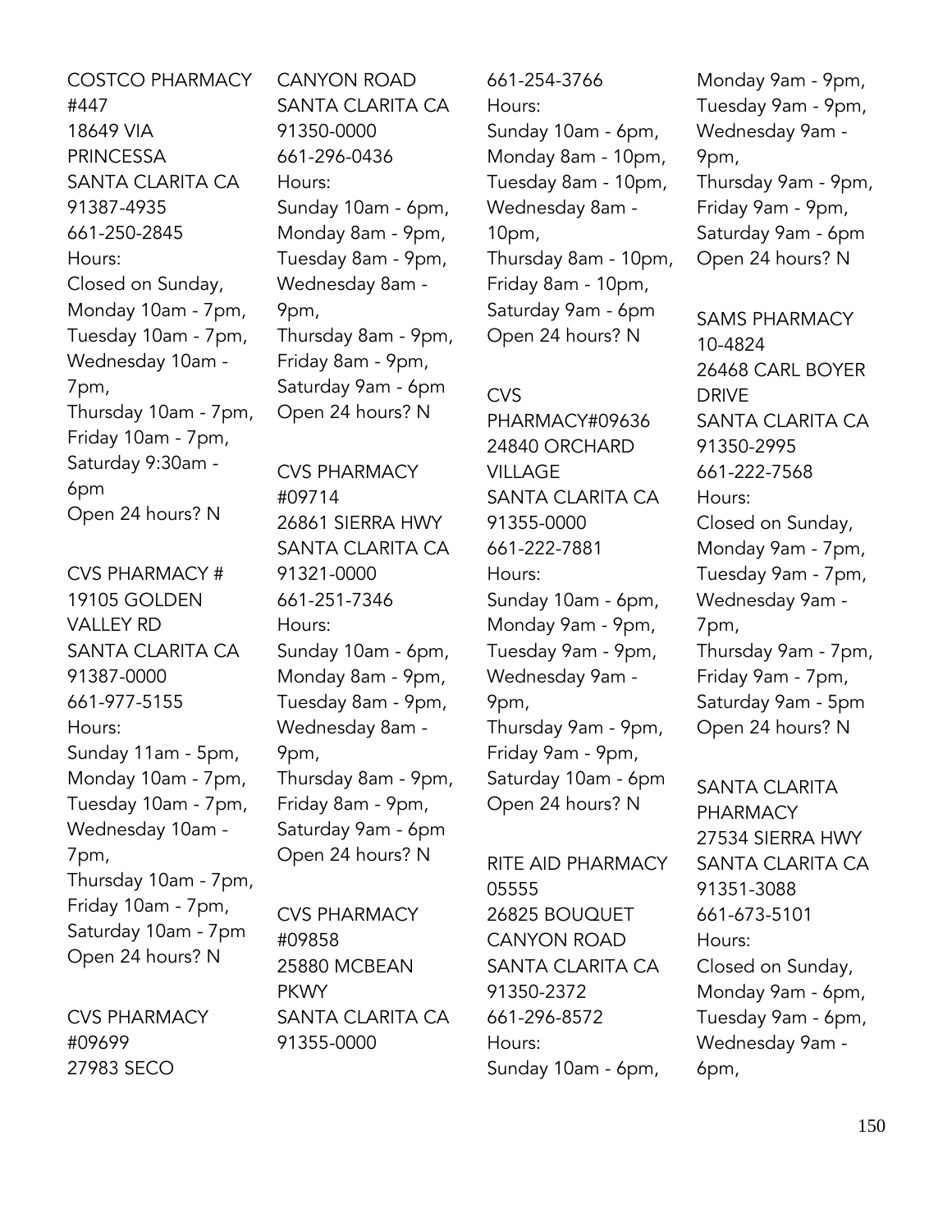COSTCO PHARMACY #447
18649 VIA PRINCESSA
SANTA CLARITA CA 91387-4935
661-250-2845
Hours:
Closed on Sunday,
Monday 10am - 7pm,
Tuesday 10am - 7pm,
Wednesday 10am - 7pm,
Thursday 10am - 7pm,
Friday 10am - 7pm,
Saturday 9:30am - 6pm
Open 24 hours? N

CVS PHARMACY #
19105 GOLDEN VALLEY RD
SANTA CLARITA CA 91387-0000
661-977-5155
Hours:
Sunday 11am - 5pm,
Monday 10am - 7pm,
Tuesday 10am - 7pm,
Wednesday 10am - 7pm,
Thursday 10am - 7pm,
Friday 10am - 7pm,
Saturday 10am - 7pm
Open 24 hours? N

CVS PHARMACY #09699
27983 SECO CANYON ROAD
SANTA CLARITA CA 91350-0000
661-296-0436
Hours:
Sunday 10am - 6pm,
Monday 8am - 9pm,
Tuesday 8am - 9pm,
Wednesday 8am - 9pm,
Thursday 8am - 9pm,
Friday 8am - 9pm,
Saturday 9am - 6pm
Open 24 hours? N

CVS PHARMACY #09714
26861 SIERRA HWY
SANTA CLARITA CA 91321-0000
661-251-7346
Hours:
Sunday 10am - 6pm,
Monday 8am - 9pm,
Tuesday 8am - 9pm,
Wednesday 8am - 9pm,
Thursday 8am - 9pm,
Friday 8am - 9pm,
Saturday 9am - 6pm
Open 24 hours? N

CVS PHARMACY #09858
25880 MCBEAN PKWY
SANTA CLARITA CA 91355-0000
661-254-3766
Hours:
Sunday 10am - 6pm,
Monday 8am - 10pm,
Tuesday 8am - 10pm,
Wednesday 8am - 10pm,
Thursday 8am - 10pm,
Friday 8am - 10pm,
Saturday 9am - 6pm
Open 24 hours? N

CVS PHARMACY#09636
24840 ORCHARD VILLAGE
SANTA CLARITA CA 91355-0000
661-222-7881
Hours:
Sunday 10am - 6pm,
Monday 9am - 9pm,
Tuesday 9am - 9pm,
Wednesday 9am - 9pm,
Thursday 9am - 9pm,
Friday 9am - 9pm,
Saturday 10am - 6pm
Open 24 hours? N

RITE AID PHARMACY 05555
26825 BOUQUET CANYON ROAD
SANTA CLARITA CA 91350-2372
661-296-8572
Hours:
Sunday 10am - 6pm,
Monday 9am - 9pm,
Tuesday 9am - 9pm,
Wednesday 9am - 9pm,
Thursday 9am - 9pm,
Friday 9am - 9pm,
Saturday 9am - 6pm
Open 24 hours? N

SAMS PHARMACY 10-4824
26468 CARL BOYER DRIVE
SANTA CLARITA CA 91350-2995
661-222-7568
Hours:
Closed on Sunday,
Monday 9am - 7pm,
Tuesday 9am - 7pm,
Wednesday 9am - 7pm,
Thursday 9am - 7pm,
Friday 9am - 7pm,
Saturday 9am - 5pm
Open 24 hours? N

SANTA CLARITA PHARMACY
27534 SIERRA HWY
SANTA CLARITA CA 91351-3088
661-673-5101
Hours:
Closed on Sunday,
Monday 9am - 6pm,
Tuesday 9am - 6pm,
Wednesday 9am - 6pm,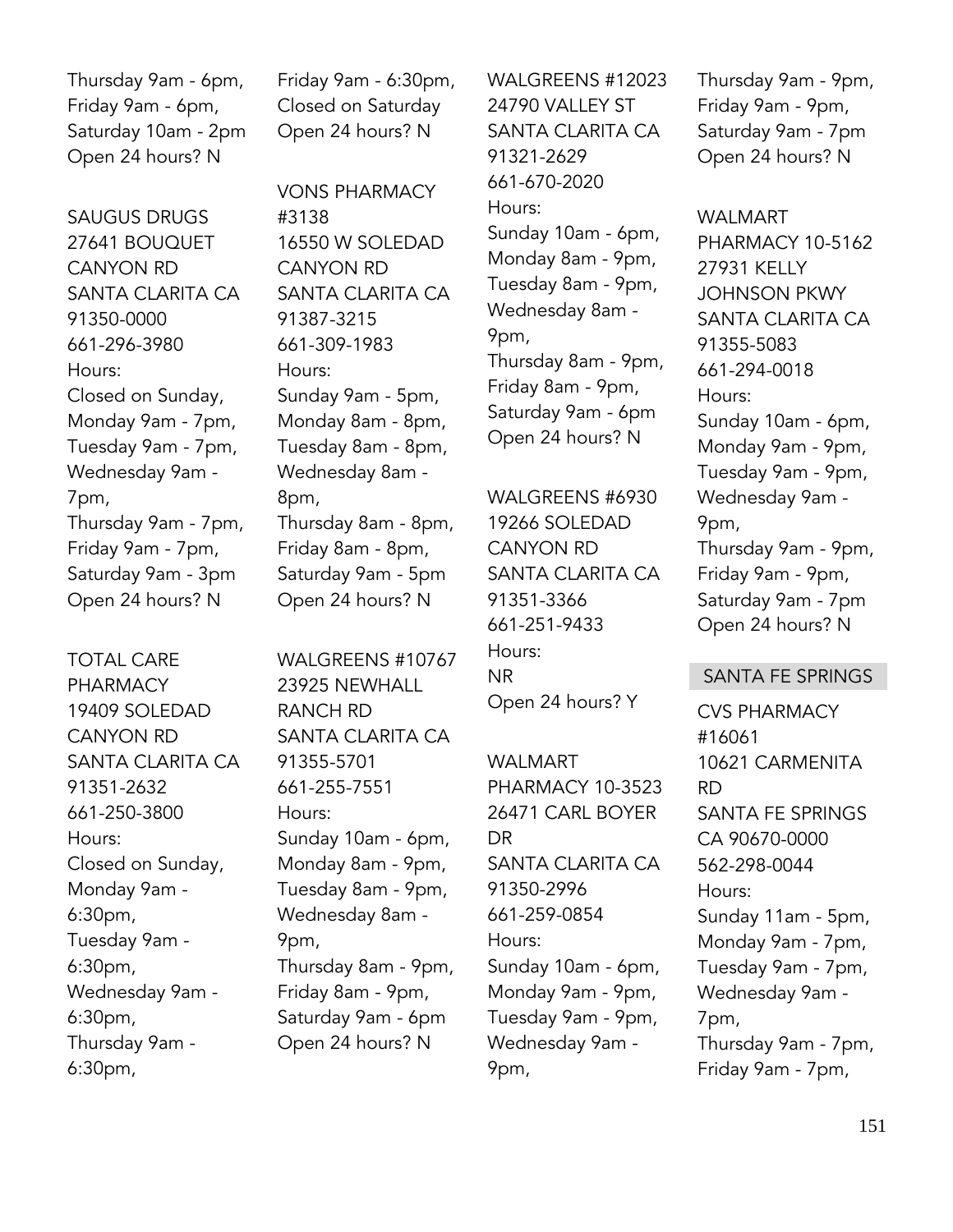Thursday 9am - 6pm,
Friday 9am - 6pm,
Saturday 10am - 2pm
Open 24 hours? N

SAUGUS DRUGS
27641 BOUQUET CANYON RD
SANTA CLARITA CA 91350-0000
661-296-3980
Hours:
Closed on Sunday,
Monday 9am - 7pm,
Tuesday 9am - 7pm,
Wednesday 9am - 7pm,
Thursday 9am - 7pm,
Friday 9am - 7pm,
Saturday 9am - 3pm
Open 24 hours? N

TOTAL CARE PHARMACY
19409 SOLEDAD CANYON RD
SANTA CLARITA CA 91351-2632
661-250-3800
Hours:
Closed on Sunday,
Monday 9am - 6:30pm,
Tuesday 9am - 6:30pm,
Wednesday 9am - 6:30pm,
Thursday 9am - 6:30pm,
Friday 9am - 6:30pm,
Closed on Saturday
Open 24 hours? N

VONS PHARMACY #3138
16550 W SOLEDAD CANYON RD
SANTA CLARITA CA 91387-3215
661-309-1983
Hours:
Sunday 9am - 5pm,
Monday 8am - 8pm,
Tuesday 8am - 8pm,
Wednesday 8am - 8pm,
Thursday 8am - 8pm,
Friday 8am - 8pm,
Saturday 9am - 5pm
Open 24 hours? N

WALGREENS #10767
23925 NEWHALL RANCH RD
SANTA CLARITA CA 91355-5701
661-255-7551
Hours:
Sunday 10am - 6pm,
Monday 8am - 9pm,
Tuesday 8am - 9pm,
Wednesday 8am - 9pm,
Thursday 8am - 9pm,
Friday 8am - 9pm,
Saturday 9am - 6pm
Open 24 hours? N

WALGREENS #12023
24790 VALLEY ST
SANTA CLARITA CA 91321-2629
661-670-2020
Hours:
Sunday 10am - 6pm,
Monday 8am - 9pm,
Tuesday 8am - 9pm,
Wednesday 8am - 9pm,
Thursday 8am - 9pm,
Friday 8am - 9pm,
Saturday 9am - 6pm
Open 24 hours? N

WALGREENS #6930
19266 SOLEDAD CANYON RD
SANTA CLARITA CA 91351-3366
661-251-9433
Hours:
NR
Open 24 hours? Y

WALMART PHARMACY 10-3523
26471 CARL BOYER DR
SANTA CLARITA CA 91350-2996
661-259-0854
Hours:
Sunday 10am - 6pm,
Monday 9am - 9pm,
Tuesday 9am - 9pm,
Wednesday 9am - 9pm,
Thursday 9am - 9pm,
Friday 9am - 9pm,
Saturday 9am - 7pm
Open 24 hours? N

WALMART PHARMACY 10-5162
27931 KELLY JOHNSON PKWY
SANTA CLARITA CA 91355-5083
661-294-0018
Hours:
Sunday 10am - 6pm,
Monday 9am - 9pm,
Tuesday 9am - 9pm,
Wednesday 9am - 9pm,
Thursday 9am - 9pm,
Friday 9am - 9pm,
Saturday 9am - 7pm
Open 24 hours? N

## SANTA FE SPRINGS

CVS PHARMACY #16061
10621 CARMENITA RD
SANTA FE SPRINGS CA 90670-0000
562-298-0044
Hours:
Sunday 11am - 5pm,
Monday 9am - 7pm,
Tuesday 9am - 7pm,
Wednesday 9am - 7pm,
Thursday 9am - 7pm,
Friday 9am - 7pm,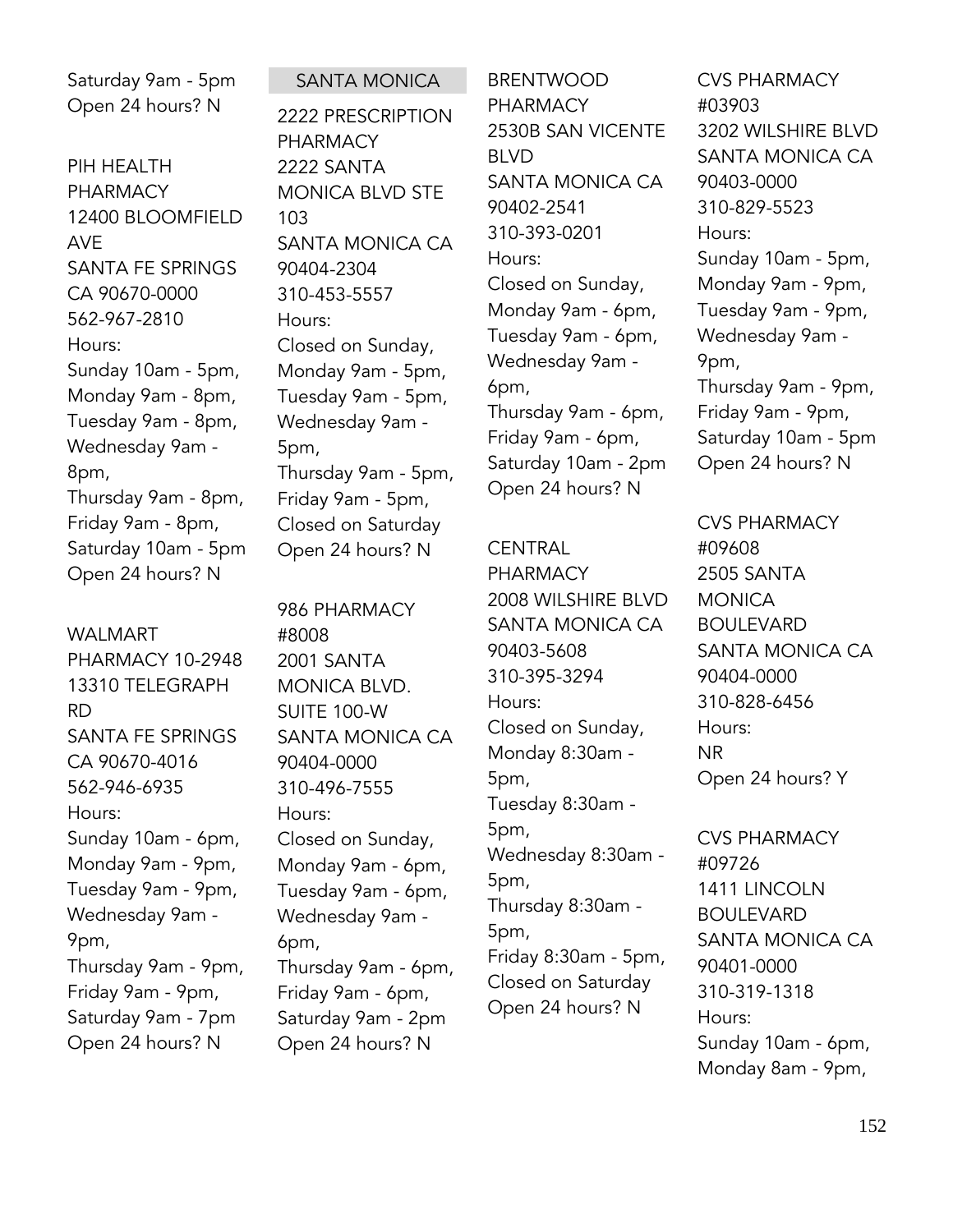Saturday 9am - 5pm
Open 24 hours? N

PIH HEALTH PHARMACY
12400 BLOOMFIELD AVE
SANTA FE SPRINGS CA 90670-0000
562-967-2810
Hours:
Sunday 10am - 5pm,
Monday 9am - 8pm,
Tuesday 9am - 8pm,
Wednesday 9am - 8pm,
Thursday 9am - 8pm,
Friday 9am - 8pm,
Saturday 10am - 5pm
Open 24 hours? N

WALMART PHARMACY 10-2948
13310 TELEGRAPH RD
SANTA FE SPRINGS CA 90670-4016
562-946-6935
Hours:
Sunday 10am - 6pm,
Monday 9am - 9pm,
Tuesday 9am - 9pm,
Wednesday 9am - 9pm,
Thursday 9am - 9pm,
Friday 9am - 9pm,
Saturday 9am - 7pm
Open 24 hours? N

## SANTA MONICA

2222 PRESCRIPTION PHARMACY
2222 SANTA MONICA BLVD STE 103
SANTA MONICA CA 90404-2304
310-453-5557
Hours:
Closed on Sunday,
Monday 9am - 5pm,
Tuesday 9am - 5pm,
Wednesday 9am - 5pm,
Thursday 9am - 5pm,
Friday 9am - 5pm,
Closed on Saturday
Open 24 hours? N

986 PHARMACY #8008
2001 SANTA MONICA BLVD. SUITE 100-W
SANTA MONICA CA 90404-0000
310-496-7555
Hours:
Closed on Sunday,
Monday 9am - 6pm,
Tuesday 9am - 6pm,
Wednesday 9am - 6pm,
Thursday 9am - 6pm,
Friday 9am - 6pm,
Saturday 9am - 2pm
Open 24 hours? N

BRENTWOOD PHARMACY
2530B SAN VICENTE BLVD
SANTA MONICA CA 90402-2541
310-393-0201
Hours:
Closed on Sunday,
Monday 9am - 6pm,
Tuesday 9am - 6pm,
Wednesday 9am - 6pm,
Thursday 9am - 6pm,
Friday 9am - 6pm,
Saturday 10am - 2pm
Open 24 hours? N

CENTRAL PHARMACY
2008 WILSHIRE BLVD
SANTA MONICA CA 90403-5608
310-395-3294
Hours:
Closed on Sunday,
Monday 8:30am - 5pm,
Tuesday 8:30am - 5pm,
Wednesday 8:30am - 5pm,
Thursday 8:30am - 5pm,
Friday 8:30am - 5pm,
Closed on Saturday
Open 24 hours? N

CVS PHARMACY #03903
3202 WILSHIRE BLVD
SANTA MONICA CA 90403-0000
310-829-5523
Hours:
Sunday 10am - 5pm,
Monday 9am - 9pm,
Tuesday 9am - 9pm,
Wednesday 9am - 9pm,
Thursday 9am - 9pm,
Friday 9am - 9pm,
Saturday 10am - 5pm
Open 24 hours? N

CVS PHARMACY #09608
2505 SANTA MONICA BOULEVARD
SANTA MONICA CA 90404-0000
310-828-6456
Hours:
NR
Open 24 hours? Y

CVS PHARMACY #09726
1411 LINCOLN BOULEVARD
SANTA MONICA CA 90401-0000
310-319-1318
Hours:
Sunday 10am - 6pm,
Monday 8am - 9pm,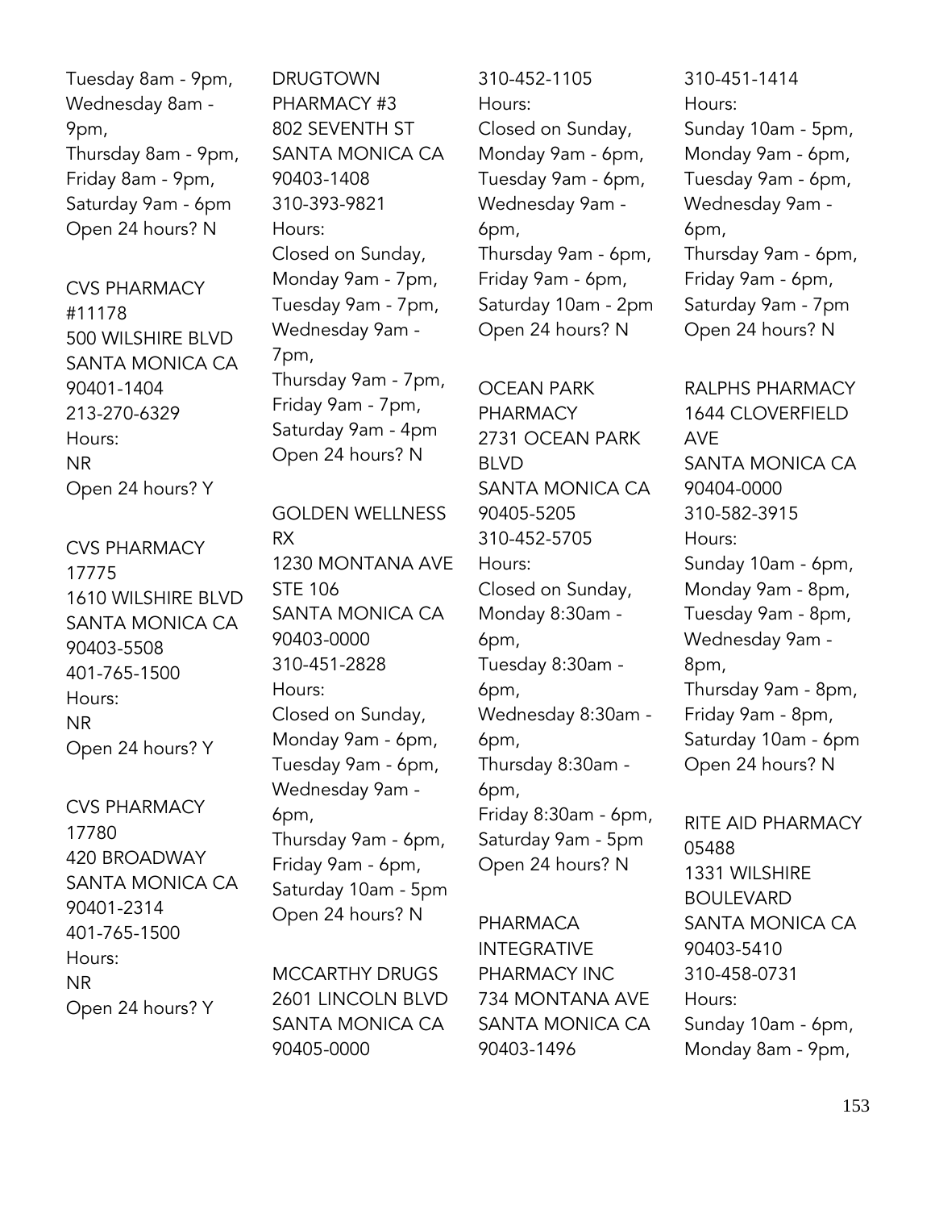Tuesday 8am - 9pm,
Wednesday 8am - 9pm,
Thursday 8am - 9pm,
Friday 8am - 9pm,
Saturday 9am - 6pm
Open 24 hours? N

CVS PHARMACY #11178
500 WILSHIRE BLVD
SANTA MONICA CA 90401-1404
213-270-6329
Hours:
NR
Open 24 hours? Y

CVS PHARMACY 17775
1610 WILSHIRE BLVD
SANTA MONICA CA 90403-5508
401-765-1500
Hours:
NR
Open 24 hours? Y

CVS PHARMACY 17780
420 BROADWAY
SANTA MONICA CA 90401-2314
401-765-1500
Hours:
NR
Open 24 hours? Y

DRUGTOWN PHARMACY #3
802 SEVENTH ST
SANTA MONICA CA 90403-1408
310-393-9821
Hours:
Closed on Sunday,
Monday 9am - 7pm,
Tuesday 9am - 7pm,
Wednesday 9am - 7pm,
Thursday 9am - 7pm,
Friday 9am - 7pm,
Saturday 9am - 4pm
Open 24 hours? N

GOLDEN WELLNESS RX
1230 MONTANA AVE STE 106
SANTA MONICA CA 90403-0000
310-451-2828
Hours:
Closed on Sunday,
Monday 9am - 6pm,
Tuesday 9am - 6pm,
Wednesday 9am - 6pm,
Thursday 9am - 6pm,
Friday 9am - 6pm,
Saturday 10am - 5pm
Open 24 hours? N

MCCARTHY DRUGS
2601 LINCOLN BLVD
SANTA MONICA CA 90405-0000
310-452-1105
Hours:
Closed on Sunday,
Monday 9am - 6pm,
Tuesday 9am - 6pm,
Wednesday 9am - 6pm,
Thursday 9am - 6pm,
Friday 9am - 6pm,
Saturday 10am - 2pm
Open 24 hours? N

OCEAN PARK PHARMACY
2731 OCEAN PARK BLVD
SANTA MONICA CA 90405-5205
310-452-5705
Hours:
Closed on Sunday,
Monday 8:30am - 6pm,
Tuesday 8:30am - 6pm,
Wednesday 8:30am - 6pm,
Thursday 8:30am - 6pm,
Friday 8:30am - 6pm,
Saturday 9am - 5pm
Open 24 hours? N

PHARMACA INTEGRATIVE PHARMACY INC
734 MONTANA AVE
SANTA MONICA CA 90403-1496
310-451-1414
Hours:
Sunday 10am - 5pm,
Monday 9am - 6pm,
Tuesday 9am - 6pm,
Wednesday 9am - 6pm,
Thursday 9am - 6pm,
Friday 9am - 6pm,
Saturday 9am - 7pm
Open 24 hours? N

RALPHS PHARMACY
1644 CLOVERFIELD AVE
SANTA MONICA CA 90404-0000
310-582-3915
Hours:
Sunday 10am - 6pm,
Monday 9am - 8pm,
Tuesday 9am - 8pm,
Wednesday 9am - 8pm,
Thursday 9am - 8pm,
Friday 9am - 8pm,
Saturday 10am - 6pm
Open 24 hours? N

RITE AID PHARMACY 05488
1331 WILSHIRE BOULEVARD
SANTA MONICA CA 90403-5410
310-458-0731
Hours:
Sunday 10am - 6pm,
Monday 8am - 9pm,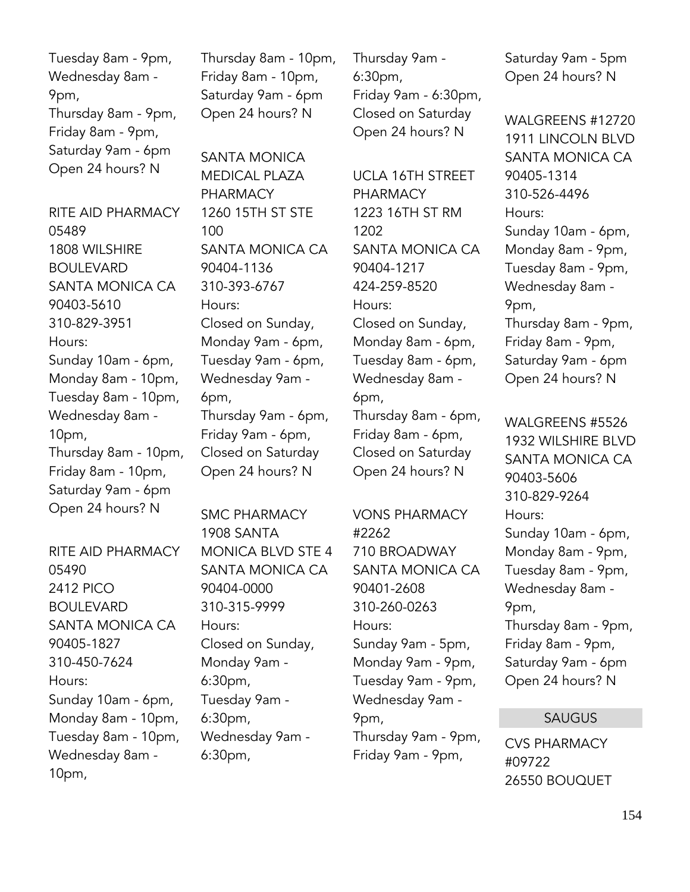Tuesday 8am - 9pm,
Wednesday 8am - 9pm,
Thursday 8am - 9pm,
Friday 8am - 9pm,
Saturday 9am - 6pm
Open 24 hours? N

RITE AID PHARMACY 05489
1808 WILSHIRE BOULEVARD
SANTA MONICA CA 90403-5610
310-829-3951
Hours:
Sunday 10am - 6pm,
Monday 8am - 10pm,
Tuesday 8am - 10pm,
Wednesday 8am - 10pm,
Thursday 8am - 10pm,
Friday 8am - 10pm,
Saturday 9am - 6pm
Open 24 hours? N

RITE AID PHARMACY 05490
2412 PICO BOULEVARD
SANTA MONICA CA 90405-1827
310-450-7624
Hours:
Sunday 10am - 6pm,
Monday 8am - 10pm,
Tuesday 8am - 10pm,
Wednesday 8am - 10pm,
Thursday 8am - 10pm,
Friday 8am - 10pm,
Saturday 9am - 6pm
Open 24 hours? N

SANTA MONICA MEDICAL PLAZA PHARMACY
1260 15TH ST STE 100
SANTA MONICA CA 90404-1136
310-393-6767
Hours:
Closed on Sunday,
Monday 9am - 6pm,
Tuesday 9am - 6pm,
Wednesday 9am - 6pm,
Thursday 9am - 6pm,
Friday 9am - 6pm,
Closed on Saturday
Open 24 hours? N

SMC PHARMACY
1908 SANTA MONICA BLVD STE 4
SANTA MONICA CA 90404-0000
310-315-9999
Hours:
Closed on Sunday,
Monday 9am - 6:30pm,
Tuesday 9am - 6:30pm,
Wednesday 9am - 6:30pm,
Thursday 9am - 6:30pm,
Friday 9am - 6:30pm,
Closed on Saturday
Open 24 hours? N

UCLA 16TH STREET PHARMACY
1223 16TH ST RM 1202
SANTA MONICA CA 90404-1217
424-259-8520
Hours:
Closed on Sunday,
Monday 8am - 6pm,
Tuesday 8am - 6pm,
Wednesday 8am - 6pm,
Thursday 8am - 6pm,
Friday 8am - 6pm,
Closed on Saturday
Open 24 hours? N

VONS PHARMACY #2262
710 BROADWAY
SANTA MONICA CA 90401-2608
310-260-0263
Hours:
Sunday 9am - 5pm,
Monday 9am - 9pm,
Tuesday 9am - 9pm,
Wednesday 9am - 9pm,
Thursday 9am - 9pm,
Friday 9am - 9pm,
Saturday 9am - 5pm
Open 24 hours? N

WALGREENS #12720
1911 LINCOLN BLVD
SANTA MONICA CA 90405-1314
310-526-4496
Hours:
Sunday 10am - 6pm,
Monday 8am - 9pm,
Tuesday 8am - 9pm,
Wednesday 8am - 9pm,
Thursday 8am - 9pm,
Friday 8am - 9pm,
Saturday 9am - 6pm
Open 24 hours? N

WALGREENS #5526
1932 WILSHIRE BLVD
SANTA MONICA CA 90403-5606
310-829-9264
Hours:
Sunday 10am - 6pm,
Monday 8am - 9pm,
Tuesday 8am - 9pm,
Wednesday 8am - 9pm,
Thursday 8am - 9pm,
Friday 8am - 9pm,
Saturday 9am - 6pm
Open 24 hours? N

## SAUGUS

CVS PHARMACY #09722
26550 BOUQUET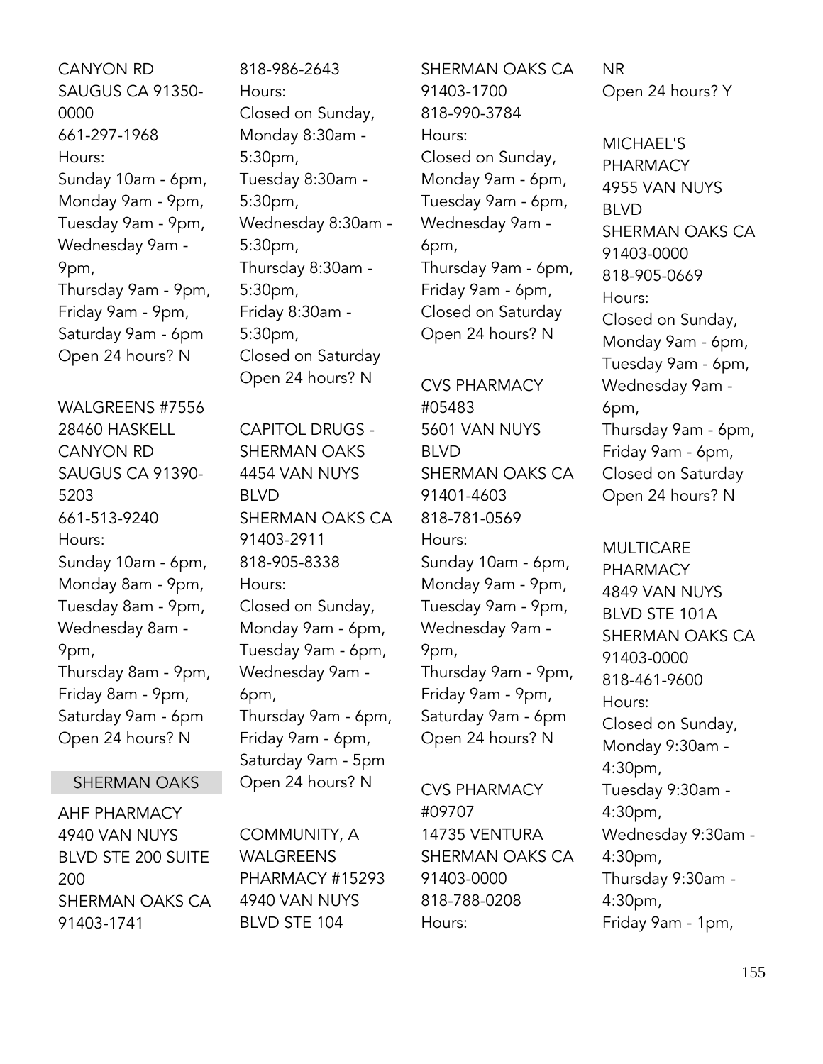CANYON RD
SAUGUS CA 91350-0000
661-297-1968
Hours:
Sunday 10am - 6pm,
Monday 9am - 9pm,
Tuesday 9am - 9pm,
Wednesday 9am - 9pm,
Thursday 9am - 9pm,
Friday 9am - 9pm,
Saturday 9am - 6pm
Open 24 hours? N

WALGREENS #7556
28460 HASKELL CANYON RD
SAUGUS CA 91390-5203
661-513-9240
Hours:
Sunday 10am - 6pm,
Monday 8am - 9pm,
Tuesday 8am - 9pm,
Wednesday 8am - 9pm,
Thursday 8am - 9pm,
Friday 8am - 9pm,
Saturday 9am - 6pm
Open 24 hours? N

## SHERMAN OAKS

AHF PHARMACY
4940 VAN NUYS BLVD STE 200 SUITE 200
SHERMAN OAKS CA 91403-1741
818-986-2643
Hours:
Closed on Sunday,
Monday 8:30am - 5:30pm,
Tuesday 8:30am - 5:30pm,
Wednesday 8:30am - 5:30pm,
Thursday 8:30am - 5:30pm,
Friday 8:30am - 5:30pm,
Closed on Saturday
Open 24 hours? N

CAPITOL DRUGS - SHERMAN OAKS
4454 VAN NUYS BLVD
SHERMAN OAKS CA 91403-2911
818-905-8338
Hours:
Closed on Sunday,
Monday 9am - 6pm,
Tuesday 9am - 6pm,
Wednesday 9am - 6pm,
Thursday 9am - 6pm,
Friday 9am - 6pm,
Saturday 9am - 5pm
Open 24 hours? N

COMMUNITY, A WALGREENS PHARMACY #15293
4940 VAN NUYS BLVD STE 104
SHERMAN OAKS CA 91403-1700
818-990-3784
Hours:
Closed on Sunday,
Monday 9am - 6pm,
Tuesday 9am - 6pm,
Wednesday 9am - 6pm,
Thursday 9am - 6pm,
Friday 9am - 6pm,
Closed on Saturday
Open 24 hours? N

CVS PHARMACY #05483
5601 VAN NUYS BLVD
SHERMAN OAKS CA 91401-4603
818-781-0569
Hours:
Sunday 10am - 6pm,
Monday 9am - 9pm,
Tuesday 9am - 9pm,
Wednesday 9am - 9pm,
Thursday 9am - 9pm,
Friday 9am - 9pm,
Saturday 9am - 6pm
Open 24 hours? N

CVS PHARMACY #09707
14735 VENTURA
SHERMAN OAKS CA 91403-0000
818-788-0208
Hours:
NR
Open 24 hours? Y

MICHAEL'S PHARMACY
4955 VAN NUYS BLVD
SHERMAN OAKS CA 91403-0000
818-905-0669
Hours:
Closed on Sunday,
Monday 9am - 6pm,
Tuesday 9am - 6pm,
Wednesday 9am - 6pm,
Thursday 9am - 6pm,
Friday 9am - 6pm,
Closed on Saturday
Open 24 hours? N

MULTICARE PHARMACY
4849 VAN NUYS BLVD STE 101A
SHERMAN OAKS CA 91403-0000
818-461-9600
Hours:
Closed on Sunday,
Monday 9:30am - 4:30pm,
Tuesday 9:30am - 4:30pm,
Wednesday 9:30am - 4:30pm,
Thursday 9:30am - 4:30pm,
Friday 9am - 1pm,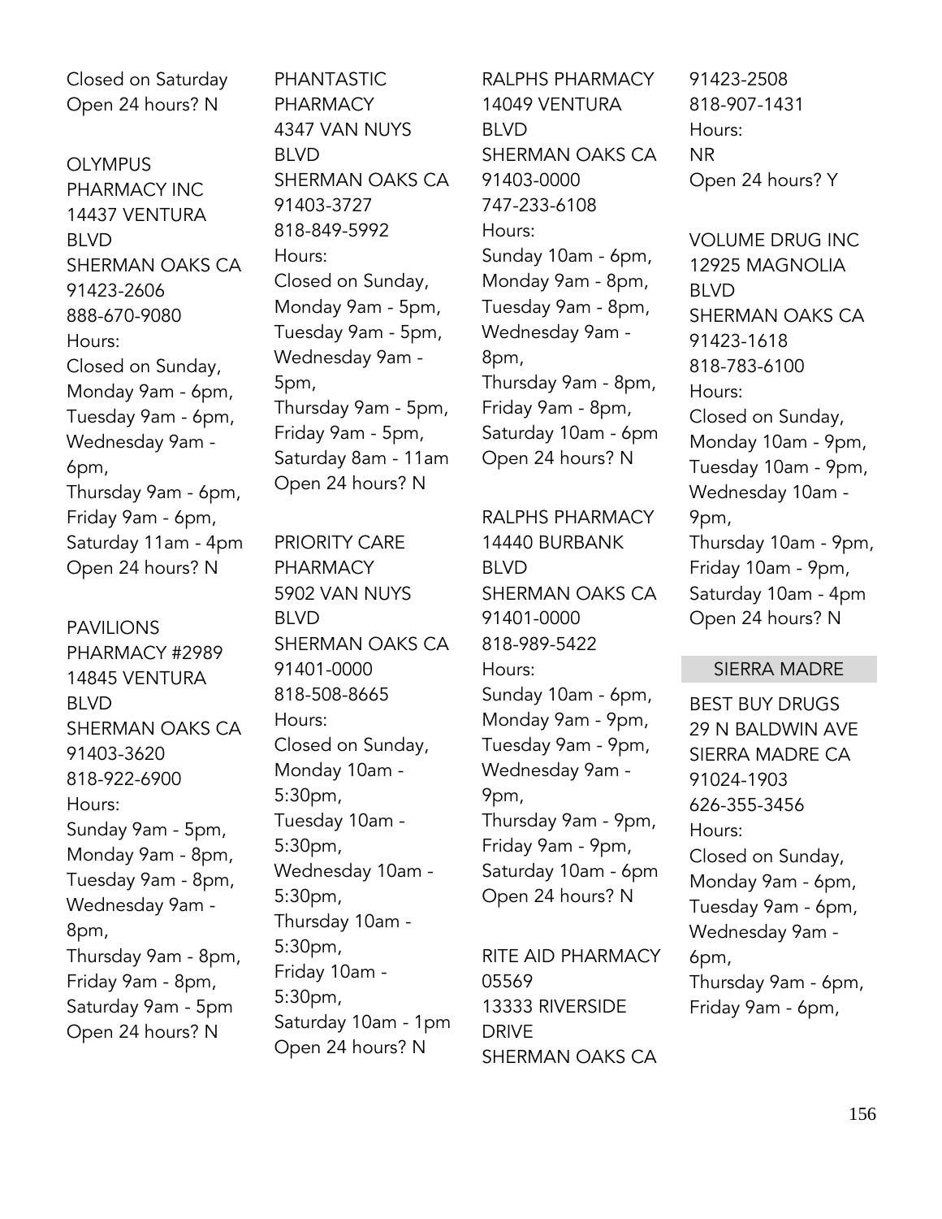Closed on Saturday
Open 24 hours? N

OLYMPUS PHARMACY INC
14437 VENTURA BLVD
SHERMAN OAKS CA 91423-2606
888-670-9080
Hours:
Closed on Sunday,
Monday 9am - 6pm,
Tuesday 9am - 6pm,
Wednesday 9am - 6pm,
Thursday 9am - 6pm,
Friday 9am - 6pm,
Saturday 11am - 4pm
Open 24 hours? N

PAVILIONS PHARMACY #2989
14845 VENTURA BLVD
SHERMAN OAKS CA 91403-3620
818-922-6900
Hours:
Sunday 9am - 5pm,
Monday 9am - 8pm,
Tuesday 9am - 8pm,
Wednesday 9am - 8pm,
Thursday 9am - 8pm,
Friday 9am - 8pm,
Saturday 9am - 5pm
Open 24 hours? N

PHANTASTIC PHARMACY
4347 VAN NUYS BLVD
SHERMAN OAKS CA 91403-3727
818-849-5992
Hours:
Closed on Sunday,
Monday 9am - 5pm,
Tuesday 9am - 5pm,
Wednesday 9am - 5pm,
Thursday 9am - 5pm,
Friday 9am - 5pm,
Saturday 8am - 11am
Open 24 hours? N

PRIORITY CARE PHARMACY
5902 VAN NUYS BLVD
SHERMAN OAKS CA 91401-0000
818-508-8665
Hours:
Closed on Sunday,
Monday 10am - 5:30pm,
Tuesday 10am - 5:30pm,
Wednesday 10am - 5:30pm,
Thursday 10am - 5:30pm,
Friday 10am - 5:30pm,
Saturday 10am - 1pm
Open 24 hours? N

RALPHS PHARMACY
14049 VENTURA BLVD
SHERMAN OAKS CA 91403-0000
747-233-6108
Hours:
Sunday 10am - 6pm,
Monday 9am - 8pm,
Tuesday 9am - 8pm,
Wednesday 9am - 8pm,
Thursday 9am - 8pm,
Friday 9am - 8pm,
Saturday 10am - 6pm
Open 24 hours? N

RALPHS PHARMACY
14440 BURBANK BLVD
SHERMAN OAKS CA 91401-0000
818-989-5422
Hours:
Sunday 10am - 6pm,
Monday 9am - 9pm,
Tuesday 9am - 9pm,
Wednesday 9am - 9pm,
Thursday 9am - 9pm,
Friday 9am - 9pm,
Saturday 10am - 6pm
Open 24 hours? N

RITE AID PHARMACY 05569
13333 RIVERSIDE DRIVE
SHERMAN OAKS CA 91423-2508
818-907-1431
Hours:
NR
Open 24 hours? Y

VOLUME DRUG INC
12925 MAGNOLIA BLVD
SHERMAN OAKS CA 91423-1618
818-783-6100
Hours:
Closed on Sunday,
Monday 10am - 9pm,
Tuesday 10am - 9pm,
Wednesday 10am - 9pm,
Thursday 10am - 9pm,
Friday 10am - 9pm,
Saturday 10am - 4pm
Open 24 hours? N

## SIERRA MADRE

BEST BUY DRUGS
29 N BALDWIN AVE
SIERRA MADRE CA 91024-1903
626-355-3456
Hours:
Closed on Sunday,
Monday 9am - 6pm,
Tuesday 9am - 6pm,
Wednesday 9am - 6pm,
Thursday 9am - 6pm,
Friday 9am - 6pm,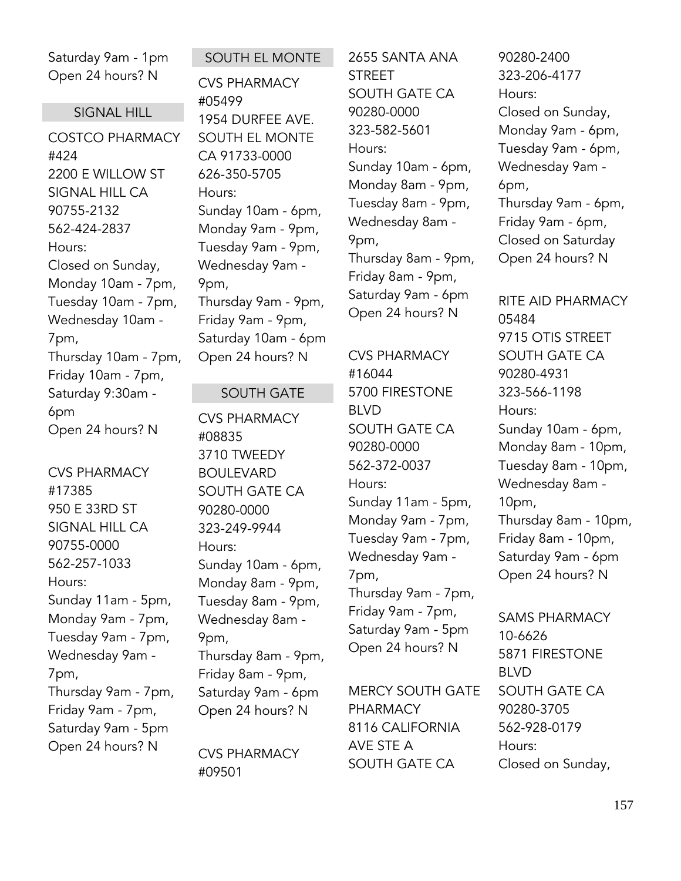Saturday 9am - 1pm
Open 24 hours? N

## SIGNAL HILL

COSTCO PHARMACY #424
2200 E WILLOW ST
SIGNAL HILL CA 90755-2132
562-424-2837
Hours:
Closed on Sunday,
Monday 10am - 7pm,
Tuesday 10am - 7pm,
Wednesday 10am - 7pm,
Thursday 10am - 7pm,
Friday 10am - 7pm,
Saturday 9:30am - 6pm
Open 24 hours? N

CVS PHARMACY #17385
950 E 33RD ST
SIGNAL HILL CA 90755-0000
562-257-1033
Hours:
Sunday 11am - 5pm,
Monday 9am - 7pm,
Tuesday 9am - 7pm,
Wednesday 9am - 7pm,
Thursday 9am - 7pm,
Friday 9am - 7pm,
Saturday 9am - 5pm
Open 24 hours? N

## SOUTH EL MONTE

CVS PHARMACY #05499
1954 DURFEE AVE.
SOUTH EL MONTE CA 91733-0000
626-350-5705
Hours:
Sunday 10am - 6pm,
Monday 9am - 9pm,
Tuesday 9am - 9pm,
Wednesday 9am - 9pm,
Thursday 9am - 9pm,
Friday 9am - 9pm,
Saturday 10am - 6pm
Open 24 hours? N

## SOUTH GATE

CVS PHARMACY #08835
3710 TWEEDY BOULEVARD
SOUTH GATE CA 90280-0000
323-249-9944
Hours:
Sunday 10am - 6pm,
Monday 8am - 9pm,
Tuesday 8am - 9pm,
Wednesday 8am - 9pm,
Thursday 8am - 9pm,
Friday 8am - 9pm,
Saturday 9am - 6pm
Open 24 hours? N

CVS PHARMACY #09501
2655 SANTA ANA STREET
SOUTH GATE CA 90280-0000
323-582-5601
Hours:
Sunday 10am - 6pm,
Monday 8am - 9pm,
Tuesday 8am - 9pm,
Wednesday 8am - 9pm,
Thursday 8am - 9pm,
Friday 8am - 9pm,
Saturday 9am - 6pm
Open 24 hours? N

CVS PHARMACY #16044
5700 FIRESTONE BLVD
SOUTH GATE CA 90280-0000
562-372-0037
Hours:
Sunday 11am - 5pm,
Monday 9am - 7pm,
Tuesday 9am - 7pm,
Wednesday 9am - 7pm,
Thursday 9am - 7pm,
Friday 9am - 7pm,
Saturday 9am - 5pm
Open 24 hours? N

MERCY SOUTH GATE PHARMACY
8116 CALIFORNIA AVE STE A
SOUTH GATE CA 90280-2400
323-206-4177
Hours:
Closed on Sunday,
Monday 9am - 6pm,
Tuesday 9am - 6pm,
Wednesday 9am - 6pm,
Thursday 9am - 6pm,
Friday 9am - 6pm,
Closed on Saturday
Open 24 hours? N

RITE AID PHARMACY 05484
9715 OTIS STREET
SOUTH GATE CA 90280-4931
323-566-1198
Hours:
Sunday 10am - 6pm,
Monday 8am - 10pm,
Tuesday 8am - 10pm,
Wednesday 8am - 10pm,
Thursday 8am - 10pm,
Friday 8am - 10pm,
Saturday 9am - 6pm
Open 24 hours? N

SAMS PHARMACY 10-6626
5871 FIRESTONE BLVD
SOUTH GATE CA 90280-3705
562-928-0179
Hours:
Closed on Sunday,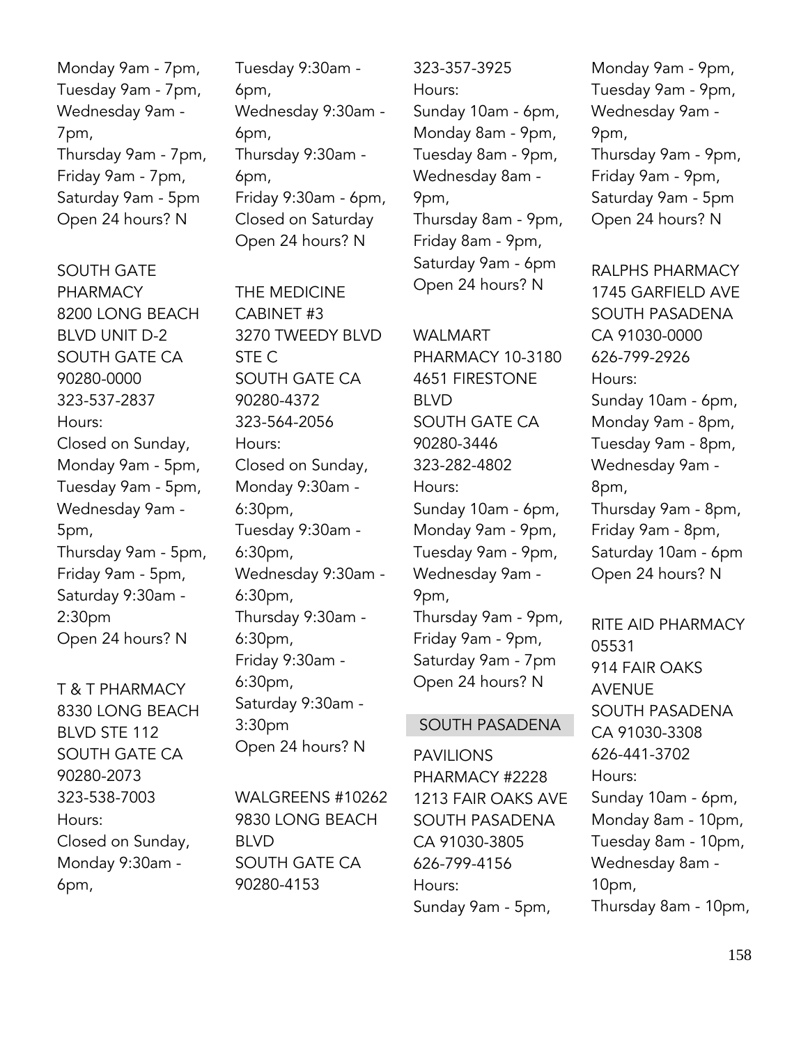Monday 9am - 7pm,
Tuesday 9am - 7pm,
Wednesday 9am - 7pm,
Thursday 9am - 7pm,
Friday 9am - 7pm,
Saturday 9am - 5pm
Open 24 hours? N

SOUTH GATE PHARMACY
8200 LONG BEACH BLVD UNIT D-2
SOUTH GATE CA 90280-0000
323-537-2837
Hours:
Closed on Sunday,
Monday 9am - 5pm,
Tuesday 9am - 5pm,
Wednesday 9am - 5pm,
Thursday 9am - 5pm,
Friday 9am - 5pm,
Saturday 9:30am - 2:30pm
Open 24 hours? N

T & T PHARMACY
8330 LONG BEACH BLVD STE 112
SOUTH GATE CA 90280-2073
323-538-7003
Hours:
Closed on Sunday,
Monday 9:30am - 6pm,
Tuesday 9:30am - 6pm,
Wednesday 9:30am - 6pm,
Thursday 9:30am - 6pm,
Friday 9:30am - 6pm,
Closed on Saturday
Open 24 hours? N

THE MEDICINE CABINET #3
3270 TWEEDY BLVD STE C
SOUTH GATE CA 90280-4372
323-564-2056
Hours:
Closed on Sunday,
Monday 9:30am - 6:30pm,
Tuesday 9:30am - 6:30pm,
Wednesday 9:30am - 6:30pm,
Thursday 9:30am - 6:30pm,
Friday 9:30am - 6:30pm,
Saturday 9:30am - 3:30pm
Open 24 hours? N

WALGREENS #10262
9830 LONG BEACH BLVD
SOUTH GATE CA 90280-4153
323-357-3925
Hours:
Sunday 10am - 6pm,
Monday 8am - 9pm,
Tuesday 8am - 9pm,
Wednesday 8am - 9pm,
Thursday 8am - 9pm,
Friday 8am - 9pm,
Saturday 9am - 6pm
Open 24 hours? N

WALMART PHARMACY 10-3180
4651 FIRESTONE BLVD
SOUTH GATE CA 90280-3446
323-282-4802
Hours:
Sunday 10am - 6pm,
Monday 9am - 9pm,
Tuesday 9am - 9pm,
Wednesday 9am - 9pm,
Thursday 9am - 9pm,
Friday 9am - 9pm,
Saturday 9am - 7pm
Open 24 hours? N

## SOUTH PASADENA

PAVILIONS PHARMACY #2228
1213 FAIR OAKS AVE
SOUTH PASADENA CA 91030-3805
626-799-4156
Hours:
Sunday 9am - 5pm,
Monday 9am - 9pm,
Tuesday 9am - 9pm,
Wednesday 9am - 9pm,
Thursday 9am - 9pm,
Friday 9am - 9pm,
Saturday 9am - 5pm
Open 24 hours? N

RALPHS PHARMACY
1745 GARFIELD AVE
SOUTH PASADENA CA 91030-0000
626-799-2926
Hours:
Sunday 10am - 6pm,
Monday 9am - 8pm,
Tuesday 9am - 8pm,
Wednesday 9am - 8pm,
Thursday 9am - 8pm,
Friday 9am - 8pm,
Saturday 10am - 6pm
Open 24 hours? N

RITE AID PHARMACY 05531
914 FAIR OAKS AVENUE
SOUTH PASADENA CA 91030-3308
626-441-3702
Hours:
Sunday 10am - 6pm,
Monday 8am - 10pm,
Tuesday 8am - 10pm,
Wednesday 8am - 10pm,
Thursday 8am - 10pm,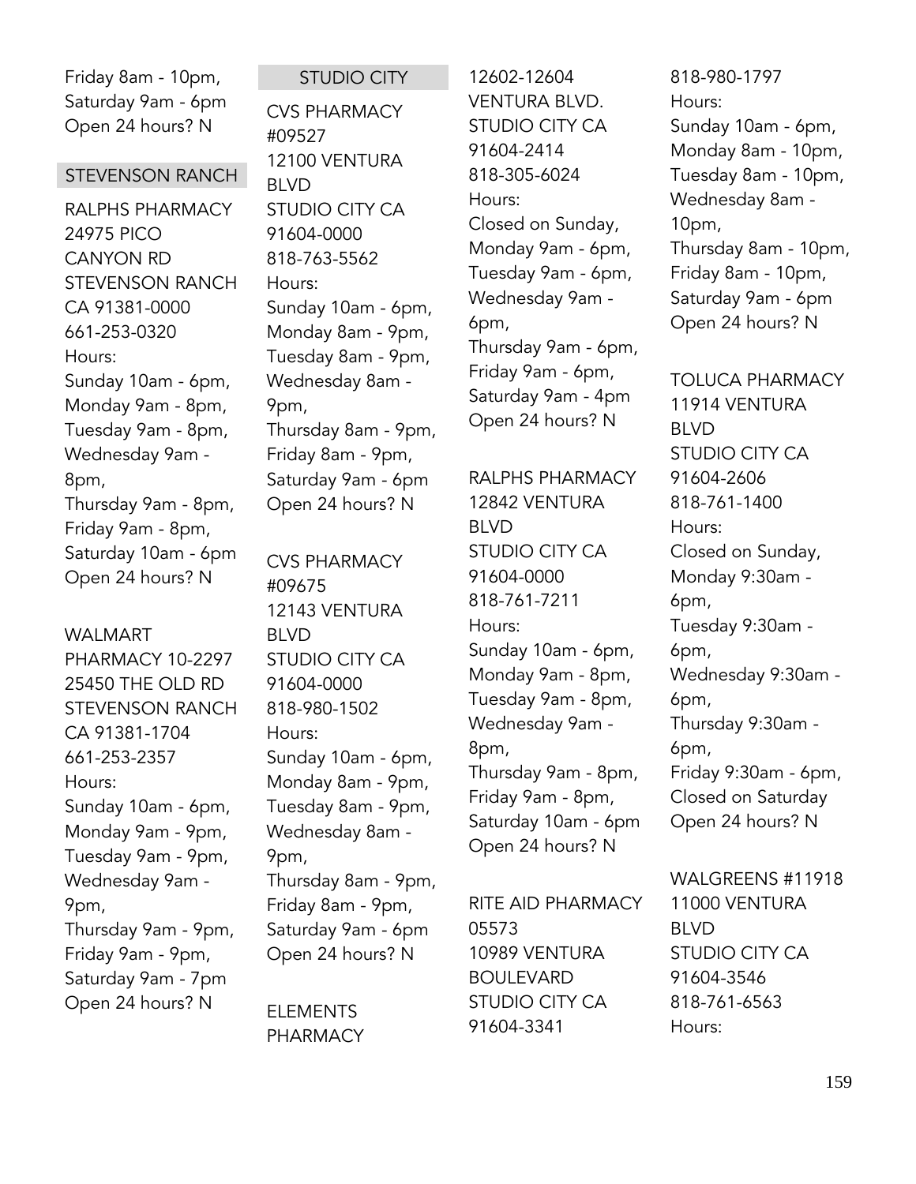Friday 8am - 10pm,
Saturday 9am - 6pm
Open 24 hours? N

## STEVENSON RANCH

RALPHS PHARMACY
24975 PICO CANYON RD
STEVENSON RANCH CA 91381-0000
661-253-0320
Hours:
Sunday 10am - 6pm,
Monday 9am - 8pm,
Tuesday 9am - 8pm,
Wednesday 9am - 8pm,
Thursday 9am - 8pm,
Friday 9am - 8pm,
Saturday 10am - 6pm
Open 24 hours? N

WALMART PHARMACY 10-2297
25450 THE OLD RD
STEVENSON RANCH CA 91381-1704
661-253-2357
Hours:
Sunday 10am - 6pm,
Monday 9am - 9pm,
Tuesday 9am - 9pm,
Wednesday 9am - 9pm,
Thursday 9am - 9pm,
Friday 9am - 9pm,
Saturday 9am - 7pm
Open 24 hours? N

## STUDIO CITY

CVS PHARMACY #09527
12100 VENTURA BLVD
STUDIO CITY CA 91604-0000
818-763-5562
Hours:
Sunday 10am - 6pm,
Monday 8am - 9pm,
Tuesday 8am - 9pm,
Wednesday 8am - 9pm,
Thursday 8am - 9pm,
Friday 8am - 9pm,
Saturday 9am - 6pm
Open 24 hours? N

CVS PHARMACY #09675
12143 VENTURA BLVD
STUDIO CITY CA 91604-0000
818-980-1502
Hours:
Sunday 10am - 6pm,
Monday 8am - 9pm,
Tuesday 8am - 9pm,
Wednesday 8am - 9pm,
Thursday 8am - 9pm,
Friday 8am - 9pm,
Saturday 9am - 6pm
Open 24 hours? N

ELEMENTS PHARMACY
12602-12604 VENTURA BLVD.
STUDIO CITY CA 91604-2414
818-305-6024
Hours:
Closed on Sunday,
Monday 9am - 6pm,
Tuesday 9am - 6pm,
Wednesday 9am - 6pm,
Thursday 9am - 6pm,
Friday 9am - 6pm,
Saturday 9am - 4pm
Open 24 hours? N

RALPHS PHARMACY
12842 VENTURA BLVD
STUDIO CITY CA 91604-0000
818-761-7211
Hours:
Sunday 10am - 6pm,
Monday 9am - 8pm,
Tuesday 9am - 8pm,
Wednesday 9am - 8pm,
Thursday 9am - 8pm,
Friday 9am - 8pm,
Saturday 10am - 6pm
Open 24 hours? N

RITE AID PHARMACY 05573
10989 VENTURA BOULEVARD
STUDIO CITY CA 91604-3341
818-980-1797
Hours:
Sunday 10am - 6pm,
Monday 8am - 10pm,
Tuesday 8am - 10pm,
Wednesday 8am - 10pm,
Thursday 8am - 10pm,
Friday 8am - 10pm,
Saturday 9am - 6pm
Open 24 hours? N

TOLUCA PHARMACY
11914 VENTURA BLVD
STUDIO CITY CA 91604-2606
818-761-1400
Hours:
Closed on Sunday,
Monday 9:30am - 6pm,
Tuesday 9:30am - 6pm,
Wednesday 9:30am - 6pm,
Thursday 9:30am - 6pm,
Friday 9:30am - 6pm,
Closed on Saturday
Open 24 hours? N

WALGREENS #11918
11000 VENTURA BLVD
STUDIO CITY CA 91604-3546
818-761-6563
Hours: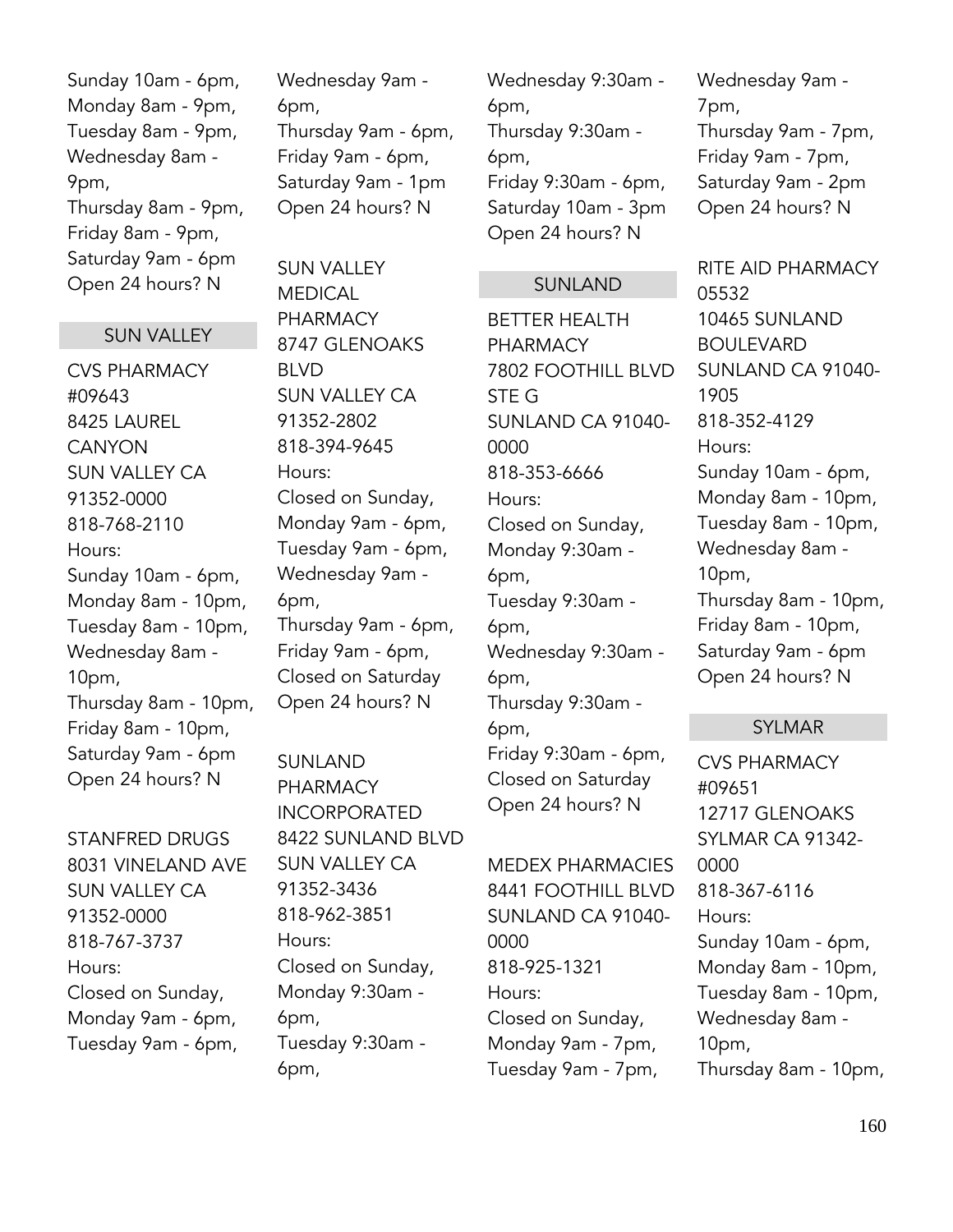Sunday 10am - 6pm,
Monday 8am - 9pm,
Tuesday 8am - 9pm,
Wednesday 8am - 9pm,
Thursday 8am - 9pm,
Friday 8am - 9pm,
Saturday 9am - 6pm
Open 24 hours? N

## SUN VALLEY

CVS PHARMACY #09643
8425 LAUREL CANYON
SUN VALLEY CA 91352-0000
818-768-2110
Hours:
Sunday 10am - 6pm,
Monday 8am - 10pm,
Tuesday 8am - 10pm,
Wednesday 8am - 10pm,
Thursday 8am - 10pm,
Friday 8am - 10pm,
Saturday 9am - 6pm
Open 24 hours? N

STANFRED DRUGS
8031 VINELAND AVE
SUN VALLEY CA 91352-0000
818-767-3737
Hours:
Closed on Sunday,
Monday 9am - 6pm,
Tuesday 9am - 6pm,
Wednesday 9am - 6pm,
Thursday 9am - 6pm,
Friday 9am - 6pm,
Saturday 9am - 1pm
Open 24 hours? N

SUN VALLEY MEDICAL PHARMACY
8747 GLENOAKS BLVD
SUN VALLEY CA 91352-2802
818-394-9645
Hours:
Closed on Sunday,
Monday 9am - 6pm,
Tuesday 9am - 6pm,
Wednesday 9am - 6pm,
Thursday 9am - 6pm,
Friday 9am - 6pm,
Closed on Saturday
Open 24 hours? N

SUNLAND PHARMACY INCORPORATED
8422 SUNLAND BLVD
SUN VALLEY CA 91352-3436
818-962-3851
Hours:
Closed on Sunday,
Monday 9:30am - 6pm,
Tuesday 9:30am - 6pm,
Wednesday 9:30am - 6pm,
Thursday 9:30am - 6pm,
Friday 9:30am - 6pm,
Saturday 10am - 3pm
Open 24 hours? N

## SUNLAND

BETTER HEALTH PHARMACY
7802 FOOTHILL BLVD STE G
SUNLAND CA 91040-0000
818-353-6666
Hours:
Closed on Sunday,
Monday 9:30am - 6pm,
Tuesday 9:30am - 6pm,
Wednesday 9:30am - 6pm,
Thursday 9:30am - 6pm,
Friday 9:30am - 6pm,
Closed on Saturday
Open 24 hours? N

MEDEX PHARMACIES
8441 FOOTHILL BLVD
SUNLAND CA 91040-0000
818-925-1321
Hours:
Closed on Sunday,
Monday 9am - 7pm,
Tuesday 9am - 7pm,
Wednesday 9am - 7pm,
Thursday 9am - 7pm,
Friday 9am - 7pm,
Saturday 9am - 2pm
Open 24 hours? N

RITE AID PHARMACY 05532
10465 SUNLAND BOULEVARD
SUNLAND CA 91040-1905
818-352-4129
Hours:
Sunday 10am - 6pm,
Monday 8am - 10pm,
Tuesday 8am - 10pm,
Wednesday 8am - 10pm,
Thursday 8am - 10pm,
Friday 8am - 10pm,
Saturday 9am - 6pm
Open 24 hours? N

## SYLMAR

CVS PHARMACY #09651
12717 GLENOAKS
SYLMAR CA 91342-0000
818-367-6116
Hours:
Sunday 10am - 6pm,
Monday 8am - 10pm,
Tuesday 8am - 10pm,
Wednesday 8am - 10pm,
Thursday 8am - 10pm,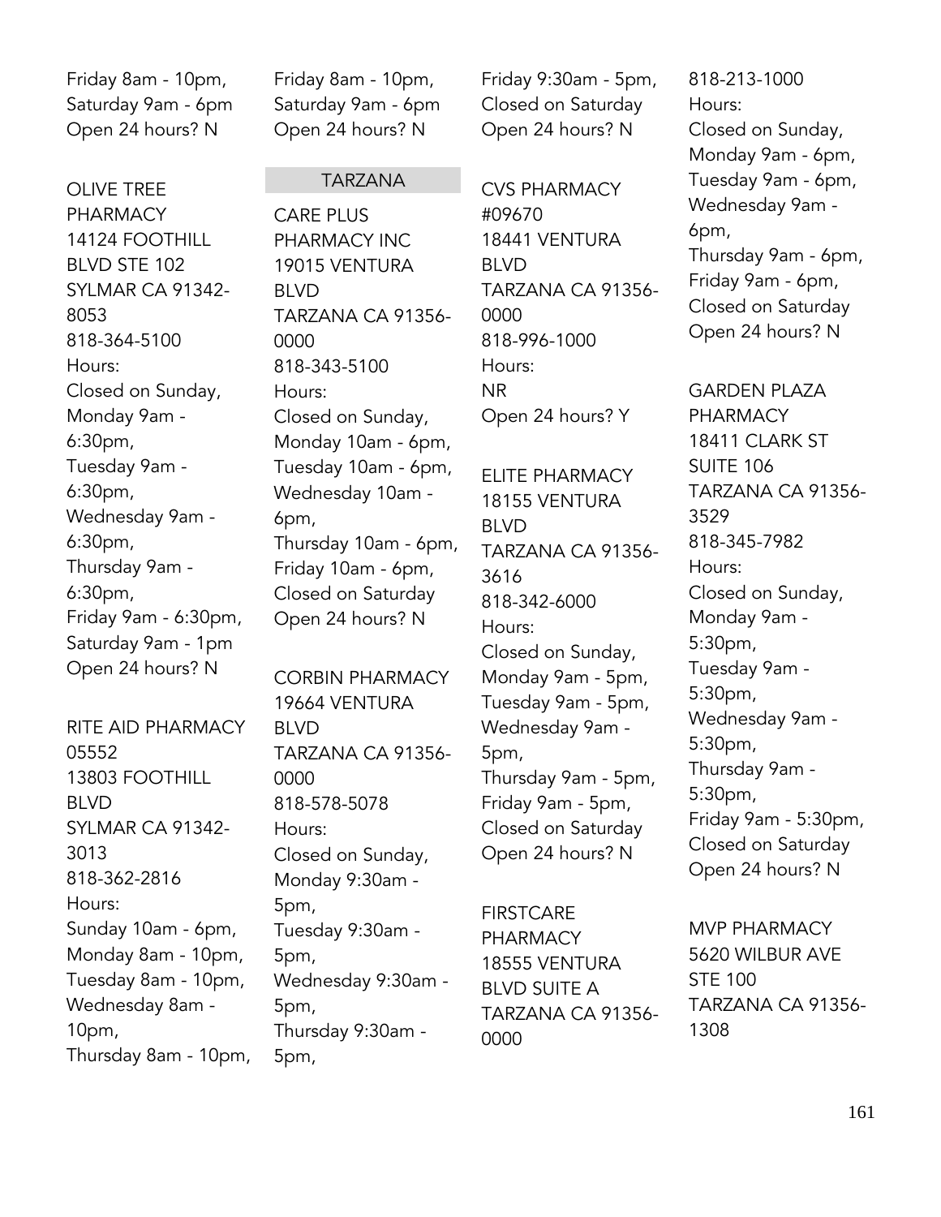Friday 8am - 10pm,
Saturday 9am - 6pm
Open 24 hours? N

OLIVE TREE PHARMACY
14124 FOOTHILL BLVD STE 102
SYLMAR CA 91342-8053
818-364-5100
Hours:
Closed on Sunday,
Monday 9am - 6:30pm,
Tuesday 9am - 6:30pm,
Wednesday 9am - 6:30pm,
Thursday 9am - 6:30pm,
Friday 9am - 6:30pm,
Saturday 9am - 1pm
Open 24 hours? N

RITE AID PHARMACY 05552
13803 FOOTHILL BLVD
SYLMAR CA 91342-3013
818-362-2816
Hours:
Sunday 10am - 6pm,
Monday 8am - 10pm,
Tuesday 8am - 10pm,
Wednesday 8am - 10pm,
Thursday 8am - 10pm,
Friday 8am - 10pm,
Saturday 9am - 6pm
Open 24 hours? N

## TARZANA

CARE PLUS PHARMACY INC
19015 VENTURA BLVD
TARZANA CA 91356-0000
818-343-5100
Hours:
Closed on Sunday,
Monday 10am - 6pm,
Tuesday 10am - 6pm,
Wednesday 10am - 6pm,
Thursday 10am - 6pm,
Friday 10am - 6pm,
Closed on Saturday
Open 24 hours? N

CORBIN PHARMACY
19664 VENTURA BLVD
TARZANA CA 91356-0000
818-578-5078
Hours:
Closed on Sunday,
Monday 9:30am - 5pm,
Tuesday 9:30am - 5pm,
Wednesday 9:30am - 5pm,
Thursday 9:30am - 5pm,
Friday 9:30am - 5pm,
Closed on Saturday
Open 24 hours? N

CVS PHARMACY #09670
18441 VENTURA BLVD
TARZANA CA 91356-0000
818-996-1000
Hours:
NR
Open 24 hours? Y

ELITE PHARMACY
18155 VENTURA BLVD
TARZANA CA 91356-3616
818-342-6000
Hours:
Closed on Sunday,
Monday 9am - 5pm,
Tuesday 9am - 5pm,
Wednesday 9am - 5pm,
Thursday 9am - 5pm,
Friday 9am - 5pm,
Closed on Saturday
Open 24 hours? N

FIRSTCARE PHARMACY
18555 VENTURA BLVD SUITE A
TARZANA CA 91356-0000
818-213-1000
Hours:
Closed on Sunday,
Monday 9am - 6pm,
Tuesday 9am - 6pm,
Wednesday 9am - 6pm,
Thursday 9am - 6pm,
Friday 9am - 6pm,
Closed on Saturday
Open 24 hours? N

GARDEN PLAZA PHARMACY
18411 CLARK ST SUITE 106
TARZANA CA 91356-3529
818-345-7982
Hours:
Closed on Sunday,
Monday 9am - 5:30pm,
Tuesday 9am - 5:30pm,
Wednesday 9am - 5:30pm,
Thursday 9am - 5:30pm,
Friday 9am - 5:30pm,
Closed on Saturday
Open 24 hours? N

MVP PHARMACY
5620 WILBUR AVE STE 100
TARZANA CA 91356-1308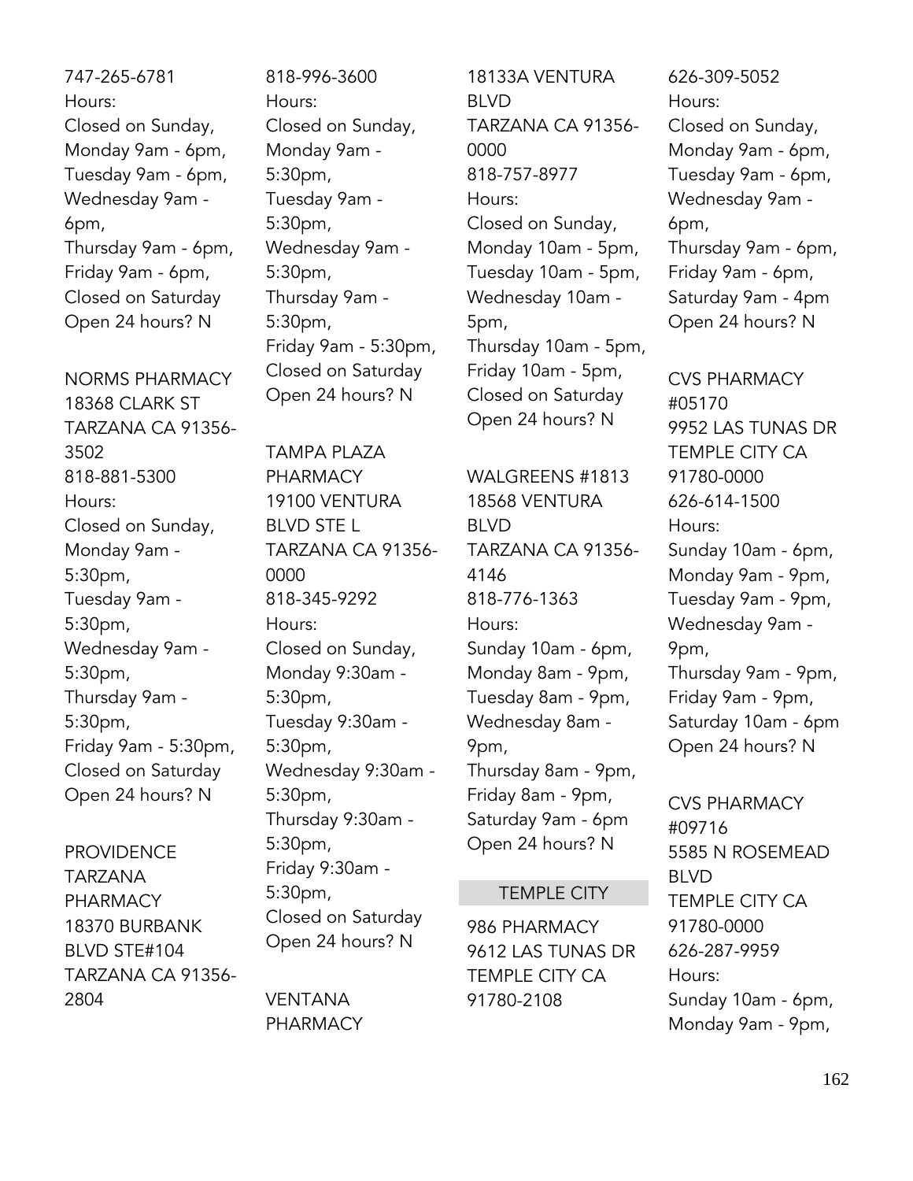747-265-6781
Hours:
Closed on Sunday,
Monday 9am - 6pm,
Tuesday 9am - 6pm,
Wednesday 9am - 6pm,
Thursday 9am - 6pm,
Friday 9am - 6pm,
Closed on Saturday
Open 24 hours? N

NORMS PHARMACY
18368 CLARK ST
TARZANA CA 91356-3502
818-881-5300
Hours:
Closed on Sunday,
Monday 9am - 5:30pm,
Tuesday 9am - 5:30pm,
Wednesday 9am - 5:30pm,
Thursday 9am - 5:30pm,
Friday 9am - 5:30pm,
Closed on Saturday
Open 24 hours? N

PROVIDENCE TARZANA PHARMACY
18370 BURBANK BLVD STE#104
TARZANA CA 91356-2804
818-996-3600
Hours:
Closed on Sunday,
Monday 9am - 5:30pm,
Tuesday 9am - 5:30pm,
Wednesday 9am - 5:30pm,
Thursday 9am - 5:30pm,
Friday 9am - 5:30pm,
Closed on Saturday
Open 24 hours? N

TAMPA PLAZA PHARMACY
19100 VENTURA BLVD STE L
TARZANA CA 91356-0000
818-345-9292
Hours:
Closed on Sunday,
Monday 9:30am - 5:30pm,
Tuesday 9:30am - 5:30pm,
Wednesday 9:30am - 5:30pm,
Thursday 9:30am - 5:30pm,
Friday 9:30am - 5:30pm,
Closed on Saturday
Open 24 hours? N

VENTANA PHARMACY
18133A VENTURA BLVD
TARZANA CA 91356-0000
818-757-8977
Hours:
Closed on Sunday,
Monday 10am - 5pm,
Tuesday 10am - 5pm,
Wednesday 10am - 5pm,
Thursday 10am - 5pm,
Friday 10am - 5pm,
Closed on Saturday
Open 24 hours? N

WALGREENS #1813
18568 VENTURA BLVD
TARZANA CA 91356-4146
818-776-1363
Hours:
Sunday 10am - 6pm,
Monday 8am - 9pm,
Tuesday 8am - 9pm,
Wednesday 8am - 9pm,
Thursday 8am - 9pm,
Friday 8am - 9pm,
Saturday 9am - 6pm
Open 24 hours? N

## TEMPLE CITY

986 PHARMACY
9612 LAS TUNAS DR
TEMPLE CITY CA 91780-2108
626-309-5052
Hours:
Closed on Sunday,
Monday 9am - 6pm,
Tuesday 9am - 6pm,
Wednesday 9am - 6pm,
Thursday 9am - 6pm,
Friday 9am - 6pm,
Saturday 9am - 4pm
Open 24 hours? N

CVS PHARMACY #05170
9952 LAS TUNAS DR
TEMPLE CITY CA 91780-0000
626-614-1500
Hours:
Sunday 10am - 6pm,
Monday 9am - 9pm,
Tuesday 9am - 9pm,
Wednesday 9am - 9pm,
Thursday 9am - 9pm,
Friday 9am - 9pm,
Saturday 10am - 6pm
Open 24 hours? N

CVS PHARMACY #09716
5585 N ROSEMEAD BLVD
TEMPLE CITY CA 91780-0000
626-287-9959
Hours:
Sunday 10am - 6pm,
Monday 9am - 9pm,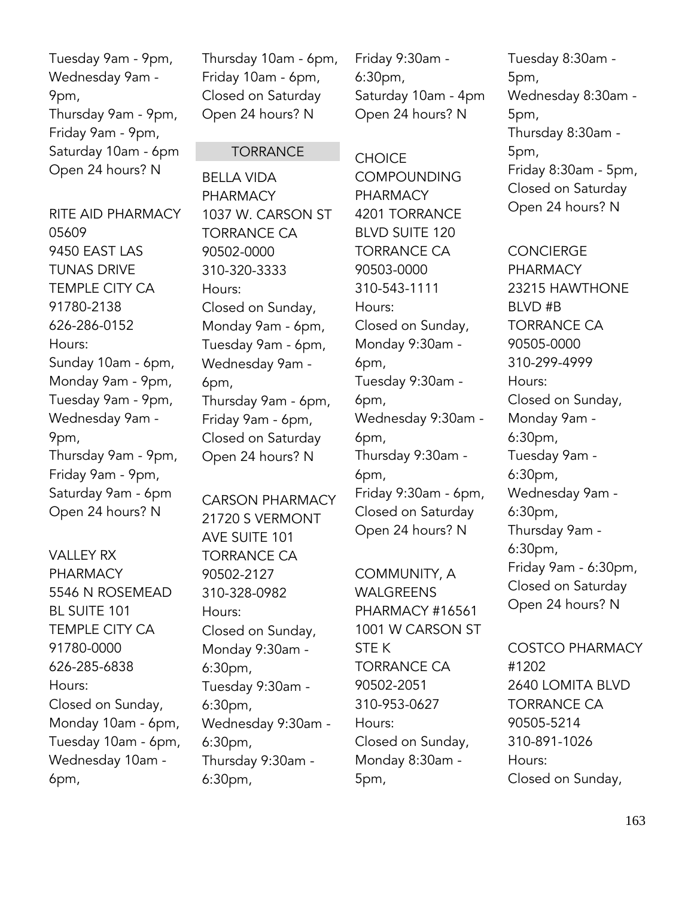Tuesday 9am - 9pm,
Wednesday 9am - 9pm,
Thursday 9am - 9pm,
Friday 9am - 9pm,
Saturday 10am - 6pm
Open 24 hours? N

RITE AID PHARMACY 05609
9450 EAST LAS TUNAS DRIVE
TEMPLE CITY CA 91780-2138
626-286-0152
Hours:
Sunday 10am - 6pm,
Monday 9am - 9pm,
Tuesday 9am - 9pm,
Wednesday 9am - 9pm,
Thursday 9am - 9pm,
Friday 9am - 9pm,
Saturday 9am - 6pm
Open 24 hours? N

VALLEY RX PHARMACY
5546 N ROSEMEAD BL SUITE 101
TEMPLE CITY CA 91780-0000
626-285-6838
Hours:
Closed on Sunday,
Monday 10am - 6pm,
Tuesday 10am - 6pm,
Wednesday 10am - 6pm,
Thursday 10am - 6pm,
Friday 10am - 6pm,
Closed on Saturday
Open 24 hours? N

## TORRANCE

BELLA VIDA PHARMACY
1037 W. CARSON ST
TORRANCE CA 90502-0000
310-320-3333
Hours:
Closed on Sunday,
Monday 9am - 6pm,
Tuesday 9am - 6pm,
Wednesday 9am - 6pm,
Thursday 9am - 6pm,
Friday 9am - 6pm,
Closed on Saturday
Open 24 hours? N

CARSON PHARMACY
21720 S VERMONT AVE SUITE 101
TORRANCE CA 90502-2127
310-328-0982
Hours:
Closed on Sunday,
Monday 9:30am - 6:30pm,
Tuesday 9:30am - 6:30pm,
Wednesday 9:30am - 6:30pm,
Thursday 9:30am - 6:30pm,
Friday 9:30am - 6:30pm,
Saturday 10am - 4pm
Open 24 hours? N

CHOICE COMPOUNDING PHARMACY
4201 TORRANCE BLVD SUITE 120
TORRANCE CA 90503-0000
310-543-1111
Hours:
Closed on Sunday,
Monday 9:30am - 6pm,
Tuesday 9:30am - 6pm,
Wednesday 9:30am - 6pm,
Thursday 9:30am - 6pm,
Friday 9:30am - 6pm,
Closed on Saturday
Open 24 hours? N

COMMUNITY, A WALGREENS PHARMACY #16561
1001 W CARSON ST STE K
TORRANCE CA 90502-2051
310-953-0627
Hours:
Closed on Sunday,
Monday 8:30am - 5pm,
Tuesday 8:30am - 5pm,
Wednesday 8:30am - 5pm,
Thursday 8:30am - 5pm,
Friday 8:30am - 5pm,
Closed on Saturday
Open 24 hours? N

CONCIERGE PHARMACY
23215 HAWTHONE BLVD #B
TORRANCE CA 90505-0000
310-299-4999
Hours:
Closed on Sunday,
Monday 9am - 6:30pm,
Tuesday 9am - 6:30pm,
Wednesday 9am - 6:30pm,
Thursday 9am - 6:30pm,
Friday 9am - 6:30pm,
Closed on Saturday
Open 24 hours? N

COSTCO PHARMACY #1202
2640 LOMITA BLVD
TORRANCE CA 90505-5214
310-891-1026
Hours:
Closed on Sunday,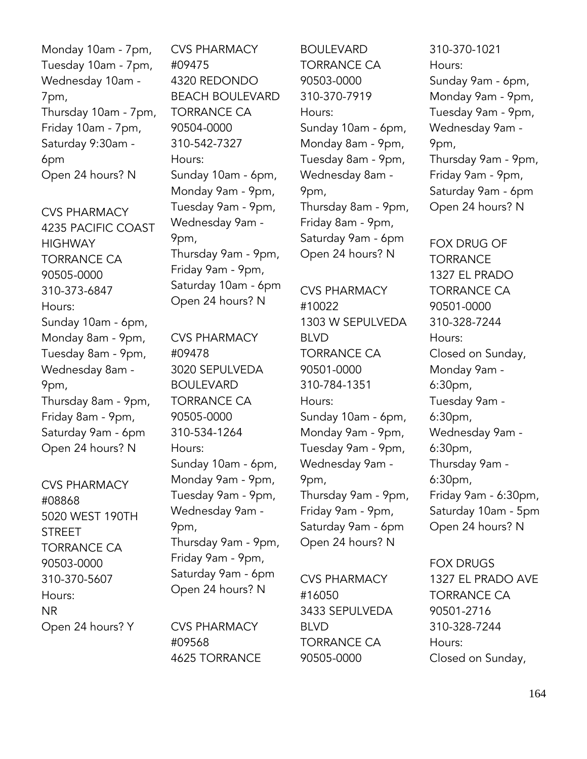Monday 10am - 7pm,
Tuesday 10am - 7pm,
Wednesday 10am - 7pm,
Thursday 10am - 7pm,
Friday 10am - 7pm,
Saturday 9:30am - 6pm
Open 24 hours? N

CVS PHARMACY
4235 PACIFIC COAST HIGHWAY
TORRANCE CA
90505-0000
310-373-6847
Hours:
Sunday 10am - 6pm,
Monday 8am - 9pm,
Tuesday 8am - 9pm,
Wednesday 8am - 9pm,
Thursday 8am - 9pm,
Friday 8am - 9pm,
Saturday 9am - 6pm
Open 24 hours? N

CVS PHARMACY
#08868
5020 WEST 190TH STREET
TORRANCE CA
90503-0000
310-370-5607
Hours:
NR
Open 24 hours? Y

CVS PHARMACY
#09475
4320 REDONDO BEACH BOULEVARD
TORRANCE CA
90504-0000
310-542-7327
Hours:
Sunday 10am - 6pm,
Monday 9am - 9pm,
Tuesday 9am - 9pm,
Wednesday 9am - 9pm,
Thursday 9am - 9pm,
Friday 9am - 9pm,
Saturday 10am - 6pm
Open 24 hours? N

CVS PHARMACY
#09478
3020 SEPULVEDA BOULEVARD
TORRANCE CA
90505-0000
310-534-1264
Hours:
Sunday 10am - 6pm,
Monday 9am - 9pm,
Tuesday 9am - 9pm,
Wednesday 9am - 9pm,
Thursday 9am - 9pm,
Friday 9am - 9pm,
Saturday 9am - 6pm
Open 24 hours? N

CVS PHARMACY
#09568
4625 TORRANCE BOULEVARD
TORRANCE CA
90503-0000
310-370-7919
Hours:
Sunday 10am - 6pm,
Monday 8am - 9pm,
Tuesday 8am - 9pm,
Wednesday 8am - 9pm,
Thursday 8am - 9pm,
Friday 8am - 9pm,
Saturday 9am - 6pm
Open 24 hours? N

CVS PHARMACY
#10022
1303 W SEPULVEDA BLVD
TORRANCE CA
90501-0000
310-784-1351
Hours:
Sunday 10am - 6pm,
Monday 9am - 9pm,
Tuesday 9am - 9pm,
Wednesday 9am - 9pm,
Thursday 9am - 9pm,
Friday 9am - 9pm,
Saturday 9am - 6pm
Open 24 hours? N

CVS PHARMACY
#16050
3433 SEPULVEDA BLVD
TORRANCE CA
90505-0000
310-370-1021
Hours:
Sunday 9am - 6pm,
Monday 9am - 9pm,
Tuesday 9am - 9pm,
Wednesday 9am - 9pm,
Thursday 9am - 9pm,
Friday 9am - 9pm,
Saturday 9am - 6pm
Open 24 hours? N

FOX DRUG OF TORRANCE
1327 EL PRADO
TORRANCE CA
90501-0000
310-328-7244
Hours:
Closed on Sunday,
Monday 9am - 6:30pm,
Tuesday 9am - 6:30pm,
Wednesday 9am - 6:30pm,
Thursday 9am - 6:30pm,
Friday 9am - 6:30pm,
Saturday 10am - 5pm
Open 24 hours? N

FOX DRUGS
1327 EL PRADO AVE
TORRANCE CA
90501-2716
310-328-7244
Hours:
Closed on Sunday,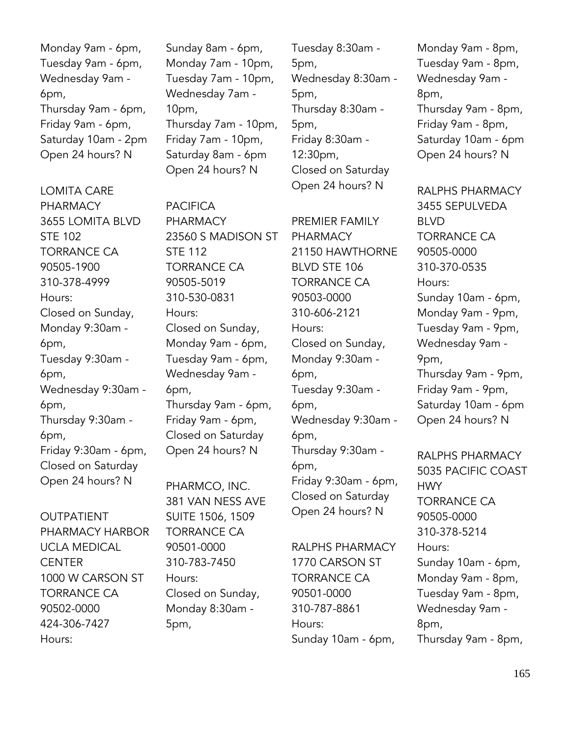Monday 9am - 6pm,
Tuesday 9am - 6pm,
Wednesday 9am - 6pm,
Thursday 9am - 6pm,
Friday 9am - 6pm,
Saturday 10am - 2pm
Open 24 hours? N

LOMITA CARE PHARMACY
3655 LOMITA BLVD STE 102
TORRANCE CA 90505-1900
310-378-4999
Hours:
Closed on Sunday,
Monday 9:30am - 6pm,
Tuesday 9:30am - 6pm,
Wednesday 9:30am - 6pm,
Thursday 9:30am - 6pm,
Friday 9:30am - 6pm,
Closed on Saturday
Open 24 hours? N

OUTPATIENT PHARMACY HARBOR UCLA MEDICAL CENTER
1000 W CARSON ST
TORRANCE CA 90502-0000
424-306-7427
Hours:
Sunday 8am - 6pm,
Monday 7am - 10pm,
Tuesday 7am - 10pm,
Wednesday 7am - 10pm,
Thursday 7am - 10pm,
Friday 7am - 10pm,
Saturday 8am - 6pm
Open 24 hours? N

PACIFICA PHARMACY
23560 S MADISON ST STE 112
TORRANCE CA 90505-5019
310-530-0831
Hours:
Closed on Sunday,
Monday 9am - 6pm,
Tuesday 9am - 6pm,
Wednesday 9am - 6pm,
Thursday 9am - 6pm,
Friday 9am - 6pm,
Closed on Saturday
Open 24 hours? N

PHARMCO, INC.
381 VAN NESS AVE SUITE 1506, 1509
TORRANCE CA 90501-0000
310-783-7450
Hours:
Closed on Sunday,
Monday 8:30am - 5pm,
Tuesday 8:30am - 5pm,
Wednesday 8:30am - 5pm,
Thursday 8:30am - 5pm,
Friday 8:30am - 12:30pm,
Closed on Saturday
Open 24 hours? N

PREMIER FAMILY PHARMACY
21150 HAWTHORNE BLVD STE 106
TORRANCE CA 90503-0000
310-606-2121
Hours:
Closed on Sunday,
Monday 9:30am - 6pm,
Tuesday 9:30am - 6pm,
Wednesday 9:30am - 6pm,
Thursday 9:30am - 6pm,
Friday 9:30am - 6pm,
Closed on Saturday
Open 24 hours? N

RALPHS PHARMACY
1770 CARSON ST
TORRANCE CA 90501-0000
310-787-8861
Hours:
Sunday 10am - 6pm,
Monday 9am - 8pm,
Tuesday 9am - 8pm,
Wednesday 9am - 8pm,
Thursday 9am - 8pm,
Friday 9am - 8pm,
Saturday 10am - 6pm
Open 24 hours? N

RALPHS PHARMACY
3455 SEPULVEDA BLVD
TORRANCE CA 90505-0000
310-370-0535
Hours:
Sunday 10am - 6pm,
Monday 9am - 9pm,
Tuesday 9am - 9pm,
Wednesday 9am - 9pm,
Thursday 9am - 9pm,
Friday 9am - 9pm,
Saturday 10am - 6pm
Open 24 hours? N

RALPHS PHARMACY
5035 PACIFIC COAST HWY
TORRANCE CA 90505-0000
310-378-5214
Hours:
Sunday 10am - 6pm,
Monday 9am - 8pm,
Tuesday 9am - 8pm,
Wednesday 9am - 8pm,
Thursday 9am - 8pm,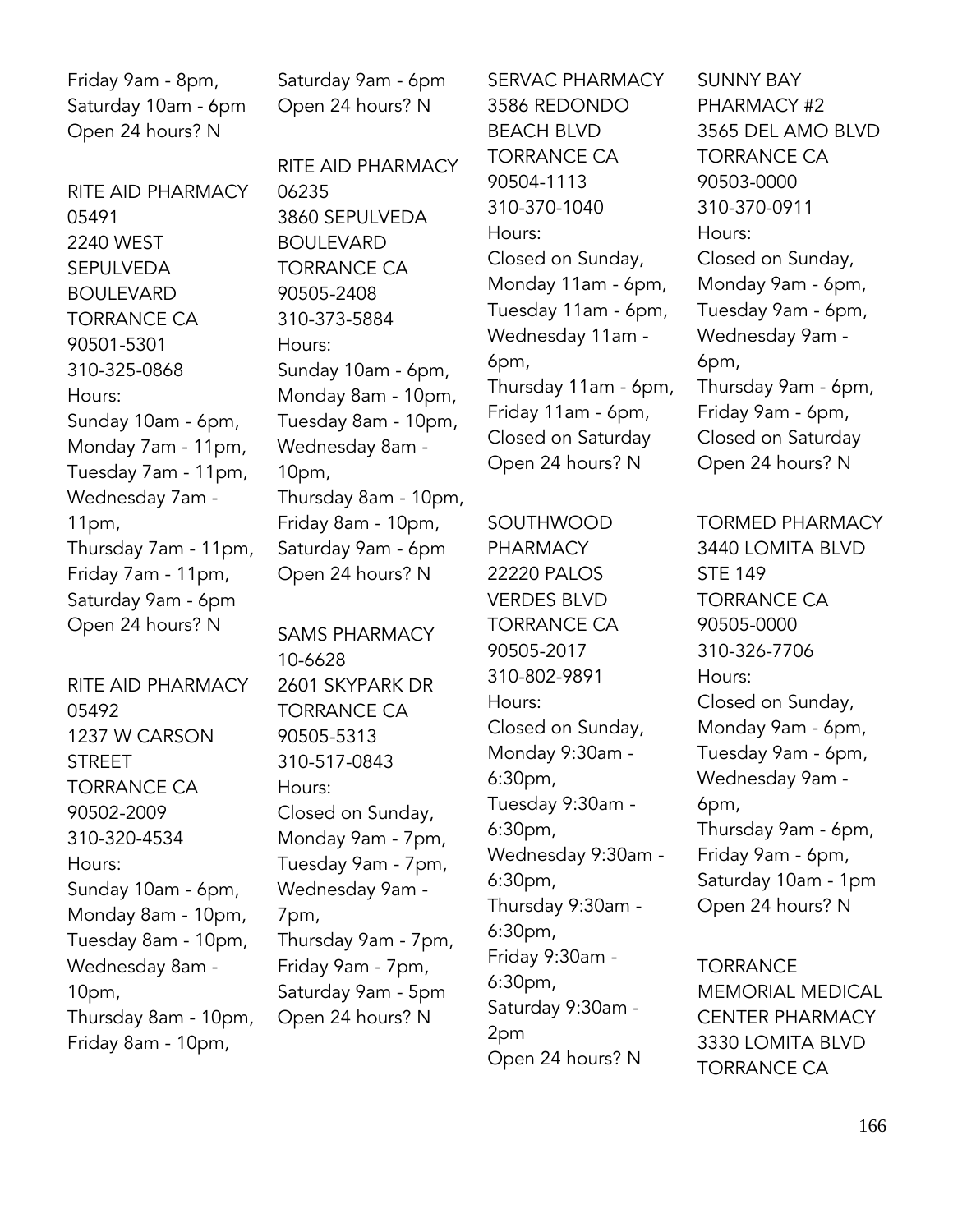Friday 9am - 8pm,
Saturday 10am - 6pm
Open 24 hours? N

RITE AID PHARMACY 05491
2240 WEST SEPULVEDA BOULEVARD
TORRANCE CA
90501-5301
310-325-0868
Hours:
Sunday 10am - 6pm,
Monday 7am - 11pm,
Tuesday 7am - 11pm,
Wednesday 7am - 11pm,
Thursday 7am - 11pm,
Friday 7am - 11pm,
Saturday 9am - 6pm
Open 24 hours? N

RITE AID PHARMACY 05492
1237 W CARSON STREET
TORRANCE CA
90502-2009
310-320-4534
Hours:
Sunday 10am - 6pm,
Monday 8am - 10pm,
Tuesday 8am - 10pm,
Wednesday 8am - 10pm,
Thursday 8am - 10pm,
Friday 8am - 10pm,
Saturday 9am - 6pm
Open 24 hours? N

RITE AID PHARMACY 06235
3860 SEPULVEDA BOULEVARD
TORRANCE CA
90505-2408
310-373-5884
Hours:
Sunday 10am - 6pm,
Monday 8am - 10pm,
Tuesday 8am - 10pm,
Wednesday 8am - 10pm,
Thursday 8am - 10pm,
Friday 8am - 10pm,
Saturday 9am - 6pm
Open 24 hours? N

SAMS PHARMACY 10-6628
2601 SKYPARK DR
TORRANCE CA
90505-5313
310-517-0843
Hours:
Closed on Sunday,
Monday 9am - 7pm,
Tuesday 9am - 7pm,
Wednesday 9am - 7pm,
Thursday 9am - 7pm,
Friday 9am - 7pm,
Saturday 9am - 5pm
Open 24 hours? N

SERVAC PHARMACY
3586 REDONDO BEACH BLVD
TORRANCE CA
90504-1113
310-370-1040
Hours:
Closed on Sunday,
Monday 11am - 6pm,
Tuesday 11am - 6pm,
Wednesday 11am - 6pm,
Thursday 11am - 6pm,
Friday 11am - 6pm,
Closed on Saturday
Open 24 hours? N

SOUTHWOOD PHARMACY
22220 PALOS VERDES BLVD
TORRANCE CA
90505-2017
310-802-9891
Hours:
Closed on Sunday,
Monday 9:30am - 6:30pm,
Tuesday 9:30am - 6:30pm,
Wednesday 9:30am - 6:30pm,
Thursday 9:30am - 6:30pm,
Friday 9:30am - 6:30pm,
Saturday 9:30am - 2pm
Open 24 hours? N

SUNNY BAY PHARMACY #2
3565 DEL AMO BLVD
TORRANCE CA
90503-0000
310-370-0911
Hours:
Closed on Sunday,
Monday 9am - 6pm,
Tuesday 9am - 6pm,
Wednesday 9am - 6pm,
Thursday 9am - 6pm,
Friday 9am - 6pm,
Closed on Saturday
Open 24 hours? N

TORMED PHARMACY
3440 LOMITA BLVD STE 149
TORRANCE CA
90505-0000
310-326-7706
Hours:
Closed on Sunday,
Monday 9am - 6pm,
Tuesday 9am - 6pm,
Wednesday 9am - 6pm,
Thursday 9am - 6pm,
Friday 9am - 6pm,
Saturday 10am - 1pm
Open 24 hours? N

TORRANCE MEMORIAL MEDICAL CENTER PHARMACY
3330 LOMITA BLVD
TORRANCE CA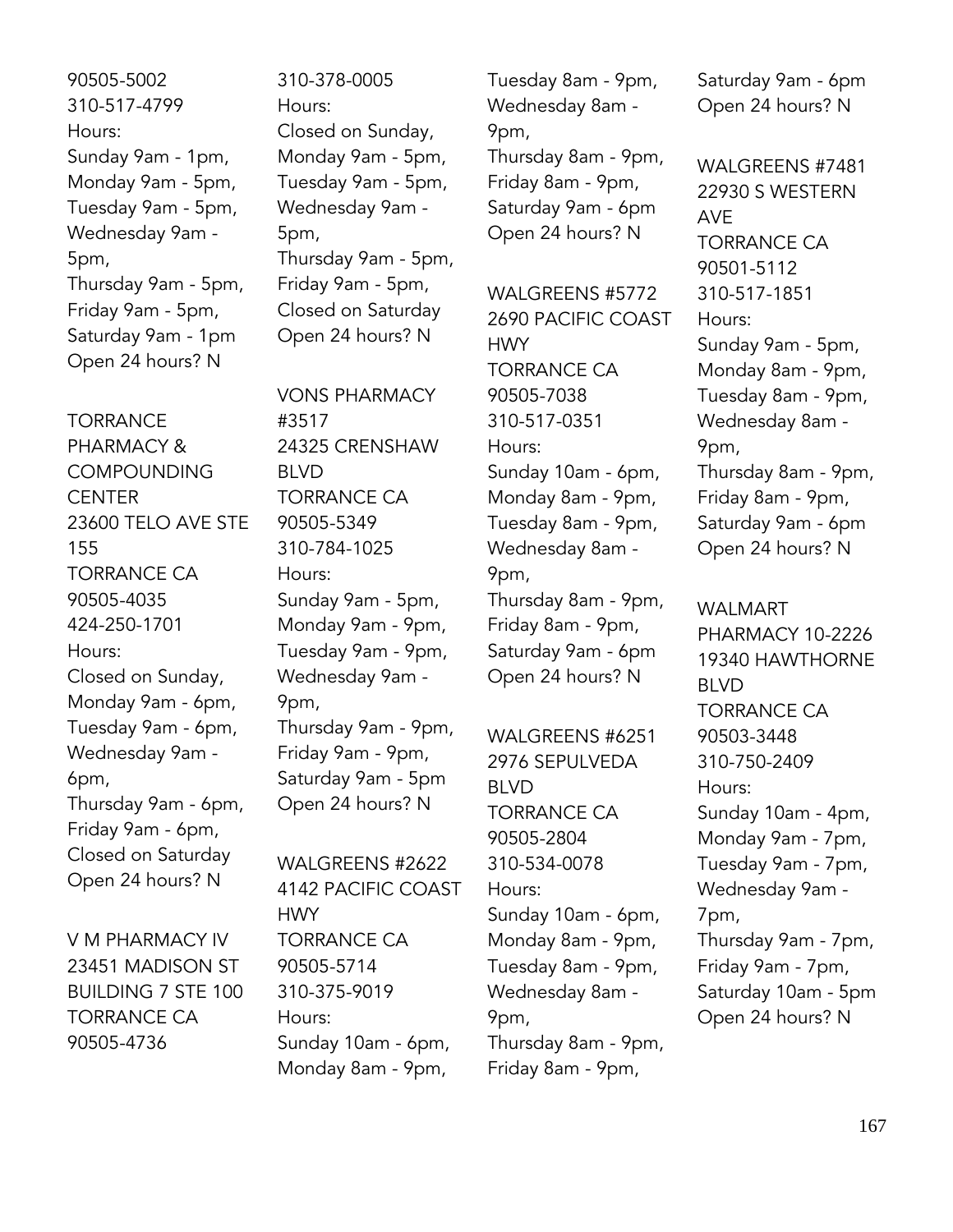90505-5002
310-517-4799
Hours:
Sunday 9am - 1pm,
Monday 9am - 5pm,
Tuesday 9am - 5pm,
Wednesday 9am - 5pm,
Thursday 9am - 5pm,
Friday 9am - 5pm,
Saturday 9am - 1pm
Open 24 hours? N

TORRANCE PHARMACY & COMPOUNDING CENTER
23600 TELO AVE STE 155
TORRANCE CA
90505-4035
424-250-1701
Hours:
Closed on Sunday,
Monday 9am - 6pm,
Tuesday 9am - 6pm,
Wednesday 9am - 6pm,
Thursday 9am - 6pm,
Friday 9am - 6pm,
Closed on Saturday
Open 24 hours? N

V M PHARMACY IV
23451 MADISON ST BUILDING 7 STE 100
TORRANCE CA
90505-4736
310-378-0005
Hours:
Closed on Sunday,
Monday 9am - 5pm,
Tuesday 9am - 5pm,
Wednesday 9am - 5pm,
Thursday 9am - 5pm,
Friday 9am - 5pm,
Closed on Saturday
Open 24 hours? N

VONS PHARMACY #3517
24325 CRENSHAW BLVD
TORRANCE CA
90505-5349
310-784-1025
Hours:
Sunday 9am - 5pm,
Monday 9am - 9pm,
Tuesday 9am - 9pm,
Wednesday 9am - 9pm,
Thursday 9am - 9pm,
Friday 9am - 9pm,
Saturday 9am - 5pm
Open 24 hours? N

WALGREENS #2622
4142 PACIFIC COAST HWY
TORRANCE CA
90505-5714
310-375-9019
Hours:
Sunday 10am - 6pm,
Monday 8am - 9pm,
Tuesday 8am - 9pm,
Wednesday 8am - 9pm,
Thursday 8am - 9pm,
Friday 8am - 9pm,
Saturday 9am - 6pm
Open 24 hours? N

WALGREENS #5772
2690 PACIFIC COAST HWY
TORRANCE CA
90505-7038
310-517-0351
Hours:
Sunday 10am - 6pm,
Monday 8am - 9pm,
Tuesday 8am - 9pm,
Wednesday 8am - 9pm,
Thursday 8am - 9pm,
Friday 8am - 9pm,
Saturday 9am - 6pm
Open 24 hours? N

WALGREENS #6251
2976 SEPULVEDA BLVD
TORRANCE CA
90505-2804
310-534-0078
Hours:
Sunday 10am - 6pm,
Monday 8am - 9pm,
Tuesday 8am - 9pm,
Wednesday 8am - 9pm,
Thursday 8am - 9pm,
Friday 8am - 9pm,
Saturday 9am - 6pm
Open 24 hours? N

WALGREENS #7481
22930 S WESTERN AVE
TORRANCE CA
90501-5112
310-517-1851
Hours:
Sunday 9am - 5pm,
Monday 8am - 9pm,
Tuesday 8am - 9pm,
Wednesday 8am - 9pm,
Thursday 8am - 9pm,
Friday 8am - 9pm,
Saturday 9am - 6pm
Open 24 hours? N

WALMART PHARMACY 10-2226
19340 HAWTHORNE BLVD
TORRANCE CA
90503-3448
310-750-2409
Hours:
Sunday 10am - 4pm,
Monday 9am - 7pm,
Tuesday 9am - 7pm,
Wednesday 9am - 7pm,
Thursday 9am - 7pm,
Friday 9am - 7pm,
Saturday 10am - 5pm
Open 24 hours? N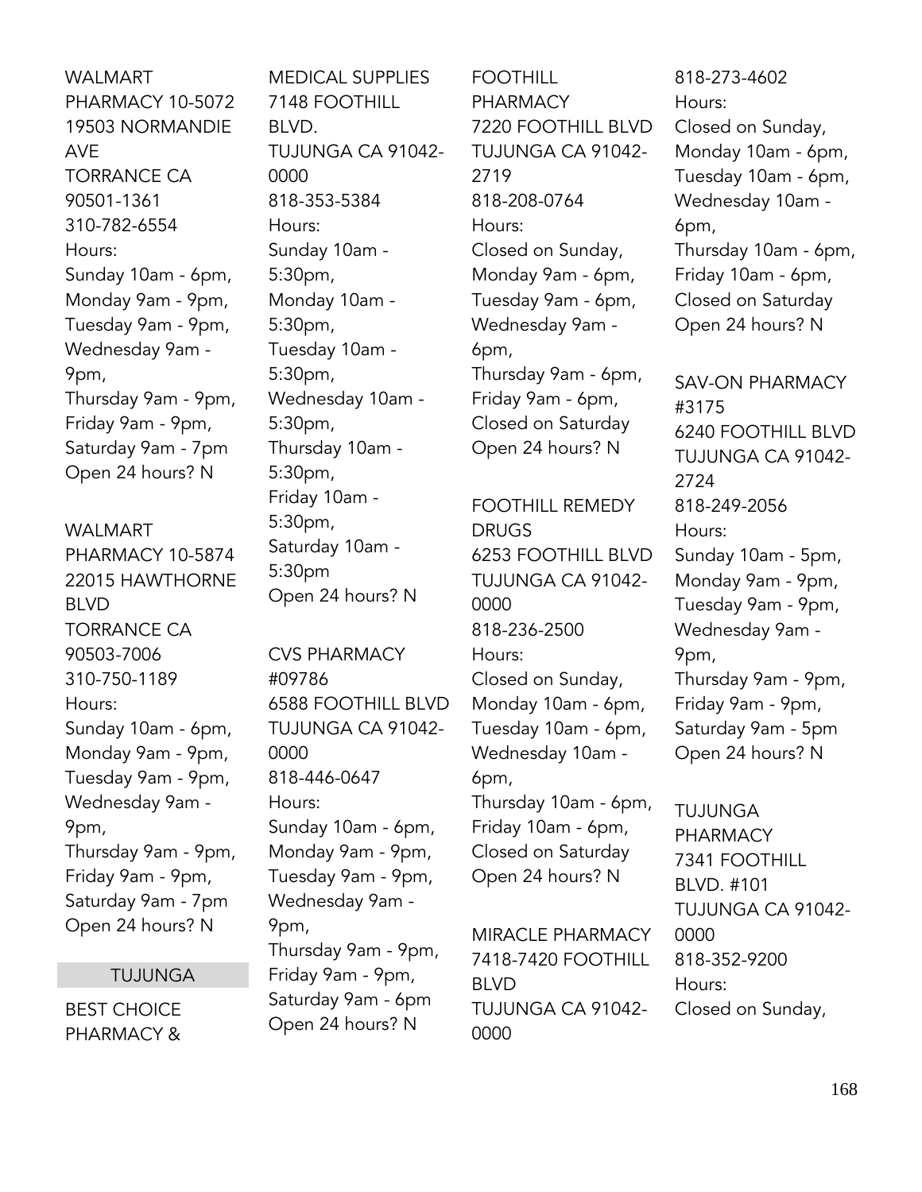WALMART PHARMACY 10-5072
19503 NORMANDIE AVE
TORRANCE CA 90501-1361
310-782-6554
Hours:
Sunday 10am - 6pm,
Monday 9am - 9pm,
Tuesday 9am - 9pm,
Wednesday 9am - 9pm,
Thursday 9am - 9pm,
Friday 9am - 9pm,
Saturday 9am - 7pm
Open 24 hours? N

WALMART PHARMACY 10-5874
22015 HAWTHORNE BLVD
TORRANCE CA 90503-7006
310-750-1189
Hours:
Sunday 10am - 6pm,
Monday 9am - 9pm,
Tuesday 9am - 9pm,
Wednesday 9am - 9pm,
Thursday 9am - 9pm,
Friday 9am - 9pm,
Saturday 9am - 7pm
Open 24 hours? N

## TUJUNGA

BEST CHOICE PHARMACY & MEDICAL SUPPLIES
7148 FOOTHILL BLVD.
TUJUNGA CA 91042-0000
818-353-5384
Hours:
Sunday 10am - 5:30pm,
Monday 10am - 5:30pm,
Tuesday 10am - 5:30pm,
Wednesday 10am - 5:30pm,
Thursday 10am - 5:30pm,
Friday 10am - 5:30pm,
Saturday 10am - 5:30pm
Open 24 hours? N

CVS PHARMACY #09786
6588 FOOTHILL BLVD
TUJUNGA CA 91042-0000
818-446-0647
Hours:
Sunday 10am - 6pm,
Monday 9am - 9pm,
Tuesday 9am - 9pm,
Wednesday 9am - 9pm,
Thursday 9am - 9pm,
Friday 9am - 9pm,
Saturday 9am - 6pm
Open 24 hours? N

FOOTHILL PHARMACY
7220 FOOTHILL BLVD
TUJUNGA CA 91042-2719
818-208-0764
Hours:
Closed on Sunday,
Monday 9am - 6pm,
Tuesday 9am - 6pm,
Wednesday 9am - 6pm,
Thursday 9am - 6pm,
Friday 9am - 6pm,
Closed on Saturday
Open 24 hours? N

FOOTHILL REMEDY DRUGS
6253 FOOTHILL BLVD
TUJUNGA CA 91042-0000
818-236-2500
Hours:
Closed on Sunday,
Monday 10am - 6pm,
Tuesday 10am - 6pm,
Wednesday 10am - 6pm,
Thursday 10am - 6pm,
Friday 10am - 6pm,
Closed on Saturday
Open 24 hours? N

MIRACLE PHARMACY
7418-7420 FOOTHILL BLVD
TUJUNGA CA 91042-0000
818-273-4602
Hours:
Closed on Sunday,
Monday 10am - 6pm,
Tuesday 10am - 6pm,
Wednesday 10am - 6pm,
Thursday 10am - 6pm,
Friday 10am - 6pm,
Closed on Saturday
Open 24 hours? N

SAV-ON PHARMACY #3175
6240 FOOTHILL BLVD
TUJUNGA CA 91042-2724
818-249-2056
Hours:
Sunday 10am - 5pm,
Monday 9am - 9pm,
Tuesday 9am - 9pm,
Wednesday 9am - 9pm,
Thursday 9am - 9pm,
Friday 9am - 9pm,
Saturday 9am - 5pm
Open 24 hours? N

TUJUNGA PHARMACY
7341 FOOTHILL BLVD. #101
TUJUNGA CA 91042-0000
818-352-9200
Hours:
Closed on Sunday,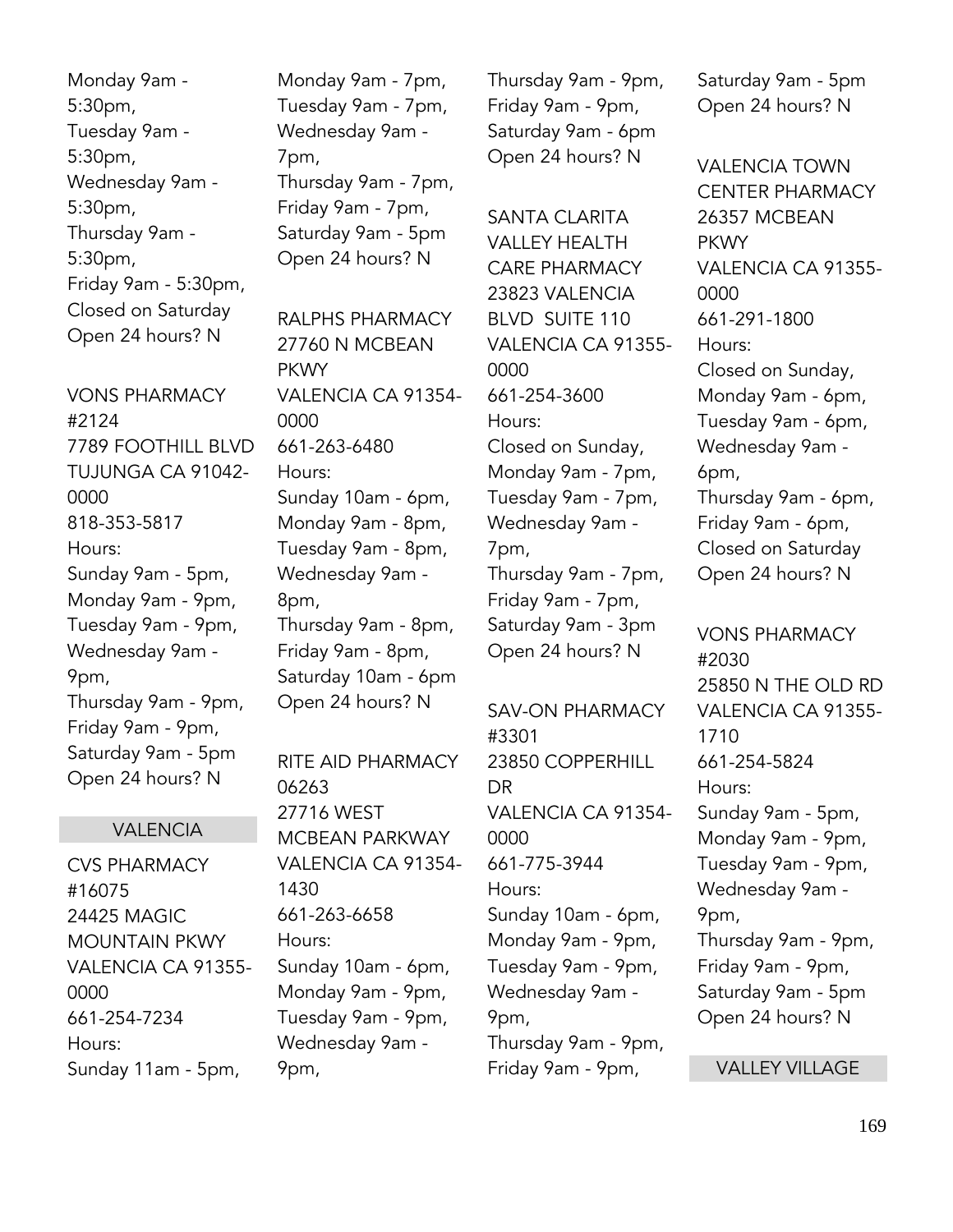Monday 9am - 5:30pm,
Tuesday 9am - 5:30pm,
Wednesday 9am - 5:30pm,
Thursday 9am - 5:30pm,
Friday 9am - 5:30pm,
Closed on Saturday
Open 24 hours? N

VONS PHARMACY #2124
7789 FOOTHILL BLVD
TUJUNGA CA 91042-0000
818-353-5817
Hours:
Sunday 9am - 5pm,
Monday 9am - 9pm,
Tuesday 9am - 9pm,
Wednesday 9am - 9pm,
Thursday 9am - 9pm,
Friday 9am - 9pm,
Saturday 9am - 5pm
Open 24 hours? N

## VALENCIA

CVS PHARMACY #16075
24425 MAGIC MOUNTAIN PKWY
VALENCIA CA 91355-0000
661-254-7234
Hours:
Sunday 11am - 5pm,
Monday 9am - 7pm,
Tuesday 9am - 7pm,
Wednesday 9am - 7pm,
Thursday 9am - 7pm,
Friday 9am - 7pm,
Saturday 9am - 5pm
Open 24 hours? N

RALPHS PHARMACY
27760 N MCBEAN PKWY
VALENCIA CA 91354-0000
661-263-6480
Hours:
Sunday 10am - 6pm,
Monday 9am - 8pm,
Tuesday 9am - 8pm,
Wednesday 9am - 8pm,
Thursday 9am - 8pm,
Friday 9am - 8pm,
Saturday 10am - 6pm
Open 24 hours? N

RITE AID PHARMACY 06263
27716 WEST MCBEAN PARKWAY
VALENCIA CA 91354-1430
661-263-6658
Hours:
Sunday 10am - 6pm,
Monday 9am - 9pm,
Tuesday 9am - 9pm,
Wednesday 9am - 9pm,
Thursday 9am - 9pm,
Friday 9am - 9pm,
Saturday 9am - 6pm
Open 24 hours? N

SANTA CLARITA VALLEY HEALTH CARE PHARMACY
23823 VALENCIA BLVD SUITE 110
VALENCIA CA 91355-0000
661-254-3600
Hours:
Closed on Sunday,
Monday 9am - 7pm,
Tuesday 9am - 7pm,
Wednesday 9am - 7pm,
Thursday 9am - 7pm,
Friday 9am - 7pm,
Saturday 9am - 3pm
Open 24 hours? N

SAV-ON PHARMACY #3301
23850 COPPERHILL DR
VALENCIA CA 91354-0000
661-775-3944
Hours:
Sunday 10am - 6pm,
Monday 9am - 9pm,
Tuesday 9am - 9pm,
Wednesday 9am - 9pm,
Thursday 9am - 9pm,
Friday 9am - 9pm,
Saturday 9am - 5pm
Open 24 hours? N

VALENCIA TOWN CENTER PHARMACY
26357 MCBEAN PKWY
VALENCIA CA 91355-0000
661-291-1800
Hours:
Closed on Sunday,
Monday 9am - 6pm,
Tuesday 9am - 6pm,
Wednesday 9am - 6pm,
Thursday 9am - 6pm,
Friday 9am - 6pm,
Closed on Saturday
Open 24 hours? N

VONS PHARMACY #2030
25850 N THE OLD RD
VALENCIA CA 91355-1710
661-254-5824
Hours:
Sunday 9am - 5pm,
Monday 9am - 9pm,
Tuesday 9am - 9pm,
Wednesday 9am - 9pm,
Thursday 9am - 9pm,
Friday 9am - 9pm,
Saturday 9am - 5pm
Open 24 hours? N

## VALLEY VILLAGE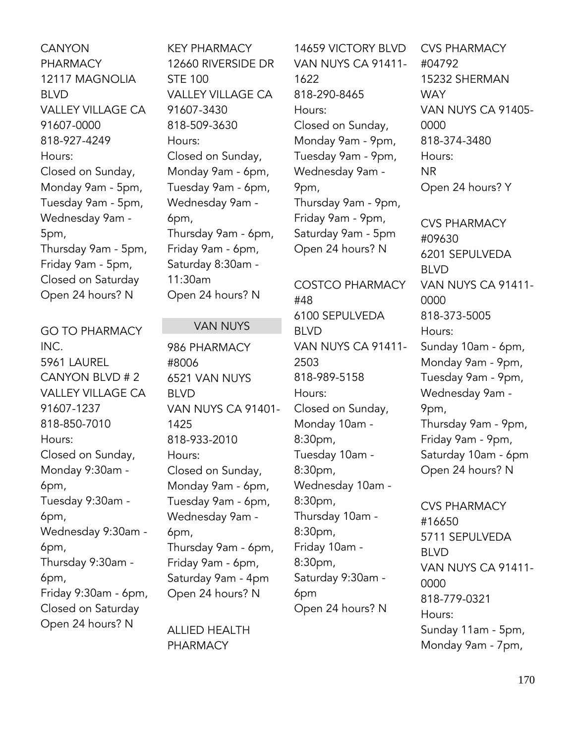CANYON PHARMACY
12117 MAGNOLIA BLVD
VALLEY VILLAGE CA 91607-0000
818-927-4249
Hours:
Closed on Sunday,
Monday 9am - 5pm,
Tuesday 9am - 5pm,
Wednesday 9am - 5pm,
Thursday 9am - 5pm,
Friday 9am - 5pm,
Closed on Saturday
Open 24 hours? N

GO TO PHARMACY INC.
5961 LAUREL CANYON BLVD # 2
VALLEY VILLAGE CA 91607-1237
818-850-7010
Hours:
Closed on Sunday,
Monday 9:30am - 6pm,
Tuesday 9:30am - 6pm,
Wednesday 9:30am - 6pm,
Thursday 9:30am - 6pm,
Friday 9:30am - 6pm,
Closed on Saturday
Open 24 hours? N

KEY PHARMACY
12660 RIVERSIDE DR STE 100
VALLEY VILLAGE CA 91607-3430
818-509-3630
Hours:
Closed on Sunday,
Monday 9am - 6pm,
Tuesday 9am - 6pm,
Wednesday 9am - 6pm,
Thursday 9am - 6pm,
Friday 9am - 6pm,
Saturday 8:30am - 11:30am
Open 24 hours? N

## VAN NUYS

986 PHARMACY #8006
6521 VAN NUYS BLVD
VAN NUYS CA 91401-1425
818-933-2010
Hours:
Closed on Sunday,
Monday 9am - 6pm,
Tuesday 9am - 6pm,
Wednesday 9am - 6pm,
Thursday 9am - 6pm,
Friday 9am - 6pm,
Saturday 9am - 4pm
Open 24 hours? N

ALLIED HEALTH PHARMACY
14659 VICTORY BLVD
VAN NUYS CA 91411-1622
818-290-8465
Hours:
Closed on Sunday,
Monday 9am - 9pm,
Tuesday 9am - 9pm,
Wednesday 9am - 9pm,
Thursday 9am - 9pm,
Friday 9am - 9pm,
Saturday 9am - 5pm
Open 24 hours? N

COSTCO PHARMACY #48
6100 SEPULVEDA BLVD
VAN NUYS CA 91411-2503
818-989-5158
Hours:
Closed on Sunday,
Monday 10am - 8:30pm,
Tuesday 10am - 8:30pm,
Wednesday 10am - 8:30pm,
Thursday 10am - 8:30pm,
Friday 10am - 8:30pm,
Saturday 9:30am - 6pm
Open 24 hours? N

CVS PHARMACY #04792
15232 SHERMAN WAY
VAN NUYS CA 91405-0000
818-374-3480
Hours:
NR
Open 24 hours? Y

CVS PHARMACY #09630
6201 SEPULVEDA BLVD
VAN NUYS CA 91411-0000
818-373-5005
Hours:
Sunday 10am - 6pm,
Monday 9am - 9pm,
Tuesday 9am - 9pm,
Wednesday 9am - 9pm,
Thursday 9am - 9pm,
Friday 9am - 9pm,
Saturday 10am - 6pm
Open 24 hours? N

CVS PHARMACY #16650
5711 SEPULVEDA BLVD
VAN NUYS CA 91411-0000
818-779-0321
Hours:
Sunday 11am - 5pm,
Monday 9am - 7pm,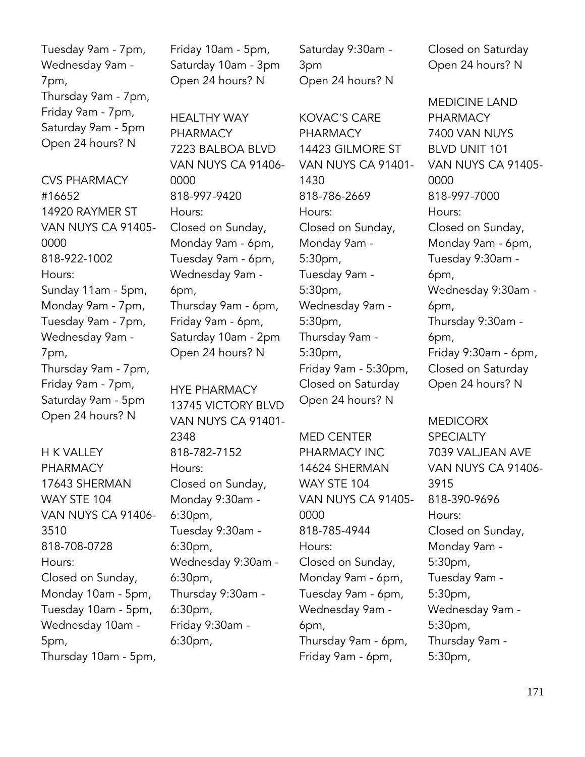Tuesday 9am - 7pm,
Wednesday 9am - 7pm,
Thursday 9am - 7pm,
Friday 9am - 7pm,
Saturday 9am - 5pm
Open 24 hours? N

CVS PHARMACY #16652
14920 RAYMER ST
VAN NUYS CA 91405-0000
818-922-1002
Hours:
Sunday 11am - 5pm,
Monday 9am - 7pm,
Tuesday 9am - 7pm,
Wednesday 9am - 7pm,
Thursday 9am - 7pm,
Friday 9am - 7pm,
Saturday 9am - 5pm
Open 24 hours? N

H K VALLEY PHARMACY
17643 SHERMAN WAY STE 104
VAN NUYS CA 91406-3510
818-708-0728
Hours:
Closed on Sunday,
Monday 10am - 5pm,
Tuesday 10am - 5pm,
Wednesday 10am - 5pm,
Thursday 10am - 5pm,
Friday 10am - 5pm,
Saturday 10am - 3pm
Open 24 hours? N

HEALTHY WAY PHARMACY
7223 BALBOA BLVD
VAN NUYS CA 91406-0000
818-997-9420
Hours:
Closed on Sunday,
Monday 9am - 6pm,
Tuesday 9am - 6pm,
Wednesday 9am - 6pm,
Thursday 9am - 6pm,
Friday 9am - 6pm,
Saturday 10am - 2pm
Open 24 hours? N

HYE PHARMACY
13745 VICTORY BLVD
VAN NUYS CA 91401-2348
818-782-7152
Hours:
Closed on Sunday,
Monday 9:30am - 6:30pm,
Tuesday 9:30am - 6:30pm,
Wednesday 9:30am - 6:30pm,
Thursday 9:30am - 6:30pm,
Friday 9:30am - 6:30pm,
Saturday 9:30am - 3pm
Open 24 hours? N

KOVAC'S CARE PHARMACY
14423 GILMORE ST
VAN NUYS CA 91401-1430
818-786-2669
Hours:
Closed on Sunday,
Monday 9am - 5:30pm,
Tuesday 9am - 5:30pm,
Wednesday 9am - 5:30pm,
Thursday 9am - 5:30pm,
Friday 9am - 5:30pm,
Closed on Saturday
Open 24 hours? N

MED CENTER PHARMACY INC
14624 SHERMAN WAY STE 104
VAN NUYS CA 91405-0000
818-785-4944
Hours:
Closed on Sunday,
Monday 9am - 6pm,
Tuesday 9am - 6pm,
Wednesday 9am - 6pm,
Thursday 9am - 6pm,
Friday 9am - 6pm,
Closed on Saturday
Open 24 hours? N

MEDICINE LAND PHARMACY
7400 VAN NUYS BLVD UNIT 101
VAN NUYS CA 91405-0000
818-997-7000
Hours:
Closed on Sunday,
Monday 9am - 6pm,
Tuesday 9:30am - 6pm,
Wednesday 9:30am - 6pm,
Thursday 9:30am - 6pm,
Friday 9:30am - 6pm,
Closed on Saturday
Open 24 hours? N

MEDICORX SPECIALTY
7039 VALJEAN AVE
VAN NUYS CA 91406-3915
818-390-9696
Hours:
Closed on Sunday,
Monday 9am - 5:30pm,
Tuesday 9am - 5:30pm,
Wednesday 9am - 5:30pm,
Thursday 9am - 5:30pm,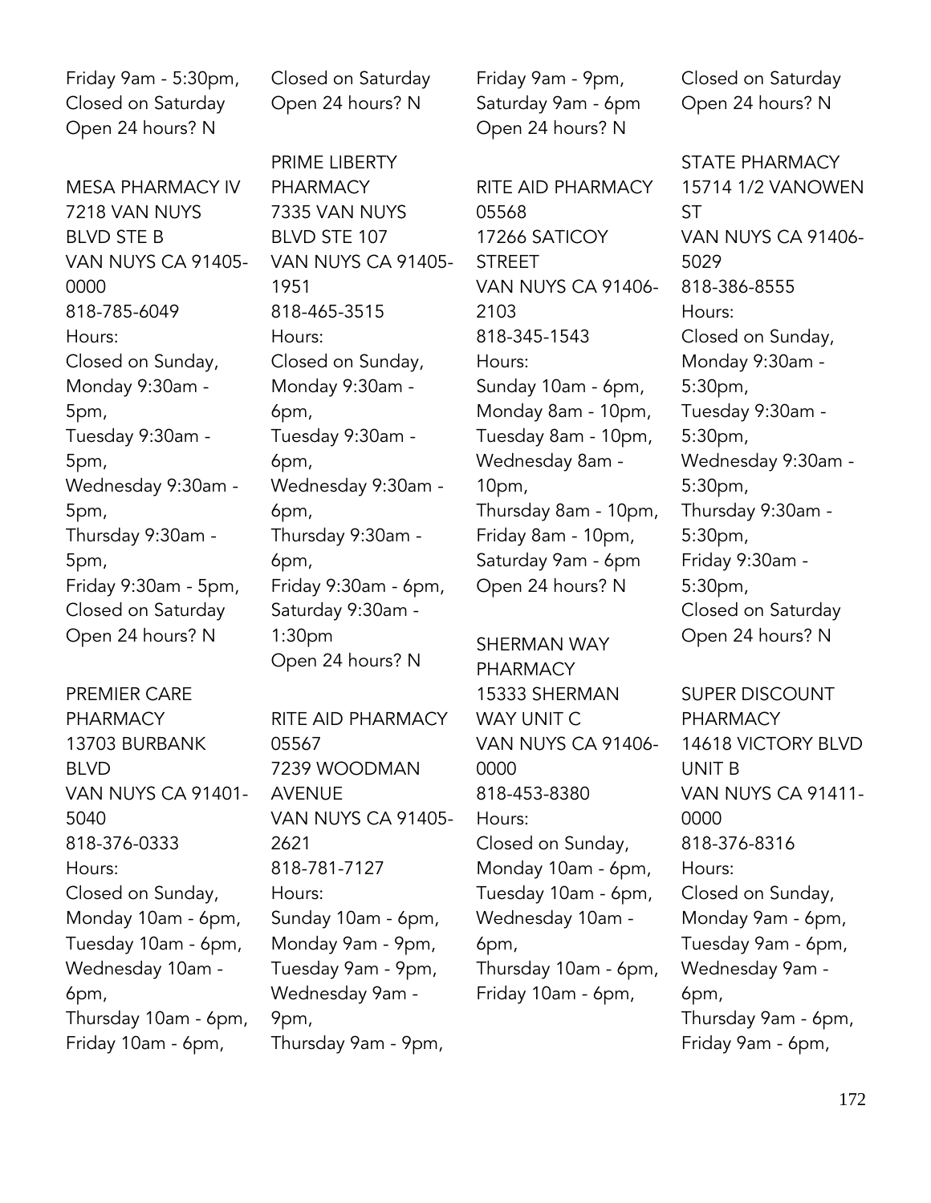Friday 9am - 5:30pm,
Closed on Saturday
Open 24 hours? N

MESA PHARMACY IV
7218 VAN NUYS BLVD STE B
VAN NUYS CA 91405-0000
818-785-6049
Hours:
Closed on Sunday,
Monday 9:30am - 5pm,
Tuesday 9:30am - 5pm,
Wednesday 9:30am - 5pm,
Thursday 9:30am - 5pm,
Friday 9:30am - 5pm,
Closed on Saturday
Open 24 hours? N

PREMIER CARE PHARMACY
13703 BURBANK BLVD
VAN NUYS CA 91401-5040
818-376-0333
Hours:
Closed on Sunday,
Monday 10am - 6pm,
Tuesday 10am - 6pm,
Wednesday 10am - 6pm,
Thursday 10am - 6pm,
Friday 10am - 6pm,
Closed on Saturday
Open 24 hours? N

PRIME LIBERTY PHARMACY
7335 VAN NUYS BLVD STE 107
VAN NUYS CA 91405-1951
818-465-3515
Hours:
Closed on Sunday,
Monday 9:30am - 6pm,
Tuesday 9:30am - 6pm,
Wednesday 9:30am - 6pm,
Thursday 9:30am - 6pm,
Friday 9:30am - 6pm,
Saturday 9:30am - 1:30pm
Open 24 hours? N

RITE AID PHARMACY 05567
7239 WOODMAN AVENUE
VAN NUYS CA 91405-2621
818-781-7127
Hours:
Sunday 10am - 6pm,
Monday 9am - 9pm,
Tuesday 9am - 9pm,
Wednesday 9am - 9pm,
Thursday 9am - 9pm,
Friday 9am - 9pm,
Saturday 9am - 6pm
Open 24 hours? N

RITE AID PHARMACY 05568
17266 SATICOY STREET
VAN NUYS CA 91406-2103
818-345-1543
Hours:
Sunday 10am - 6pm,
Monday 8am - 10pm,
Tuesday 8am - 10pm,
Wednesday 8am - 10pm,
Thursday 8am - 10pm,
Friday 8am - 10pm,
Saturday 9am - 6pm
Open 24 hours? N

SHERMAN WAY PHARMACY
15333 SHERMAN WAY UNIT C
VAN NUYS CA 91406-0000
818-453-8380
Hours:
Closed on Sunday,
Monday 10am - 6pm,
Tuesday 10am - 6pm,
Wednesday 10am - 6pm,
Thursday 10am - 6pm,
Friday 10am - 6pm,
Closed on Saturday
Open 24 hours? N

STATE PHARMACY
15714 1/2 VANOWEN ST
VAN NUYS CA 91406-5029
818-386-8555
Hours:
Closed on Sunday,
Monday 9:30am - 5:30pm,
Tuesday 9:30am - 5:30pm,
Wednesday 9:30am - 5:30pm,
Thursday 9:30am - 5:30pm,
Friday 9:30am - 5:30pm,
Closed on Saturday
Open 24 hours? N

SUPER DISCOUNT PHARMACY
14618 VICTORY BLVD UNIT B
VAN NUYS CA 91411-0000
818-376-8316
Hours:
Closed on Sunday,
Monday 9am - 6pm,
Tuesday 9am - 6pm,
Wednesday 9am - 6pm,
Thursday 9am - 6pm,
Friday 9am - 6pm,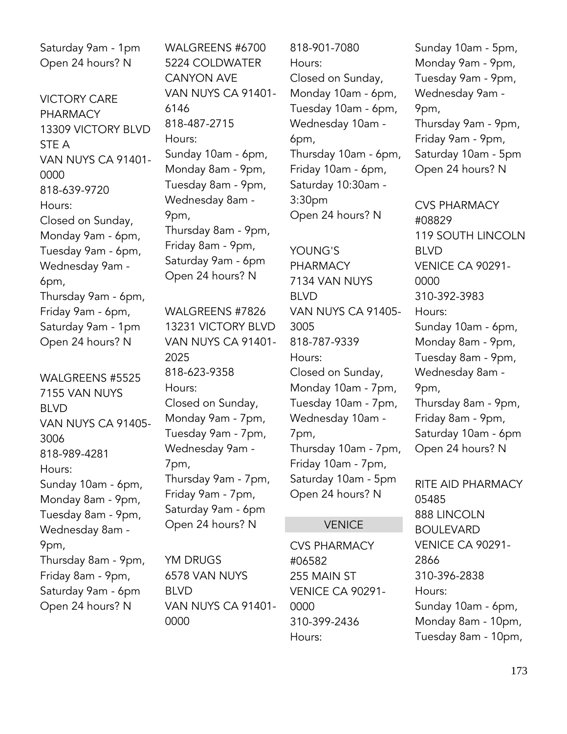Saturday 9am - 1pm
Open 24 hours? N

VICTORY CARE PHARMACY
13309 VICTORY BLVD STE A
VAN NUYS CA 91401-0000
818-639-9720
Hours:
Closed on Sunday,
Monday 9am - 6pm,
Tuesday 9am - 6pm,
Wednesday 9am - 6pm,
Thursday 9am - 6pm,
Friday 9am - 6pm,
Saturday 9am - 1pm
Open 24 hours? N

WALGREENS #5525
7155 VAN NUYS BLVD
VAN NUYS CA 91405-3006
818-989-4281
Hours:
Sunday 10am - 6pm,
Monday 8am - 9pm,
Tuesday 8am - 9pm,
Wednesday 8am - 9pm,
Thursday 8am - 9pm,
Friday 8am - 9pm,
Saturday 9am - 6pm
Open 24 hours? N

WALGREENS #6700
5224 COLDWATER CANYON AVE
VAN NUYS CA 91401-6146
818-487-2715
Hours:
Sunday 10am - 6pm,
Monday 8am - 9pm,
Tuesday 8am - 9pm,
Wednesday 8am - 9pm,
Thursday 8am - 9pm,
Friday 8am - 9pm,
Saturday 9am - 6pm
Open 24 hours? N

WALGREENS #7826
13231 VICTORY BLVD
VAN NUYS CA 91401-2025
818-623-9358
Hours:
Closed on Sunday,
Monday 9am - 7pm,
Tuesday 9am - 7pm,
Wednesday 9am - 7pm,
Thursday 9am - 7pm,
Friday 9am - 7pm,
Saturday 9am - 6pm
Open 24 hours? N

YM DRUGS
6578 VAN NUYS BLVD
VAN NUYS CA 91401-0000
818-901-7080
Hours:
Closed on Sunday,
Monday 10am - 6pm,
Tuesday 10am - 6pm,
Wednesday 10am - 6pm,
Thursday 10am - 6pm,
Friday 10am - 6pm,
Saturday 10:30am - 3:30pm
Open 24 hours? N

YOUNG'S PHARMACY
7134 VAN NUYS BLVD
VAN NUYS CA 91405-3005
818-787-9339
Hours:
Closed on Sunday,
Monday 10am - 7pm,
Tuesday 10am - 7pm,
Wednesday 10am - 7pm,
Thursday 10am - 7pm,
Friday 10am - 7pm,
Saturday 10am - 5pm
Open 24 hours? N

## VENICE

CVS PHARMACY #06582
255 MAIN ST
VENICE CA 90291-0000
310-399-2436
Hours:
Sunday 10am - 5pm,
Monday 9am - 9pm,
Tuesday 9am - 9pm,
Wednesday 9am - 9pm,
Thursday 9am - 9pm,
Friday 9am - 9pm,
Saturday 10am - 5pm
Open 24 hours? N

CVS PHARMACY #08829
119 SOUTH LINCOLN BLVD
VENICE CA 90291-0000
310-392-3983
Hours:
Sunday 10am - 6pm,
Monday 8am - 9pm,
Tuesday 8am - 9pm,
Wednesday 8am - 9pm,
Thursday 8am - 9pm,
Friday 8am - 9pm,
Saturday 10am - 6pm
Open 24 hours? N

RITE AID PHARMACY 05485
888 LINCOLN BOULEVARD
VENICE CA 90291-2866
310-396-2838
Hours:
Sunday 10am - 6pm,
Monday 8am - 10pm,
Tuesday 8am - 10pm,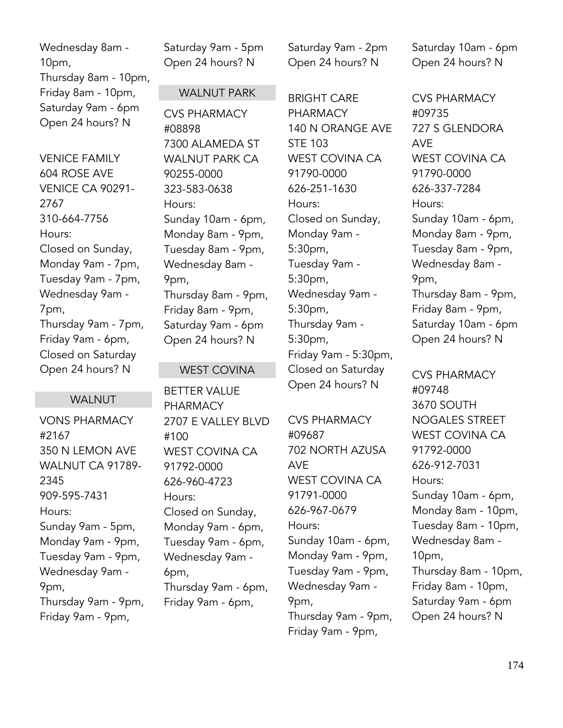Wednesday 8am - 10pm,
Thursday 8am - 10pm,
Friday 8am - 10pm,
Saturday 9am - 6pm
Open 24 hours? N

VENICE FAMILY
604 ROSE AVE
VENICE CA 90291-2767
310-664-7756
Hours:
Closed on Sunday,
Monday 9am - 7pm,
Tuesday 9am - 7pm,
Wednesday 9am - 7pm,
Thursday 9am - 7pm,
Friday 9am - 6pm,
Closed on Saturday
Open 24 hours? N

## WALNUT

VONS PHARMACY #2167
350 N LEMON AVE
WALNUT CA 91789-2345
909-595-7431
Hours:
Sunday 9am - 5pm,
Monday 9am - 9pm,
Tuesday 9am - 9pm,
Wednesday 9am - 9pm,
Thursday 9am - 9pm,
Friday 9am - 9pm,
Saturday 9am - 5pm
Open 24 hours? N

## WALNUT PARK

CVS PHARMACY #08898
7300 ALAMEDA ST
WALNUT PARK CA 90255-0000
323-583-0638
Hours:
Sunday 10am - 6pm,
Monday 8am - 9pm,
Tuesday 8am - 9pm,
Wednesday 8am - 9pm,
Thursday 8am - 9pm,
Friday 8am - 9pm,
Saturday 9am - 6pm
Open 24 hours? N

## WEST COVINA

BETTER VALUE PHARMACY
2707 E VALLEY BLVD #100
WEST COVINA CA 91792-0000
626-960-4723
Hours:
Closed on Sunday,
Monday 9am - 6pm,
Tuesday 9am - 6pm,
Wednesday 9am - 6pm,
Thursday 9am - 6pm,
Friday 9am - 6pm,
Saturday 9am - 2pm
Open 24 hours? N

BRIGHT CARE PHARMACY
140 N ORANGE AVE STE 103
WEST COVINA CA 91790-0000
626-251-1630
Hours:
Closed on Sunday,
Monday 9am - 5:30pm,
Tuesday 9am - 5:30pm,
Wednesday 9am - 5:30pm,
Thursday 9am - 5:30pm,
Friday 9am - 5:30pm,
Closed on Saturday
Open 24 hours? N

CVS PHARMACY #09687
702 NORTH AZUSA AVE
WEST COVINA CA 91791-0000
626-967-0679
Hours:
Sunday 10am - 6pm,
Monday 9am - 9pm,
Tuesday 9am - 9pm,
Wednesday 9am - 9pm,
Thursday 9am - 9pm,
Friday 9am - 9pm,
Saturday 10am - 6pm
Open 24 hours? N

CVS PHARMACY #09735
727 S GLENDORA AVE
WEST COVINA CA 91790-0000
626-337-7284
Hours:
Sunday 10am - 6pm,
Monday 8am - 9pm,
Tuesday 8am - 9pm,
Wednesday 8am - 9pm,
Thursday 8am - 9pm,
Friday 8am - 9pm,
Saturday 10am - 6pm
Open 24 hours? N

CVS PHARMACY #09748
3670 SOUTH NOGALES STREET
WEST COVINA CA 91792-0000
626-912-7031
Hours:
Sunday 10am - 6pm,
Monday 8am - 10pm,
Tuesday 8am - 10pm,
Wednesday 8am - 10pm,
Thursday 8am - 10pm,
Friday 8am - 10pm,
Saturday 9am - 6pm
Open 24 hours? N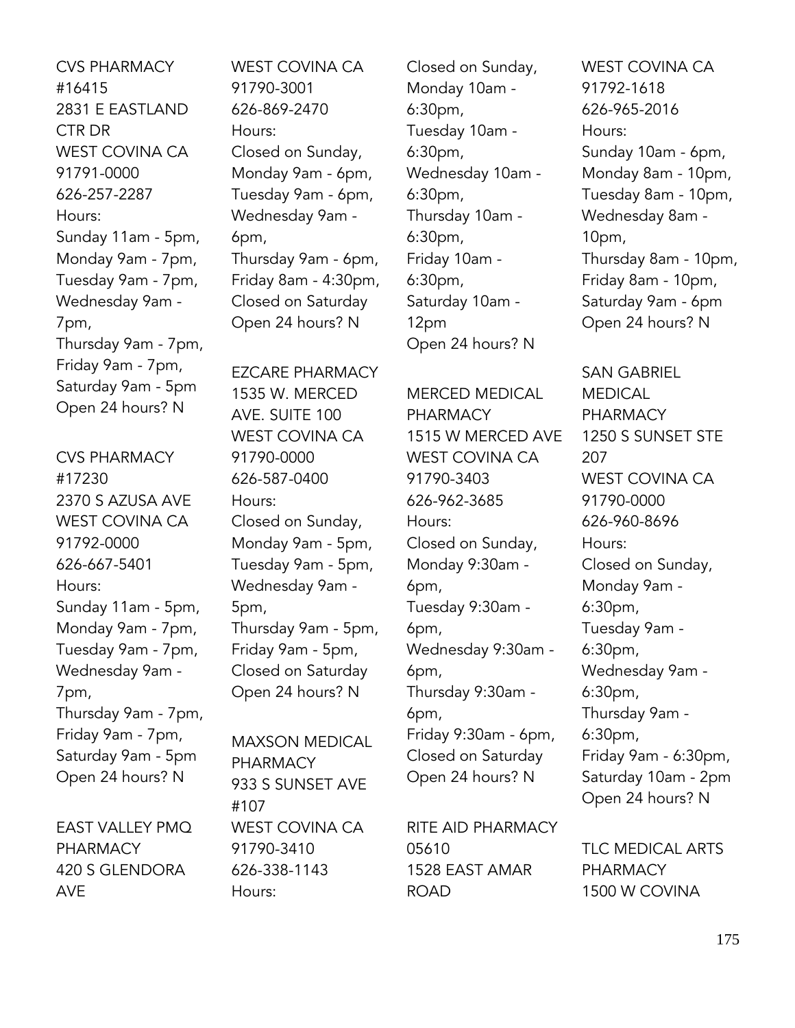CVS PHARMACY #16415
2831 E EASTLAND CTR DR
WEST COVINA CA 91791-0000
626-257-2287
Hours:
Sunday 11am - 5pm,
Monday 9am - 7pm,
Tuesday 9am - 7pm,
Wednesday 9am - 7pm,
Thursday 9am - 7pm,
Friday 9am - 7pm,
Saturday 9am - 5pm
Open 24 hours? N

CVS PHARMACY #17230
2370 S AZUSA AVE
WEST COVINA CA 91792-0000
626-667-5401
Hours:
Sunday 11am - 5pm,
Monday 9am - 7pm,
Tuesday 9am - 7pm,
Wednesday 9am - 7pm,
Thursday 9am - 7pm,
Friday 9am - 7pm,
Saturday 9am - 5pm
Open 24 hours? N

EAST VALLEY PMQ PHARMACY
420 S GLENDORA AVE
WEST COVINA CA 91790-3001
626-869-2470
Hours:
Closed on Sunday,
Monday 9am - 6pm,
Tuesday 9am - 6pm,
Wednesday 9am - 6pm,
Thursday 9am - 6pm,
Friday 8am - 4:30pm,
Closed on Saturday
Open 24 hours? N

EZCARE PHARMACY
1535 W. MERCED AVE. SUITE 100
WEST COVINA CA 91790-0000
626-587-0400
Hours:
Closed on Sunday,
Monday 9am - 5pm,
Tuesday 9am - 5pm,
Wednesday 9am - 5pm,
Thursday 9am - 5pm,
Friday 9am - 5pm,
Closed on Saturday
Open 24 hours? N

MAXSON MEDICAL PHARMACY
933 S SUNSET AVE #107
WEST COVINA CA 91790-3410
626-338-1143
Hours:
Closed on Sunday,
Monday 10am - 6:30pm,
Tuesday 10am - 6:30pm,
Wednesday 10am - 6:30pm,
Thursday 10am - 6:30pm,
Friday 10am - 6:30pm,
Saturday 10am - 12pm
Open 24 hours? N

MERCED MEDICAL PHARMACY
1515 W MERCED AVE
WEST COVINA CA 91790-3403
626-962-3685
Hours:
Closed on Sunday,
Monday 9:30am - 6pm,
Tuesday 9:30am - 6pm,
Wednesday 9:30am - 6pm,
Thursday 9:30am - 6pm,
Friday 9:30am - 6pm,
Closed on Saturday
Open 24 hours? N

RITE AID PHARMACY 05610
1528 EAST AMAR ROAD
WEST COVINA CA 91792-1618
626-965-2016
Hours:
Sunday 10am - 6pm,
Monday 8am - 10pm,
Tuesday 8am - 10pm,
Wednesday 8am - 10pm,
Thursday 8am - 10pm,
Friday 8am - 10pm,
Saturday 9am - 6pm
Open 24 hours? N

SAN GABRIEL MEDICAL PHARMACY
1250 S SUNSET STE 207
WEST COVINA CA 91790-0000
626-960-8696
Hours:
Closed on Sunday,
Monday 9am - 6:30pm,
Tuesday 9am - 6:30pm,
Wednesday 9am - 6:30pm,
Thursday 9am - 6:30pm,
Friday 9am - 6:30pm,
Saturday 10am - 2pm
Open 24 hours? N

TLC MEDICAL ARTS PHARMACY
1500 W COVINA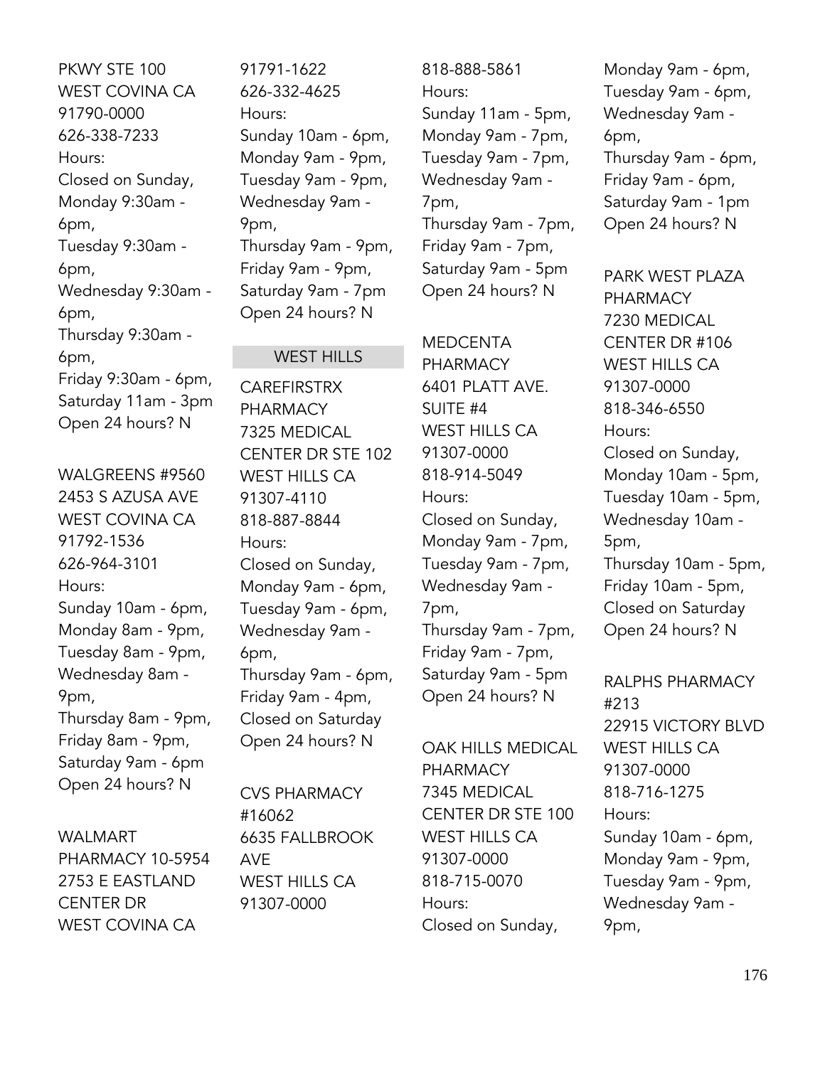PKWY STE 100
WEST COVINA CA
91790-0000
626-338-7233
Hours:
Closed on Sunday,
Monday 9:30am - 6pm,
Tuesday 9:30am - 6pm,
Wednesday 9:30am - 6pm,
Thursday 9:30am - 6pm,
Friday 9:30am - 6pm,
Saturday 11am - 3pm
Open 24 hours? N

WALGREENS #9560
2453 S AZUSA AVE
WEST COVINA CA
91792-1536
626-964-3101
Hours:
Sunday 10am - 6pm,
Monday 8am - 9pm,
Tuesday 8am - 9pm,
Wednesday 8am - 9pm,
Thursday 8am - 9pm,
Friday 8am - 9pm,
Saturday 9am - 6pm
Open 24 hours? N

WALMART PHARMACY 10-5954
2753 E EASTLAND CENTER DR
WEST COVINA CA
91791-1622
626-332-4625
Hours:
Sunday 10am - 6pm,
Monday 9am - 9pm,
Tuesday 9am - 9pm,
Wednesday 9am - 9pm,
Thursday 9am - 9pm,
Friday 9am - 9pm,
Saturday 9am - 7pm
Open 24 hours? N

## WEST HILLS

CAREFIRSTRX PHARMACY
7325 MEDICAL CENTER DR STE 102
WEST HILLS CA
91307-4110
818-887-8844
Hours:
Closed on Sunday,
Monday 9am - 6pm,
Tuesday 9am - 6pm,
Wednesday 9am - 6pm,
Thursday 9am - 6pm,
Friday 9am - 4pm,
Closed on Saturday
Open 24 hours? N

CVS PHARMACY #16062
6635 FALLBROOK AVE
WEST HILLS CA
91307-0000
818-888-5861
Hours:
Sunday 11am - 5pm,
Monday 9am - 7pm,
Tuesday 9am - 7pm,
Wednesday 9am - 7pm,
Thursday 9am - 7pm,
Friday 9am - 7pm,
Saturday 9am - 5pm
Open 24 hours? N

MEDCENTA PHARMACY
6401 PLATT AVE. SUITE #4
WEST HILLS CA
91307-0000
818-914-5049
Hours:
Closed on Sunday,
Monday 9am - 7pm,
Tuesday 9am - 7pm,
Wednesday 9am - 7pm,
Thursday 9am - 7pm,
Friday 9am - 7pm,
Saturday 9am - 5pm
Open 24 hours? N

OAK HILLS MEDICAL PHARMACY
7345 MEDICAL CENTER DR STE 100
WEST HILLS CA
91307-0000
818-715-0070
Hours:
Closed on Sunday,
Monday 9am - 6pm,
Tuesday 9am - 6pm,
Wednesday 9am - 6pm,
Thursday 9am - 6pm,
Friday 9am - 6pm,
Saturday 9am - 1pm
Open 24 hours? N

PARK WEST PLAZA PHARMACY
7230 MEDICAL CENTER DR #106
WEST HILLS CA
91307-0000
818-346-6550
Hours:
Closed on Sunday,
Monday 10am - 5pm,
Tuesday 10am - 5pm,
Wednesday 10am - 5pm,
Thursday 10am - 5pm,
Friday 10am - 5pm,
Closed on Saturday
Open 24 hours? N

RALPHS PHARMACY #213
22915 VICTORY BLVD
WEST HILLS CA
91307-0000
818-716-1275
Hours:
Sunday 10am - 6pm,
Monday 9am - 9pm,
Tuesday 9am - 9pm,
Wednesday 9am - 9pm,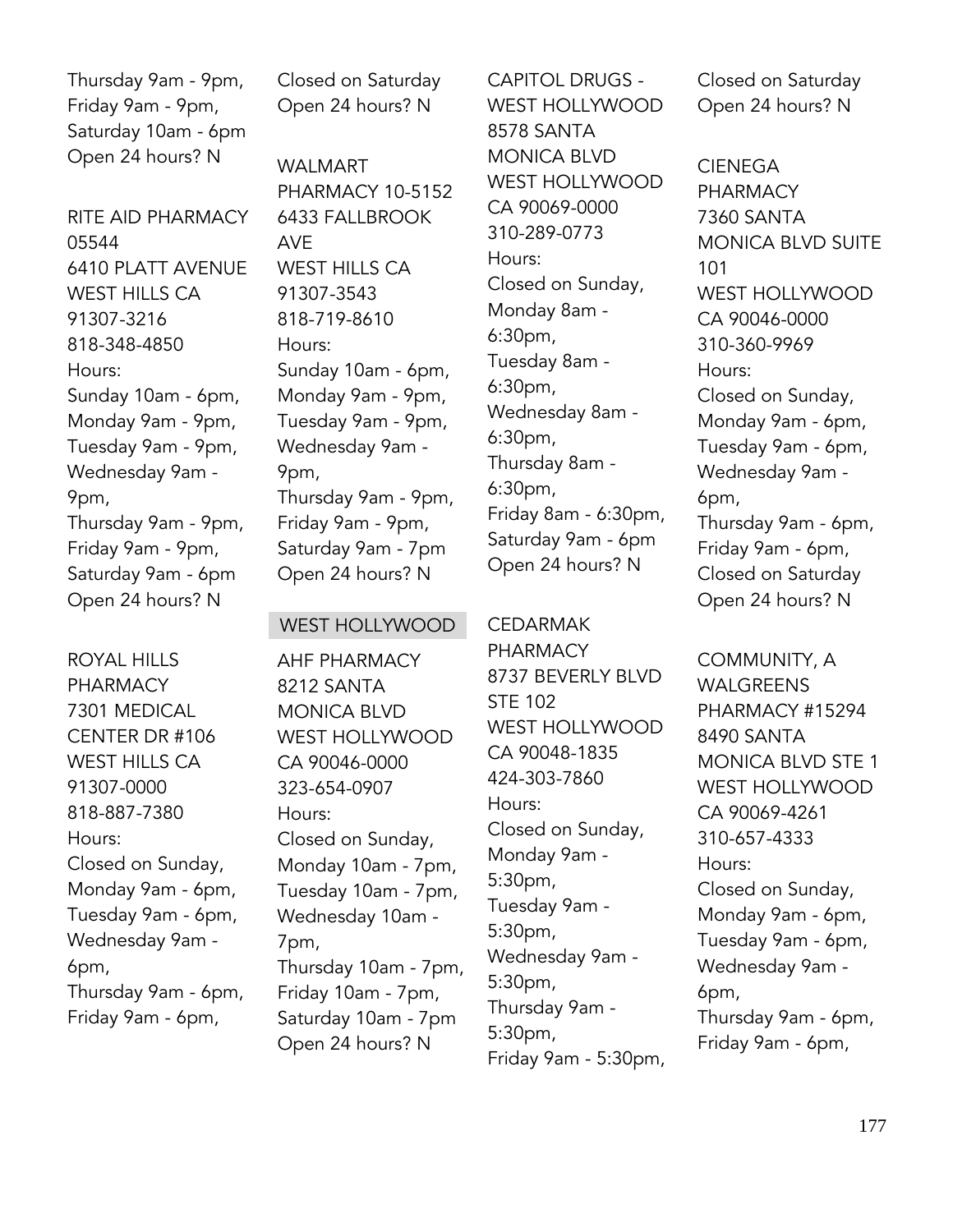Thursday 9am - 9pm,
Friday 9am - 9pm,
Saturday 10am - 6pm
Open 24 hours? N

RITE AID PHARMACY 05544
6410 PLATT AVENUE
WEST HILLS CA 91307-3216
818-348-4850
Hours:
Sunday 10am - 6pm,
Monday 9am - 9pm,
Tuesday 9am - 9pm,
Wednesday 9am - 9pm,
Thursday 9am - 9pm,
Friday 9am - 9pm,
Saturday 9am - 6pm
Open 24 hours? N

ROYAL HILLS PHARMACY
7301 MEDICAL CENTER DR #106
WEST HILLS CA 91307-0000
818-887-7380
Hours:
Closed on Sunday,
Monday 9am - 6pm,
Tuesday 9am - 6pm,
Wednesday 9am - 6pm,
Thursday 9am - 6pm,
Friday 9am - 6pm,
Closed on Saturday
Open 24 hours? N

WALMART PHARMACY 10-5152
6433 FALLBROOK AVE
WEST HILLS CA 91307-3543
818-719-8610
Hours:
Sunday 10am - 6pm,
Monday 9am - 9pm,
Tuesday 9am - 9pm,
Wednesday 9am - 9pm,
Thursday 9am - 9pm,
Friday 9am - 9pm,
Saturday 9am - 7pm
Open 24 hours? N

## WEST HOLLYWOOD

AHF PHARMACY
8212 SANTA MONICA BLVD
WEST HOLLYWOOD CA 90046-0000
323-654-0907
Hours:
Closed on Sunday,
Monday 10am - 7pm,
Tuesday 10am - 7pm,
Wednesday 10am - 7pm,
Thursday 10am - 7pm,
Friday 10am - 7pm,
Saturday 10am - 7pm
Open 24 hours? N

CAPITOL DRUGS - WEST HOLLYWOOD
8578 SANTA MONICA BLVD
WEST HOLLYWOOD CA 90069-0000
310-289-0773
Hours:
Closed on Sunday,
Monday 8am - 6:30pm,
Tuesday 8am - 6:30pm,
Wednesday 8am - 6:30pm,
Thursday 8am - 6:30pm,
Friday 8am - 6:30pm,
Saturday 9am - 6pm
Open 24 hours? N

CEDARMAK PHARMACY
8737 BEVERLY BLVD STE 102
WEST HOLLYWOOD CA 90048-1835
424-303-7860
Hours:
Closed on Sunday,
Monday 9am - 5:30pm,
Tuesday 9am - 5:30pm,
Wednesday 9am - 5:30pm,
Thursday 9am - 5:30pm,
Friday 9am - 5:30pm,
Closed on Saturday
Open 24 hours? N

CIENEGA PHARMACY
7360 SANTA MONICA BLVD SUITE 101
WEST HOLLYWOOD CA 90046-0000
310-360-9969
Hours:
Closed on Sunday,
Monday 9am - 6pm,
Tuesday 9am - 6pm,
Wednesday 9am - 6pm,
Thursday 9am - 6pm,
Friday 9am - 6pm,
Closed on Saturday
Open 24 hours? N

COMMUNITY, A WALGREENS PHARMACY #15294
8490 SANTA MONICA BLVD STE 1
WEST HOLLYWOOD CA 90069-4261
310-657-4333
Hours:
Closed on Sunday,
Monday 9am - 6pm,
Tuesday 9am - 6pm,
Wednesday 9am - 6pm,
Thursday 9am - 6pm,
Friday 9am - 6pm,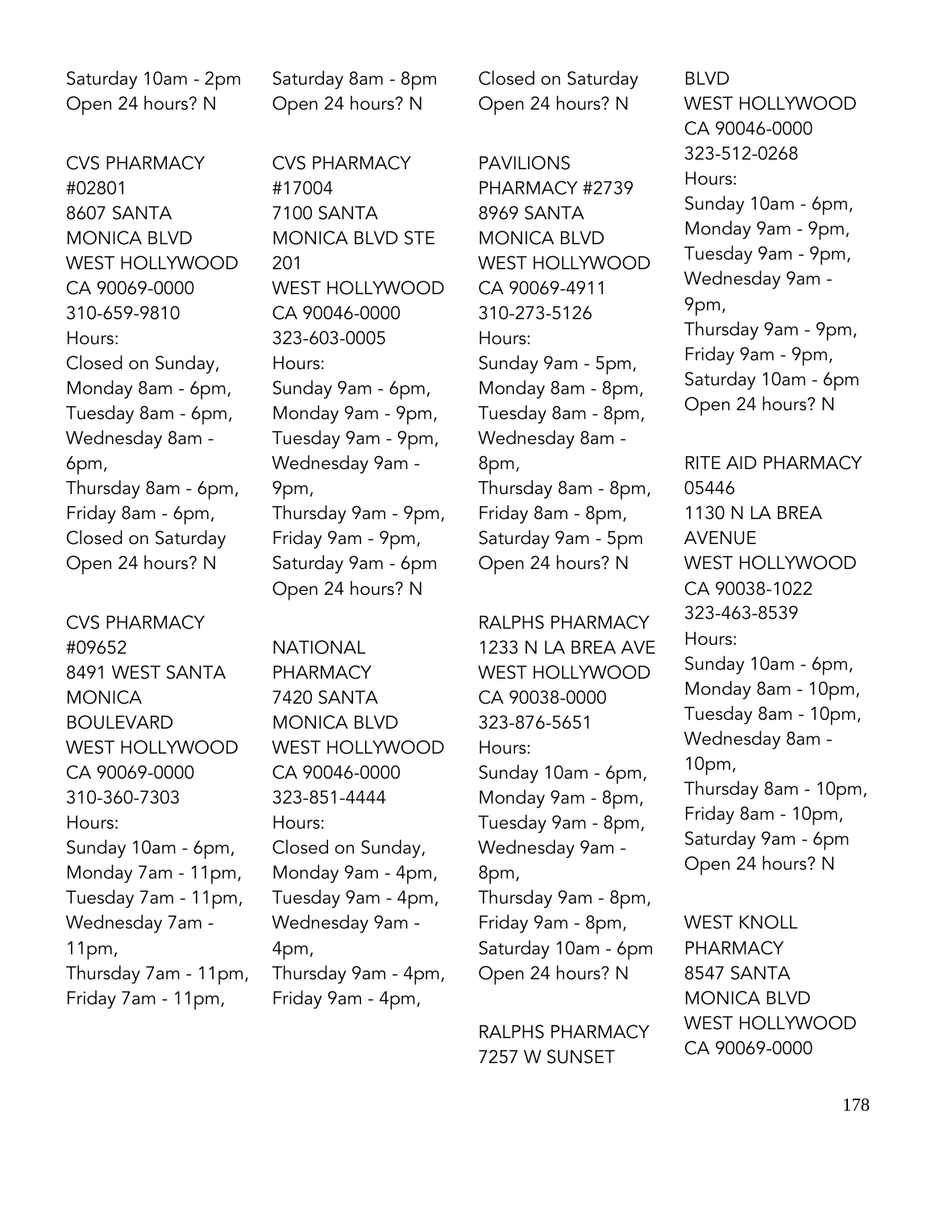Saturday 10am - 2pm
Open 24 hours? N

CVS PHARMACY #02801
8607 SANTA MONICA BLVD
WEST HOLLYWOOD CA 90069-0000
310-659-9810
Hours:
Closed on Sunday,
Monday 8am - 6pm,
Tuesday 8am - 6pm,
Wednesday 8am - 6pm,
Thursday 8am - 6pm,
Friday 8am - 6pm,
Closed on Saturday
Open 24 hours? N

CVS PHARMACY #09652
8491 WEST SANTA MONICA BOULEVARD
WEST HOLLYWOOD CA 90069-0000
310-360-7303
Hours:
Sunday 10am - 6pm,
Monday 7am - 11pm,
Tuesday 7am - 11pm,
Wednesday 7am - 11pm,
Thursday 7am - 11pm,
Friday 7am - 11pm,
Saturday 8am - 8pm
Open 24 hours? N

CVS PHARMACY #17004
7100 SANTA MONICA BLVD STE 201
WEST HOLLYWOOD CA 90046-0000
323-603-0005
Hours:
Sunday 9am - 6pm,
Monday 9am - 9pm,
Tuesday 9am - 9pm,
Wednesday 9am - 9pm,
Thursday 9am - 9pm,
Friday 9am - 9pm,
Saturday 9am - 6pm
Open 24 hours? N

NATIONAL PHARMACY
7420 SANTA MONICA BLVD
WEST HOLLYWOOD CA 90046-0000
323-851-4444
Hours:
Closed on Sunday,
Monday 9am - 4pm,
Tuesday 9am - 4pm,
Wednesday 9am - 4pm,
Thursday 9am - 4pm,
Friday 9am - 4pm,
Closed on Saturday
Open 24 hours? N

PAVILIONS PHARMACY #2739
8969 SANTA MONICA BLVD
WEST HOLLYWOOD CA 90069-4911
310-273-5126
Hours:
Sunday 9am - 5pm,
Monday 8am - 8pm,
Tuesday 8am - 8pm,
Wednesday 8am - 8pm,
Thursday 8am - 8pm,
Friday 8am - 8pm,
Saturday 9am - 5pm
Open 24 hours? N

RALPHS PHARMACY
1233 N LA BREA AVE
WEST HOLLYWOOD CA 90038-0000
323-876-5651
Hours:
Sunday 10am - 6pm,
Monday 9am - 8pm,
Tuesday 9am - 8pm,
Wednesday 9am - 8pm,
Thursday 9am - 8pm,
Friday 9am - 8pm,
Saturday 10am - 6pm
Open 24 hours? N

RALPHS PHARMACY
7257 W SUNSET BLVD
WEST HOLLYWOOD CA 90046-0000
323-512-0268
Hours:
Sunday 10am - 6pm,
Monday 9am - 9pm,
Tuesday 9am - 9pm,
Wednesday 9am - 9pm,
Thursday 9am - 9pm,
Friday 9am - 9pm,
Saturday 10am - 6pm
Open 24 hours? N

RITE AID PHARMACY 05446
1130 N LA BREA AVENUE
WEST HOLLYWOOD CA 90038-1022
323-463-8539
Hours:
Sunday 10am - 6pm,
Monday 8am - 10pm,
Tuesday 8am - 10pm,
Wednesday 8am - 10pm,
Thursday 8am - 10pm,
Friday 8am - 10pm,
Saturday 9am - 6pm
Open 24 hours? N

WEST KNOLL PHARMACY
8547 SANTA MONICA BLVD
WEST HOLLYWOOD CA 90069-0000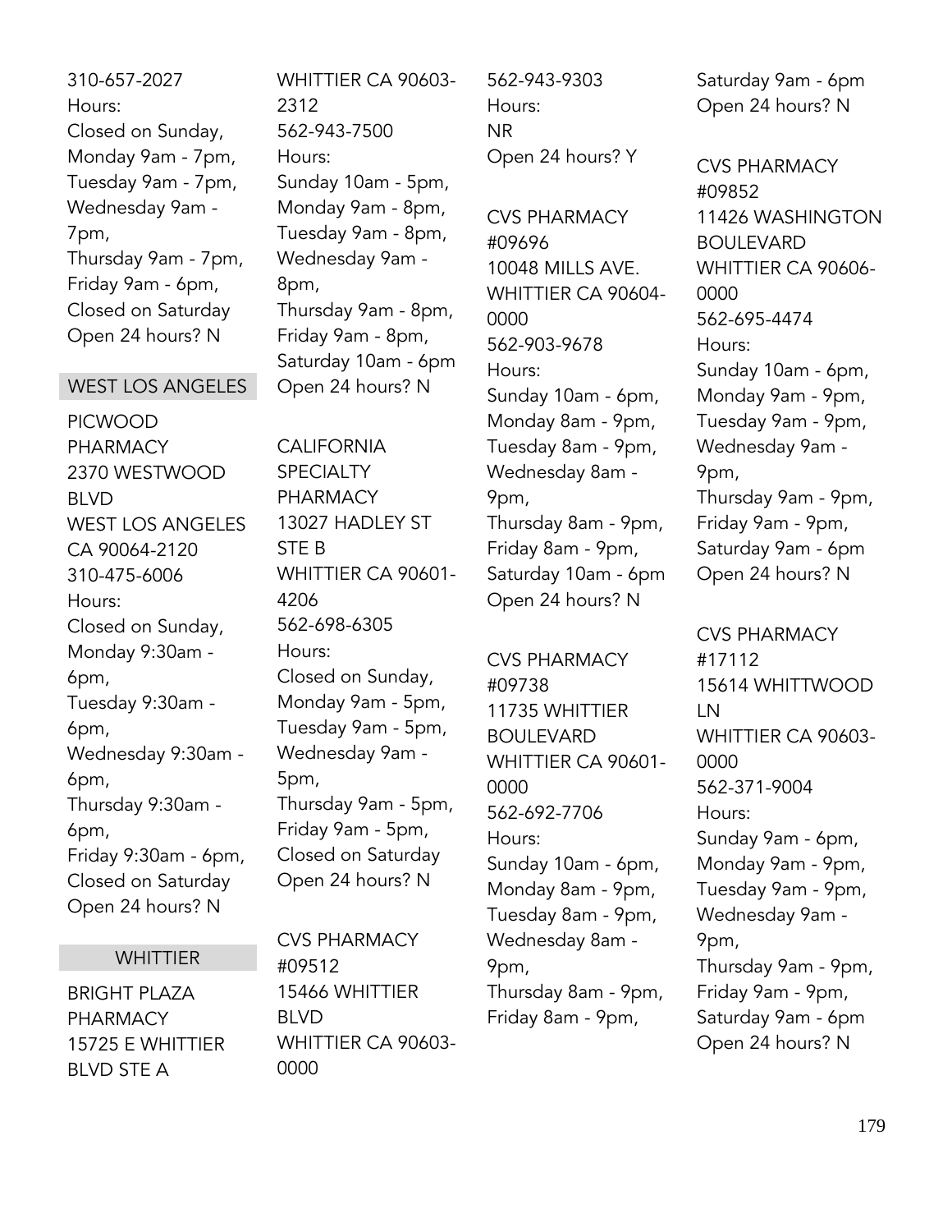310-657-2027
Hours:
Closed on Sunday,
Monday 9am - 7pm,
Tuesday 9am - 7pm,
Wednesday 9am - 7pm,
Thursday 9am - 7pm,
Friday 9am - 6pm,
Closed on Saturday
Open 24 hours? N

## WEST LOS ANGELES

PICWOOD PHARMACY
2370 WESTWOOD BLVD
WEST LOS ANGELES CA 90064-2120
310-475-6006
Hours:
Closed on Sunday,
Monday 9:30am - 6pm,
Tuesday 9:30am - 6pm,
Wednesday 9:30am - 6pm,
Thursday 9:30am - 6pm,
Friday 9:30am - 6pm,
Closed on Saturday
Open 24 hours? N

## WHITTIER

BRIGHT PLAZA PHARMACY
15725 E WHITTIER BLVD STE A
WHITTIER CA 90603-2312
562-943-7500
Hours:
Sunday 10am - 5pm,
Monday 9am - 8pm,
Tuesday 9am - 8pm,
Wednesday 9am - 8pm,
Thursday 9am - 8pm,
Friday 9am - 8pm,
Saturday 10am - 6pm
Open 24 hours? N

CALIFORNIA SPECIALTY PHARMACY
13027 HADLEY ST STE B
WHITTIER CA 90601-4206
562-698-6305
Hours:
Closed on Sunday,
Monday 9am - 5pm,
Tuesday 9am - 5pm,
Wednesday 9am - 5pm,
Thursday 9am - 5pm,
Friday 9am - 5pm,
Closed on Saturday
Open 24 hours? N

CVS PHARMACY #09512
15466 WHITTIER BLVD
WHITTIER CA 90603-0000
562-943-9303
Hours:
NR
Open 24 hours? Y

CVS PHARMACY #09696
10048 MILLS AVE.
WHITTIER CA 90604-0000
562-903-9678
Hours:
Sunday 10am - 6pm,
Monday 8am - 9pm,
Tuesday 8am - 9pm,
Wednesday 8am - 9pm,
Thursday 8am - 9pm,
Friday 8am - 9pm,
Saturday 10am - 6pm
Open 24 hours? N

CVS PHARMACY #09738
11735 WHITTIER BOULEVARD
WHITTIER CA 90601-0000
562-692-7706
Hours:
Sunday 10am - 6pm,
Monday 8am - 9pm,
Tuesday 8am - 9pm,
Wednesday 8am - 9pm,
Thursday 8am - 9pm,
Friday 8am - 9pm,
Saturday 9am - 6pm
Open 24 hours? N

CVS PHARMACY #09852
11426 WASHINGTON BOULEVARD
WHITTIER CA 90606-0000
562-695-4474
Hours:
Sunday 10am - 6pm,
Monday 9am - 9pm,
Tuesday 9am - 9pm,
Wednesday 9am - 9pm,
Thursday 9am - 9pm,
Friday 9am - 9pm,
Saturday 9am - 6pm
Open 24 hours? N

CVS PHARMACY #17112
15614 WHITTWOOD LN
WHITTIER CA 90603-0000
562-371-9004
Hours:
Sunday 9am - 6pm,
Monday 9am - 9pm,
Tuesday 9am - 9pm,
Wednesday 9am - 9pm,
Thursday 9am - 9pm,
Friday 9am - 9pm,
Saturday 9am - 6pm
Open 24 hours? N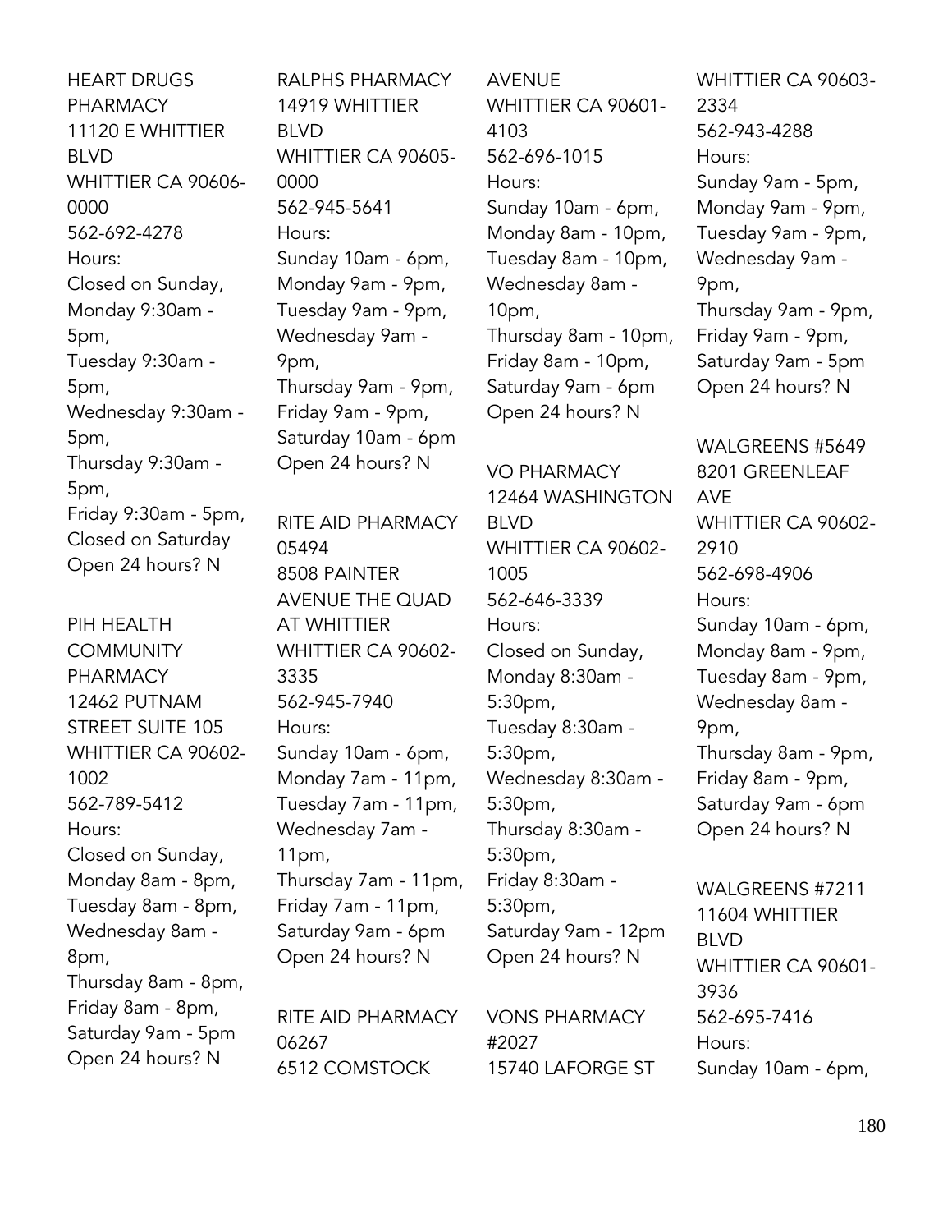HEART DRUGS PHARMACY
11120 E WHITTIER BLVD
WHITTIER CA 90606-0000
562-692-4278
Hours:
Closed on Sunday,
Monday 9:30am - 5pm,
Tuesday 9:30am - 5pm,
Wednesday 9:30am - 5pm,
Thursday 9:30am - 5pm,
Friday 9:30am - 5pm,
Closed on Saturday
Open 24 hours? N

PIH HEALTH COMMUNITY PHARMACY
12462 PUTNAM STREET SUITE 105
WHITTIER CA 90602-1002
562-789-5412
Hours:
Closed on Sunday,
Monday 8am - 8pm,
Tuesday 8am - 8pm,
Wednesday 8am - 8pm,
Thursday 8am - 8pm,
Friday 8am - 8pm,
Saturday 9am - 5pm
Open 24 hours? N

RALPHS PHARMACY
14919 WHITTIER BLVD
WHITTIER CA 90605-0000
562-945-5641
Hours:
Sunday 10am - 6pm,
Monday 9am - 9pm,
Tuesday 9am - 9pm,
Wednesday 9am - 9pm,
Thursday 9am - 9pm,
Friday 9am - 9pm,
Saturday 10am - 6pm
Open 24 hours? N

RITE AID PHARMACY 05494
8508 PAINTER AVENUE THE QUAD AT WHITTIER
WHITTIER CA 90602-3335
562-945-7940
Hours:
Sunday 10am - 6pm,
Monday 7am - 11pm,
Tuesday 7am - 11pm,
Wednesday 7am - 11pm,
Thursday 7am - 11pm,
Friday 7am - 11pm,
Saturday 9am - 6pm
Open 24 hours? N

RITE AID PHARMACY 06267
6512 COMSTOCK AVENUE
WHITTIER CA 90601-4103
562-696-1015
Hours:
Sunday 10am - 6pm,
Monday 8am - 10pm,
Tuesday 8am - 10pm,
Wednesday 8am - 10pm,
Thursday 8am - 10pm,
Friday 8am - 10pm,
Saturday 9am - 6pm
Open 24 hours? N

VO PHARMACY
12464 WASHINGTON BLVD
WHITTIER CA 90602-1005
562-646-3339
Hours:
Closed on Sunday,
Monday 8:30am - 5:30pm,
Tuesday 8:30am - 5:30pm,
Wednesday 8:30am - 5:30pm,
Thursday 8:30am - 5:30pm,
Friday 8:30am - 5:30pm,
Saturday 9am - 12pm
Open 24 hours? N

VONS PHARMACY #2027
15740 LAFORGE ST
WHITTIER CA 90603-2334
562-943-4288
Hours:
Sunday 9am - 5pm,
Monday 9am - 9pm,
Tuesday 9am - 9pm,
Wednesday 9am - 9pm,
Thursday 9am - 9pm,
Friday 9am - 9pm,
Saturday 9am - 5pm
Open 24 hours? N

WALGREENS #5649
8201 GREENLEAF AVE
WHITTIER CA 90602-2910
562-698-4906
Hours:
Sunday 10am - 6pm,
Monday 8am - 9pm,
Tuesday 8am - 9pm,
Wednesday 8am - 9pm,
Thursday 8am - 9pm,
Friday 8am - 9pm,
Saturday 9am - 6pm
Open 24 hours? N

WALGREENS #7211
11604 WHITTIER BLVD
WHITTIER CA 90601-3936
562-695-7416
Hours:
Sunday 10am - 6pm,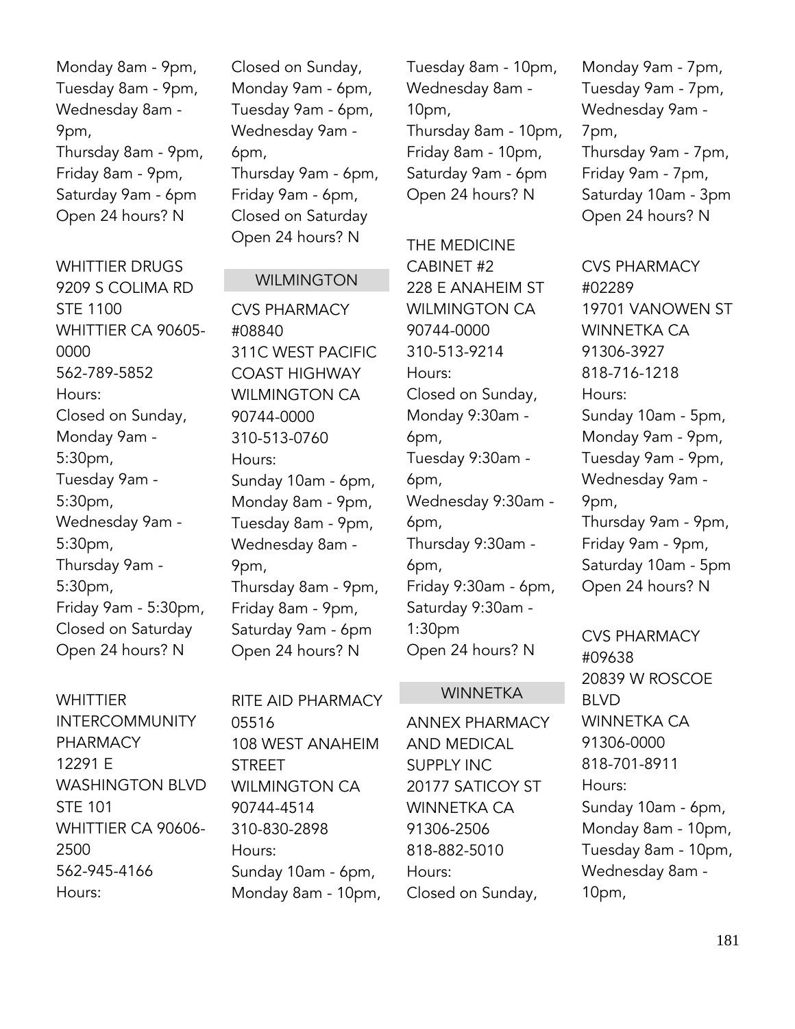Monday 8am - 9pm,
Tuesday 8am - 9pm,
Wednesday 8am - 9pm,
Thursday 8am - 9pm,
Friday 8am - 9pm,
Saturday 9am - 6pm
Open 24 hours? N

WHITTIER DRUGS
9209 S COLIMA RD STE 1100
WHITTIER CA 90605-0000
562-789-5852
Hours:
Closed on Sunday,
Monday 9am - 5:30pm,
Tuesday 9am - 5:30pm,
Wednesday 9am - 5:30pm,
Thursday 9am - 5:30pm,
Friday 9am - 5:30pm,
Closed on Saturday
Open 24 hours? N

WHITTIER INTERCOMMUNITY PHARMACY
12291 E WASHINGTON BLVD STE 101
WHITTIER CA 90606-2500
562-945-4166
Hours:
Closed on Sunday,
Monday 9am - 6pm,
Tuesday 9am - 6pm,
Wednesday 9am - 6pm,
Thursday 9am - 6pm,
Friday 9am - 6pm,
Closed on Saturday
Open 24 hours? N

## WILMINGTON

CVS PHARMACY #08840
311C WEST PACIFIC COAST HIGHWAY
WILMINGTON CA 90744-0000
310-513-0760
Hours:
Sunday 10am - 6pm,
Monday 8am - 9pm,
Tuesday 8am - 9pm,
Wednesday 8am - 9pm,
Thursday 8am - 9pm,
Friday 8am - 9pm,
Saturday 9am - 6pm
Open 24 hours? N

RITE AID PHARMACY 05516
108 WEST ANAHEIM STREET
WILMINGTON CA 90744-4514
310-830-2898
Hours:
Sunday 10am - 6pm,
Monday 8am - 10pm,
Tuesday 8am - 10pm,
Wednesday 8am - 10pm,
Thursday 8am - 10pm,
Friday 8am - 10pm,
Saturday 9am - 6pm
Open 24 hours? N

THE MEDICINE CABINET #2
228 E ANAHEIM ST
WILMINGTON CA 90744-0000
310-513-9214
Hours:
Closed on Sunday,
Monday 9:30am - 6pm,
Tuesday 9:30am - 6pm,
Wednesday 9:30am - 6pm,
Thursday 9:30am - 6pm,
Friday 9:30am - 6pm,
Saturday 9:30am - 1:30pm
Open 24 hours? N

## WINNETKA

ANNEX PHARMACY AND MEDICAL SUPPLY INC
20177 SATICOY ST
WINNETKA CA 91306-2506
818-882-5010
Hours:
Closed on Sunday,
Monday 9am - 7pm,
Tuesday 9am - 7pm,
Wednesday 9am - 7pm,
Thursday 9am - 7pm,
Friday 9am - 7pm,
Saturday 10am - 3pm
Open 24 hours? N

CVS PHARMACY #02289
19701 VANOWEN ST
WINNETKA CA 91306-3927
818-716-1218
Hours:
Sunday 10am - 5pm,
Monday 9am - 9pm,
Tuesday 9am - 9pm,
Wednesday 9am - 9pm,
Thursday 9am - 9pm,
Friday 9am - 9pm,
Saturday 10am - 5pm
Open 24 hours? N

CVS PHARMACY #09638
20839 W ROSCOE BLVD
WINNETKA CA 91306-0000
818-701-8911
Hours:
Sunday 10am - 6pm,
Monday 8am - 10pm,
Tuesday 8am - 10pm,
Wednesday 8am - 10pm,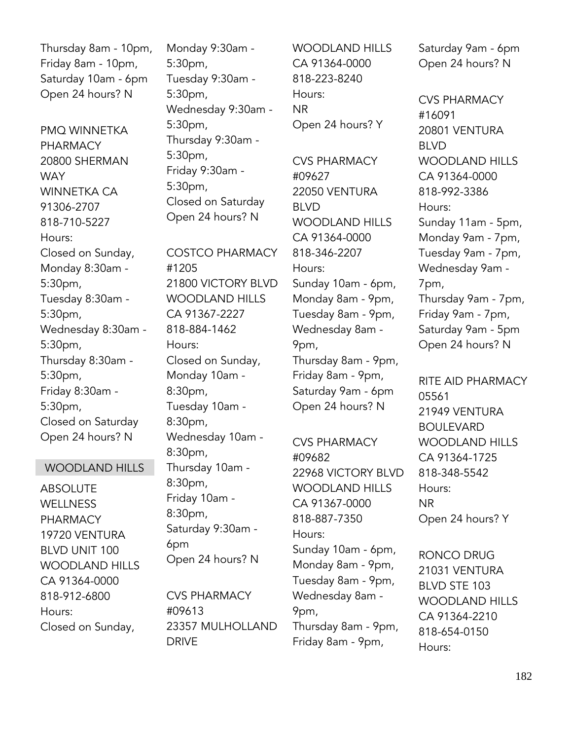Thursday 8am - 10pm,
Friday 8am - 10pm,
Saturday 10am - 6pm
Open 24 hours? N

PMQ WINNETKA PHARMACY
20800 SHERMAN WAY
WINNETKA CA 91306-2707
818-710-5227
Hours:
Closed on Sunday,
Monday 8:30am - 5:30pm,
Tuesday 8:30am - 5:30pm,
Wednesday 8:30am - 5:30pm,
Thursday 8:30am - 5:30pm,
Friday 8:30am - 5:30pm,
Closed on Saturday
Open 24 hours? N

## WOODLAND HILLS

ABSOLUTE WELLNESS PHARMACY
19720 VENTURA BLVD UNIT 100
WOODLAND HILLS CA 91364-0000
818-912-6800
Hours:
Closed on Sunday,
Monday 9:30am - 5:30pm,
Tuesday 9:30am - 5:30pm,
Wednesday 9:30am - 5:30pm,
Thursday 9:30am - 5:30pm,
Friday 9:30am - 5:30pm,
Closed on Saturday
Open 24 hours? N

COSTCO PHARMACY #1205
21800 VICTORY BLVD
WOODLAND HILLS CA 91367-2227
818-884-1462
Hours:
Closed on Sunday,
Monday 10am - 8:30pm,
Tuesday 10am - 8:30pm,
Wednesday 10am - 8:30pm,
Thursday 10am - 8:30pm,
Friday 10am - 8:30pm,
Saturday 9:30am - 6pm
Open 24 hours? N

CVS PHARMACY #09613
23357 MULHOLLAND DRIVE
WOODLAND HILLS CA 91364-0000
818-223-8240
Hours:
NR
Open 24 hours? Y

CVS PHARMACY #09627
22050 VENTURA BLVD
WOODLAND HILLS CA 91364-0000
818-346-2207
Hours:
Sunday 10am - 6pm,
Monday 8am - 9pm,
Tuesday 8am - 9pm,
Wednesday 8am - 9pm,
Thursday 8am - 9pm,
Friday 8am - 9pm,
Saturday 9am - 6pm
Open 24 hours? N

CVS PHARMACY #09682
22968 VICTORY BLVD
WOODLAND HILLS CA 91367-0000
818-887-7350
Hours:
Sunday 10am - 6pm,
Monday 8am - 9pm,
Tuesday 8am - 9pm,
Wednesday 8am - 9pm,
Thursday 8am - 9pm,
Friday 8am - 9pm,
Saturday 9am - 6pm
Open 24 hours? N

CVS PHARMACY #16091
20801 VENTURA BLVD
WOODLAND HILLS CA 91364-0000
818-992-3386
Hours:
Sunday 11am - 5pm,
Monday 9am - 7pm,
Tuesday 9am - 7pm,
Wednesday 9am - 7pm,
Thursday 9am - 7pm,
Friday 9am - 7pm,
Saturday 9am - 5pm
Open 24 hours? N

RITE AID PHARMACY 05561
21949 VENTURA BOULEVARD
WOODLAND HILLS CA 91364-1725
818-348-5542
Hours:
NR
Open 24 hours? Y

RONCO DRUG
21031 VENTURA BLVD STE 103
WOODLAND HILLS CA 91364-2210
818-654-0150
Hours: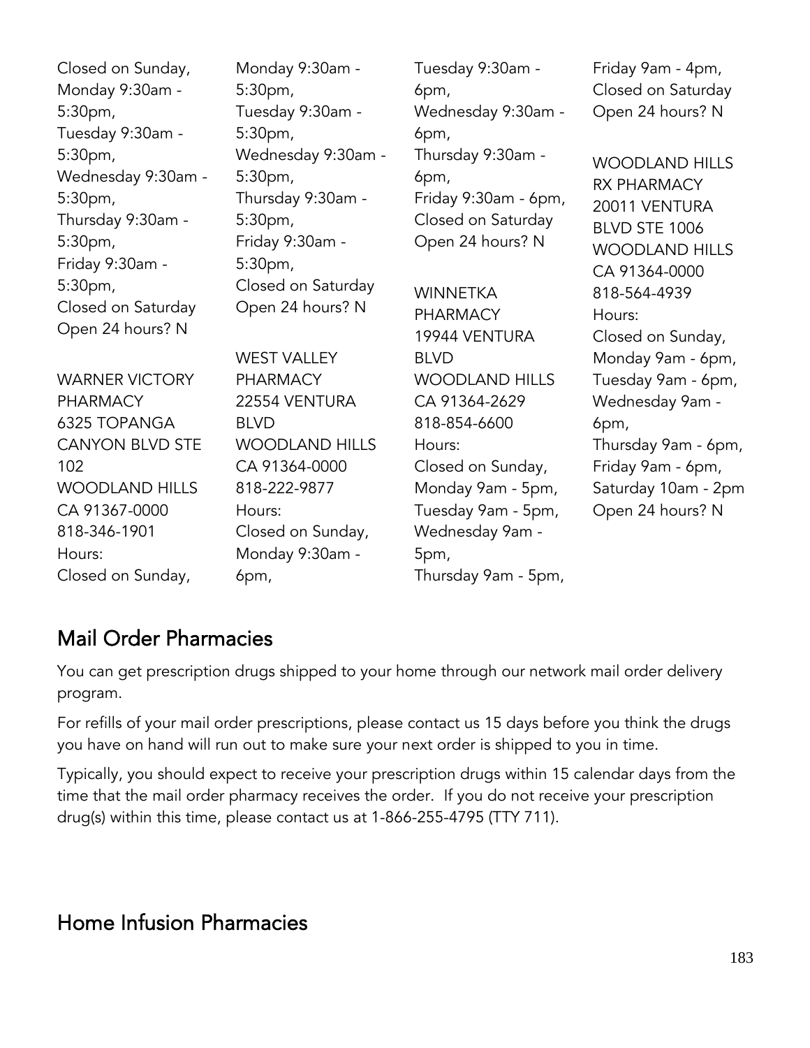Closed on Sunday,
Monday 9:30am - 5:30pm,
Tuesday 9:30am - 5:30pm,
Wednesday 9:30am - 5:30pm,
Thursday 9:30am - 5:30pm,
Friday 9:30am - 5:30pm,
Closed on Saturday
Open 24 hours? N

WARNER VICTORY PHARMACY
6325 TOPANGA CANYON BLVD STE 102
WOODLAND HILLS
CA 91367-0000
818-346-1901
Hours:
Closed on Sunday,
Monday 9:30am - 5:30pm,
Tuesday 9:30am - 5:30pm,
Wednesday 9:30am - 5:30pm,
Thursday 9:30am - 5:30pm,
Friday 9:30am - 5:30pm,
Closed on Saturday
Open 24 hours? N

WEST VALLEY PHARMACY
22554 VENTURA BLVD
WOODLAND HILLS
CA 91364-0000
818-222-9877
Hours:
Closed on Sunday,
Monday 9:30am - 6pm,
Tuesday 9:30am - 6pm,
Wednesday 9:30am - 6pm,
Thursday 9:30am - 6pm,
Friday 9:30am - 6pm,
Closed on Saturday
Open 24 hours? N

WINNETKA PHARMACY
19944 VENTURA BLVD
WOODLAND HILLS
CA 91364-2629
818-854-6600
Hours:
Closed on Sunday,
Monday 9am - 5pm,
Tuesday 9am - 5pm,
Wednesday 9am - 5pm,
Thursday 9am - 5pm,
Friday 9am - 4pm,
Closed on Saturday
Open 24 hours? N

WOODLAND HILLS RX PHARMACY
20011 VENTURA BLVD STE 1006
WOODLAND HILLS
CA 91364-0000
818-564-4939
Hours:
Closed on Sunday,
Monday 9am - 6pm,
Tuesday 9am - 6pm,
Wednesday 9am - 6pm,
Thursday 9am - 6pm,
Friday 9am - 6pm,
Saturday 10am - 2pm
Open 24 hours? N

## Mail Order Pharmacies

You can get prescription drugs shipped to your home through our network mail order delivery program.

For refills of your mail order prescriptions, please contact us 15 days before you think the drugs you have on hand will run out to make sure your next order is shipped to you in time.

Typically, you should expect to receive your prescription drugs within 15 calendar days from the time that the mail order pharmacy receives the order. If you do not receive your prescription drug(s) within this time, please contact us at 1-866-255-4795 (TTY 711).

## Home Infusion Pharmacies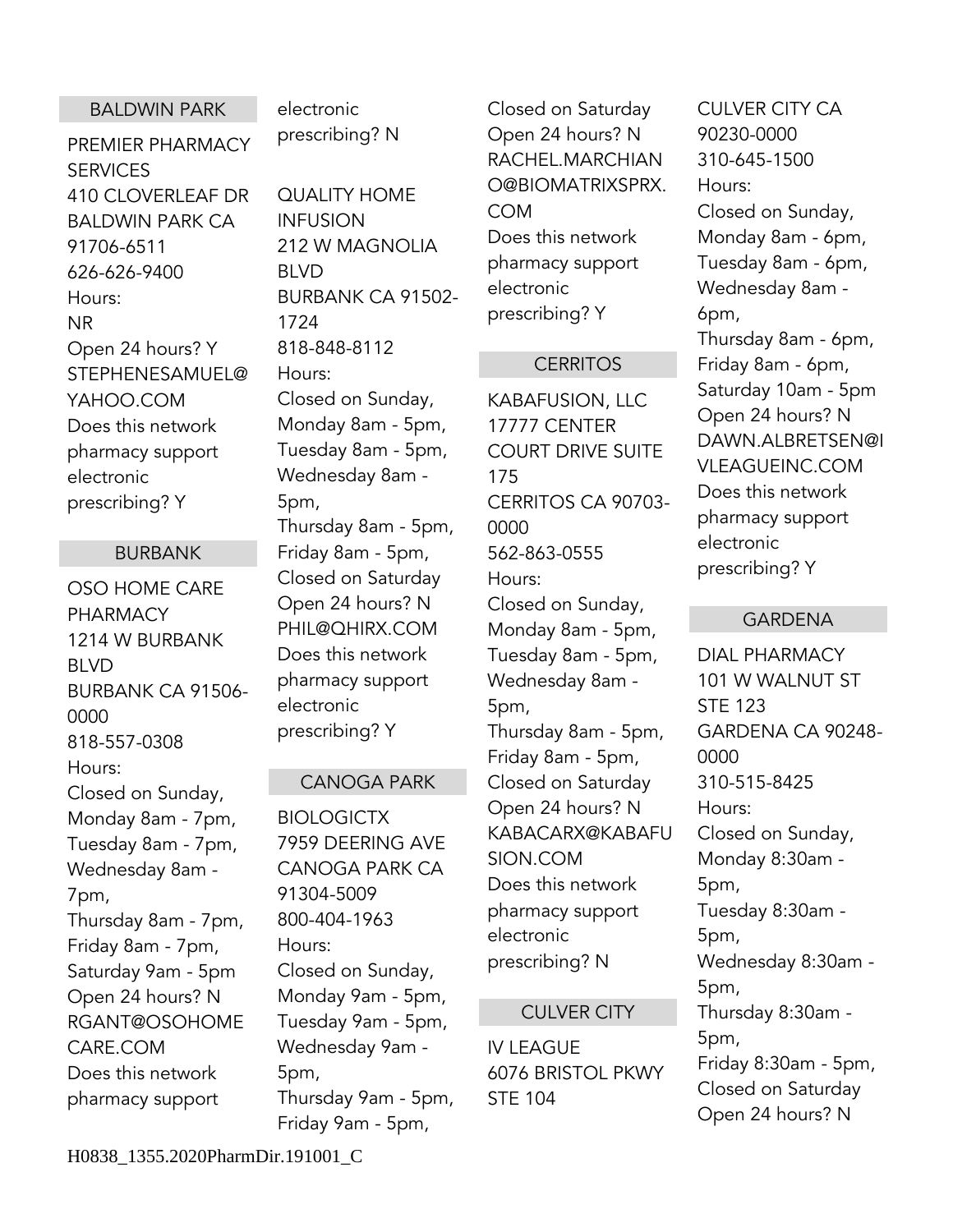## BALDWIN PARK

PREMIER PHARMACY SERVICES
410 CLOVERLEAF DR
BALDWIN PARK CA 91706-6511
626-626-9400
Hours:
NR
Open 24 hours? Y
STEPHENESAMUEL@YAHOO.COM
Does this network pharmacy support electronic prescribing? Y

## BURBANK

OSO HOME CARE PHARMACY
1214 W BURBANK BLVD
BURBANK CA 91506-0000
818-557-0308
Hours:
Closed on Sunday,
Monday 8am - 7pm,
Tuesday 8am - 7pm,
Wednesday 8am - 7pm,
Thursday 8am - 7pm,
Friday 8am - 7pm,
Saturday 9am - 5pm
Open 24 hours? N
RGANT@OSOHOMECARE.COM
Does this network pharmacy support electronic prescribing? N

QUALITY HOME INFUSION
212 W MAGNOLIA BLVD
BURBANK CA 91502-1724
818-848-8112
Hours:
Closed on Sunday,
Monday 8am - 5pm,
Tuesday 8am - 5pm,
Wednesday 8am - 5pm,
Thursday 8am - 5pm,
Friday 8am - 5pm,
Closed on Saturday
Open 24 hours? N
PHIL@QHIRX.COM
Does this network pharmacy support electronic prescribing? Y

## CANOGA PARK

BIOLOGICTX
7959 DEERING AVE
CANOGA PARK CA 91304-5009
800-404-1963
Hours:
Closed on Sunday,
Monday 9am - 5pm,
Tuesday 9am - 5pm,
Wednesday 9am - 5pm,
Thursday 9am - 5pm,
Friday 9am - 5pm,
Closed on Saturday
Open 24 hours? N
RACHEL.MARCHIANO@BIOMATRIXSPRX.COM
Does this network pharmacy support electronic prescribing? Y

## CERRITOS

KABAFUSION, LLC
17777 CENTER COURT DRIVE SUITE 175
CERRITOS CA 90703-0000
562-863-0555
Hours:
Closed on Sunday,
Monday 8am - 5pm,
Tuesday 8am - 5pm,
Wednesday 8am - 5pm,
Thursday 8am - 5pm,
Friday 8am - 5pm,
Closed on Saturday
Open 24 hours? N
KABACARX@KABAFUSION.COM
Does this network pharmacy support electronic prescribing? N

## CULVER CITY

IV LEAGUE
6076 BRISTOL PKWY STE 104
CULVER CITY CA 90230-0000
310-645-1500
Hours:
Closed on Sunday,
Monday 8am - 6pm,
Tuesday 8am - 6pm,
Wednesday 8am - 6pm,
Thursday 8am - 6pm,
Friday 8am - 6pm,
Saturday 10am - 5pm
Open 24 hours? N
DAWN.ALBRETSEN@IVLEAGUEINC.COM
Does this network pharmacy support electronic prescribing? Y

## GARDENA

DIAL PHARMACY
101 W WALNUT ST STE 123
GARDENA CA 90248-0000
310-515-8425
Hours:
Closed on Sunday,
Monday 8:30am - 5pm,
Tuesday 8:30am - 5pm,
Wednesday 8:30am - 5pm,
Thursday 8:30am - 5pm,
Friday 8:30am - 5pm,
Closed on Saturday
Open 24 hours? N

H0838_1355.2020PharmDir.191001_C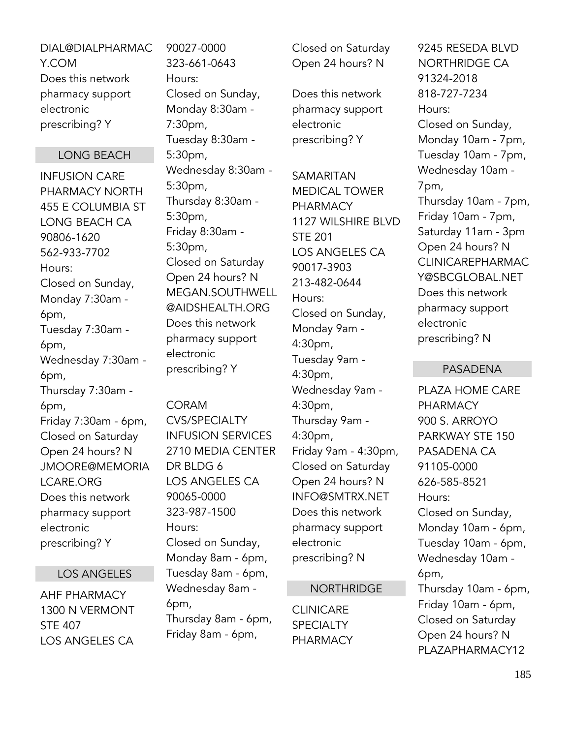DIAL@DIALPHARMACY.COM
Does this network pharmacy support electronic prescribing? Y

## LONG BEACH

INFUSION CARE PHARMACY NORTH
455 E COLUMBIA ST
LONG BEACH CA
90806-1620
562-933-7702
Hours:
Closed on Sunday,
Monday 7:30am - 6pm,
Tuesday 7:30am - 6pm,
Wednesday 7:30am - 6pm,
Thursday 7:30am - 6pm,
Friday 7:30am - 6pm,
Closed on Saturday
Open 24 hours? N
JMOORE@MEMORIALCARE.ORG
Does this network pharmacy support electronic prescribing? Y

## LOS ANGELES

AHF PHARMACY
1300 N VERMONT STE 407
LOS ANGELES CA
90027-0000
323-661-0643
Hours:
Closed on Sunday,
Monday 8:30am - 7:30pm,
Tuesday 8:30am - 5:30pm,
Wednesday 8:30am - 5:30pm,
Thursday 8:30am - 5:30pm,
Friday 8:30am - 5:30pm,
Closed on Saturday
Open 24 hours? N
MEGAN.SOUTHWELL@AIDSHEALTH.ORG
Does this network pharmacy support electronic prescribing? Y

CORAM CVS/SPECIALTY INFUSION SERVICES
2710 MEDIA CENTER DR BLDG 6
LOS ANGELES CA
90065-0000
323-987-1500
Hours:
Closed on Sunday,
Monday 8am - 6pm,
Tuesday 8am - 6pm,
Wednesday 8am - 6pm,
Thursday 8am - 6pm,
Friday 8am - 6pm,
Closed on Saturday
Open 24 hours? N

Does this network pharmacy support electronic prescribing? Y

SAMARITAN MEDICAL TOWER PHARMACY
1127 WILSHIRE BLVD STE 201
LOS ANGELES CA
90017-3903
213-482-0644
Hours:
Closed on Sunday,
Monday 9am - 4:30pm,
Tuesday 9am - 4:30pm,
Wednesday 9am - 4:30pm,
Thursday 9am - 4:30pm,
Friday 9am - 4:30pm,
Closed on Saturday
Open 24 hours? N
INFO@SMTRX.NET
Does this network pharmacy support electronic prescribing? N

## NORTHRIDGE

CLINICARE SPECIALTY PHARMACY
9245 RESEDA BLVD
NORTHRIDGE CA
91324-2018
818-727-7234
Hours:
Closed on Sunday,
Monday 10am - 7pm,
Tuesday 10am - 7pm,
Wednesday 10am - 7pm,
Thursday 10am - 7pm,
Friday 10am - 7pm,
Saturday 11am - 3pm
Open 24 hours? N
CLINICAREPHARMACY@SBCGLOBAL.NET
Does this network pharmacy support electronic prescribing? N

## PASADENA

PLAZA HOME CARE PHARMACY
900 S. ARROYO PARKWAY STE 150
PASADENA CA
91105-0000
626-585-8521
Hours:
Closed on Sunday,
Monday 10am - 6pm,
Tuesday 10am - 6pm,
Wednesday 10am - 6pm,
Thursday 10am - 6pm,
Friday 10am - 6pm,
Closed on Saturday
Open 24 hours? N
PLAZAPHARMACY12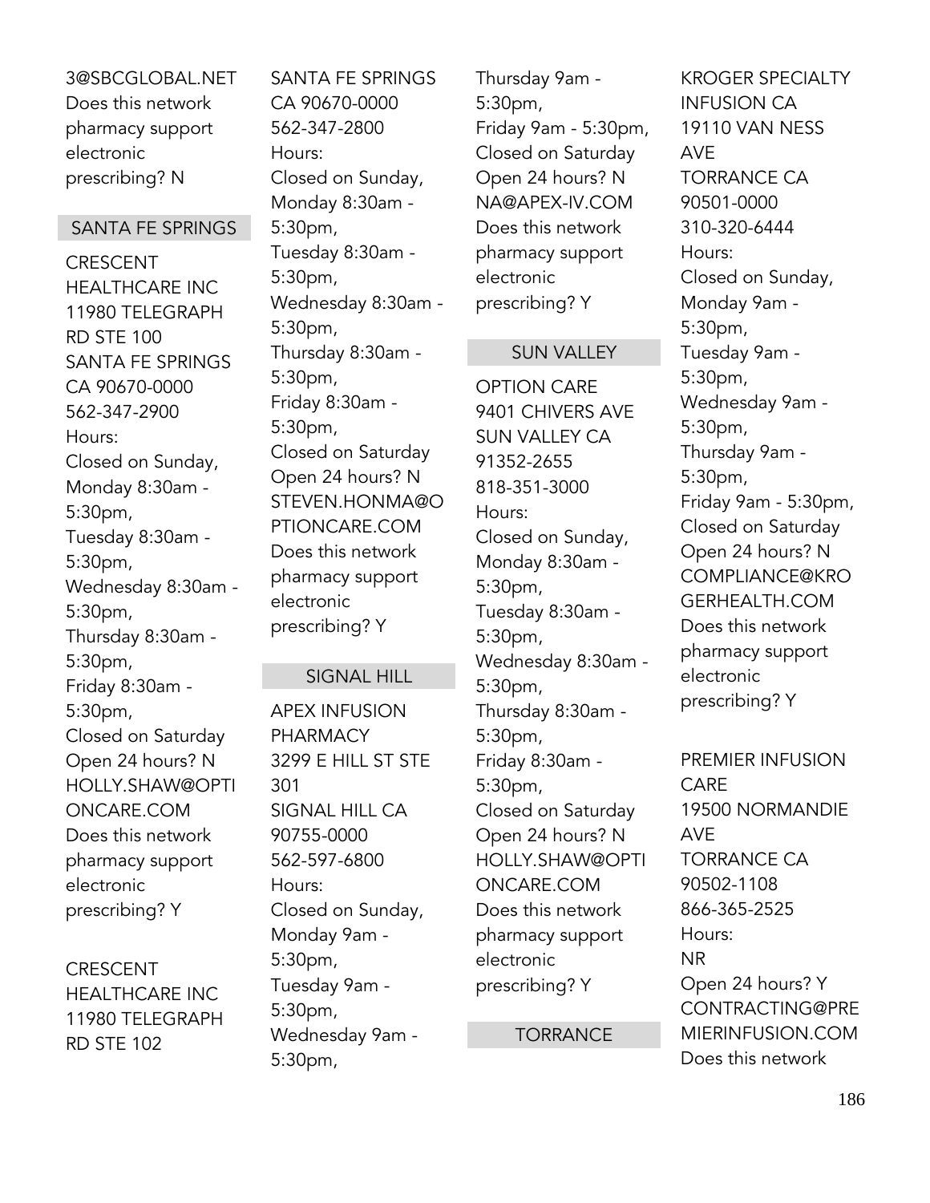3@SBCGLOBAL.NET
Does this network pharmacy support electronic prescribing? N

## SANTA FE SPRINGS

CRESCENT HEALTHCARE INC
11980 TELEGRAPH RD STE 100
SANTA FE SPRINGS CA 90670-0000
562-347-2900
Hours:
Closed on Sunday,
Monday 8:30am - 5:30pm,
Tuesday 8:30am - 5:30pm,
Wednesday 8:30am - 5:30pm,
Thursday 8:30am - 5:30pm,
Friday 8:30am - 5:30pm,
Closed on Saturday
Open 24 hours? N
HOLLY.SHAW@OPTIONCARE.COM
Does this network pharmacy support electronic prescribing? Y

CRESCENT HEALTHCARE INC
11980 TELEGRAPH RD STE 102
SANTA FE SPRINGS CA 90670-0000
562-347-2800
Hours:
Closed on Sunday,
Monday 8:30am - 5:30pm,
Tuesday 8:30am - 5:30pm,
Wednesday 8:30am - 5:30pm,
Thursday 8:30am - 5:30pm,
Friday 8:30am - 5:30pm,
Closed on Saturday
Open 24 hours? N
STEVEN.HONMA@OPTIONCARE.COM
Does this network pharmacy support electronic prescribing? Y

## SIGNAL HILL

APEX INFUSION PHARMACY
3299 E HILL ST STE 301
SIGNAL HILL CA 90755-0000
562-597-6800
Hours:
Closed on Sunday,
Monday 9am - 5:30pm,
Tuesday 9am - 5:30pm,
Wednesday 9am - 5:30pm,
Thursday 9am - 5:30pm,
Friday 9am - 5:30pm,
Closed on Saturday
Open 24 hours? N
NA@APEX-IV.COM
Does this network pharmacy support electronic prescribing? Y

## SUN VALLEY

OPTION CARE
9401 CHIVERS AVE
SUN VALLEY CA 91352-2655
818-351-3000
Hours:
Closed on Sunday,
Monday 8:30am - 5:30pm,
Tuesday 8:30am - 5:30pm,
Wednesday 8:30am - 5:30pm,
Thursday 8:30am - 5:30pm,
Friday 8:30am - 5:30pm,
Closed on Saturday
Open 24 hours? N
HOLLY.SHAW@OPTIONCARE.COM
Does this network pharmacy support electronic prescribing? Y

## TORRANCE

KROGER SPECIALTY INFUSION CA
19110 VAN NESS AVE
TORRANCE CA 90501-0000
310-320-6444
Hours:
Closed on Sunday,
Monday 9am - 5:30pm,
Tuesday 9am - 5:30pm,
Wednesday 9am - 5:30pm,
Thursday 9am - 5:30pm,
Friday 9am - 5:30pm,
Closed on Saturday
Open 24 hours? N
COMPLIANCE@KROGERHEALTH.COM
Does this network pharmacy support electronic prescribing? Y

PREMIER INFUSION CARE
19500 NORMANDIE AVE
TORRANCE CA 90502-1108
866-365-2525
Hours:
NR
Open 24 hours? Y
CONTRACTING@PREMIERINFUSION.COM
Does this network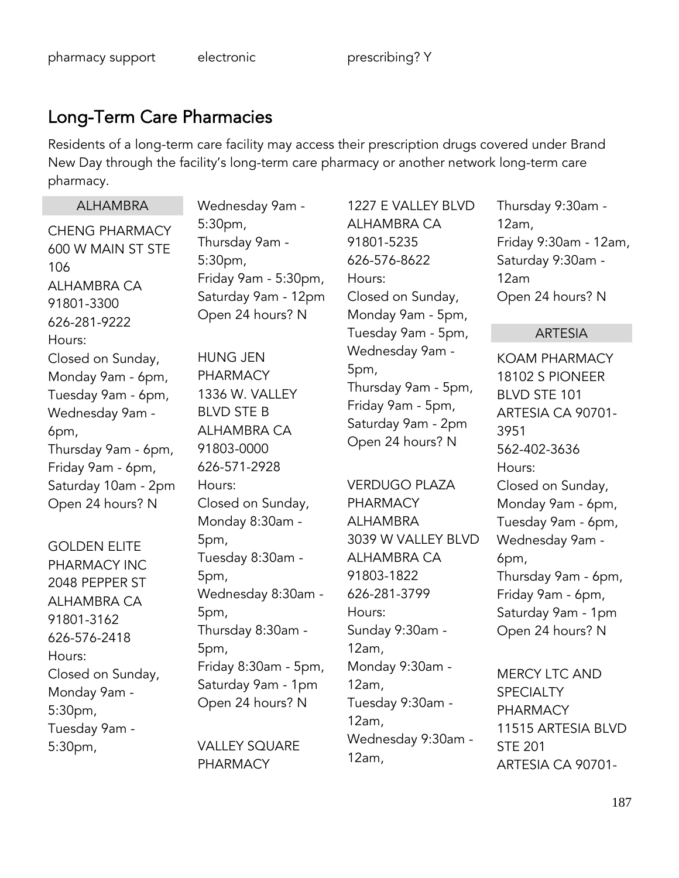pharmacy support electronic prescribing? Y

## Long-Term Care Pharmacies

Residents of a long-term care facility may access their prescription drugs covered under Brand New Day through the facility's long-term care pharmacy or another network long-term care pharmacy.

### ALHAMBRA

CHENG PHARMACY
600 W MAIN ST STE 106
ALHAMBRA CA 91801-3300
626-281-9222
Hours:
Closed on Sunday,
Monday 9am - 6pm,
Tuesday 9am - 6pm,
Wednesday 9am - 6pm,
Thursday 9am - 6pm,
Friday 9am - 6pm,
Saturday 10am - 2pm
Open 24 hours? N

GOLDEN ELITE PHARMACY INC
2048 PEPPER ST
ALHAMBRA CA 91801-3162
626-576-2418
Hours:
Closed on Sunday,
Monday 9am - 5:30pm,
Tuesday 9am - 5:30pm,
Wednesday 9am - 5:30pm,
Thursday 9am - 5:30pm,
Friday 9am - 5:30pm,
Saturday 9am - 12pm
Open 24 hours? N

HUNG JEN PHARMACY
1336 W. VALLEY BLVD STE B
ALHAMBRA CA 91803-0000
626-571-2928
Hours:
Closed on Sunday,
Monday 8:30am - 5pm,
Tuesday 8:30am - 5pm,
Wednesday 8:30am - 5pm,
Thursday 8:30am - 5pm,
Friday 8:30am - 5pm,
Saturday 9am - 1pm
Open 24 hours? N

VALLEY SQUARE PHARMACY
1227 E VALLEY BLVD
ALHAMBRA CA 91801-5235
626-576-8622
Hours:
Closed on Sunday,
Monday 9am - 5pm,
Tuesday 9am - 5pm,
Wednesday 9am - 5pm,
Thursday 9am - 5pm,
Friday 9am - 5pm,
Saturday 9am - 2pm
Open 24 hours? N

VERDUGO PLAZA PHARMACY ALHAMBRA
3039 W VALLEY BLVD
ALHAMBRA CA 91803-1822
626-281-3799
Hours:
Sunday 9:30am - 12am,
Monday 9:30am - 12am,
Tuesday 9:30am - 12am,
Wednesday 9:30am - 12am,
Thursday 9:30am - 12am,
Friday 9:30am - 12am,
Saturday 9:30am - 12am
Open 24 hours? N

### ARTESIA

KOAM PHARMACY
18102 S PIONEER BLVD STE 101
ARTESIA CA 90701-3951
562-402-3636
Hours:
Closed on Sunday,
Monday 9am - 6pm,
Tuesday 9am - 6pm,
Wednesday 9am - 6pm,
Thursday 9am - 6pm,
Friday 9am - 6pm,
Saturday 9am - 1pm
Open 24 hours? N

MERCY LTC AND SPECIALTY PHARMACY
11515 ARTESIA BLVD STE 201
ARTESIA CA 90701-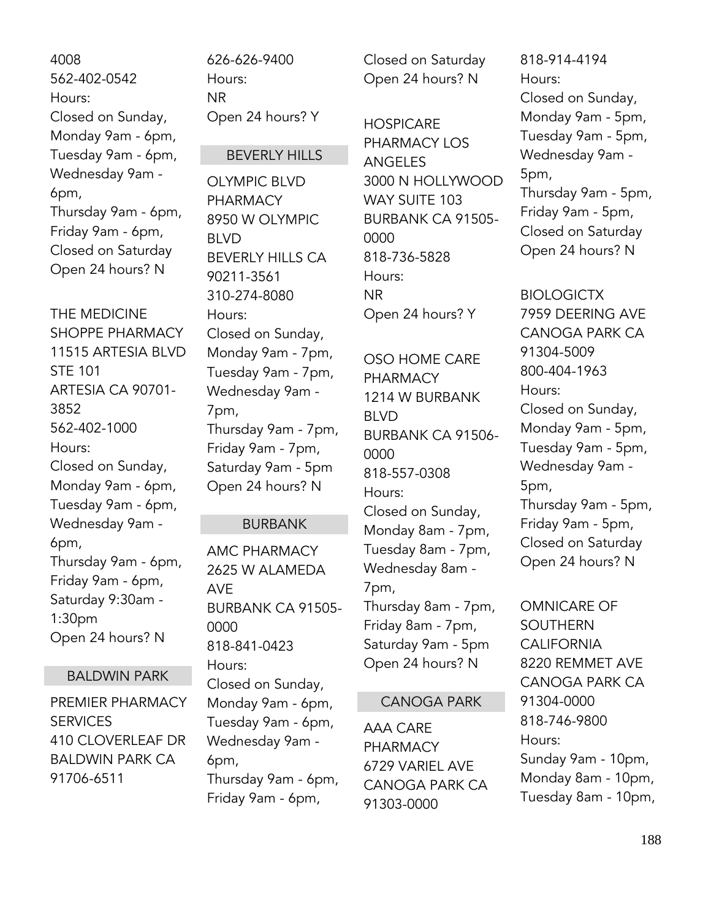4008
562-402-0542
Hours:
Closed on Sunday,
Monday 9am - 6pm,
Tuesday 9am - 6pm,
Wednesday 9am - 6pm,
Thursday 9am - 6pm,
Friday 9am - 6pm,
Closed on Saturday
Open 24 hours? N

THE MEDICINE SHOPPE PHARMACY
11515 ARTESIA BLVD STE 101
ARTESIA CA 90701-3852
562-402-1000
Hours:
Closed on Sunday,
Monday 9am - 6pm,
Tuesday 9am - 6pm,
Wednesday 9am - 6pm,
Thursday 9am - 6pm,
Friday 9am - 6pm,
Saturday 9:30am - 1:30pm
Open 24 hours? N

## BALDWIN PARK

PREMIER PHARMACY SERVICES
410 CLOVERLEAF DR
BALDWIN PARK CA 91706-6511
626-626-9400
Hours:
NR
Open 24 hours? Y

## BEVERLY HILLS

OLYMPIC BLVD PHARMACY
8950 W OLYMPIC BLVD
BEVERLY HILLS CA 90211-3561
310-274-8080
Hours:
Closed on Sunday,
Monday 9am - 7pm,
Tuesday 9am - 7pm,
Wednesday 9am - 7pm,
Thursday 9am - 7pm,
Friday 9am - 7pm,
Saturday 9am - 5pm
Open 24 hours? N

## BURBANK

AMC PHARMACY
2625 W ALAMEDA AVE
BURBANK CA 91505-0000
818-841-0423
Hours:
Closed on Sunday,
Monday 9am - 6pm,
Tuesday 9am - 6pm,
Wednesday 9am - 6pm,
Thursday 9am - 6pm,
Friday 9am - 6pm,
Closed on Saturday
Open 24 hours? N

HOSPICARE PHARMACY LOS ANGELES
3000 N HOLLYWOOD WAY SUITE 103
BURBANK CA 91505-0000
818-736-5828
Hours:
NR
Open 24 hours? Y

OSO HOME CARE PHARMACY
1214 W BURBANK BLVD
BURBANK CA 91506-0000
818-557-0308
Hours:
Closed on Sunday,
Monday 8am - 7pm,
Tuesday 8am - 7pm,
Wednesday 8am - 7pm,
Thursday 8am - 7pm,
Friday 8am - 7pm,
Saturday 9am - 5pm
Open 24 hours? N

## CANOGA PARK

AAA CARE PHARMACY
6729 VARIEL AVE
CANOGA PARK CA 91303-0000
818-914-4194
Hours:
Closed on Sunday,
Monday 9am - 5pm,
Tuesday 9am - 5pm,
Wednesday 9am - 5pm,
Thursday 9am - 5pm,
Friday 9am - 5pm,
Closed on Saturday
Open 24 hours? N

BIOLOGICTX
7959 DEERING AVE
CANOGA PARK CA 91304-5009
800-404-1963
Hours:
Closed on Sunday,
Monday 9am - 5pm,
Tuesday 9am - 5pm,
Wednesday 9am - 5pm,
Thursday 9am - 5pm,
Friday 9am - 5pm,
Closed on Saturday
Open 24 hours? N

OMNICARE OF SOUTHERN CALIFORNIA
8220 REMMET AVE
CANOGA PARK CA 91304-0000
818-746-9800
Hours:
Sunday 9am - 10pm,
Monday 8am - 10pm,
Tuesday 8am - 10pm,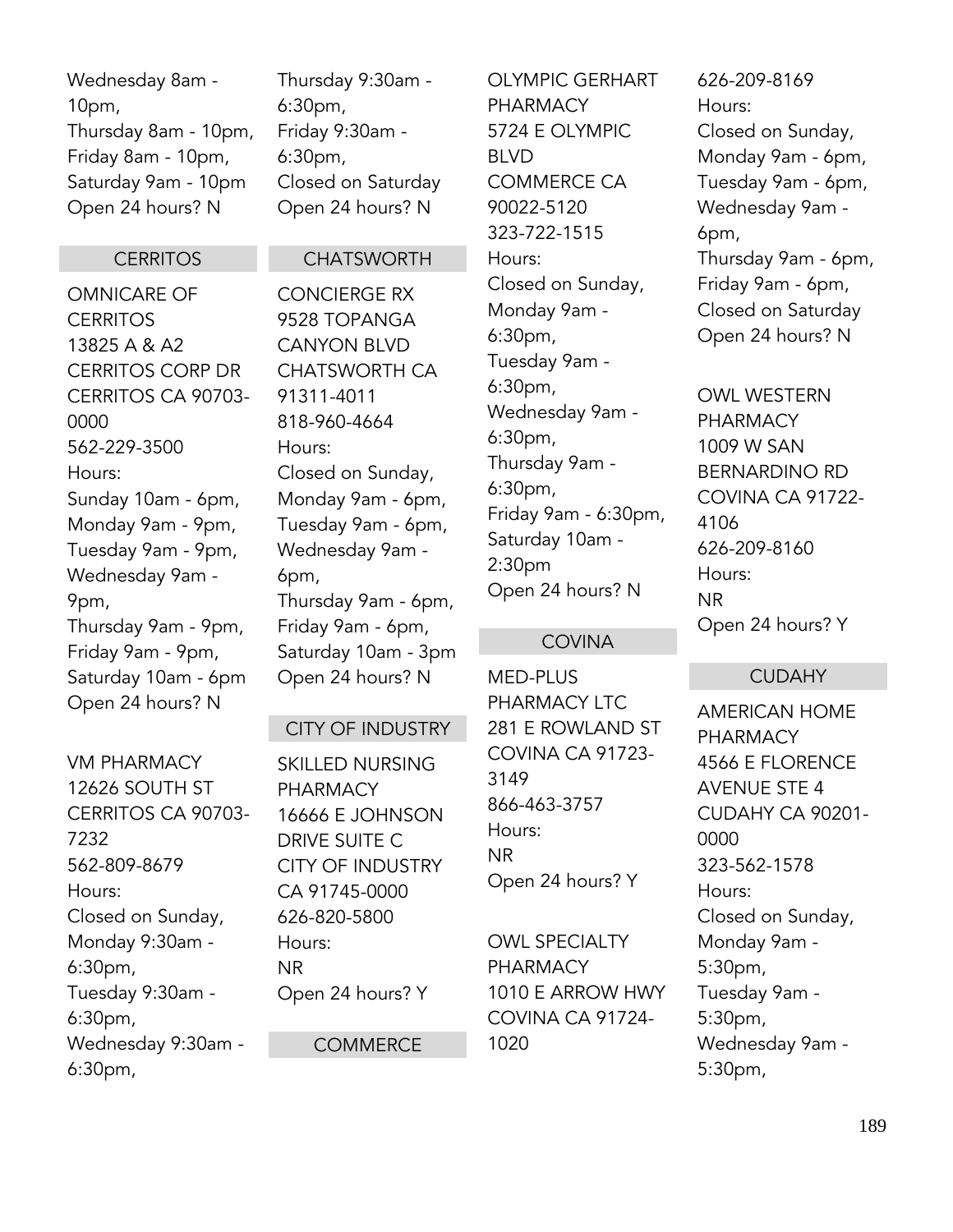Wednesday 8am - 10pm,
Thursday 8am - 10pm,
Friday 8am - 10pm,
Saturday 9am - 10pm
Open 24 hours? N

## CERRITOS

OMNICARE OF CERRITOS
13825 A & A2 CERRITOS CORP DR
CERRITOS CA 90703-0000
562-229-3500
Hours:
Sunday 10am - 6pm,
Monday 9am - 9pm,
Tuesday 9am - 9pm,
Wednesday 9am - 9pm,
Thursday 9am - 9pm,
Friday 9am - 9pm,
Saturday 10am - 6pm
Open 24 hours? N

VM PHARMACY
12626 SOUTH ST
CERRITOS CA 90703-7232
562-809-8679
Hours:
Closed on Sunday,
Monday 9:30am - 6:30pm,
Tuesday 9:30am - 6:30pm,
Wednesday 9:30am - 6:30pm,
Thursday 9:30am - 6:30pm,
Friday 9:30am - 6:30pm,
Closed on Saturday
Open 24 hours? N

## CHATSWORTH

CONCIERGE RX
9528 TOPANGA CANYON BLVD
CHATSWORTH CA 91311-4011
818-960-4664
Hours:
Closed on Sunday,
Monday 9am - 6pm,
Tuesday 9am - 6pm,
Wednesday 9am - 6pm,
Thursday 9am - 6pm,
Friday 9am - 6pm,
Saturday 10am - 3pm
Open 24 hours? N

## CITY OF INDUSTRY

SKILLED NURSING PHARMACY
16666 E JOHNSON DRIVE SUITE C
CITY OF INDUSTRY CA 91745-0000
626-820-5800
Hours:
NR
Open 24 hours? Y

## COMMERCE

OLYMPIC GERHART PHARMACY
5724 E OLYMPIC BLVD
COMMERCE CA 90022-5120
323-722-1515
Hours:
Closed on Sunday,
Monday 9am - 6:30pm,
Tuesday 9am - 6:30pm,
Wednesday 9am - 6:30pm,
Thursday 9am - 6:30pm,
Friday 9am - 6:30pm,
Saturday 10am - 2:30pm
Open 24 hours? N

## COVINA

MED-PLUS PHARMACY LTC
281 E ROWLAND ST
COVINA CA 91723-3149
866-463-3757
Hours:
NR
Open 24 hours? Y

OWL SPECIALTY PHARMACY
1010 E ARROW HWY
COVINA CA 91724-1020
626-209-8169
Hours:
Closed on Sunday,
Monday 9am - 6pm,
Tuesday 9am - 6pm,
Wednesday 9am - 6pm,
Thursday 9am - 6pm,
Friday 9am - 6pm,
Closed on Saturday
Open 24 hours? N

OWL WESTERN PHARMACY
1009 W SAN BERNARDINO RD
COVINA CA 91722-4106
626-209-8160
Hours:
NR
Open 24 hours? Y

## CUDAHY

AMERICAN HOME PHARMACY
4566 E FLORENCE AVENUE STE 4
CUDAHY CA 90201-0000
323-562-1578
Hours:
Closed on Sunday,
Monday 9am - 5:30pm,
Tuesday 9am - 5:30pm,
Wednesday 9am - 5:30pm,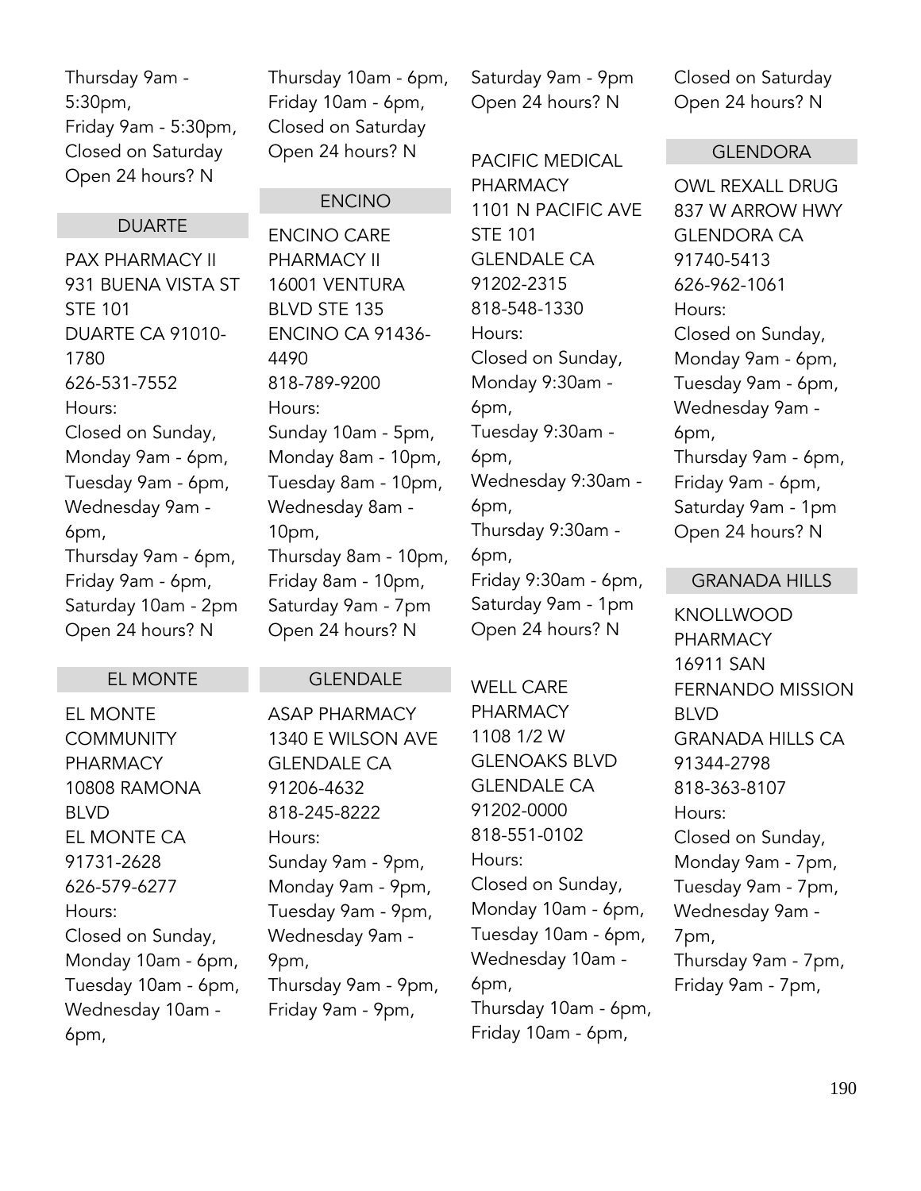Thursday 9am - 5:30pm,
Friday 9am - 5:30pm,
Closed on Saturday
Open 24 hours? N

## DUARTE

PAX PHARMACY II
931 BUENA VISTA ST STE 101
DUARTE CA 91010-1780
626-531-7552
Hours:
Closed on Sunday,
Monday 9am - 6pm,
Tuesday 9am - 6pm,
Wednesday 9am - 6pm,
Thursday 9am - 6pm,
Friday 9am - 6pm,
Saturday 10am - 2pm
Open 24 hours? N

## EL MONTE

EL MONTE COMMUNITY PHARMACY
10808 RAMONA BLVD
EL MONTE CA 91731-2628
626-579-6277
Hours:
Closed on Sunday,
Monday 10am - 6pm,
Tuesday 10am - 6pm,
Wednesday 10am - 6pm,
Thursday 10am - 6pm,
Friday 10am - 6pm,
Closed on Saturday
Open 24 hours? N

## ENCINO

ENCINO CARE PHARMACY II
16001 VENTURA BLVD STE 135
ENCINO CA 91436-4490
818-789-9200
Hours:
Sunday 10am - 5pm,
Monday 8am - 10pm,
Tuesday 8am - 10pm,
Wednesday 8am - 10pm,
Thursday 8am - 10pm,
Friday 8am - 10pm,
Saturday 9am - 7pm
Open 24 hours? N

## GLENDALE

ASAP PHARMACY
1340 E WILSON AVE
GLENDALE CA 91206-4632
818-245-8222
Hours:
Sunday 9am - 9pm,
Monday 9am - 9pm,
Tuesday 9am - 9pm,
Wednesday 9am - 9pm,
Thursday 9am - 9pm,
Friday 9am - 9pm,
Saturday 9am - 9pm
Open 24 hours? N

PACIFIC MEDICAL PHARMACY
1101 N PACIFIC AVE STE 101
GLENDALE CA 91202-2315
818-548-1330
Hours:
Closed on Sunday,
Monday 9:30am - 6pm,
Tuesday 9:30am - 6pm,
Wednesday 9:30am - 6pm,
Thursday 9:30am - 6pm,
Friday 9:30am - 6pm,
Saturday 9am - 1pm
Open 24 hours? N

WELL CARE PHARMACY
1108 1/2 W GLENOAKS BLVD
GLENDALE CA 91202-0000
818-551-0102
Hours:
Closed on Sunday,
Monday 10am - 6pm,
Tuesday 10am - 6pm,
Wednesday 10am - 6pm,
Thursday 10am - 6pm,
Friday 10am - 6pm,
Closed on Saturday
Open 24 hours? N

## GLENDORA

OWL REXALL DRUG
837 W ARROW HWY
GLENDORA CA 91740-5413
626-962-1061
Hours:
Closed on Sunday,
Monday 9am - 6pm,
Tuesday 9am - 6pm,
Wednesday 9am - 6pm,
Thursday 9am - 6pm,
Friday 9am - 6pm,
Saturday 9am - 1pm
Open 24 hours? N

## GRANADA HILLS

KNOLLWOOD PHARMACY
16911 SAN FERNANDO MISSION BLVD
GRANADA HILLS CA 91344-2798
818-363-8107
Hours:
Closed on Sunday,
Monday 9am - 7pm,
Tuesday 9am - 7pm,
Wednesday 9am - 7pm,
Thursday 9am - 7pm,
Friday 9am - 7pm,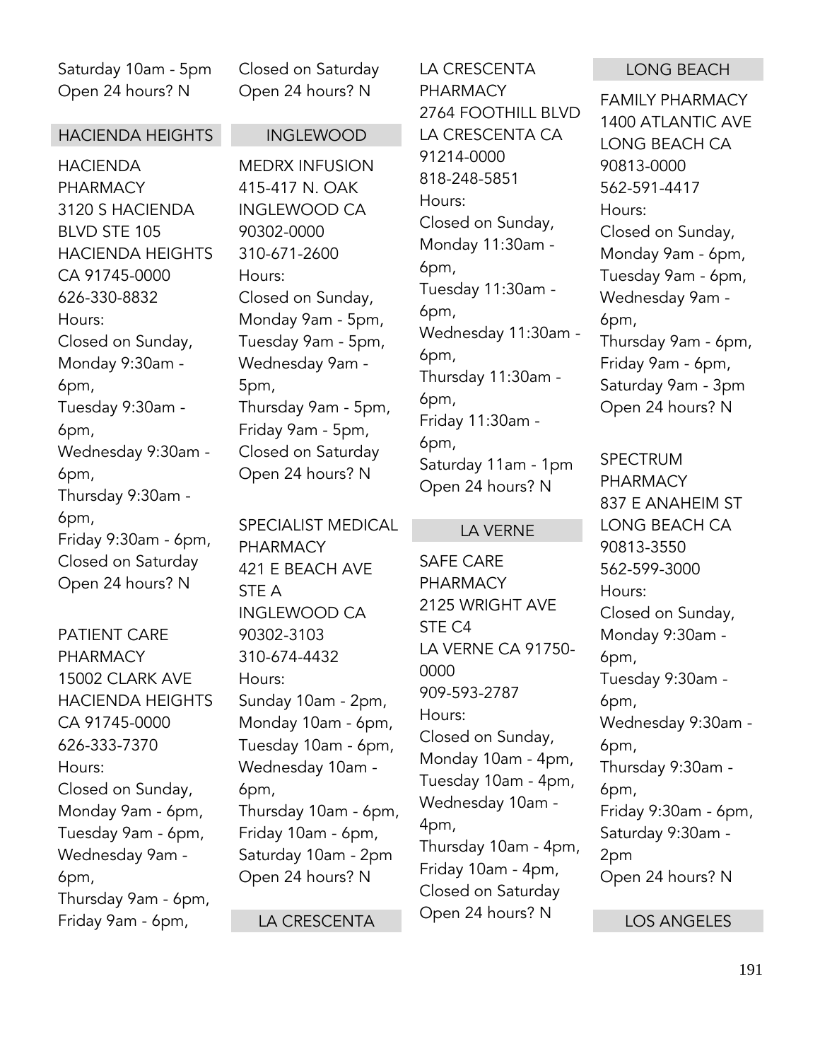Saturday 10am - 5pm
Open 24 hours? N

Closed on Saturday
Open 24 hours? N

## HACIENDA HEIGHTS

HACIENDA PHARMACY
3120 S HACIENDA BLVD STE 105
HACIENDA HEIGHTS CA 91745-0000
626-330-8832
Hours:
Closed on Sunday,
Monday 9:30am - 6pm,
Tuesday 9:30am - 6pm,
Wednesday 9:30am - 6pm,
Thursday 9:30am - 6pm,
Friday 9:30am - 6pm,
Closed on Saturday
Open 24 hours? N

PATIENT CARE PHARMACY
15002 CLARK AVE
HACIENDA HEIGHTS CA 91745-0000
626-333-7370
Hours:
Closed on Sunday,
Monday 9am - 6pm,
Tuesday 9am - 6pm,
Wednesday 9am - 6pm,
Thursday 9am - 6pm,
Friday 9am - 6pm,

## INGLEWOOD

MEDRX INFUSION
415-417 N. OAK
INGLEWOOD CA 90302-0000
310-671-2600
Hours:
Closed on Sunday,
Monday 9am - 5pm,
Tuesday 9am - 5pm,
Wednesday 9am - 5pm,
Thursday 9am - 5pm,
Friday 9am - 5pm,
Closed on Saturday
Open 24 hours? N

SPECIALIST MEDICAL PHARMACY
421 E BEACH AVE STE A
INGLEWOOD CA 90302-3103
310-674-4432
Hours:
Sunday 10am - 2pm,
Monday 10am - 6pm,
Tuesday 10am - 6pm,
Wednesday 10am - 6pm,
Thursday 10am - 6pm,
Friday 10am - 6pm,
Saturday 10am - 2pm
Open 24 hours? N

## LA CRESCENTA

LA CRESCENTA PHARMACY
2764 FOOTHILL BLVD
LA CRESCENTA CA 91214-0000
818-248-5851
Hours:
Closed on Sunday,
Monday 11:30am - 6pm,
Tuesday 11:30am - 6pm,
Wednesday 11:30am - 6pm,
Thursday 11:30am - 6pm,
Friday 11:30am - 6pm,
Saturday 11am - 1pm
Open 24 hours? N

## LA VERNE

SAFE CARE PHARMACY
2125 WRIGHT AVE STE C4
LA VERNE CA 91750-0000
909-593-2787
Hours:
Closed on Sunday,
Monday 10am - 4pm,
Tuesday 10am - 4pm,
Wednesday 10am - 4pm,
Thursday 10am - 4pm,
Friday 10am - 4pm,
Closed on Saturday
Open 24 hours? N

## LONG BEACH

FAMILY PHARMACY
1400 ATLANTIC AVE
LONG BEACH CA 90813-0000
562-591-4417
Hours:
Closed on Sunday,
Monday 9am - 6pm,
Tuesday 9am - 6pm,
Wednesday 9am - 6pm,
Thursday 9am - 6pm,
Friday 9am - 6pm,
Saturday 9am - 3pm
Open 24 hours? N

SPECTRUM PHARMACY
837 E ANAHEIM ST
LONG BEACH CA 90813-3550
562-599-3000
Hours:
Closed on Sunday,
Monday 9:30am - 6pm,
Tuesday 9:30am - 6pm,
Wednesday 9:30am - 6pm,
Thursday 9:30am - 6pm,
Friday 9:30am - 6pm,
Saturday 9:30am - 2pm
Open 24 hours? N

## LOS ANGELES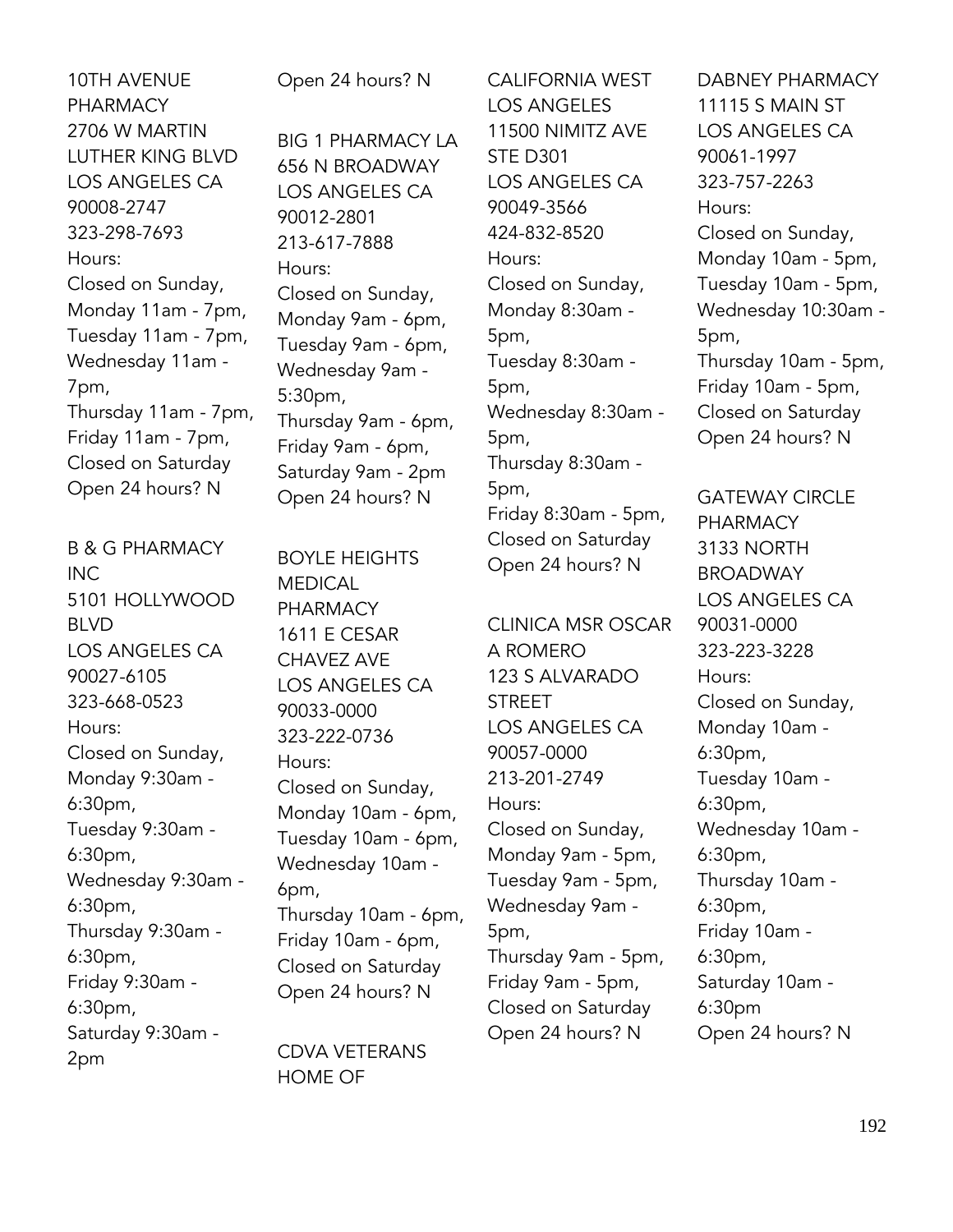10TH AVENUE PHARMACY
2706 W MARTIN LUTHER KING BLVD
LOS ANGELES CA 90008-2747
323-298-7693
Hours:
Closed on Sunday,
Monday 11am - 7pm,
Tuesday 11am - 7pm,
Wednesday 11am - 7pm,
Thursday 11am - 7pm,
Friday 11am - 7pm,
Closed on Saturday
Open 24 hours? N

B & G PHARMACY INC
5101 HOLLYWOOD BLVD
LOS ANGELES CA 90027-6105
323-668-0523
Hours:
Closed on Sunday,
Monday 9:30am - 6:30pm,
Tuesday 9:30am - 6:30pm,
Wednesday 9:30am - 6:30pm,
Thursday 9:30am - 6:30pm,
Friday 9:30am - 6:30pm,
Saturday 9:30am - 2pm
Open 24 hours? N

BIG 1 PHARMACY LA
656 N BROADWAY
LOS ANGELES CA 90012-2801
213-617-7888
Hours:
Closed on Sunday,
Monday 9am - 6pm,
Tuesday 9am - 6pm,
Wednesday 9am - 5:30pm,
Thursday 9am - 6pm,
Friday 9am - 6pm,
Saturday 9am - 2pm
Open 24 hours? N

BOYLE HEIGHTS MEDICAL PHARMACY
1611 E CESAR CHAVEZ AVE
LOS ANGELES CA 90033-0000
323-222-0736
Hours:
Closed on Sunday,
Monday 10am - 6pm,
Tuesday 10am - 6pm,
Wednesday 10am - 6pm,
Thursday 10am - 6pm,
Friday 10am - 6pm,
Closed on Saturday
Open 24 hours? N

CDVA VETERANS HOME OF
CALIFORNIA WEST LOS ANGELES
11500 NIMITZ AVE STE D301
LOS ANGELES CA 90049-3566
424-832-8520
Hours:
Closed on Sunday,
Monday 8:30am - 5pm,
Tuesday 8:30am - 5pm,
Wednesday 8:30am - 5pm,
Thursday 8:30am - 5pm,
Friday 8:30am - 5pm,
Closed on Saturday
Open 24 hours? N

CLINICA MSR OSCAR A ROMERO
123 S ALVARADO STREET
LOS ANGELES CA 90057-0000
213-201-2749
Hours:
Closed on Sunday,
Monday 9am - 5pm,
Tuesday 9am - 5pm,
Wednesday 9am - 5pm,
Thursday 9am - 5pm,
Friday 9am - 5pm,
Closed on Saturday
Open 24 hours? N

DABNEY PHARMACY
11115 S MAIN ST
LOS ANGELES CA 90061-1997
323-757-2263
Hours:
Closed on Sunday,
Monday 10am - 5pm,
Tuesday 10am - 5pm,
Wednesday 10:30am - 5pm,
Thursday 10am - 5pm,
Friday 10am - 5pm,
Closed on Saturday
Open 24 hours? N

GATEWAY CIRCLE PHARMACY
3133 NORTH BROADWAY
LOS ANGELES CA 90031-0000
323-223-3228
Hours:
Closed on Sunday,
Monday 10am - 6:30pm,
Tuesday 10am - 6:30pm,
Wednesday 10am - 6:30pm,
Thursday 10am - 6:30pm,
Friday 10am - 6:30pm,
Saturday 10am - 6:30pm
Open 24 hours? N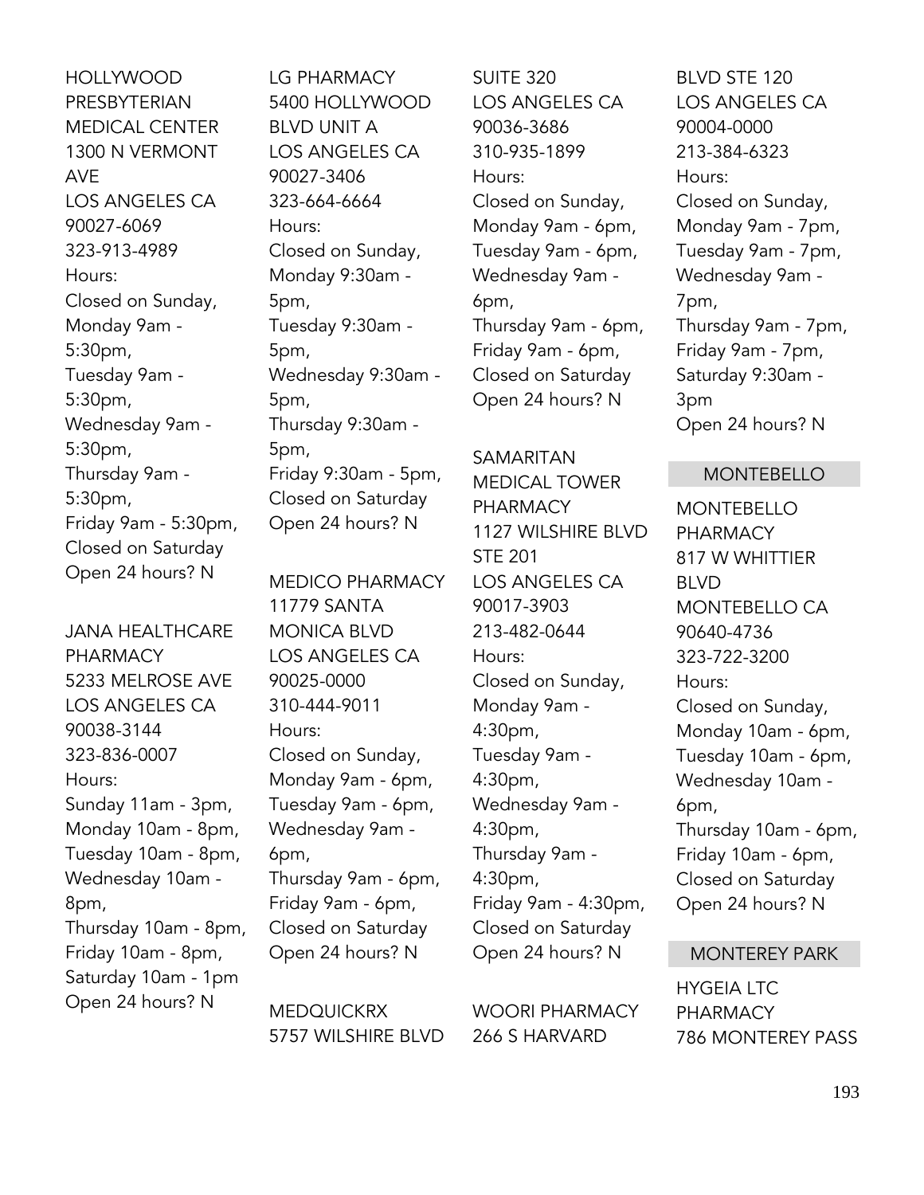HOLLYWOOD PRESBYTERIAN MEDICAL CENTER
1300 N VERMONT AVE
LOS ANGELES CA 90027-6069
323-913-4989
Hours:
Closed on Sunday,
Monday 9am - 5:30pm,
Tuesday 9am - 5:30pm,
Wednesday 9am - 5:30pm,
Thursday 9am - 5:30pm,
Friday 9am - 5:30pm,
Closed on Saturday
Open 24 hours? N

JANA HEALTHCARE PHARMACY
5233 MELROSE AVE
LOS ANGELES CA 90038-3144
323-836-0007
Hours:
Sunday 11am - 3pm,
Monday 10am - 8pm,
Tuesday 10am - 8pm,
Wednesday 10am - 8pm,
Thursday 10am - 8pm,
Friday 10am - 8pm,
Saturday 10am - 1pm
Open 24 hours? N

LG PHARMACY
5400 HOLLYWOOD BLVD UNIT A
LOS ANGELES CA 90027-3406
323-664-6664
Hours:
Closed on Sunday,
Monday 9:30am - 5pm,
Tuesday 9:30am - 5pm,
Wednesday 9:30am - 5pm,
Thursday 9:30am - 5pm,
Friday 9:30am - 5pm,
Closed on Saturday
Open 24 hours? N

MEDICO PHARMACY
11779 SANTA MONICA BLVD
LOS ANGELES CA 90025-0000
310-444-9011
Hours:
Closed on Sunday,
Monday 9am - 6pm,
Tuesday 9am - 6pm,
Wednesday 9am - 6pm,
Thursday 9am - 6pm,
Friday 9am - 6pm,
Closed on Saturday
Open 24 hours? N

MEDQUICKRX
5757 WILSHIRE BLVD SUITE 320
LOS ANGELES CA 90036-3686
310-935-1899
Hours:
Closed on Sunday,
Monday 9am - 6pm,
Tuesday 9am - 6pm,
Wednesday 9am - 6pm,
Thursday 9am - 6pm,
Friday 9am - 6pm,
Closed on Saturday
Open 24 hours? N

SAMARITAN MEDICAL TOWER PHARMACY
1127 WILSHIRE BLVD STE 201
LOS ANGELES CA 90017-3903
213-482-0644
Hours:
Closed on Sunday,
Monday 9am - 4:30pm,
Tuesday 9am - 4:30pm,
Wednesday 9am - 4:30pm,
Thursday 9am - 4:30pm,
Friday 9am - 4:30pm,
Closed on Saturday
Open 24 hours? N

WOORI PHARMACY
266 S HARVARD BLVD STE 120
LOS ANGELES CA 90004-0000
213-384-6323
Hours:
Closed on Sunday,
Monday 9am - 7pm,
Tuesday 9am - 7pm,
Wednesday 9am - 7pm,
Thursday 9am - 7pm,
Friday 9am - 7pm,
Saturday 9:30am - 3pm
Open 24 hours? N

## MONTEBELLO

MONTEBELLO PHARMACY
817 W WHITTIER BLVD
MONTEBELLO CA 90640-4736
323-722-3200
Hours:
Closed on Sunday,
Monday 10am - 6pm,
Tuesday 10am - 6pm,
Wednesday 10am - 6pm,
Thursday 10am - 6pm,
Friday 10am - 6pm,
Closed on Saturday
Open 24 hours? N

## MONTEREY PARK

HYGEIA LTC PHARMACY
786 MONTEREY PASS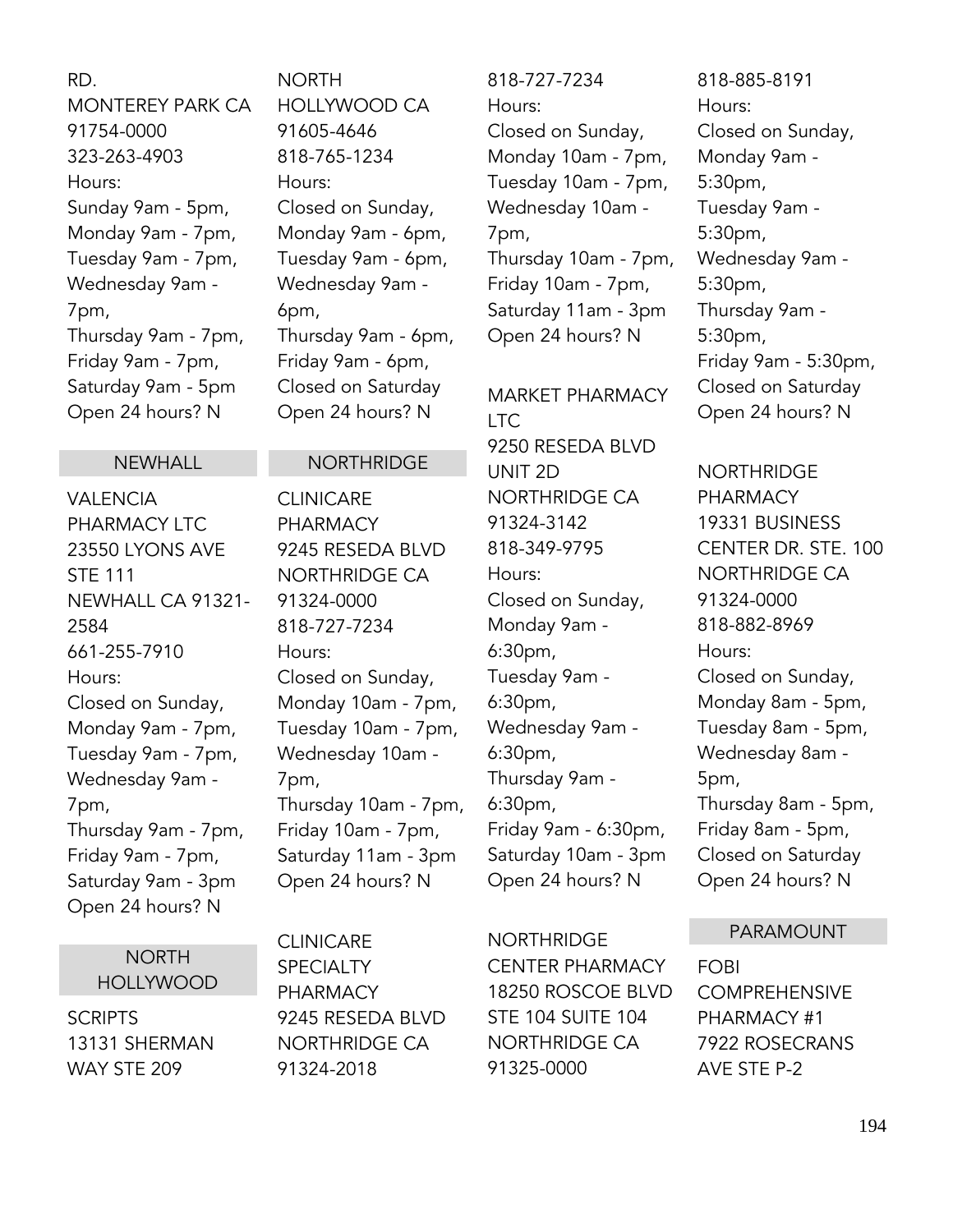RD.
MONTEREY PARK CA 91754-0000
323-263-4903
Hours:
Sunday 9am - 5pm,
Monday 9am - 7pm,
Tuesday 9am - 7pm,
Wednesday 9am - 7pm,
Thursday 9am - 7pm,
Friday 9am - 7pm,
Saturday 9am - 5pm
Open 24 hours? N

## NEWHALL

VALENCIA PHARMACY LTC
23550 LYONS AVE STE 111
NEWHALL CA 91321-2584
661-255-7910
Hours:
Closed on Sunday,
Monday 9am - 7pm,
Tuesday 9am - 7pm,
Wednesday 9am - 7pm,
Thursday 9am - 7pm,
Friday 9am - 7pm,
Saturday 9am - 3pm
Open 24 hours? N

## NORTH HOLLYWOOD

SCRIPTS
13131 SHERMAN WAY STE 209
NORTH HOLLYWOOD CA 91605-4646
818-765-1234
Hours:
Closed on Sunday,
Monday 9am - 6pm,
Tuesday 9am - 6pm,
Wednesday 9am - 6pm,
Thursday 9am - 6pm,
Friday 9am - 6pm,
Closed on Saturday
Open 24 hours? N

## NORTHRIDGE

CLINICARE PHARMACY
9245 RESEDA BLVD
NORTHRIDGE CA 91324-0000
818-727-7234
Hours:
Closed on Sunday,
Monday 10am - 7pm,
Tuesday 10am - 7pm,
Wednesday 10am - 7pm,
Thursday 10am - 7pm,
Friday 10am - 7pm,
Saturday 11am - 3pm
Open 24 hours? N

CLINICARE SPECIALTY PHARMACY
9245 RESEDA BLVD
NORTHRIDGE CA 91324-2018
818-727-7234
Hours:
Closed on Sunday,
Monday 10am - 7pm,
Tuesday 10am - 7pm,
Wednesday 10am - 7pm,
Thursday 10am - 7pm,
Friday 10am - 7pm,
Saturday 11am - 3pm
Open 24 hours? N

MARKET PHARMACY LTC
9250 RESEDA BLVD UNIT 2D
NORTHRIDGE CA 91324-3142
818-349-9795
Hours:
Closed on Sunday,
Monday 9am - 6:30pm,
Tuesday 9am - 6:30pm,
Wednesday 9am - 6:30pm,
Thursday 9am - 6:30pm,
Friday 9am - 6:30pm,
Saturday 10am - 3pm
Open 24 hours? N

NORTHRIDGE CENTER PHARMACY
18250 ROSCOE BLVD STE 104 SUITE 104
NORTHRIDGE CA 91325-0000
818-885-8191
Hours:
Closed on Sunday,
Monday 9am - 5:30pm,
Tuesday 9am - 5:30pm,
Wednesday 9am - 5:30pm,
Thursday 9am - 5:30pm,
Friday 9am - 5:30pm,
Closed on Saturday
Open 24 hours? N

NORTHRIDGE PHARMACY
19331 BUSINESS CENTER DR. STE. 100
NORTHRIDGE CA 91324-0000
818-882-8969
Hours:
Closed on Sunday,
Monday 8am - 5pm,
Tuesday 8am - 5pm,
Wednesday 8am - 5pm,
Thursday 8am - 5pm,
Friday 8am - 5pm,
Closed on Saturday
Open 24 hours? N

## PARAMOUNT

FOBI COMPREHENSIVE PHARMACY #1
7922 ROSECRANS AVE STE P-2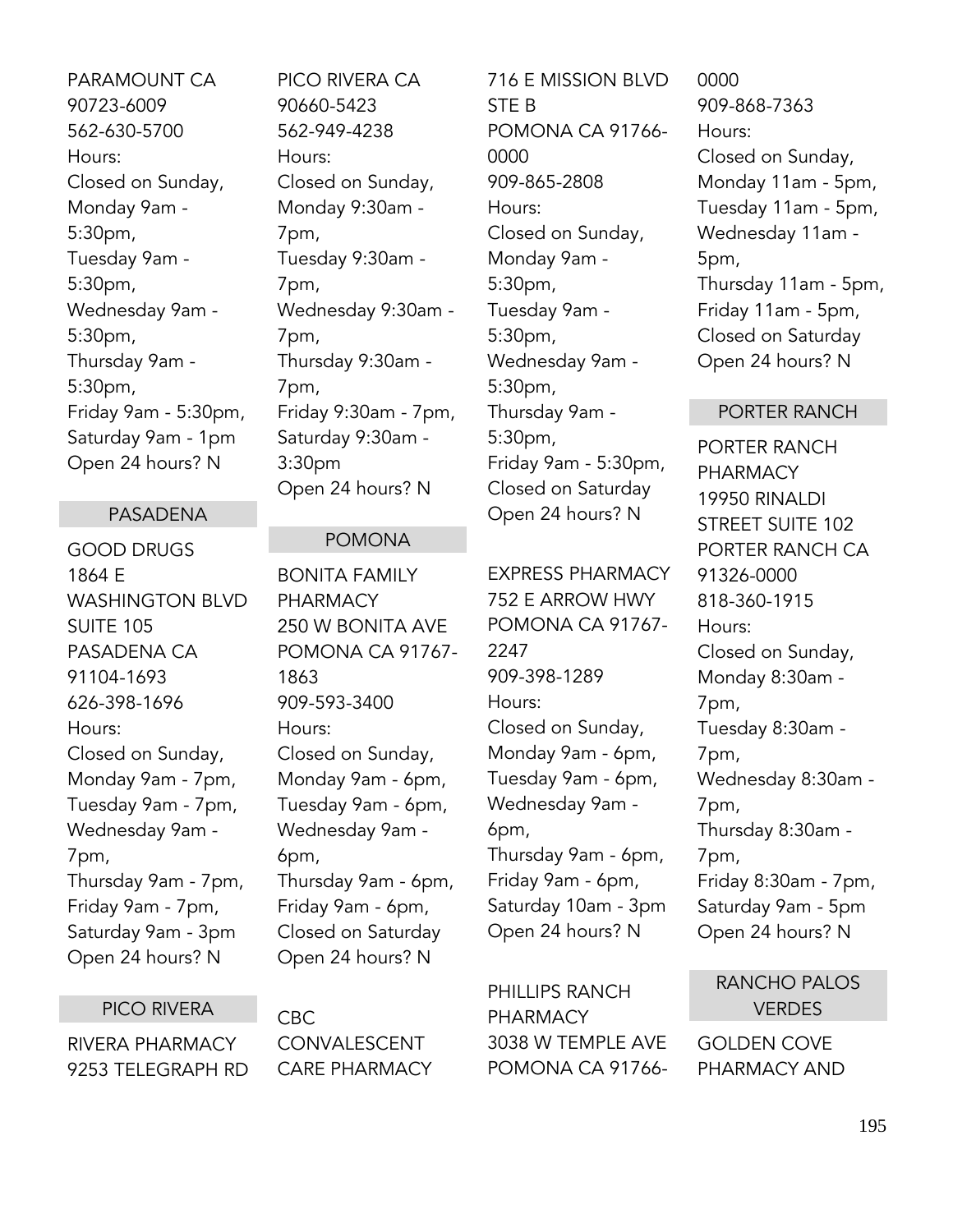PARAMOUNT CA
90723-6009
562-630-5700
Hours:
Closed on Sunday,
Monday 9am - 5:30pm,
Tuesday 9am - 5:30pm,
Wednesday 9am - 5:30pm,
Thursday 9am - 5:30pm,
Friday 9am - 5:30pm,
Saturday 9am - 1pm
Open 24 hours? N

## PASADENA

GOOD DRUGS
1864 E WASHINGTON BLVD SUITE 105
PASADENA CA 91104-1693
626-398-1696
Hours:
Closed on Sunday,
Monday 9am - 7pm,
Tuesday 9am - 7pm,
Wednesday 9am - 7pm,
Thursday 9am - 7pm,
Friday 9am - 7pm,
Saturday 9am - 3pm
Open 24 hours? N

## PICO RIVERA

RIVERA PHARMACY
9253 TELEGRAPH RD
PICO RIVERA CA 90660-5423
562-949-4238
Hours:
Closed on Sunday,
Monday 9:30am - 7pm,
Tuesday 9:30am - 7pm,
Wednesday 9:30am - 7pm,
Thursday 9:30am - 7pm,
Friday 9:30am - 7pm,
Saturday 9:30am - 3:30pm
Open 24 hours? N

## POMONA

BONITA FAMILY PHARMACY
250 W BONITA AVE
POMONA CA 91767-1863
909-593-3400
Hours:
Closed on Sunday,
Monday 9am - 6pm,
Tuesday 9am - 6pm,
Wednesday 9am - 6pm,
Thursday 9am - 6pm,
Friday 9am - 6pm,
Closed on Saturday
Open 24 hours? N

CBC CONVALESCENT CARE PHARMACY
716 E MISSION BLVD STE B
POMONA CA 91766-0000
909-865-2808
Hours:
Closed on Sunday,
Monday 9am - 5:30pm,
Tuesday 9am - 5:30pm,
Wednesday 9am - 5:30pm,
Thursday 9am - 5:30pm,
Friday 9am - 5:30pm,
Closed on Saturday
Open 24 hours? N

EXPRESS PHARMACY
752 E ARROW HWY
POMONA CA 91767-2247
909-398-1289
Hours:
Closed on Sunday,
Monday 9am - 6pm,
Tuesday 9am - 6pm,
Wednesday 9am - 6pm,
Thursday 9am - 6pm,
Friday 9am - 6pm,
Saturday 10am - 3pm
Open 24 hours? N

PHILLIPS RANCH PHARMACY
3038 W TEMPLE AVE
POMONA CA 91766-0000
909-868-7363
Hours:
Closed on Sunday,
Monday 11am - 5pm,
Tuesday 11am - 5pm,
Wednesday 11am - 5pm,
Thursday 11am - 5pm,
Friday 11am - 5pm,
Closed on Saturday
Open 24 hours? N

## PORTER RANCH

PORTER RANCH PHARMACY
19950 RINALDI STREET SUITE 102
PORTER RANCH CA 91326-0000
818-360-1915
Hours:
Closed on Sunday,
Monday 8:30am - 7pm,
Tuesday 8:30am - 7pm,
Wednesday 8:30am - 7pm,
Thursday 8:30am - 7pm,
Friday 8:30am - 7pm,
Saturday 9am - 5pm
Open 24 hours? N

## RANCHO PALOS VERDES

GOLDEN COVE PHARMACY AND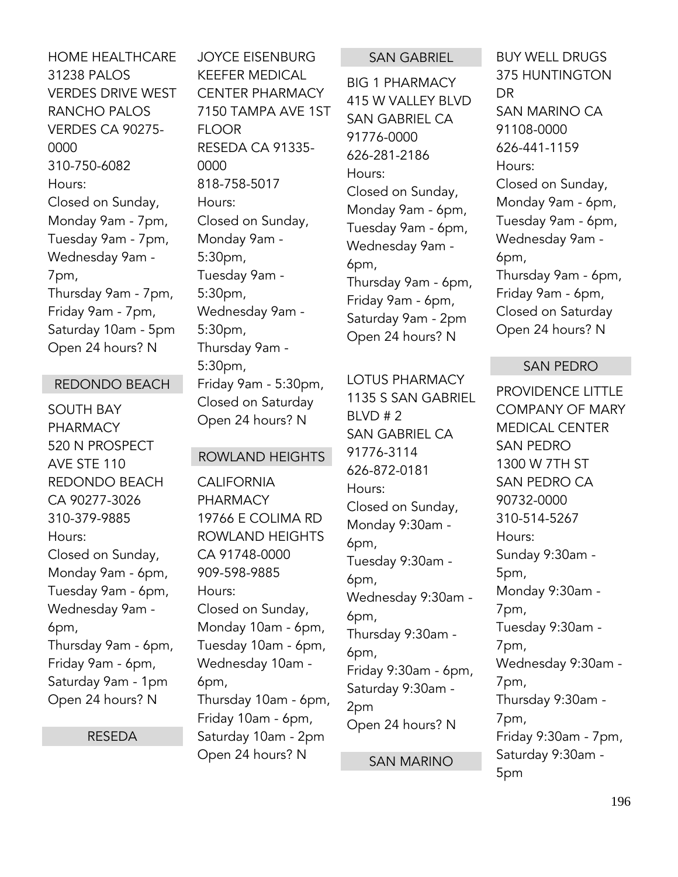HOME HEALTHCARE
31238 PALOS VERDES DRIVE WEST
RANCHO PALOS VERDES CA 90275-0000
310-750-6082
Hours:
Closed on Sunday,
Monday 9am - 7pm,
Tuesday 9am - 7pm,
Wednesday 9am - 7pm,
Thursday 9am - 7pm,
Friday 9am - 7pm,
Saturday 10am - 5pm
Open 24 hours? N

## REDONDO BEACH

SOUTH BAY PHARMACY
520 N PROSPECT AVE STE 110
REDONDO BEACH CA 90277-3026
310-379-9885
Hours:
Closed on Sunday,
Monday 9am - 6pm,
Tuesday 9am - 6pm,
Wednesday 9am - 6pm,
Thursday 9am - 6pm,
Friday 9am - 6pm,
Saturday 9am - 1pm
Open 24 hours? N

## RESEDA

JOYCE EISENBURG KEEFER MEDICAL CENTER PHARMACY
7150 TAMPA AVE 1ST FLOOR
RESEDA CA 91335-0000
818-758-5017
Hours:
Closed on Sunday,
Monday 9am - 5:30pm,
Tuesday 9am - 5:30pm,
Wednesday 9am - 5:30pm,
Thursday 9am - 5:30pm,
Friday 9am - 5:30pm,
Closed on Saturday
Open 24 hours? N

## ROWLAND HEIGHTS

CALIFORNIA PHARMACY
19766 E COLIMA RD
ROWLAND HEIGHTS CA 91748-0000
909-598-9885
Hours:
Closed on Sunday,
Monday 10am - 6pm,
Tuesday 10am - 6pm,
Wednesday 10am - 6pm,
Thursday 10am - 6pm,
Friday 10am - 6pm,
Saturday 10am - 2pm
Open 24 hours? N

## SAN GABRIEL

BIG 1 PHARMACY
415 W VALLEY BLVD
SAN GABRIEL CA 91776-0000
626-281-2186
Hours:
Closed on Sunday,
Monday 9am - 6pm,
Tuesday 9am - 6pm,
Wednesday 9am - 6pm,
Thursday 9am - 6pm,
Friday 9am - 6pm,
Saturday 9am - 2pm
Open 24 hours? N

LOTUS PHARMACY
1135 S SAN GABRIEL BLVD # 2
SAN GABRIEL CA 91776-3114
626-872-0181
Hours:
Closed on Sunday,
Monday 9:30am - 6pm,
Tuesday 9:30am - 6pm,
Wednesday 9:30am - 6pm,
Thursday 9:30am - 6pm,
Friday 9:30am - 6pm,
Saturday 9:30am - 2pm
Open 24 hours? N

## SAN MARINO

BUY WELL DRUGS
375 HUNTINGTON DR
SAN MARINO CA 91108-0000
626-441-1159
Hours:
Closed on Sunday,
Monday 9am - 6pm,
Tuesday 9am - 6pm,
Wednesday 9am - 6pm,
Thursday 9am - 6pm,
Friday 9am - 6pm,
Closed on Saturday
Open 24 hours? N

## SAN PEDRO

PROVIDENCE LITTLE COMPANY OF MARY MEDICAL CENTER SAN PEDRO
1300 W 7TH ST
SAN PEDRO CA 90732-0000
310-514-5267
Hours:
Sunday 9:30am - 5pm,
Monday 9:30am - 7pm,
Tuesday 9:30am - 7pm,
Wednesday 9:30am - 7pm,
Thursday 9:30am - 7pm,
Friday 9:30am - 7pm,
Saturday 9:30am - 5pm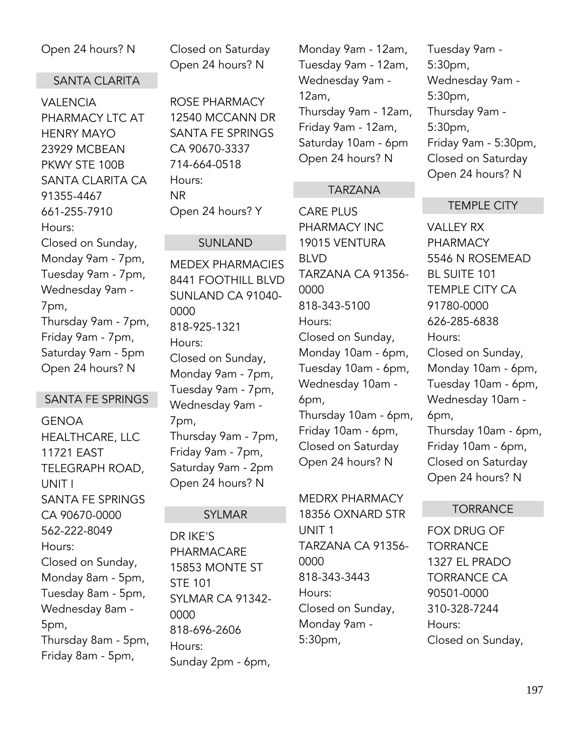Open 24 hours? N

## SANTA CLARITA

VALENCIA PHARMACY LTC AT HENRY MAYO
23929 MCBEAN PKWY STE 100B
SANTA CLARITA CA 91355-4467
661-255-7910
Hours:
Closed on Sunday,
Monday 9am - 7pm,
Tuesday 9am - 7pm,
Wednesday 9am - 7pm,
Thursday 9am - 7pm,
Friday 9am - 7pm,
Saturday 9am - 5pm
Open 24 hours? N

## SANTA FE SPRINGS

GENOA HEALTHCARE, LLC
11721 EAST TELEGRAPH ROAD, UNIT I
SANTA FE SPRINGS CA 90670-0000
562-222-8049
Hours:
Closed on Sunday,
Monday 8am - 5pm,
Tuesday 8am - 5pm,
Wednesday 8am - 5pm,
Thursday 8am - 5pm,
Friday 8am - 5pm,
Closed on Saturday
Open 24 hours? N

ROSE PHARMACY
12540 MCCANN DR
SANTA FE SPRINGS CA 90670-3337
714-664-0518
Hours:
NR
Open 24 hours? Y

## SUNLAND

MEDEX PHARMACIES
8441 FOOTHILL BLVD
SUNLAND CA 91040-0000
818-925-1321
Hours:
Closed on Sunday,
Monday 9am - 7pm,
Tuesday 9am - 7pm,
Wednesday 9am - 7pm,
Thursday 9am - 7pm,
Friday 9am - 7pm,
Saturday 9am - 2pm
Open 24 hours? N

## SYLMAR

DR IKE'S PHARMACARE
15853 MONTE ST STE 101
SYLMAR CA 91342-0000
818-696-2606
Hours:
Sunday 2pm - 6pm,
Monday 9am - 12am,
Tuesday 9am - 12am,
Wednesday 9am - 12am,
Thursday 9am - 12am,
Friday 9am - 12am,
Saturday 10am - 6pm
Open 24 hours? N

## TARZANA

CARE PLUS PHARMACY INC
19015 VENTURA BLVD
TARZANA CA 91356-0000
818-343-5100
Hours:
Closed on Sunday,
Monday 10am - 6pm,
Tuesday 10am - 6pm,
Wednesday 10am - 6pm,
Thursday 10am - 6pm,
Friday 10am - 6pm,
Closed on Saturday
Open 24 hours? N

MEDRX PHARMACY
18356 OXNARD STR UNIT 1
TARZANA CA 91356-0000
818-343-3443
Hours:
Closed on Sunday,
Monday 9am - 5:30pm,
Tuesday 9am - 5:30pm,
Wednesday 9am - 5:30pm,
Thursday 9am - 5:30pm,
Friday 9am - 5:30pm,
Closed on Saturday
Open 24 hours? N

## TEMPLE CITY

VALLEY RX PHARMACY
5546 N ROSEMEAD BL SUITE 101
TEMPLE CITY CA 91780-0000
626-285-6838
Hours:
Closed on Sunday,
Monday 10am - 6pm,
Tuesday 10am - 6pm,
Wednesday 10am - 6pm,
Thursday 10am - 6pm,
Friday 10am - 6pm,
Closed on Saturday
Open 24 hours? N

## TORRANCE

FOX DRUG OF TORRANCE
1327 EL PRADO
TORRANCE CA 90501-0000
310-328-7244
Hours:
Closed on Sunday,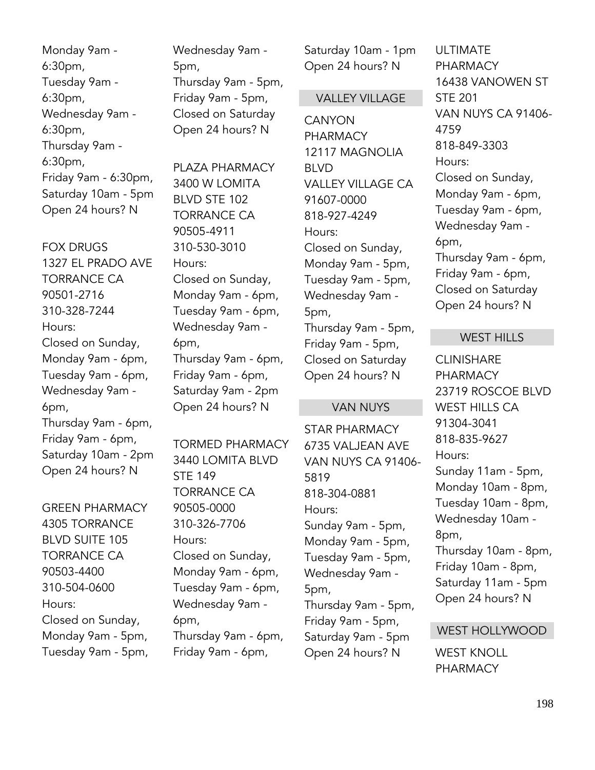Monday 9am - 6:30pm,
Tuesday 9am - 6:30pm,
Wednesday 9am - 6:30pm,
Thursday 9am - 6:30pm,
Friday 9am - 6:30pm,
Saturday 10am - 5pm
Open 24 hours? N

FOX DRUGS
1327 EL PRADO AVE
TORRANCE CA 90501-2716
310-328-7244
Hours:
Closed on Sunday,
Monday 9am - 6pm,
Tuesday 9am - 6pm,
Wednesday 9am - 6pm,
Thursday 9am - 6pm,
Friday 9am - 6pm,
Saturday 10am - 2pm
Open 24 hours? N

GREEN PHARMACY
4305 TORRANCE BLVD SUITE 105
TORRANCE CA 90503-4400
310-504-0600
Hours:
Closed on Sunday,
Monday 9am - 5pm,
Tuesday 9am - 5pm,
Wednesday 9am - 5pm,
Thursday 9am - 5pm,
Friday 9am - 5pm,
Closed on Saturday
Open 24 hours? N

PLAZA PHARMACY
3400 W LOMITA BLVD STE 102
TORRANCE CA 90505-4911
310-530-3010
Hours:
Closed on Sunday,
Monday 9am - 6pm,
Tuesday 9am - 6pm,
Wednesday 9am - 6pm,
Thursday 9am - 6pm,
Friday 9am - 6pm,
Saturday 9am - 2pm
Open 24 hours? N

TORMED PHARMACY
3440 LOMITA BLVD STE 149
TORRANCE CA 90505-0000
310-326-7706
Hours:
Closed on Sunday,
Monday 9am - 6pm,
Tuesday 9am - 6pm,
Wednesday 9am - 6pm,
Thursday 9am - 6pm,
Friday 9am - 6pm,
Saturday 10am - 1pm
Open 24 hours? N

## VALLEY VILLAGE

CANYON PHARMACY
12117 MAGNOLIA BLVD
VALLEY VILLAGE CA 91607-0000
818-927-4249
Hours:
Closed on Sunday,
Monday 9am - 5pm,
Tuesday 9am - 5pm,
Wednesday 9am - 5pm,
Thursday 9am - 5pm,
Friday 9am - 5pm,
Closed on Saturday
Open 24 hours? N

## VAN NUYS

STAR PHARMACY
6735 VALJEAN AVE
VAN NUYS CA 91406-5819
818-304-0881
Hours:
Sunday 9am - 5pm,
Monday 9am - 5pm,
Tuesday 9am - 5pm,
Wednesday 9am - 5pm,
Thursday 9am - 5pm,
Friday 9am - 5pm,
Saturday 9am - 5pm
Open 24 hours? N

ULTIMATE PHARMACY
16438 VANOWEN ST STE 201
VAN NUYS CA 91406-4759
818-849-3303
Hours:
Closed on Sunday,
Monday 9am - 6pm,
Tuesday 9am - 6pm,
Wednesday 9am - 6pm,
Thursday 9am - 6pm,
Friday 9am - 6pm,
Closed on Saturday
Open 24 hours? N

## WEST HILLS

CLINISHARE PHARMACY
23719 ROSCOE BLVD
WEST HILLS CA 91304-3041
818-835-9627
Hours:
Sunday 11am - 5pm,
Monday 10am - 8pm,
Tuesday 10am - 8pm,
Wednesday 10am - 8pm,
Thursday 10am - 8pm,
Friday 10am - 8pm,
Saturday 11am - 5pm
Open 24 hours? N

## WEST HOLLYWOOD

WEST KNOLL PHARMACY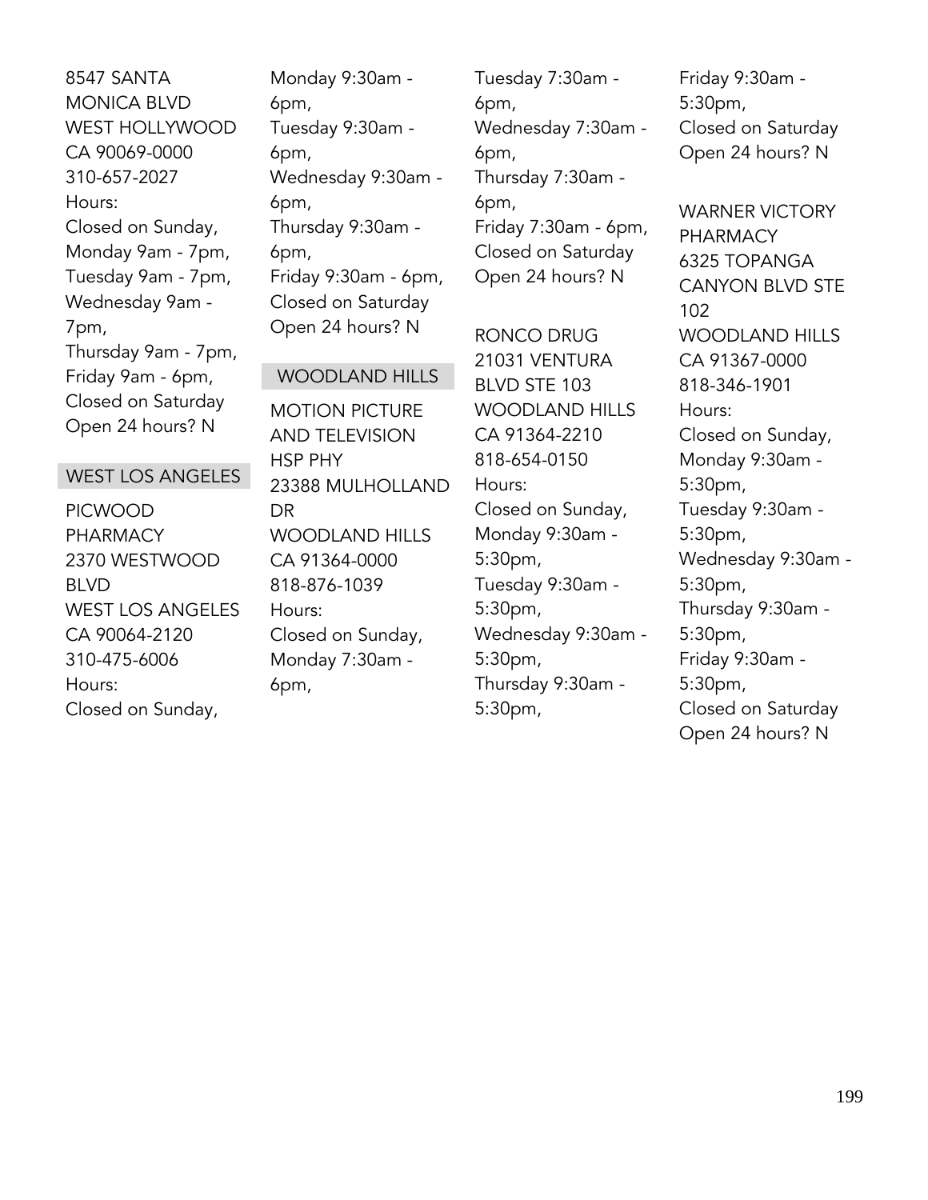8547 SANTA MONICA BLVD
WEST HOLLYWOOD
CA 90069-0000
310-657-2027
Hours:
Closed on Sunday,
Monday 9am - 7pm,
Tuesday 9am - 7pm,
Wednesday 9am - 7pm,
Thursday 9am - 7pm,
Friday 9am - 6pm,
Closed on Saturday
Open 24 hours? N

## WEST LOS ANGELES

PICWOOD PHARMACY
2370 WESTWOOD BLVD
WEST LOS ANGELES
CA 90064-2120
310-475-6006
Hours:
Closed on Sunday,
Monday 9:30am - 6pm,
Tuesday 9:30am - 6pm,
Wednesday 9:30am - 6pm,
Thursday 9:30am - 6pm,
Friday 9:30am - 6pm,
Closed on Saturday
Open 24 hours? N

## WOODLAND HILLS

MOTION PICTURE AND TELEVISION HSP PHY
23388 MULHOLLAND DR
WOODLAND HILLS
CA 91364-0000
818-876-1039
Hours:
Closed on Sunday,
Monday 7:30am - 6pm,
Tuesday 7:30am - 6pm,
Wednesday 7:30am - 6pm,
Thursday 7:30am - 6pm,
Friday 7:30am - 6pm,
Closed on Saturday
Open 24 hours? N

RONCO DRUG
21031 VENTURA BLVD STE 103
WOODLAND HILLS
CA 91364-2210
818-654-0150
Hours:
Closed on Sunday,
Monday 9:30am - 5:30pm,
Tuesday 9:30am - 5:30pm,
Wednesday 9:30am - 5:30pm,
Thursday 9:30am - 5:30pm,
Friday 9:30am - 5:30pm,
Closed on Saturday
Open 24 hours? N

WARNER VICTORY PHARMACY
6325 TOPANGA CANYON BLVD STE 102
WOODLAND HILLS
CA 91367-0000
818-346-1901
Hours:
Closed on Sunday,
Monday 9:30am - 5:30pm,
Tuesday 9:30am - 5:30pm,
Wednesday 9:30am - 5:30pm,
Thursday 9:30am - 5:30pm,
Friday 9:30am - 5:30pm,
Closed on Saturday
Open 24 hours? N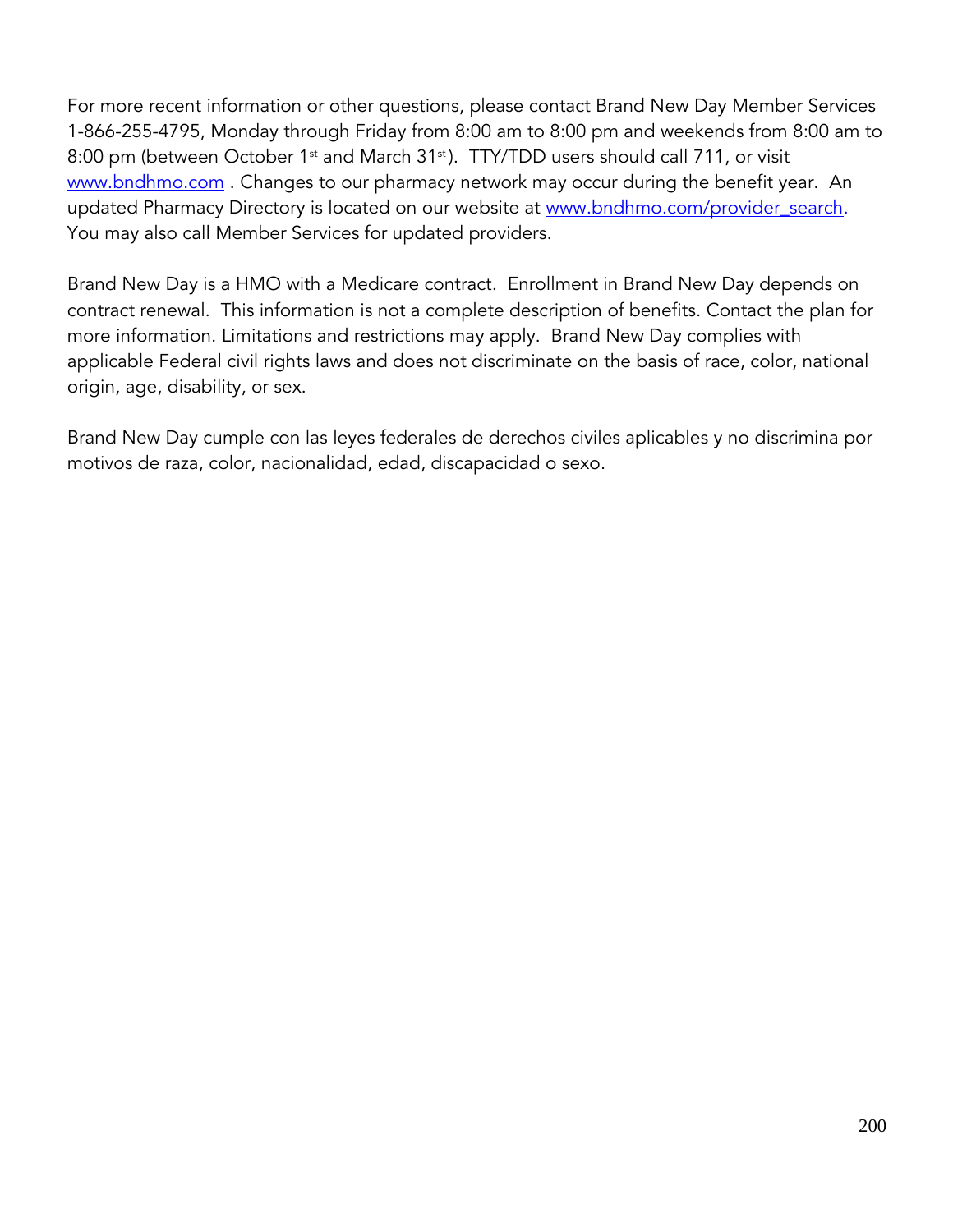For more recent information or other questions, please contact Brand New Day Member Services 1-866-255-4795, Monday through Friday from 8:00 am to 8:00 pm and weekends from 8:00 am to 8:00 pm (between October 1st and March 31st). TTY/TDD users should call 711, or visit www.bndhmo.com . Changes to our pharmacy network may occur during the benefit year. An updated Pharmacy Directory is located on our website at www.bndhmo.com/provider_search. You may also call Member Services for updated providers.

Brand New Day is a HMO with a Medicare contract. Enrollment in Brand New Day depends on contract renewal. This information is not a complete description of benefits. Contact the plan for more information. Limitations and restrictions may apply. Brand New Day complies with applicable Federal civil rights laws and does not discriminate on the basis of race, color, national origin, age, disability, or sex.

Brand New Day cumple con las leyes federales de derechos civiles aplicables y no discrimina por motivos de raza, color, nacionalidad, edad, discapacidad o sexo.